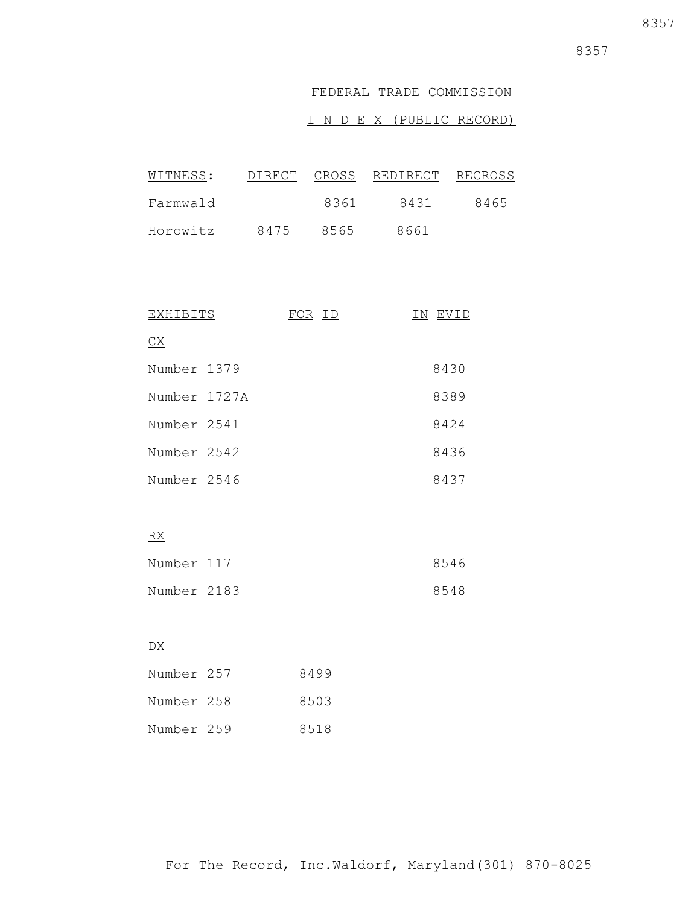FEDERAL TRADE COMMISSION

I N D E X (PUBLIC RECORD)

| WITNESS: | DIRECT | CROSS | REDIRECT | RECROSS |
|---|---|---|---|---|
| Farmwald | | 8361 | 8431 | 8465 |
| Horowitz | 8475 | 8565 | 8661 | |

| EXHIBITS | FOR ID | IN EVID |
|---|---|---|
| CX | | |
| Number 1379 | | 8430 |
| Number 1727A | | 8389 |
| Number 2541 | | 8424 |
| Number 2542 | | 8436 |
| Number 2546 | | 8437 |
| RX | | |
| Number 117 | | 8546 |
| Number 2183 | | 8548 |
| DX | | |
| Number 257 | 8499 | |
| Number 258 | 8503 | |
| Number 259 | 8518 | |

For The Record, Inc.Waldorf, Maryland(301) 870-8025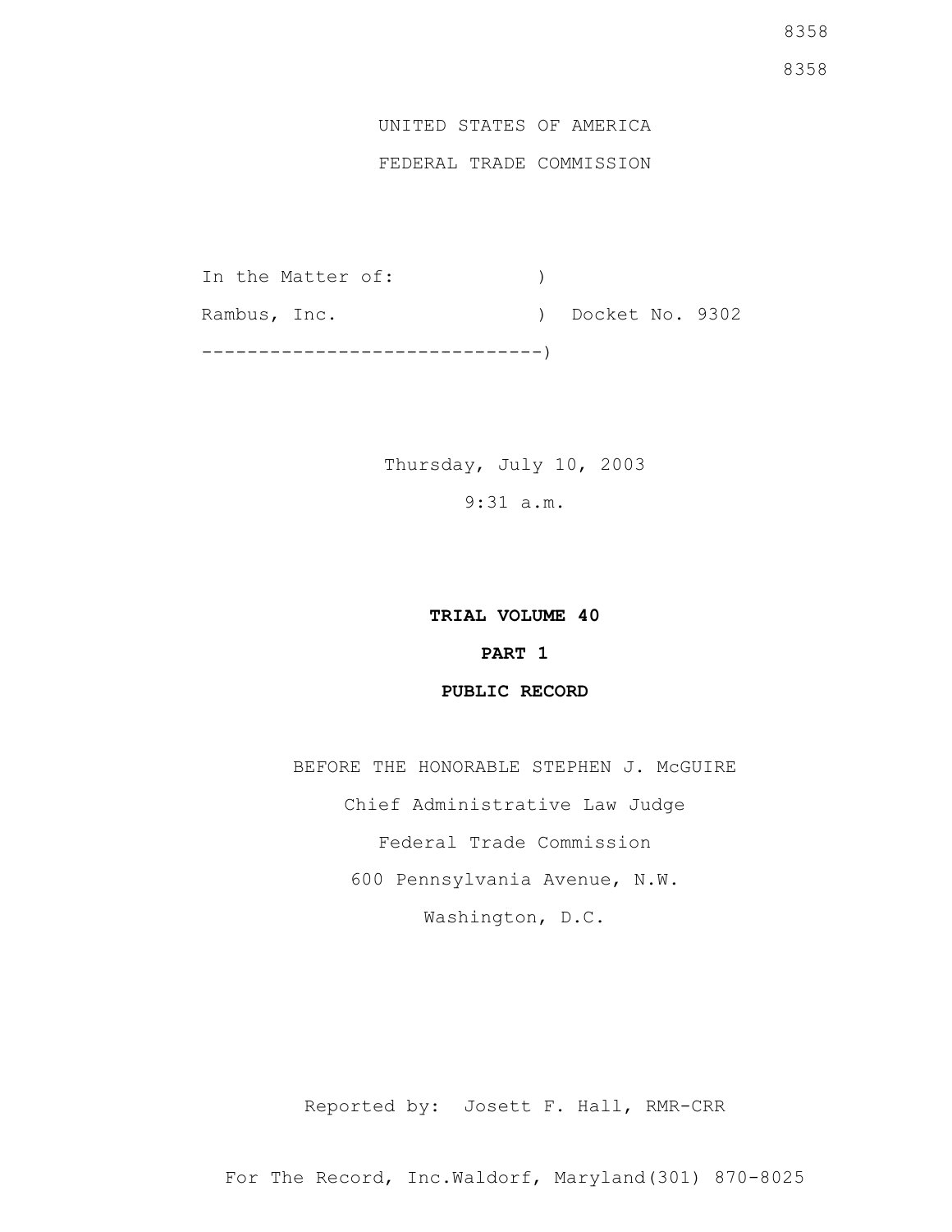UNITED STATES OF AMERICA

FEDERAL TRADE COMMISSION

```
In the Matter of:             )
Rambus, Inc.                  )  Docket No. 9302
------------------------------)
```

Thursday, July 10, 2003

9:31 a.m.

**TRIAL VOLUME 40**

**PART 1**

**PUBLIC RECORD**

BEFORE THE HONORABLE STEPHEN J. McGUIRE

Chief Administrative Law Judge

Federal Trade Commission

600 Pennsylvania Avenue, N.W.

Washington, D.C.

Reported by: Josett F. Hall, RMR-CRR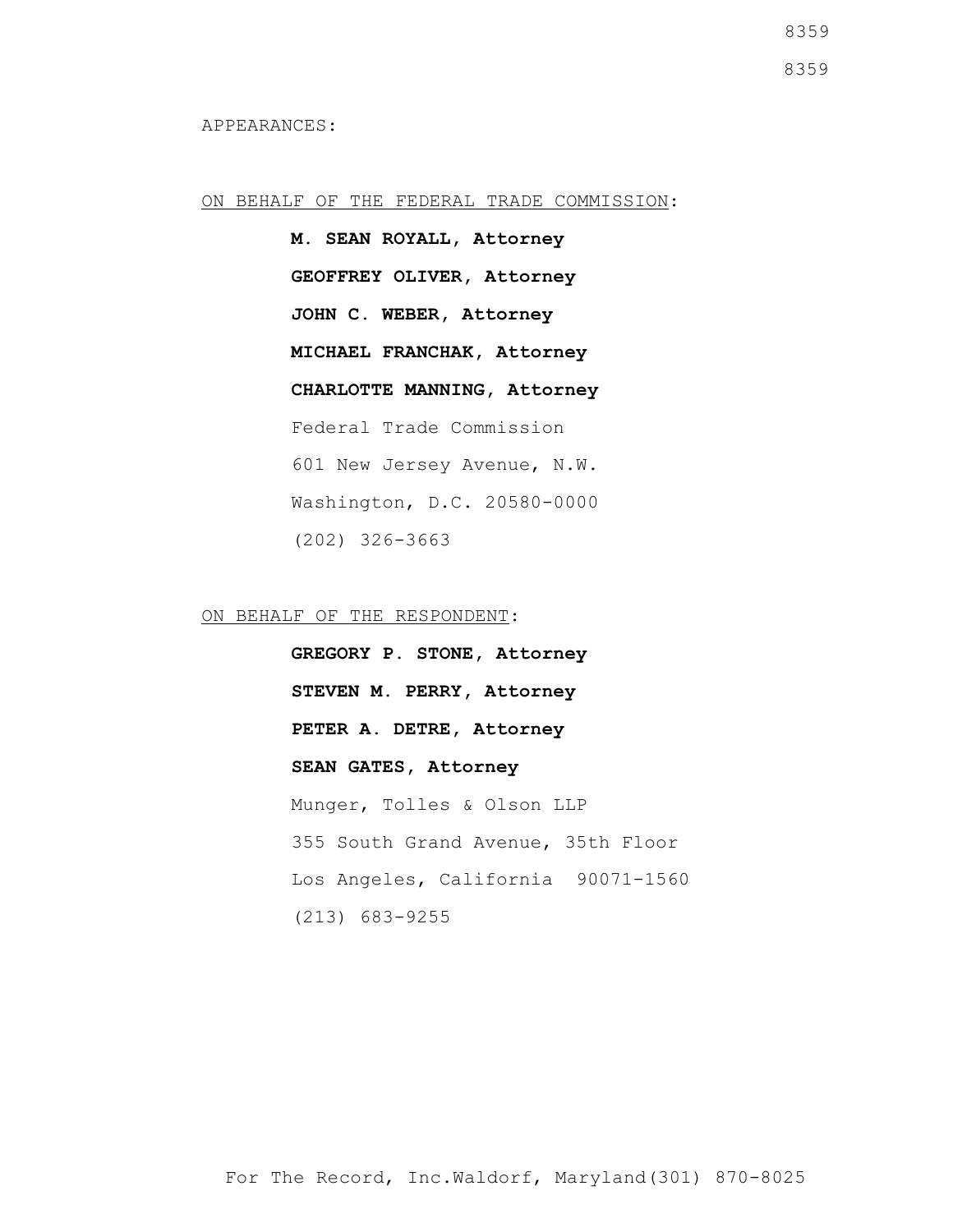APPEARANCES:

ON BEHALF OF THE FEDERAL TRADE COMMISSION:

**M. SEAN ROYALL, Attorney**

**GEOFFREY OLIVER, Attorney**

**JOHN C. WEBER, Attorney**

**MICHAEL FRANCHAK, Attorney**

**CHARLOTTE MANNING, Attorney**

Federal Trade Commission

601 New Jersey Avenue, N.W.

Washington, D.C. 20580-0000

(202) 326-3663

ON BEHALF OF THE RESPONDENT:

**GREGORY P. STONE, Attorney**

**STEVEN M. PERRY, Attorney**

**PETER A. DETRE, Attorney**

**SEAN GATES, Attorney**

Munger, Tolles & Olson LLP

355 South Grand Avenue, 35th Floor

Los Angeles, California 90071-1560

(213) 683-9255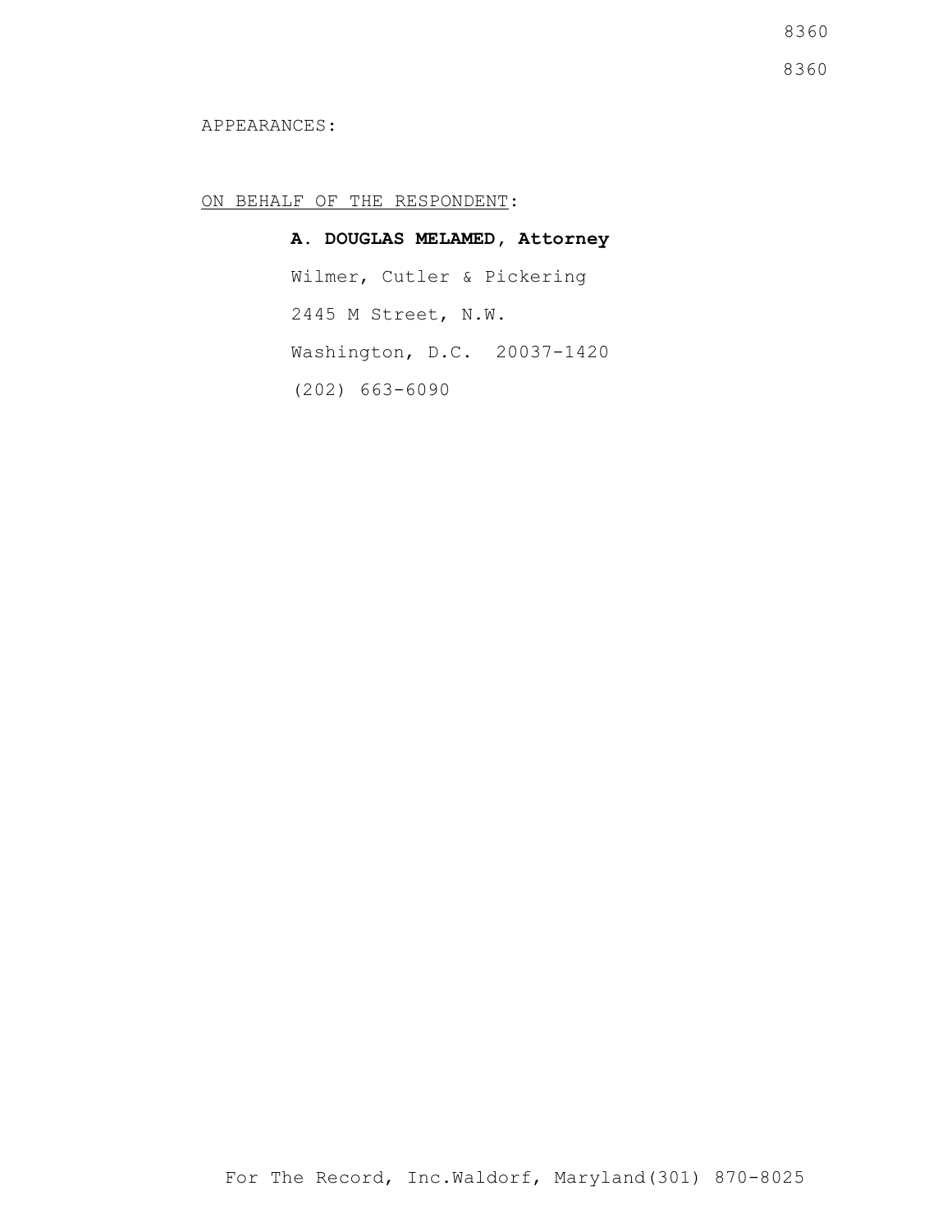APPEARANCES:

ON BEHALF OF THE RESPONDENT:

**A. DOUGLAS MELAMED, Attorney**

Wilmer, Cutler & Pickering

2445 M Street, N.W.

Washington, D.C.  20037-1420

(202) 663-6090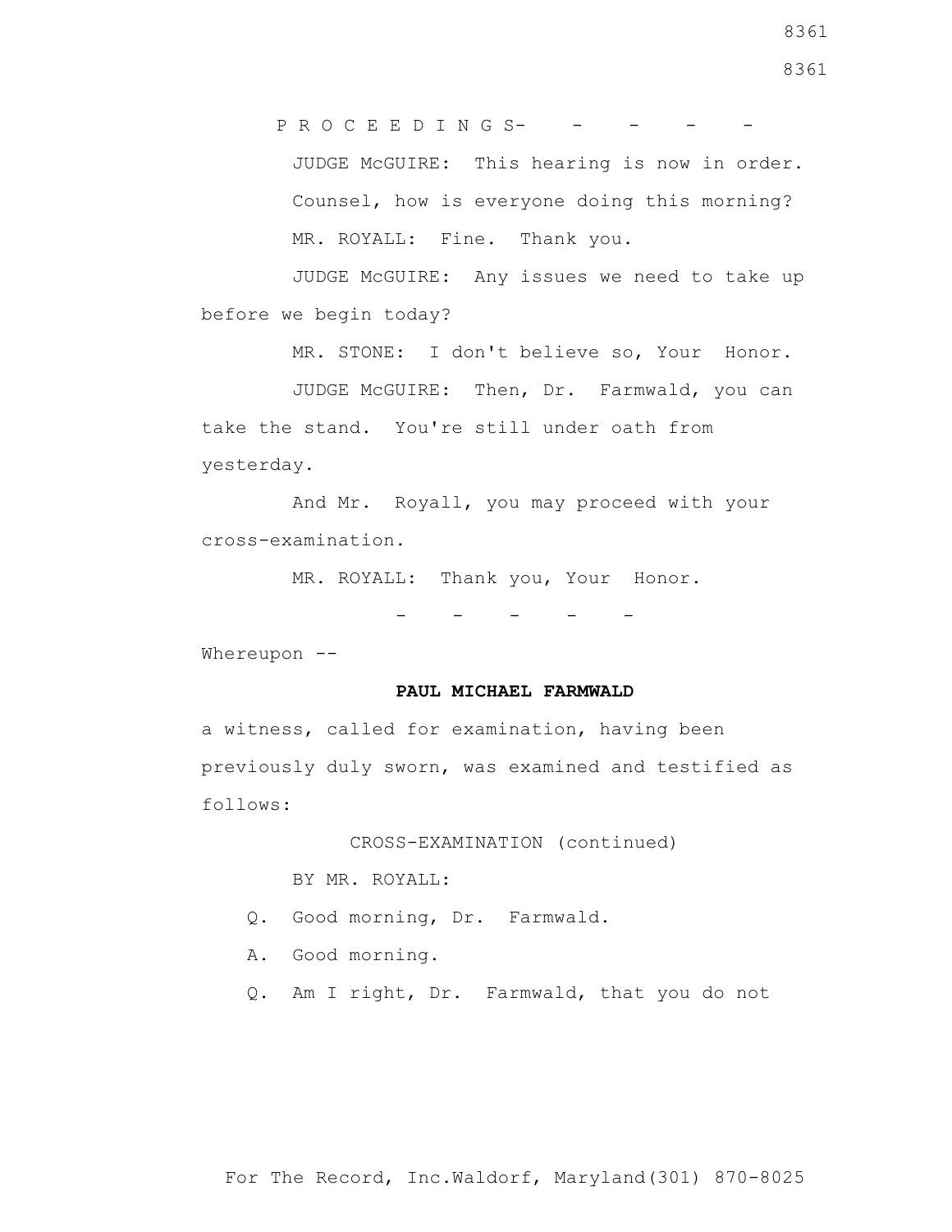P R O C E E D I N G S- - - - -

JUDGE McGUIRE: This hearing is now in order.

Counsel, how is everyone doing this morning?

MR. ROYALL: Fine. Thank you.

JUDGE McGUIRE: Any issues we need to take up before we begin today?

MR. STONE: I don't believe so, Your Honor.

JUDGE McGUIRE: Then, Dr. Farmwald, you can take the stand. You're still under oath from yesterday.

And Mr. Royall, you may proceed with your cross-examination.

MR. ROYALL: Thank you, Your Honor.

- - - - -

Whereupon --

**PAUL MICHAEL FARMWALD**

a witness, called for examination, having been previously duly sworn, was examined and testified as follows:

CROSS-EXAMINATION (continued)

BY MR. ROYALL:

Q. Good morning, Dr. Farmwald.

A. Good morning.

Q. Am I right, Dr. Farmwald, that you do not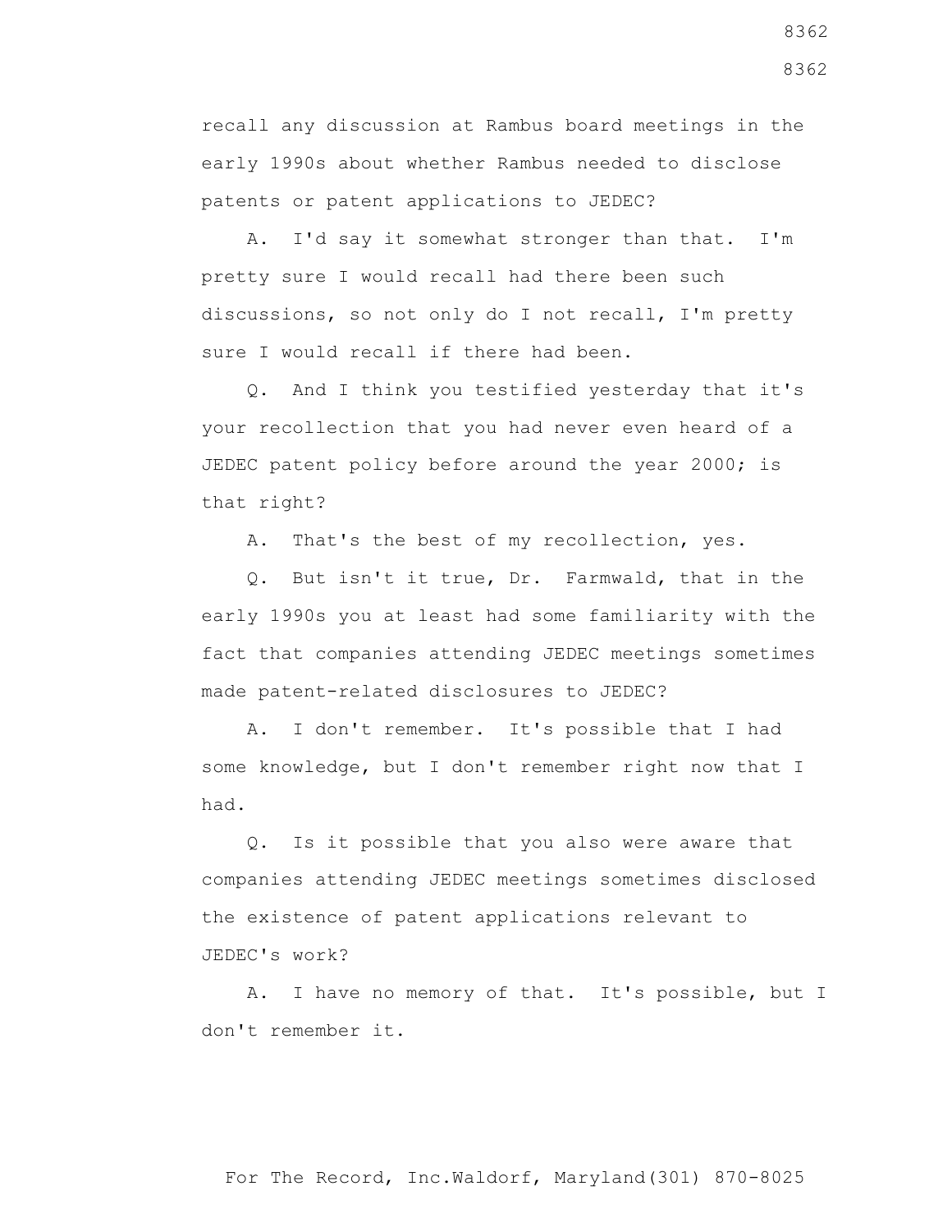recall any discussion at Rambus board meetings in the early 1990s about whether Rambus needed to disclose patents or patent applications to JEDEC?

A. I'd say it somewhat stronger than that. I'm pretty sure I would recall had there been such discussions, so not only do I not recall, I'm pretty sure I would recall if there had been.

Q. And I think you testified yesterday that it's your recollection that you had never even heard of a JEDEC patent policy before around the year 2000; is that right?

A. That's the best of my recollection, yes.

Q. But isn't it true, Dr. Farmwald, that in the early 1990s you at least had some familiarity with the fact that companies attending JEDEC meetings sometimes made patent-related disclosures to JEDEC?

A. I don't remember. It's possible that I had some knowledge, but I don't remember right now that I had.

Q. Is it possible that you also were aware that companies attending JEDEC meetings sometimes disclosed the existence of patent applications relevant to JEDEC's work?

A. I have no memory of that. It's possible, but I don't remember it.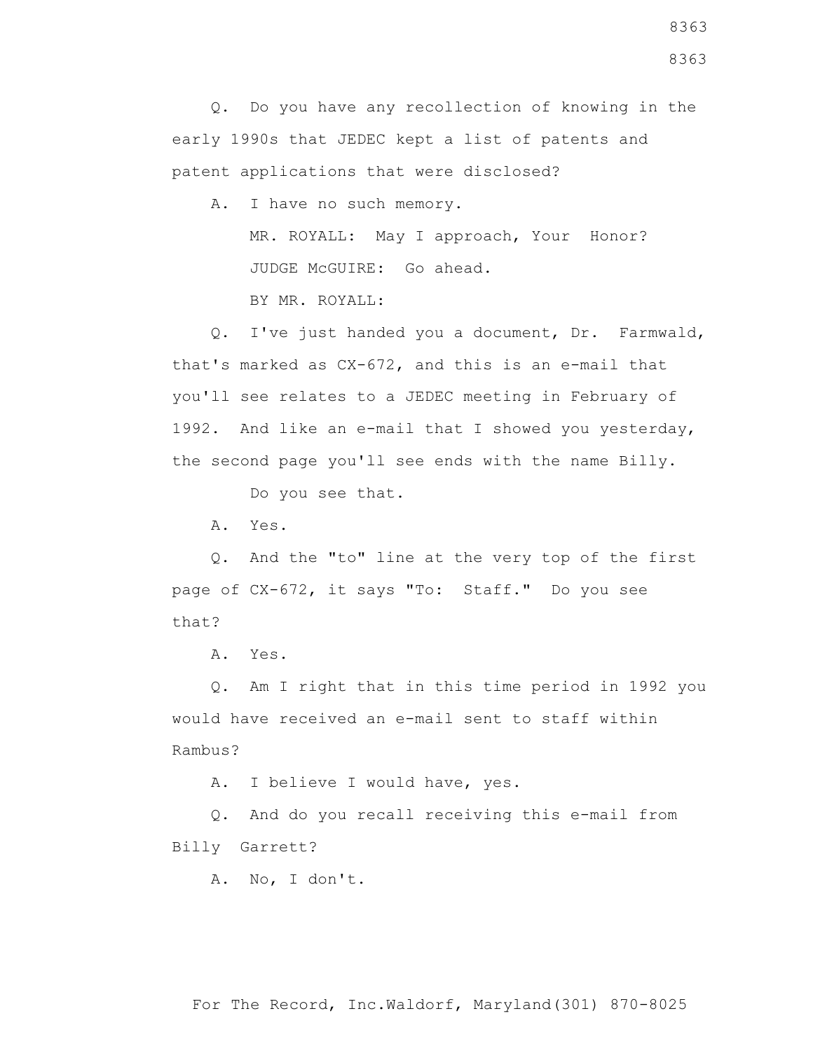Q. Do you have any recollection of knowing in the early 1990s that JEDEC kept a list of patents and patent applications that were disclosed?

A. I have no such memory.

MR. ROYALL: May I approach, Your Honor?

JUDGE McGUIRE: Go ahead.

BY MR. ROYALL:

Q. I've just handed you a document, Dr. Farmwald, that's marked as CX-672, and this is an e-mail that you'll see relates to a JEDEC meeting in February of 1992. And like an e-mail that I showed you yesterday, the second page you'll see ends with the name Billy.

Do you see that.

A. Yes.

Q. And the "to" line at the very top of the first page of CX-672, it says "To: Staff." Do you see that?

A. Yes.

Q. Am I right that in this time period in 1992 you would have received an e-mail sent to staff within Rambus?

A. I believe I would have, yes.

Q. And do you recall receiving this e-mail from Billy Garrett?

A. No, I don't.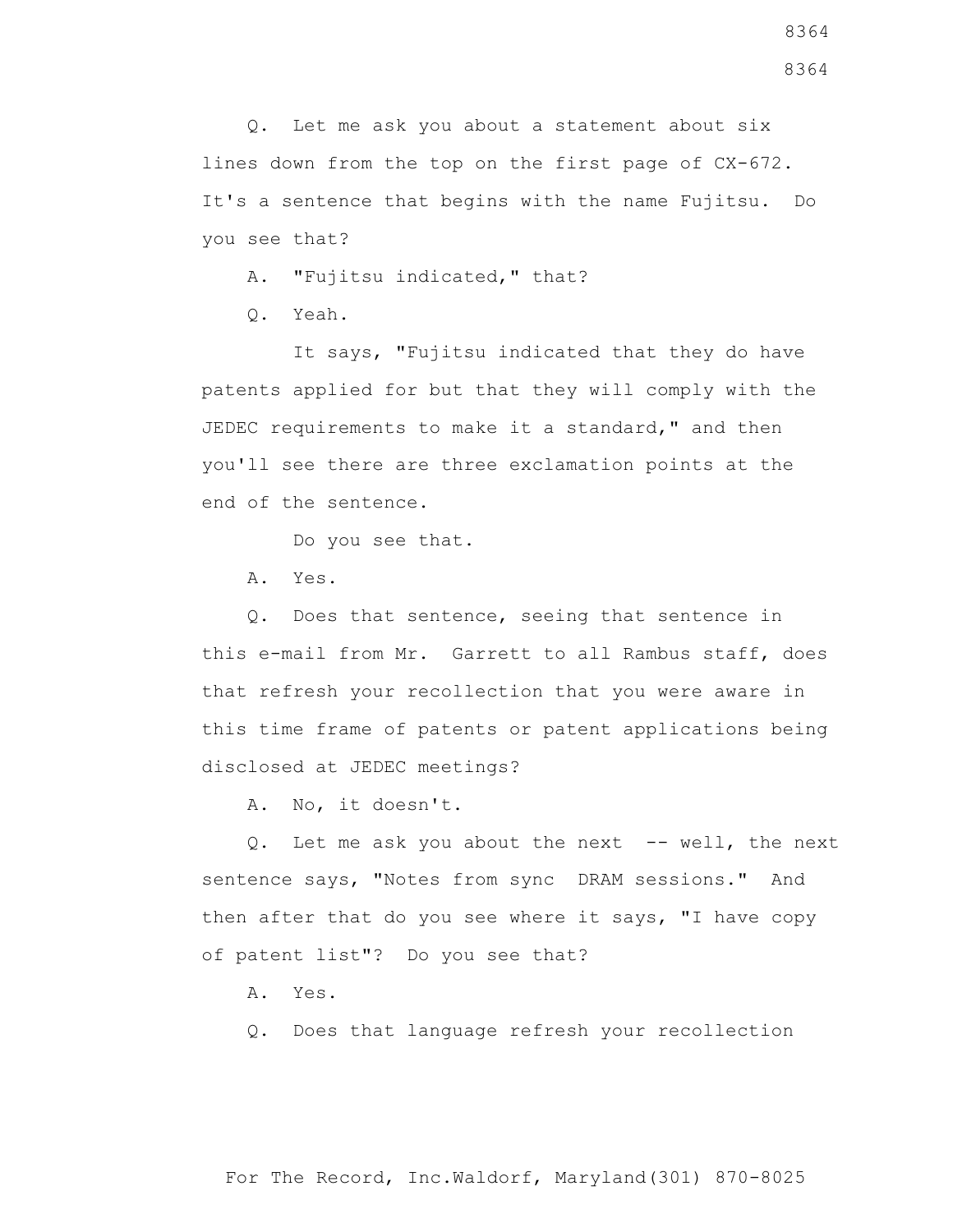Q. Let me ask you about a statement about six lines down from the top on the first page of CX-672. It's a sentence that begins with the name Fujitsu. Do you see that?

A. "Fujitsu indicated," that?

Q. Yeah.

It says, "Fujitsu indicated that they do have patents applied for but that they will comply with the JEDEC requirements to make it a standard," and then you'll see there are three exclamation points at the end of the sentence.

Do you see that.

A. Yes.

Q. Does that sentence, seeing that sentence in this e-mail from Mr. Garrett to all Rambus staff, does that refresh your recollection that you were aware in this time frame of patents or patent applications being disclosed at JEDEC meetings?

A. No, it doesn't.

Q. Let me ask you about the next -- well, the next sentence says, "Notes from sync DRAM sessions." And then after that do you see where it says, "I have copy of patent list"? Do you see that?

A. Yes.

Q. Does that language refresh your recollection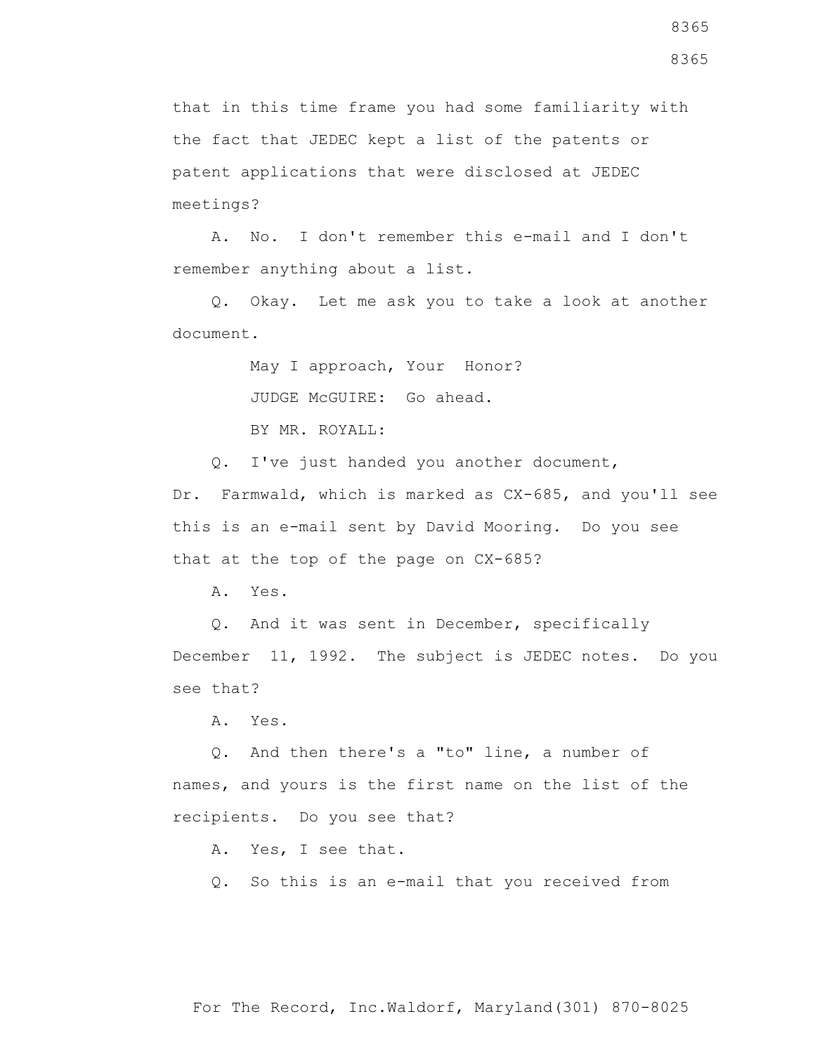that in this time frame you had some familiarity with the fact that JEDEC kept a list of the patents or patent applications that were disclosed at JEDEC meetings?

A. No. I don't remember this e-mail and I don't remember anything about a list.

Q. Okay. Let me ask you to take a look at another document.

May I approach, Your Honor?

JUDGE McGUIRE: Go ahead.

BY MR. ROYALL:

Q. I've just handed you another document, Dr. Farmwald, which is marked as CX-685, and you'll see this is an e-mail sent by David Mooring. Do you see that at the top of the page on CX-685?

A. Yes.

Q. And it was sent in December, specifically December 11, 1992. The subject is JEDEC notes. Do you see that?

A. Yes.

Q. And then there's a "to" line, a number of names, and yours is the first name on the list of the recipients. Do you see that?

A. Yes, I see that.

Q. So this is an e-mail that you received from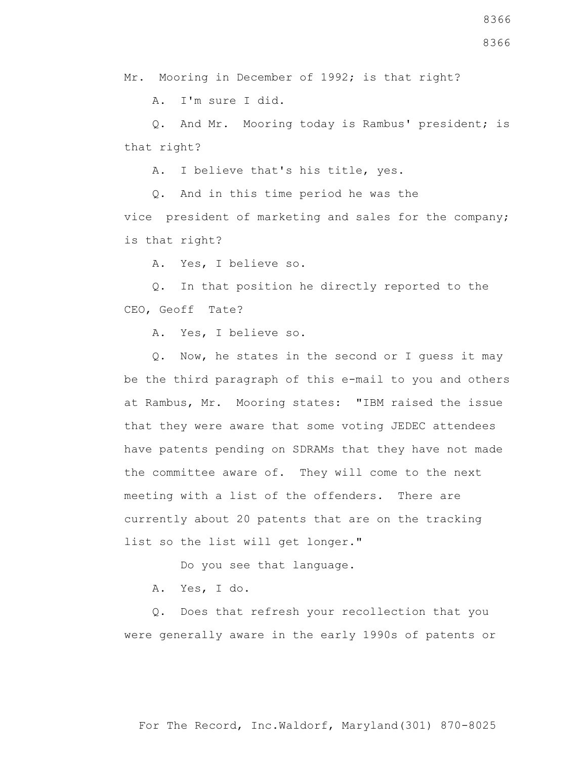Mr. Mooring in December of 1992; is that right?

A. I'm sure I did.

Q. And Mr. Mooring today is Rambus' president; is that right?

A. I believe that's his title, yes.

Q. And in this time period he was the vice president of marketing and sales for the company; is that right?

A. Yes, I believe so.

Q. In that position he directly reported to the CEO, Geoff Tate?

A. Yes, I believe so.

Q. Now, he states in the second or I guess it may be the third paragraph of this e-mail to you and others at Rambus, Mr. Mooring states: "IBM raised the issue that they were aware that some voting JEDEC attendees have patents pending on SDRAMs that they have not made the committee aware of. They will come to the next meeting with a list of the offenders. There are currently about 20 patents that are on the tracking list so the list will get longer."

Do you see that language.

A. Yes, I do.

Q. Does that refresh your recollection that you were generally aware in the early 1990s of patents or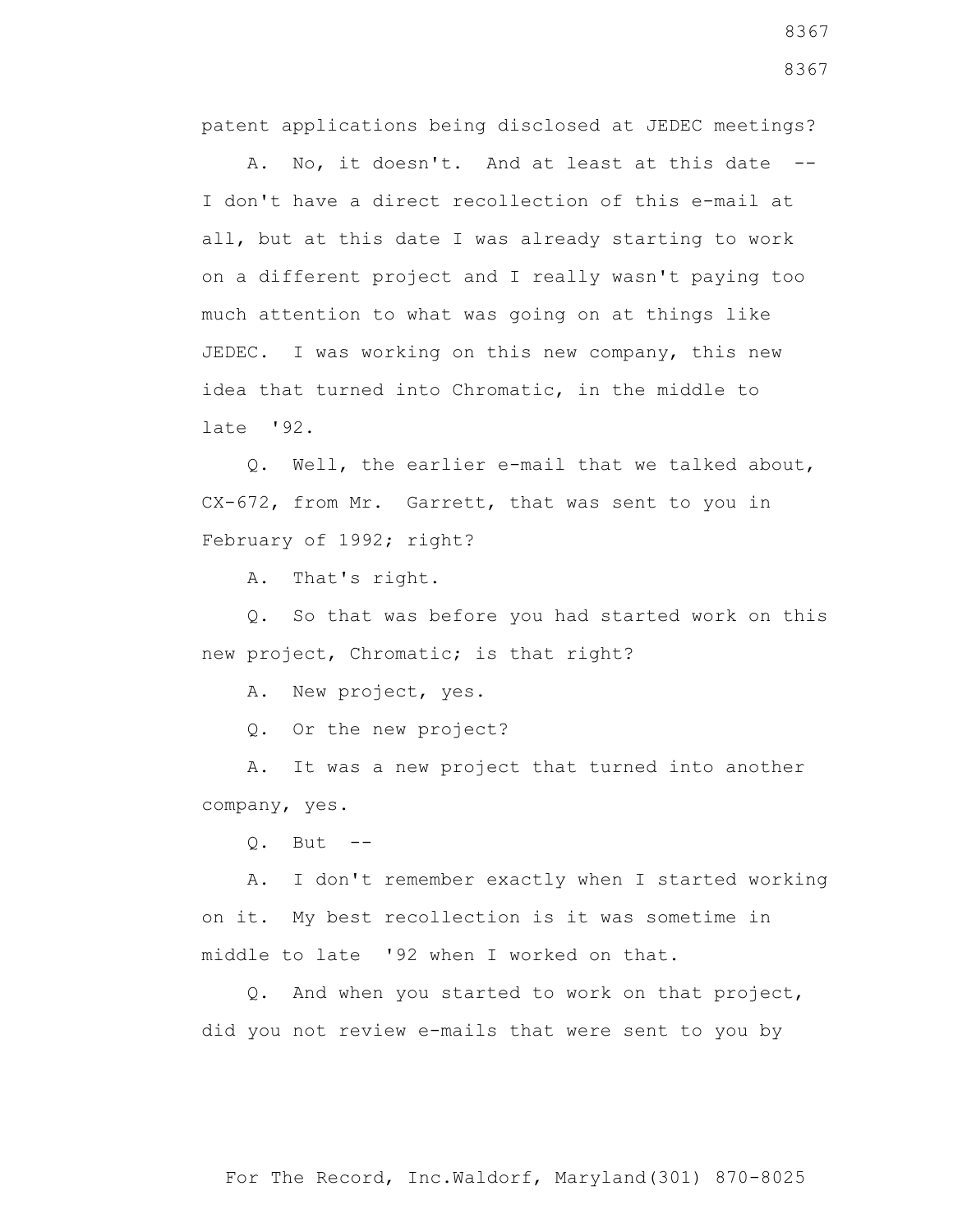patent applications being disclosed at JEDEC meetings?

A. No, it doesn't. And at least at this date -- I don't have a direct recollection of this e-mail at all, but at this date I was already starting to work on a different project and I really wasn't paying too much attention to what was going on at things like JEDEC. I was working on this new company, this new idea that turned into Chromatic, in the middle to late '92.

Q. Well, the earlier e-mail that we talked about, CX-672, from Mr. Garrett, that was sent to you in February of 1992; right?

A. That's right.

Q. So that was before you had started work on this new project, Chromatic; is that right?

A. New project, yes.

Q. Or the new project?

A. It was a new project that turned into another company, yes.

Q. But --

A. I don't remember exactly when I started working on it. My best recollection is it was sometime in middle to late '92 when I worked on that.

Q. And when you started to work on that project, did you not review e-mails that were sent to you by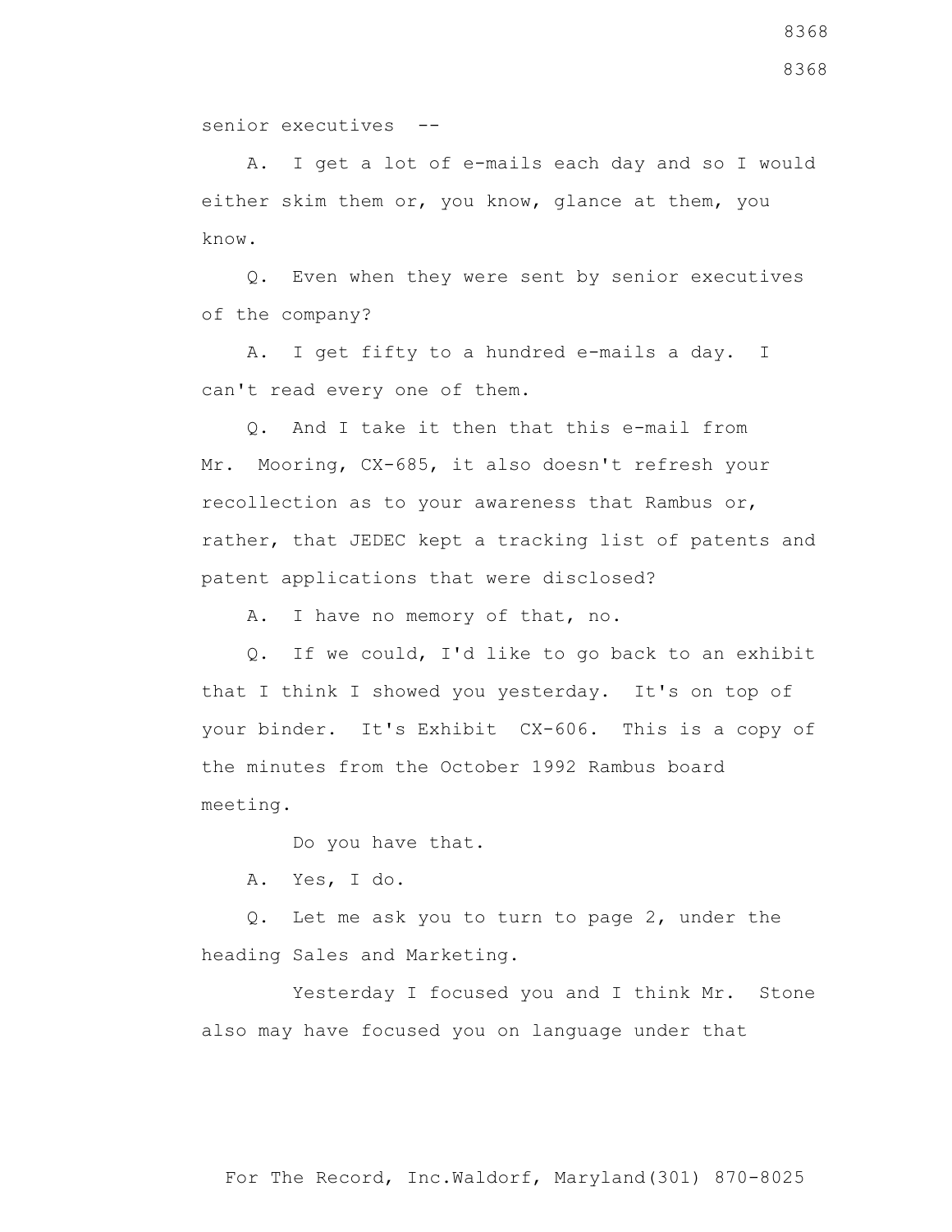senior executives --

A. I get a lot of e-mails each day and so I would either skim them or, you know, glance at them, you know.

Q. Even when they were sent by senior executives of the company?

A. I get fifty to a hundred e-mails a day. I can't read every one of them.

Q. And I take it then that this e-mail from Mr. Mooring, CX-685, it also doesn't refresh your recollection as to your awareness that Rambus or, rather, that JEDEC kept a tracking list of patents and patent applications that were disclosed?

A. I have no memory of that, no.

Q. If we could, I'd like to go back to an exhibit that I think I showed you yesterday. It's on top of your binder. It's Exhibit CX-606. This is a copy of the minutes from the October 1992 Rambus board meeting.

Do you have that.

A. Yes, I do.

Q. Let me ask you to turn to page 2, under the heading Sales and Marketing.

Yesterday I focused you and I think Mr. Stone also may have focused you on language under that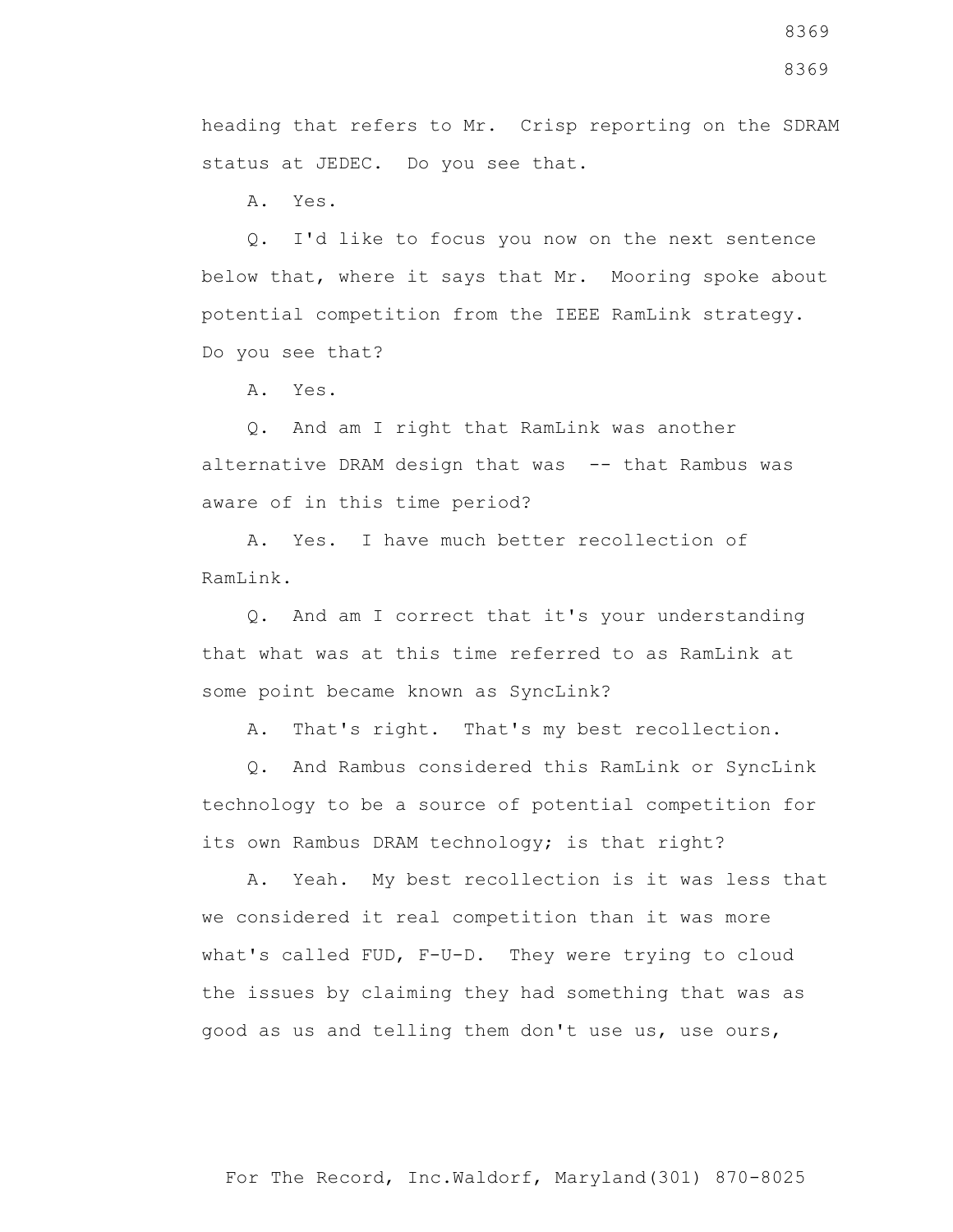heading that refers to Mr. Crisp reporting on the SDRAM status at JEDEC. Do you see that.

A. Yes.

Q. I'd like to focus you now on the next sentence below that, where it says that Mr. Mooring spoke about potential competition from the IEEE RamLink strategy. Do you see that?

A. Yes.

Q. And am I right that RamLink was another alternative DRAM design that was -- that Rambus was aware of in this time period?

A. Yes. I have much better recollection of RamLink.

Q. And am I correct that it's your understanding that what was at this time referred to as RamLink at some point became known as SyncLink?

A. That's right. That's my best recollection.

Q. And Rambus considered this RamLink or SyncLink technology to be a source of potential competition for its own Rambus DRAM technology; is that right?

A. Yeah. My best recollection is it was less that we considered it real competition than it was more what's called FUD, F-U-D. They were trying to cloud the issues by claiming they had something that was as good as us and telling them don't use us, use ours,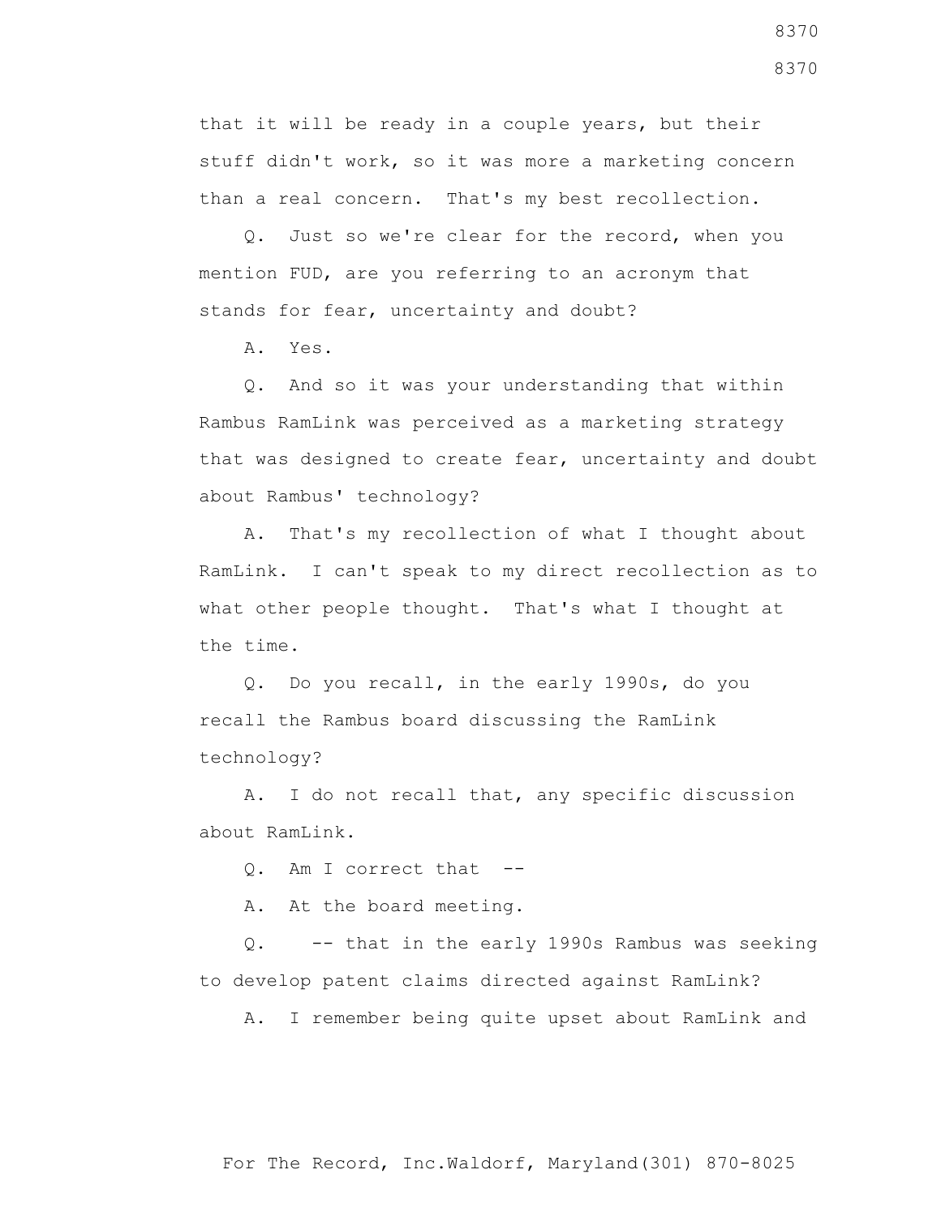that it will be ready in a couple years, but their stuff didn't work, so it was more a marketing concern than a real concern. That's my best recollection.

Q. Just so we're clear for the record, when you mention FUD, are you referring to an acronym that stands for fear, uncertainty and doubt?

A. Yes.

Q. And so it was your understanding that within Rambus RamLink was perceived as a marketing strategy that was designed to create fear, uncertainty and doubt about Rambus' technology?

A. That's my recollection of what I thought about RamLink. I can't speak to my direct recollection as to what other people thought. That's what I thought at the time.

Q. Do you recall, in the early 1990s, do you recall the Rambus board discussing the RamLink technology?

A. I do not recall that, any specific discussion about RamLink.

Q. Am I correct that --

A. At the board meeting.

Q. -- that in the early 1990s Rambus was seeking to develop patent claims directed against RamLink?

A. I remember being quite upset about RamLink and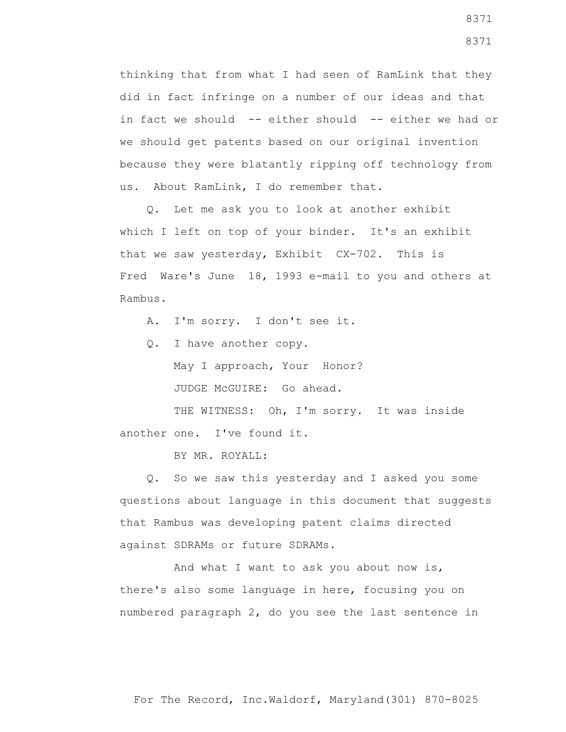thinking that from what I had seen of RamLink that they did in fact infringe on a number of our ideas and that in fact we should -- either should -- either we had or we should get patents based on our original invention because they were blatantly ripping off technology from us. About RamLink, I do remember that.

Q. Let me ask you to look at another exhibit which I left on top of your binder. It's an exhibit that we saw yesterday, Exhibit CX-702. This is Fred Ware's June 18, 1993 e-mail to you and others at Rambus.

A. I'm sorry. I don't see it.

Q. I have another copy.

May I approach, Your Honor?

JUDGE McGUIRE: Go ahead.

THE WITNESS: Oh, I'm sorry. It was inside another one. I've found it.

BY MR. ROYALL:

Q. So we saw this yesterday and I asked you some questions about language in this document that suggests that Rambus was developing patent claims directed against SDRAMs or future SDRAMs.

And what I want to ask you about now is, there's also some language in here, focusing you on numbered paragraph 2, do you see the last sentence in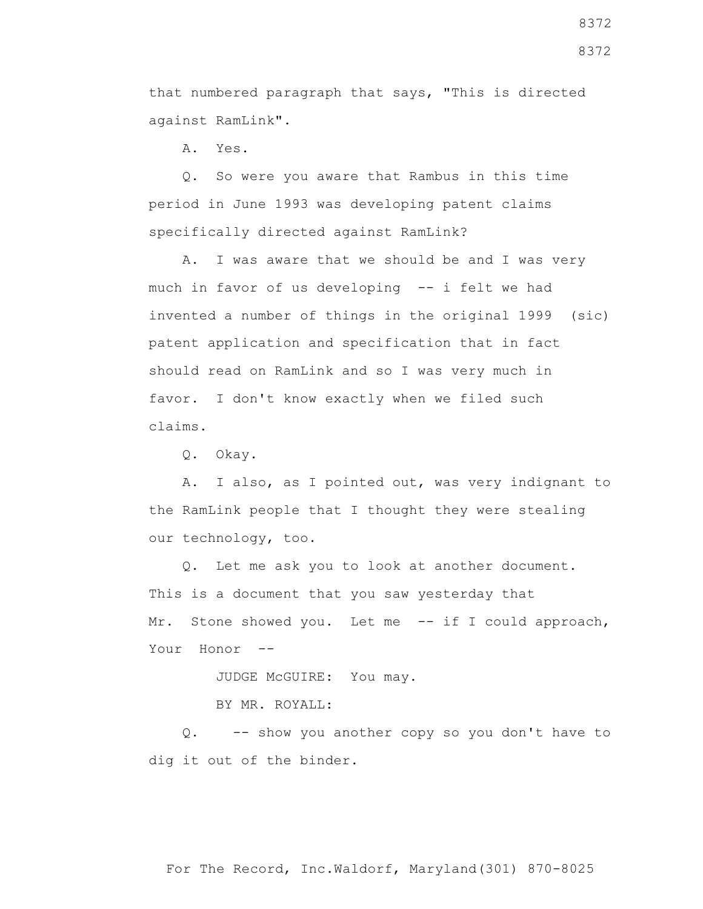that numbered paragraph that says, "This is directed against RamLink".

A. Yes.

Q. So were you aware that Rambus in this time period in June 1993 was developing patent claims specifically directed against RamLink?

A. I was aware that we should be and I was very much in favor of us developing -- i felt we had invented a number of things in the original 1999 (sic) patent application and specification that in fact should read on RamLink and so I was very much in favor. I don't know exactly when we filed such claims.

Q. Okay.

A. I also, as I pointed out, was very indignant to the RamLink people that I thought they were stealing our technology, too.

Q. Let me ask you to look at another document. This is a document that you saw yesterday that Mr. Stone showed you. Let me -- if I could approach, Your Honor --

JUDGE McGUIRE: You may.

BY MR. ROYALL:

Q. -- show you another copy so you don't have to dig it out of the binder.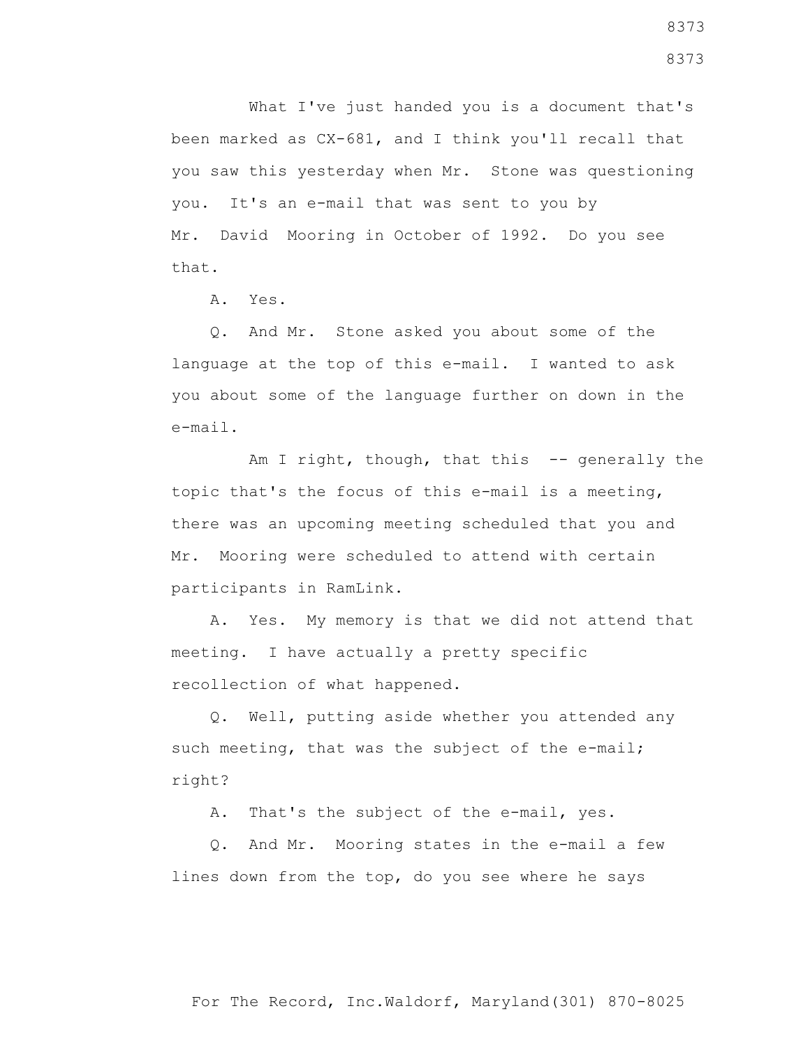What I've just handed you is a document that's been marked as CX-681, and I think you'll recall that you saw this yesterday when Mr. Stone was questioning you. It's an e-mail that was sent to you by Mr. David Mooring in October of 1992. Do you see that.

A. Yes.

Q. And Mr. Stone asked you about some of the language at the top of this e-mail. I wanted to ask you about some of the language further on down in the e-mail.

Am I right, though, that this -- generally the topic that's the focus of this e-mail is a meeting, there was an upcoming meeting scheduled that you and Mr. Mooring were scheduled to attend with certain participants in RamLink.

A. Yes. My memory is that we did not attend that meeting. I have actually a pretty specific recollection of what happened.

Q. Well, putting aside whether you attended any such meeting, that was the subject of the e-mail; right?

A. That's the subject of the e-mail, yes.

Q. And Mr. Mooring states in the e-mail a few lines down from the top, do you see where he says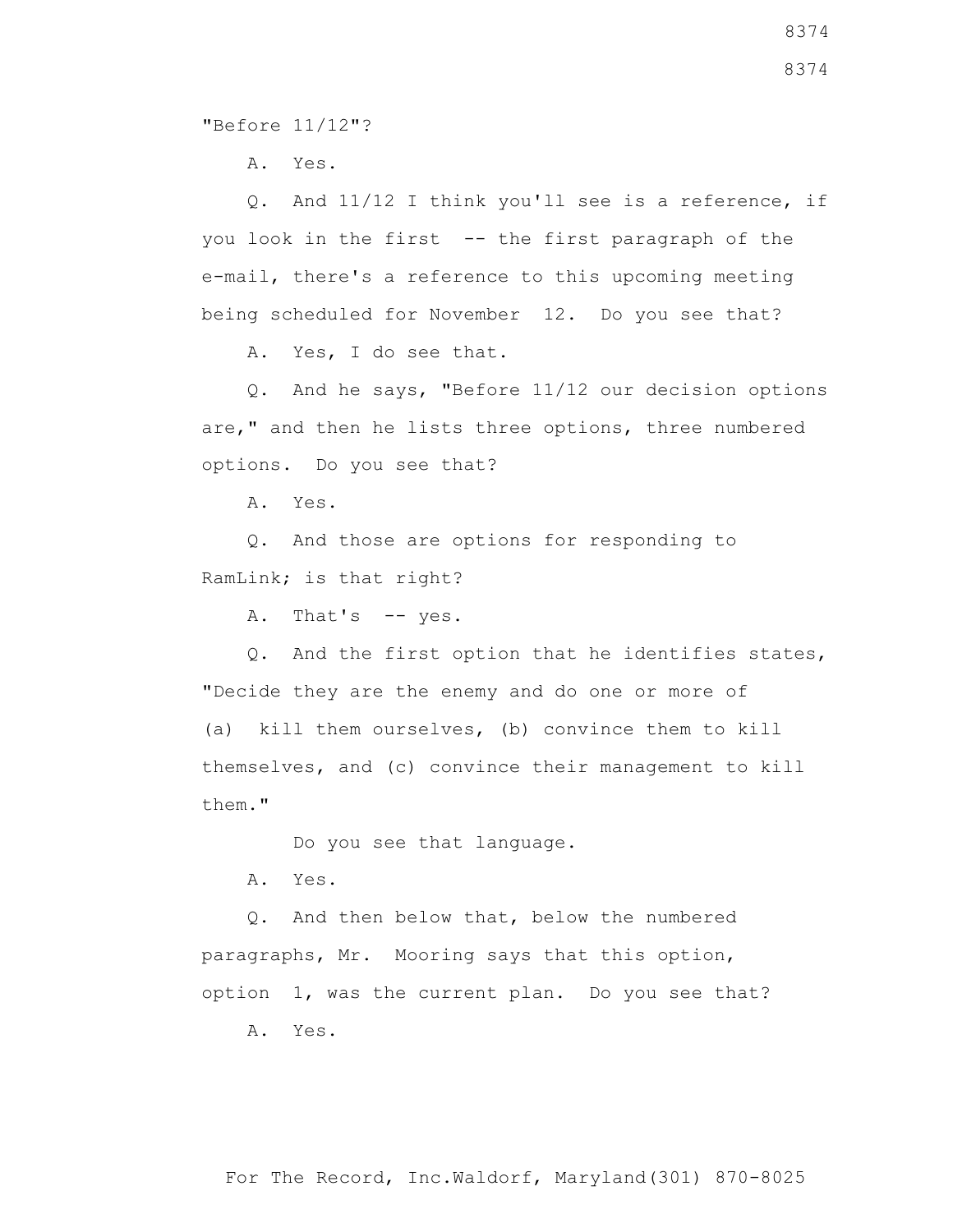"Before 11/12"?

A. Yes.

Q. And 11/12 I think you'll see is a reference, if you look in the first -- the first paragraph of the e-mail, there's a reference to this upcoming meeting being scheduled for November 12. Do you see that?

A. Yes, I do see that.

Q. And he says, "Before 11/12 our decision options are," and then he lists three options, three numbered options. Do you see that?

A. Yes.

Q. And those are options for responding to RamLink; is that right?

A. That's -- yes.

Q. And the first option that he identifies states, "Decide they are the enemy and do one or more of (a) kill them ourselves, (b) convince them to kill themselves, and (c) convince their management to kill them."

Do you see that language.

A. Yes.

Q. And then below that, below the numbered paragraphs, Mr. Mooring says that this option, option 1, was the current plan. Do you see that?

A. Yes.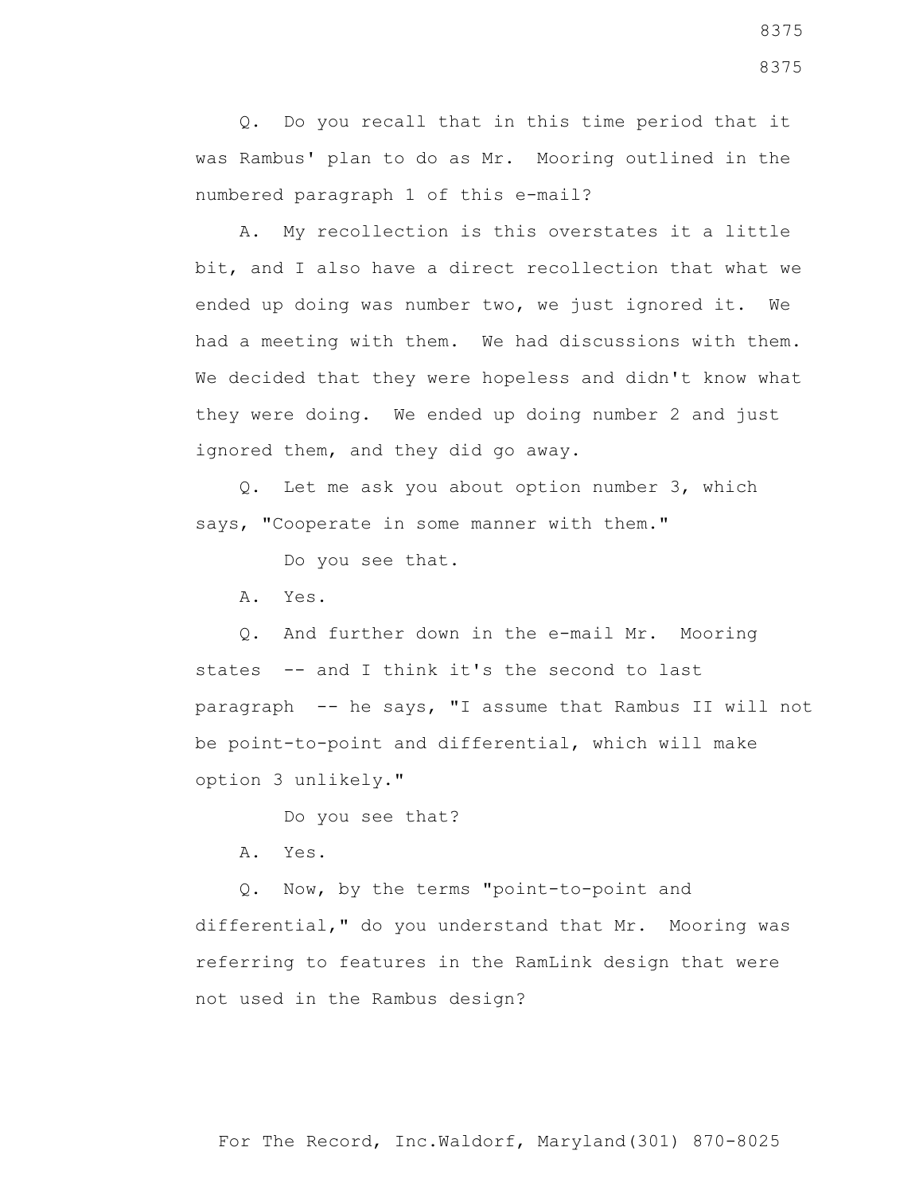Q. Do you recall that in this time period that it was Rambus' plan to do as Mr. Mooring outlined in the numbered paragraph 1 of this e-mail?

A. My recollection is this overstates it a little bit, and I also have a direct recollection that what we ended up doing was number two, we just ignored it. We had a meeting with them. We had discussions with them. We decided that they were hopeless and didn't know what they were doing. We ended up doing number 2 and just ignored them, and they did go away.

Q. Let me ask you about option number 3, which says, "Cooperate in some manner with them."

Do you see that.

A. Yes.

Q. And further down in the e-mail Mr. Mooring states -- and I think it's the second to last paragraph -- he says, "I assume that Rambus II will not be point-to-point and differential, which will make option 3 unlikely."

Do you see that?

A. Yes.

Q. Now, by the terms "point-to-point and differential," do you understand that Mr. Mooring was referring to features in the RamLink design that were not used in the Rambus design?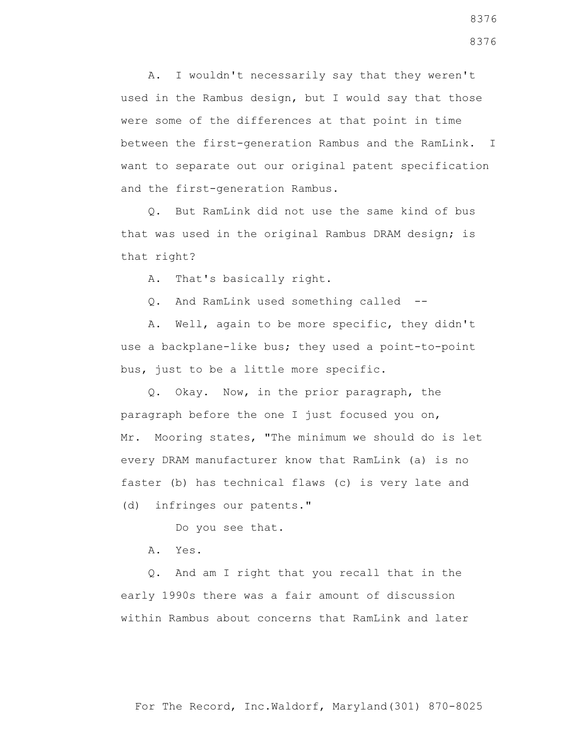A. I wouldn't necessarily say that they weren't used in the Rambus design, but I would say that those were some of the differences at that point in time between the first-generation Rambus and the RamLink. I want to separate out our original patent specification and the first-generation Rambus.

Q. But RamLink did not use the same kind of bus that was used in the original Rambus DRAM design; is that right?

A. That's basically right.

Q. And RamLink used something called --

A. Well, again to be more specific, they didn't use a backplane-like bus; they used a point-to-point bus, just to be a little more specific.

Q. Okay. Now, in the prior paragraph, the paragraph before the one I just focused you on, Mr. Mooring states, "The minimum we should do is let every DRAM manufacturer know that RamLink (a) is no faster (b) has technical flaws (c) is very late and (d) infringes our patents."

Do you see that.

A. Yes.

Q. And am I right that you recall that in the early 1990s there was a fair amount of discussion within Rambus about concerns that RamLink and later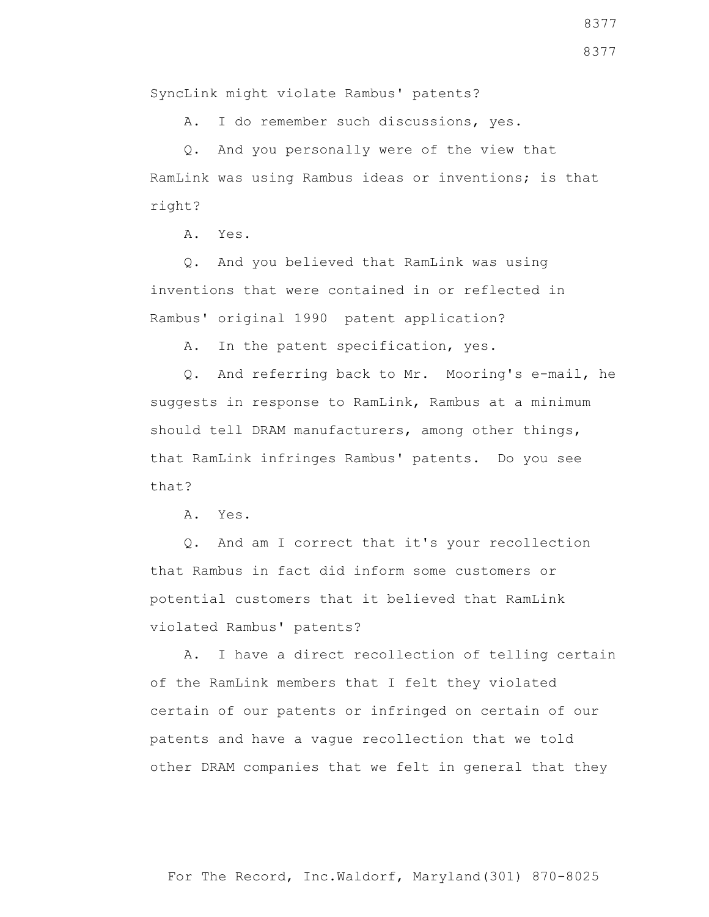SyncLink might violate Rambus' patents?

A. I do remember such discussions, yes.

Q. And you personally were of the view that RamLink was using Rambus ideas or inventions; is that right?

A. Yes.

Q. And you believed that RamLink was using inventions that were contained in or reflected in Rambus' original 1990 patent application?

A. In the patent specification, yes.

Q. And referring back to Mr. Mooring's e-mail, he suggests in response to RamLink, Rambus at a minimum should tell DRAM manufacturers, among other things, that RamLink infringes Rambus' patents. Do you see that?

A. Yes.

Q. And am I correct that it's your recollection that Rambus in fact did inform some customers or potential customers that it believed that RamLink violated Rambus' patents?

A. I have a direct recollection of telling certain of the RamLink members that I felt they violated certain of our patents or infringed on certain of our patents and have a vague recollection that we told other DRAM companies that we felt in general that they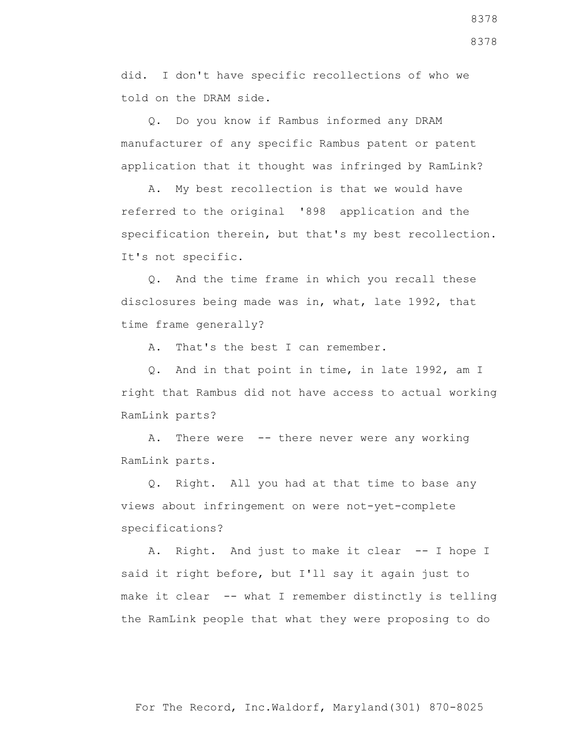did. I don't have specific recollections of who we told on the DRAM side.

Q. Do you know if Rambus informed any DRAM manufacturer of any specific Rambus patent or patent application that it thought was infringed by RamLink?

A. My best recollection is that we would have referred to the original '898 application and the specification therein, but that's my best recollection. It's not specific.

Q. And the time frame in which you recall these disclosures being made was in, what, late 1992, that time frame generally?

A. That's the best I can remember.

Q. And in that point in time, in late 1992, am I right that Rambus did not have access to actual working RamLink parts?

A. There were -- there never were any working RamLink parts.

Q. Right. All you had at that time to base any views about infringement on were not-yet-complete specifications?

A. Right. And just to make it clear -- I hope I said it right before, but I'll say it again just to make it clear -- what I remember distinctly is telling the RamLink people that what they were proposing to do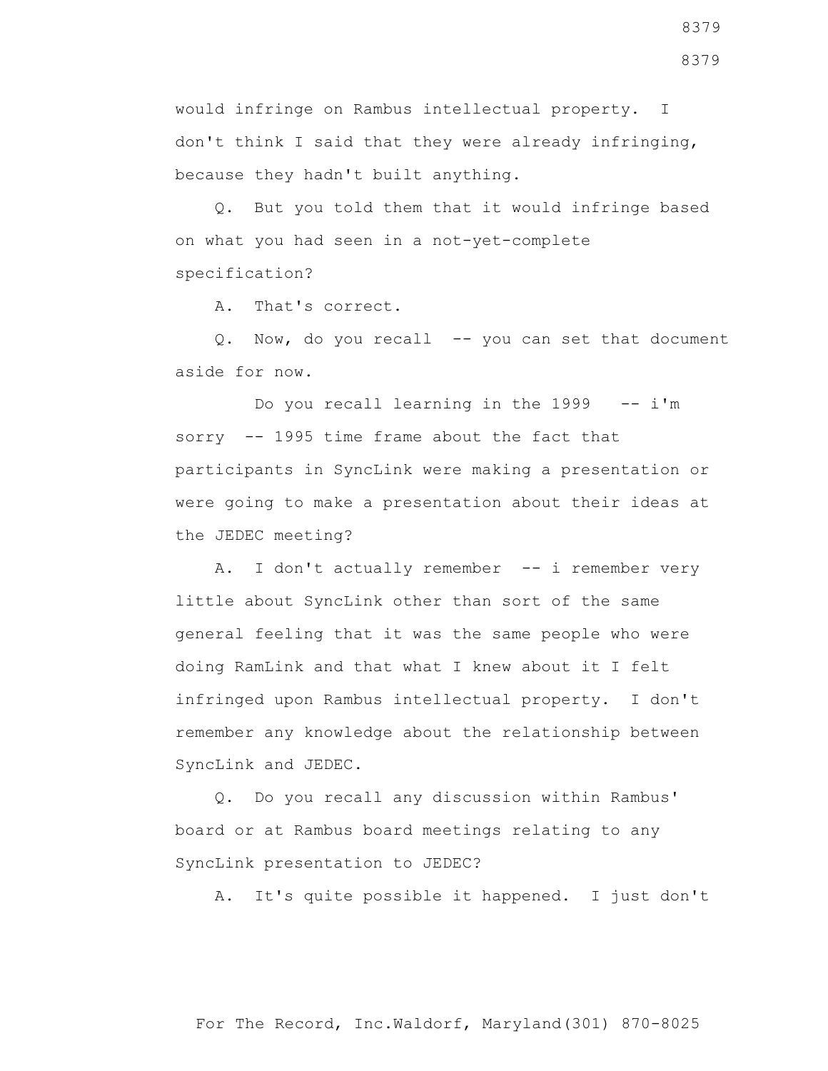would infringe on Rambus intellectual property. I don't think I said that they were already infringing, because they hadn't built anything.

Q. But you told them that it would infringe based on what you had seen in a not-yet-complete specification?

A. That's correct.

Q. Now, do you recall -- you can set that document aside for now.

Do you recall learning in the 1999 -- i'm sorry -- 1995 time frame about the fact that participants in SyncLink were making a presentation or were going to make a presentation about their ideas at the JEDEC meeting?

A. I don't actually remember -- i remember very little about SyncLink other than sort of the same general feeling that it was the same people who were doing RamLink and that what I knew about it I felt infringed upon Rambus intellectual property. I don't remember any knowledge about the relationship between SyncLink and JEDEC.

Q. Do you recall any discussion within Rambus' board or at Rambus board meetings relating to any SyncLink presentation to JEDEC?

A. It's quite possible it happened. I just don't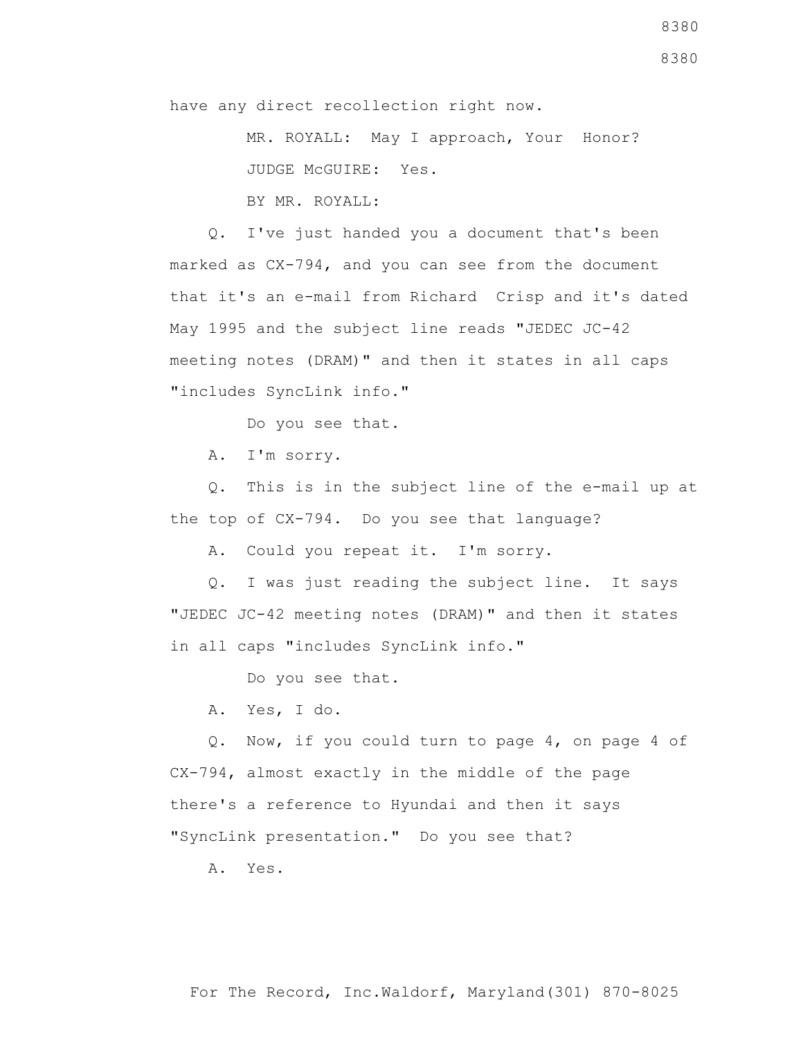have any direct recollection right now.

MR. ROYALL: May I approach, Your Honor?

JUDGE McGUIRE: Yes.

BY MR. ROYALL:

Q. I've just handed you a document that's been marked as CX-794, and you can see from the document that it's an e-mail from Richard Crisp and it's dated May 1995 and the subject line reads "JEDEC JC-42 meeting notes (DRAM)" and then it states in all caps "includes SyncLink info."

Do you see that.

A. I'm sorry.

Q. This is in the subject line of the e-mail up at the top of CX-794. Do you see that language?

A. Could you repeat it. I'm sorry.

Q. I was just reading the subject line. It says "JEDEC JC-42 meeting notes (DRAM)" and then it states in all caps "includes SyncLink info."

Do you see that.

A. Yes, I do.

Q. Now, if you could turn to page 4, on page 4 of CX-794, almost exactly in the middle of the page there's a reference to Hyundai and then it says "SyncLink presentation." Do you see that?

A. Yes.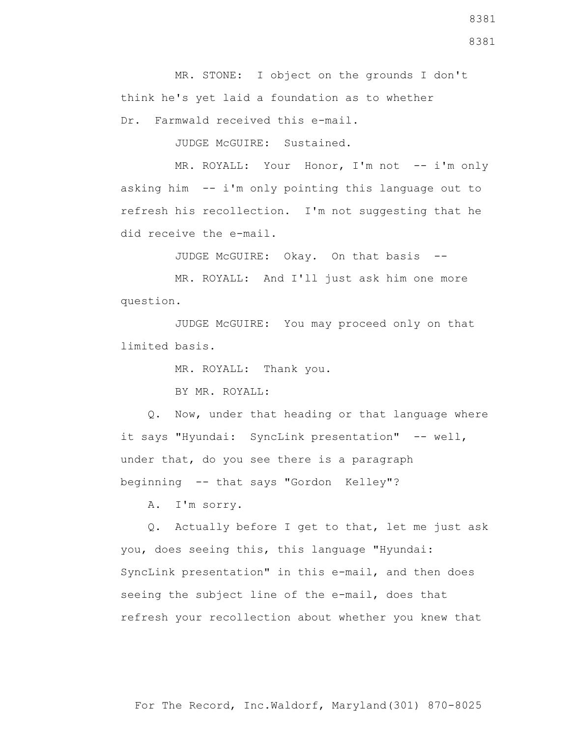MR. STONE: I object on the grounds I don't think he's yet laid a foundation as to whether Dr. Farmwald received this e-mail.

JUDGE McGUIRE: Sustained.

MR. ROYALL: Your Honor, I'm not -- i'm only asking him -- i'm only pointing this language out to refresh his recollection. I'm not suggesting that he did receive the e-mail.

JUDGE McGUIRE: Okay. On that basis --

MR. ROYALL: And I'll just ask him one more question.

JUDGE McGUIRE: You may proceed only on that limited basis.

MR. ROYALL: Thank you.

BY MR. ROYALL:

Q. Now, under that heading or that language where it says "Hyundai: SyncLink presentation" -- well, under that, do you see there is a paragraph beginning -- that says "Gordon Kelley"?

A. I'm sorry.

Q. Actually before I get to that, let me just ask you, does seeing this, this language "Hyundai: SyncLink presentation" in this e-mail, and then does seeing the subject line of the e-mail, does that refresh your recollection about whether you knew that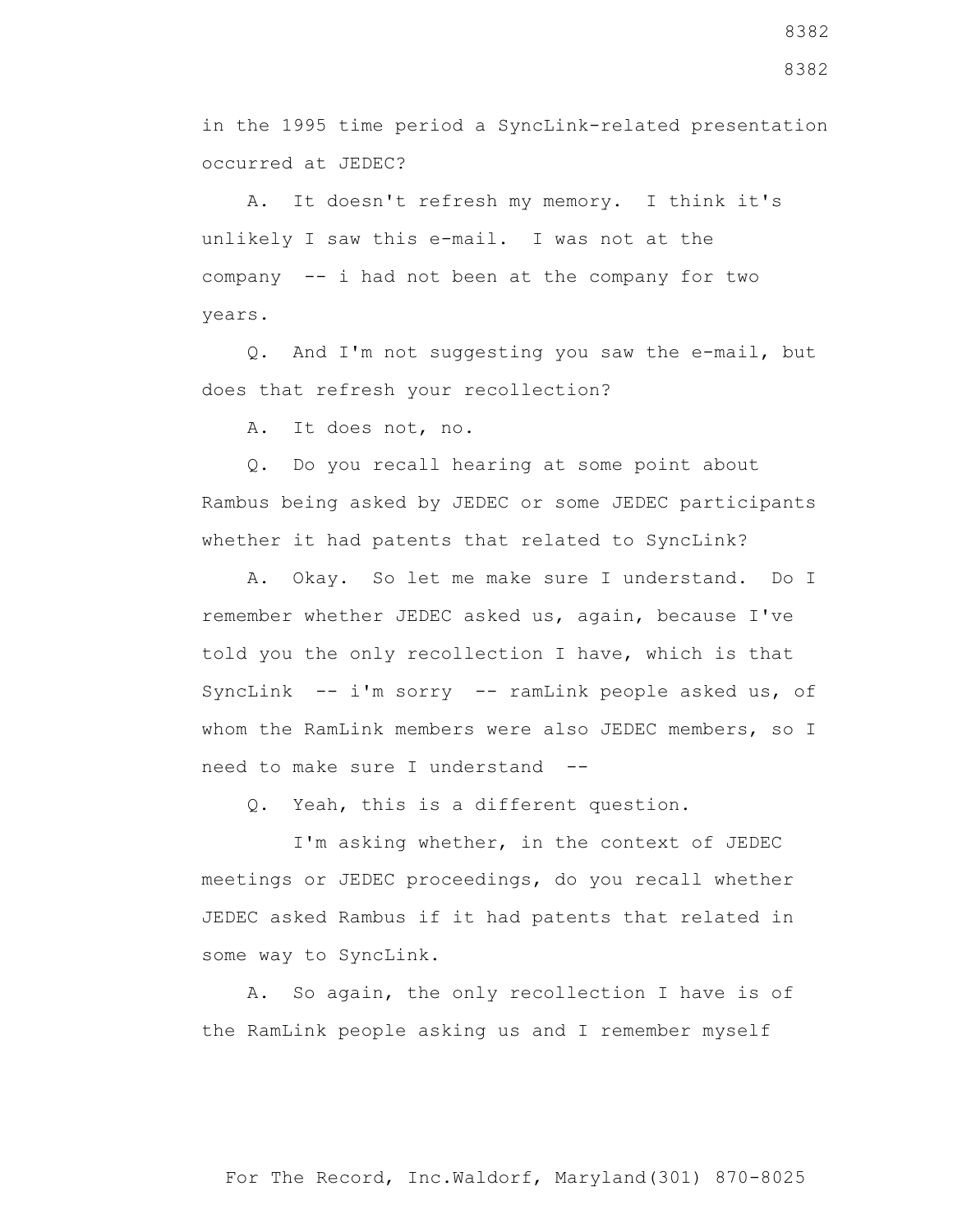in the 1995 time period a SyncLink-related presentation occurred at JEDEC?

A. It doesn't refresh my memory. I think it's unlikely I saw this e-mail. I was not at the company -- i had not been at the company for two years.

Q. And I'm not suggesting you saw the e-mail, but does that refresh your recollection?

A. It does not, no.

Q. Do you recall hearing at some point about Rambus being asked by JEDEC or some JEDEC participants whether it had patents that related to SyncLink?

A. Okay. So let me make sure I understand. Do I remember whether JEDEC asked us, again, because I've told you the only recollection I have, which is that SyncLink -- i'm sorry -- ramLink people asked us, of whom the RamLink members were also JEDEC members, so I need to make sure I understand --

Q. Yeah, this is a different question.

I'm asking whether, in the context of JEDEC meetings or JEDEC proceedings, do you recall whether JEDEC asked Rambus if it had patents that related in some way to SyncLink.

A. So again, the only recollection I have is of the RamLink people asking us and I remember myself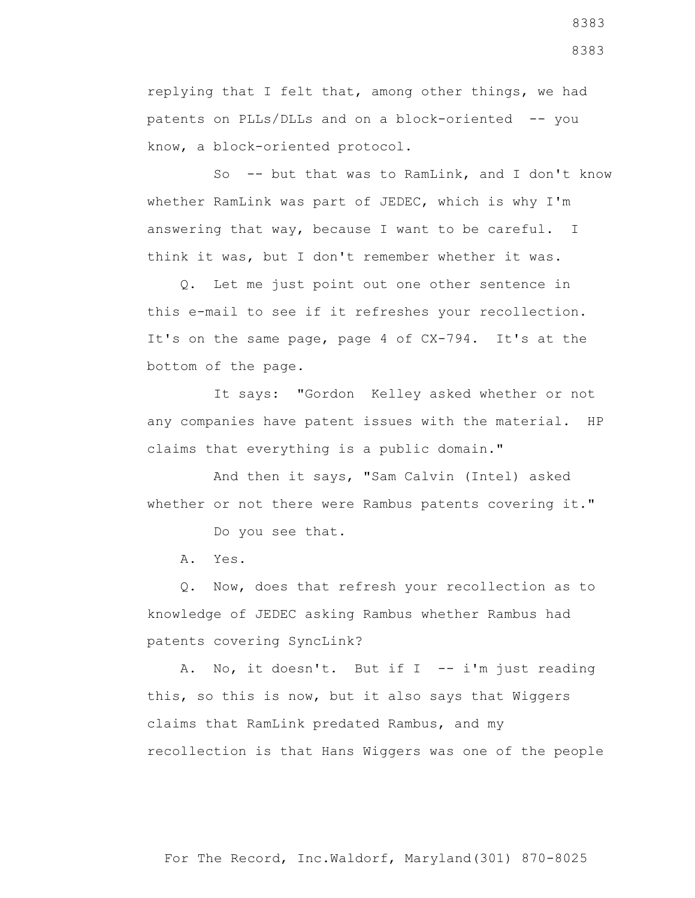replying that I felt that, among other things, we had patents on PLLs/DLLs and on a block-oriented -- you know, a block-oriented protocol.

So -- but that was to RamLink, and I don't know whether RamLink was part of JEDEC, which is why I'm answering that way, because I want to be careful. I think it was, but I don't remember whether it was.

Q. Let me just point out one other sentence in this e-mail to see if it refreshes your recollection. It's on the same page, page 4 of CX-794. It's at the bottom of the page.

It says: "Gordon Kelley asked whether or not any companies have patent issues with the material. HP claims that everything is a public domain."

And then it says, "Sam Calvin (Intel) asked whether or not there were Rambus patents covering it."

Do you see that.

A. Yes.

Q. Now, does that refresh your recollection as to knowledge of JEDEC asking Rambus whether Rambus had patents covering SyncLink?

A. No, it doesn't. But if I -- i'm just reading this, so this is now, but it also says that Wiggers claims that RamLink predated Rambus, and my recollection is that Hans Wiggers was one of the people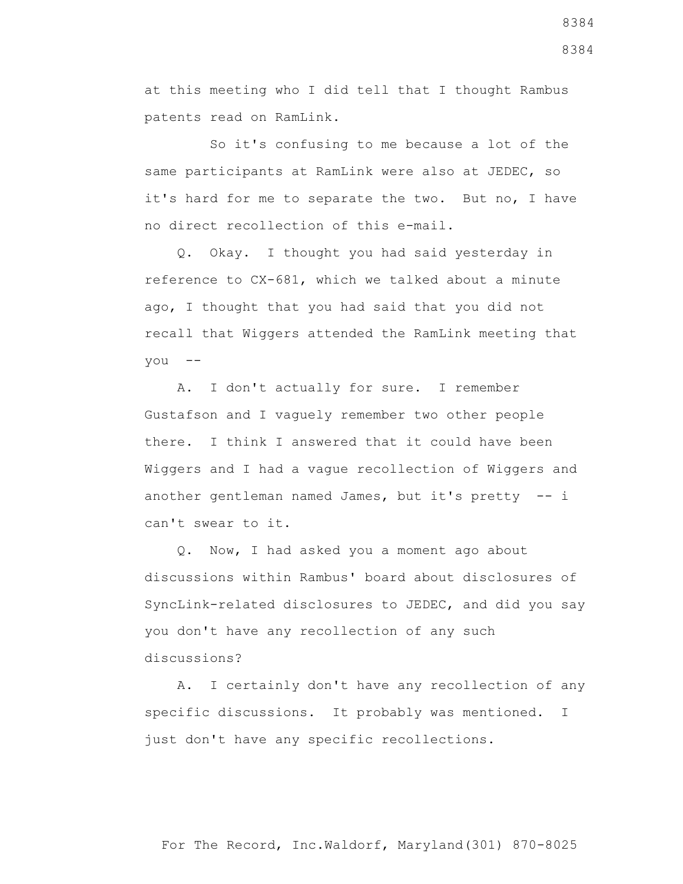at this meeting who I did tell that I thought Rambus patents read on RamLink.

So it's confusing to me because a lot of the same participants at RamLink were also at JEDEC, so it's hard for me to separate the two. But no, I have no direct recollection of this e-mail.

Q. Okay. I thought you had said yesterday in reference to CX-681, which we talked about a minute ago, I thought that you had said that you did not recall that Wiggers attended the RamLink meeting that you --

A. I don't actually for sure. I remember Gustafson and I vaguely remember two other people there. I think I answered that it could have been Wiggers and I had a vague recollection of Wiggers and another gentleman named James, but it's pretty -- i can't swear to it.

Q. Now, I had asked you a moment ago about discussions within Rambus' board about disclosures of SyncLink-related disclosures to JEDEC, and did you say you don't have any recollection of any such discussions?

A. I certainly don't have any recollection of any specific discussions. It probably was mentioned. I just don't have any specific recollections.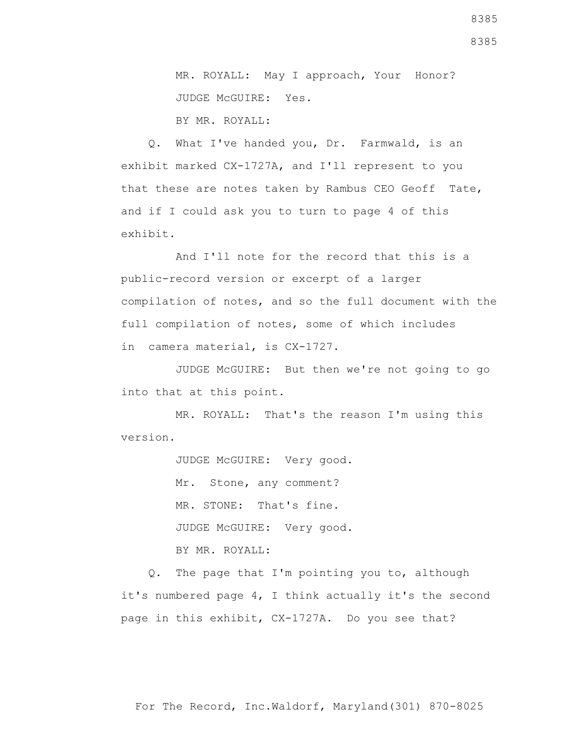MR. ROYALL: May I approach, Your Honor?

JUDGE McGUIRE: Yes.

BY MR. ROYALL:

Q. What I've handed you, Dr. Farmwald, is an exhibit marked CX-1727A, and I'll represent to you that these are notes taken by Rambus CEO Geoff Tate, and if I could ask you to turn to page 4 of this exhibit.

And I'll note for the record that this is a public-record version or excerpt of a larger compilation of notes, and so the full document with the full compilation of notes, some of which includes in camera material, is CX-1727.

JUDGE McGUIRE: But then we're not going to go into that at this point.

MR. ROYALL: That's the reason I'm using this version.

JUDGE McGUIRE: Very good.

Mr. Stone, any comment?

MR. STONE: That's fine.

JUDGE McGUIRE: Very good.

BY MR. ROYALL:

Q. The page that I'm pointing you to, although it's numbered page 4, I think actually it's the second page in this exhibit, CX-1727A. Do you see that?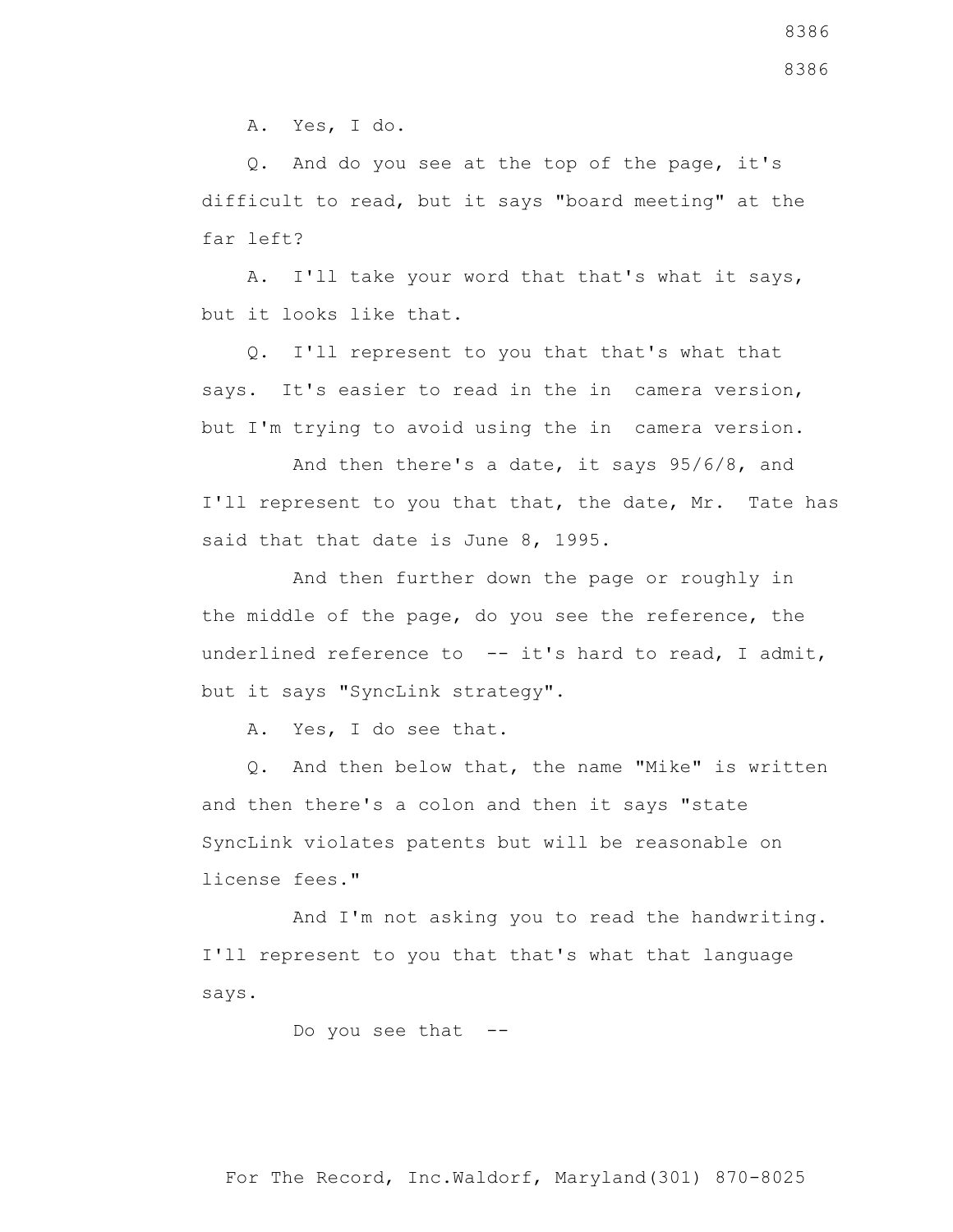A. Yes, I do.

Q. And do you see at the top of the page, it's difficult to read, but it says "board meeting" at the far left?

A. I'll take your word that that's what it says, but it looks like that.

Q. I'll represent to you that that's what that says. It's easier to read in the in camera version, but I'm trying to avoid using the in camera version.

And then there's a date, it says 95/6/8, and I'll represent to you that that, the date, Mr. Tate has said that that date is June 8, 1995.

And then further down the page or roughly in the middle of the page, do you see the reference, the underlined reference to -- it's hard to read, I admit, but it says "SyncLink strategy".

A. Yes, I do see that.

Q. And then below that, the name "Mike" is written and then there's a colon and then it says "state SyncLink violates patents but will be reasonable on license fees."

And I'm not asking you to read the handwriting. I'll represent to you that that's what that language says.

Do you see that --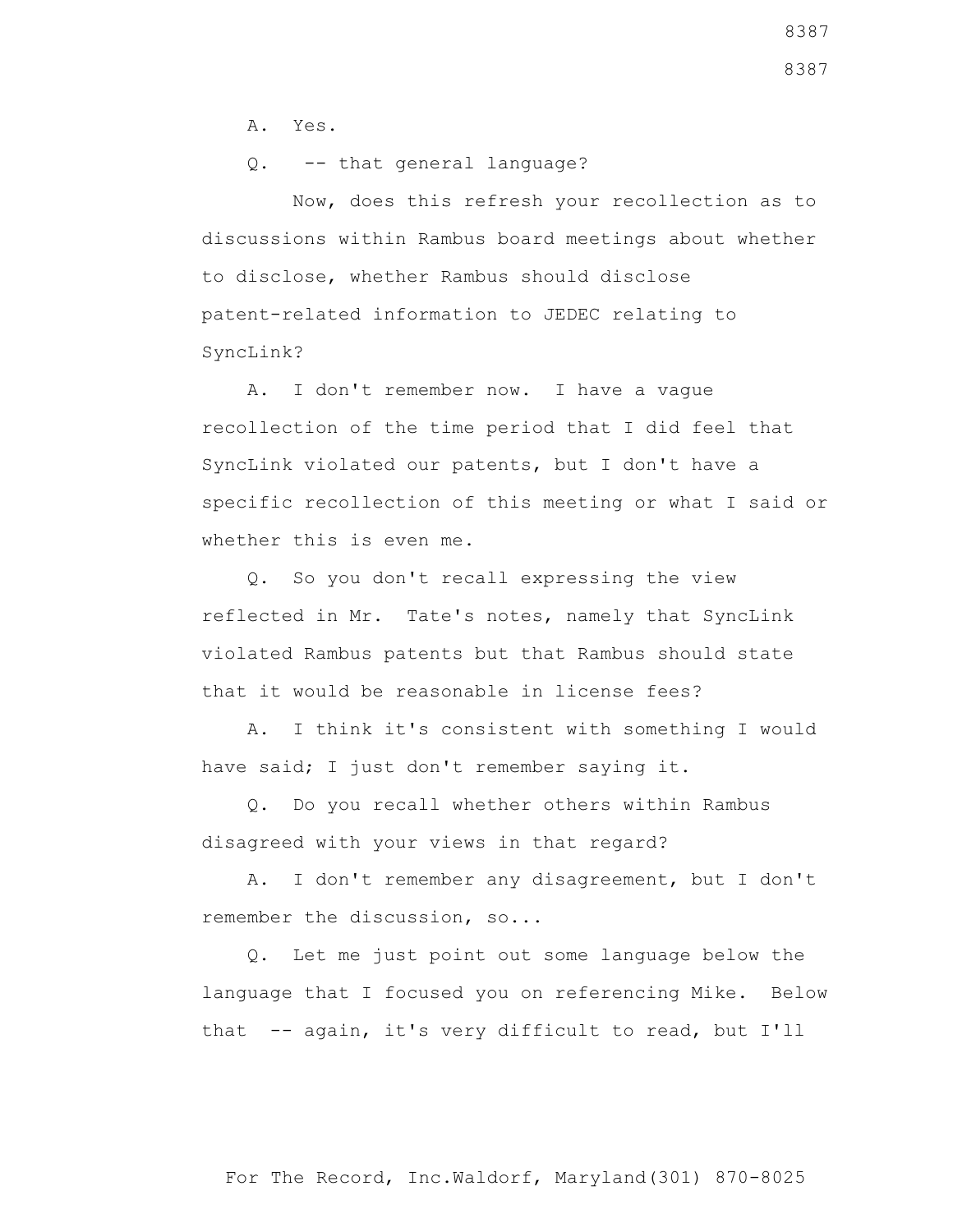A. Yes.

Q. -- that general language?

Now, does this refresh your recollection as to discussions within Rambus board meetings about whether to disclose, whether Rambus should disclose patent-related information to JEDEC relating to SyncLink?

A. I don't remember now. I have a vague recollection of the time period that I did feel that SyncLink violated our patents, but I don't have a specific recollection of this meeting or what I said or whether this is even me.

Q. So you don't recall expressing the view reflected in Mr. Tate's notes, namely that SyncLink violated Rambus patents but that Rambus should state that it would be reasonable in license fees?

A. I think it's consistent with something I would have said; I just don't remember saying it.

Q. Do you recall whether others within Rambus disagreed with your views in that regard?

A. I don't remember any disagreement, but I don't remember the discussion, so...

Q. Let me just point out some language below the language that I focused you on referencing Mike. Below that -- again, it's very difficult to read, but I'll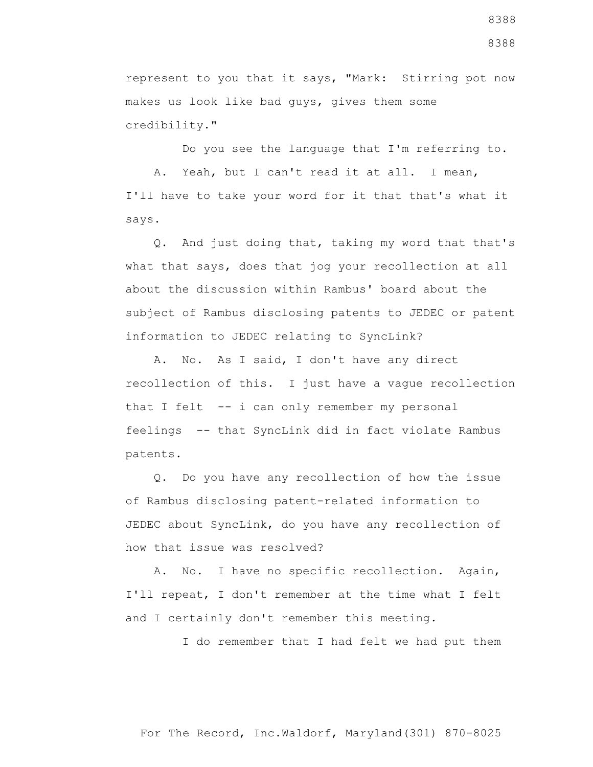represent to you that it says, "Mark: Stirring pot now makes us look like bad guys, gives them some credibility."

Do you see the language that I'm referring to.

A. Yeah, but I can't read it at all. I mean, I'll have to take your word for it that that's what it says.

Q. And just doing that, taking my word that that's what that says, does that jog your recollection at all about the discussion within Rambus' board about the subject of Rambus disclosing patents to JEDEC or patent information to JEDEC relating to SyncLink?

A. No. As I said, I don't have any direct recollection of this. I just have a vague recollection that I felt -- i can only remember my personal feelings -- that SyncLink did in fact violate Rambus patents.

Q. Do you have any recollection of how the issue of Rambus disclosing patent-related information to JEDEC about SyncLink, do you have any recollection of how that issue was resolved?

A. No. I have no specific recollection. Again, I'll repeat, I don't remember at the time what I felt and I certainly don't remember this meeting.

I do remember that I had felt we had put them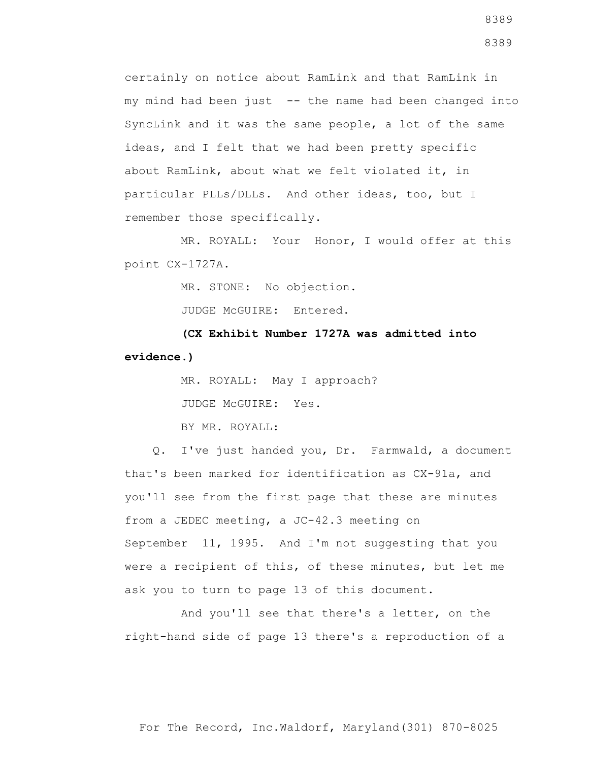certainly on notice about RamLink and that RamLink in my mind had been just -- the name had been changed into SyncLink and it was the same people, a lot of the same ideas, and I felt that we had been pretty specific about RamLink, about what we felt violated it, in particular PLLs/DLLs. And other ideas, too, but I remember those specifically.

MR. ROYALL: Your Honor, I would offer at this point CX-1727A.

MR. STONE: No objection.

JUDGE McGUIRE: Entered.

**(CX Exhibit Number 1727A was admitted into evidence.)**

MR. ROYALL: May I approach?

JUDGE McGUIRE: Yes.

BY MR. ROYALL:

Q. I've just handed you, Dr. Farmwald, a document that's been marked for identification as CX-91a, and you'll see from the first page that these are minutes from a JEDEC meeting, a JC-42.3 meeting on September 11, 1995. And I'm not suggesting that you were a recipient of this, of these minutes, but let me ask you to turn to page 13 of this document.

And you'll see that there's a letter, on the right-hand side of page 13 there's a reproduction of a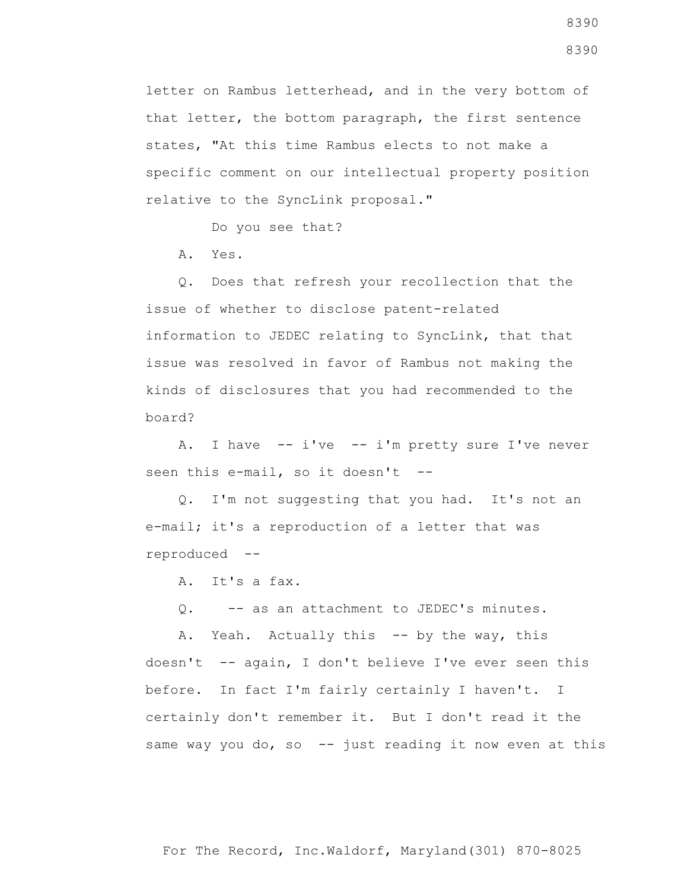letter on Rambus letterhead, and in the very bottom of that letter, the bottom paragraph, the first sentence states, "At this time Rambus elects to not make a specific comment on our intellectual property position relative to the SyncLink proposal."

Do you see that?

A. Yes.

Q. Does that refresh your recollection that the issue of whether to disclose patent-related information to JEDEC relating to SyncLink, that that issue was resolved in favor of Rambus not making the kinds of disclosures that you had recommended to the board?

A. I have -- i've -- i'm pretty sure I've never seen this e-mail, so it doesn't --

Q. I'm not suggesting that you had. It's not an e-mail; it's a reproduction of a letter that was reproduced --

A. It's a fax.

Q. -- as an attachment to JEDEC's minutes.

A. Yeah. Actually this -- by the way, this doesn't -- again, I don't believe I've ever seen this before. In fact I'm fairly certainly I haven't. I certainly don't remember it. But I don't read it the same way you do, so -- just reading it now even at this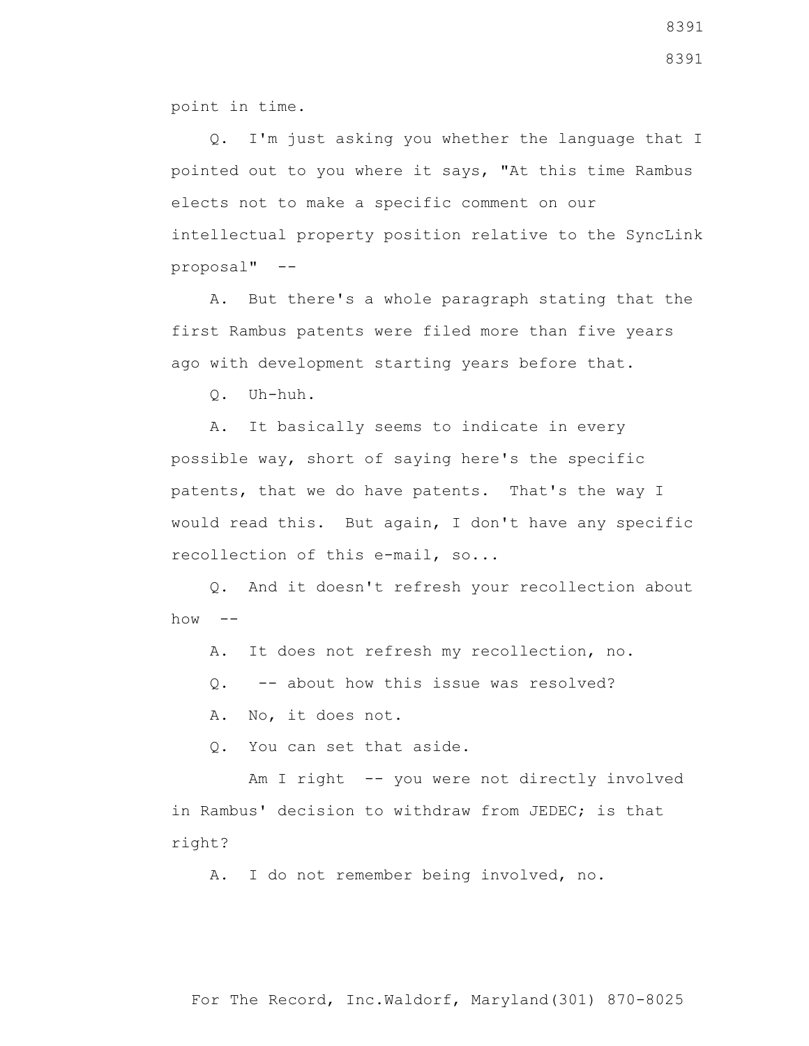point in time.

Q. I'm just asking you whether the language that I pointed out to you where it says, "At this time Rambus elects not to make a specific comment on our intellectual property position relative to the SyncLink proposal" --

A. But there's a whole paragraph stating that the first Rambus patents were filed more than five years ago with development starting years before that.

Q. Uh-huh.

A. It basically seems to indicate in every possible way, short of saying here's the specific patents, that we do have patents. That's the way I would read this. But again, I don't have any specific recollection of this e-mail, so...

Q. And it doesn't refresh your recollection about how --

A. It does not refresh my recollection, no.

Q. -- about how this issue was resolved?

A. No, it does not.

Q. You can set that aside.

Am I right -- you were not directly involved in Rambus' decision to withdraw from JEDEC; is that right?

A. I do not remember being involved, no.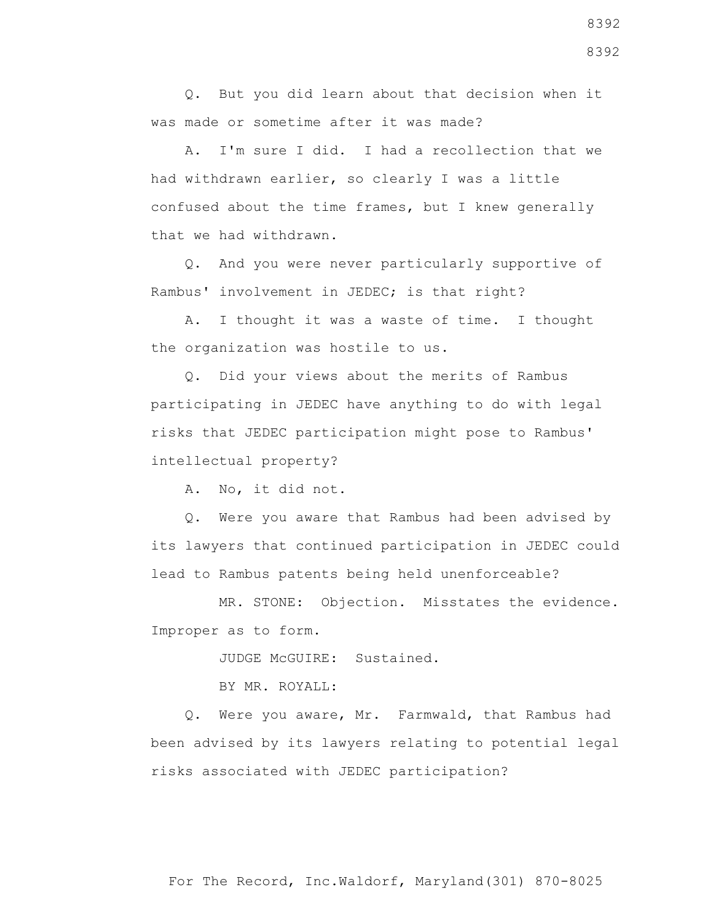Q. But you did learn about that decision when it was made or sometime after it was made?

A. I'm sure I did. I had a recollection that we had withdrawn earlier, so clearly I was a little confused about the time frames, but I knew generally that we had withdrawn.

Q. And you were never particularly supportive of Rambus' involvement in JEDEC; is that right?

A. I thought it was a waste of time. I thought the organization was hostile to us.

Q. Did your views about the merits of Rambus participating in JEDEC have anything to do with legal risks that JEDEC participation might pose to Rambus' intellectual property?

A. No, it did not.

Q. Were you aware that Rambus had been advised by its lawyers that continued participation in JEDEC could lead to Rambus patents being held unenforceable?

MR. STONE: Objection. Misstates the evidence. Improper as to form.

JUDGE McGUIRE: Sustained.

BY MR. ROYALL:

Q. Were you aware, Mr. Farmwald, that Rambus had been advised by its lawyers relating to potential legal risks associated with JEDEC participation?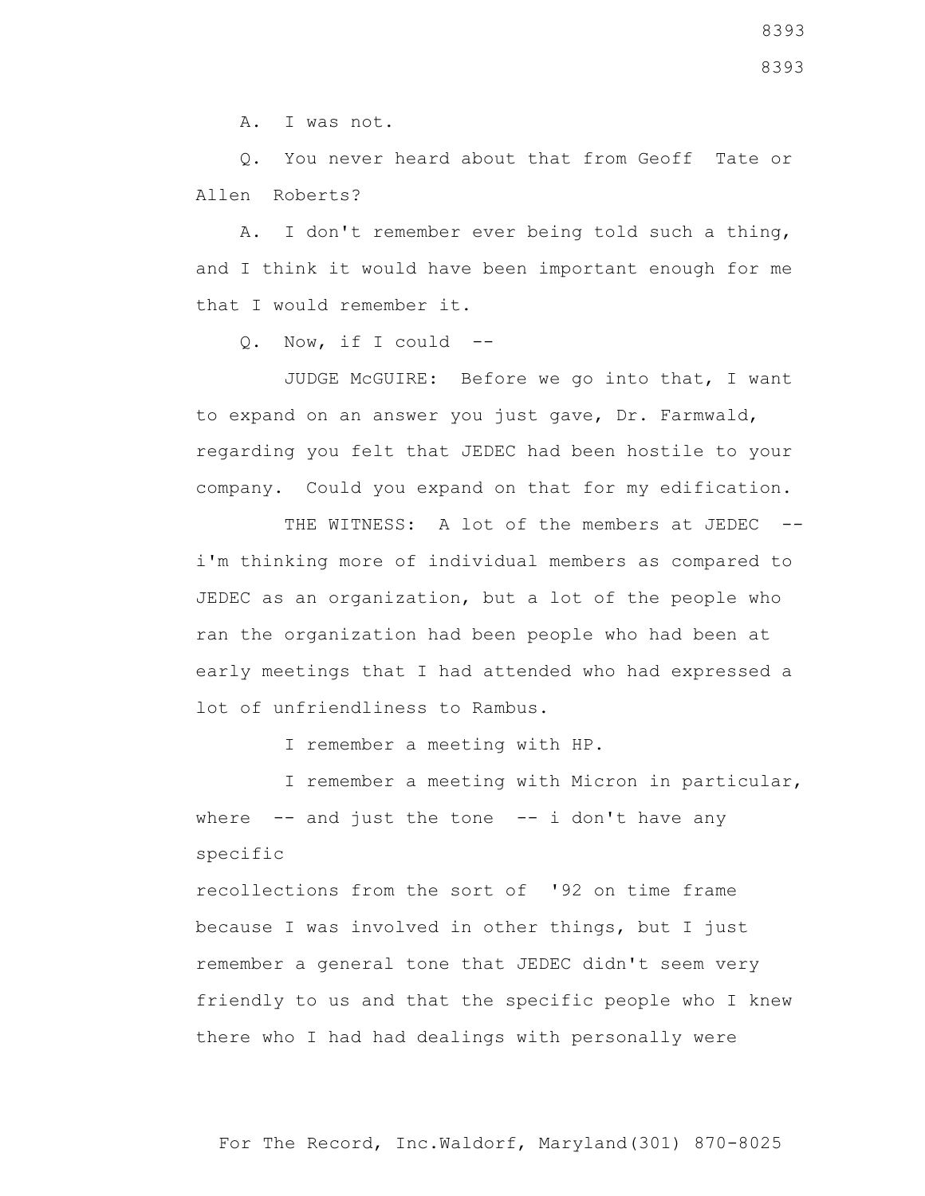A. I was not.

Q. You never heard about that from Geoff Tate or Allen Roberts?

A. I don't remember ever being told such a thing, and I think it would have been important enough for me that I would remember it.

Q. Now, if I could --

JUDGE McGUIRE: Before we go into that, I want to expand on an answer you just gave, Dr. Farmwald, regarding you felt that JEDEC had been hostile to your company. Could you expand on that for my edification.

THE WITNESS: A lot of the members at JEDEC -- i'm thinking more of individual members as compared to JEDEC as an organization, but a lot of the people who ran the organization had been people who had been at early meetings that I had attended who had expressed a lot of unfriendliness to Rambus.

I remember a meeting with HP.

I remember a meeting with Micron in particular, where -- and just the tone -- i don't have any specific recollections from the sort of '92 on time frame because I was involved in other things, but I just remember a general tone that JEDEC didn't seem very friendly to us and that the specific people who I knew there who I had had dealings with personally were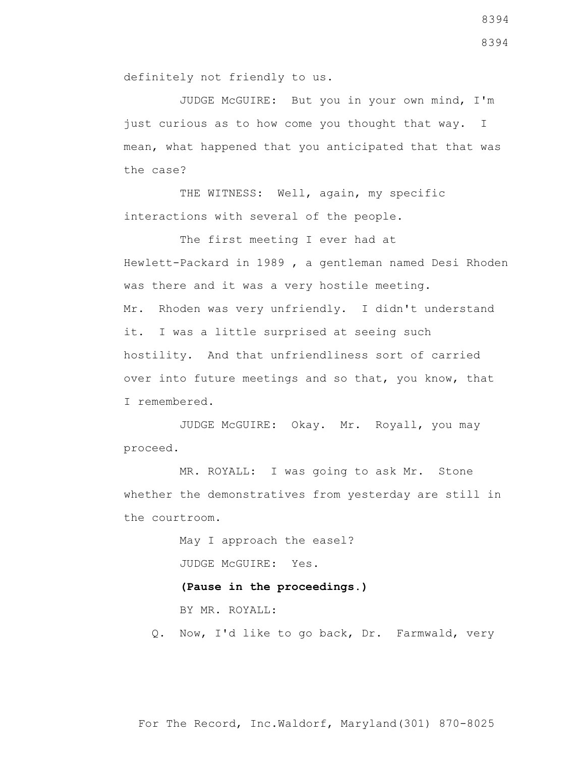definitely not friendly to us.

JUDGE McGUIRE: But you in your own mind, I'm just curious as to how come you thought that way. I mean, what happened that you anticipated that that was the case?

THE WITNESS: Well, again, my specific interactions with several of the people.

The first meeting I ever had at Hewlett-Packard in 1989 , a gentleman named Desi Rhoden was there and it was a very hostile meeting. Mr. Rhoden was very unfriendly. I didn't understand it. I was a little surprised at seeing such hostility. And that unfriendliness sort of carried over into future meetings and so that, you know, that I remembered.

JUDGE McGUIRE: Okay. Mr. Royall, you may proceed.

MR. ROYALL: I was going to ask Mr. Stone whether the demonstratives from yesterday are still in the courtroom.

May I approach the easel?

JUDGE McGUIRE: Yes.

**(Pause in the proceedings.)**

BY MR. ROYALL:

Q. Now, I'd like to go back, Dr. Farmwald, very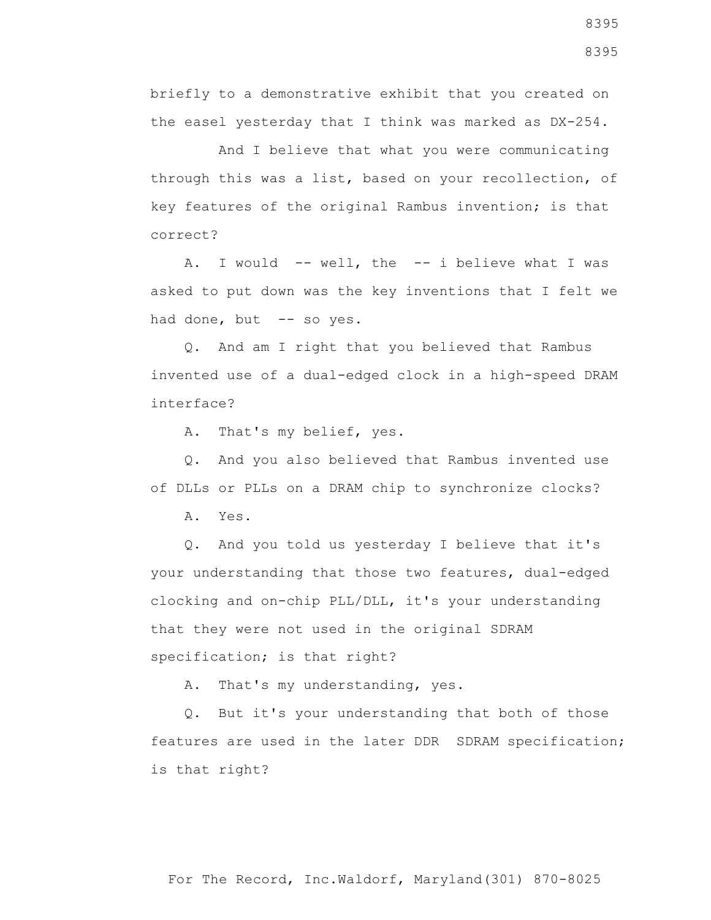briefly to a demonstrative exhibit that you created on the easel yesterday that I think was marked as DX-254.

And I believe that what you were communicating through this was a list, based on your recollection, of key features of the original Rambus invention; is that correct?

A. I would -- well, the -- i believe what I was asked to put down was the key inventions that I felt we had done, but -- so yes.

Q. And am I right that you believed that Rambus invented use of a dual-edged clock in a high-speed DRAM interface?

A. That's my belief, yes.

Q. And you also believed that Rambus invented use of DLLs or PLLs on a DRAM chip to synchronize clocks?

A. Yes.

Q. And you told us yesterday I believe that it's your understanding that those two features, dual-edged clocking and on-chip PLL/DLL, it's your understanding that they were not used in the original SDRAM specification; is that right?

A. That's my understanding, yes.

Q. But it's your understanding that both of those features are used in the later DDR SDRAM specification; is that right?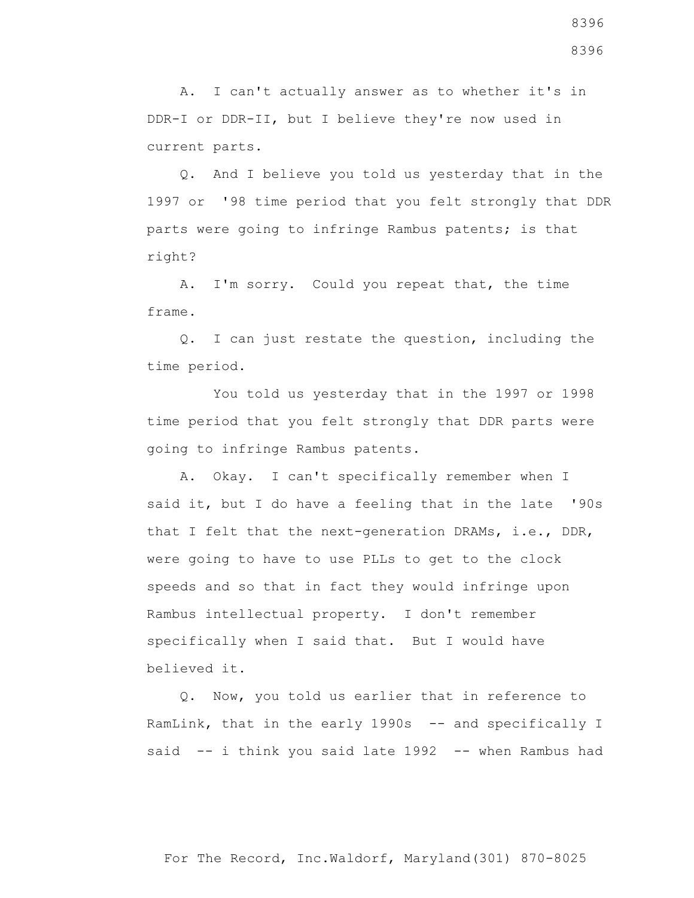A. I can't actually answer as to whether it's in DDR-I or DDR-II, but I believe they're now used in current parts.

Q. And I believe you told us yesterday that in the 1997 or '98 time period that you felt strongly that DDR parts were going to infringe Rambus patents; is that right?

A. I'm sorry. Could you repeat that, the time frame.

Q. I can just restate the question, including the time period.

You told us yesterday that in the 1997 or 1998 time period that you felt strongly that DDR parts were going to infringe Rambus patents.

A. Okay. I can't specifically remember when I said it, but I do have a feeling that in the late '90s that I felt that the next-generation DRAMs, i.e., DDR, were going to have to use PLLs to get to the clock speeds and so that in fact they would infringe upon Rambus intellectual property. I don't remember specifically when I said that. But I would have believed it.

Q. Now, you told us earlier that in reference to RamLink, that in the early 1990s -- and specifically I said -- i think you said late 1992 -- when Rambus had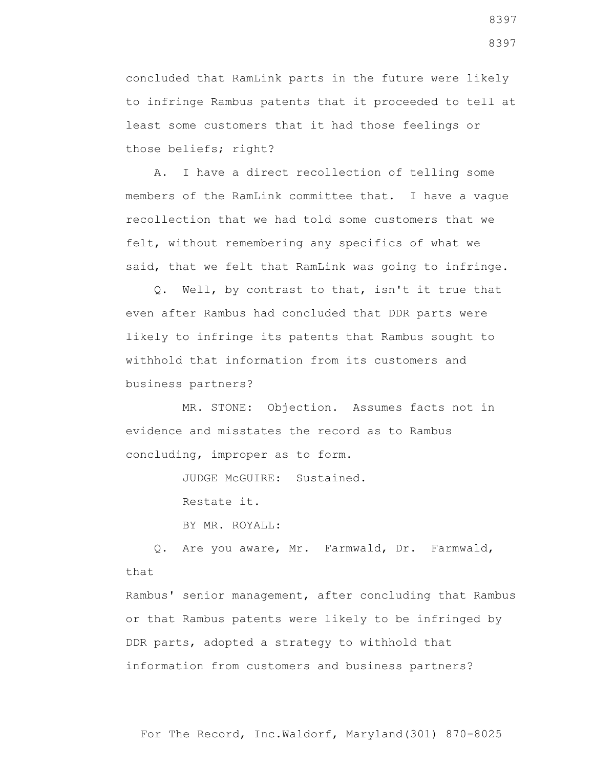concluded that RamLink parts in the future were likely to infringe Rambus patents that it proceeded to tell at least some customers that it had those feelings or those beliefs; right?

A. I have a direct recollection of telling some members of the RamLink committee that. I have a vague recollection that we had told some customers that we felt, without remembering any specifics of what we said, that we felt that RamLink was going to infringe.

Q. Well, by contrast to that, isn't it true that even after Rambus had concluded that DDR parts were likely to infringe its patents that Rambus sought to withhold that information from its customers and business partners?

MR. STONE: Objection. Assumes facts not in evidence and misstates the record as to Rambus concluding, improper as to form.

JUDGE McGUIRE: Sustained.

Restate it.

BY MR. ROYALL:

Q. Are you aware, Mr. Farmwald, Dr. Farmwald, that

Rambus' senior management, after concluding that Rambus or that Rambus patents were likely to be infringed by DDR parts, adopted a strategy to withhold that information from customers and business partners?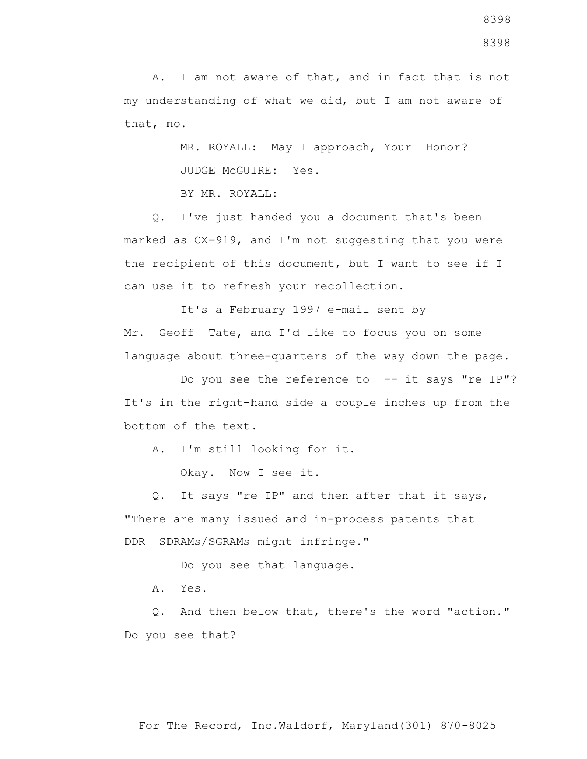A. I am not aware of that, and in fact that is not my understanding of what we did, but I am not aware of that, no.

MR. ROYALL: May I approach, Your Honor?

JUDGE McGUIRE: Yes.

BY MR. ROYALL:

Q. I've just handed you a document that's been marked as CX-919, and I'm not suggesting that you were the recipient of this document, but I want to see if I can use it to refresh your recollection.

It's a February 1997 e-mail sent by Mr. Geoff Tate, and I'd like to focus you on some language about three-quarters of the way down the page.

Do you see the reference to -- it says "re IP"? It's in the right-hand side a couple inches up from the bottom of the text.

A. I'm still looking for it.

Okay. Now I see it.

Q. It says "re IP" and then after that it says, "There are many issued and in-process patents that DDR SDRAMs/SGRAMs might infringe."

Do you see that language.

A. Yes.

Q. And then below that, there's the word "action." Do you see that?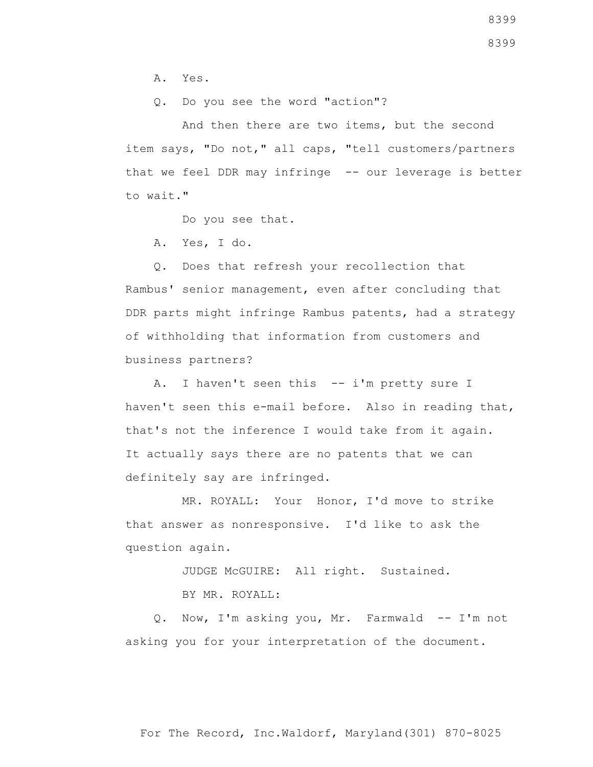A. Yes.

Q. Do you see the word "action"?

And then there are two items, but the second item says, "Do not," all caps, "tell customers/partners that we feel DDR may infringe -- our leverage is better to wait."

Do you see that.

A. Yes, I do.

Q. Does that refresh your recollection that Rambus' senior management, even after concluding that DDR parts might infringe Rambus patents, had a strategy of withholding that information from customers and business partners?

A. I haven't seen this -- i'm pretty sure I haven't seen this e-mail before. Also in reading that, that's not the inference I would take from it again. It actually says there are no patents that we can definitely say are infringed.

MR. ROYALL: Your Honor, I'd move to strike that answer as nonresponsive. I'd like to ask the question again.

JUDGE McGUIRE: All right. Sustained.

BY MR. ROYALL:

Q. Now, I'm asking you, Mr. Farmwald -- I'm not asking you for your interpretation of the document.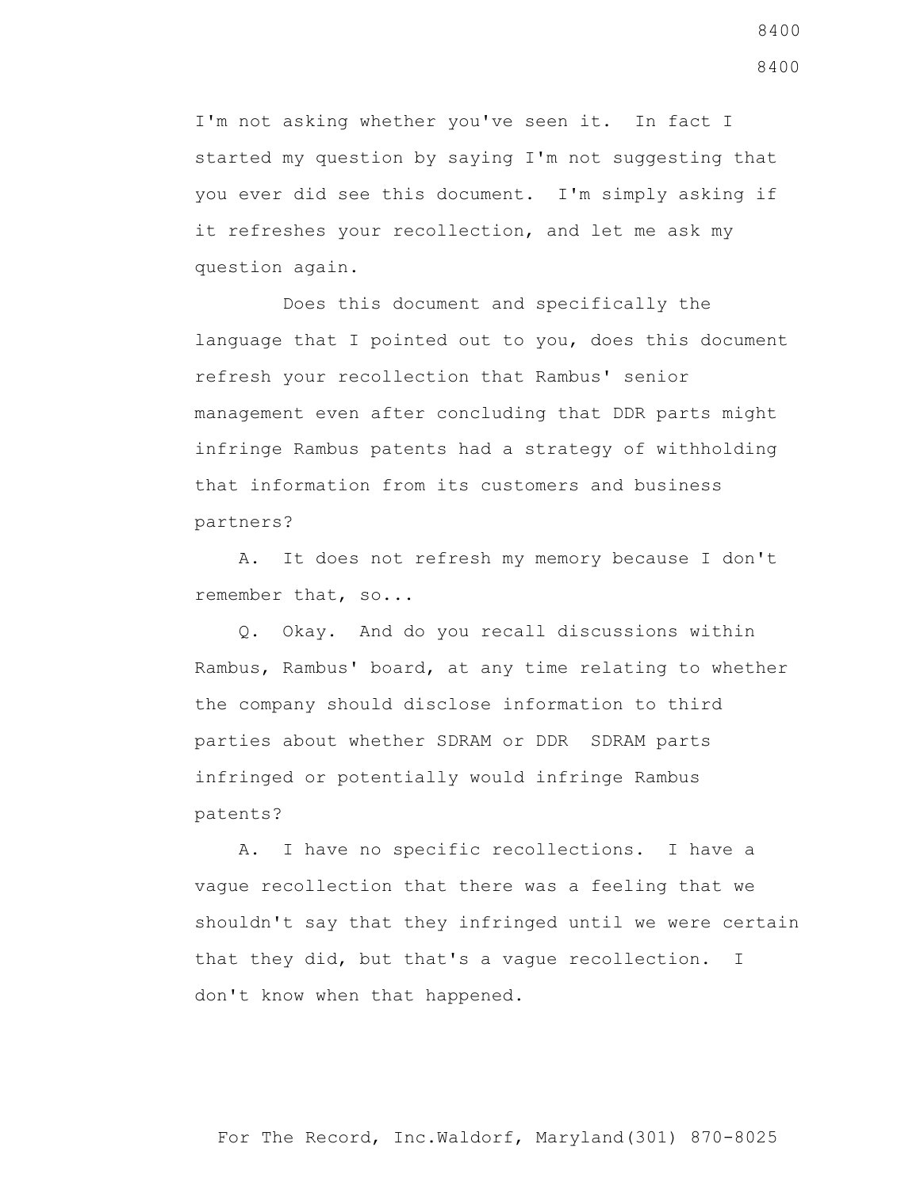I'm not asking whether you've seen it. In fact I started my question by saying I'm not suggesting that you ever did see this document. I'm simply asking if it refreshes your recollection, and let me ask my question again.

Does this document and specifically the language that I pointed out to you, does this document refresh your recollection that Rambus' senior management even after concluding that DDR parts might infringe Rambus patents had a strategy of withholding that information from its customers and business partners?

A. It does not refresh my memory because I don't remember that, so...

Q. Okay. And do you recall discussions within Rambus, Rambus' board, at any time relating to whether the company should disclose information to third parties about whether SDRAM or DDR SDRAM parts infringed or potentially would infringe Rambus patents?

A. I have no specific recollections. I have a vague recollection that there was a feeling that we shouldn't say that they infringed until we were certain that they did, but that's a vague recollection. I don't know when that happened.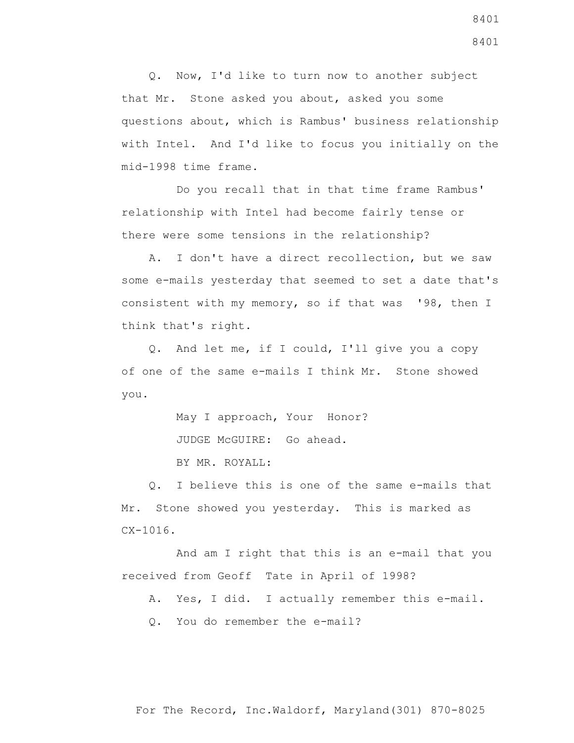Q. Now, I'd like to turn now to another subject that Mr. Stone asked you about, asked you some questions about, which is Rambus' business relationship with Intel. And I'd like to focus you initially on the mid-1998 time frame.

Do you recall that in that time frame Rambus' relationship with Intel had become fairly tense or there were some tensions in the relationship?

A. I don't have a direct recollection, but we saw some e-mails yesterday that seemed to set a date that's consistent with my memory, so if that was '98, then I think that's right.

Q. And let me, if I could, I'll give you a copy of one of the same e-mails I think Mr. Stone showed you.

May I approach, Your Honor?

JUDGE McGUIRE: Go ahead.

BY MR. ROYALL:

Q. I believe this is one of the same e-mails that Mr. Stone showed you yesterday. This is marked as CX-1016.

And am I right that this is an e-mail that you received from Geoff Tate in April of 1998?

A. Yes, I did. I actually remember this e-mail.

Q. You do remember the e-mail?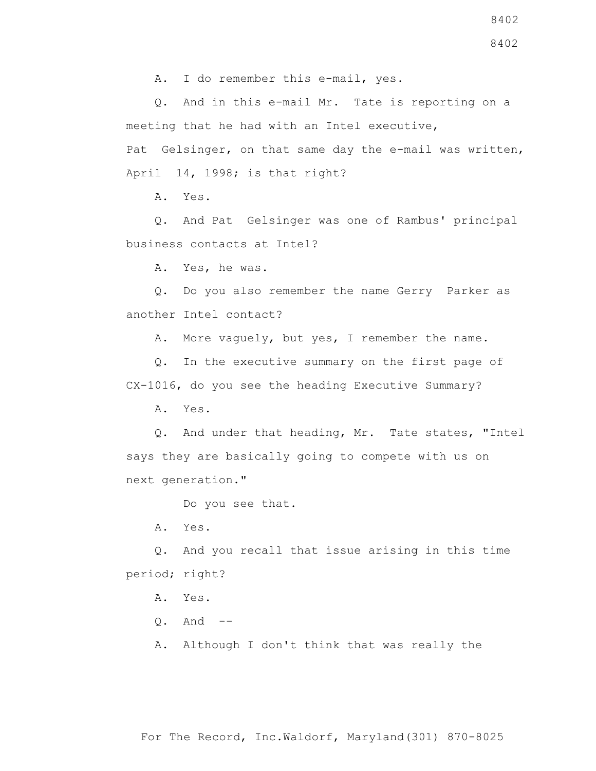A. I do remember this e-mail, yes.

Q. And in this e-mail Mr. Tate is reporting on a meeting that he had with an Intel executive, Pat Gelsinger, on that same day the e-mail was written, April 14, 1998; is that right?

A. Yes.

Q. And Pat Gelsinger was one of Rambus' principal business contacts at Intel?

A. Yes, he was.

Q. Do you also remember the name Gerry Parker as another Intel contact?

A. More vaguely, but yes, I remember the name.

Q. In the executive summary on the first page of CX-1016, do you see the heading Executive Summary?

A. Yes.

Q. And under that heading, Mr. Tate states, "Intel says they are basically going to compete with us on next generation."

Do you see that.

A. Yes.

Q. And you recall that issue arising in this time period; right?

A. Yes.

Q. And --

A. Although I don't think that was really the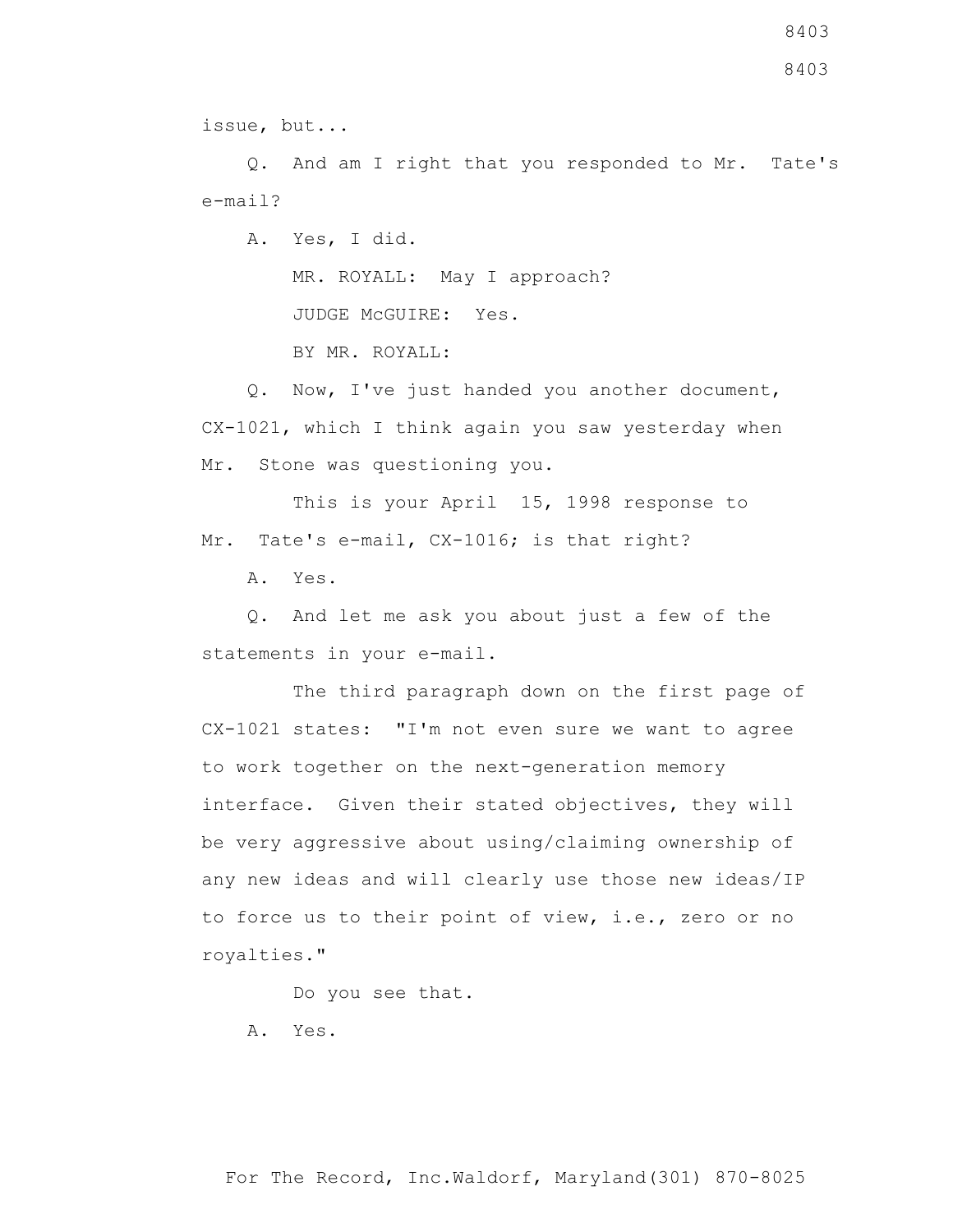issue, but...

Q. And am I right that you responded to Mr. Tate's e-mail?

A. Yes, I did.

MR. ROYALL: May I approach?

JUDGE McGUIRE: Yes.

BY MR. ROYALL:

Q. Now, I've just handed you another document, CX-1021, which I think again you saw yesterday when Mr. Stone was questioning you.

This is your April 15, 1998 response to Mr. Tate's e-mail, CX-1016; is that right?

A. Yes.

Q. And let me ask you about just a few of the statements in your e-mail.

The third paragraph down on the first page of CX-1021 states: "I'm not even sure we want to agree to work together on the next-generation memory interface. Given their stated objectives, they will be very aggressive about using/claiming ownership of any new ideas and will clearly use those new ideas/IP to force us to their point of view, i.e., zero or no royalties."

Do you see that.

A. Yes.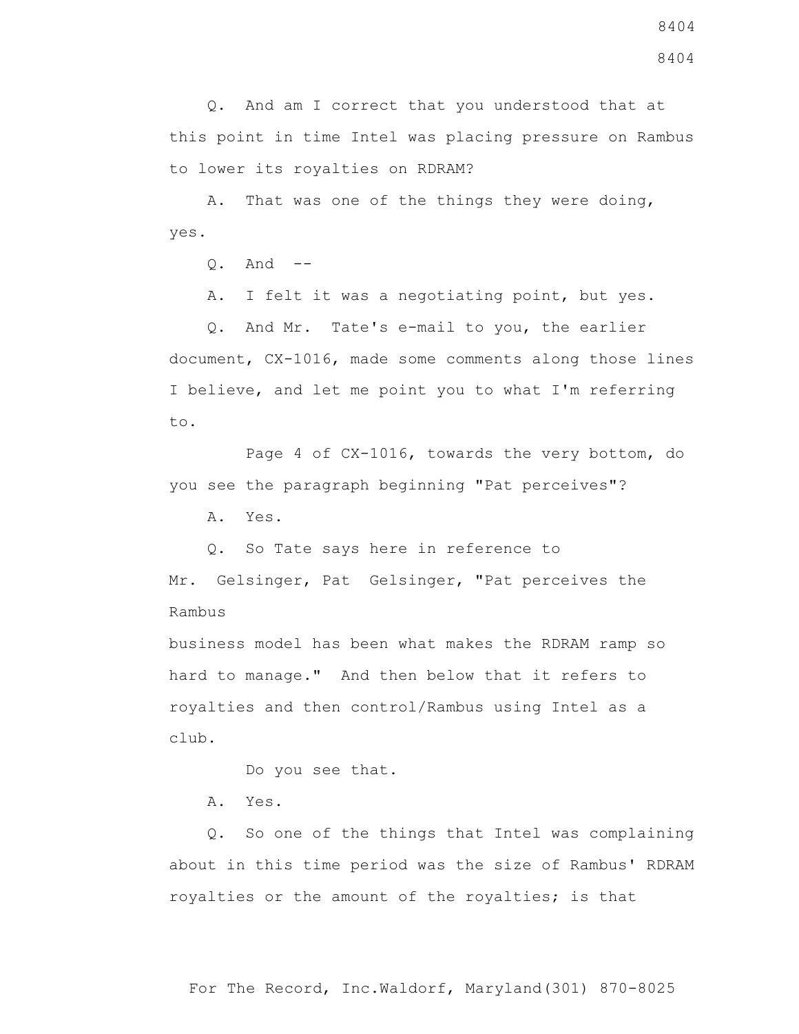Q. And am I correct that you understood that at this point in time Intel was placing pressure on Rambus to lower its royalties on RDRAM?

A. That was one of the things they were doing, yes.

Q. And --

A. I felt it was a negotiating point, but yes.

Q. And Mr. Tate's e-mail to you, the earlier document, CX-1016, made some comments along those lines I believe, and let me point you to what I'm referring to.

Page 4 of CX-1016, towards the very bottom, do you see the paragraph beginning "Pat perceives"?

A. Yes.

Q. So Tate says here in reference to Mr. Gelsinger, Pat Gelsinger, "Pat perceives the Rambus business model has been what makes the RDRAM ramp so hard to manage." And then below that it refers to royalties and then control/Rambus using Intel as a club.

Do you see that.

A. Yes.

Q. So one of the things that Intel was complaining about in this time period was the size of Rambus' RDRAM royalties or the amount of the royalties; is that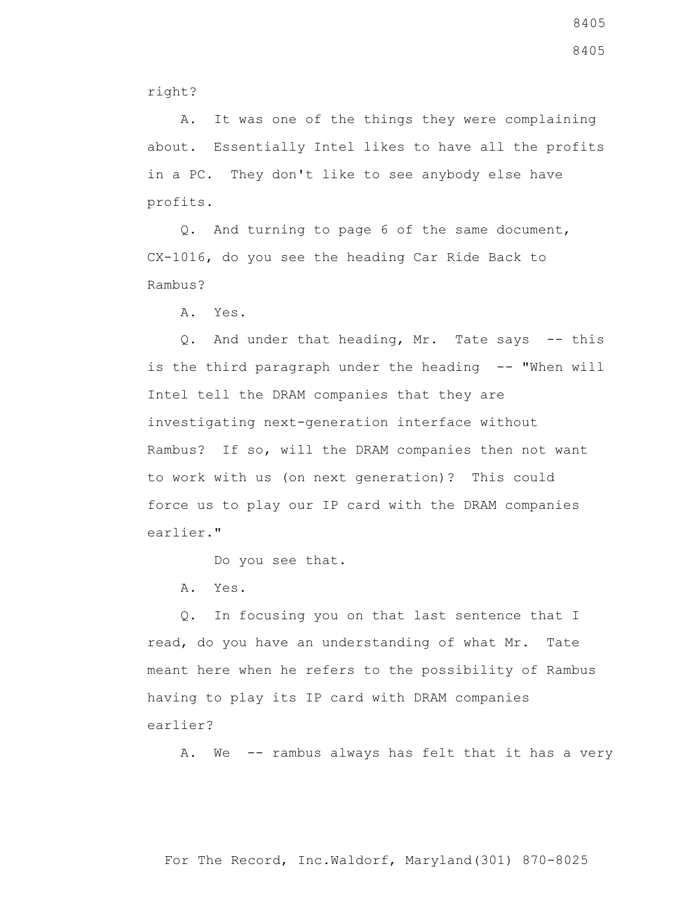right?

A. It was one of the things they were complaining about. Essentially Intel likes to have all the profits in a PC. They don't like to see anybody else have profits.

Q. And turning to page 6 of the same document, CX-1016, do you see the heading Car Ride Back to Rambus?

A. Yes.

Q. And under that heading, Mr. Tate says -- this is the third paragraph under the heading -- "When will Intel tell the DRAM companies that they are investigating next-generation interface without Rambus? If so, will the DRAM companies then not want to work with us (on next generation)? This could force us to play our IP card with the DRAM companies earlier."

Do you see that.

A. Yes.

Q. In focusing you on that last sentence that I read, do you have an understanding of what Mr. Tate meant here when he refers to the possibility of Rambus having to play its IP card with DRAM companies earlier?

A. We -- rambus always has felt that it has a very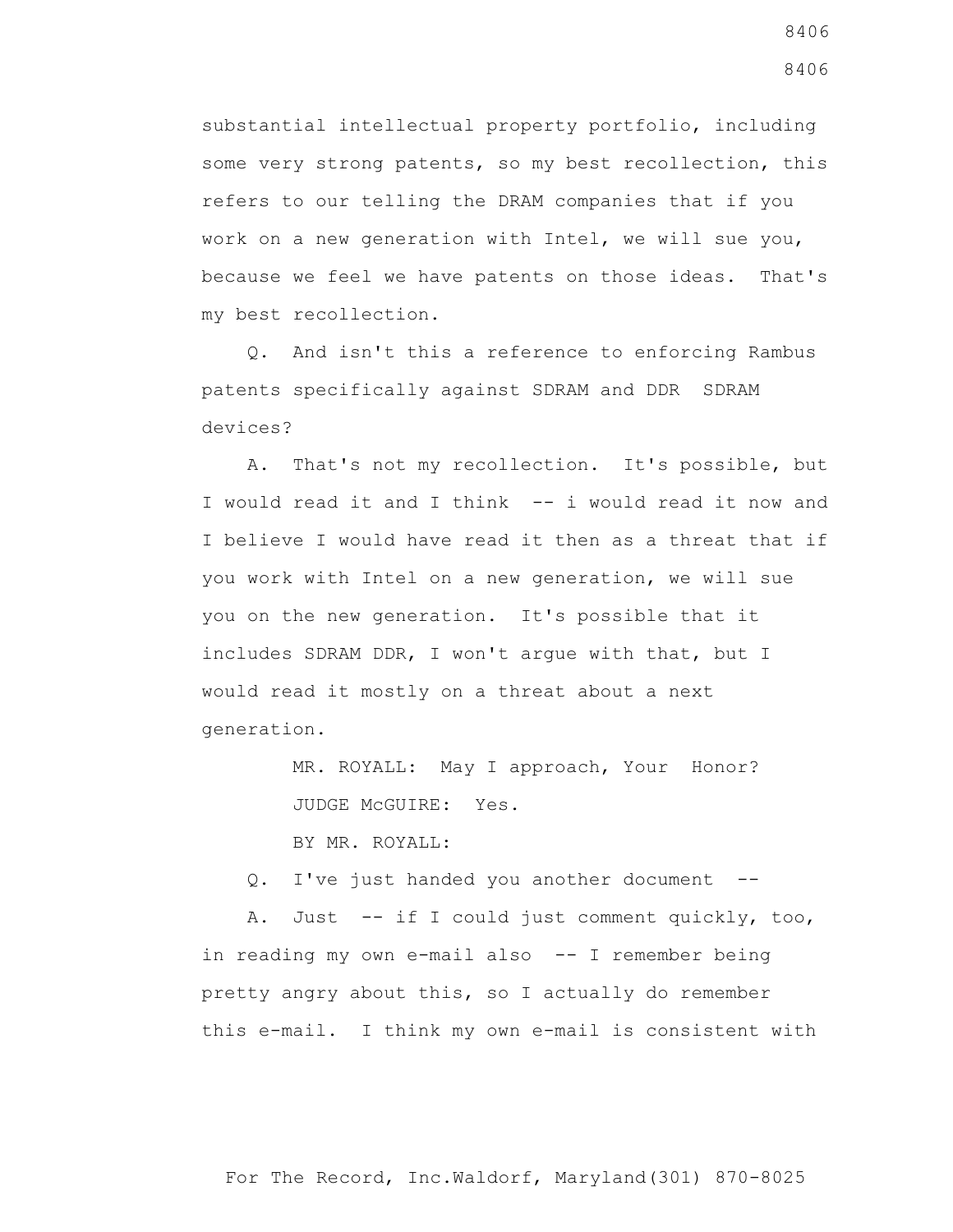substantial intellectual property portfolio, including some very strong patents, so my best recollection, this refers to our telling the DRAM companies that if you work on a new generation with Intel, we will sue you, because we feel we have patents on those ideas. That's my best recollection.

Q. And isn't this a reference to enforcing Rambus patents specifically against SDRAM and DDR SDRAM devices?

A. That's not my recollection. It's possible, but I would read it and I think -- i would read it now and I believe I would have read it then as a threat that if you work with Intel on a new generation, we will sue you on the new generation. It's possible that it includes SDRAM DDR, I won't argue with that, but I would read it mostly on a threat about a next generation.

MR. ROYALL: May I approach, Your Honor?

JUDGE McGUIRE: Yes.

BY MR. ROYALL:

Q. I've just handed you another document --

A. Just -- if I could just comment quickly, too, in reading my own e-mail also -- I remember being pretty angry about this, so I actually do remember this e-mail. I think my own e-mail is consistent with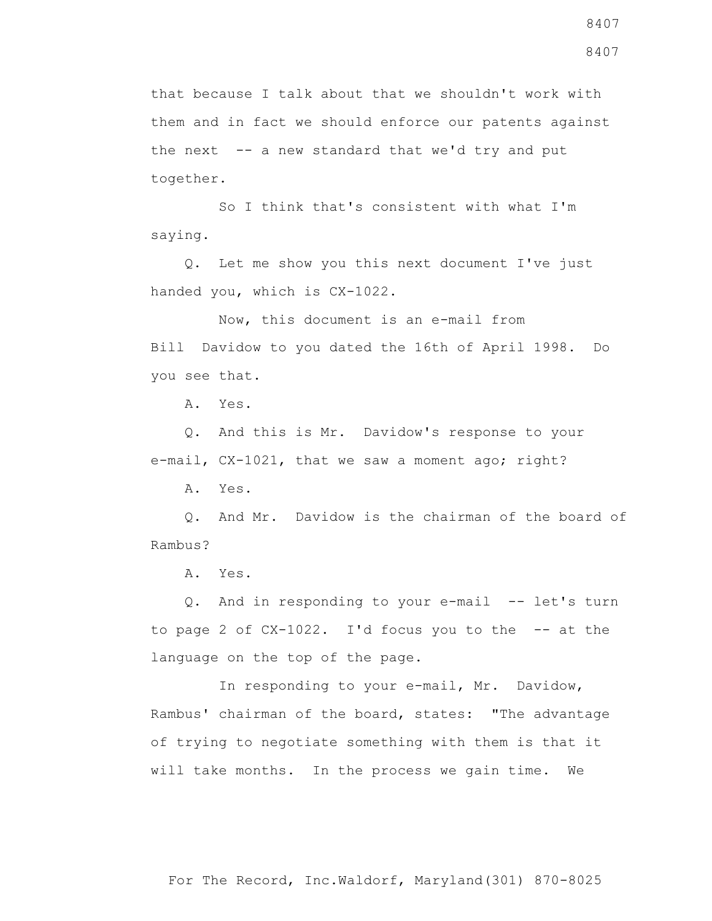that because I talk about that we shouldn't work with them and in fact we should enforce our patents against the next -- a new standard that we'd try and put together.

So I think that's consistent with what I'm saying.

Q. Let me show you this next document I've just handed you, which is CX-1022.

Now, this document is an e-mail from Bill Davidow to you dated the 16th of April 1998. Do you see that.

A. Yes.

Q. And this is Mr. Davidow's response to your e-mail, CX-1021, that we saw a moment ago; right?

A. Yes.

Q. And Mr. Davidow is the chairman of the board of Rambus?

A. Yes.

Q. And in responding to your e-mail -- let's turn to page 2 of CX-1022. I'd focus you to the -- at the language on the top of the page.

In responding to your e-mail, Mr. Davidow, Rambus' chairman of the board, states: "The advantage of trying to negotiate something with them is that it will take months. In the process we gain time. We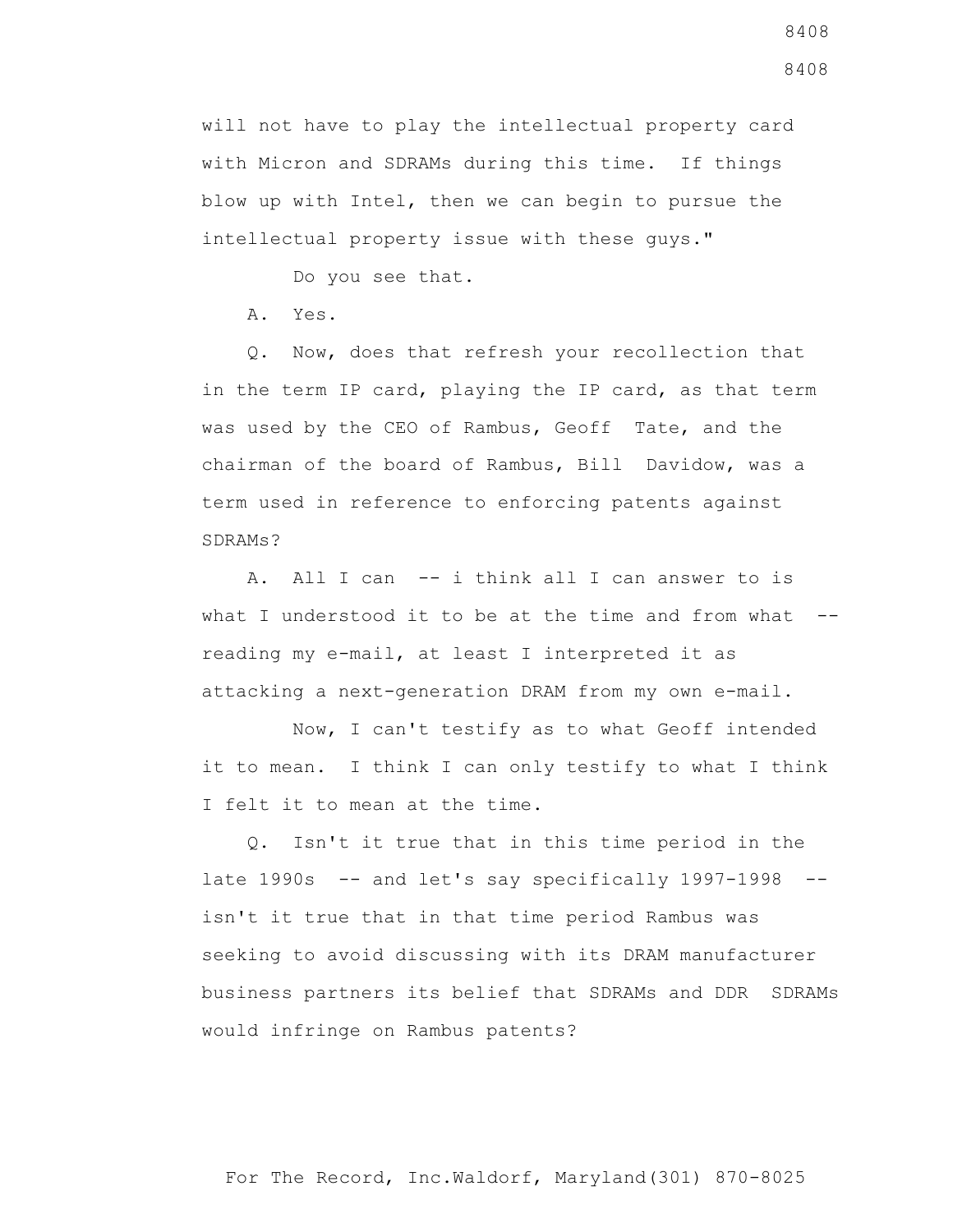will not have to play the intellectual property card with Micron and SDRAMs during this time. If things blow up with Intel, then we can begin to pursue the intellectual property issue with these guys."

Do you see that.

A. Yes.

Q. Now, does that refresh your recollection that in the term IP card, playing the IP card, as that term was used by the CEO of Rambus, Geoff Tate, and the chairman of the board of Rambus, Bill Davidow, was a term used in reference to enforcing patents against SDRAMs?

A. All I can -- i think all I can answer to is what I understood it to be at the time and from what -- reading my e-mail, at least I interpreted it as attacking a next-generation DRAM from my own e-mail.

Now, I can't testify as to what Geoff intended it to mean. I think I can only testify to what I think I felt it to mean at the time.

Q. Isn't it true that in this time period in the late 1990s -- and let's say specifically 1997-1998 -- isn't it true that in that time period Rambus was seeking to avoid discussing with its DRAM manufacturer business partners its belief that SDRAMs and DDR SDRAMs would infringe on Rambus patents?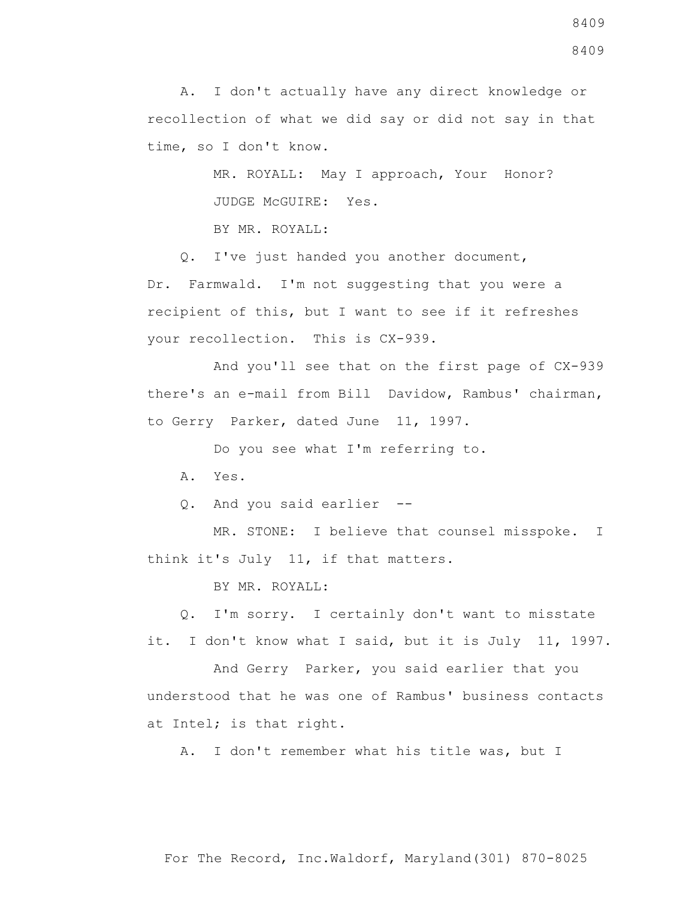A.  I don't actually have any direct knowledge or recollection of what we did say or did not say in that time, so I don't know.

MR. ROYALL:  May I approach, Your Honor?

JUDGE McGUIRE:  Yes.

BY MR. ROYALL:

Q.  I've just handed you another document, Dr. Farmwald.  I'm not suggesting that you were a recipient of this, but I want to see if it refreshes your recollection.  This is CX-939.

And you'll see that on the first page of CX-939 there's an e-mail from Bill Davidow, Rambus' chairman, to Gerry Parker, dated June 11, 1997.

Do you see what I'm referring to.

A.  Yes.

Q.  And you said earlier --

MR. STONE:  I believe that counsel misspoke.  I think it's July 11, if that matters.

BY MR. ROYALL:

Q.  I'm sorry.  I certainly don't want to misstate it.  I don't know what I said, but it is July 11, 1997.

And Gerry Parker, you said earlier that you understood that he was one of Rambus' business contacts at Intel; is that right.

A.  I don't remember what his title was, but I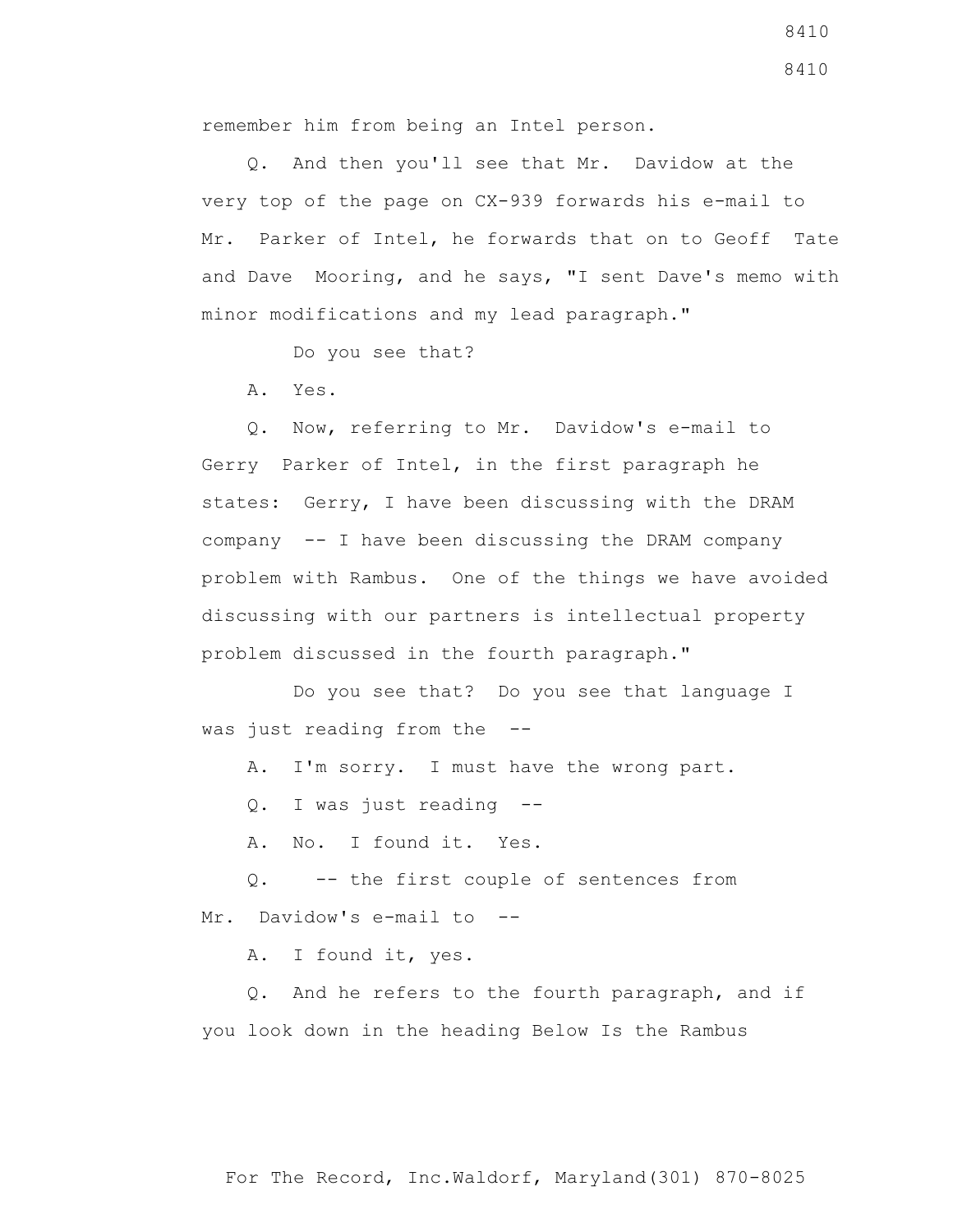remember him from being an Intel person.

Q. And then you'll see that Mr. Davidow at the very top of the page on CX-939 forwards his e-mail to Mr. Parker of Intel, he forwards that on to Geoff Tate and Dave Mooring, and he says, "I sent Dave's memo with minor modifications and my lead paragraph."

Do you see that?

A. Yes.

Q. Now, referring to Mr. Davidow's e-mail to Gerry Parker of Intel, in the first paragraph he states: Gerry, I have been discussing with the DRAM company -- I have been discussing the DRAM company problem with Rambus. One of the things we have avoided discussing with our partners is intellectual property problem discussed in the fourth paragraph."

Do you see that? Do you see that language I was just reading from the --

A. I'm sorry. I must have the wrong part.

Q. I was just reading --

A. No. I found it. Yes.

Q. -- the first couple of sentences from Mr. Davidow's e-mail to --

A. I found it, yes.

Q. And he refers to the fourth paragraph, and if you look down in the heading Below Is the Rambus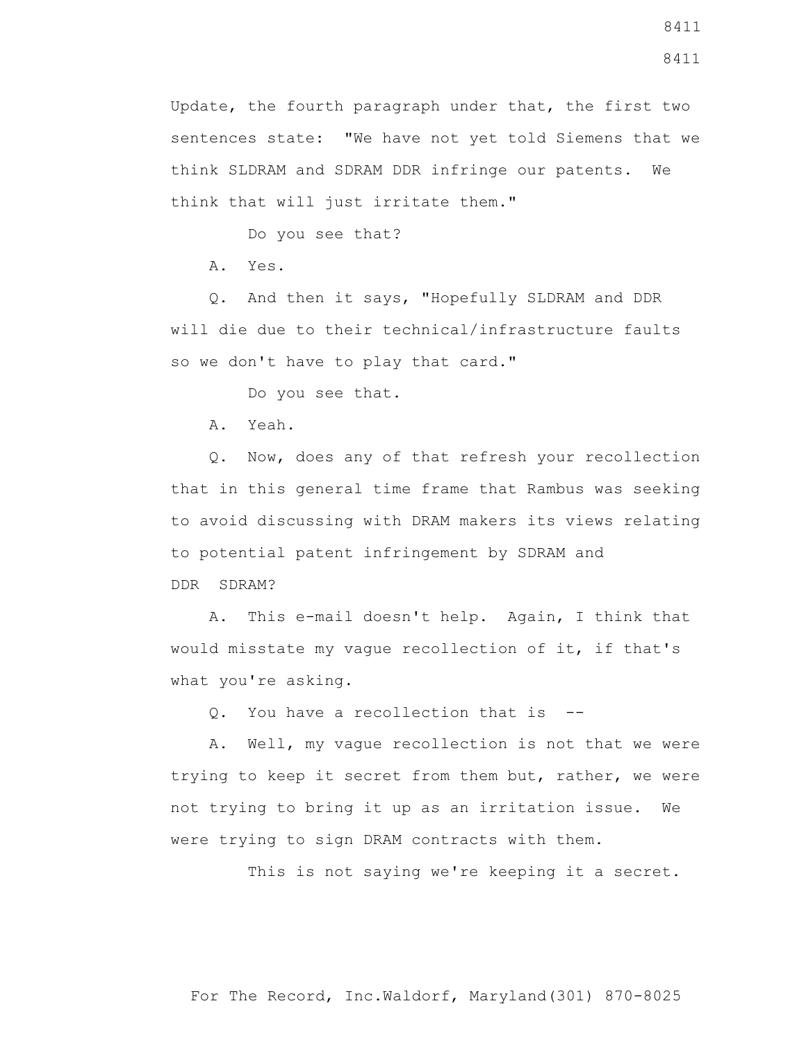Update, the fourth paragraph under that, the first two sentences state: "We have not yet told Siemens that we think SLDRAM and SDRAM DDR infringe our patents. We think that will just irritate them."

Do you see that?

A. Yes.

Q. And then it says, "Hopefully SLDRAM and DDR will die due to their technical/infrastructure faults so we don't have to play that card."

Do you see that.

A. Yeah.

Q. Now, does any of that refresh your recollection that in this general time frame that Rambus was seeking to avoid discussing with DRAM makers its views relating to potential patent infringement by SDRAM and DDR SDRAM?

A. This e-mail doesn't help. Again, I think that would misstate my vague recollection of it, if that's what you're asking.

Q. You have a recollection that is --

A. Well, my vague recollection is not that we were trying to keep it secret from them but, rather, we were not trying to bring it up as an irritation issue. We were trying to sign DRAM contracts with them.

This is not saying we're keeping it a secret.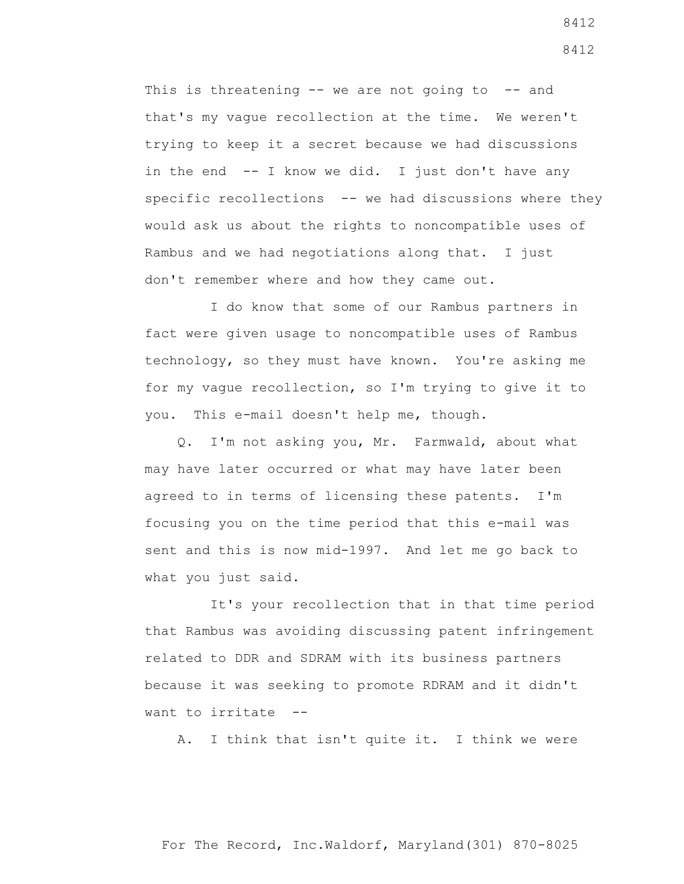This is threatening -- we are not going to -- and that's my vague recollection at the time. We weren't trying to keep it a secret because we had discussions in the end -- I know we did. I just don't have any specific recollections -- we had discussions where they would ask us about the rights to noncompatible uses of Rambus and we had negotiations along that. I just don't remember where and how they came out.

I do know that some of our Rambus partners in fact were given usage to noncompatible uses of Rambus technology, so they must have known. You're asking me for my vague recollection, so I'm trying to give it to you. This e-mail doesn't help me, though.

Q. I'm not asking you, Mr. Farmwald, about what may have later occurred or what may have later been agreed to in terms of licensing these patents. I'm focusing you on the time period that this e-mail was sent and this is now mid-1997. And let me go back to what you just said.

It's your recollection that in that time period that Rambus was avoiding discussing patent infringement related to DDR and SDRAM with its business partners because it was seeking to promote RDRAM and it didn't want to irritate --

A. I think that isn't quite it. I think we were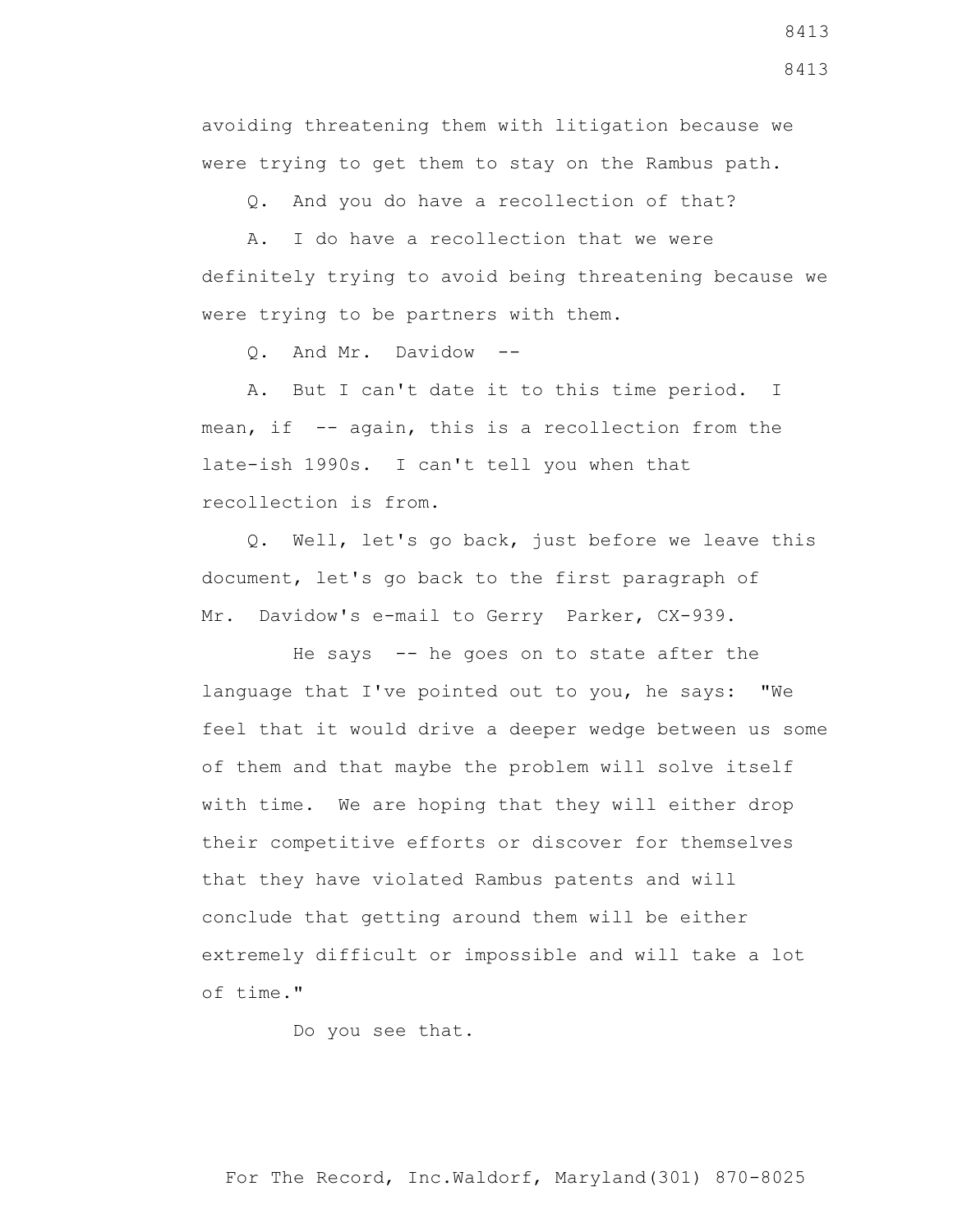avoiding threatening them with litigation because we were trying to get them to stay on the Rambus path.

Q. And you do have a recollection of that?

A. I do have a recollection that we were definitely trying to avoid being threatening because we were trying to be partners with them.

Q. And Mr. Davidow --

A. But I can't date it to this time period. I mean, if -- again, this is a recollection from the late-ish 1990s. I can't tell you when that recollection is from.

Q. Well, let's go back, just before we leave this document, let's go back to the first paragraph of Mr. Davidow's e-mail to Gerry Parker, CX-939.

He says -- he goes on to state after the language that I've pointed out to you, he says: "We feel that it would drive a deeper wedge between us some of them and that maybe the problem will solve itself with time. We are hoping that they will either drop their competitive efforts or discover for themselves that they have violated Rambus patents and will conclude that getting around them will be either extremely difficult or impossible and will take a lot of time."

Do you see that.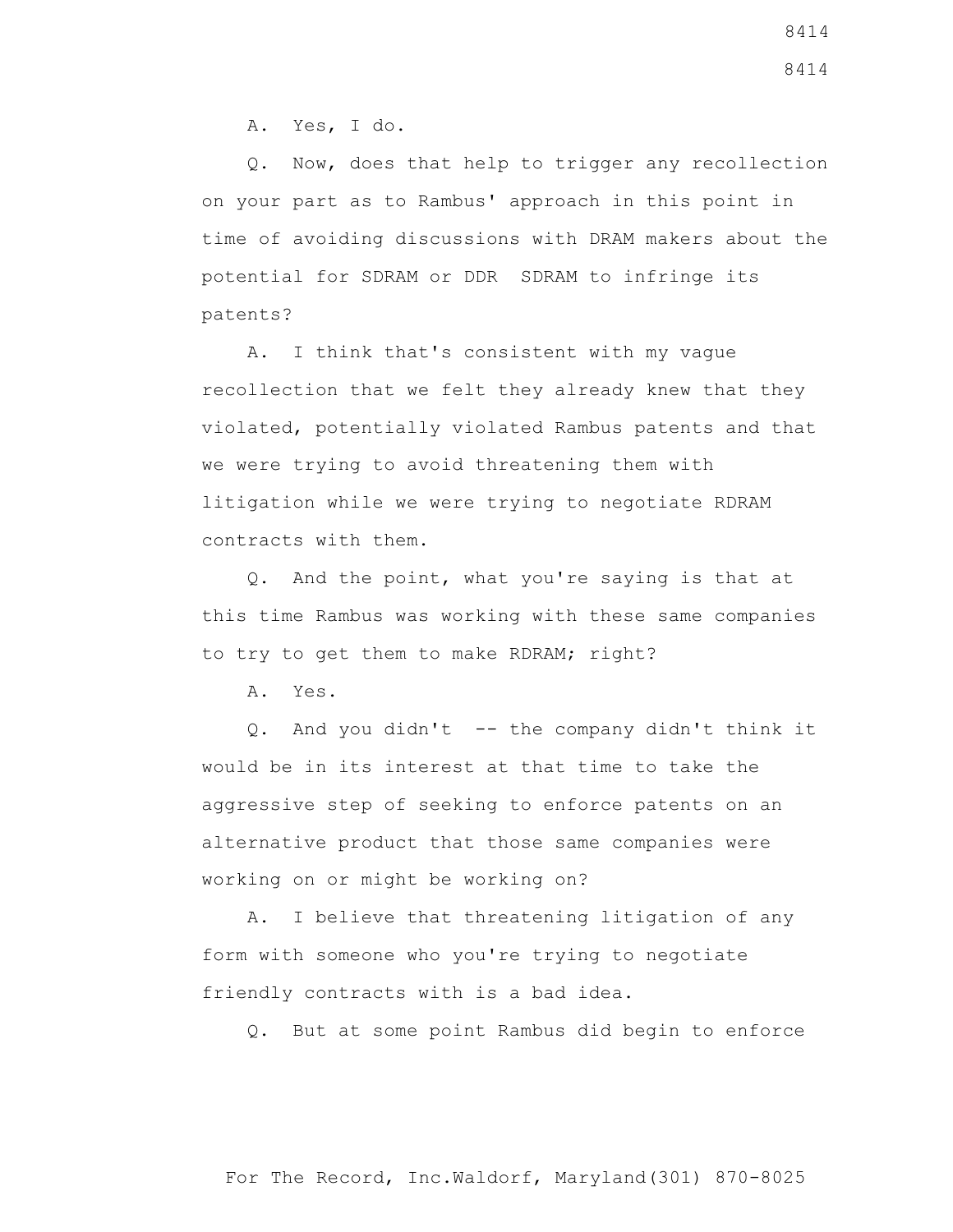A. Yes, I do.

Q. Now, does that help to trigger any recollection on your part as to Rambus' approach in this point in time of avoiding discussions with DRAM makers about the potential for SDRAM or DDR SDRAM to infringe its patents?

A. I think that's consistent with my vague recollection that we felt they already knew that they violated, potentially violated Rambus patents and that we were trying to avoid threatening them with litigation while we were trying to negotiate RDRAM contracts with them.

Q. And the point, what you're saying is that at this time Rambus was working with these same companies to try to get them to make RDRAM; right?

A. Yes.

Q. And you didn't -- the company didn't think it would be in its interest at that time to take the aggressive step of seeking to enforce patents on an alternative product that those same companies were working on or might be working on?

A. I believe that threatening litigation of any form with someone who you're trying to negotiate friendly contracts with is a bad idea.

Q. But at some point Rambus did begin to enforce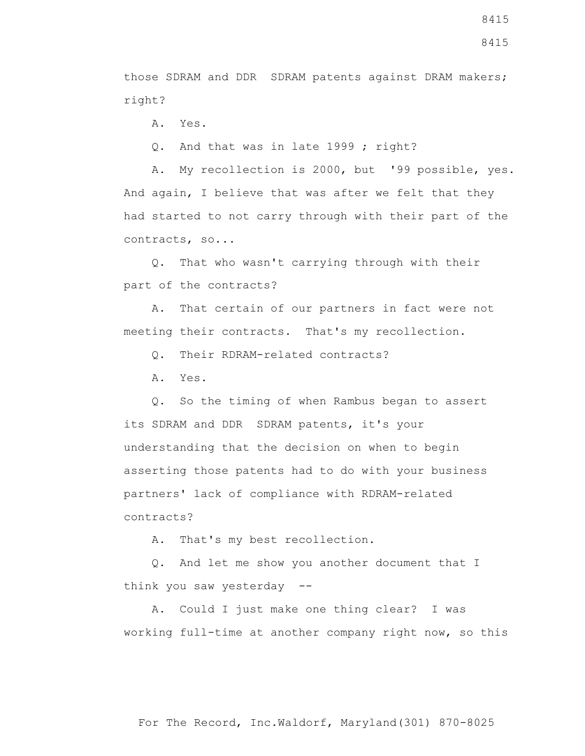those SDRAM and DDR SDRAM patents against DRAM makers; right?

A. Yes.

Q. And that was in late 1999 ; right?

A. My recollection is 2000, but '99 possible, yes. And again, I believe that was after we felt that they had started to not carry through with their part of the contracts, so...

Q. That who wasn't carrying through with their part of the contracts?

A. That certain of our partners in fact were not meeting their contracts. That's my recollection.

Q. Their RDRAM-related contracts?

A. Yes.

Q. So the timing of when Rambus began to assert its SDRAM and DDR SDRAM patents, it's your understanding that the decision on when to begin asserting those patents had to do with your business partners' lack of compliance with RDRAM-related contracts?

A. That's my best recollection.

Q. And let me show you another document that I think you saw yesterday --

A. Could I just make one thing clear? I was working full-time at another company right now, so this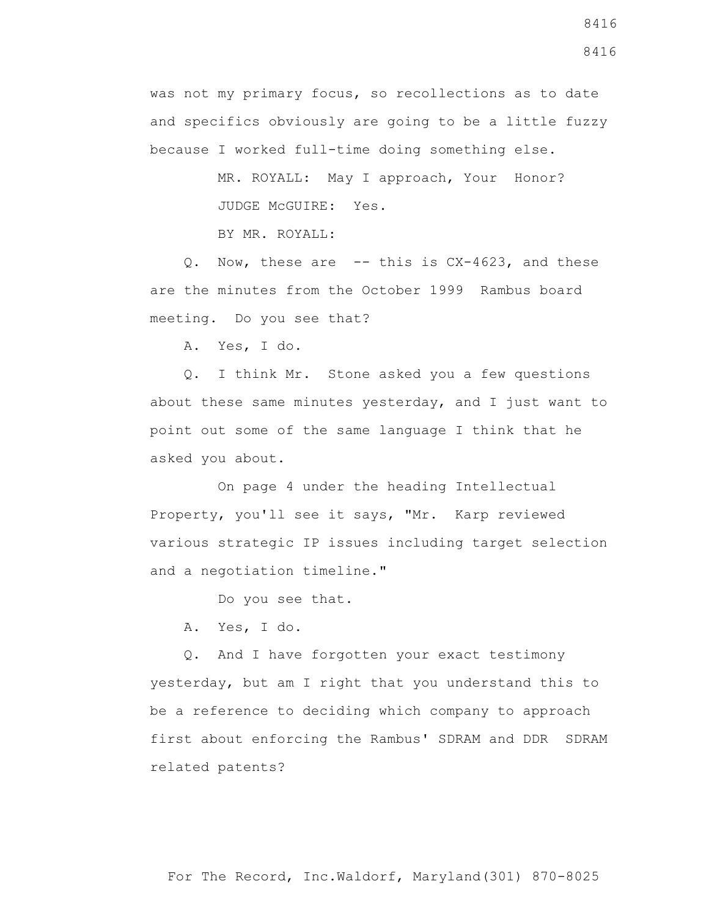was not my primary focus, so recollections as to date and specifics obviously are going to be a little fuzzy because I worked full-time doing something else.

MR. ROYALL: May I approach, Your Honor?

JUDGE McGUIRE: Yes.

BY MR. ROYALL:

Q. Now, these are -- this is CX-4623, and these are the minutes from the October 1999 Rambus board meeting. Do you see that?

A. Yes, I do.

Q. I think Mr. Stone asked you a few questions about these same minutes yesterday, and I just want to point out some of the same language I think that he asked you about.

On page 4 under the heading Intellectual Property, you'll see it says, "Mr. Karp reviewed various strategic IP issues including target selection and a negotiation timeline."

Do you see that.

A. Yes, I do.

Q. And I have forgotten your exact testimony yesterday, but am I right that you understand this to be a reference to deciding which company to approach first about enforcing the Rambus' SDRAM and DDR SDRAM related patents?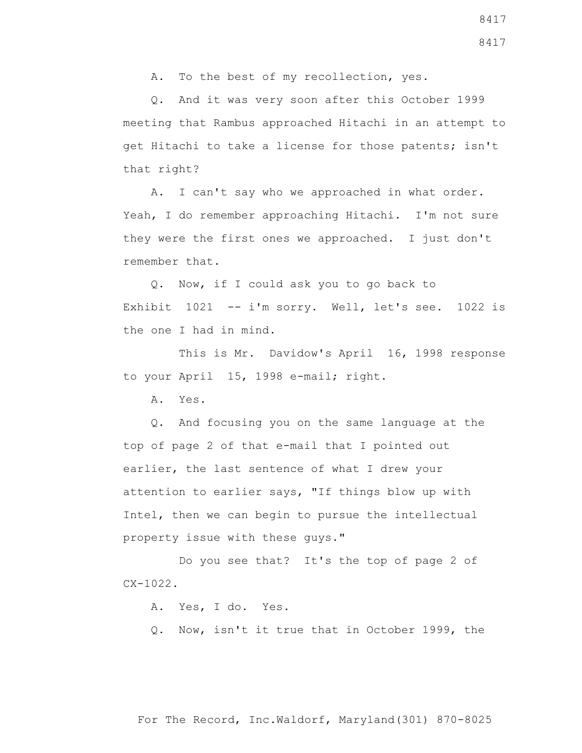A. To the best of my recollection, yes.

Q. And it was very soon after this October 1999 meeting that Rambus approached Hitachi in an attempt to get Hitachi to take a license for those patents; isn't that right?

A. I can't say who we approached in what order. Yeah, I do remember approaching Hitachi. I'm not sure they were the first ones we approached. I just don't remember that.

Q. Now, if I could ask you to go back to Exhibit 1021 -- i'm sorry. Well, let's see. 1022 is the one I had in mind.

This is Mr. Davidow's April 16, 1998 response to your April 15, 1998 e-mail; right.

A. Yes.

Q. And focusing you on the same language at the top of page 2 of that e-mail that I pointed out earlier, the last sentence of what I drew your attention to earlier says, "If things blow up with Intel, then we can begin to pursue the intellectual property issue with these guys."

Do you see that? It's the top of page 2 of CX-1022.

A. Yes, I do. Yes.

Q. Now, isn't it true that in October 1999, the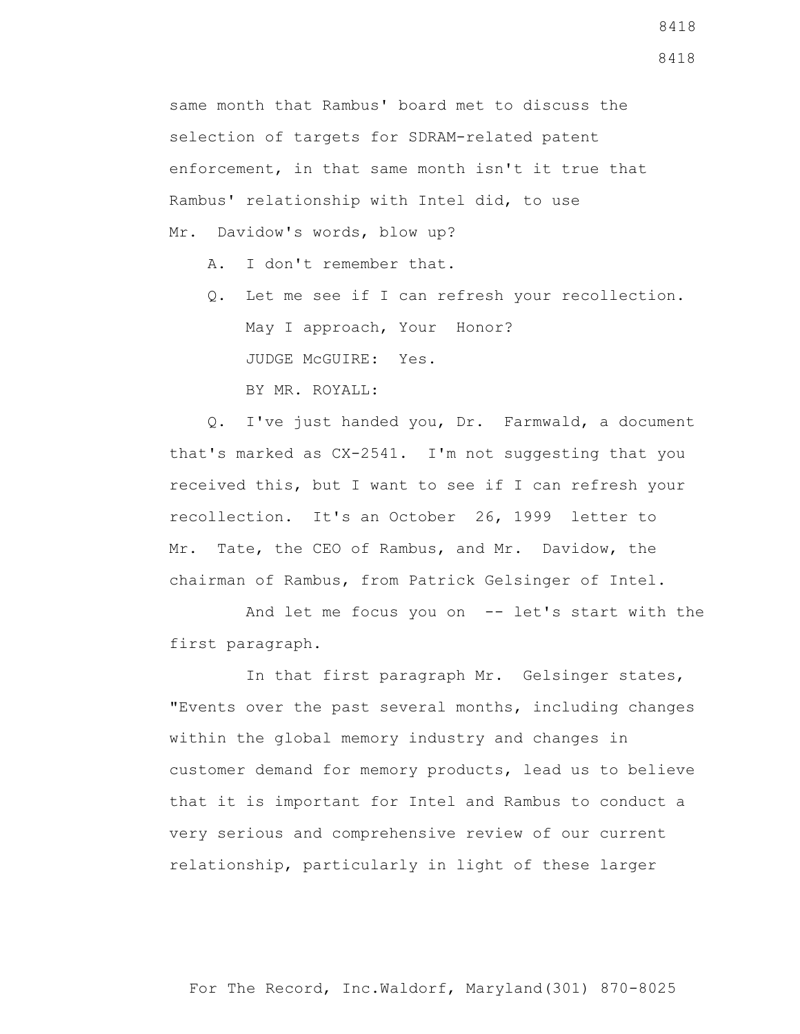same month that Rambus' board met to discuss the selection of targets for SDRAM-related patent enforcement, in that same month isn't it true that Rambus' relationship with Intel did, to use Mr. Davidow's words, blow up?

A. I don't remember that.

Q. Let me see if I can refresh your recollection.

May I approach, Your Honor?

JUDGE McGUIRE: Yes.

BY MR. ROYALL:

Q. I've just handed you, Dr. Farmwald, a document that's marked as CX-2541. I'm not suggesting that you received this, but I want to see if I can refresh your recollection. It's an October 26, 1999 letter to Mr. Tate, the CEO of Rambus, and Mr. Davidow, the chairman of Rambus, from Patrick Gelsinger of Intel.

And let me focus you on -- let's start with the first paragraph.

In that first paragraph Mr. Gelsinger states, "Events over the past several months, including changes within the global memory industry and changes in customer demand for memory products, lead us to believe that it is important for Intel and Rambus to conduct a very serious and comprehensive review of our current relationship, particularly in light of these larger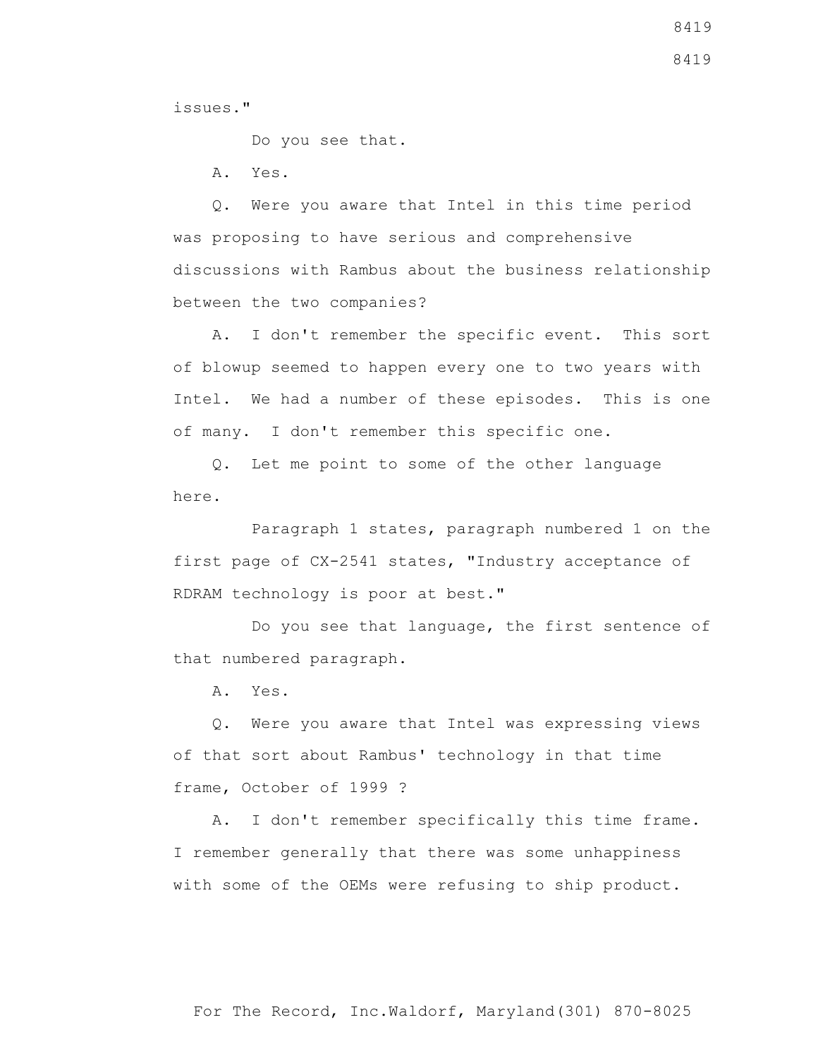issues."

Do you see that.

A. Yes.

Q. Were you aware that Intel in this time period was proposing to have serious and comprehensive discussions with Rambus about the business relationship between the two companies?

A. I don't remember the specific event. This sort of blowup seemed to happen every one to two years with Intel. We had a number of these episodes. This is one of many. I don't remember this specific one.

Q. Let me point to some of the other language here.

Paragraph 1 states, paragraph numbered 1 on the first page of CX-2541 states, "Industry acceptance of RDRAM technology is poor at best."

Do you see that language, the first sentence of that numbered paragraph.

A. Yes.

Q. Were you aware that Intel was expressing views of that sort about Rambus' technology in that time frame, October of 1999 ?

A. I don't remember specifically this time frame. I remember generally that there was some unhappiness with some of the OEMs were refusing to ship product.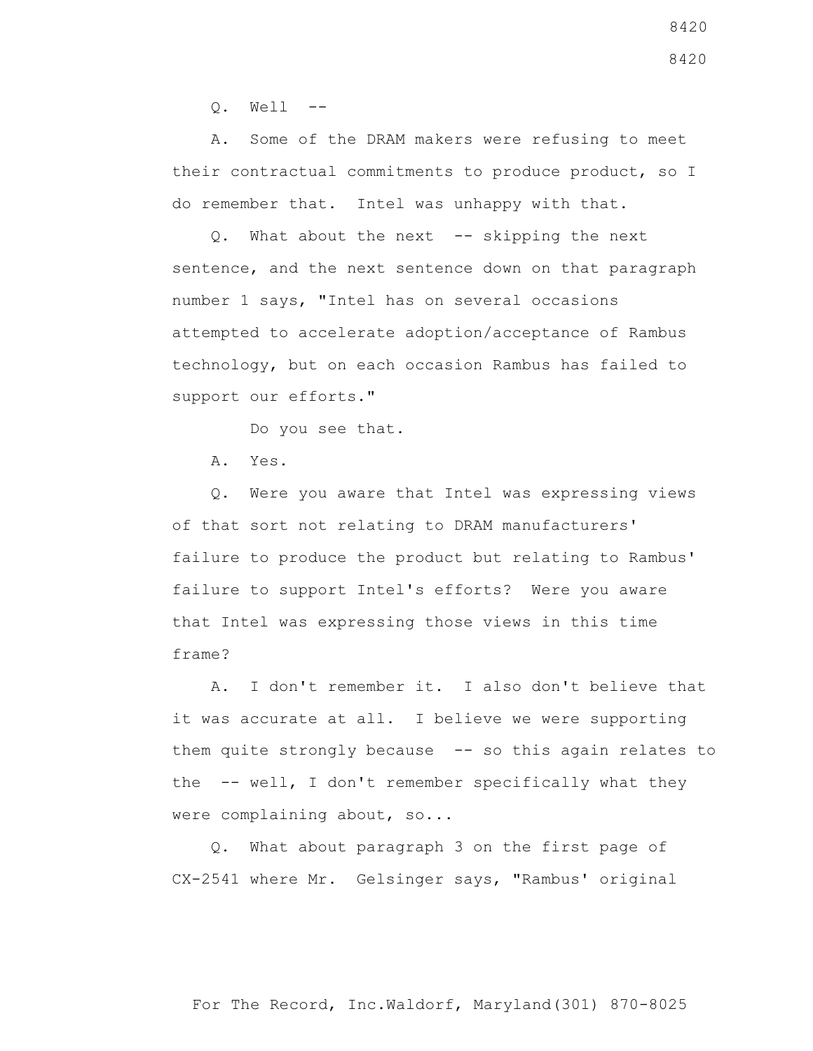Q. Well --

A. Some of the DRAM makers were refusing to meet their contractual commitments to produce product, so I do remember that. Intel was unhappy with that.

Q. What about the next -- skipping the next sentence, and the next sentence down on that paragraph number 1 says, "Intel has on several occasions attempted to accelerate adoption/acceptance of Rambus technology, but on each occasion Rambus has failed to support our efforts."

Do you see that.

A. Yes.

Q. Were you aware that Intel was expressing views of that sort not relating to DRAM manufacturers' failure to produce the product but relating to Rambus' failure to support Intel's efforts? Were you aware that Intel was expressing those views in this time frame?

A. I don't remember it. I also don't believe that it was accurate at all. I believe we were supporting them quite strongly because -- so this again relates to the -- well, I don't remember specifically what they were complaining about, so...

Q. What about paragraph 3 on the first page of CX-2541 where Mr. Gelsinger says, "Rambus' original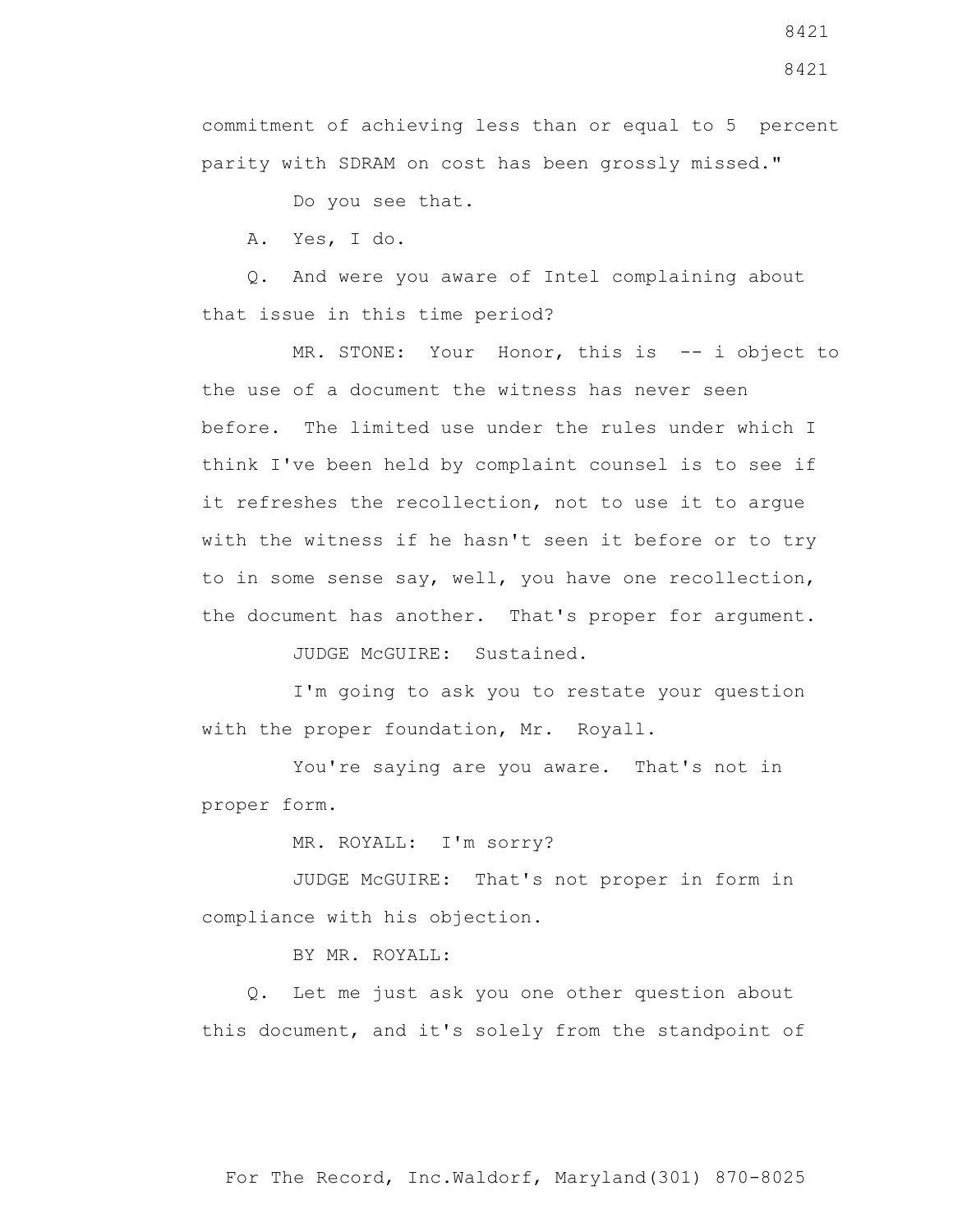commitment of achieving less than or equal to 5 percent parity with SDRAM on cost has been grossly missed."

Do you see that.

A. Yes, I do.

Q. And were you aware of Intel complaining about that issue in this time period?

MR. STONE: Your Honor, this is -- i object to the use of a document the witness has never seen before. The limited use under the rules under which I think I've been held by complaint counsel is to see if it refreshes the recollection, not to use it to argue with the witness if he hasn't seen it before or to try to in some sense say, well, you have one recollection, the document has another. That's proper for argument.

JUDGE McGUIRE: Sustained.

I'm going to ask you to restate your question with the proper foundation, Mr. Royall.

You're saying are you aware. That's not in proper form.

MR. ROYALL: I'm sorry?

JUDGE McGUIRE: That's not proper in form in compliance with his objection.

BY MR. ROYALL:

Q. Let me just ask you one other question about this document, and it's solely from the standpoint of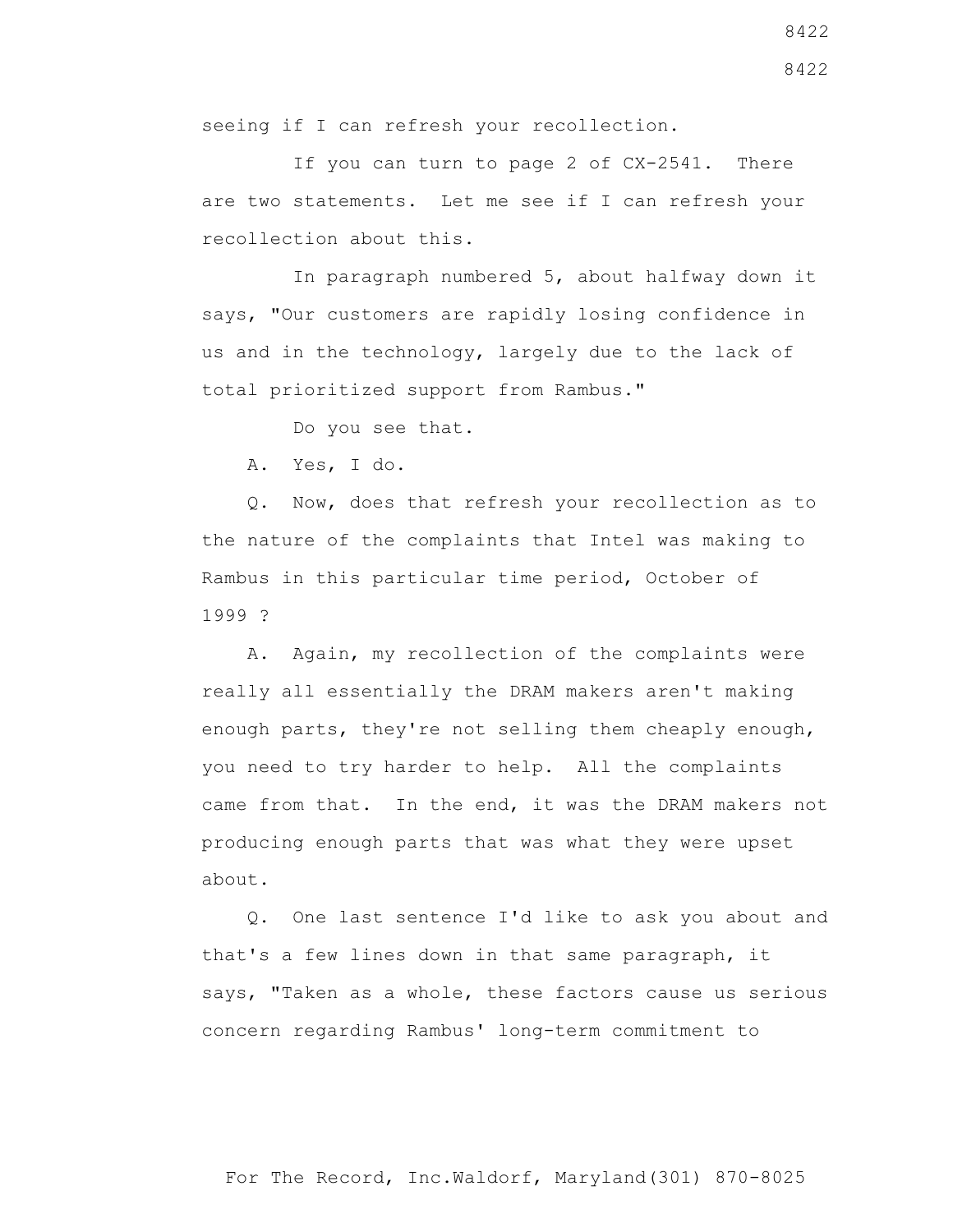seeing if I can refresh your recollection.

If you can turn to page 2 of CX-2541. There are two statements. Let me see if I can refresh your recollection about this.

In paragraph numbered 5, about halfway down it says, "Our customers are rapidly losing confidence in us and in the technology, largely due to the lack of total prioritized support from Rambus."

Do you see that.

A. Yes, I do.

Q. Now, does that refresh your recollection as to the nature of the complaints that Intel was making to Rambus in this particular time period, October of 1999 ?

A. Again, my recollection of the complaints were really all essentially the DRAM makers aren't making enough parts, they're not selling them cheaply enough, you need to try harder to help. All the complaints came from that. In the end, it was the DRAM makers not producing enough parts that was what they were upset about.

Q. One last sentence I'd like to ask you about and that's a few lines down in that same paragraph, it says, "Taken as a whole, these factors cause us serious concern regarding Rambus' long-term commitment to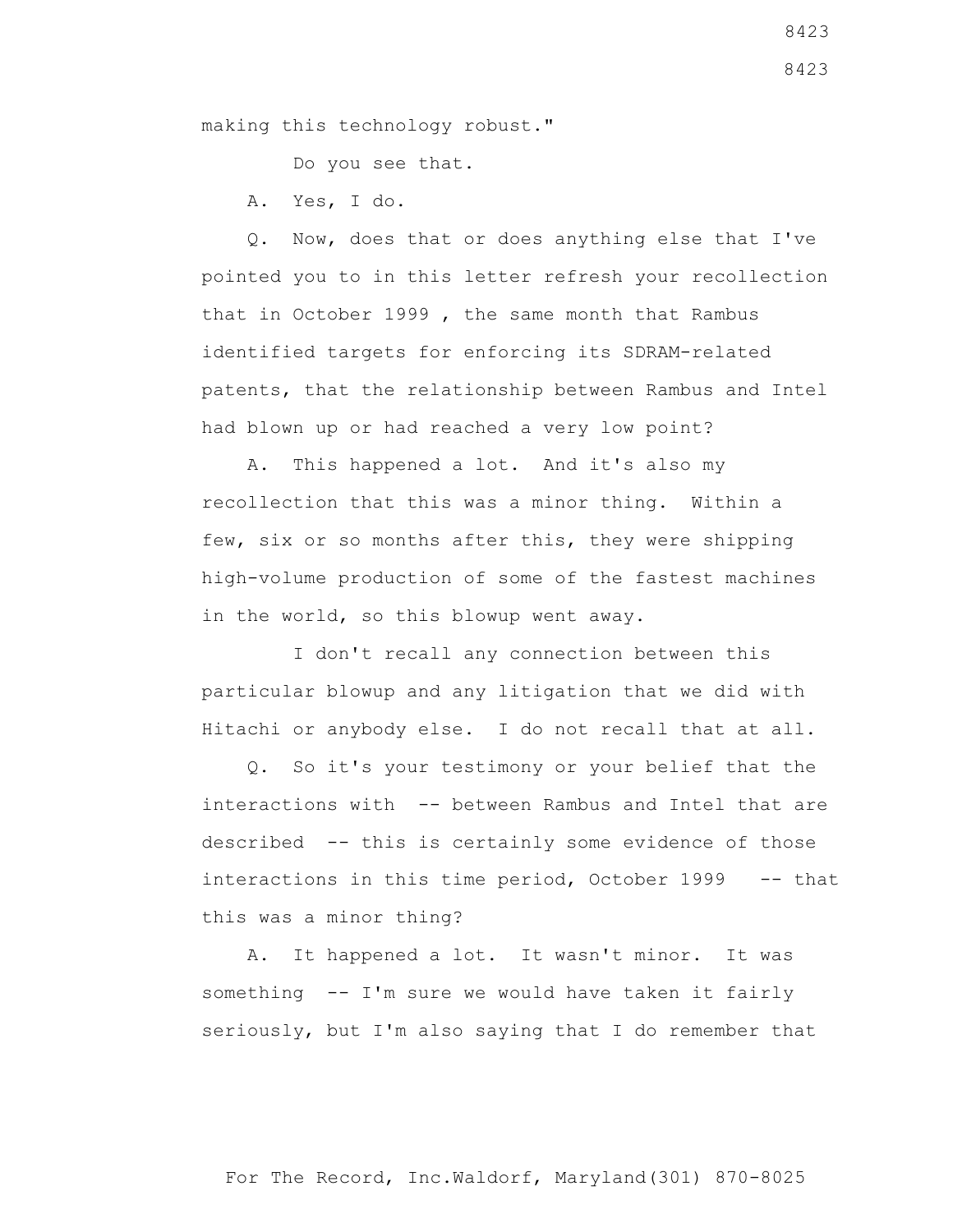making this technology robust."

Do you see that.

A. Yes, I do.

Q. Now, does that or does anything else that I've pointed you to in this letter refresh your recollection that in October 1999 , the same month that Rambus identified targets for enforcing its SDRAM-related patents, that the relationship between Rambus and Intel had blown up or had reached a very low point?

A. This happened a lot. And it's also my recollection that this was a minor thing. Within a few, six or so months after this, they were shipping high-volume production of some of the fastest machines in the world, so this blowup went away.

I don't recall any connection between this particular blowup and any litigation that we did with Hitachi or anybody else. I do not recall that at all.

Q. So it's your testimony or your belief that the interactions with -- between Rambus and Intel that are described -- this is certainly some evidence of those interactions in this time period, October 1999 -- that this was a minor thing?

A. It happened a lot. It wasn't minor. It was something -- I'm sure we would have taken it fairly seriously, but I'm also saying that I do remember that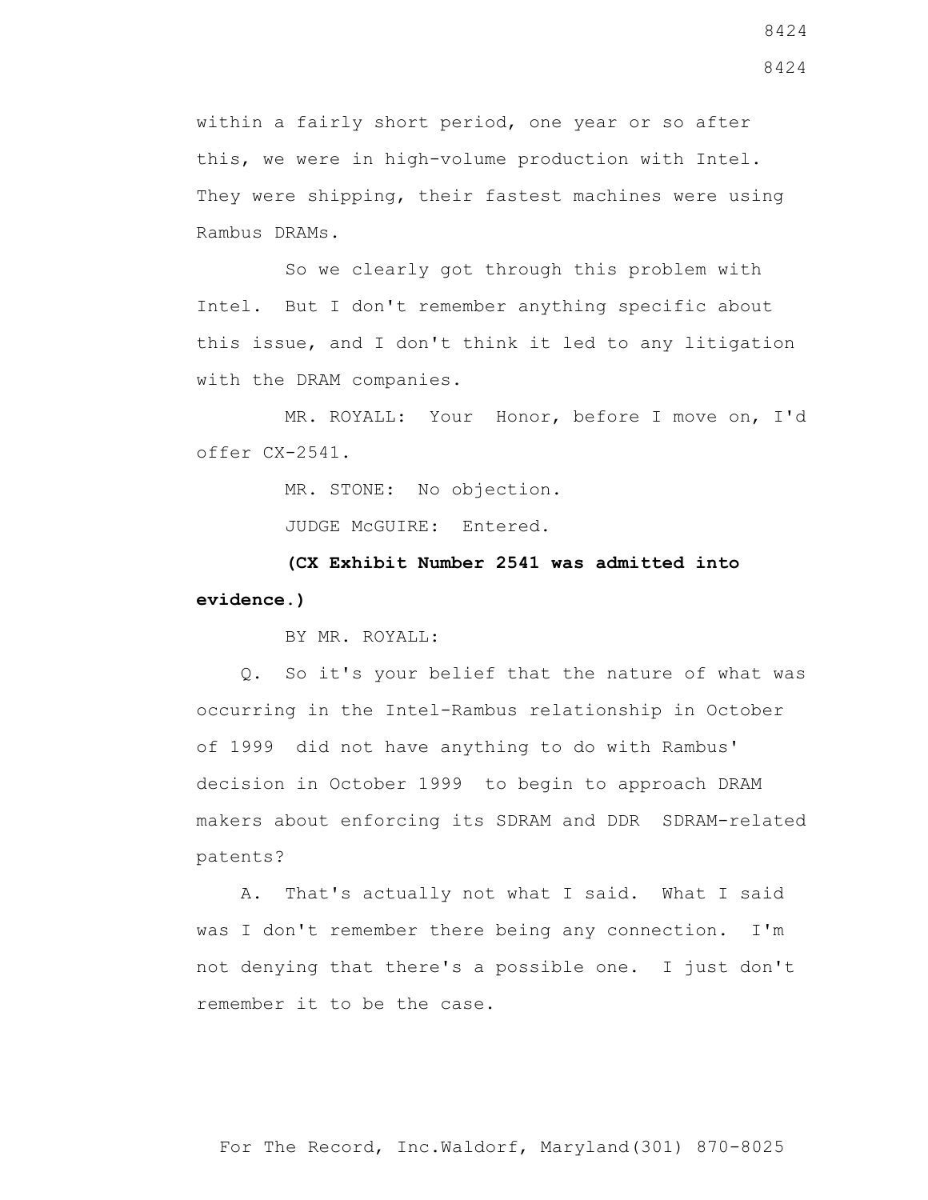within a fairly short period, one year or so after this, we were in high-volume production with Intel. They were shipping, their fastest machines were using Rambus DRAMs.

So we clearly got through this problem with Intel. But I don't remember anything specific about this issue, and I don't think it led to any litigation with the DRAM companies.

MR. ROYALL: Your Honor, before I move on, I'd offer CX-2541.

MR. STONE: No objection.

JUDGE McGUIRE: Entered.

**(CX Exhibit Number 2541 was admitted into evidence.)**

BY MR. ROYALL:

Q. So it's your belief that the nature of what was occurring in the Intel-Rambus relationship in October of 1999 did not have anything to do with Rambus' decision in October 1999 to begin to approach DRAM makers about enforcing its SDRAM and DDR SDRAM-related patents?

A. That's actually not what I said. What I said was I don't remember there being any connection. I'm not denying that there's a possible one. I just don't remember it to be the case.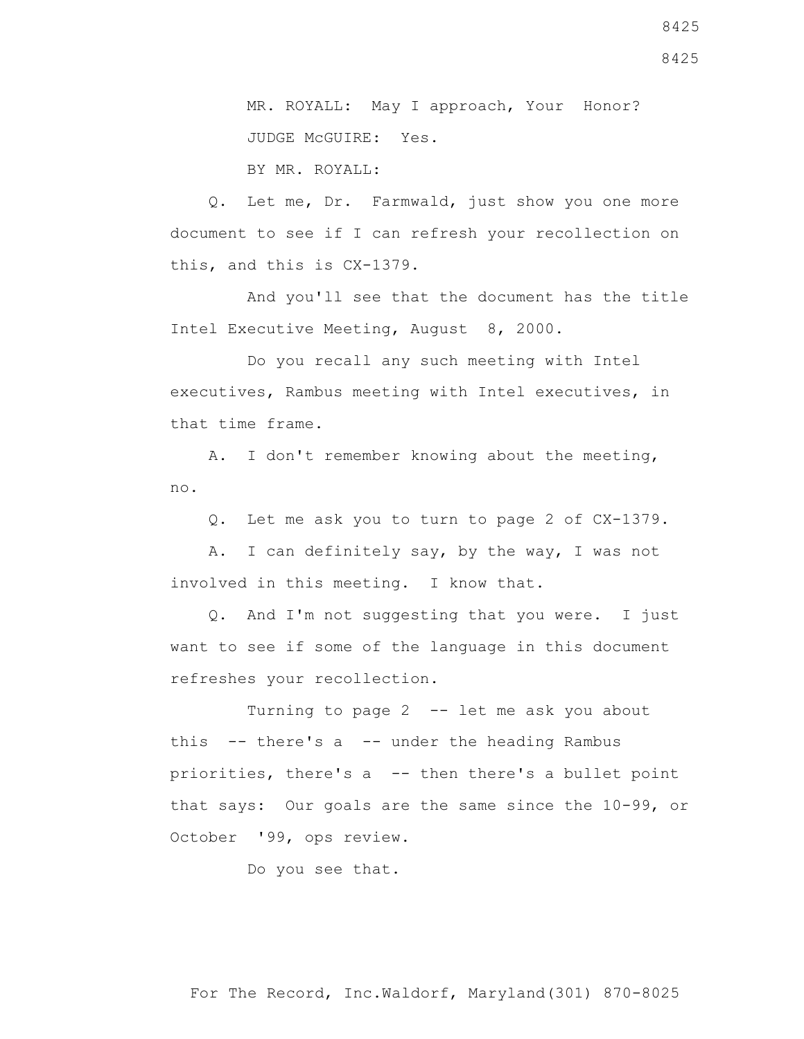MR. ROYALL: May I approach, Your Honor?

JUDGE McGUIRE: Yes.

BY MR. ROYALL:

Q. Let me, Dr. Farmwald, just show you one more document to see if I can refresh your recollection on this, and this is CX-1379.

And you'll see that the document has the title Intel Executive Meeting, August 8, 2000.

Do you recall any such meeting with Intel executives, Rambus meeting with Intel executives, in that time frame.

A. I don't remember knowing about the meeting, no.

Q. Let me ask you to turn to page 2 of CX-1379.

A. I can definitely say, by the way, I was not involved in this meeting. I know that.

Q. And I'm not suggesting that you were. I just want to see if some of the language in this document refreshes your recollection.

Turning to page 2 -- let me ask you about this -- there's a -- under the heading Rambus priorities, there's a -- then there's a bullet point that says: Our goals are the same since the 10-99, or October '99, ops review.

Do you see that.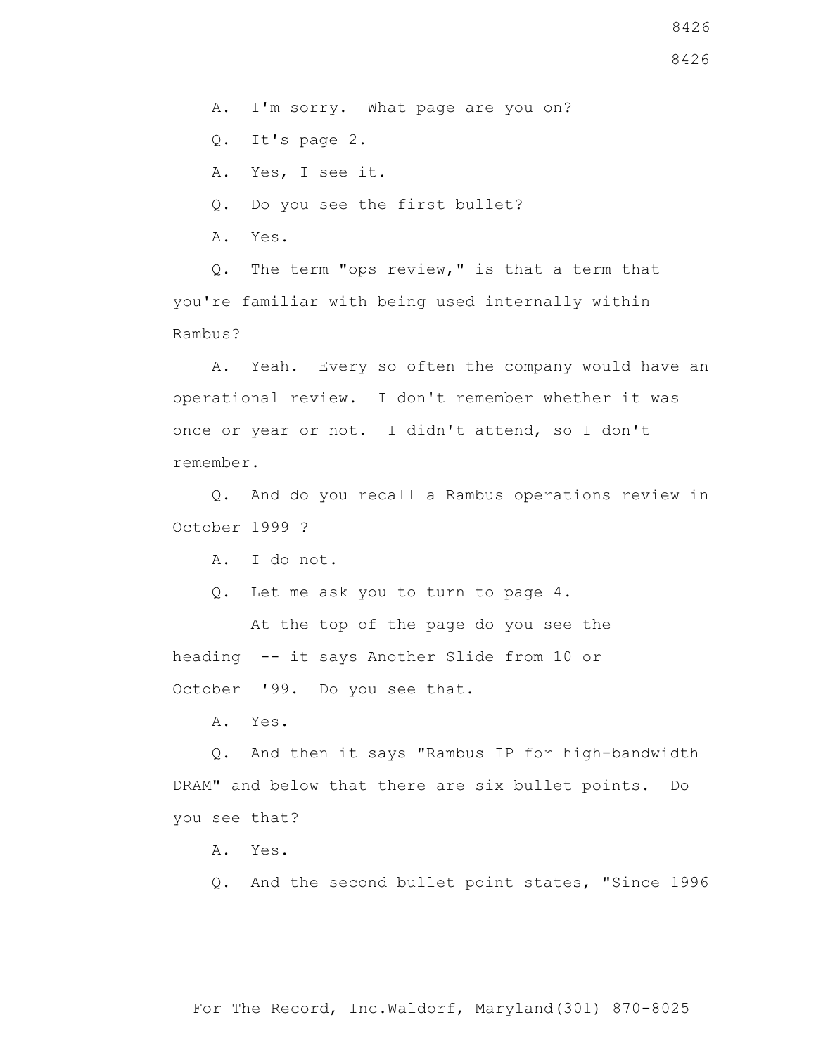A. I'm sorry. What page are you on?

Q. It's page 2.

A. Yes, I see it.

Q. Do you see the first bullet?

A. Yes.

Q. The term "ops review," is that a term that you're familiar with being used internally within Rambus?

A. Yeah. Every so often the company would have an operational review. I don't remember whether it was once or year or not. I didn't attend, so I don't remember.

Q. And do you recall a Rambus operations review in October 1999 ?

A. I do not.

Q. Let me ask you to turn to page 4.

At the top of the page do you see the heading -- it says Another Slide from 10 or October '99. Do you see that.

A. Yes.

Q. And then it says "Rambus IP for high-bandwidth DRAM" and below that there are six bullet points. Do you see that?

A. Yes.

Q. And the second bullet point states, "Since 1996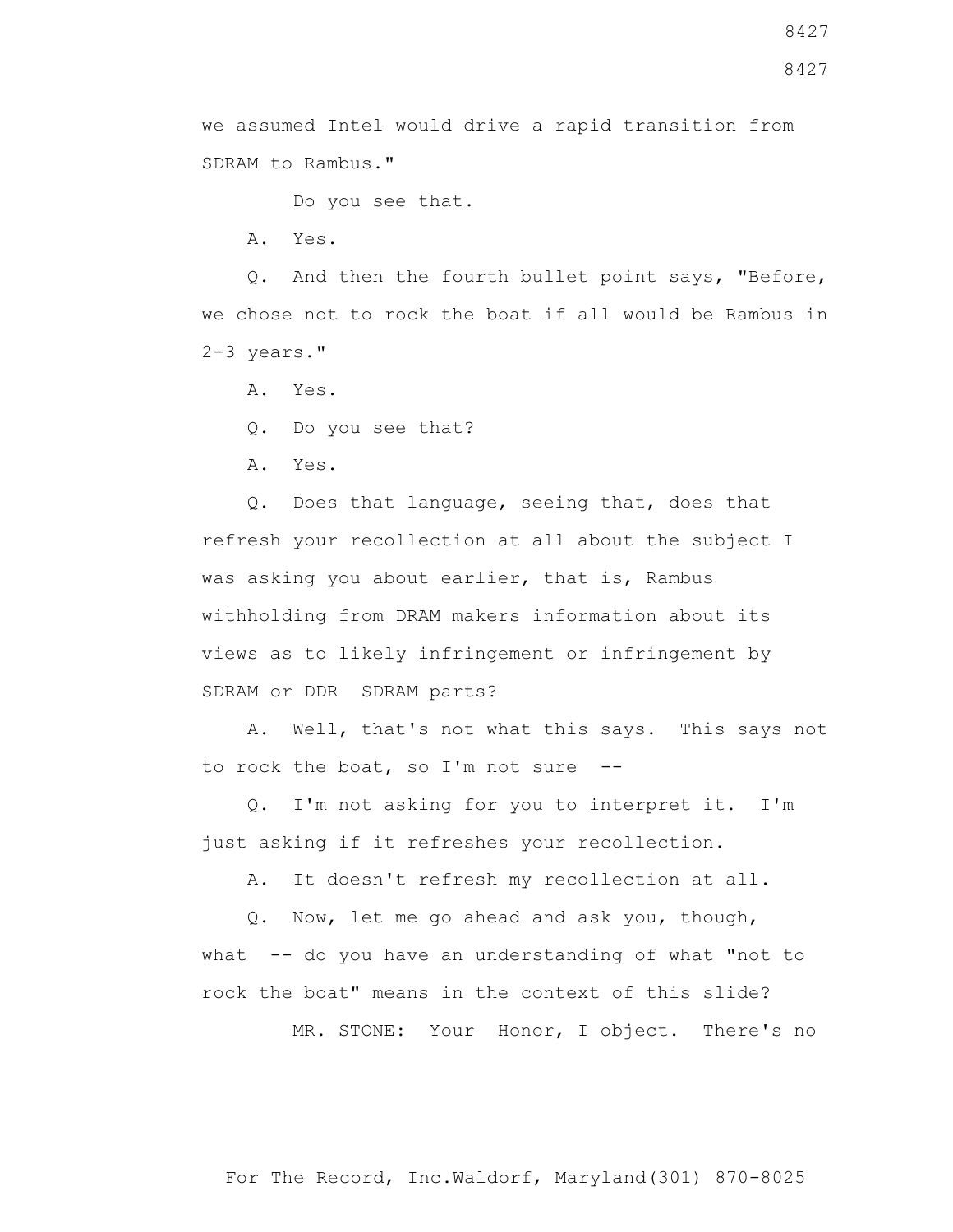we assumed Intel would drive a rapid transition from SDRAM to Rambus."

Do you see that.

A. Yes.

Q. And then the fourth bullet point says, "Before, we chose not to rock the boat if all would be Rambus in 2-3 years."

A. Yes.

Q. Do you see that?

A. Yes.

Q. Does that language, seeing that, does that refresh your recollection at all about the subject I was asking you about earlier, that is, Rambus withholding from DRAM makers information about its views as to likely infringement or infringement by SDRAM or DDR SDRAM parts?

A. Well, that's not what this says. This says not to rock the boat, so I'm not sure --

Q. I'm not asking for you to interpret it. I'm just asking if it refreshes your recollection.

A. It doesn't refresh my recollection at all.

Q. Now, let me go ahead and ask you, though, what -- do you have an understanding of what "not to rock the boat" means in the context of this slide?

MR. STONE: Your Honor, I object. There's no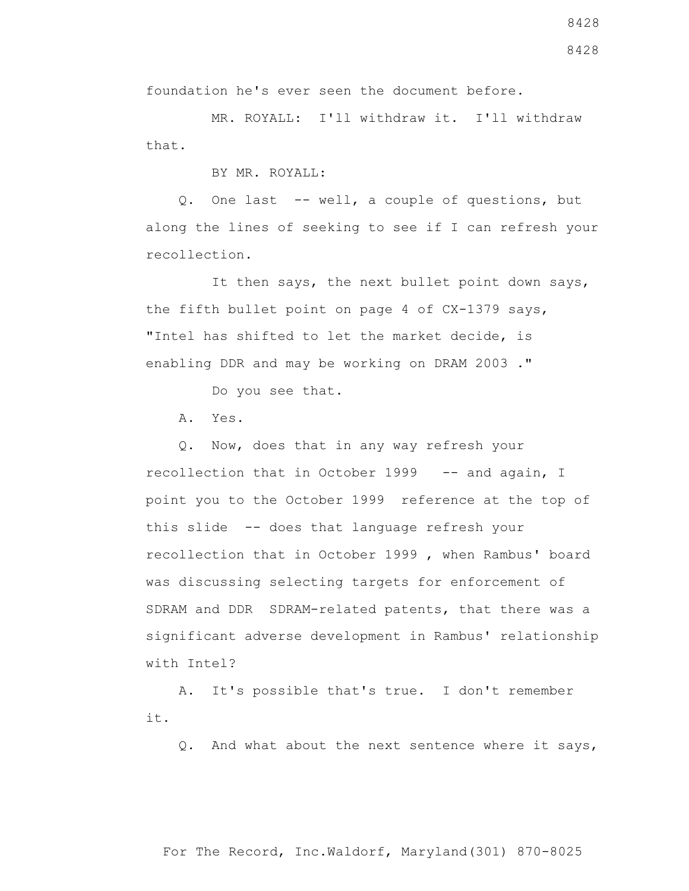foundation he's ever seen the document before.

MR. ROYALL: I'll withdraw it. I'll withdraw that.

BY MR. ROYALL:

Q. One last -- well, a couple of questions, but along the lines of seeking to see if I can refresh your recollection.

It then says, the next bullet point down says, the fifth bullet point on page 4 of CX-1379 says, "Intel has shifted to let the market decide, is enabling DDR and may be working on DRAM 2003 ."

Do you see that.

A. Yes.

Q. Now, does that in any way refresh your recollection that in October 1999 -- and again, I point you to the October 1999 reference at the top of this slide -- does that language refresh your recollection that in October 1999 , when Rambus' board was discussing selecting targets for enforcement of SDRAM and DDR SDRAM-related patents, that there was a significant adverse development in Rambus' relationship with Intel?

A. It's possible that's true. I don't remember it.

Q. And what about the next sentence where it says,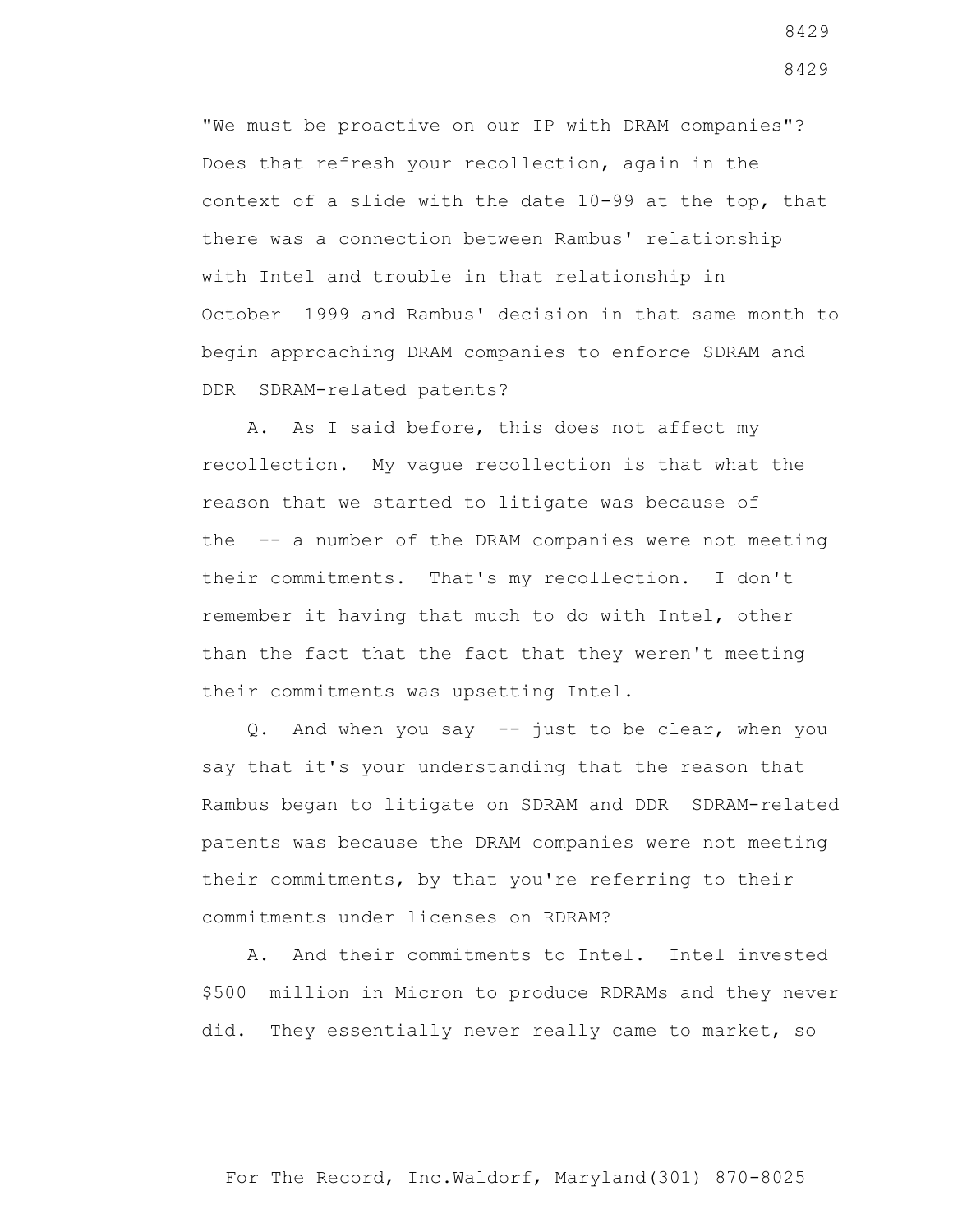"We must be proactive on our IP with DRAM companies"? Does that refresh your recollection, again in the context of a slide with the date 10-99 at the top, that there was a connection between Rambus' relationship with Intel and trouble in that relationship in October 1999 and Rambus' decision in that same month to begin approaching DRAM companies to enforce SDRAM and DDR SDRAM-related patents?

A. As I said before, this does not affect my recollection. My vague recollection is that what the reason that we started to litigate was because of the -- a number of the DRAM companies were not meeting their commitments. That's my recollection. I don't remember it having that much to do with Intel, other than the fact that the fact that they weren't meeting their commitments was upsetting Intel.

Q. And when you say -- just to be clear, when you say that it's your understanding that the reason that Rambus began to litigate on SDRAM and DDR SDRAM-related patents was because the DRAM companies were not meeting their commitments, by that you're referring to their commitments under licenses on RDRAM?

A. And their commitments to Intel. Intel invested $500 million in Micron to produce RDRAMs and they never did. They essentially never really came to market, so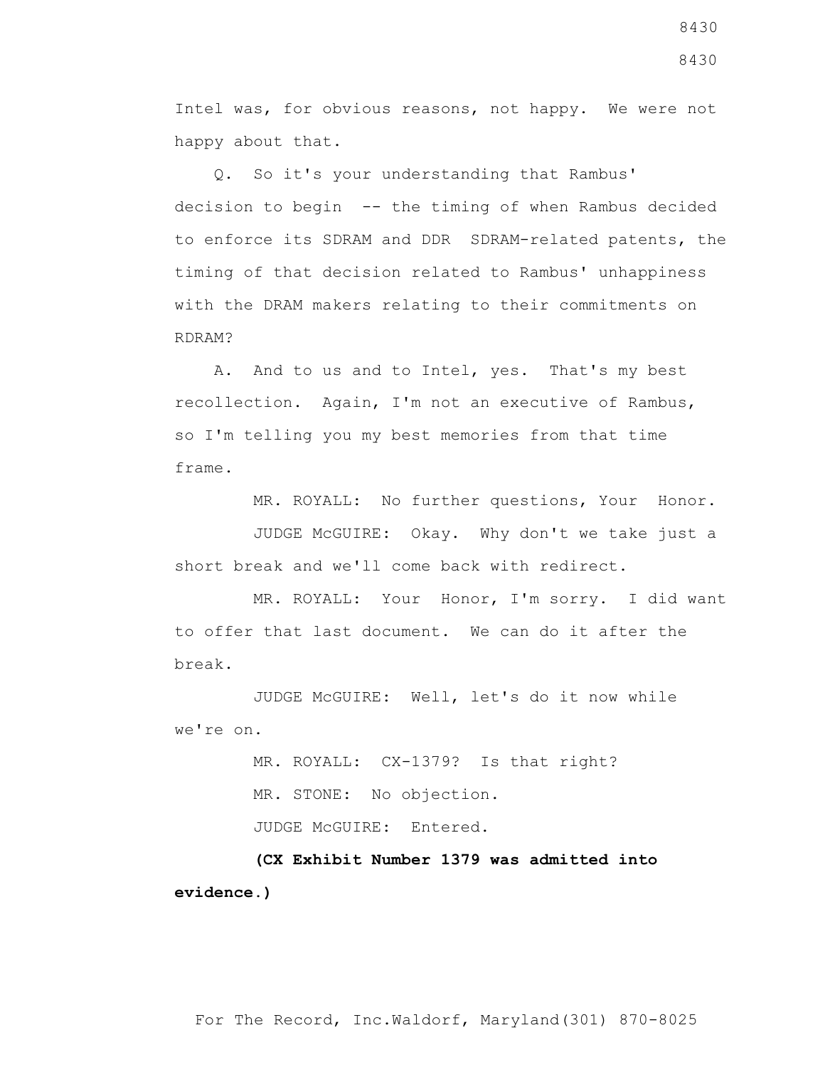Intel was, for obvious reasons, not happy. We were not happy about that.

Q. So it's your understanding that Rambus' decision to begin -- the timing of when Rambus decided to enforce its SDRAM and DDR SDRAM-related patents, the timing of that decision related to Rambus' unhappiness with the DRAM makers relating to their commitments on RDRAM?

A. And to us and to Intel, yes. That's my best recollection. Again, I'm not an executive of Rambus, so I'm telling you my best memories from that time frame.

MR. ROYALL: No further questions, Your Honor.

JUDGE McGUIRE: Okay. Why don't we take just a short break and we'll come back with redirect.

MR. ROYALL: Your Honor, I'm sorry. I did want to offer that last document. We can do it after the break.

JUDGE McGUIRE: Well, let's do it now while we're on.

MR. ROYALL: CX-1379? Is that right?

MR. STONE: No objection.

JUDGE McGUIRE: Entered.

**(CX Exhibit Number 1379 was admitted into evidence.)**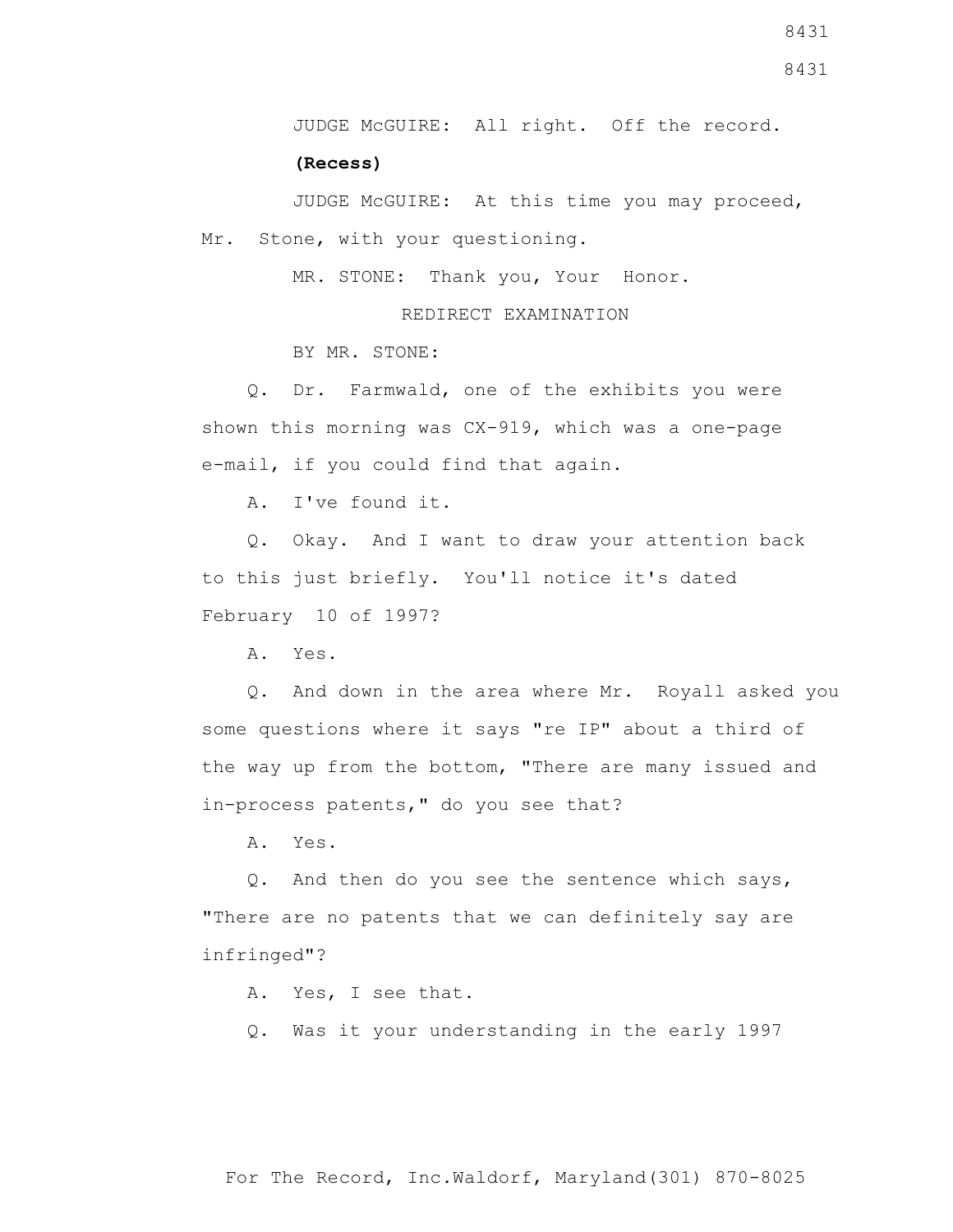JUDGE McGUIRE: All right. Off the record.

**(Recess)**

JUDGE McGUIRE: At this time you may proceed, Mr. Stone, with your questioning.

MR. STONE: Thank you, Your Honor.

REDIRECT EXAMINATION

BY MR. STONE:

Q. Dr. Farmwald, one of the exhibits you were shown this morning was CX-919, which was a one-page e-mail, if you could find that again.

A. I've found it.

Q. Okay. And I want to draw your attention back to this just briefly. You'll notice it's dated February 10 of 1997?

A. Yes.

Q. And down in the area where Mr. Royall asked you some questions where it says "re IP" about a third of the way up from the bottom, "There are many issued and in-process patents," do you see that?

A. Yes.

Q. And then do you see the sentence which says, "There are no patents that we can definitely say are infringed"?

A. Yes, I see that.

Q. Was it your understanding in the early 1997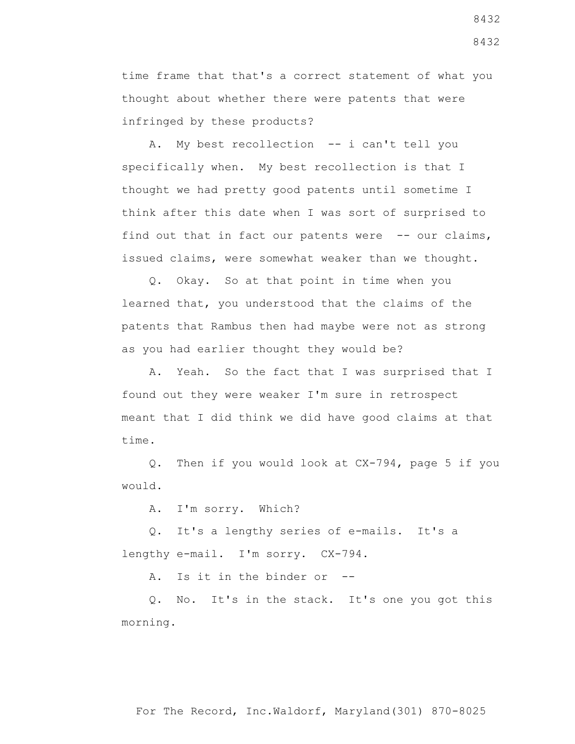time frame that that's a correct statement of what you thought about whether there were patents that were infringed by these products?

A. My best recollection -- i can't tell you specifically when. My best recollection is that I thought we had pretty good patents until sometime I think after this date when I was sort of surprised to find out that in fact our patents were -- our claims, issued claims, were somewhat weaker than we thought.

Q. Okay. So at that point in time when you learned that, you understood that the claims of the patents that Rambus then had maybe were not as strong as you had earlier thought they would be?

A. Yeah. So the fact that I was surprised that I found out they were weaker I'm sure in retrospect meant that I did think we did have good claims at that time.

Q. Then if you would look at CX-794, page 5 if you would.

A. I'm sorry. Which?

Q. It's a lengthy series of e-mails. It's a lengthy e-mail. I'm sorry. CX-794.

A. Is it in the binder or --

Q. No. It's in the stack. It's one you got this morning.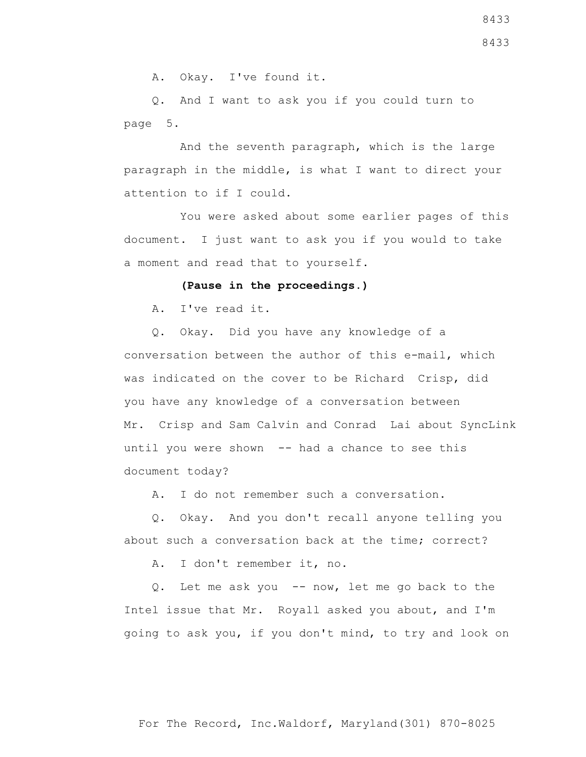A. Okay. I've found it.

Q. And I want to ask you if you could turn to page 5.

And the seventh paragraph, which is the large paragraph in the middle, is what I want to direct your attention to if I could.

You were asked about some earlier pages of this document. I just want to ask you if you would to take a moment and read that to yourself.

**(Pause in the proceedings.)**

A. I've read it.

Q. Okay. Did you have any knowledge of a conversation between the author of this e-mail, which was indicated on the cover to be Richard Crisp, did you have any knowledge of a conversation between Mr. Crisp and Sam Calvin and Conrad Lai about SyncLink until you were shown -- had a chance to see this document today?

A. I do not remember such a conversation.

Q. Okay. And you don't recall anyone telling you about such a conversation back at the time; correct?

A. I don't remember it, no.

Q. Let me ask you -- now, let me go back to the Intel issue that Mr. Royall asked you about, and I'm going to ask you, if you don't mind, to try and look on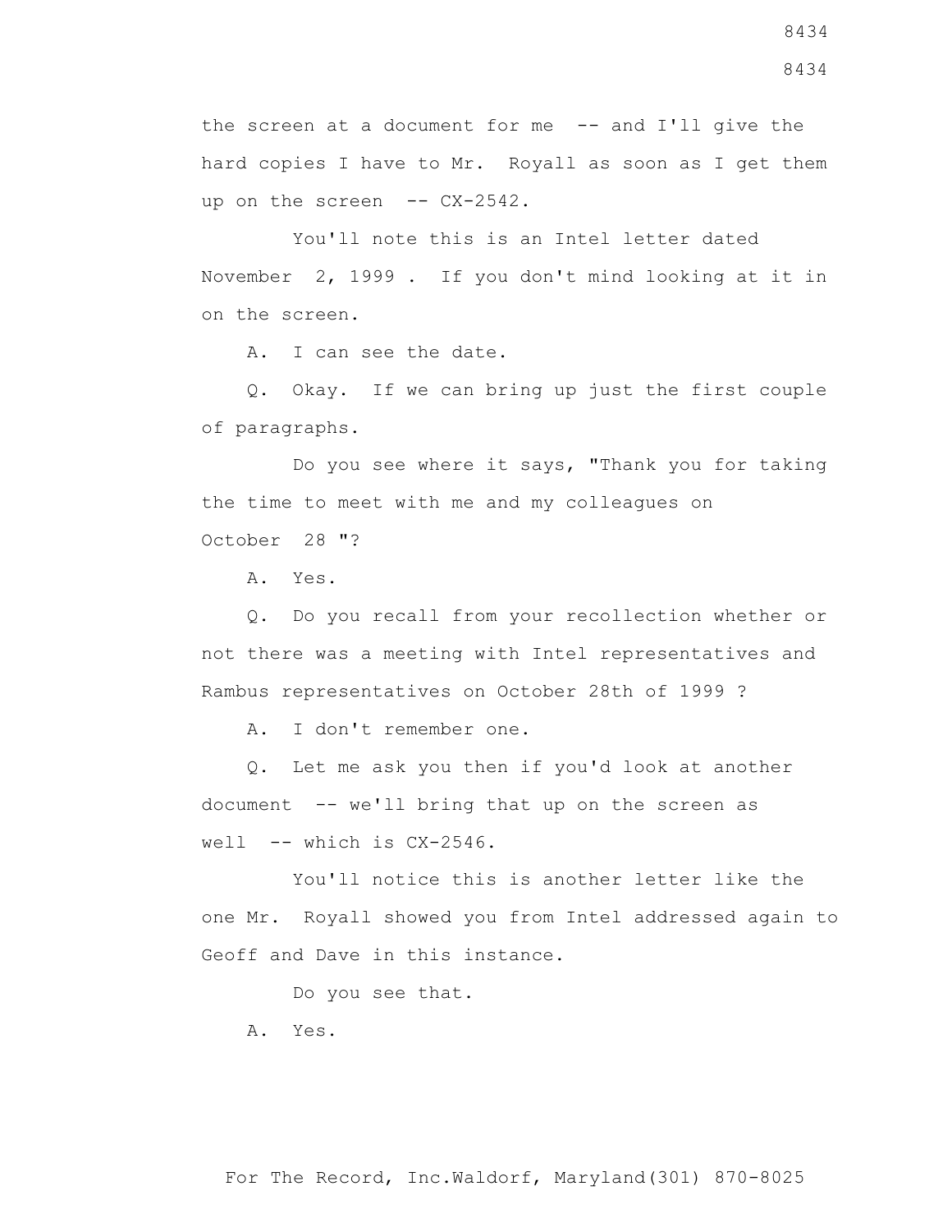the screen at a document for me -- and I'll give the hard copies I have to Mr. Royall as soon as I get them up on the screen -- CX-2542.

You'll note this is an Intel letter dated November 2, 1999 . If you don't mind looking at it in on the screen.

A. I can see the date.

Q. Okay. If we can bring up just the first couple of paragraphs.

Do you see where it says, "Thank you for taking the time to meet with me and my colleagues on October 28 "?

A. Yes.

Q. Do you recall from your recollection whether or not there was a meeting with Intel representatives and Rambus representatives on October 28th of 1999 ?

A. I don't remember one.

Q. Let me ask you then if you'd look at another document -- we'll bring that up on the screen as well -- which is CX-2546.

You'll notice this is another letter like the one Mr. Royall showed you from Intel addressed again to Geoff and Dave in this instance.

Do you see that.

A. Yes.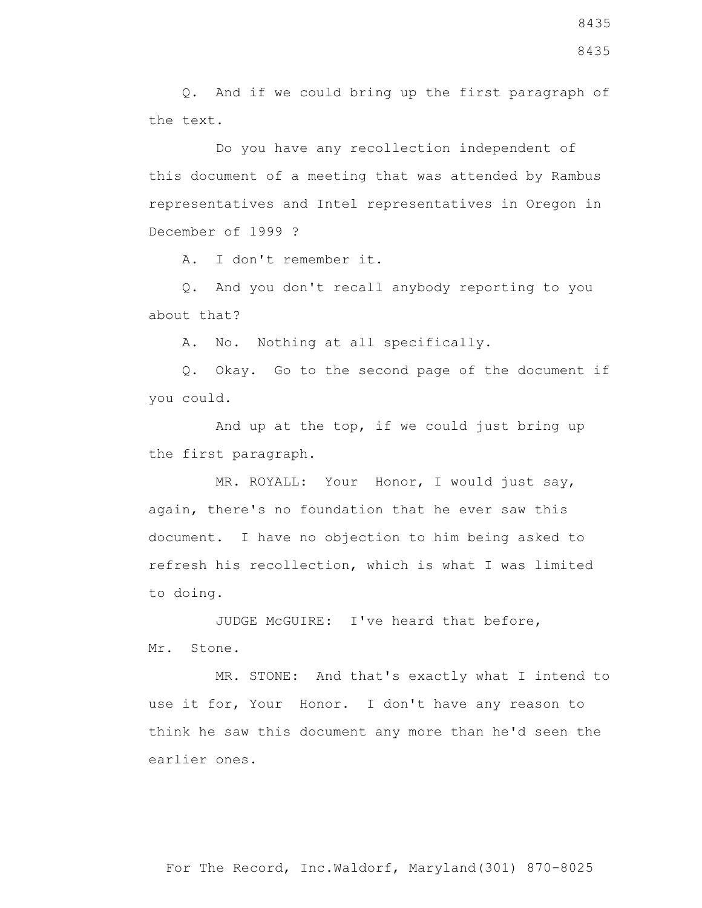Q. And if we could bring up the first paragraph of the text.

Do you have any recollection independent of this document of a meeting that was attended by Rambus representatives and Intel representatives in Oregon in December of 1999 ?

A. I don't remember it.

Q. And you don't recall anybody reporting to you about that?

A. No. Nothing at all specifically.

Q. Okay. Go to the second page of the document if you could.

And up at the top, if we could just bring up the first paragraph.

MR. ROYALL: Your Honor, I would just say, again, there's no foundation that he ever saw this document. I have no objection to him being asked to refresh his recollection, which is what I was limited to doing.

JUDGE McGUIRE: I've heard that before, Mr. Stone.

MR. STONE: And that's exactly what I intend to use it for, Your Honor. I don't have any reason to think he saw this document any more than he'd seen the earlier ones.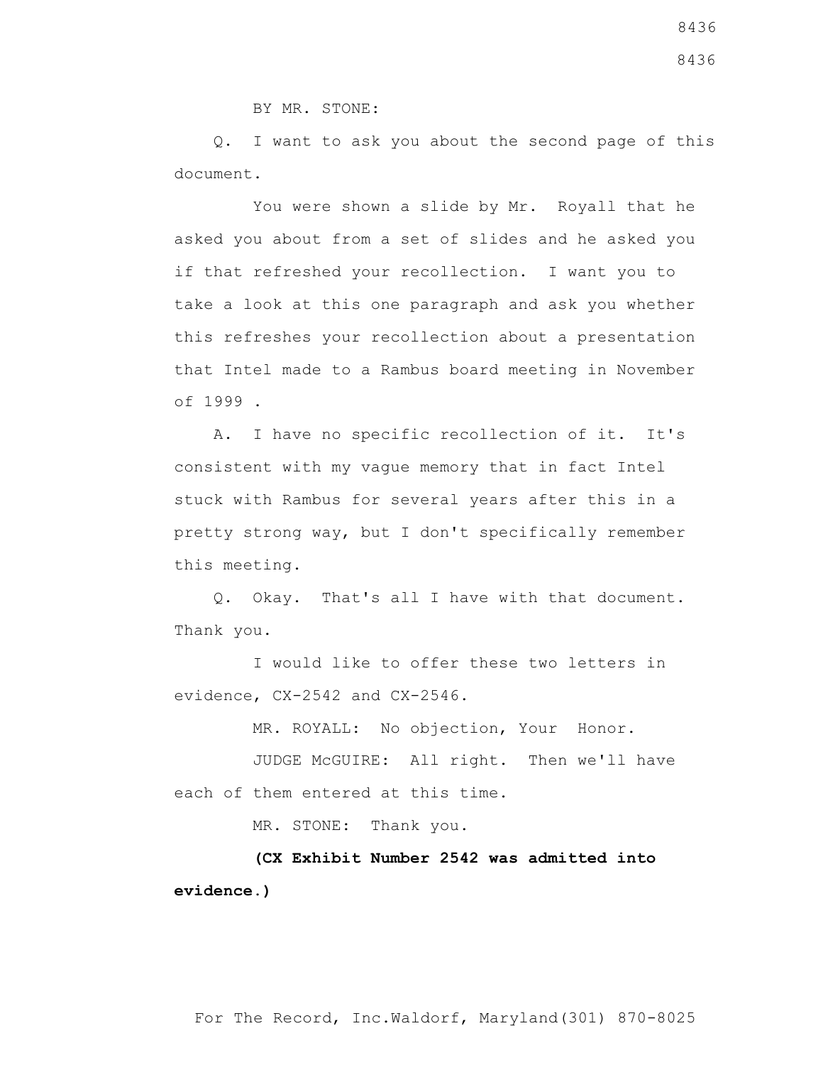BY MR. STONE:

Q. I want to ask you about the second page of this document.

You were shown a slide by Mr. Royall that he asked you about from a set of slides and he asked you if that refreshed your recollection. I want you to take a look at this one paragraph and ask you whether this refreshes your recollection about a presentation that Intel made to a Rambus board meeting in November of 1999 .

A. I have no specific recollection of it. It's consistent with my vague memory that in fact Intel stuck with Rambus for several years after this in a pretty strong way, but I don't specifically remember this meeting.

Q. Okay. That's all I have with that document. Thank you.

I would like to offer these two letters in evidence, CX-2542 and CX-2546.

MR. ROYALL: No objection, Your Honor.

JUDGE McGUIRE: All right. Then we'll have each of them entered at this time.

MR. STONE: Thank you.

**(CX Exhibit Number 2542 was admitted into evidence.)**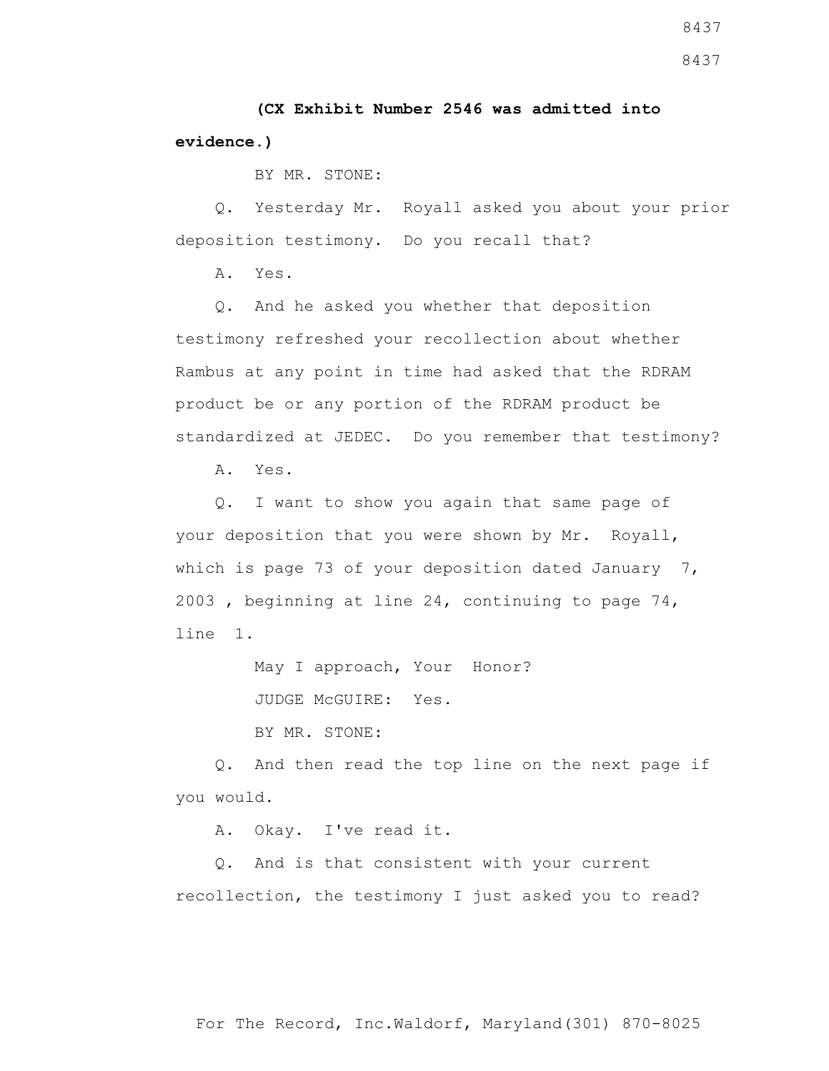**(CX Exhibit Number 2546 was admitted into evidence.)**

BY MR. STONE:

Q. Yesterday Mr. Royall asked you about your prior deposition testimony. Do you recall that?

A. Yes.

Q. And he asked you whether that deposition testimony refreshed your recollection about whether Rambus at any point in time had asked that the RDRAM product be or any portion of the RDRAM product be standardized at JEDEC. Do you remember that testimony?

A. Yes.

Q. I want to show you again that same page of your deposition that you were shown by Mr. Royall, which is page 73 of your deposition dated January 7, 2003 , beginning at line 24, continuing to page 74, line 1.

May I approach, Your Honor?

JUDGE McGUIRE: Yes.

BY MR. STONE:

Q. And then read the top line on the next page if you would.

A. Okay. I've read it.

Q. And is that consistent with your current recollection, the testimony I just asked you to read?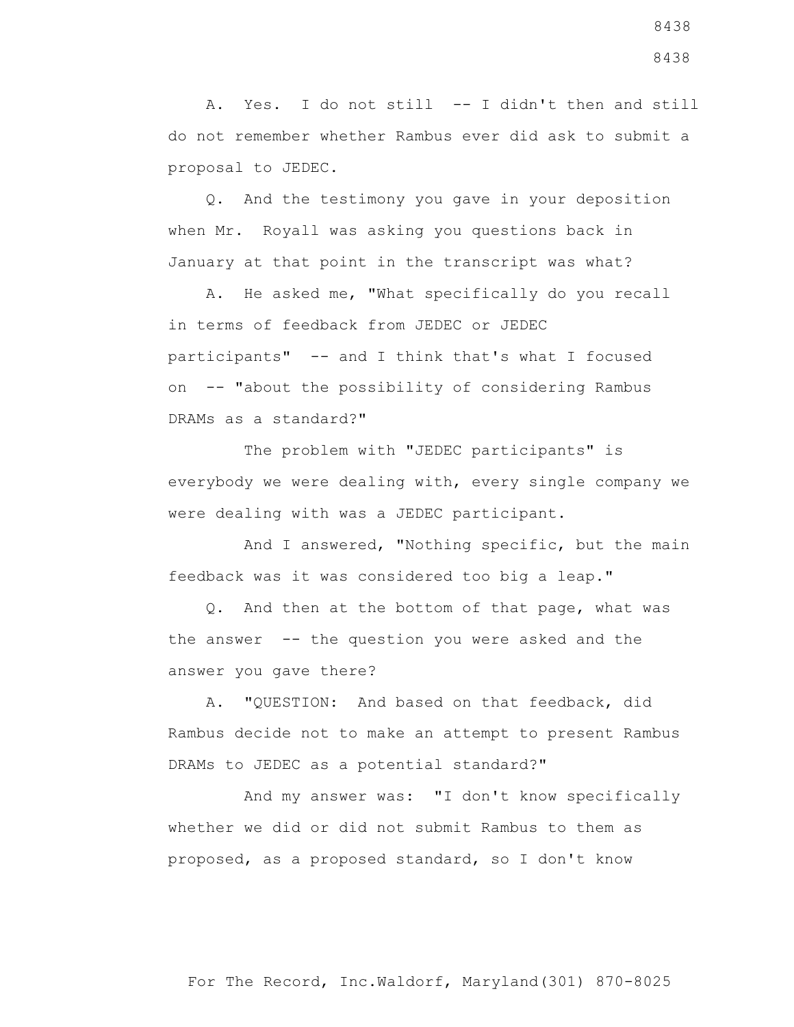A. Yes. I do not still -- I didn't then and still do not remember whether Rambus ever did ask to submit a proposal to JEDEC.

Q. And the testimony you gave in your deposition when Mr. Royall was asking you questions back in January at that point in the transcript was what?

A. He asked me, "What specifically do you recall in terms of feedback from JEDEC or JEDEC participants" -- and I think that's what I focused on -- "about the possibility of considering Rambus DRAMs as a standard?"

The problem with "JEDEC participants" is everybody we were dealing with, every single company we were dealing with was a JEDEC participant.

And I answered, "Nothing specific, but the main feedback was it was considered too big a leap."

Q. And then at the bottom of that page, what was the answer -- the question you were asked and the answer you gave there?

A. "QUESTION: And based on that feedback, did Rambus decide not to make an attempt to present Rambus DRAMs to JEDEC as a potential standard?"

And my answer was: "I don't know specifically whether we did or did not submit Rambus to them as proposed, as a proposed standard, so I don't know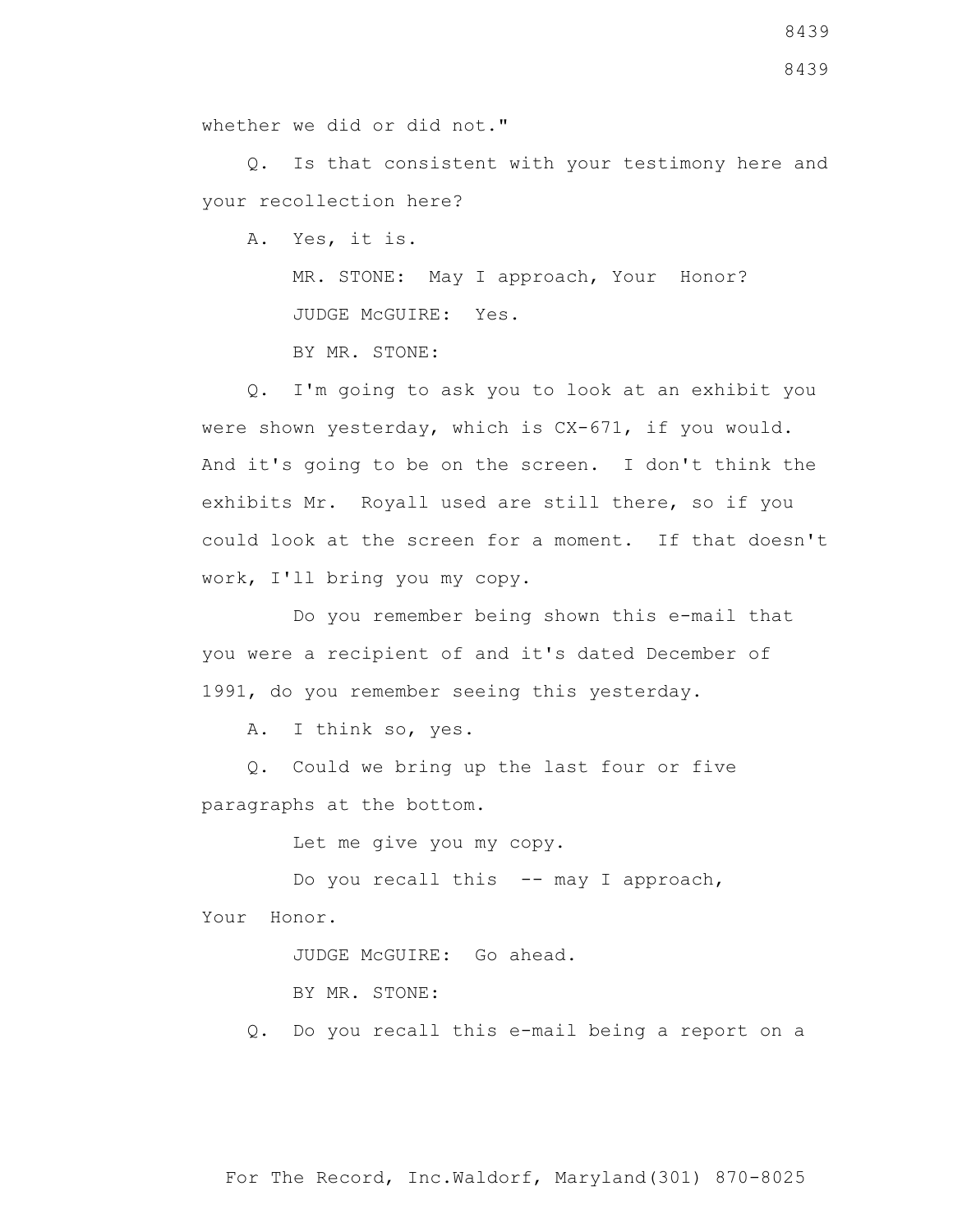whether we did or did not."

Q. Is that consistent with your testimony here and your recollection here?

A. Yes, it is.

MR. STONE: May I approach, Your Honor?

JUDGE McGUIRE: Yes.

BY MR. STONE:

Q. I'm going to ask you to look at an exhibit you were shown yesterday, which is CX-671, if you would. And it's going to be on the screen. I don't think the exhibits Mr. Royall used are still there, so if you could look at the screen for a moment. If that doesn't work, I'll bring you my copy.

Do you remember being shown this e-mail that you were a recipient of and it's dated December of 1991, do you remember seeing this yesterday.

A. I think so, yes.

Q. Could we bring up the last four or five paragraphs at the bottom.

Let me give you my copy.

Do you recall this -- may I approach, Your Honor.

JUDGE McGUIRE: Go ahead.

BY MR. STONE:

Q. Do you recall this e-mail being a report on a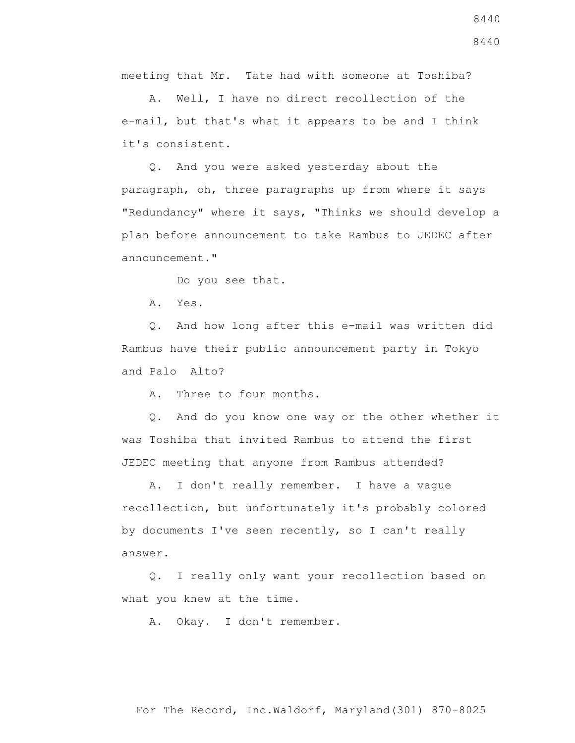meeting that Mr. Tate had with someone at Toshiba?

A. Well, I have no direct recollection of the e-mail, but that's what it appears to be and I think it's consistent.

Q. And you were asked yesterday about the paragraph, oh, three paragraphs up from where it says "Redundancy" where it says, "Thinks we should develop a plan before announcement to take Rambus to JEDEC after announcement."

Do you see that.

A. Yes.

Q. And how long after this e-mail was written did Rambus have their public announcement party in Tokyo and Palo Alto?

A. Three to four months.

Q. And do you know one way or the other whether it was Toshiba that invited Rambus to attend the first JEDEC meeting that anyone from Rambus attended?

A. I don't really remember. I have a vague recollection, but unfortunately it's probably colored by documents I've seen recently, so I can't really answer.

Q. I really only want your recollection based on what you knew at the time.

A. Okay. I don't remember.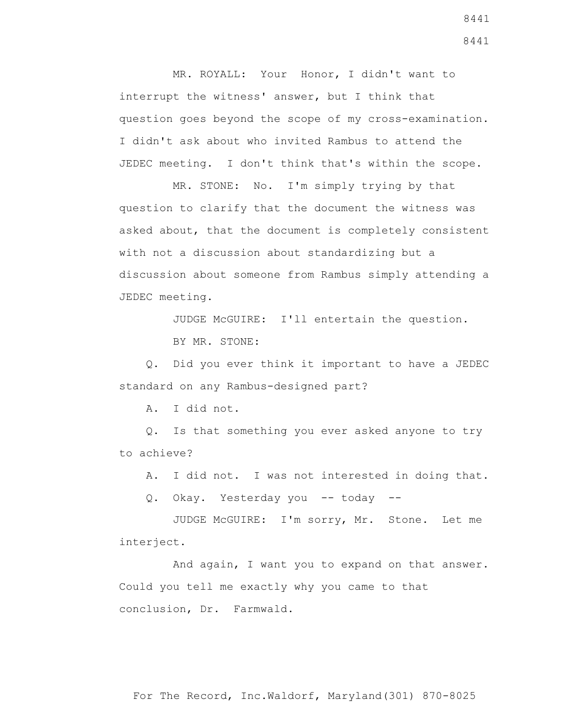MR. ROYALL: Your Honor, I didn't want to interrupt the witness' answer, but I think that question goes beyond the scope of my cross-examination. I didn't ask about who invited Rambus to attend the JEDEC meeting. I don't think that's within the scope.

MR. STONE: No. I'm simply trying by that question to clarify that the document the witness was asked about, that the document is completely consistent with not a discussion about standardizing but a discussion about someone from Rambus simply attending a JEDEC meeting.

JUDGE McGUIRE: I'll entertain the question.

BY MR. STONE:

Q. Did you ever think it important to have a JEDEC standard on any Rambus-designed part?

A. I did not.

Q. Is that something you ever asked anyone to try to achieve?

A. I did not. I was not interested in doing that.

Q. Okay. Yesterday you -- today --

JUDGE McGUIRE: I'm sorry, Mr. Stone. Let me interject.

And again, I want you to expand on that answer. Could you tell me exactly why you came to that conclusion, Dr. Farmwald.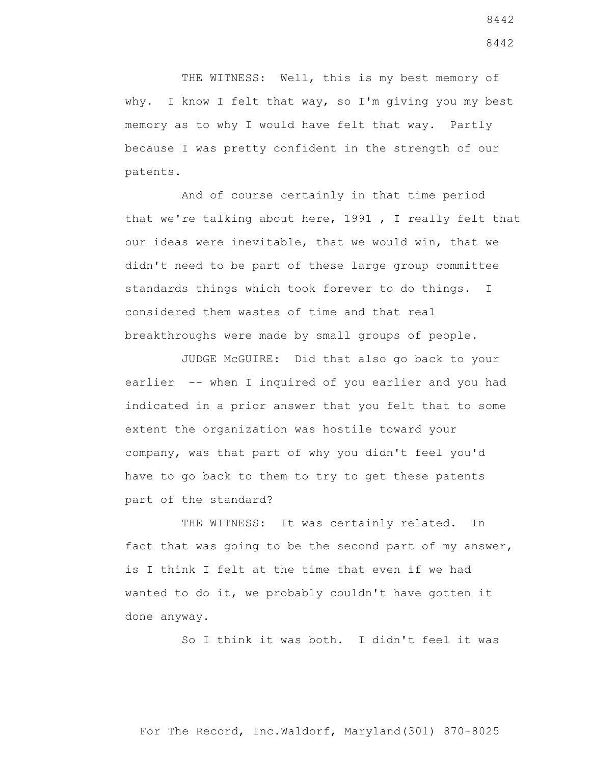THE WITNESS: Well, this is my best memory of why. I know I felt that way, so I'm giving you my best memory as to why I would have felt that way. Partly because I was pretty confident in the strength of our patents.

And of course certainly in that time period that we're talking about here, 1991 , I really felt that our ideas were inevitable, that we would win, that we didn't need to be part of these large group committee standards things which took forever to do things. I considered them wastes of time and that real breakthroughs were made by small groups of people.

JUDGE McGUIRE: Did that also go back to your earlier -- when I inquired of you earlier and you had indicated in a prior answer that you felt that to some extent the organization was hostile toward your company, was that part of why you didn't feel you'd have to go back to them to try to get these patents part of the standard?

THE WITNESS: It was certainly related. In fact that was going to be the second part of my answer, is I think I felt at the time that even if we had wanted to do it, we probably couldn't have gotten it done anyway.

So I think it was both. I didn't feel it was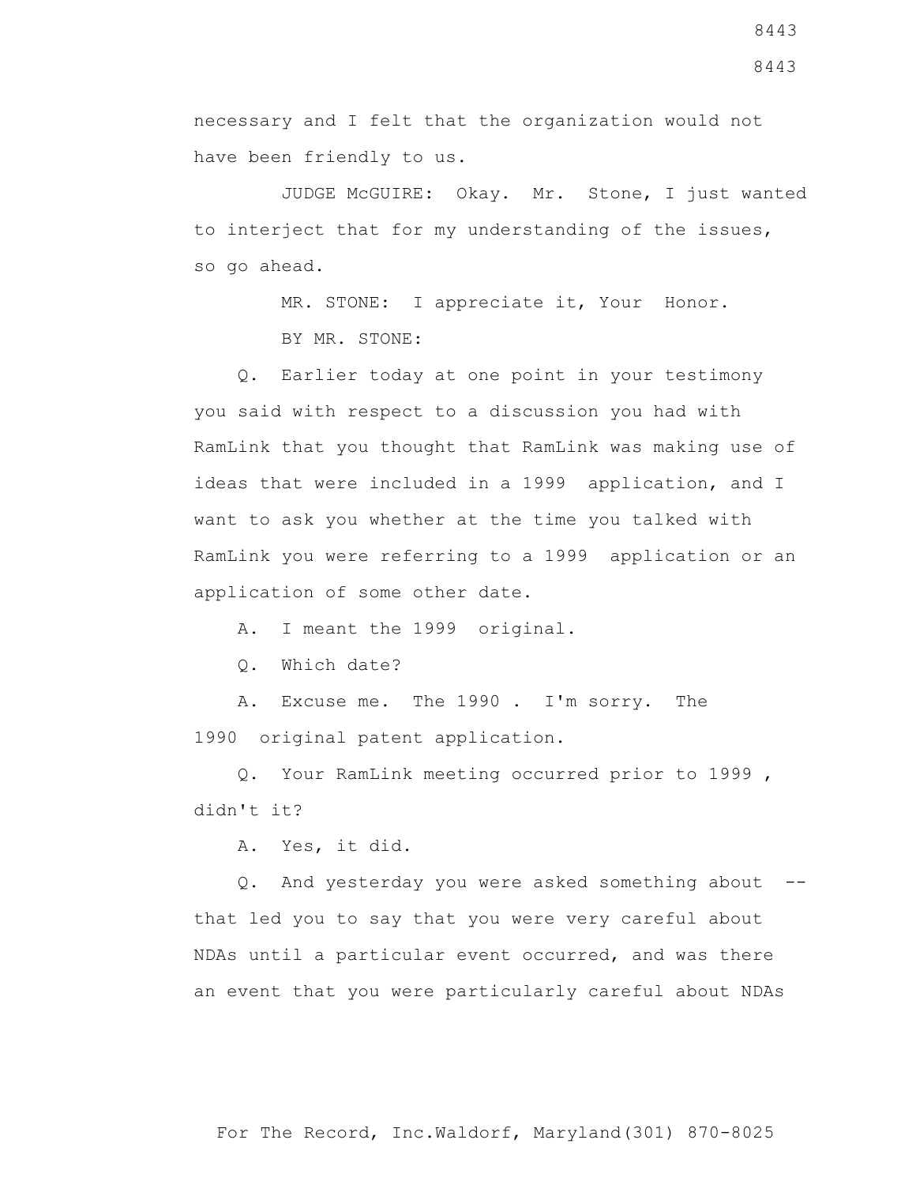necessary and I felt that the organization would not have been friendly to us.

JUDGE McGUIRE: Okay. Mr. Stone, I just wanted to interject that for my understanding of the issues, so go ahead.

MR. STONE: I appreciate it, Your Honor.

BY MR. STONE:

Q. Earlier today at one point in your testimony you said with respect to a discussion you had with RamLink that you thought that RamLink was making use of ideas that were included in a 1999 application, and I want to ask you whether at the time you talked with RamLink you were referring to a 1999 application or an application of some other date.

A. I meant the 1999 original.

Q. Which date?

A. Excuse me. The 1990 . I'm sorry. The 1990 original patent application.

Q. Your RamLink meeting occurred prior to 1999 , didn't it?

A. Yes, it did.

Q. And yesterday you were asked something about -- that led you to say that you were very careful about NDAs until a particular event occurred, and was there an event that you were particularly careful about NDAs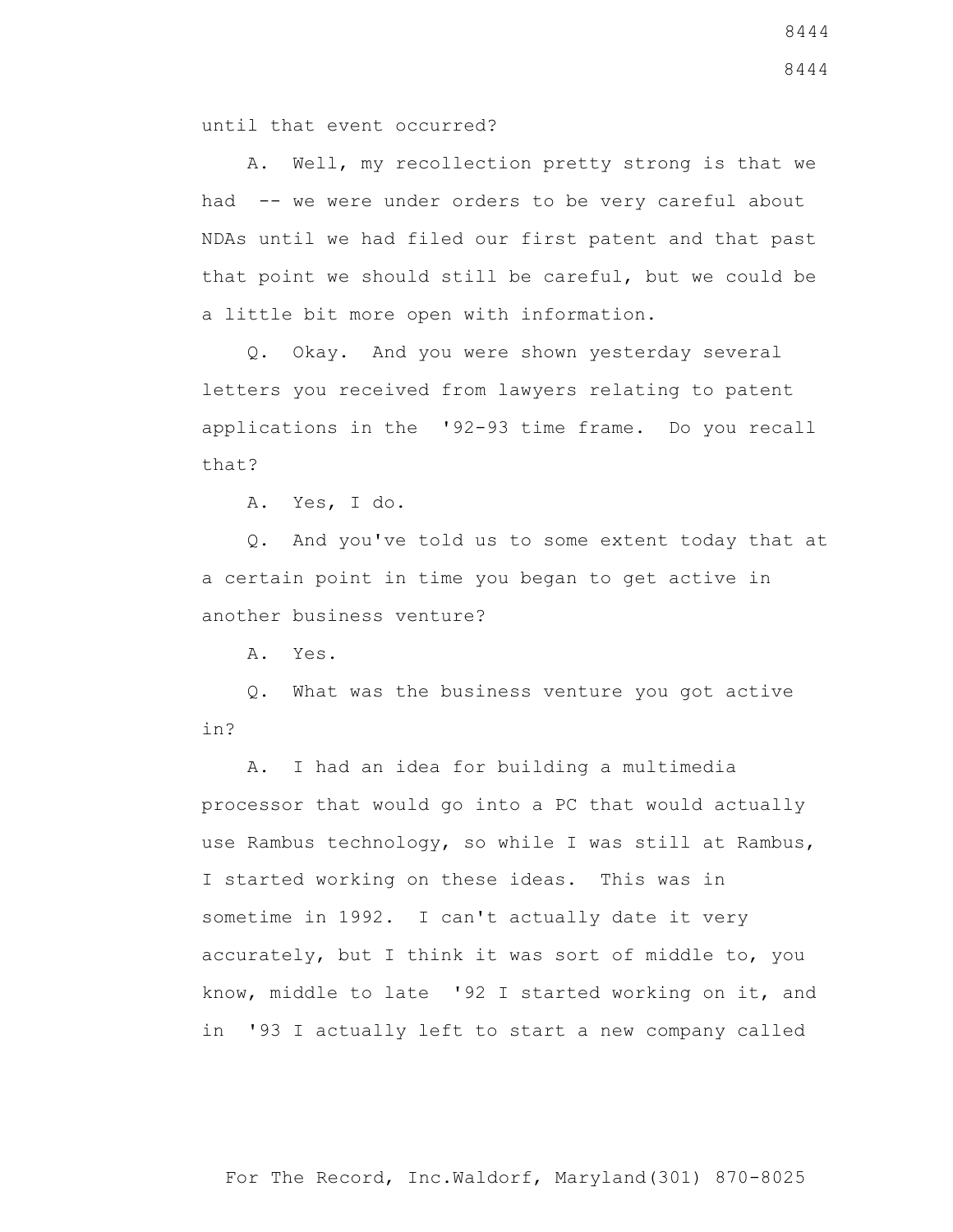until that event occurred?

A. Well, my recollection pretty strong is that we had -- we were under orders to be very careful about NDAs until we had filed our first patent and that past that point we should still be careful, but we could be a little bit more open with information.

Q. Okay. And you were shown yesterday several letters you received from lawyers relating to patent applications in the '92-93 time frame. Do you recall that?

A. Yes, I do.

Q. And you've told us to some extent today that at a certain point in time you began to get active in another business venture?

A. Yes.

Q. What was the business venture you got active in?

A. I had an idea for building a multimedia processor that would go into a PC that would actually use Rambus technology, so while I was still at Rambus, I started working on these ideas. This was in sometime in 1992. I can't actually date it very accurately, but I think it was sort of middle to, you know, middle to late '92 I started working on it, and in '93 I actually left to start a new company called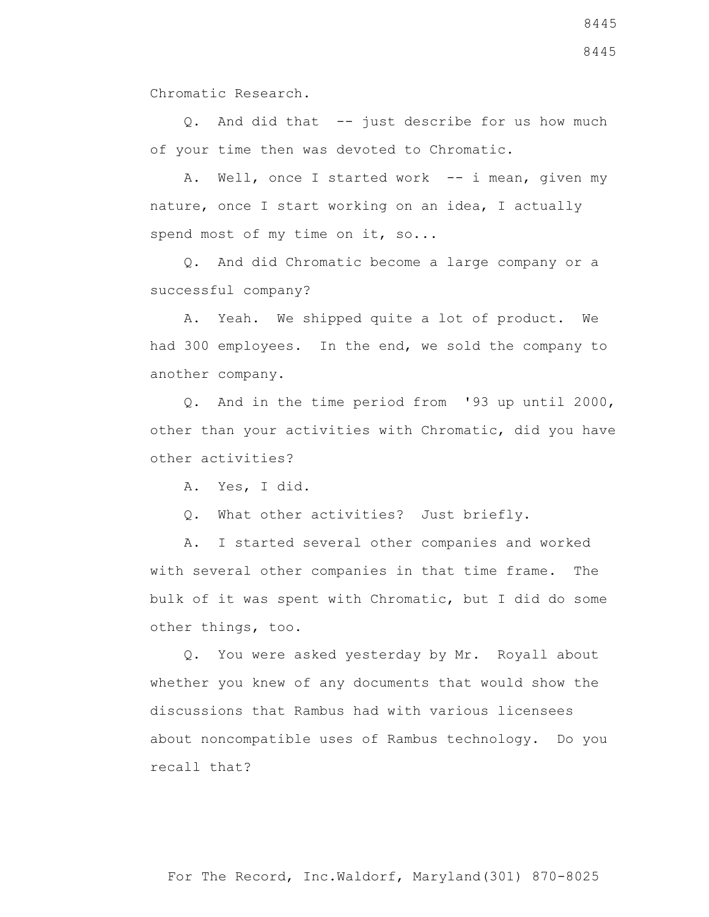Chromatic Research.

Q. And did that -- just describe for us how much of your time then was devoted to Chromatic.

A. Well, once I started work -- i mean, given my nature, once I start working on an idea, I actually spend most of my time on it, so...

Q. And did Chromatic become a large company or a successful company?

A. Yeah. We shipped quite a lot of product. We had 300 employees. In the end, we sold the company to another company.

Q. And in the time period from '93 up until 2000, other than your activities with Chromatic, did you have other activities?

A. Yes, I did.

Q. What other activities? Just briefly.

A. I started several other companies and worked with several other companies in that time frame. The bulk of it was spent with Chromatic, but I did do some other things, too.

Q. You were asked yesterday by Mr. Royall about whether you knew of any documents that would show the discussions that Rambus had with various licensees about noncompatible uses of Rambus technology. Do you recall that?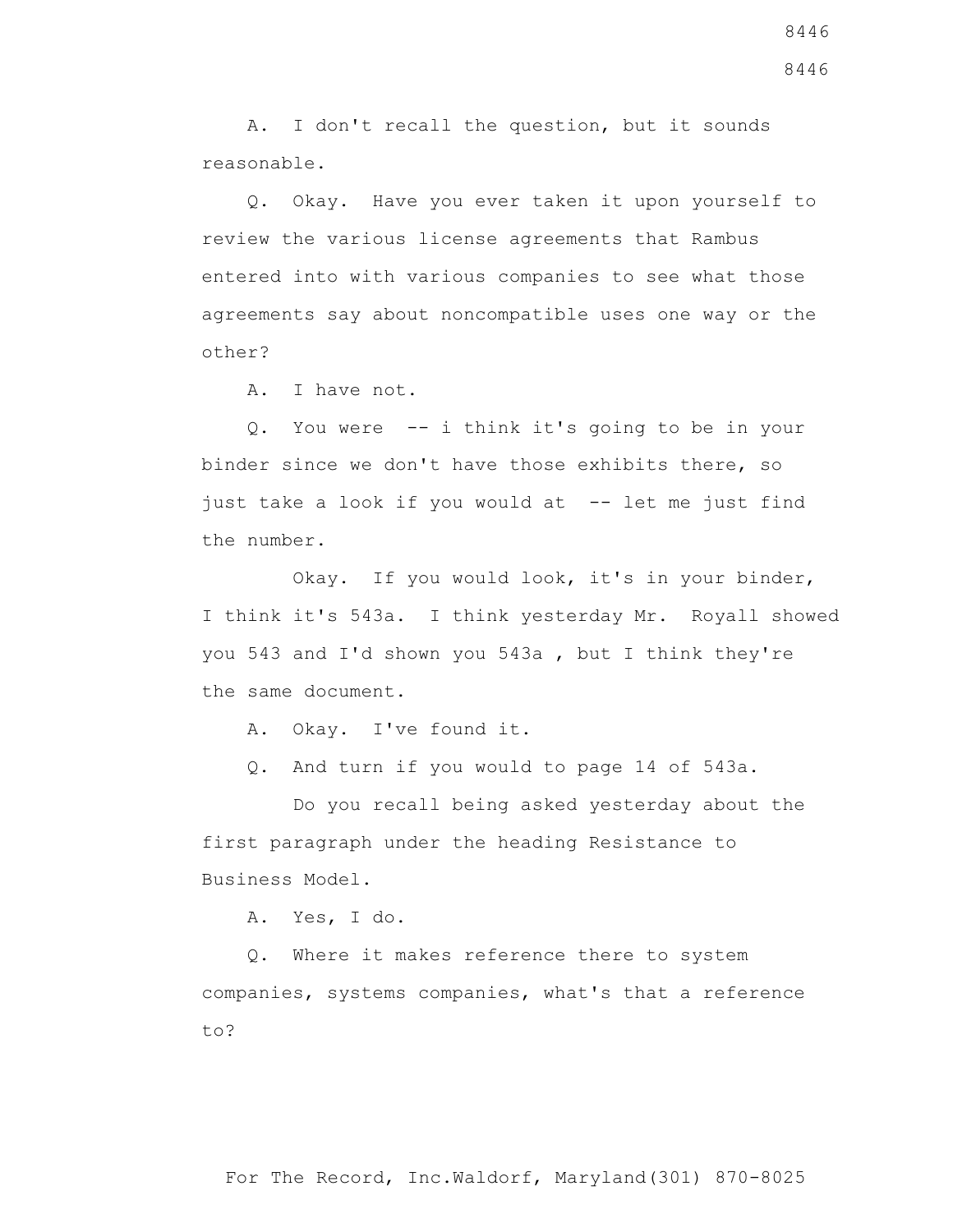A. I don't recall the question, but it sounds reasonable.

Q. Okay. Have you ever taken it upon yourself to review the various license agreements that Rambus entered into with various companies to see what those agreements say about noncompatible uses one way or the other?

A. I have not.

Q. You were -- i think it's going to be in your binder since we don't have those exhibits there, so just take a look if you would at -- let me just find the number.

Okay. If you would look, it's in your binder, I think it's 543a. I think yesterday Mr. Royall showed you 543 and I'd shown you 543a , but I think they're the same document.

A. Okay. I've found it.

Q. And turn if you would to page 14 of 543a.

Do you recall being asked yesterday about the first paragraph under the heading Resistance to Business Model.

A. Yes, I do.

Q. Where it makes reference there to system companies, systems companies, what's that a reference to?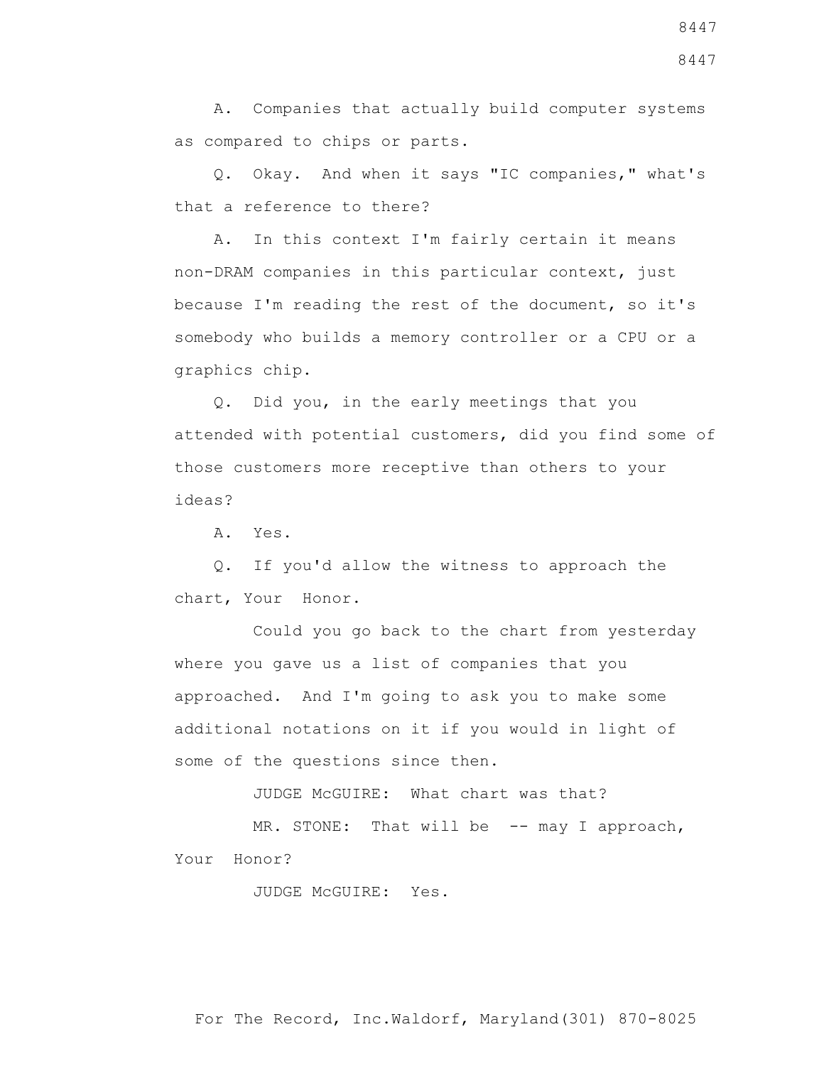A. Companies that actually build computer systems as compared to chips or parts.

Q. Okay. And when it says "IC companies," what's that a reference to there?

A. In this context I'm fairly certain it means non-DRAM companies in this particular context, just because I'm reading the rest of the document, so it's somebody who builds a memory controller or a CPU or a graphics chip.

Q. Did you, in the early meetings that you attended with potential customers, did you find some of those customers more receptive than others to your ideas?

A. Yes.

Q. If you'd allow the witness to approach the chart, Your Honor.

Could you go back to the chart from yesterday where you gave us a list of companies that you approached. And I'm going to ask you to make some additional notations on it if you would in light of some of the questions since then.

JUDGE McGUIRE: What chart was that?

MR. STONE: That will be -- may I approach, Your Honor?

JUDGE McGUIRE: Yes.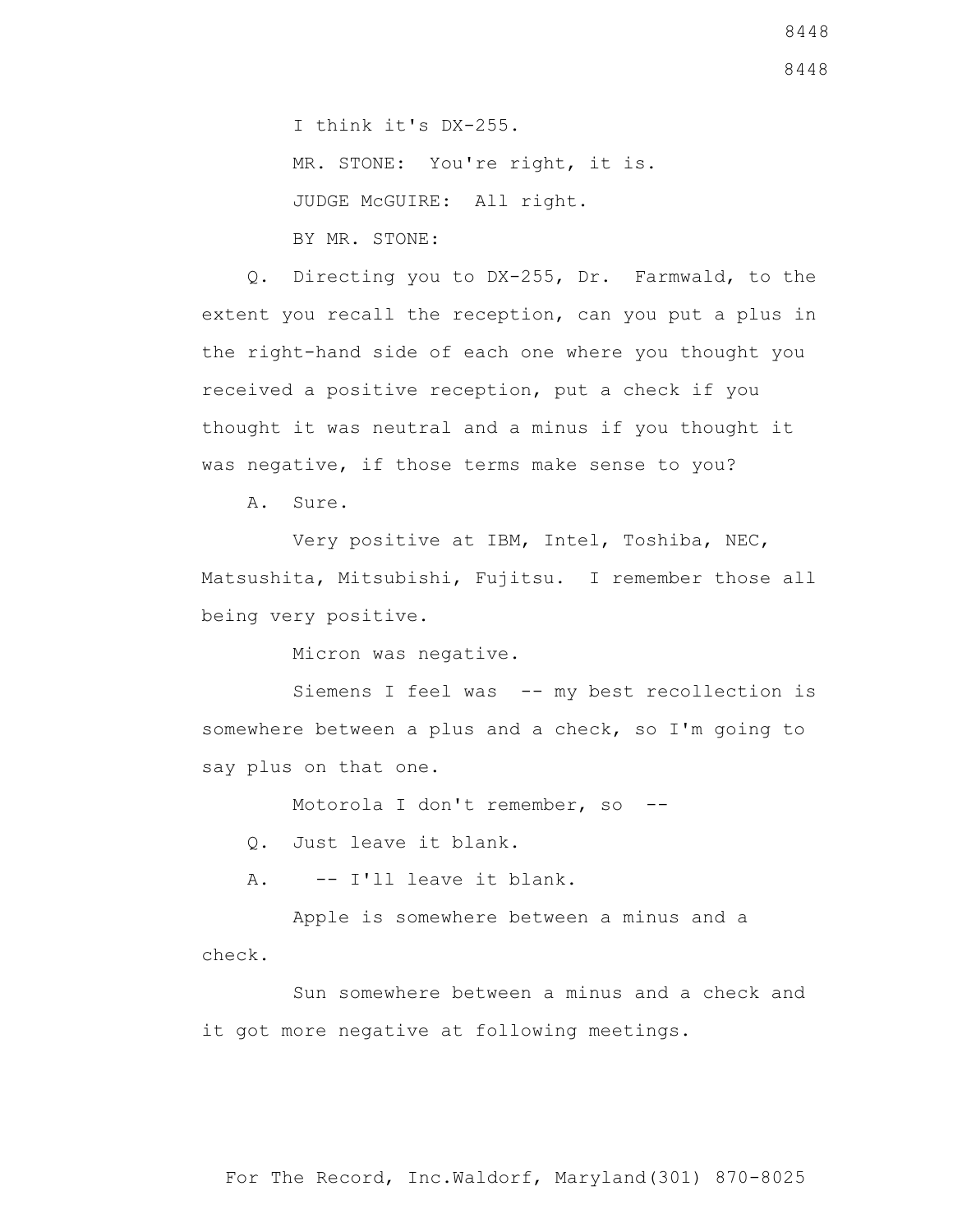I think it's DX-255.

MR. STONE: You're right, it is.

JUDGE McGUIRE: All right.

BY MR. STONE:

Q. Directing you to DX-255, Dr. Farmwald, to the extent you recall the reception, can you put a plus in the right-hand side of each one where you thought you received a positive reception, put a check if you thought it was neutral and a minus if you thought it was negative, if those terms make sense to you?

A. Sure.

Very positive at IBM, Intel, Toshiba, NEC, Matsushita, Mitsubishi, Fujitsu. I remember those all being very positive.

Micron was negative.

Siemens I feel was -- my best recollection is somewhere between a plus and a check, so I'm going to say plus on that one.

Motorola I don't remember, so --

Q. Just leave it blank.

A. -- I'll leave it blank.

Apple is somewhere between a minus and a check.

Sun somewhere between a minus and a check and it got more negative at following meetings.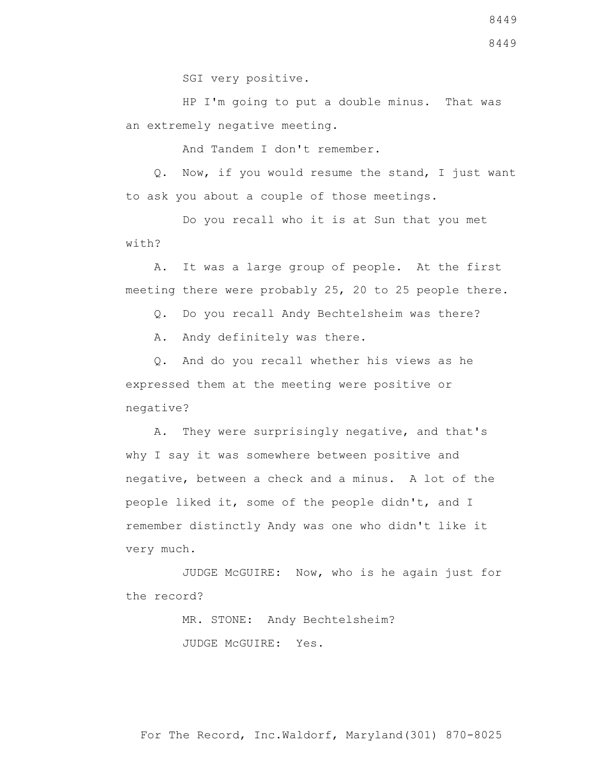SGI very positive.

HP I'm going to put a double minus. That was an extremely negative meeting.

And Tandem I don't remember.

Q. Now, if you would resume the stand, I just want to ask you about a couple of those meetings.

Do you recall who it is at Sun that you met with?

A. It was a large group of people. At the first meeting there were probably 25, 20 to 25 people there.

Q. Do you recall Andy Bechtelsheim was there?

A. Andy definitely was there.

Q. And do you recall whether his views as he expressed them at the meeting were positive or negative?

A. They were surprisingly negative, and that's why I say it was somewhere between positive and negative, between a check and a minus. A lot of the people liked it, some of the people didn't, and I remember distinctly Andy was one who didn't like it very much.

JUDGE McGUIRE: Now, who is he again just for the record?

MR. STONE: Andy Bechtelsheim?

JUDGE McGUIRE: Yes.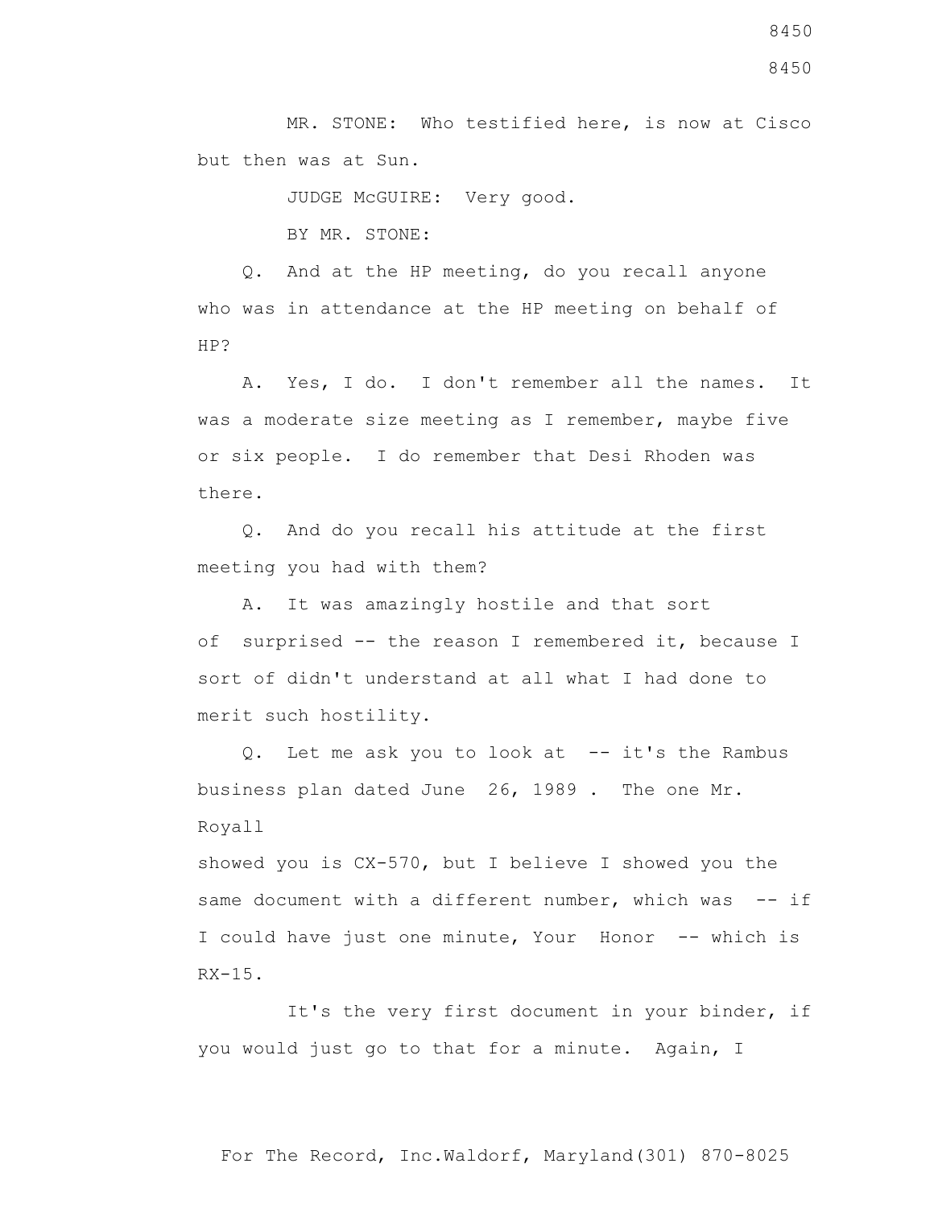MR. STONE: Who testified here, is now at Cisco but then was at Sun.

JUDGE McGUIRE: Very good.

BY MR. STONE:

Q. And at the HP meeting, do you recall anyone who was in attendance at the HP meeting on behalf of HP?

A. Yes, I do. I don't remember all the names. It was a moderate size meeting as I remember, maybe five or six people. I do remember that Desi Rhoden was there.

Q. And do you recall his attitude at the first meeting you had with them?

A. It was amazingly hostile and that sort of surprised -- the reason I remembered it, because I sort of didn't understand at all what I had done to merit such hostility.

Q. Let me ask you to look at -- it's the Rambus business plan dated June 26, 1989 . The one Mr. Royall showed you is CX-570, but I believe I showed you the same document with a different number, which was -- if I could have just one minute, Your Honor -- which is RX-15.

It's the very first document in your binder, if you would just go to that for a minute. Again, I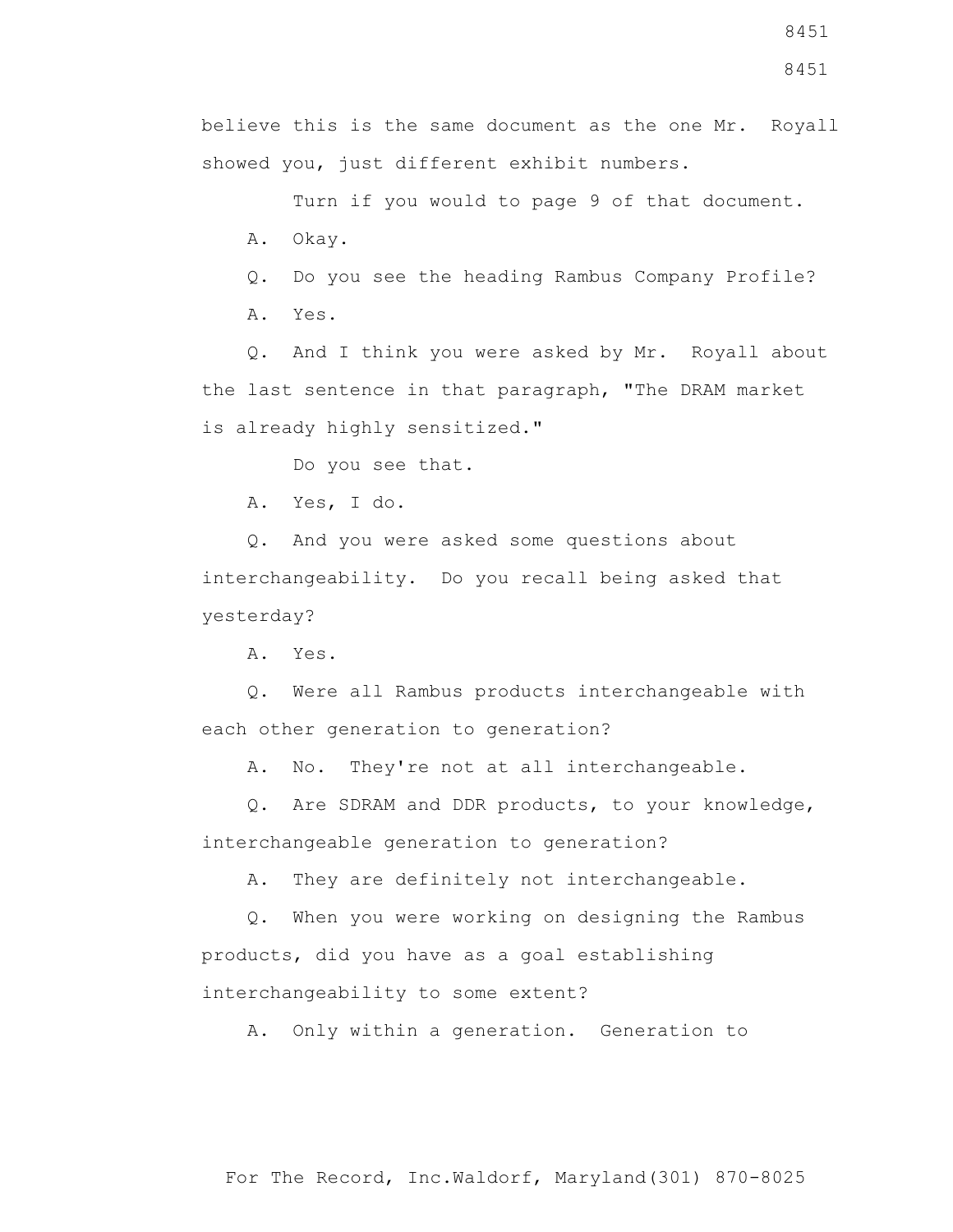believe this is the same document as the one Mr. Royall showed you, just different exhibit numbers.

Turn if you would to page 9 of that document.

A. Okay.

Q. Do you see the heading Rambus Company Profile?

A. Yes.

Q. And I think you were asked by Mr. Royall about the last sentence in that paragraph, "The DRAM market is already highly sensitized."

Do you see that.

A. Yes, I do.

Q. And you were asked some questions about interchangeability. Do you recall being asked that yesterday?

A. Yes.

Q. Were all Rambus products interchangeable with each other generation to generation?

A. No. They're not at all interchangeable.

Q. Are SDRAM and DDR products, to your knowledge, interchangeable generation to generation?

A. They are definitely not interchangeable.

Q. When you were working on designing the Rambus products, did you have as a goal establishing interchangeability to some extent?

A. Only within a generation. Generation to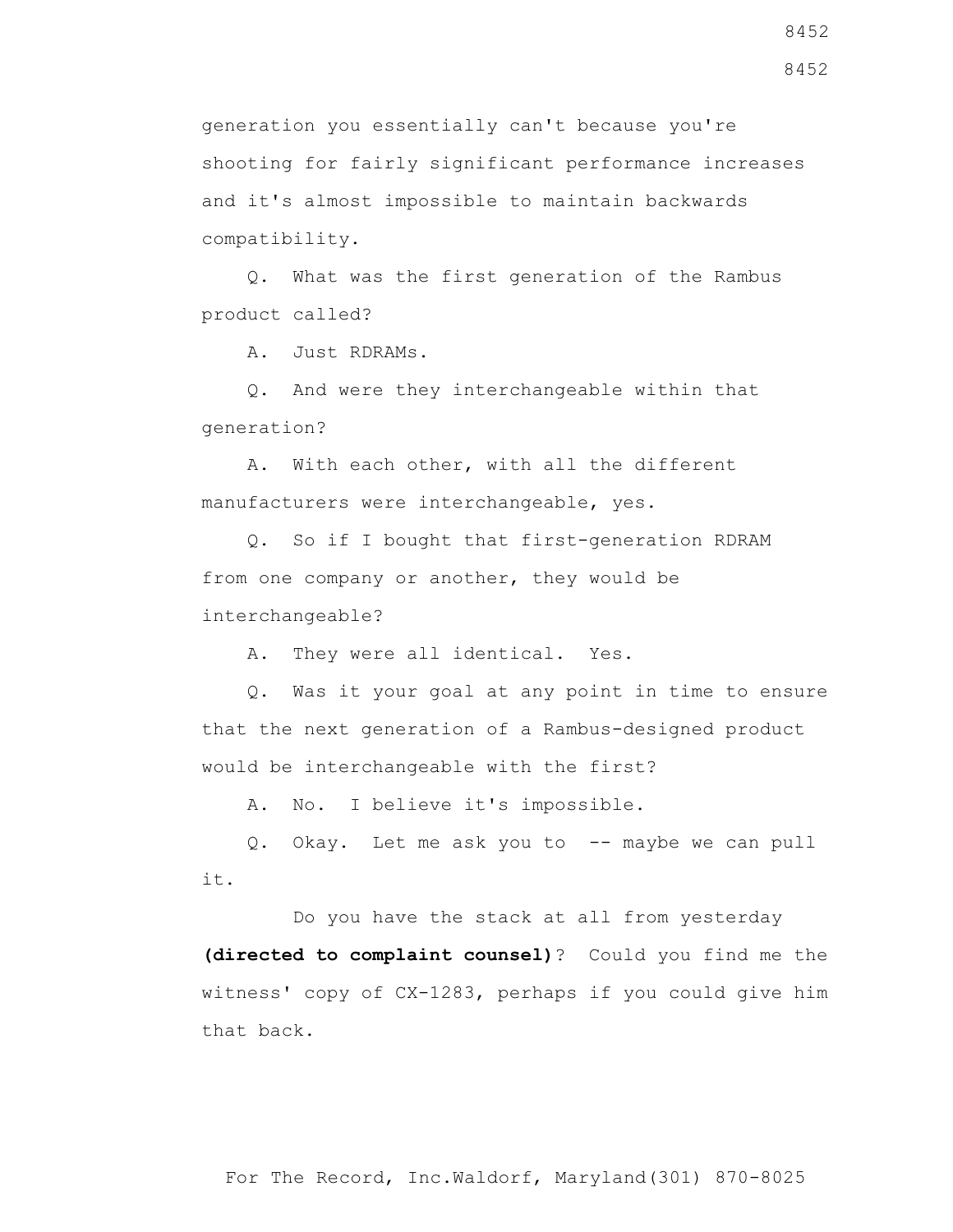generation you essentially can't because you're shooting for fairly significant performance increases and it's almost impossible to maintain backwards compatibility.

Q. What was the first generation of the Rambus product called?

A. Just RDRAMs.

Q. And were they interchangeable within that generation?

A. With each other, with all the different manufacturers were interchangeable, yes.

Q. So if I bought that first-generation RDRAM from one company or another, they would be interchangeable?

A. They were all identical. Yes.

Q. Was it your goal at any point in time to ensure that the next generation of a Rambus-designed product would be interchangeable with the first?

A. No. I believe it's impossible.

Q. Okay. Let me ask you to -- maybe we can pull it.

Do you have the stack at all from yesterday **(directed to complaint counsel)**? Could you find me the witness' copy of CX-1283, perhaps if you could give him that back.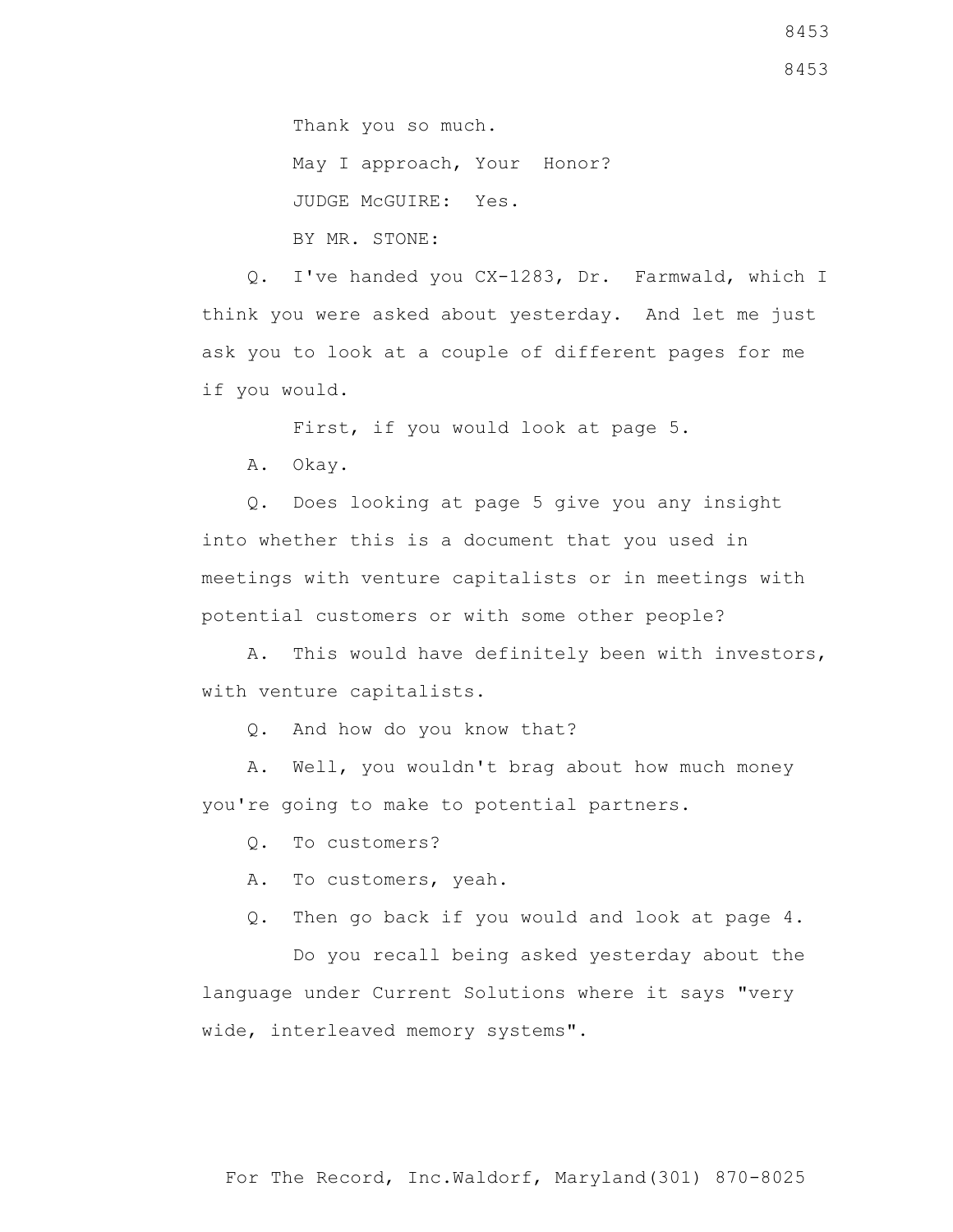Thank you so much.

May I approach, Your Honor?

JUDGE McGUIRE: Yes.

BY MR. STONE:

Q. I've handed you CX-1283, Dr. Farmwald, which I think you were asked about yesterday. And let me just ask you to look at a couple of different pages for me if you would.

First, if you would look at page 5.

A. Okay.

Q. Does looking at page 5 give you any insight into whether this is a document that you used in meetings with venture capitalists or in meetings with potential customers or with some other people?

A. This would have definitely been with investors, with venture capitalists.

Q. And how do you know that?

A. Well, you wouldn't brag about how much money you're going to make to potential partners.

Q. To customers?

A. To customers, yeah.

Q. Then go back if you would and look at page 4.

Do you recall being asked yesterday about the language under Current Solutions where it says "very wide, interleaved memory systems".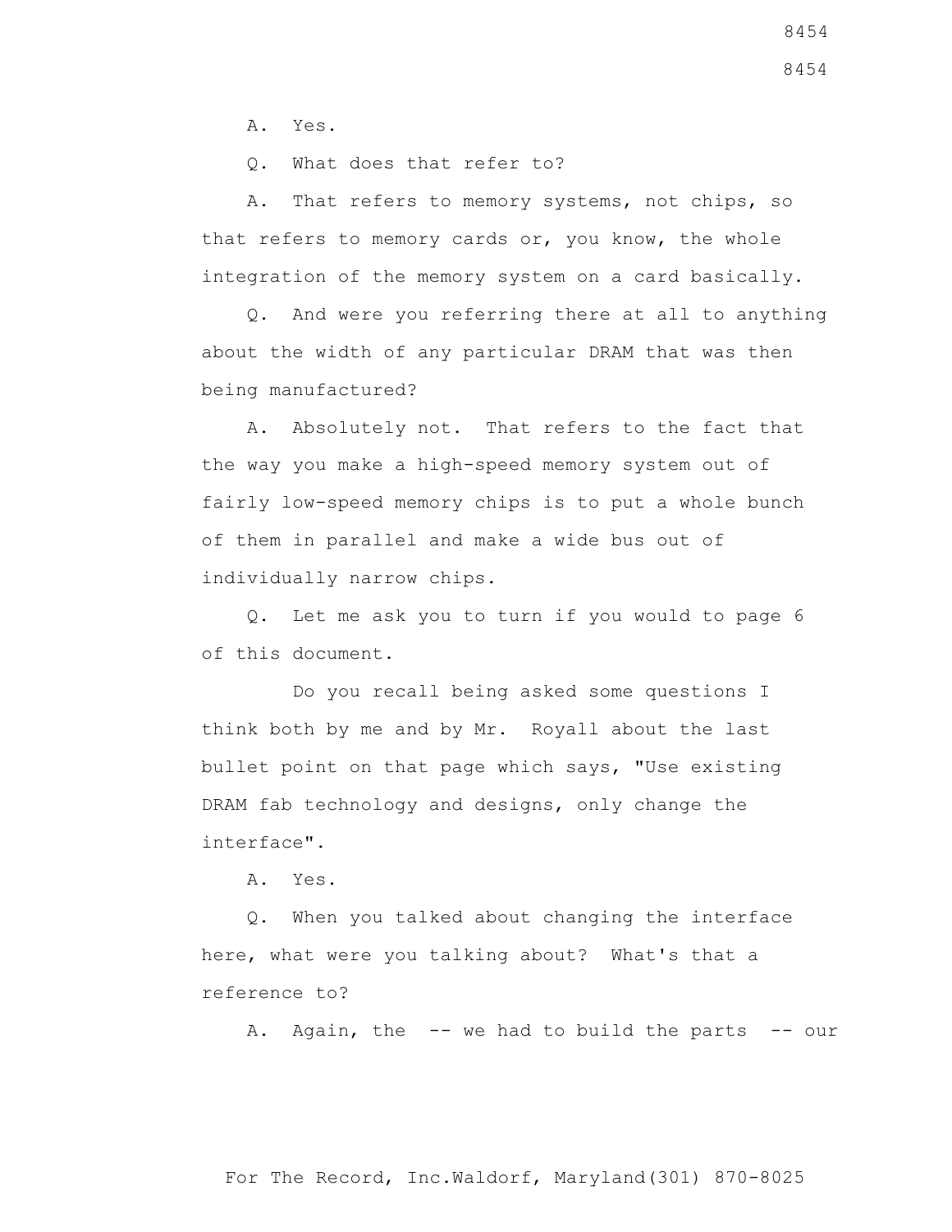A. Yes.

Q. What does that refer to?

A. That refers to memory systems, not chips, so that refers to memory cards or, you know, the whole integration of the memory system on a card basically.

Q. And were you referring there at all to anything about the width of any particular DRAM that was then being manufactured?

A. Absolutely not. That refers to the fact that the way you make a high-speed memory system out of fairly low-speed memory chips is to put a whole bunch of them in parallel and make a wide bus out of individually narrow chips.

Q. Let me ask you to turn if you would to page 6 of this document.

Do you recall being asked some questions I think both by me and by Mr. Royall about the last bullet point on that page which says, "Use existing DRAM fab technology and designs, only change the interface".

A. Yes.

Q. When you talked about changing the interface here, what were you talking about? What's that a reference to?

A. Again, the -- we had to build the parts -- our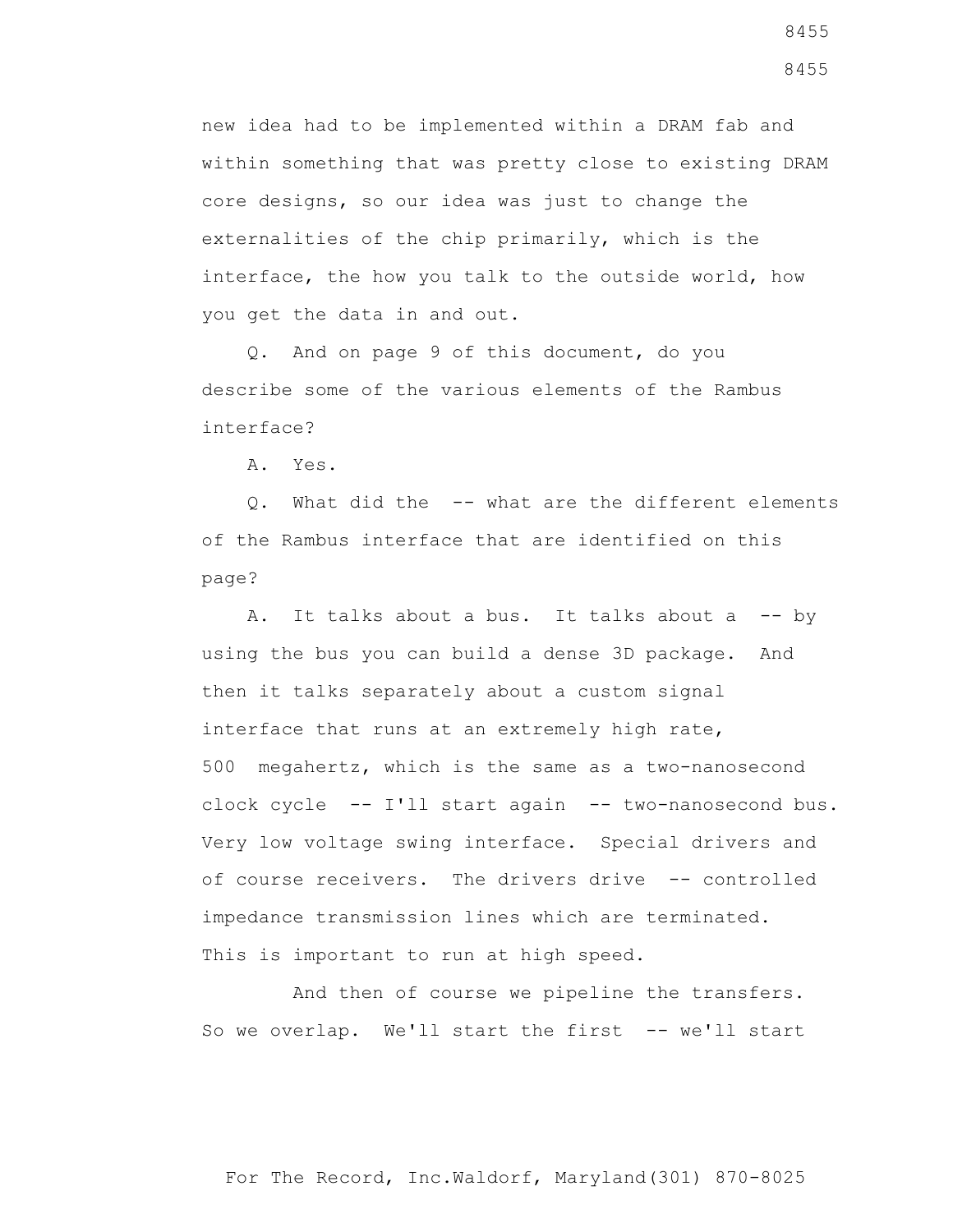new idea had to be implemented within a DRAM fab and within something that was pretty close to existing DRAM core designs, so our idea was just to change the externalities of the chip primarily, which is the interface, the how you talk to the outside world, how you get the data in and out.

Q. And on page 9 of this document, do you describe some of the various elements of the Rambus interface?

A. Yes.

Q. What did the -- what are the different elements of the Rambus interface that are identified on this page?

A. It talks about a bus. It talks about a -- by using the bus you can build a dense 3D package. And then it talks separately about a custom signal interface that runs at an extremely high rate, 500 megahertz, which is the same as a two-nanosecond clock cycle -- I'll start again -- two-nanosecond bus. Very low voltage swing interface. Special drivers and of course receivers. The drivers drive -- controlled impedance transmission lines which are terminated. This is important to run at high speed.

And then of course we pipeline the transfers. So we overlap. We'll start the first -- we'll start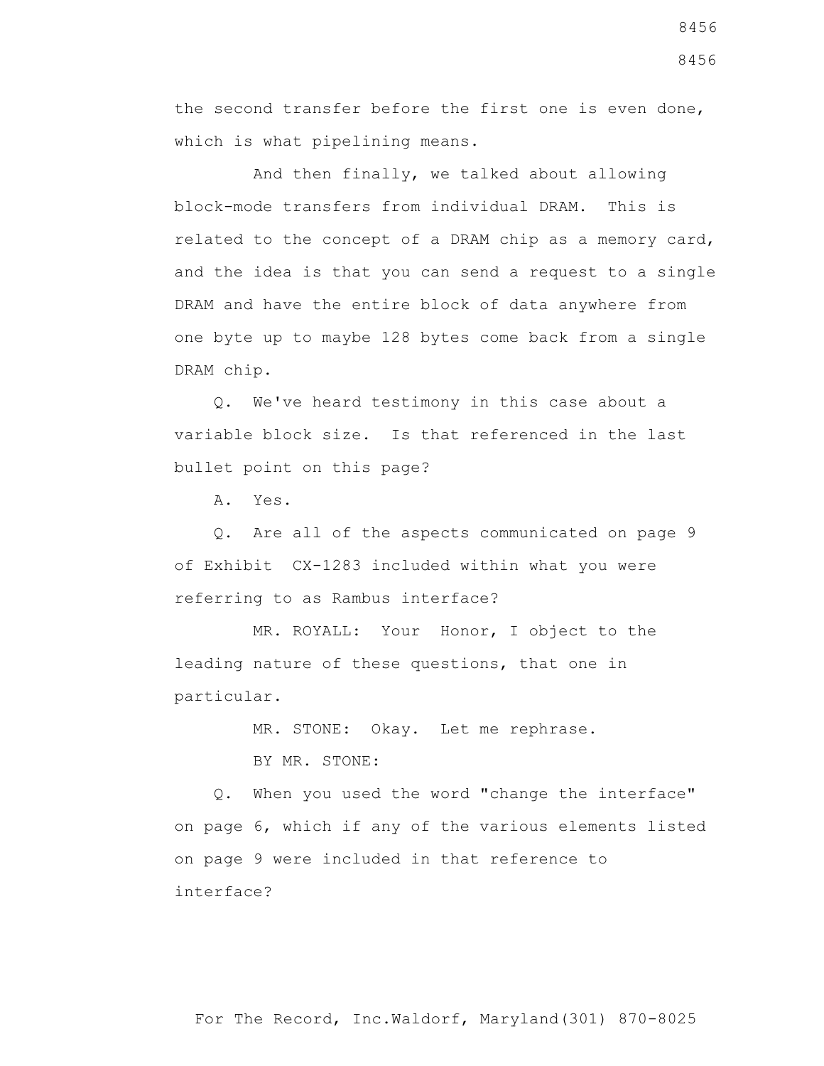the second transfer before the first one is even done, which is what pipelining means.

And then finally, we talked about allowing block-mode transfers from individual DRAM. This is related to the concept of a DRAM chip as a memory card, and the idea is that you can send a request to a single DRAM and have the entire block of data anywhere from one byte up to maybe 128 bytes come back from a single DRAM chip.

Q. We've heard testimony in this case about a variable block size. Is that referenced in the last bullet point on this page?

A. Yes.

Q. Are all of the aspects communicated on page 9 of Exhibit CX-1283 included within what you were referring to as Rambus interface?

MR. ROYALL: Your Honor, I object to the leading nature of these questions, that one in particular.

MR. STONE: Okay. Let me rephrase.

BY MR. STONE:

Q. When you used the word "change the interface" on page 6, which if any of the various elements listed on page 9 were included in that reference to interface?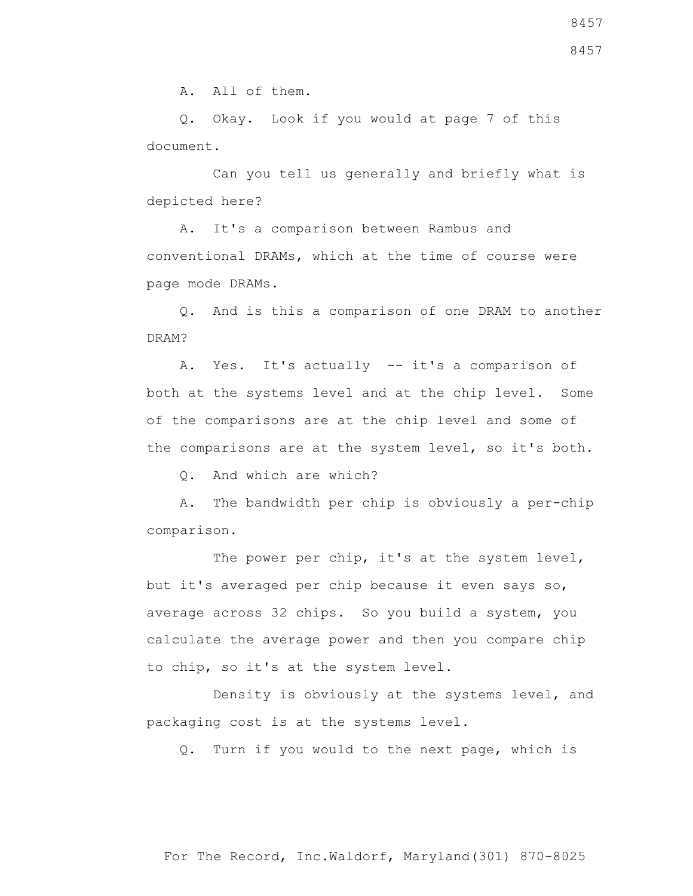A. All of them.

Q. Okay. Look if you would at page 7 of this document.

Can you tell us generally and briefly what is depicted here?

A. It's a comparison between Rambus and conventional DRAMs, which at the time of course were page mode DRAMs.

Q. And is this a comparison of one DRAM to another DRAM?

A. Yes. It's actually -- it's a comparison of both at the systems level and at the chip level. Some of the comparisons are at the chip level and some of the comparisons are at the system level, so it's both.

Q. And which are which?

A. The bandwidth per chip is obviously a per-chip comparison.

The power per chip, it's at the system level, but it's averaged per chip because it even says so, average across 32 chips. So you build a system, you calculate the average power and then you compare chip to chip, so it's at the system level.

Density is obviously at the systems level, and packaging cost is at the systems level.

Q. Turn if you would to the next page, which is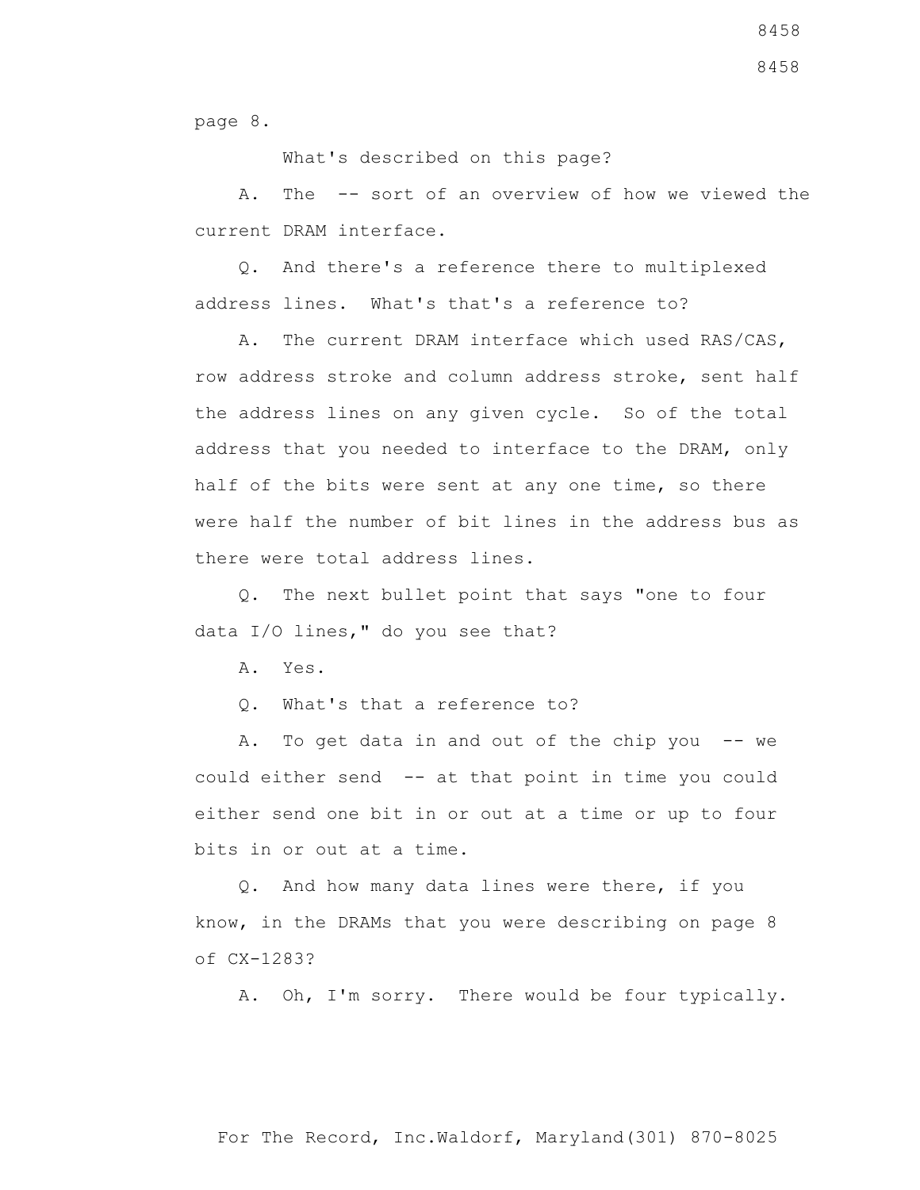page 8.

What's described on this page?

A. The -- sort of an overview of how we viewed the current DRAM interface.

Q. And there's a reference there to multiplexed address lines. What's that's a reference to?

A. The current DRAM interface which used RAS/CAS, row address stroke and column address stroke, sent half the address lines on any given cycle. So of the total address that you needed to interface to the DRAM, only half of the bits were sent at any one time, so there were half the number of bit lines in the address bus as there were total address lines.

Q. The next bullet point that says "one to four data I/O lines," do you see that?

A. Yes.

Q. What's that a reference to?

A. To get data in and out of the chip you -- we could either send -- at that point in time you could either send one bit in or out at a time or up to four bits in or out at a time.

Q. And how many data lines were there, if you know, in the DRAMs that you were describing on page 8 of CX-1283?

A. Oh, I'm sorry. There would be four typically.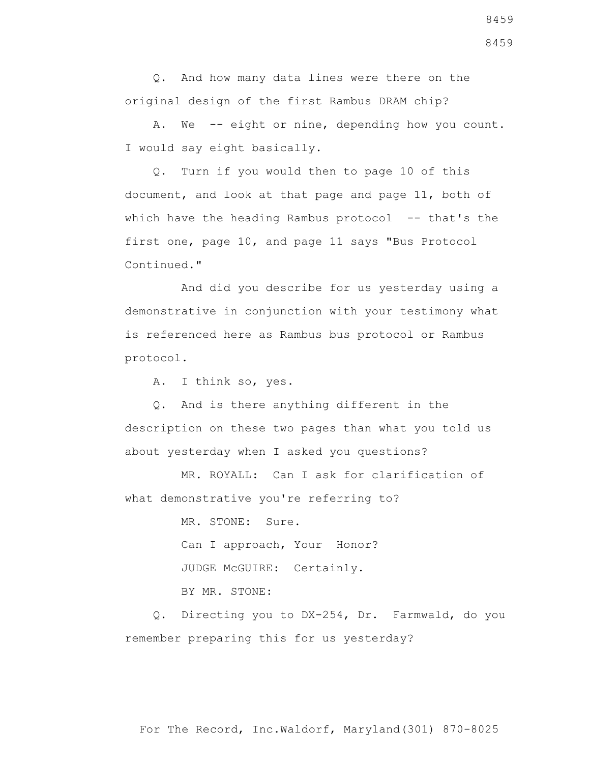Q. And how many data lines were there on the original design of the first Rambus DRAM chip?

A. We -- eight or nine, depending how you count. I would say eight basically.

Q. Turn if you would then to page 10 of this document, and look at that page and page 11, both of which have the heading Rambus protocol -- that's the first one, page 10, and page 11 says "Bus Protocol Continued."

And did you describe for us yesterday using a demonstrative in conjunction with your testimony what is referenced here as Rambus bus protocol or Rambus protocol.

A. I think so, yes.

Q. And is there anything different in the description on these two pages than what you told us about yesterday when I asked you questions?

MR. ROYALL: Can I ask for clarification of what demonstrative you're referring to?

MR. STONE: Sure.

Can I approach, Your Honor?

JUDGE McGUIRE: Certainly.

BY MR. STONE:

Q. Directing you to DX-254, Dr. Farmwald, do you remember preparing this for us yesterday?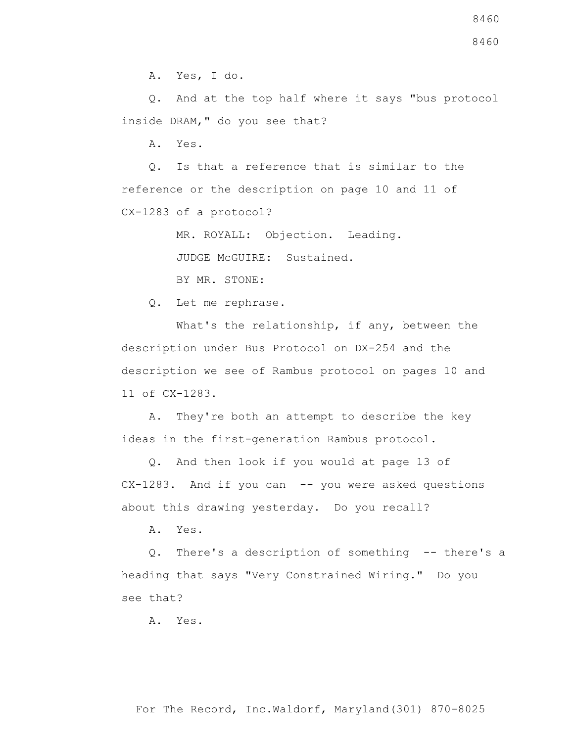A. Yes, I do.

Q. And at the top half where it says "bus protocol inside DRAM," do you see that?

A. Yes.

Q. Is that a reference that is similar to the reference or the description on page 10 and 11 of CX-1283 of a protocol?

MR. ROYALL: Objection. Leading.

JUDGE McGUIRE: Sustained.

BY MR. STONE:

Q. Let me rephrase.

What's the relationship, if any, between the description under Bus Protocol on DX-254 and the description we see of Rambus protocol on pages 10 and 11 of CX-1283.

A. They're both an attempt to describe the key ideas in the first-generation Rambus protocol.

Q. And then look if you would at page 13 of CX-1283. And if you can -- you were asked questions about this drawing yesterday. Do you recall?

A. Yes.

Q. There's a description of something -- there's a heading that says "Very Constrained Wiring." Do you see that?

A. Yes.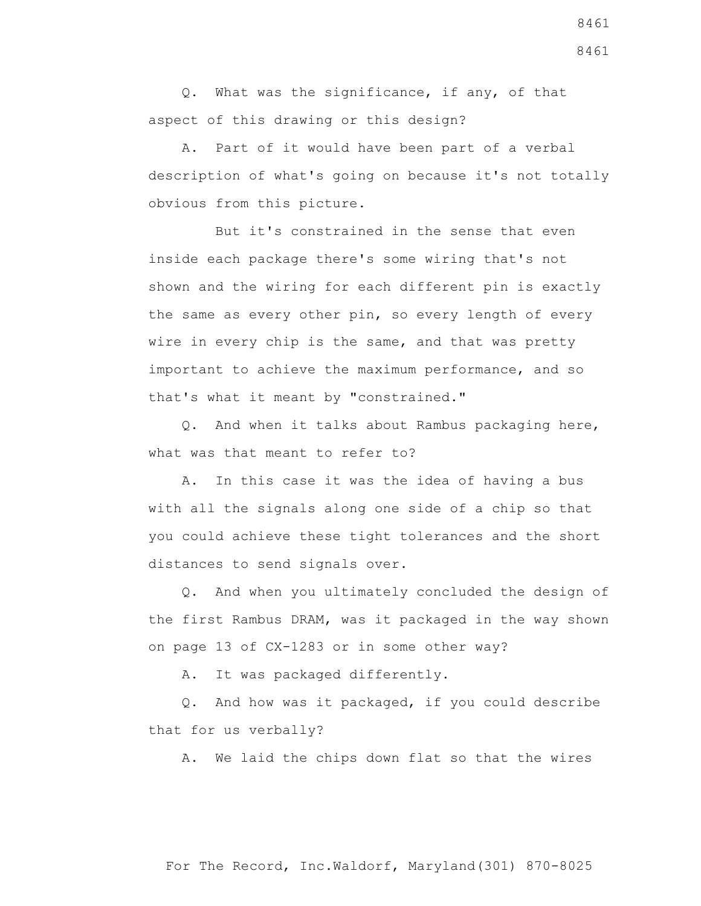Q. What was the significance, if any, of that aspect of this drawing or this design?

A. Part of it would have been part of a verbal description of what's going on because it's not totally obvious from this picture.

But it's constrained in the sense that even inside each package there's some wiring that's not shown and the wiring for each different pin is exactly the same as every other pin, so every length of every wire in every chip is the same, and that was pretty important to achieve the maximum performance, and so that's what it meant by "constrained."

Q. And when it talks about Rambus packaging here, what was that meant to refer to?

A. In this case it was the idea of having a bus with all the signals along one side of a chip so that you could achieve these tight tolerances and the short distances to send signals over.

Q. And when you ultimately concluded the design of the first Rambus DRAM, was it packaged in the way shown on page 13 of CX-1283 or in some other way?

A. It was packaged differently.

Q. And how was it packaged, if you could describe that for us verbally?

A. We laid the chips down flat so that the wires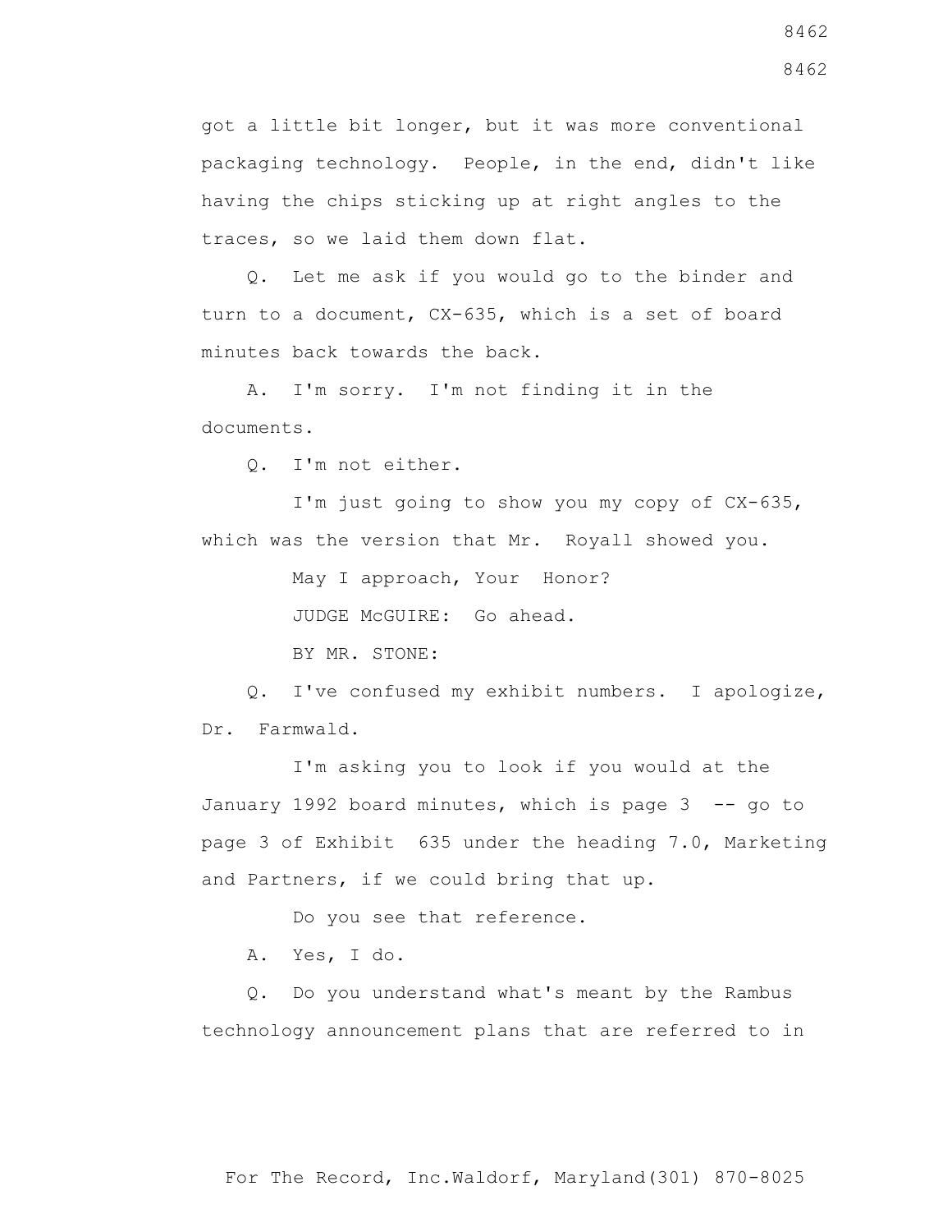got a little bit longer, but it was more conventional packaging technology. People, in the end, didn't like having the chips sticking up at right angles to the traces, so we laid them down flat.

Q. Let me ask if you would go to the binder and turn to a document, CX-635, which is a set of board minutes back towards the back.

A. I'm sorry. I'm not finding it in the documents.

Q. I'm not either.

I'm just going to show you my copy of CX-635, which was the version that Mr. Royall showed you.

May I approach, Your Honor?

JUDGE McGUIRE: Go ahead.

BY MR. STONE:

Q. I've confused my exhibit numbers. I apologize, Dr. Farmwald.

I'm asking you to look if you would at the January 1992 board minutes, which is page 3 -- go to page 3 of Exhibit 635 under the heading 7.0, Marketing and Partners, if we could bring that up.

Do you see that reference.

A. Yes, I do.

Q. Do you understand what's meant by the Rambus technology announcement plans that are referred to in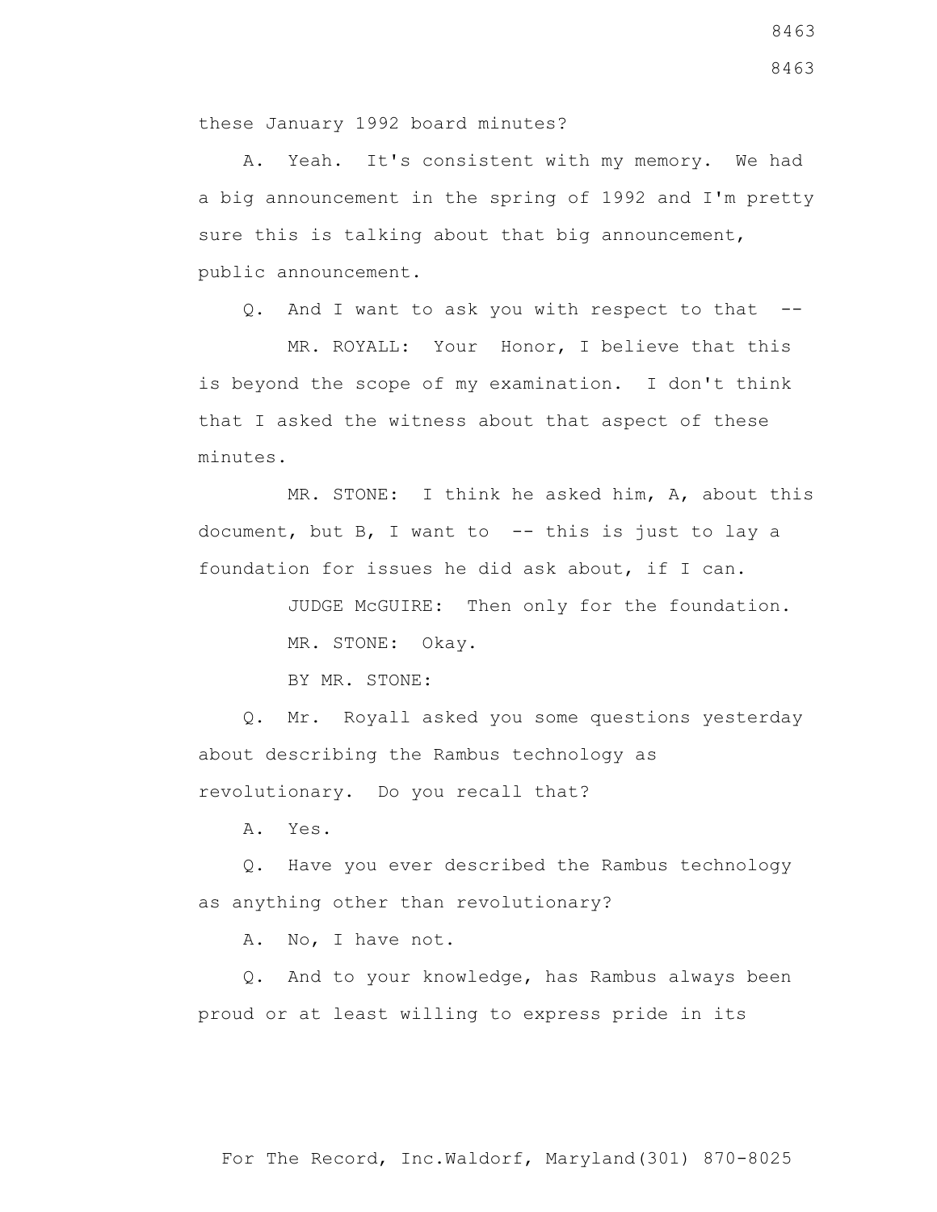these January 1992 board minutes?

A. Yeah. It's consistent with my memory. We had a big announcement in the spring of 1992 and I'm pretty sure this is talking about that big announcement, public announcement.

Q. And I want to ask you with respect to that --

MR. ROYALL: Your Honor, I believe that this is beyond the scope of my examination. I don't think that I asked the witness about that aspect of these minutes.

MR. STONE: I think he asked him, A, about this document, but B, I want to -- this is just to lay a foundation for issues he did ask about, if I can.

JUDGE McGUIRE: Then only for the foundation.

MR. STONE: Okay.

BY MR. STONE:

Q. Mr. Royall asked you some questions yesterday about describing the Rambus technology as revolutionary. Do you recall that?

A. Yes.

Q. Have you ever described the Rambus technology as anything other than revolutionary?

A. No, I have not.

Q. And to your knowledge, has Rambus always been proud or at least willing to express pride in its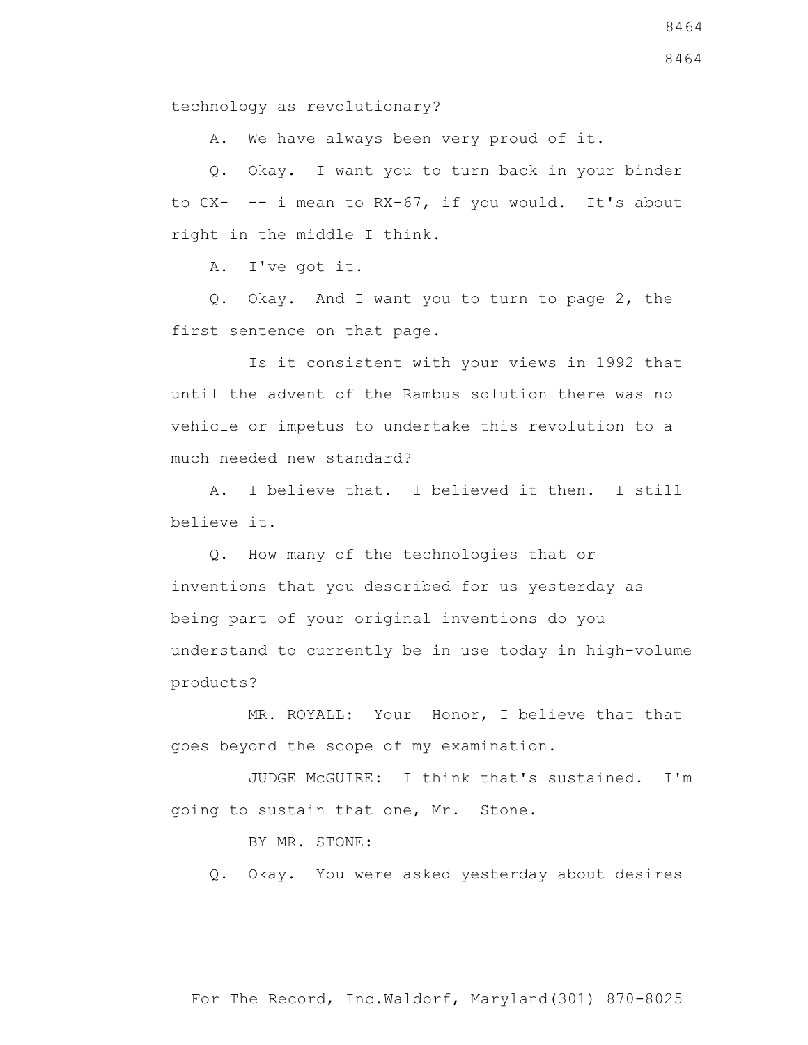technology as revolutionary?

A. We have always been very proud of it.

Q. Okay. I want you to turn back in your binder to CX- -- i mean to RX-67, if you would. It's about right in the middle I think.

A. I've got it.

Q. Okay. And I want you to turn to page 2, the first sentence on that page.

Is it consistent with your views in 1992 that until the advent of the Rambus solution there was no vehicle or impetus to undertake this revolution to a much needed new standard?

A. I believe that. I believed it then. I still believe it.

Q. How many of the technologies that or inventions that you described for us yesterday as being part of your original inventions do you understand to currently be in use today in high-volume products?

MR. ROYALL: Your Honor, I believe that that goes beyond the scope of my examination.

JUDGE McGUIRE: I think that's sustained. I'm going to sustain that one, Mr. Stone.

BY MR. STONE:

Q. Okay. You were asked yesterday about desires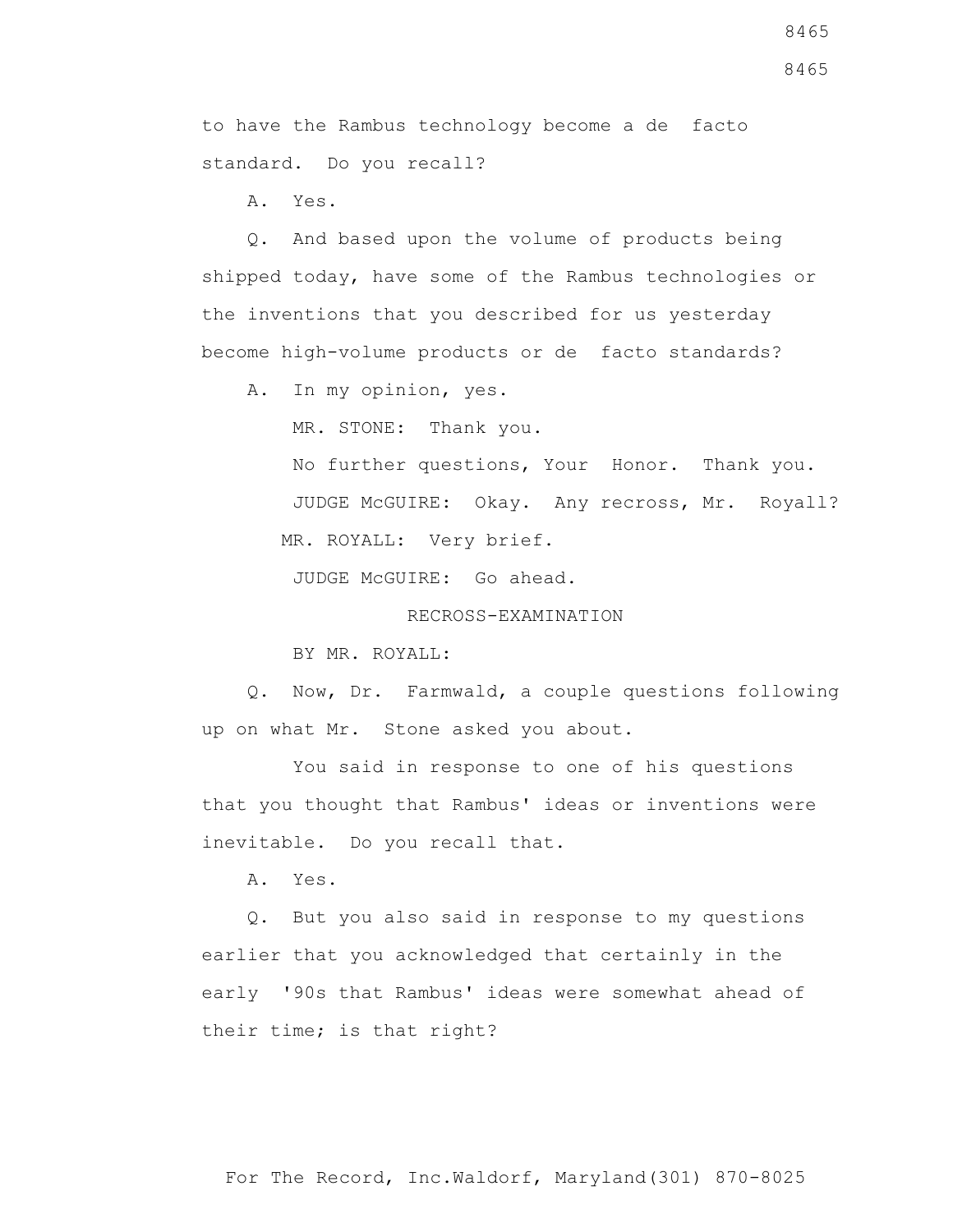to have the Rambus technology become a de facto standard. Do you recall?

A. Yes.

Q. And based upon the volume of products being shipped today, have some of the Rambus technologies or the inventions that you described for us yesterday become high-volume products or de facto standards?

A. In my opinion, yes.

MR. STONE: Thank you.

No further questions, Your Honor. Thank you.

JUDGE McGUIRE: Okay. Any recross, Mr. Royall?

MR. ROYALL: Very brief.

JUDGE McGUIRE: Go ahead.

RECROSS-EXAMINATION

BY MR. ROYALL:

Q. Now, Dr. Farmwald, a couple questions following up on what Mr. Stone asked you about.

You said in response to one of his questions that you thought that Rambus' ideas or inventions were inevitable. Do you recall that.

A. Yes.

Q. But you also said in response to my questions earlier that you acknowledged that certainly in the early '90s that Rambus' ideas were somewhat ahead of their time; is that right?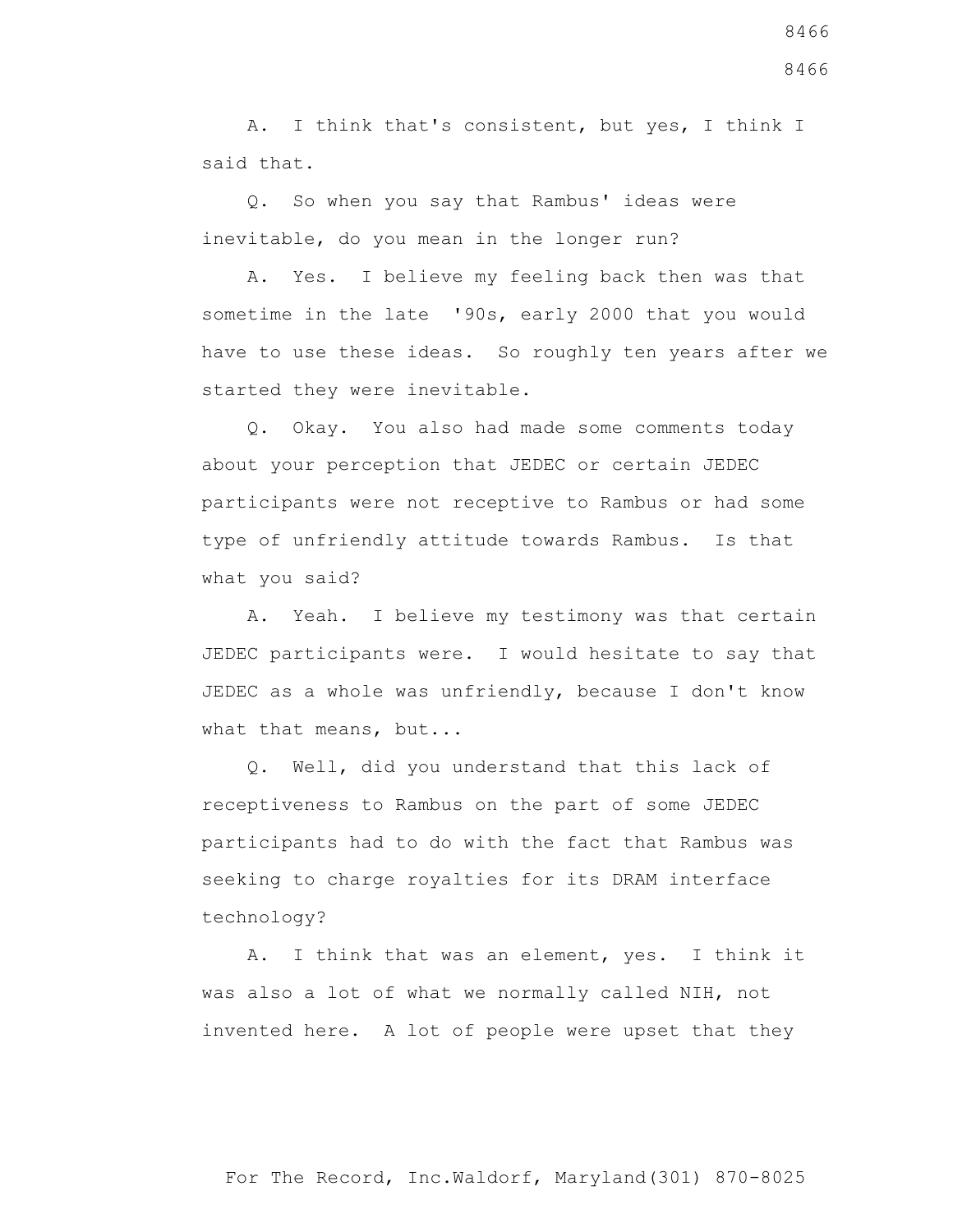A. I think that's consistent, but yes, I think I said that.

Q. So when you say that Rambus' ideas were inevitable, do you mean in the longer run?

A. Yes. I believe my feeling back then was that sometime in the late '90s, early 2000 that you would have to use these ideas. So roughly ten years after we started they were inevitable.

Q. Okay. You also had made some comments today about your perception that JEDEC or certain JEDEC participants were not receptive to Rambus or had some type of unfriendly attitude towards Rambus. Is that what you said?

A. Yeah. I believe my testimony was that certain JEDEC participants were. I would hesitate to say that JEDEC as a whole was unfriendly, because I don't know what that means, but...

Q. Well, did you understand that this lack of receptiveness to Rambus on the part of some JEDEC participants had to do with the fact that Rambus was seeking to charge royalties for its DRAM interface technology?

A. I think that was an element, yes. I think it was also a lot of what we normally called NIH, not invented here. A lot of people were upset that they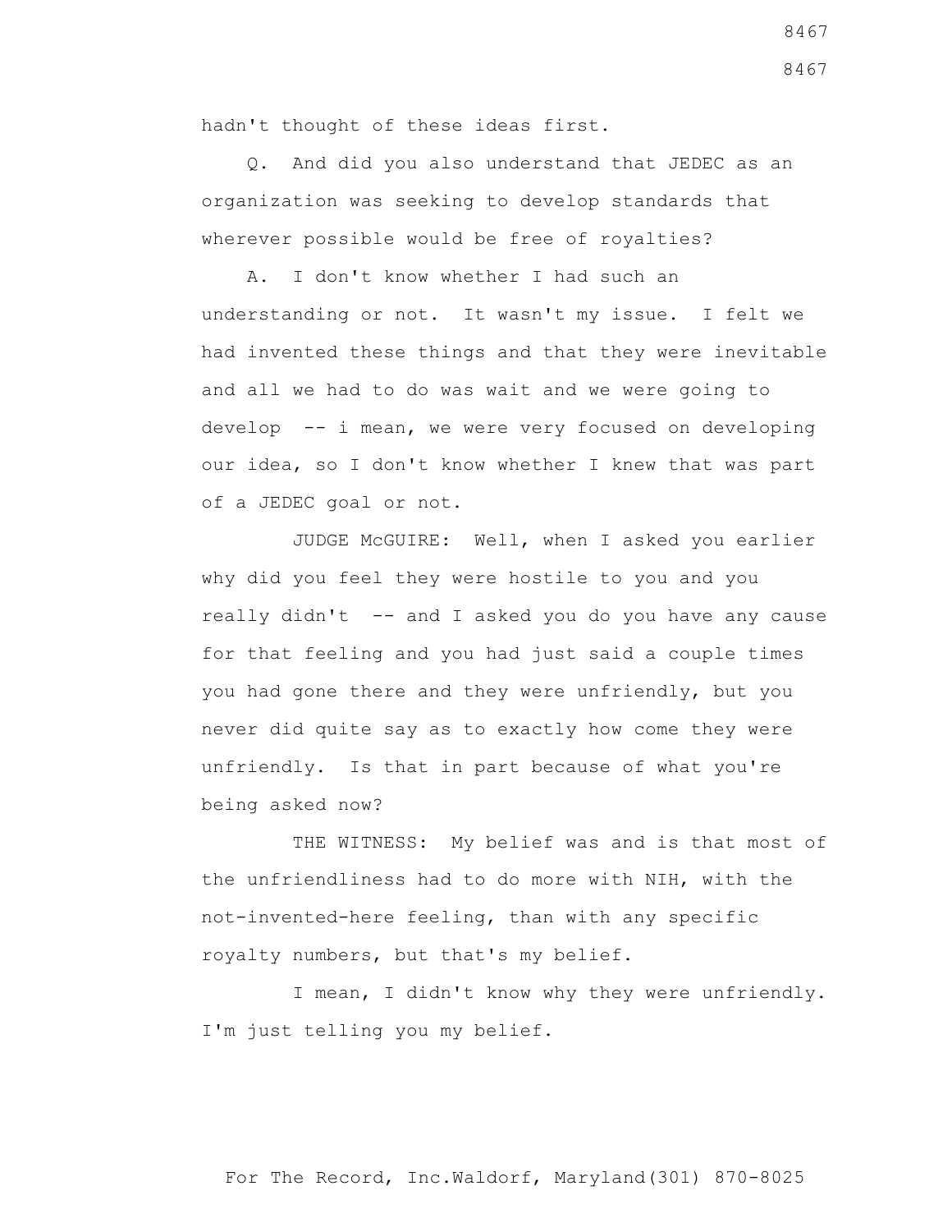hadn't thought of these ideas first.

Q. And did you also understand that JEDEC as an organization was seeking to develop standards that wherever possible would be free of royalties?

A. I don't know whether I had such an understanding or not. It wasn't my issue. I felt we had invented these things and that they were inevitable and all we had to do was wait and we were going to develop -- i mean, we were very focused on developing our idea, so I don't know whether I knew that was part of a JEDEC goal or not.

JUDGE McGUIRE: Well, when I asked you earlier why did you feel they were hostile to you and you really didn't -- and I asked you do you have any cause for that feeling and you had just said a couple times you had gone there and they were unfriendly, but you never did quite say as to exactly how come they were unfriendly. Is that in part because of what you're being asked now?

THE WITNESS: My belief was and is that most of the unfriendliness had to do more with NIH, with the not-invented-here feeling, than with any specific royalty numbers, but that's my belief.

I mean, I didn't know why they were unfriendly. I'm just telling you my belief.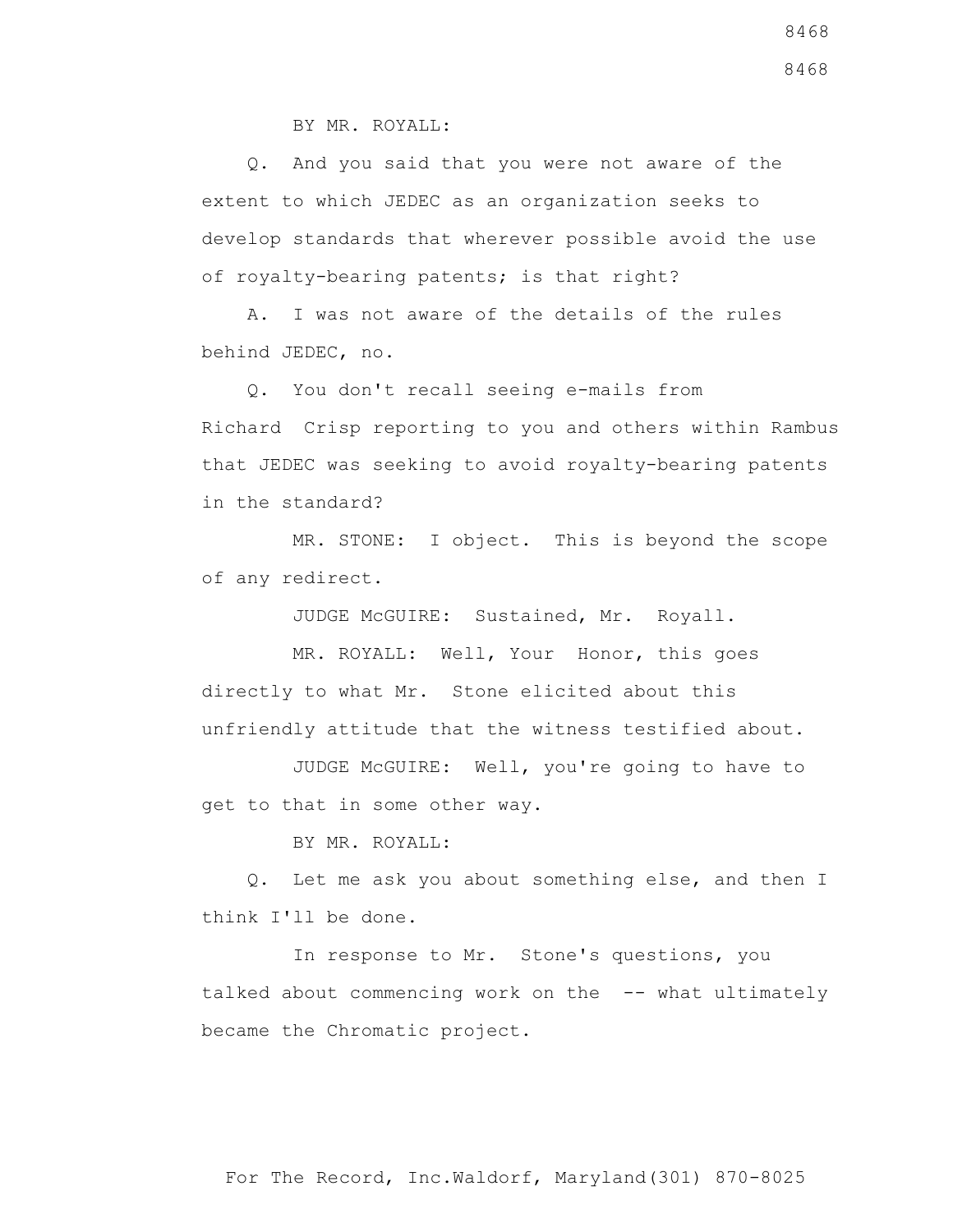BY MR. ROYALL:

Q. And you said that you were not aware of the extent to which JEDEC as an organization seeks to develop standards that wherever possible avoid the use of royalty-bearing patents; is that right?

A. I was not aware of the details of the rules behind JEDEC, no.

Q. You don't recall seeing e-mails from Richard Crisp reporting to you and others within Rambus that JEDEC was seeking to avoid royalty-bearing patents in the standard?

MR. STONE: I object. This is beyond the scope of any redirect.

JUDGE McGUIRE: Sustained, Mr. Royall.

MR. ROYALL: Well, Your Honor, this goes directly to what Mr. Stone elicited about this unfriendly attitude that the witness testified about.

JUDGE McGUIRE: Well, you're going to have to get to that in some other way.

BY MR. ROYALL:

Q. Let me ask you about something else, and then I think I'll be done.

In response to Mr. Stone's questions, you talked about commencing work on the -- what ultimately became the Chromatic project.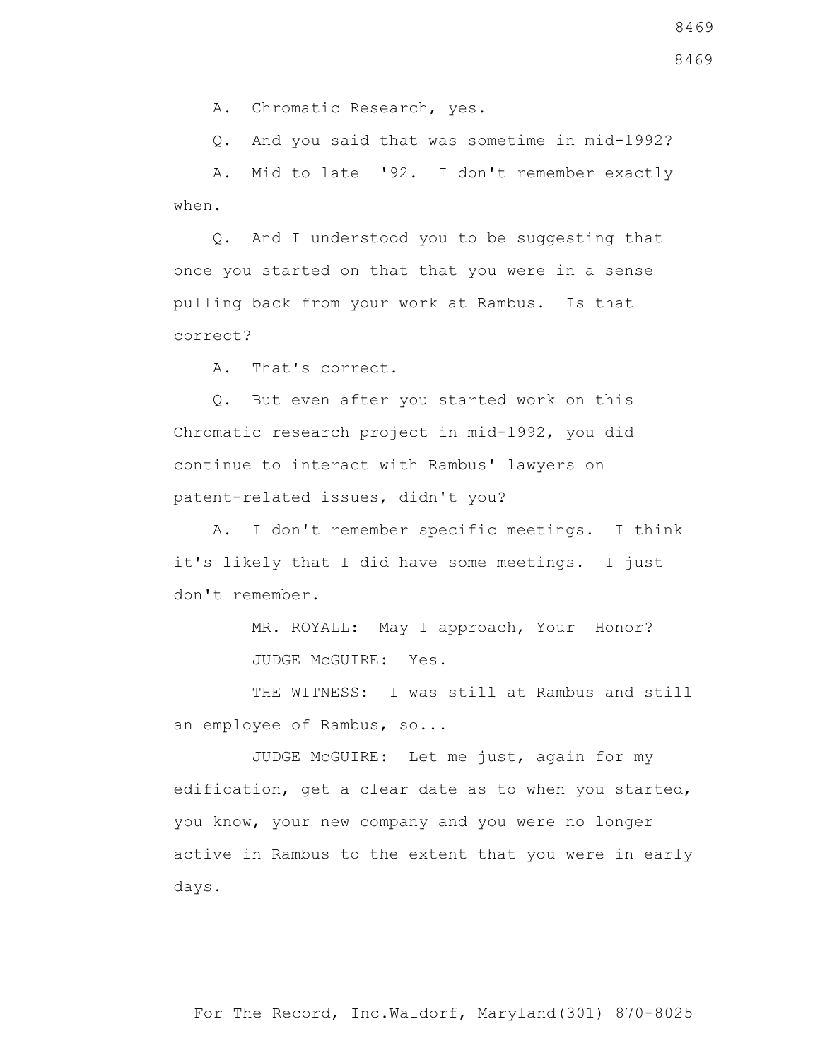A. Chromatic Research, yes.

Q. And you said that was sometime in mid-1992?

A. Mid to late '92. I don't remember exactly when.

Q. And I understood you to be suggesting that once you started on that that you were in a sense pulling back from your work at Rambus. Is that correct?

A. That's correct.

Q. But even after you started work on this Chromatic research project in mid-1992, you did continue to interact with Rambus' lawyers on patent-related issues, didn't you?

A. I don't remember specific meetings. I think it's likely that I did have some meetings. I just don't remember.

MR. ROYALL: May I approach, Your Honor?

JUDGE McGUIRE: Yes.

THE WITNESS: I was still at Rambus and still an employee of Rambus, so...

JUDGE McGUIRE: Let me just, again for my edification, get a clear date as to when you started, you know, your new company and you were no longer active in Rambus to the extent that you were in early days.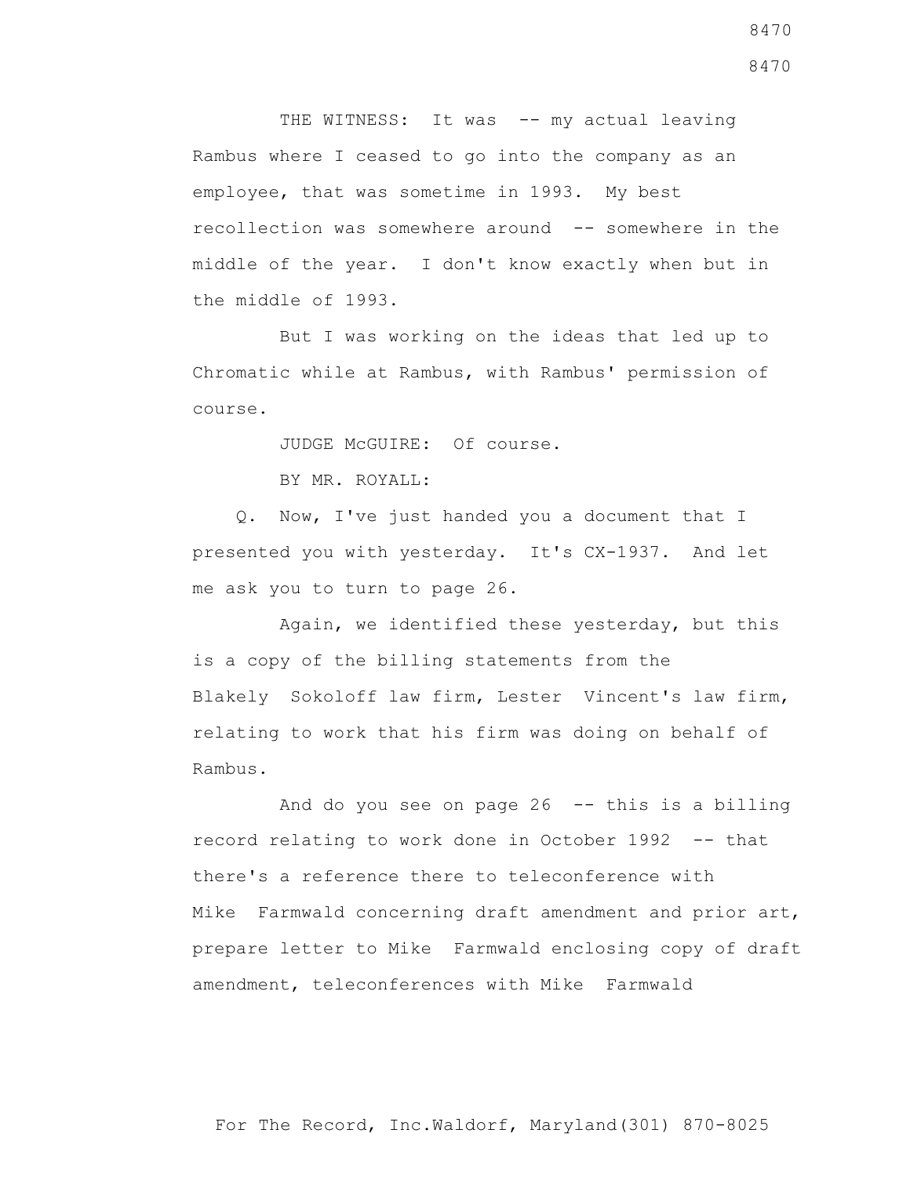THE WITNESS: It was -- my actual leaving Rambus where I ceased to go into the company as an employee, that was sometime in 1993. My best recollection was somewhere around -- somewhere in the middle of the year. I don't know exactly when but in the middle of 1993.

But I was working on the ideas that led up to Chromatic while at Rambus, with Rambus' permission of course.

JUDGE McGUIRE: Of course.

BY MR. ROYALL:

Q. Now, I've just handed you a document that I presented you with yesterday. It's CX-1937. And let me ask you to turn to page 26.

Again, we identified these yesterday, but this is a copy of the billing statements from the Blakely Sokoloff law firm, Lester Vincent's law firm, relating to work that his firm was doing on behalf of Rambus.

And do you see on page 26 -- this is a billing record relating to work done in October 1992 -- that there's a reference there to teleconference with Mike Farmwald concerning draft amendment and prior art, prepare letter to Mike Farmwald enclosing copy of draft amendment, teleconferences with Mike Farmwald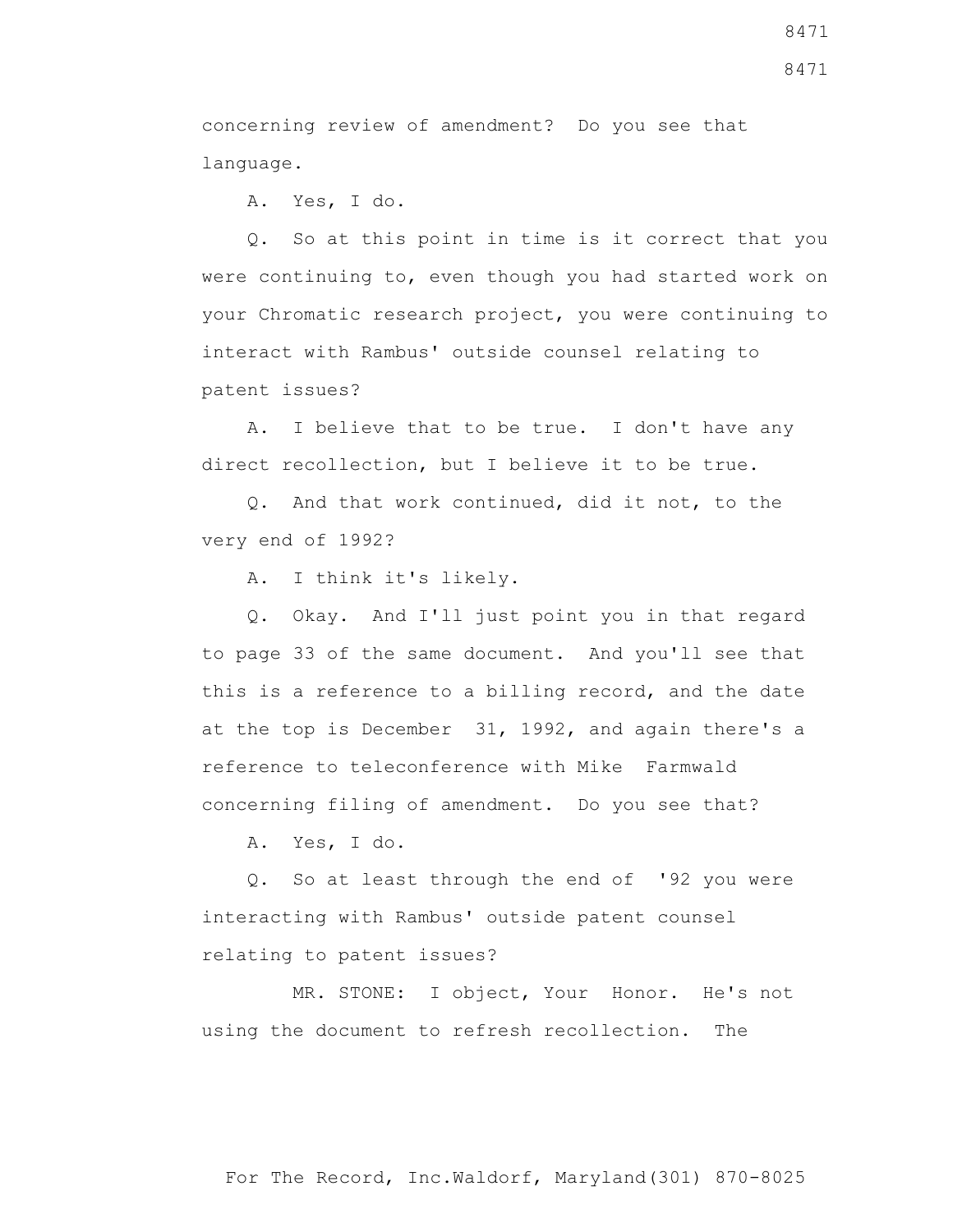concerning review of amendment? Do you see that language.

A. Yes, I do.

Q. So at this point in time is it correct that you were continuing to, even though you had started work on your Chromatic research project, you were continuing to interact with Rambus' outside counsel relating to patent issues?

A. I believe that to be true. I don't have any direct recollection, but I believe it to be true.

Q. And that work continued, did it not, to the very end of 1992?

A. I think it's likely.

Q. Okay. And I'll just point you in that regard to page 33 of the same document. And you'll see that this is a reference to a billing record, and the date at the top is December 31, 1992, and again there's a reference to teleconference with Mike Farmwald concerning filing of amendment. Do you see that?

A. Yes, I do.

Q. So at least through the end of '92 you were interacting with Rambus' outside patent counsel relating to patent issues?

MR. STONE: I object, Your Honor. He's not using the document to refresh recollection. The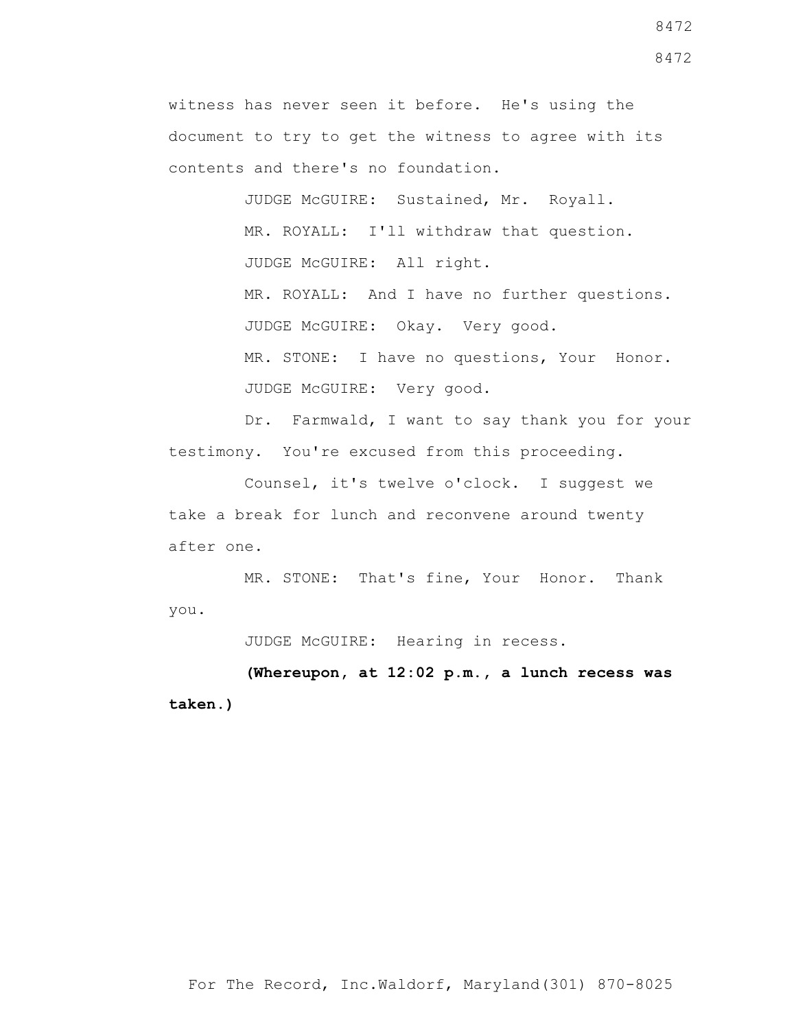witness has never seen it before. He's using the document to try to get the witness to agree with its contents and there's no foundation.

JUDGE McGUIRE: Sustained, Mr. Royall.

MR. ROYALL: I'll withdraw that question.

JUDGE McGUIRE: All right.

MR. ROYALL: And I have no further questions.

JUDGE McGUIRE: Okay. Very good.

MR. STONE: I have no questions, Your Honor.

JUDGE McGUIRE: Very good.

Dr. Farmwald, I want to say thank you for your testimony. You're excused from this proceeding.

Counsel, it's twelve o'clock. I suggest we take a break for lunch and reconvene around twenty after one.

MR. STONE: That's fine, Your Honor. Thank you.

JUDGE McGUIRE: Hearing in recess.

**(Whereupon, at 12:02 p.m., a lunch recess was taken.)**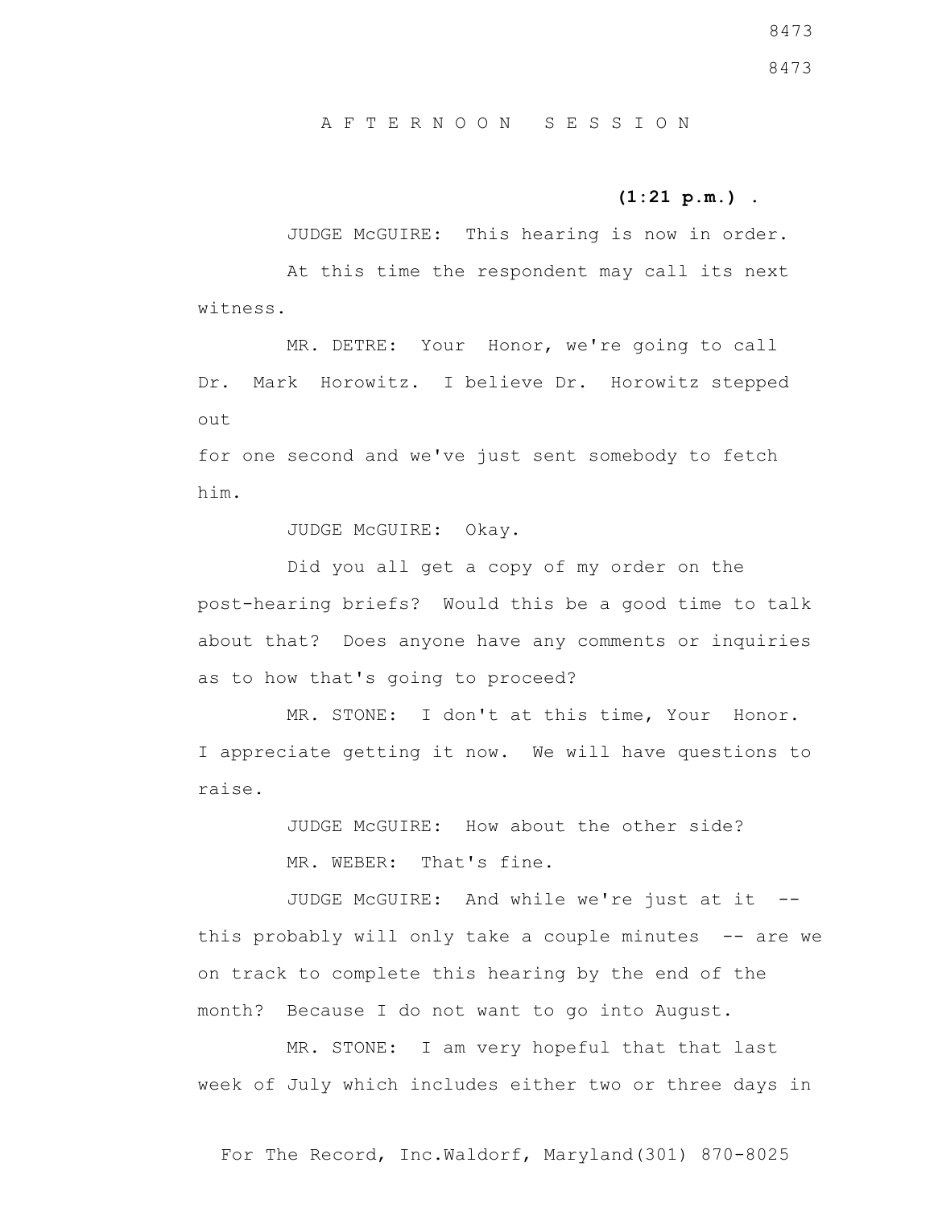A F T E R N O O N   S E S S I O N

**(1:21 p.m.) .**

JUDGE McGUIRE: This hearing is now in order.

At this time the respondent may call its next witness.

MR. DETRE: Your Honor, we're going to call Dr. Mark Horowitz. I believe Dr. Horowitz stepped out for one second and we've just sent somebody to fetch him.

JUDGE McGUIRE: Okay.

Did you all get a copy of my order on the post-hearing briefs? Would this be a good time to talk about that? Does anyone have any comments or inquiries as to how that's going to proceed?

MR. STONE: I don't at this time, Your Honor. I appreciate getting it now. We will have questions to raise.

JUDGE McGUIRE: How about the other side?

MR. WEBER: That's fine.

JUDGE McGUIRE: And while we're just at it -- this probably will only take a couple minutes -- are we on track to complete this hearing by the end of the month? Because I do not want to go into August.

MR. STONE: I am very hopeful that that last week of July which includes either two or three days in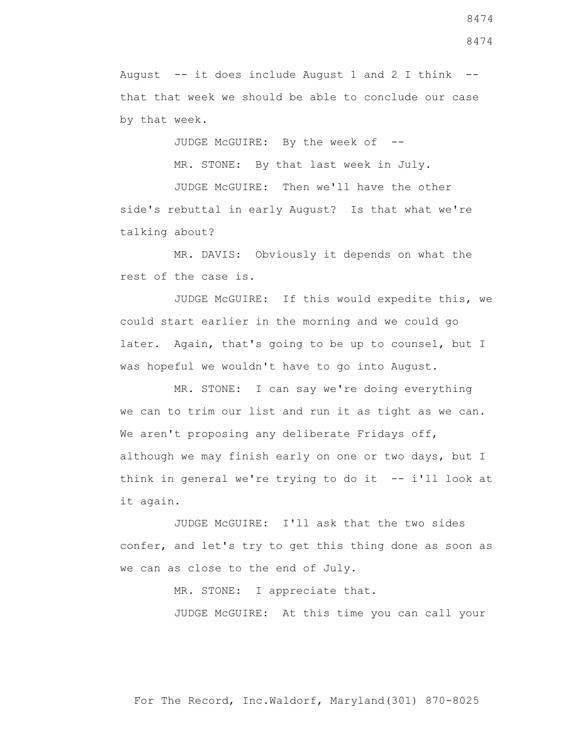August -- it does include August 1 and 2 I think -- that that week we should be able to conclude our case by that week.

JUDGE McGUIRE: By the week of --

MR. STONE: By that last week in July.

JUDGE McGUIRE: Then we'll have the other side's rebuttal in early August? Is that what we're talking about?

MR. DAVIS: Obviously it depends on what the rest of the case is.

JUDGE McGUIRE: If this would expedite this, we could start earlier in the morning and we could go later. Again, that's going to be up to counsel, but I was hopeful we wouldn't have to go into August.

MR. STONE: I can say we're doing everything we can to trim our list and run it as tight as we can. We aren't proposing any deliberate Fridays off, although we may finish early on one or two days, but I think in general we're trying to do it -- i'll look at it again.

JUDGE McGUIRE: I'll ask that the two sides confer, and let's try to get this thing done as soon as we can as close to the end of July.

MR. STONE: I appreciate that.

JUDGE McGUIRE: At this time you can call your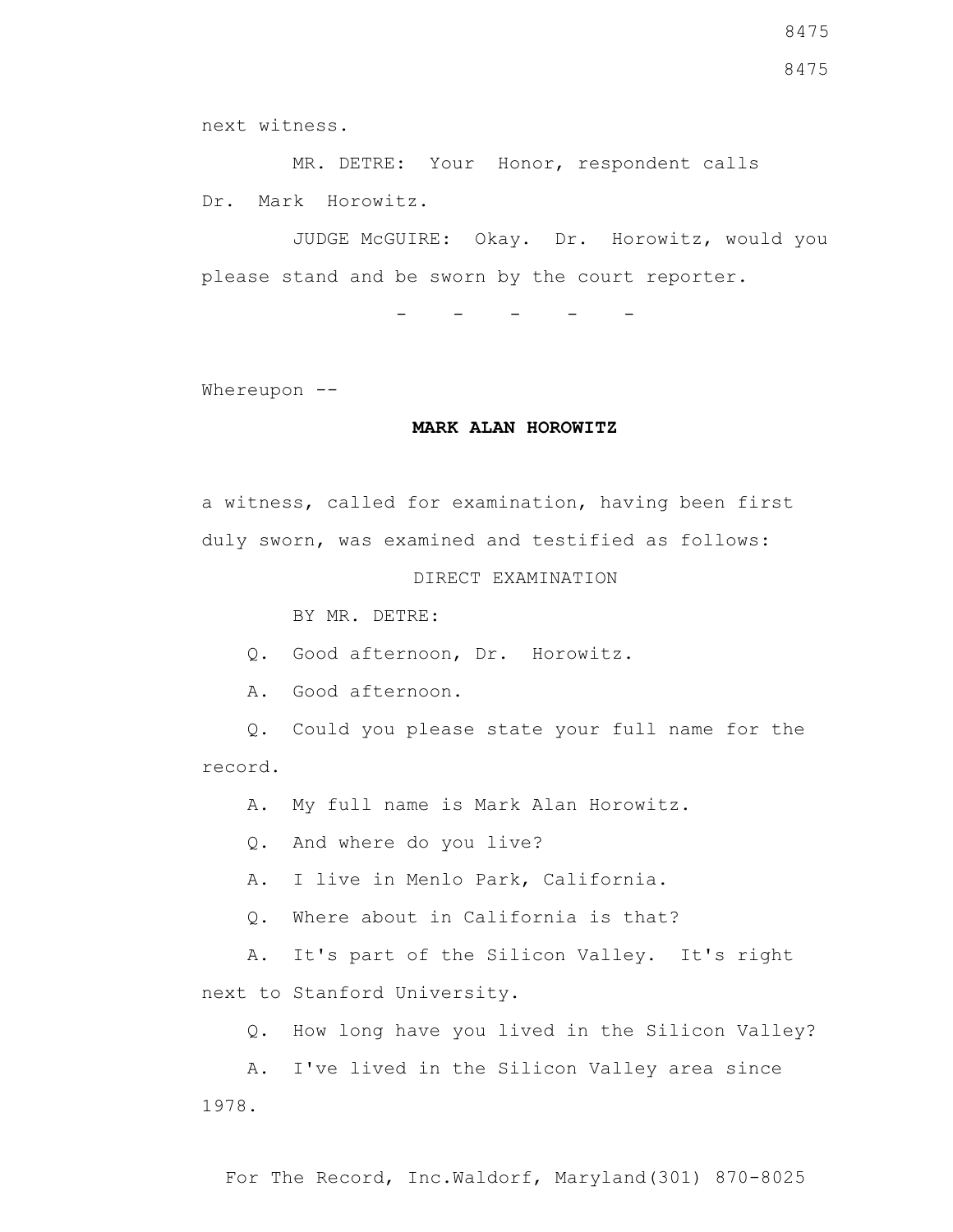next witness.

MR. DETRE: Your Honor, respondent calls Dr. Mark Horowitz.

JUDGE McGUIRE: Okay. Dr. Horowitz, would you please stand and be sworn by the court reporter.

- - - - -

Whereupon --

**MARK ALAN HOROWITZ**

a witness, called for examination, having been first duly sworn, was examined and testified as follows:

DIRECT EXAMINATION

BY MR. DETRE:

Q. Good afternoon, Dr. Horowitz.

A. Good afternoon.

Q. Could you please state your full name for the record.

A. My full name is Mark Alan Horowitz.

Q. And where do you live?

A. I live in Menlo Park, California.

Q. Where about in California is that?

A. It's part of the Silicon Valley. It's right next to Stanford University.

Q. How long have you lived in the Silicon Valley?

A. I've lived in the Silicon Valley area since 1978.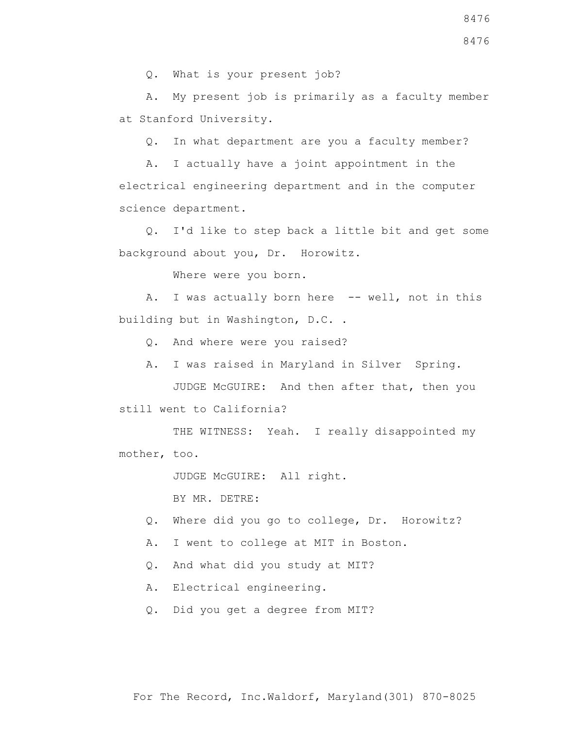Q. What is your present job?

A. My present job is primarily as a faculty member at Stanford University.

Q. In what department are you a faculty member?

A. I actually have a joint appointment in the electrical engineering department and in the computer science department.

Q. I'd like to step back a little bit and get some background about you, Dr. Horowitz.

Where were you born.

A. I was actually born here -- well, not in this building but in Washington, D.C. .

Q. And where were you raised?

A. I was raised in Maryland in Silver Spring.

JUDGE McGUIRE: And then after that, then you still went to California?

THE WITNESS: Yeah. I really disappointed my mother, too.

JUDGE McGUIRE: All right.

BY MR. DETRE:

Q. Where did you go to college, Dr. Horowitz?

A. I went to college at MIT in Boston.

Q. And what did you study at MIT?

A. Electrical engineering.

Q. Did you get a degree from MIT?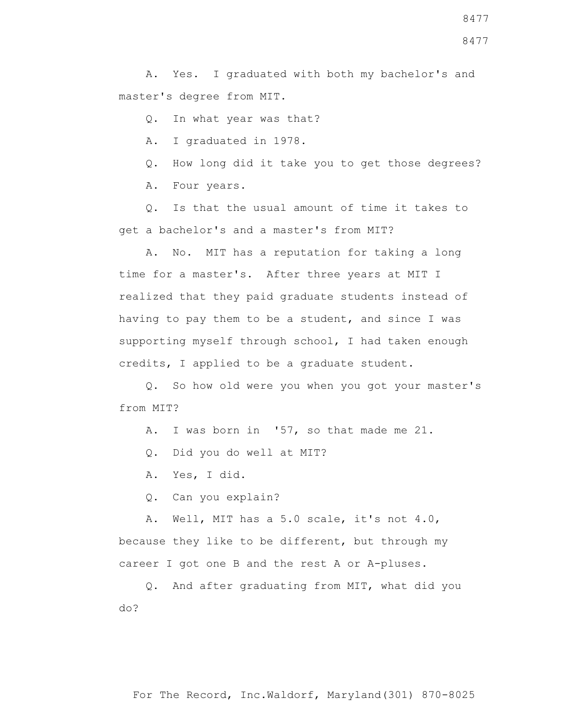A. Yes. I graduated with both my bachelor's and master's degree from MIT.

Q. In what year was that?

A. I graduated in 1978.

Q. How long did it take you to get those degrees?

A. Four years.

Q. Is that the usual amount of time it takes to get a bachelor's and a master's from MIT?

A. No. MIT has a reputation for taking a long time for a master's. After three years at MIT I realized that they paid graduate students instead of having to pay them to be a student, and since I was supporting myself through school, I had taken enough credits, I applied to be a graduate student.

Q. So how old were you when you got your master's from MIT?

A. I was born in '57, so that made me 21.

Q. Did you do well at MIT?

A. Yes, I did.

Q. Can you explain?

A. Well, MIT has a 5.0 scale, it's not 4.0, because they like to be different, but through my career I got one B and the rest A or A-pluses.

Q. And after graduating from MIT, what did you do?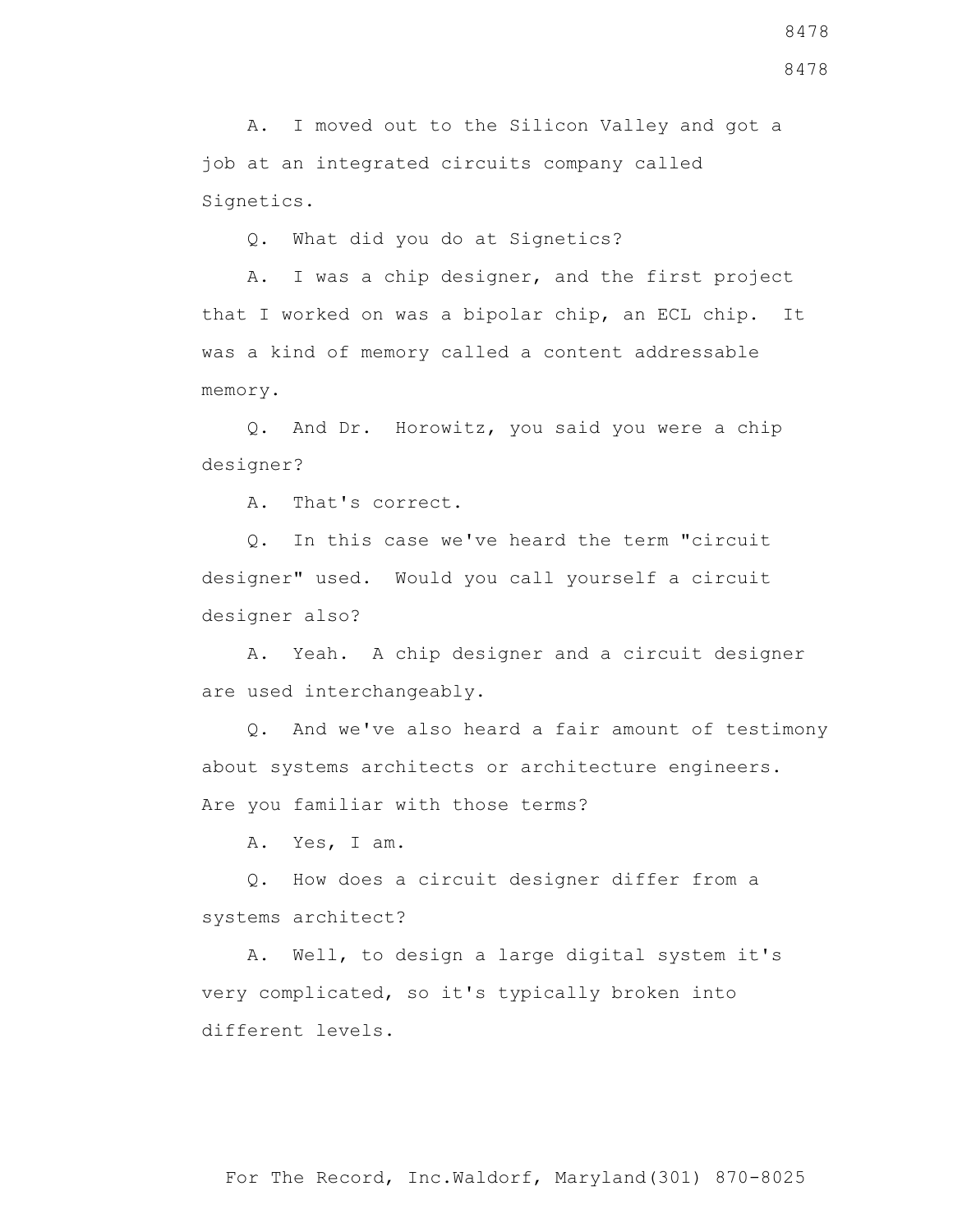A. I moved out to the Silicon Valley and got a job at an integrated circuits company called Signetics.

Q. What did you do at Signetics?

A. I was a chip designer, and the first project that I worked on was a bipolar chip, an ECL chip. It was a kind of memory called a content addressable memory.

Q. And Dr. Horowitz, you said you were a chip designer?

A. That's correct.

Q. In this case we've heard the term "circuit designer" used. Would you call yourself a circuit designer also?

A. Yeah. A chip designer and a circuit designer are used interchangeably.

Q. And we've also heard a fair amount of testimony about systems architects or architecture engineers. Are you familiar with those terms?

A. Yes, I am.

Q. How does a circuit designer differ from a systems architect?

A. Well, to design a large digital system it's very complicated, so it's typically broken into different levels.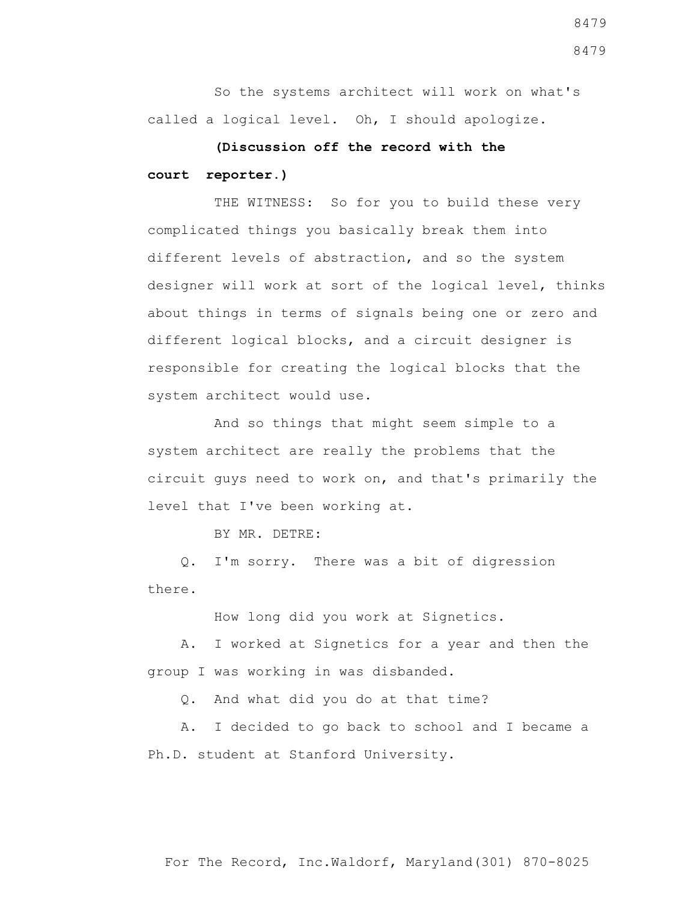So the systems architect will work on what's called a logical level. Oh, I should apologize.

**(Discussion off the record with the court reporter.)**

THE WITNESS: So for you to build these very complicated things you basically break them into different levels of abstraction, and so the system designer will work at sort of the logical level, thinks about things in terms of signals being one or zero and different logical blocks, and a circuit designer is responsible for creating the logical blocks that the system architect would use.

And so things that might seem simple to a system architect are really the problems that the circuit guys need to work on, and that's primarily the level that I've been working at.

BY MR. DETRE:

Q. I'm sorry. There was a bit of digression there.

How long did you work at Signetics.

A. I worked at Signetics for a year and then the group I was working in was disbanded.

Q. And what did you do at that time?

A. I decided to go back to school and I became a Ph.D. student at Stanford University.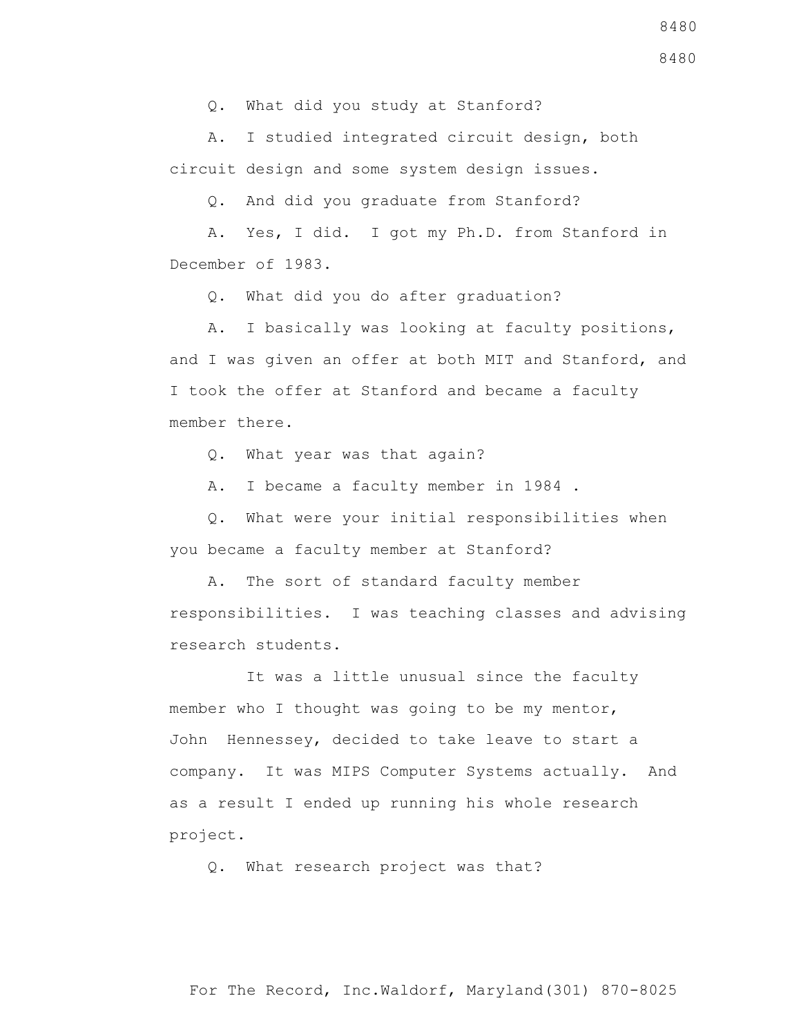Q. What did you study at Stanford?

A. I studied integrated circuit design, both circuit design and some system design issues.

Q. And did you graduate from Stanford?

A. Yes, I did. I got my Ph.D. from Stanford in December of 1983.

Q. What did you do after graduation?

A. I basically was looking at faculty positions, and I was given an offer at both MIT and Stanford, and I took the offer at Stanford and became a faculty member there.

Q. What year was that again?

A. I became a faculty member in 1984 .

Q. What were your initial responsibilities when you became a faculty member at Stanford?

A. The sort of standard faculty member responsibilities. I was teaching classes and advising research students.

It was a little unusual since the faculty member who I thought was going to be my mentor, John Hennessey, decided to take leave to start a company. It was MIPS Computer Systems actually. And as a result I ended up running his whole research project.

Q. What research project was that?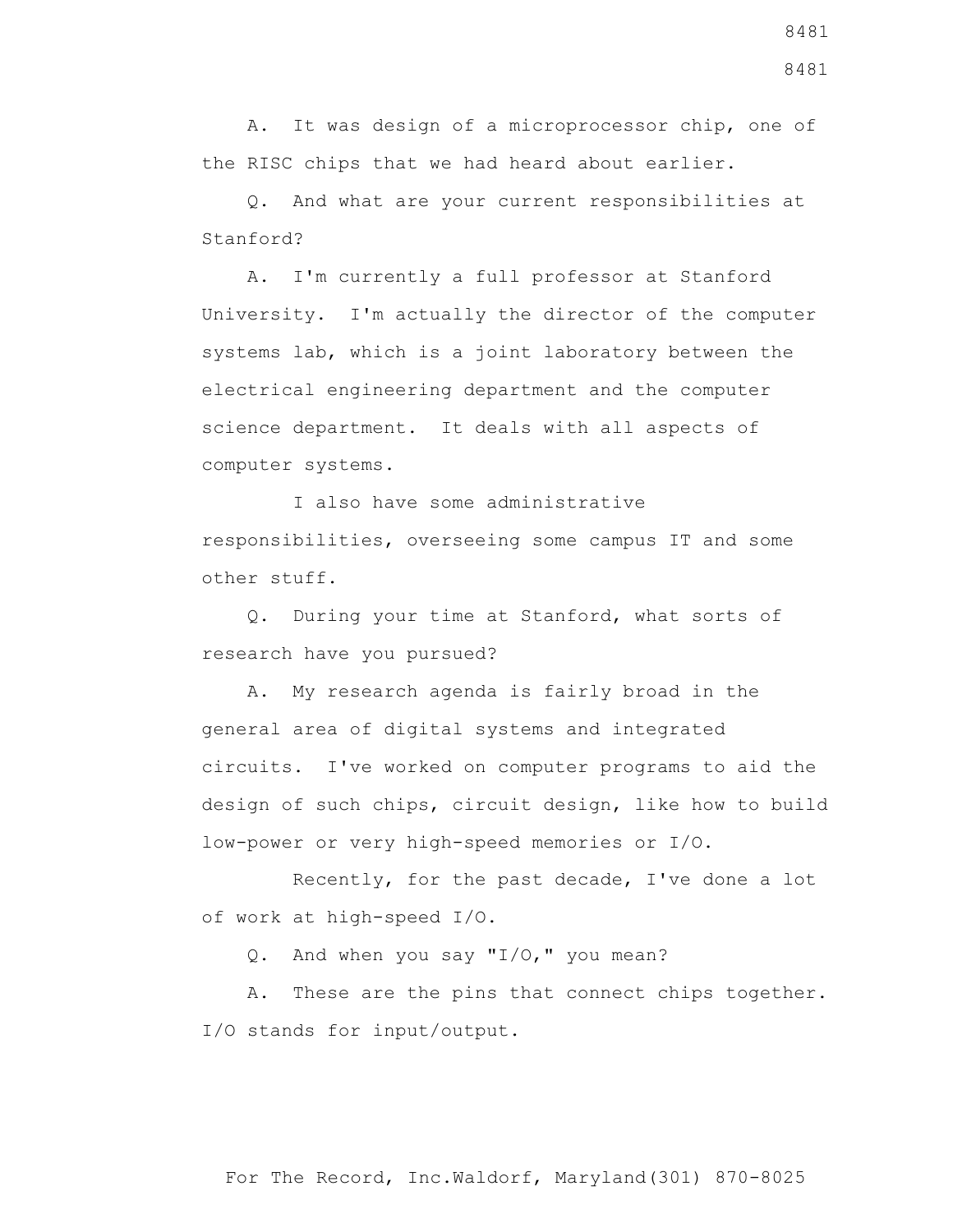A. It was design of a microprocessor chip, one of the RISC chips that we had heard about earlier.

Q. And what are your current responsibilities at Stanford?

A. I'm currently a full professor at Stanford University. I'm actually the director of the computer systems lab, which is a joint laboratory between the electrical engineering department and the computer science department. It deals with all aspects of computer systems.

I also have some administrative responsibilities, overseeing some campus IT and some other stuff.

Q. During your time at Stanford, what sorts of research have you pursued?

A. My research agenda is fairly broad in the general area of digital systems and integrated circuits. I've worked on computer programs to aid the design of such chips, circuit design, like how to build low-power or very high-speed memories or I/O.

Recently, for the past decade, I've done a lot of work at high-speed I/O.

Q. And when you say "I/O," you mean?

A. These are the pins that connect chips together. I/O stands for input/output.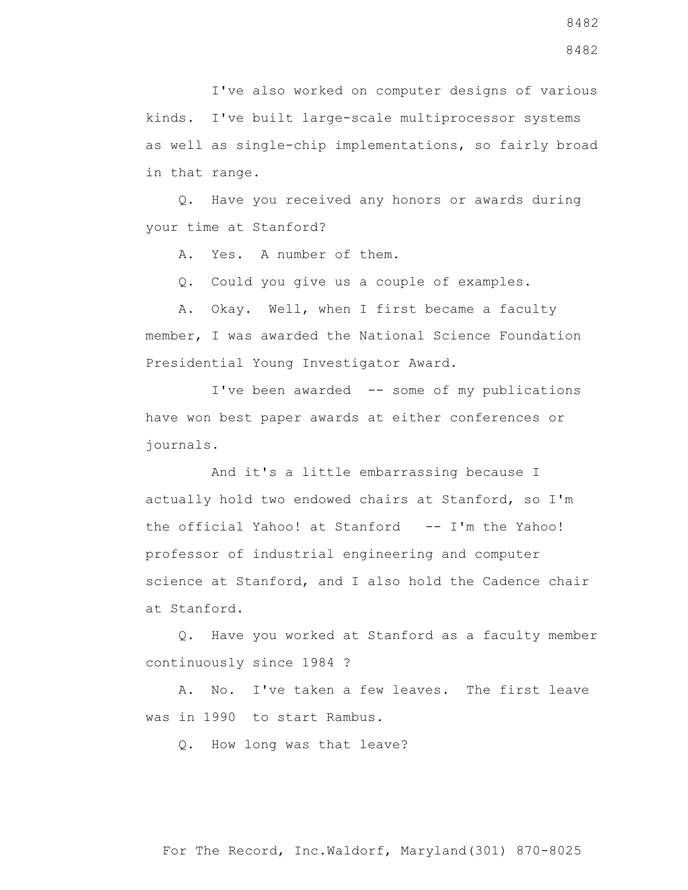I've also worked on computer designs of various kinds. I've built large-scale multiprocessor systems as well as single-chip implementations, so fairly broad in that range.

Q. Have you received any honors or awards during your time at Stanford?

A. Yes. A number of them.

Q. Could you give us a couple of examples.

A. Okay. Well, when I first became a faculty member, I was awarded the National Science Foundation Presidential Young Investigator Award.

I've been awarded -- some of my publications have won best paper awards at either conferences or journals.

And it's a little embarrassing because I actually hold two endowed chairs at Stanford, so I'm the official Yahoo! at Stanford -- I'm the Yahoo! professor of industrial engineering and computer science at Stanford, and I also hold the Cadence chair at Stanford.

Q. Have you worked at Stanford as a faculty member continuously since 1984 ?

A. No. I've taken a few leaves. The first leave was in 1990 to start Rambus.

Q. How long was that leave?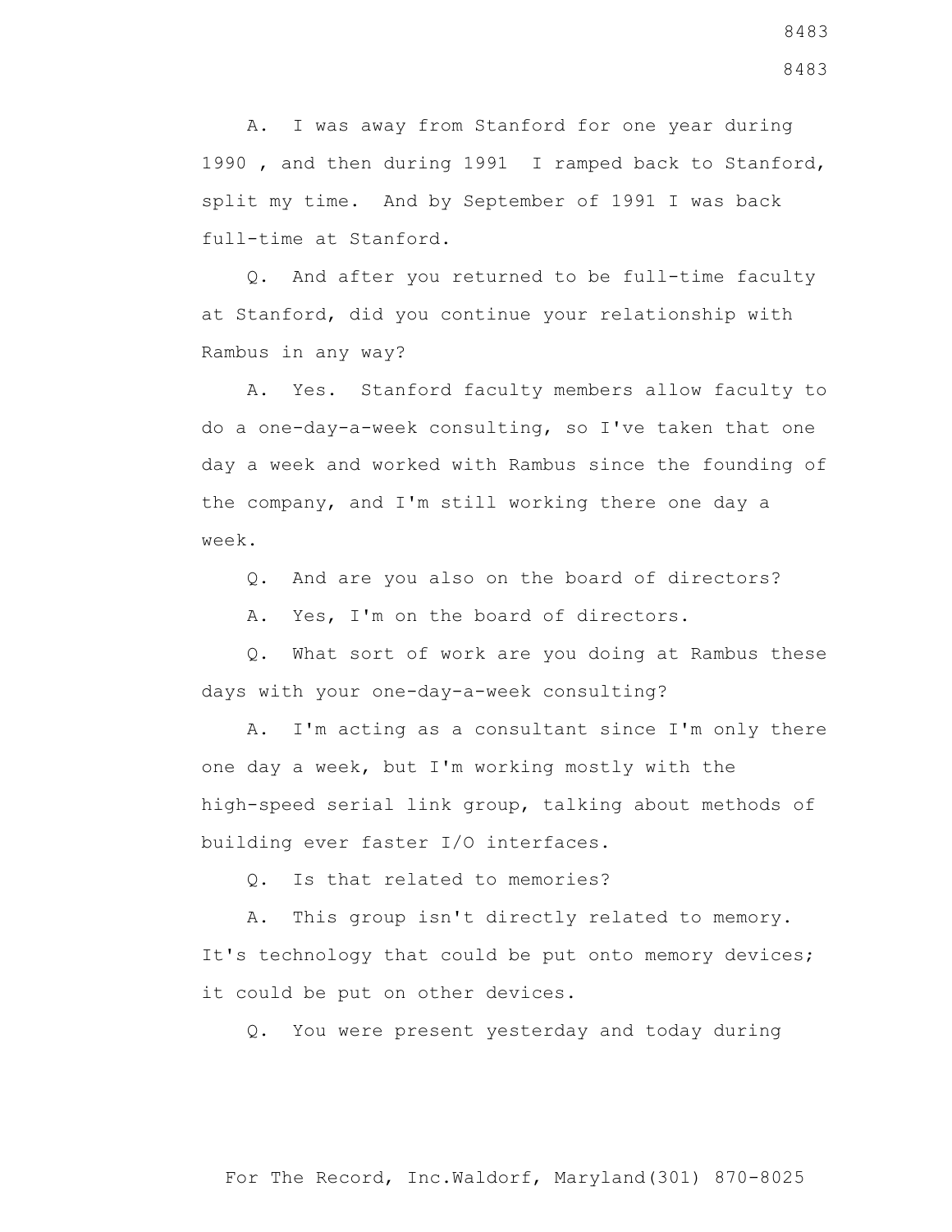A. I was away from Stanford for one year during 1990 , and then during 1991 I ramped back to Stanford, split my time. And by September of 1991 I was back full-time at Stanford.

Q. And after you returned to be full-time faculty at Stanford, did you continue your relationship with Rambus in any way?

A. Yes. Stanford faculty members allow faculty to do a one-day-a-week consulting, so I've taken that one day a week and worked with Rambus since the founding of the company, and I'm still working there one day a week.

Q. And are you also on the board of directors?

A. Yes, I'm on the board of directors.

Q. What sort of work are you doing at Rambus these days with your one-day-a-week consulting?

A. I'm acting as a consultant since I'm only there one day a week, but I'm working mostly with the high-speed serial link group, talking about methods of building ever faster I/O interfaces.

Q. Is that related to memories?

A. This group isn't directly related to memory. It's technology that could be put onto memory devices; it could be put on other devices.

Q. You were present yesterday and today during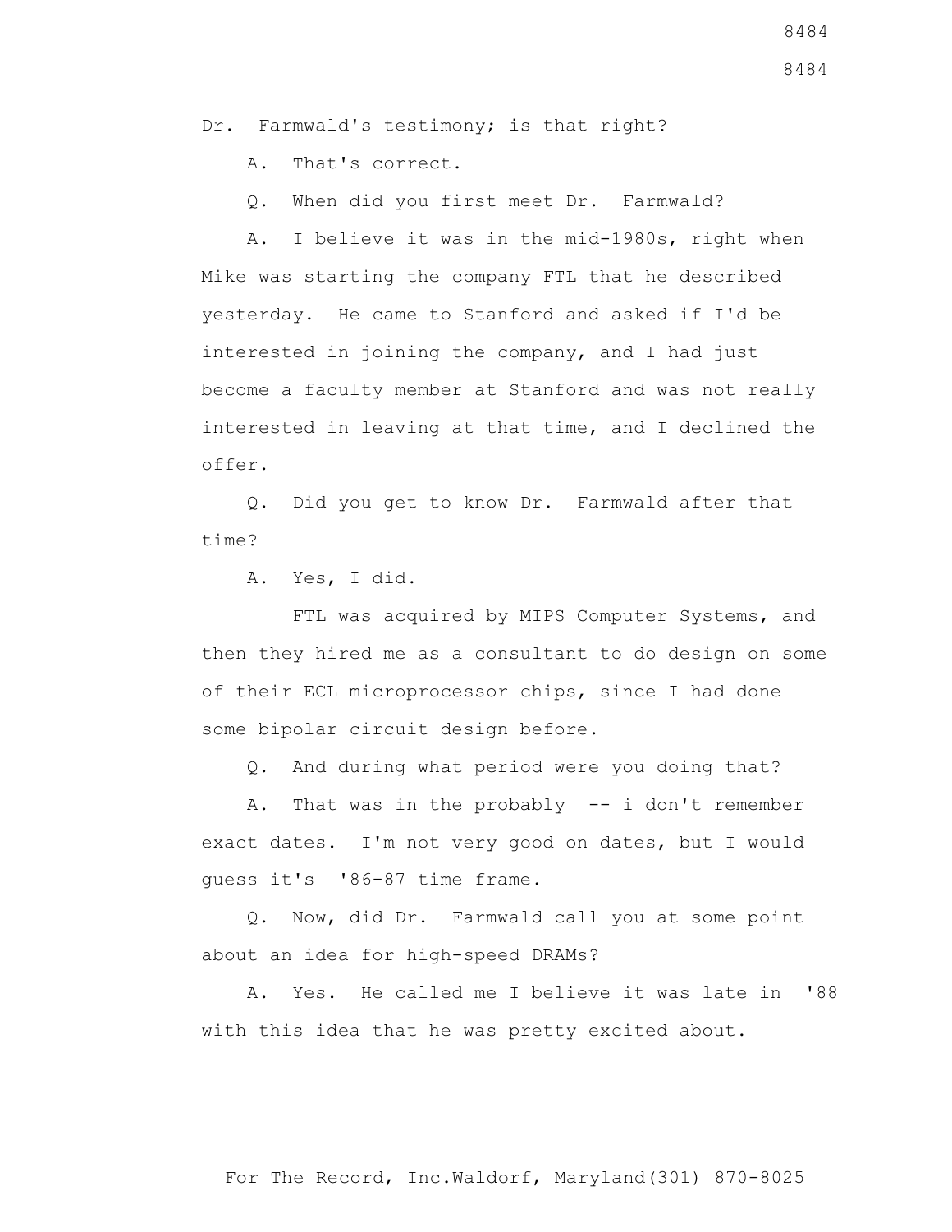Dr. Farmwald's testimony; is that right?

A. That's correct.

Q. When did you first meet Dr. Farmwald?

A. I believe it was in the mid-1980s, right when Mike was starting the company FTL that he described yesterday. He came to Stanford and asked if I'd be interested in joining the company, and I had just become a faculty member at Stanford and was not really interested in leaving at that time, and I declined the offer.

Q. Did you get to know Dr. Farmwald after that time?

A. Yes, I did.

FTL was acquired by MIPS Computer Systems, and then they hired me as a consultant to do design on some of their ECL microprocessor chips, since I had done some bipolar circuit design before.

Q. And during what period were you doing that?

A. That was in the probably -- i don't remember exact dates. I'm not very good on dates, but I would guess it's '86-87 time frame.

Q. Now, did Dr. Farmwald call you at some point about an idea for high-speed DRAMs?

A. Yes. He called me I believe it was late in '88 with this idea that he was pretty excited about.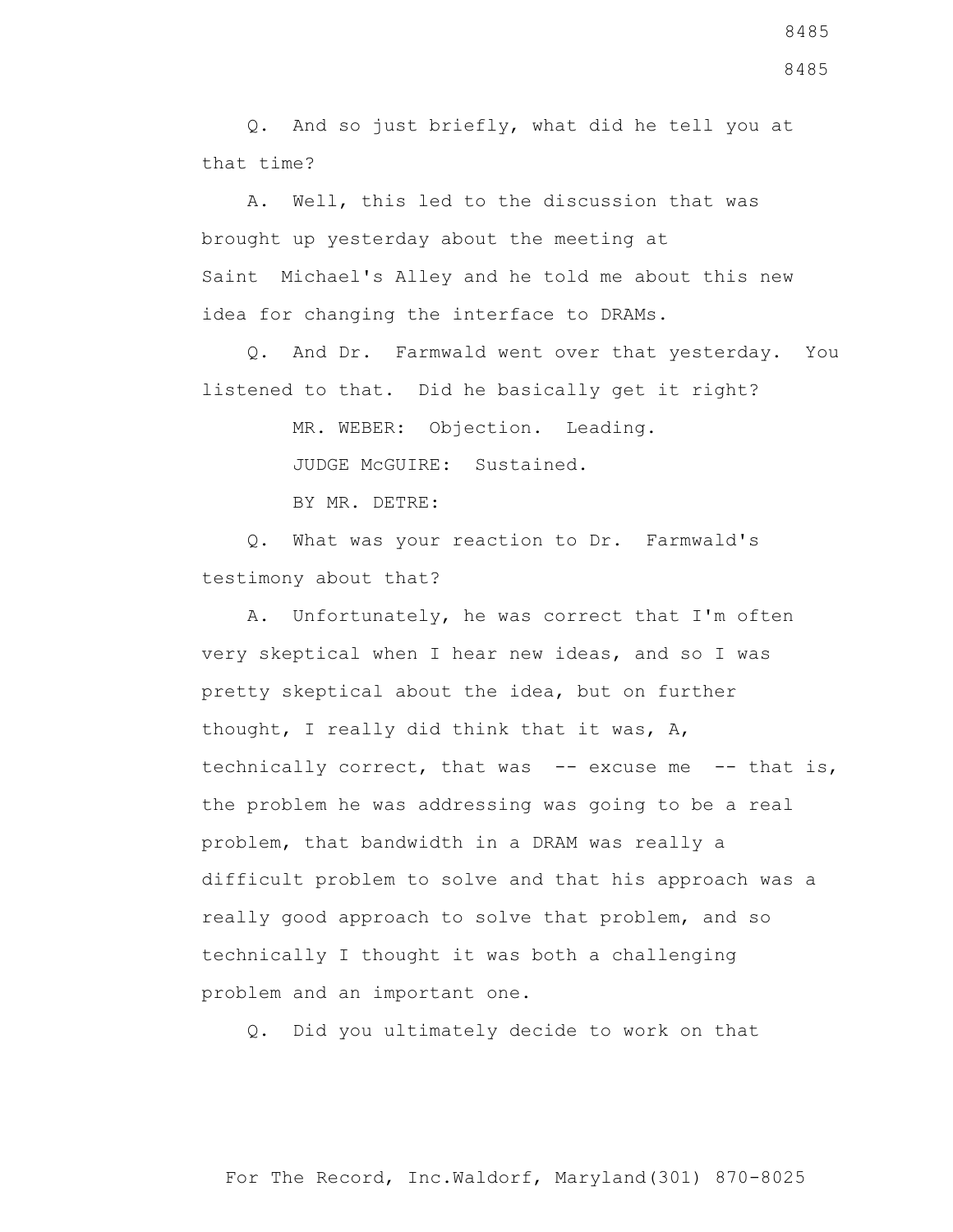Q. And so just briefly, what did he tell you at that time?

A. Well, this led to the discussion that was brought up yesterday about the meeting at Saint Michael's Alley and he told me about this new idea for changing the interface to DRAMs.

Q. And Dr. Farmwald went over that yesterday. You listened to that. Did he basically get it right?

MR. WEBER: Objection. Leading.

JUDGE McGUIRE: Sustained.

BY MR. DETRE:

Q. What was your reaction to Dr. Farmwald's testimony about that?

A. Unfortunately, he was correct that I'm often very skeptical when I hear new ideas, and so I was pretty skeptical about the idea, but on further thought, I really did think that it was, A, technically correct, that was -- excuse me -- that is, the problem he was addressing was going to be a real problem, that bandwidth in a DRAM was really a difficult problem to solve and that his approach was a really good approach to solve that problem, and so technically I thought it was both a challenging problem and an important one.

Q. Did you ultimately decide to work on that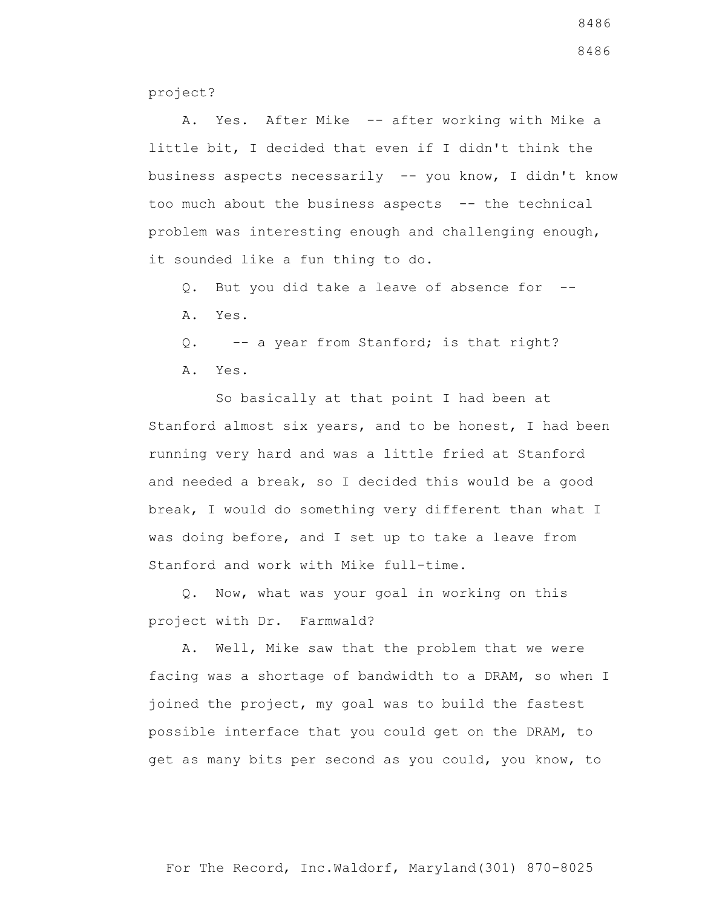project?

A. Yes. After Mike -- after working with Mike a little bit, I decided that even if I didn't think the business aspects necessarily -- you know, I didn't know too much about the business aspects -- the technical problem was interesting enough and challenging enough, it sounded like a fun thing to do.

Q. But you did take a leave of absence for --

A. Yes.

Q. -- a year from Stanford; is that right?

A. Yes.

So basically at that point I had been at Stanford almost six years, and to be honest, I had been running very hard and was a little fried at Stanford and needed a break, so I decided this would be a good break, I would do something very different than what I was doing before, and I set up to take a leave from Stanford and work with Mike full-time.

Q. Now, what was your goal in working on this project with Dr. Farmwald?

A. Well, Mike saw that the problem that we were facing was a shortage of bandwidth to a DRAM, so when I joined the project, my goal was to build the fastest possible interface that you could get on the DRAM, to get as many bits per second as you could, you know, to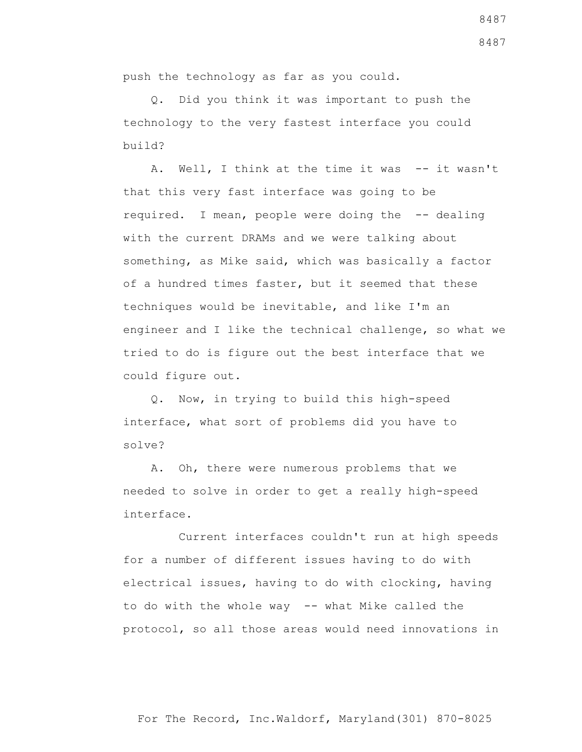push the technology as far as you could.

Q. Did you think it was important to push the technology to the very fastest interface you could build?

A. Well, I think at the time it was -- it wasn't that this very fast interface was going to be required. I mean, people were doing the -- dealing with the current DRAMs and we were talking about something, as Mike said, which was basically a factor of a hundred times faster, but it seemed that these techniques would be inevitable, and like I'm an engineer and I like the technical challenge, so what we tried to do is figure out the best interface that we could figure out.

Q. Now, in trying to build this high-speed interface, what sort of problems did you have to solve?

A. Oh, there were numerous problems that we needed to solve in order to get a really high-speed interface.

Current interfaces couldn't run at high speeds for a number of different issues having to do with electrical issues, having to do with clocking, having to do with the whole way -- what Mike called the protocol, so all those areas would need innovations in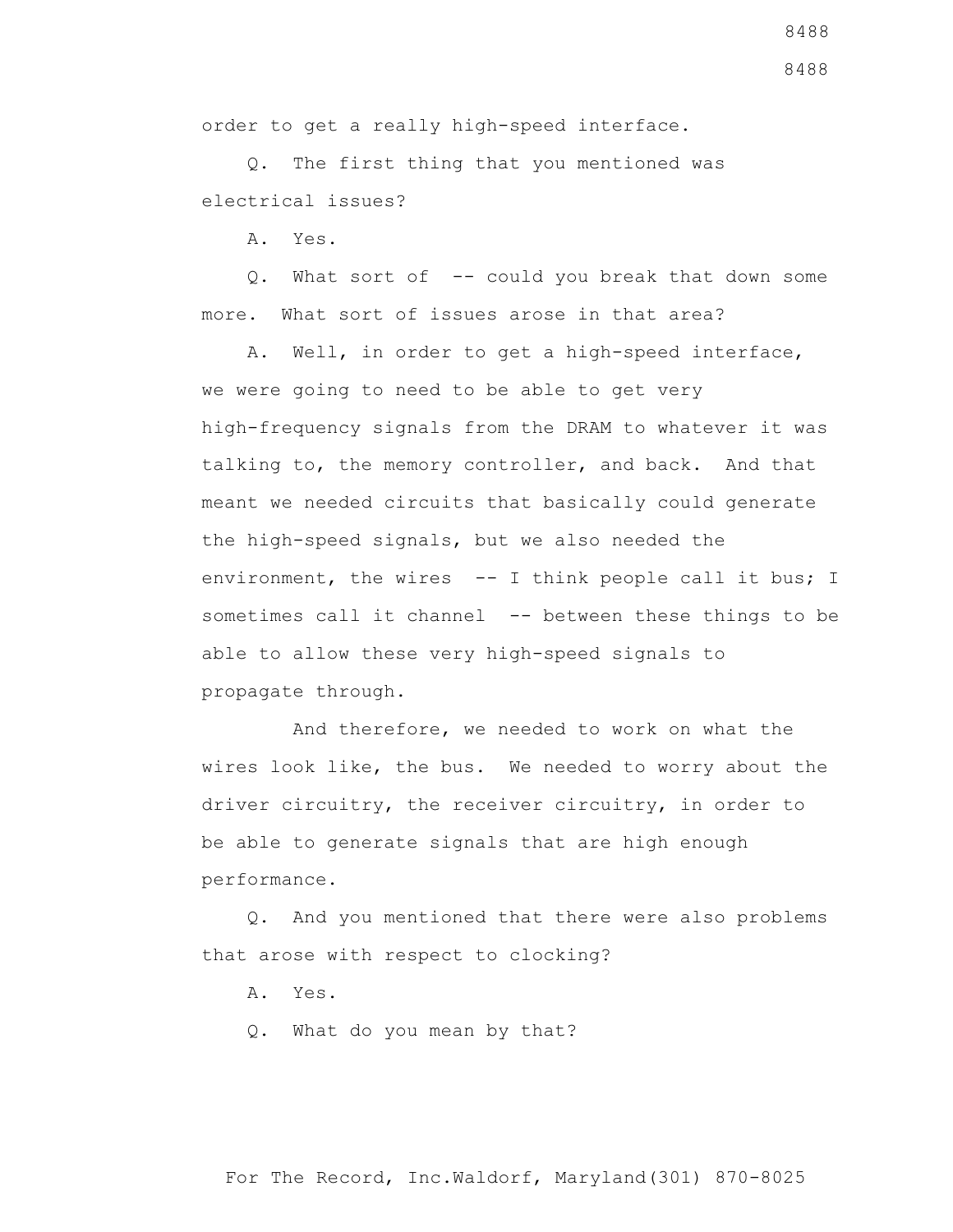order to get a really high-speed interface.

Q. The first thing that you mentioned was electrical issues?

A. Yes.

Q. What sort of -- could you break that down some more. What sort of issues arose in that area?

A. Well, in order to get a high-speed interface, we were going to need to be able to get very high-frequency signals from the DRAM to whatever it was talking to, the memory controller, and back. And that meant we needed circuits that basically could generate the high-speed signals, but we also needed the environment, the wires -- I think people call it bus; I sometimes call it channel -- between these things to be able to allow these very high-speed signals to propagate through.

And therefore, we needed to work on what the wires look like, the bus. We needed to worry about the driver circuitry, the receiver circuitry, in order to be able to generate signals that are high enough performance.

Q. And you mentioned that there were also problems that arose with respect to clocking?

A. Yes.

Q. What do you mean by that?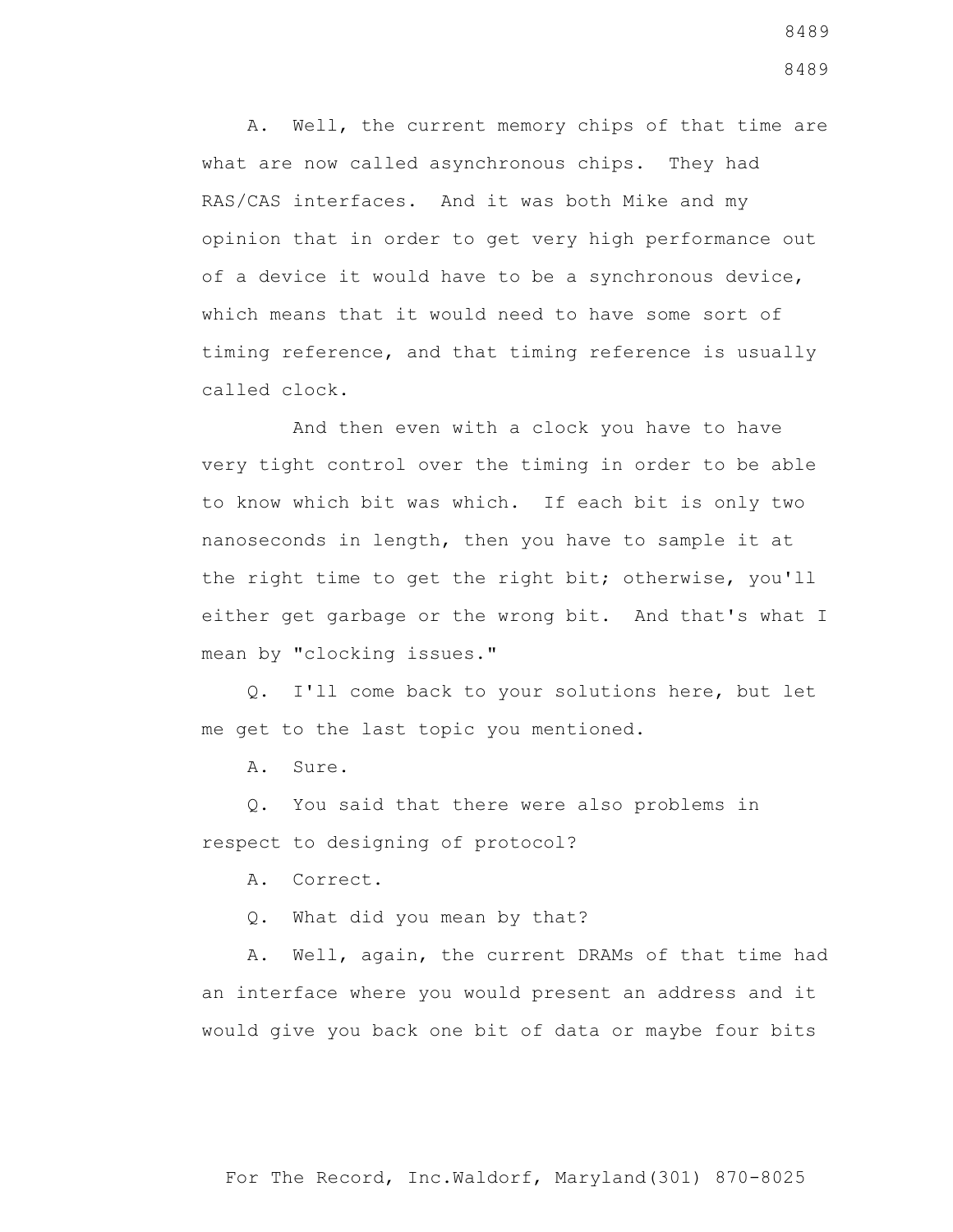A. Well, the current memory chips of that time are what are now called asynchronous chips. They had RAS/CAS interfaces. And it was both Mike and my opinion that in order to get very high performance out of a device it would have to be a synchronous device, which means that it would need to have some sort of timing reference, and that timing reference is usually called clock.

And then even with a clock you have to have very tight control over the timing in order to be able to know which bit was which. If each bit is only two nanoseconds in length, then you have to sample it at the right time to get the right bit; otherwise, you'll either get garbage or the wrong bit. And that's what I mean by "clocking issues."

Q. I'll come back to your solutions here, but let me get to the last topic you mentioned.

A. Sure.

Q. You said that there were also problems in respect to designing of protocol?

A. Correct.

Q. What did you mean by that?

A. Well, again, the current DRAMs of that time had an interface where you would present an address and it would give you back one bit of data or maybe four bits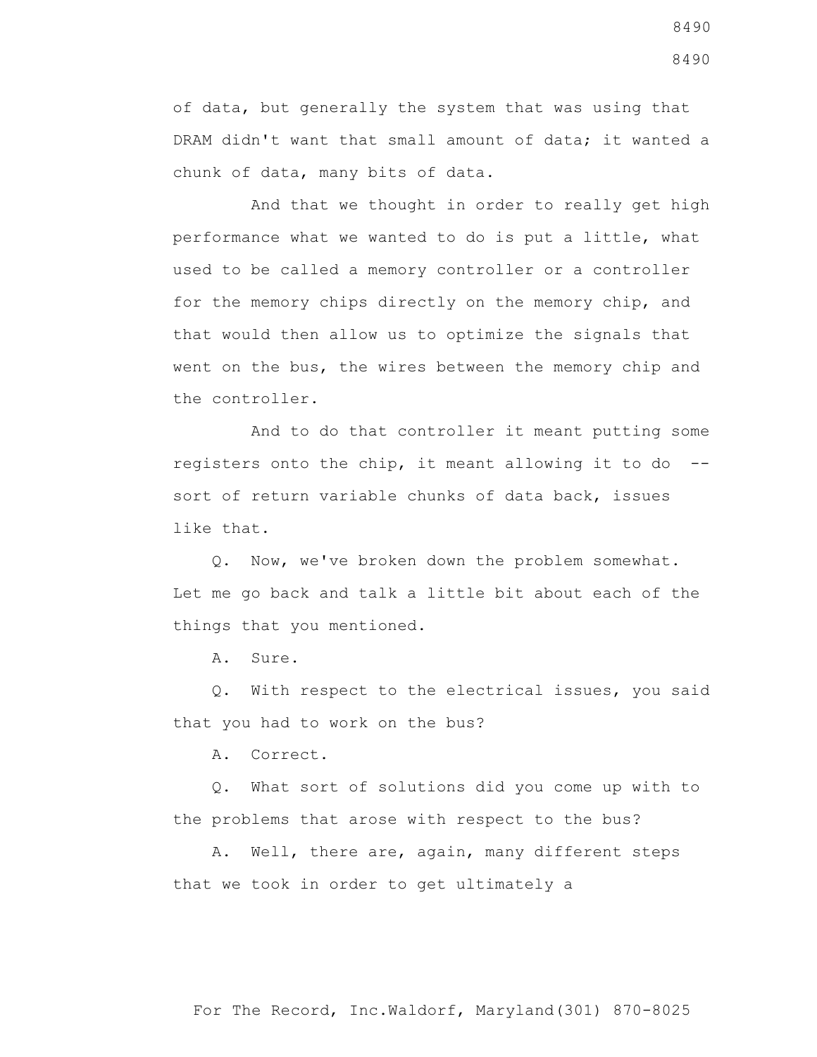of data, but generally the system that was using that DRAM didn't want that small amount of data; it wanted a chunk of data, many bits of data.

And that we thought in order to really get high performance what we wanted to do is put a little, what used to be called a memory controller or a controller for the memory chips directly on the memory chip, and that would then allow us to optimize the signals that went on the bus, the wires between the memory chip and the controller.

And to do that controller it meant putting some registers onto the chip, it meant allowing it to do -- sort of return variable chunks of data back, issues like that.

Q. Now, we've broken down the problem somewhat. Let me go back and talk a little bit about each of the things that you mentioned.

A. Sure.

Q. With respect to the electrical issues, you said that you had to work on the bus?

A. Correct.

Q. What sort of solutions did you come up with to the problems that arose with respect to the bus?

A. Well, there are, again, many different steps that we took in order to get ultimately a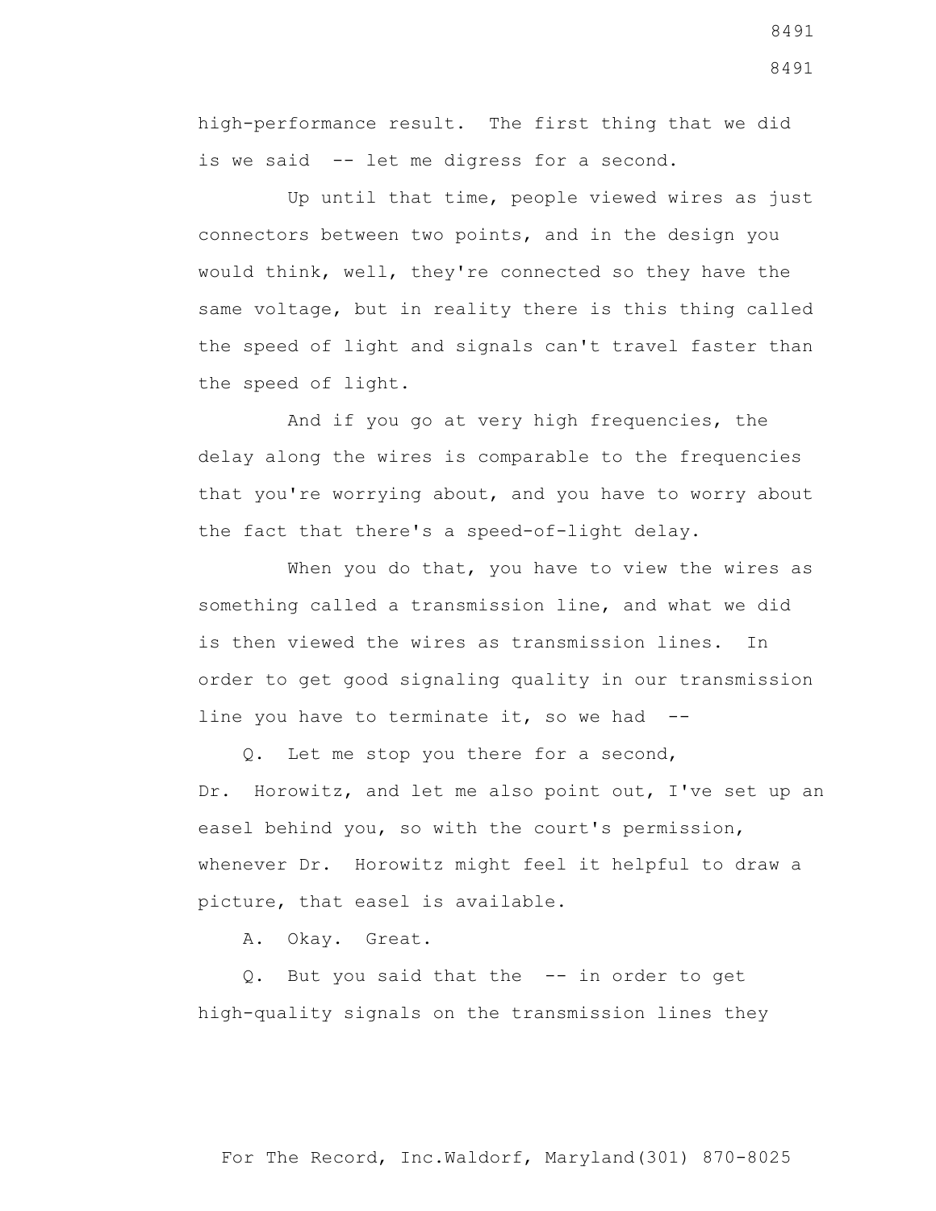high-performance result. The first thing that we did is we said -- let me digress for a second.

Up until that time, people viewed wires as just connectors between two points, and in the design you would think, well, they're connected so they have the same voltage, but in reality there is this thing called the speed of light and signals can't travel faster than the speed of light.

And if you go at very high frequencies, the delay along the wires is comparable to the frequencies that you're worrying about, and you have to worry about the fact that there's a speed-of-light delay.

When you do that, you have to view the wires as something called a transmission line, and what we did is then viewed the wires as transmission lines. In order to get good signaling quality in our transmission line you have to terminate it, so we had --

Q. Let me stop you there for a second, Dr. Horowitz, and let me also point out, I've set up an easel behind you, so with the court's permission, whenever Dr. Horowitz might feel it helpful to draw a picture, that easel is available.

A. Okay. Great.

Q. But you said that the -- in order to get high-quality signals on the transmission lines they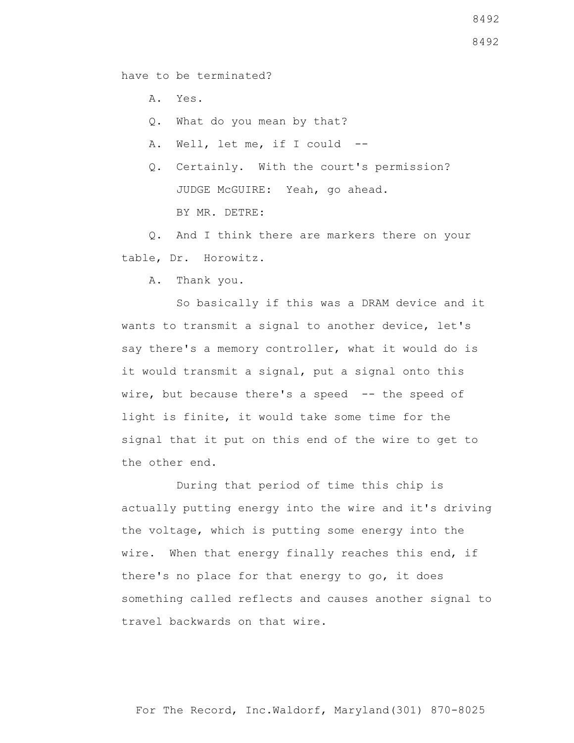have to be terminated?

A. Yes.

Q. What do you mean by that?

A. Well, let me, if I could --

Q. Certainly. With the court's permission?

JUDGE McGUIRE: Yeah, go ahead.

BY MR. DETRE:

Q. And I think there are markers there on your table, Dr. Horowitz.

A. Thank you.

So basically if this was a DRAM device and it wants to transmit a signal to another device, let's say there's a memory controller, what it would do is it would transmit a signal, put a signal onto this wire, but because there's a speed -- the speed of light is finite, it would take some time for the signal that it put on this end of the wire to get to the other end.

During that period of time this chip is actually putting energy into the wire and it's driving the voltage, which is putting some energy into the wire. When that energy finally reaches this end, if there's no place for that energy to go, it does something called reflects and causes another signal to travel backwards on that wire.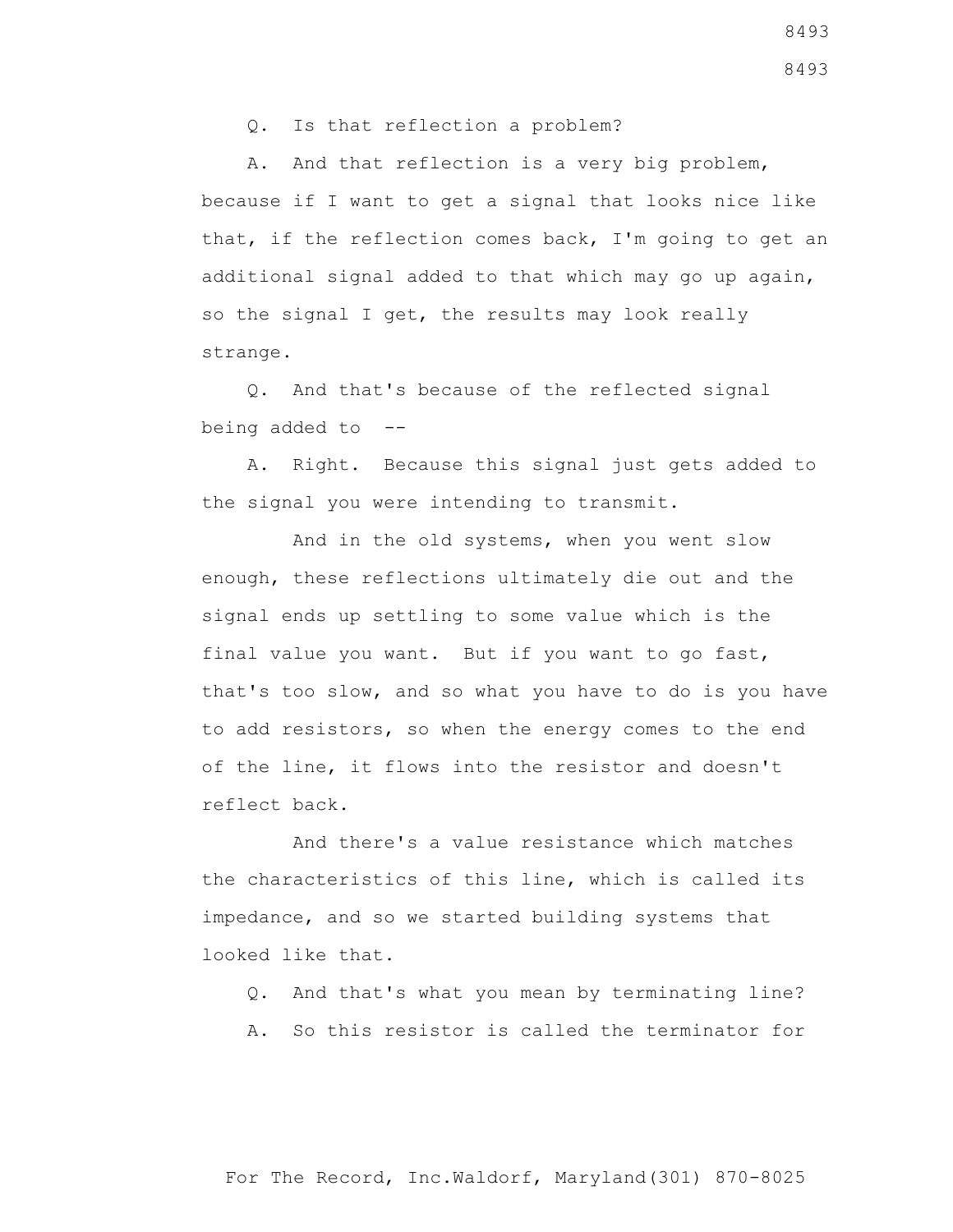Q. Is that reflection a problem?

A. And that reflection is a very big problem, because if I want to get a signal that looks nice like that, if the reflection comes back, I'm going to get an additional signal added to that which may go up again, so the signal I get, the results may look really strange.

Q. And that's because of the reflected signal being added to --

A. Right. Because this signal just gets added to the signal you were intending to transmit.

And in the old systems, when you went slow enough, these reflections ultimately die out and the signal ends up settling to some value which is the final value you want. But if you want to go fast, that's too slow, and so what you have to do is you have to add resistors, so when the energy comes to the end of the line, it flows into the resistor and doesn't reflect back.

And there's a value resistance which matches the characteristics of this line, which is called its impedance, and so we started building systems that looked like that.

Q. And that's what you mean by terminating line?

A. So this resistor is called the terminator for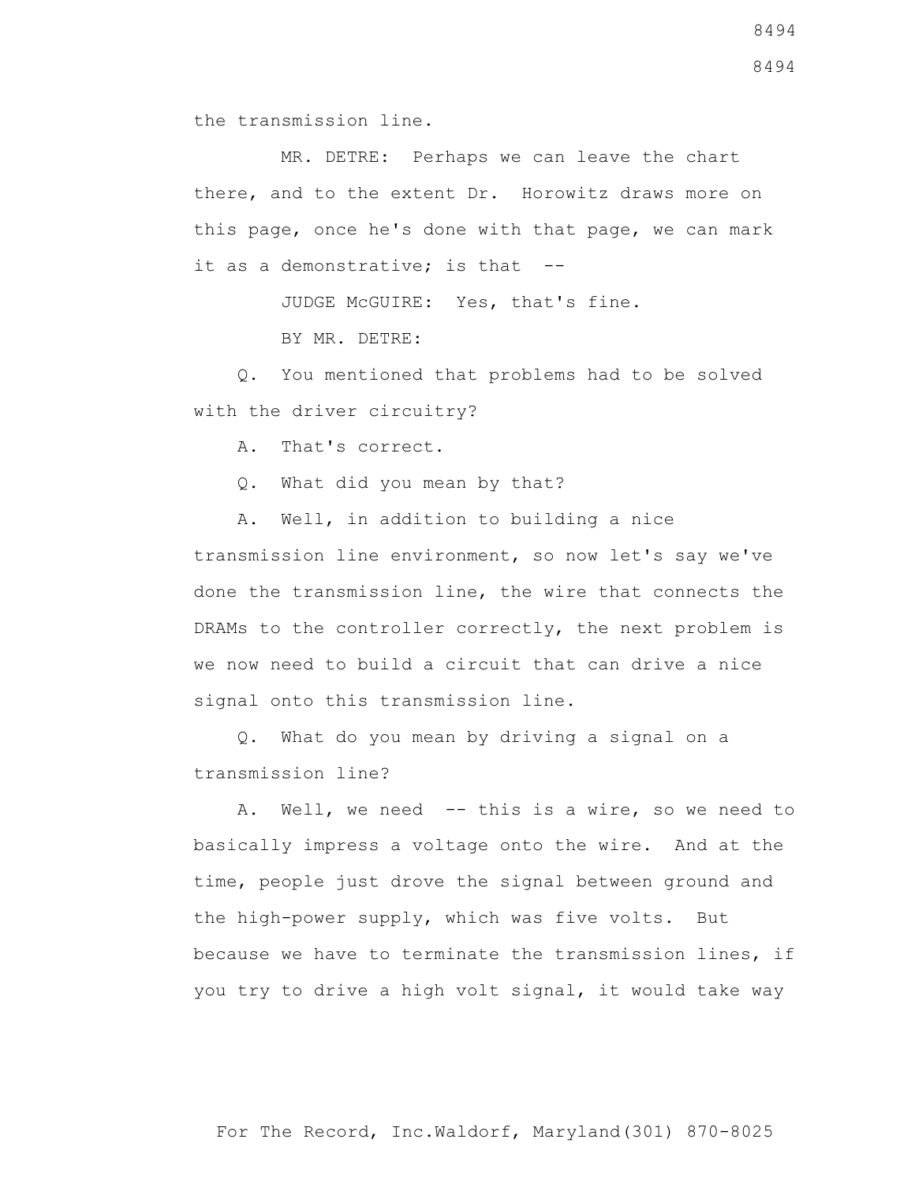the transmission line.

MR. DETRE: Perhaps we can leave the chart there, and to the extent Dr. Horowitz draws more on this page, once he's done with that page, we can mark it as a demonstrative; is that --

JUDGE McGUIRE: Yes, that's fine.

BY MR. DETRE:

Q. You mentioned that problems had to be solved with the driver circuitry?

A. That's correct.

Q. What did you mean by that?

A. Well, in addition to building a nice transmission line environment, so now let's say we've done the transmission line, the wire that connects the DRAMs to the controller correctly, the next problem is we now need to build a circuit that can drive a nice signal onto this transmission line.

Q. What do you mean by driving a signal on a transmission line?

A. Well, we need -- this is a wire, so we need to basically impress a voltage onto the wire. And at the time, people just drove the signal between ground and the high-power supply, which was five volts. But because we have to terminate the transmission lines, if you try to drive a high volt signal, it would take way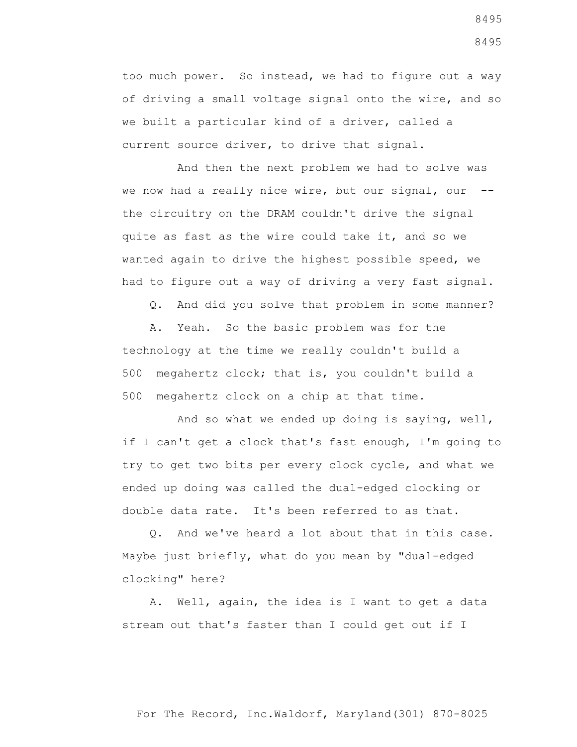too much power. So instead, we had to figure out a way of driving a small voltage signal onto the wire, and so we built a particular kind of a driver, called a current source driver, to drive that signal.

And then the next problem we had to solve was we now had a really nice wire, but our signal, our -- the circuitry on the DRAM couldn't drive the signal quite as fast as the wire could take it, and so we wanted again to drive the highest possible speed, we had to figure out a way of driving a very fast signal.

Q. And did you solve that problem in some manner?

A. Yeah. So the basic problem was for the technology at the time we really couldn't build a 500 megahertz clock; that is, you couldn't build a 500 megahertz clock on a chip at that time.

And so what we ended up doing is saying, well, if I can't get a clock that's fast enough, I'm going to try to get two bits per every clock cycle, and what we ended up doing was called the dual-edged clocking or double data rate. It's been referred to as that.

Q. And we've heard a lot about that in this case. Maybe just briefly, what do you mean by "dual-edged clocking" here?

A. Well, again, the idea is I want to get a data stream out that's faster than I could get out if I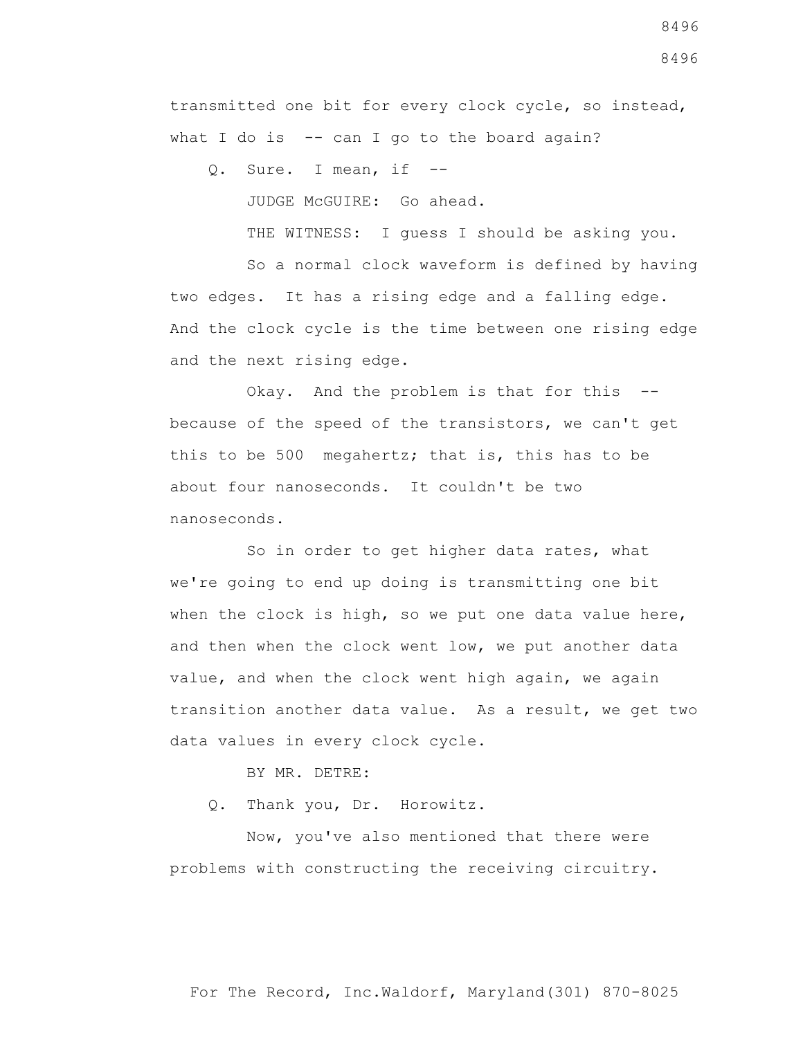transmitted one bit for every clock cycle, so instead, what I do is -- can I go to the board again?

Q. Sure. I mean, if --

JUDGE McGUIRE: Go ahead.

THE WITNESS: I guess I should be asking you.

So a normal clock waveform is defined by having two edges. It has a rising edge and a falling edge. And the clock cycle is the time between one rising edge and the next rising edge.

Okay. And the problem is that for this -- because of the speed of the transistors, we can't get this to be 500 megahertz; that is, this has to be about four nanoseconds. It couldn't be two nanoseconds.

So in order to get higher data rates, what we're going to end up doing is transmitting one bit when the clock is high, so we put one data value here, and then when the clock went low, we put another data value, and when the clock went high again, we again transition another data value. As a result, we get two data values in every clock cycle.

BY MR. DETRE:

Q. Thank you, Dr. Horowitz.

Now, you've also mentioned that there were problems with constructing the receiving circuitry.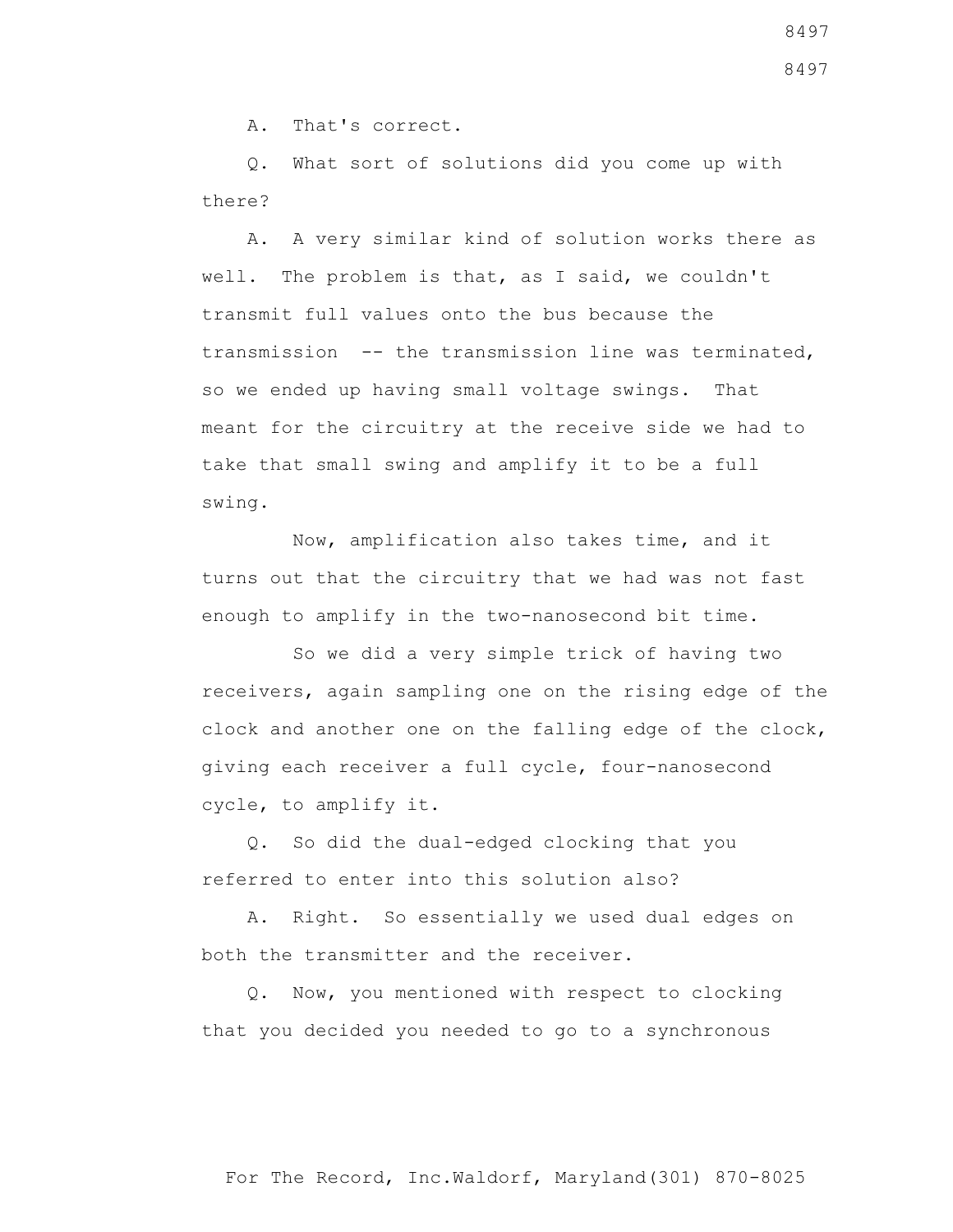A. That's correct.

Q. What sort of solutions did you come up with there?

A. A very similar kind of solution works there as well. The problem is that, as I said, we couldn't transmit full values onto the bus because the transmission -- the transmission line was terminated, so we ended up having small voltage swings. That meant for the circuitry at the receive side we had to take that small swing and amplify it to be a full swing.

Now, amplification also takes time, and it turns out that the circuitry that we had was not fast enough to amplify in the two-nanosecond bit time.

So we did a very simple trick of having two receivers, again sampling one on the rising edge of the clock and another one on the falling edge of the clock, giving each receiver a full cycle, four-nanosecond cycle, to amplify it.

Q. So did the dual-edged clocking that you referred to enter into this solution also?

A. Right. So essentially we used dual edges on both the transmitter and the receiver.

Q. Now, you mentioned with respect to clocking that you decided you needed to go to a synchronous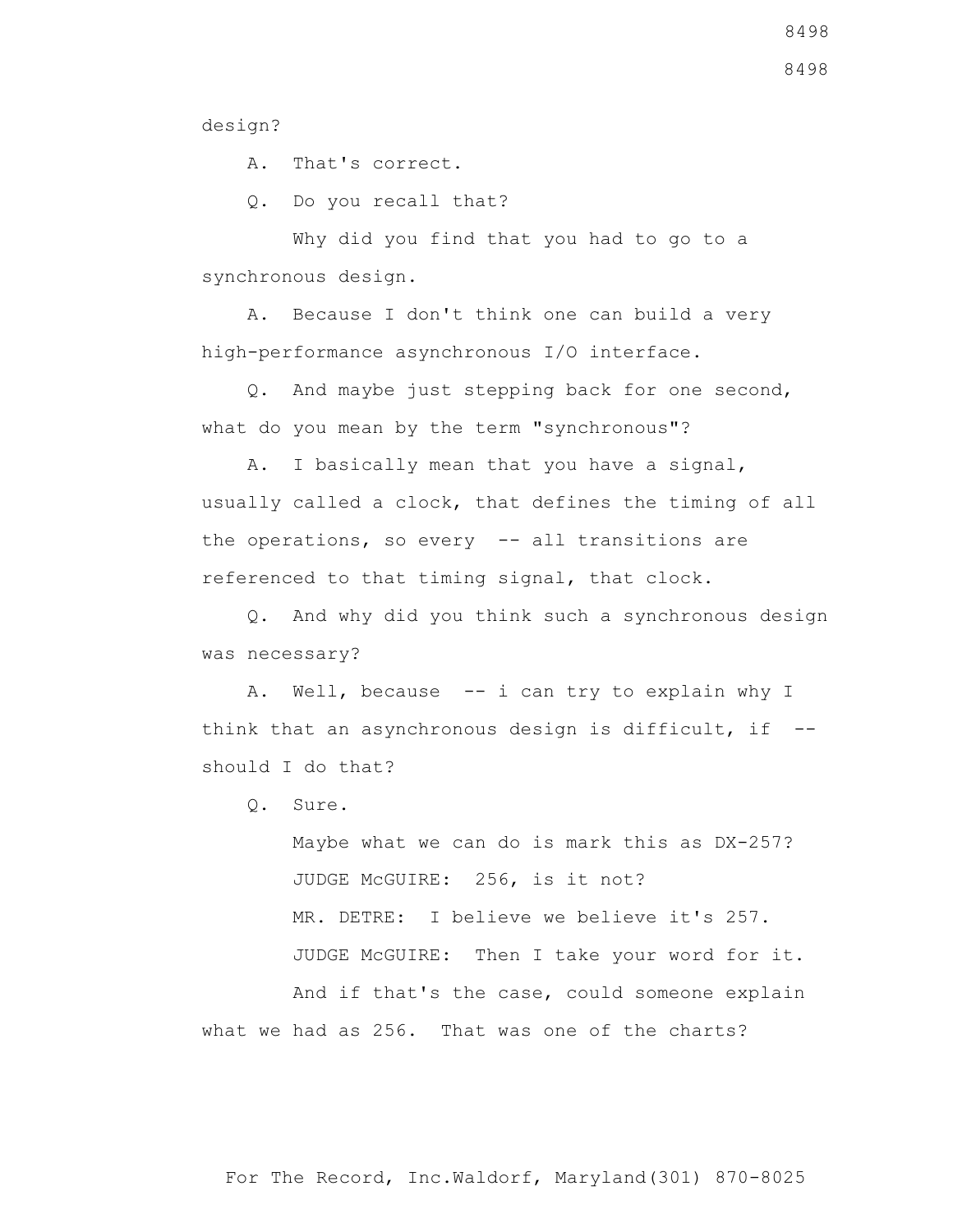design?

A. That's correct.

Q. Do you recall that?

Why did you find that you had to go to a synchronous design.

A. Because I don't think one can build a very high-performance asynchronous I/O interface.

Q. And maybe just stepping back for one second, what do you mean by the term "synchronous"?

A. I basically mean that you have a signal, usually called a clock, that defines the timing of all the operations, so every -- all transitions are referenced to that timing signal, that clock.

Q. And why did you think such a synchronous design was necessary?

A. Well, because -- i can try to explain why I think that an asynchronous design is difficult, if -- should I do that?

Q. Sure.

Maybe what we can do is mark this as DX-257?

JUDGE McGUIRE: 256, is it not?

MR. DETRE: I believe we believe it's 257.

JUDGE McGUIRE: Then I take your word for it.

And if that's the case, could someone explain what we had as 256. That was one of the charts?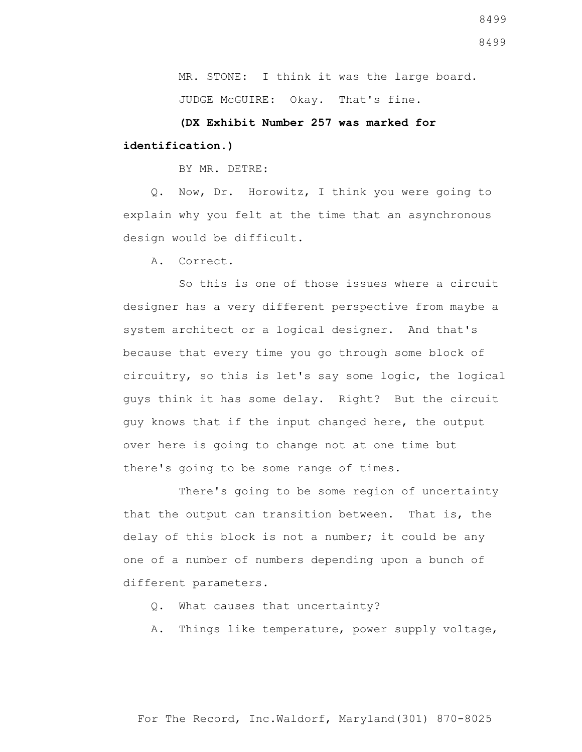MR. STONE: I think it was the large board.

JUDGE McGUIRE: Okay. That's fine.

**(DX Exhibit Number 257 was marked for identification.)**

BY MR. DETRE:

Q. Now, Dr. Horowitz, I think you were going to explain why you felt at the time that an asynchronous design would be difficult.

A. Correct.

So this is one of those issues where a circuit designer has a very different perspective from maybe a system architect or a logical designer. And that's because that every time you go through some block of circuitry, so this is let's say some logic, the logical guys think it has some delay. Right? But the circuit guy knows that if the input changed here, the output over here is going to change not at one time but there's going to be some range of times.

There's going to be some region of uncertainty that the output can transition between. That is, the delay of this block is not a number; it could be any one of a number of numbers depending upon a bunch of different parameters.

Q. What causes that uncertainty?

A. Things like temperature, power supply voltage,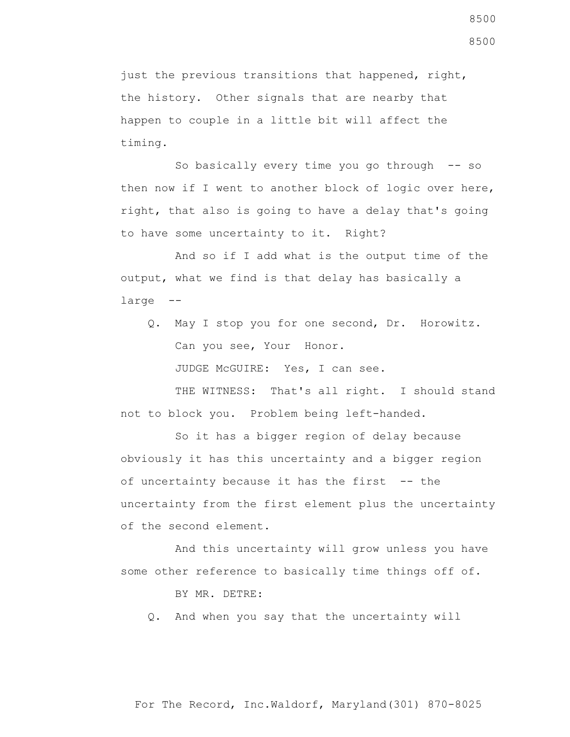just the previous transitions that happened, right, the history. Other signals that are nearby that happen to couple in a little bit will affect the timing.

So basically every time you go through -- so then now if I went to another block of logic over here, right, that also is going to have a delay that's going to have some uncertainty to it. Right?

And so if I add what is the output time of the output, what we find is that delay has basically a large --

Q. May I stop you for one second, Dr. Horowitz.

Can you see, Your Honor.

JUDGE McGUIRE: Yes, I can see.

THE WITNESS: That's all right. I should stand not to block you. Problem being left-handed.

So it has a bigger region of delay because obviously it has this uncertainty and a bigger region of uncertainty because it has the first -- the uncertainty from the first element plus the uncertainty of the second element.

And this uncertainty will grow unless you have some other reference to basically time things off of.

BY MR. DETRE:

Q. And when you say that the uncertainty will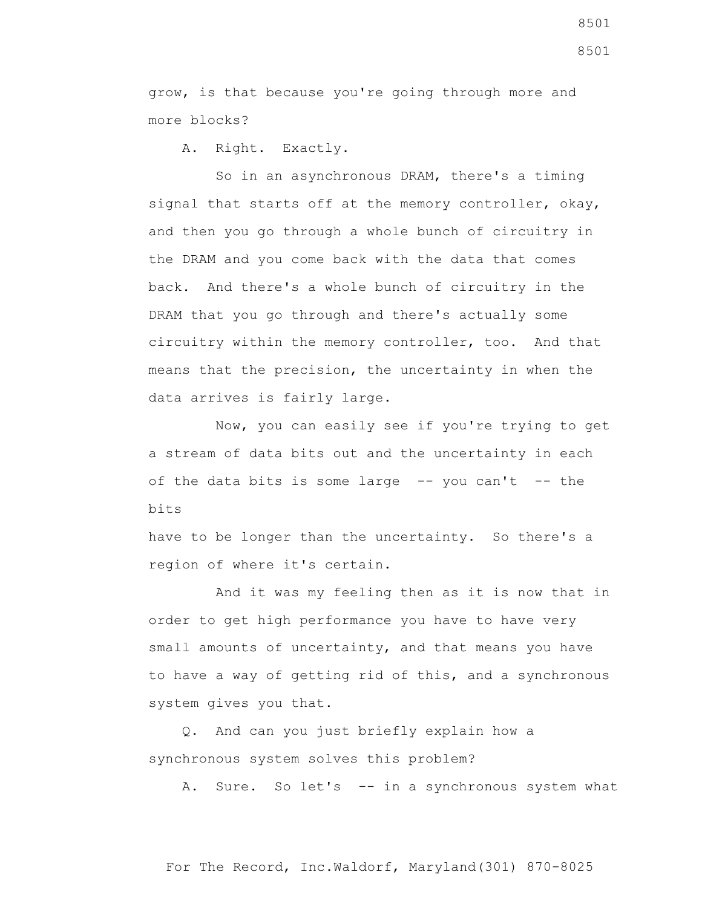grow, is that because you're going through more and more blocks?

A. Right. Exactly.

So in an asynchronous DRAM, there's a timing signal that starts off at the memory controller, okay, and then you go through a whole bunch of circuitry in the DRAM and you come back with the data that comes back. And there's a whole bunch of circuitry in the DRAM that you go through and there's actually some circuitry within the memory controller, too. And that means that the precision, the uncertainty in when the data arrives is fairly large.

Now, you can easily see if you're trying to get a stream of data bits out and the uncertainty in each of the data bits is some large -- you can't -- the bits have to be longer than the uncertainty. So there's a region of where it's certain.

And it was my feeling then as it is now that in order to get high performance you have to have very small amounts of uncertainty, and that means you have to have a way of getting rid of this, and a synchronous system gives you that.

Q. And can you just briefly explain how a synchronous system solves this problem?

A. Sure. So let's -- in a synchronous system what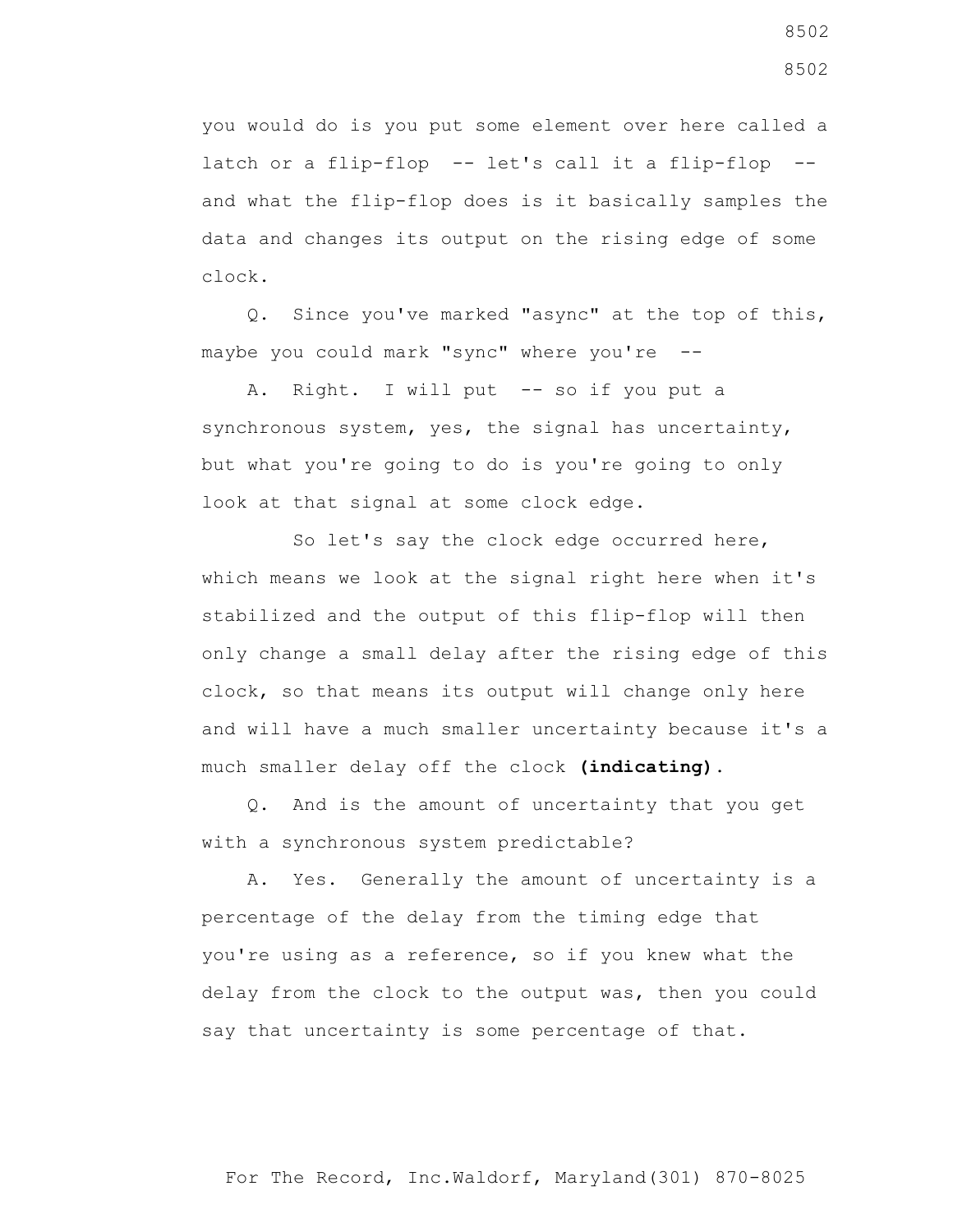you would do is you put some element over here called a latch or a flip-flop -- let's call it a flip-flop -- and what the flip-flop does is it basically samples the data and changes its output on the rising edge of some clock.

Q. Since you've marked "async" at the top of this, maybe you could mark "sync" where you're --

A. Right. I will put -- so if you put a synchronous system, yes, the signal has uncertainty, but what you're going to do is you're going to only look at that signal at some clock edge.

So let's say the clock edge occurred here, which means we look at the signal right here when it's stabilized and the output of this flip-flop will then only change a small delay after the rising edge of this clock, so that means its output will change only here and will have a much smaller uncertainty because it's a much smaller delay off the clock **(indicating)**.

Q. And is the amount of uncertainty that you get with a synchronous system predictable?

A. Yes. Generally the amount of uncertainty is a percentage of the delay from the timing edge that you're using as a reference, so if you knew what the delay from the clock to the output was, then you could say that uncertainty is some percentage of that.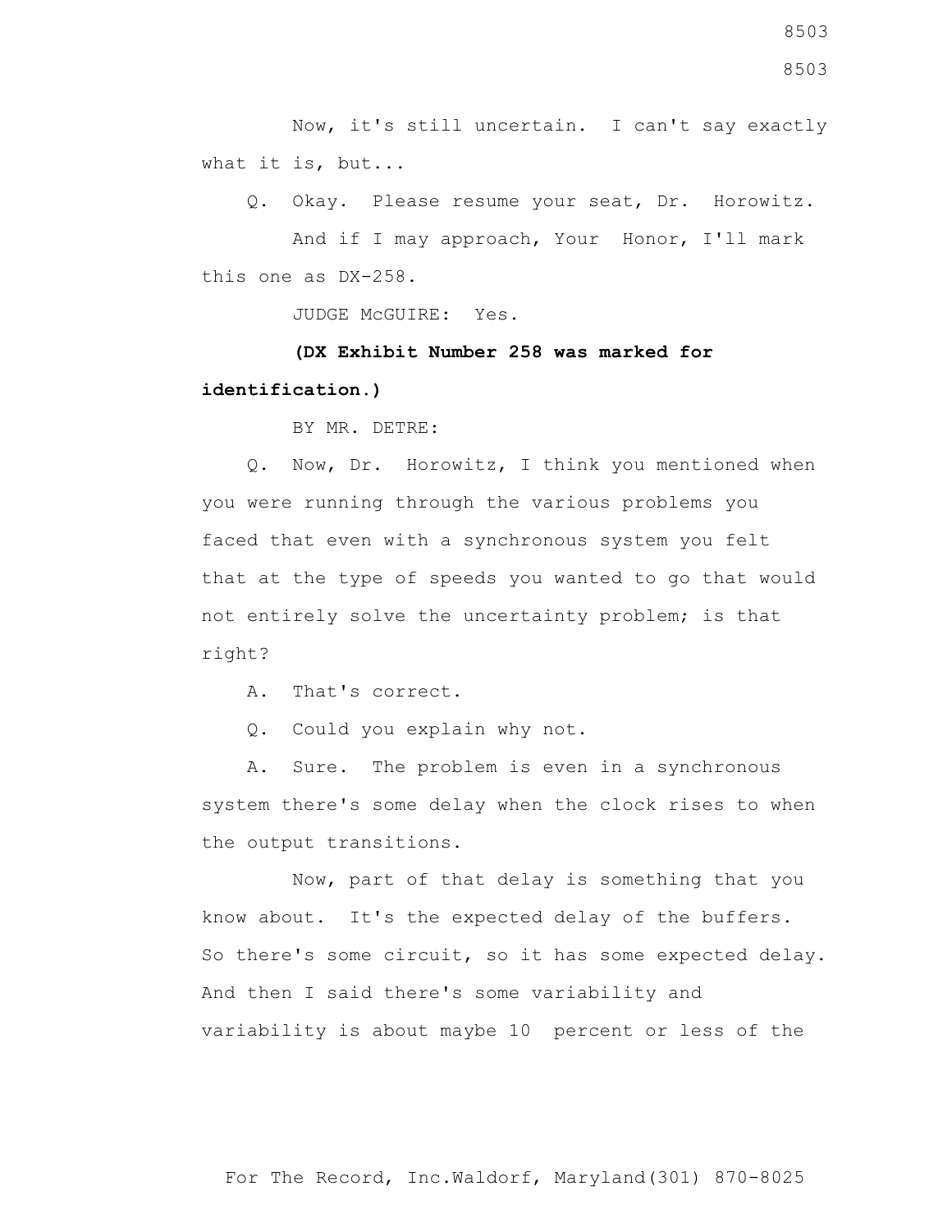Now, it's still uncertain. I can't say exactly what it is, but...

Q. Okay. Please resume your seat, Dr. Horowitz.

And if I may approach, Your Honor, I'll mark this one as DX-258.

JUDGE McGUIRE: Yes.

**(DX Exhibit Number 258 was marked for identification.)**

BY MR. DETRE:

Q. Now, Dr. Horowitz, I think you mentioned when you were running through the various problems you faced that even with a synchronous system you felt that at the type of speeds you wanted to go that would not entirely solve the uncertainty problem; is that right?

A. That's correct.

Q. Could you explain why not.

A. Sure. The problem is even in a synchronous system there's some delay when the clock rises to when the output transitions.

Now, part of that delay is something that you know about. It's the expected delay of the buffers. So there's some circuit, so it has some expected delay. And then I said there's some variability and variability is about maybe 10 percent or less of the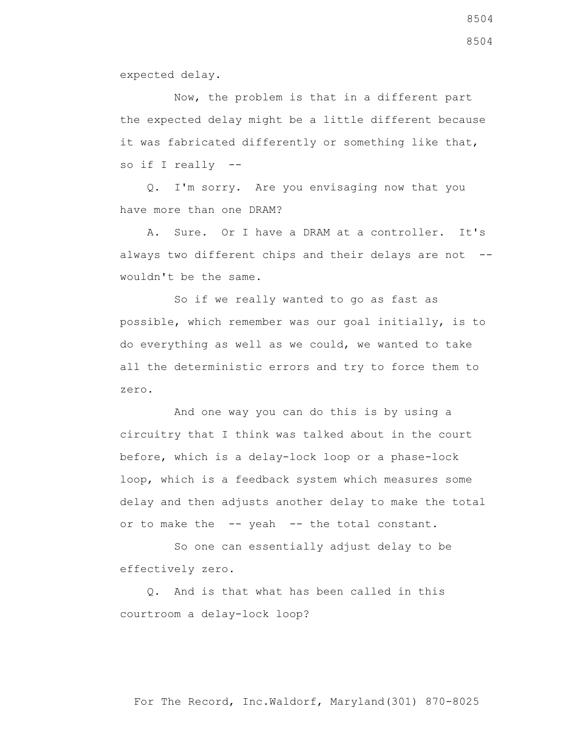expected delay.

Now, the problem is that in a different part the expected delay might be a little different because it was fabricated differently or something like that, so if I really --

Q. I'm sorry. Are you envisaging now that you have more than one DRAM?

A. Sure. Or I have a DRAM at a controller. It's always two different chips and their delays are not -- wouldn't be the same.

So if we really wanted to go as fast as possible, which remember was our goal initially, is to do everything as well as we could, we wanted to take all the deterministic errors and try to force them to zero.

And one way you can do this is by using a circuitry that I think was talked about in the court before, which is a delay-lock loop or a phase-lock loop, which is a feedback system which measures some delay and then adjusts another delay to make the total or to make the -- yeah -- the total constant.

So one can essentially adjust delay to be effectively zero.

Q. And is that what has been called in this courtroom a delay-lock loop?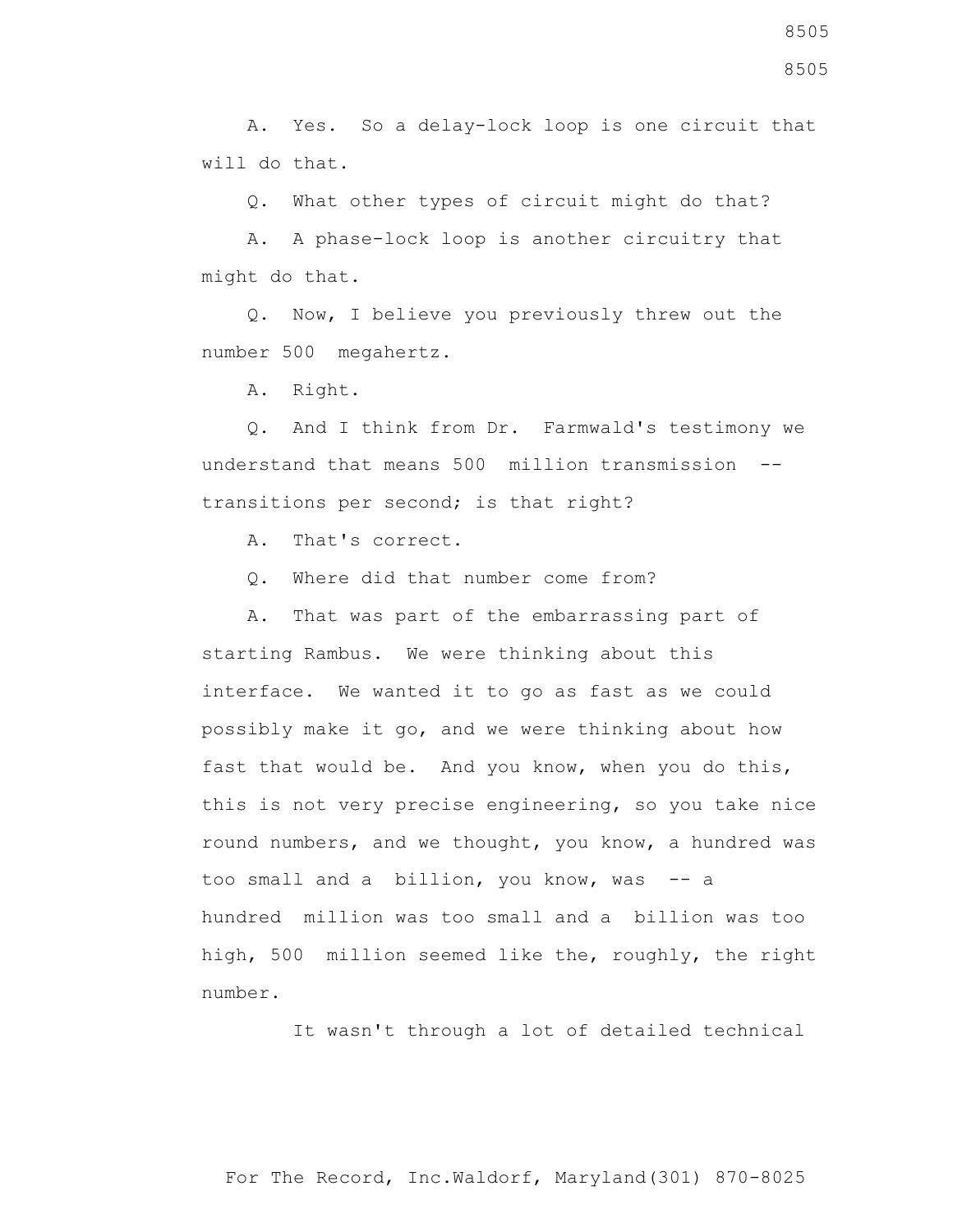A. Yes. So a delay-lock loop is one circuit that will do that.

Q. What other types of circuit might do that?

A. A phase-lock loop is another circuitry that might do that.

Q. Now, I believe you previously threw out the number 500 megahertz.

A. Right.

Q. And I think from Dr. Farmwald's testimony we understand that means 500 million transmission -- transitions per second; is that right?

A. That's correct.

Q. Where did that number come from?

A. That was part of the embarrassing part of starting Rambus. We were thinking about this interface. We wanted it to go as fast as we could possibly make it go, and we were thinking about how fast that would be. And you know, when you do this, this is not very precise engineering, so you take nice round numbers, and we thought, you know, a hundred was too small and a billion, you know, was -- a hundred million was too small and a billion was too high, 500 million seemed like the, roughly, the right number.

It wasn't through a lot of detailed technical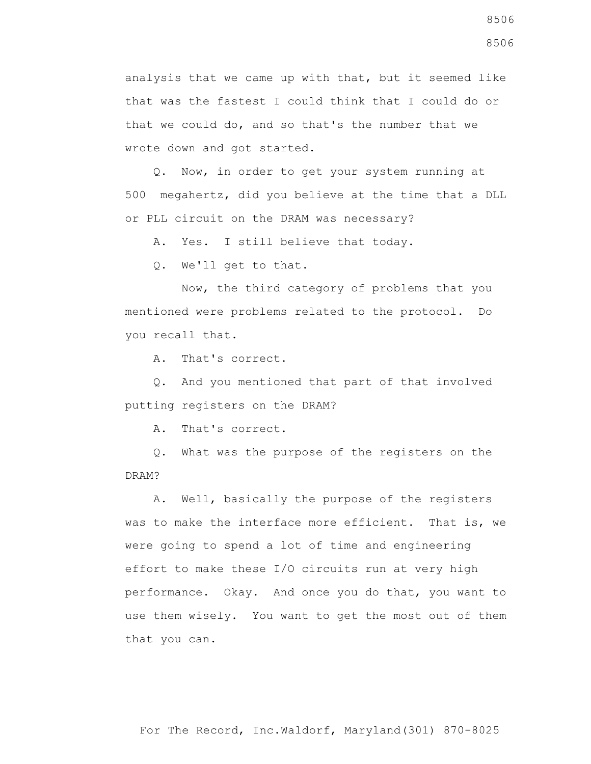analysis that we came up with that, but it seemed like that was the fastest I could think that I could do or that we could do, and so that's the number that we wrote down and got started.

Q. Now, in order to get your system running at 500 megahertz, did you believe at the time that a DLL or PLL circuit on the DRAM was necessary?

A. Yes. I still believe that today.

Q. We'll get to that.

Now, the third category of problems that you mentioned were problems related to the protocol. Do you recall that.

A. That's correct.

Q. And you mentioned that part of that involved putting registers on the DRAM?

A. That's correct.

Q. What was the purpose of the registers on the DRAM?

A. Well, basically the purpose of the registers was to make the interface more efficient. That is, we were going to spend a lot of time and engineering effort to make these I/O circuits run at very high performance. Okay. And once you do that, you want to use them wisely. You want to get the most out of them that you can.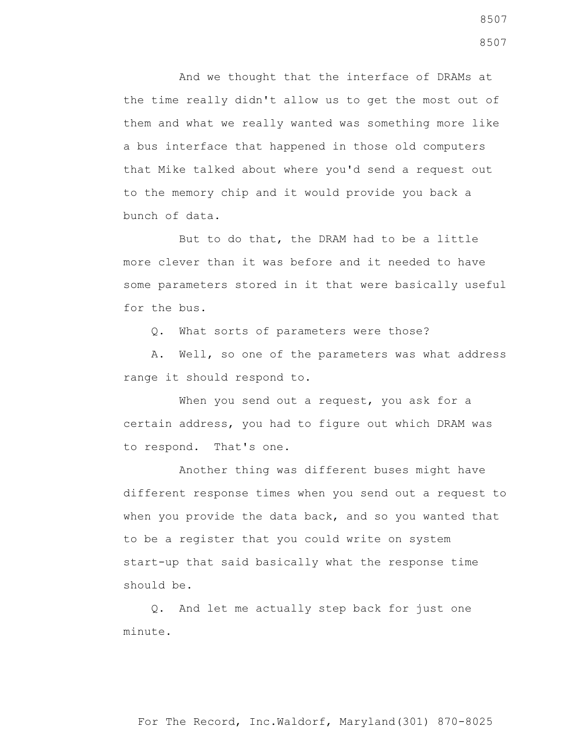And we thought that the interface of DRAMs at the time really didn't allow us to get the most out of them and what we really wanted was something more like a bus interface that happened in those old computers that Mike talked about where you'd send a request out to the memory chip and it would provide you back a bunch of data.

But to do that, the DRAM had to be a little more clever than it was before and it needed to have some parameters stored in it that were basically useful for the bus.

Q. What sorts of parameters were those?

A. Well, so one of the parameters was what address range it should respond to.

When you send out a request, you ask for a certain address, you had to figure out which DRAM was to respond. That's one.

Another thing was different buses might have different response times when you send out a request to when you provide the data back, and so you wanted that to be a register that you could write on system start-up that said basically what the response time should be.

Q. And let me actually step back for just one minute.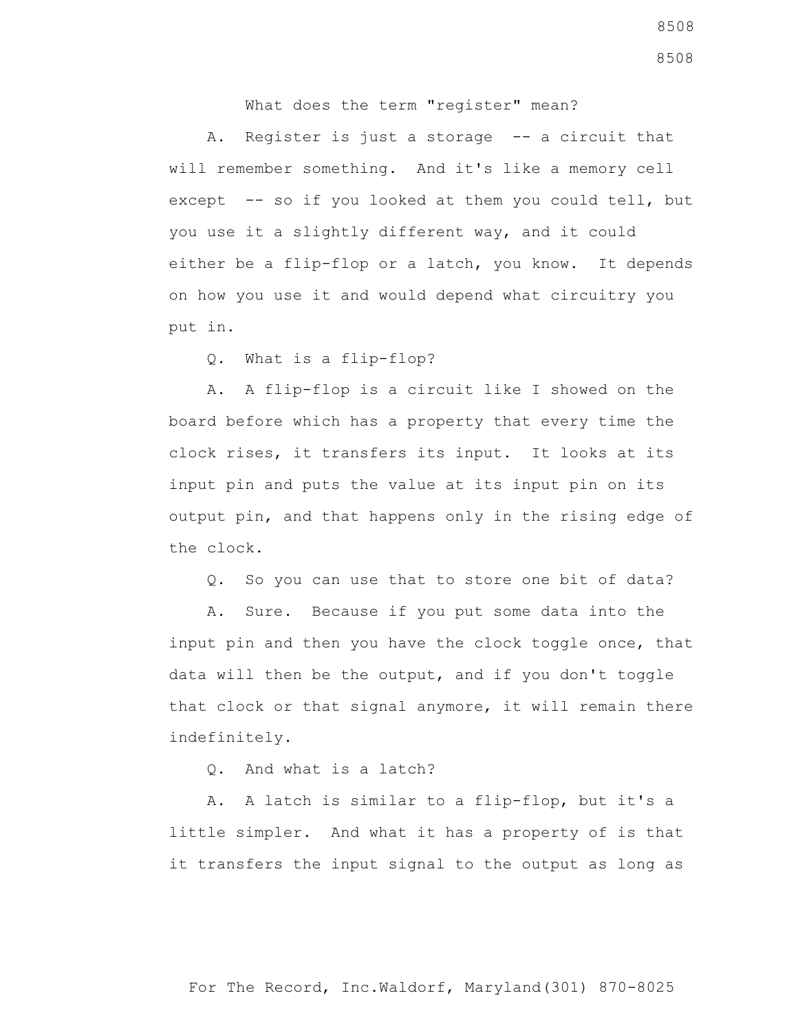What does the term "register" mean?

A. Register is just a storage -- a circuit that will remember something. And it's like a memory cell except -- so if you looked at them you could tell, but you use it a slightly different way, and it could either be a flip-flop or a latch, you know. It depends on how you use it and would depend what circuitry you put in.

Q. What is a flip-flop?

A. A flip-flop is a circuit like I showed on the board before which has a property that every time the clock rises, it transfers its input. It looks at its input pin and puts the value at its input pin on its output pin, and that happens only in the rising edge of the clock.

Q. So you can use that to store one bit of data?

A. Sure. Because if you put some data into the input pin and then you have the clock toggle once, that data will then be the output, and if you don't toggle that clock or that signal anymore, it will remain there indefinitely.

Q. And what is a latch?

A. A latch is similar to a flip-flop, but it's a little simpler. And what it has a property of is that it transfers the input signal to the output as long as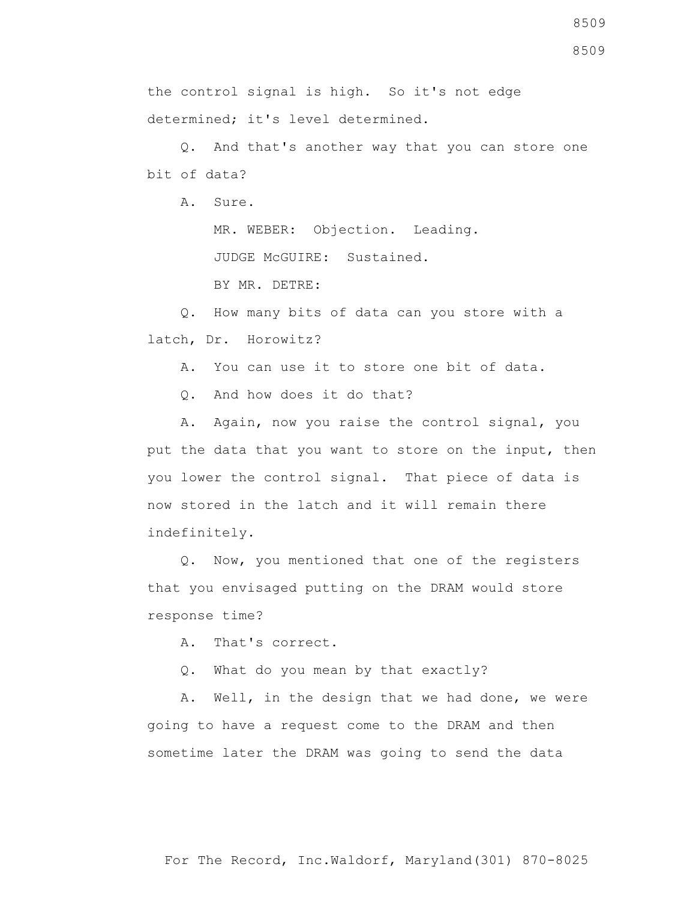the control signal is high. So it's not edge determined; it's level determined.

Q. And that's another way that you can store one bit of data?

A. Sure.

MR. WEBER: Objection. Leading.

JUDGE McGUIRE: Sustained.

BY MR. DETRE:

Q. How many bits of data can you store with a latch, Dr. Horowitz?

A. You can use it to store one bit of data.

Q. And how does it do that?

A. Again, now you raise the control signal, you put the data that you want to store on the input, then you lower the control signal. That piece of data is now stored in the latch and it will remain there indefinitely.

Q. Now, you mentioned that one of the registers that you envisaged putting on the DRAM would store response time?

A. That's correct.

Q. What do you mean by that exactly?

A. Well, in the design that we had done, we were going to have a request come to the DRAM and then sometime later the DRAM was going to send the data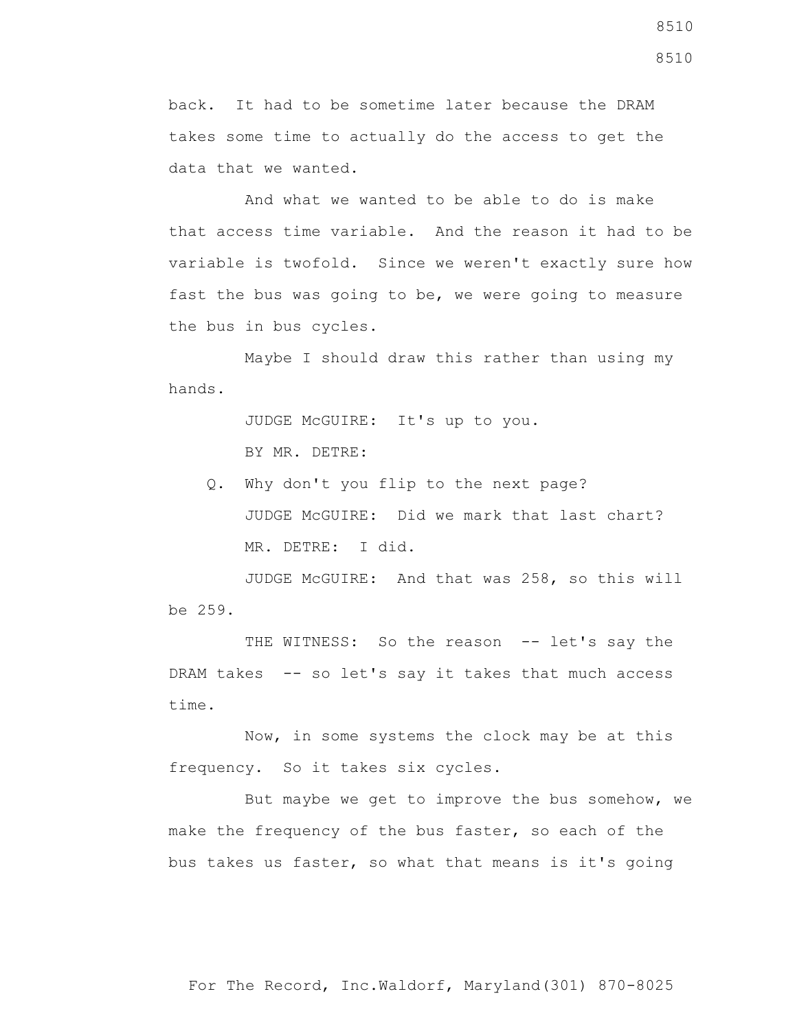back. It had to be sometime later because the DRAM takes some time to actually do the access to get the data that we wanted.

And what we wanted to be able to do is make that access time variable. And the reason it had to be variable is twofold. Since we weren't exactly sure how fast the bus was going to be, we were going to measure the bus in bus cycles.

Maybe I should draw this rather than using my hands.

JUDGE McGUIRE: It's up to you.

BY MR. DETRE:

Q. Why don't you flip to the next page?

JUDGE McGUIRE: Did we mark that last chart?

MR. DETRE: I did.

JUDGE McGUIRE: And that was 258, so this will be 259.

THE WITNESS: So the reason -- let's say the DRAM takes -- so let's say it takes that much access time.

Now, in some systems the clock may be at this frequency. So it takes six cycles.

But maybe we get to improve the bus somehow, we make the frequency of the bus faster, so each of the bus takes us faster, so what that means is it's going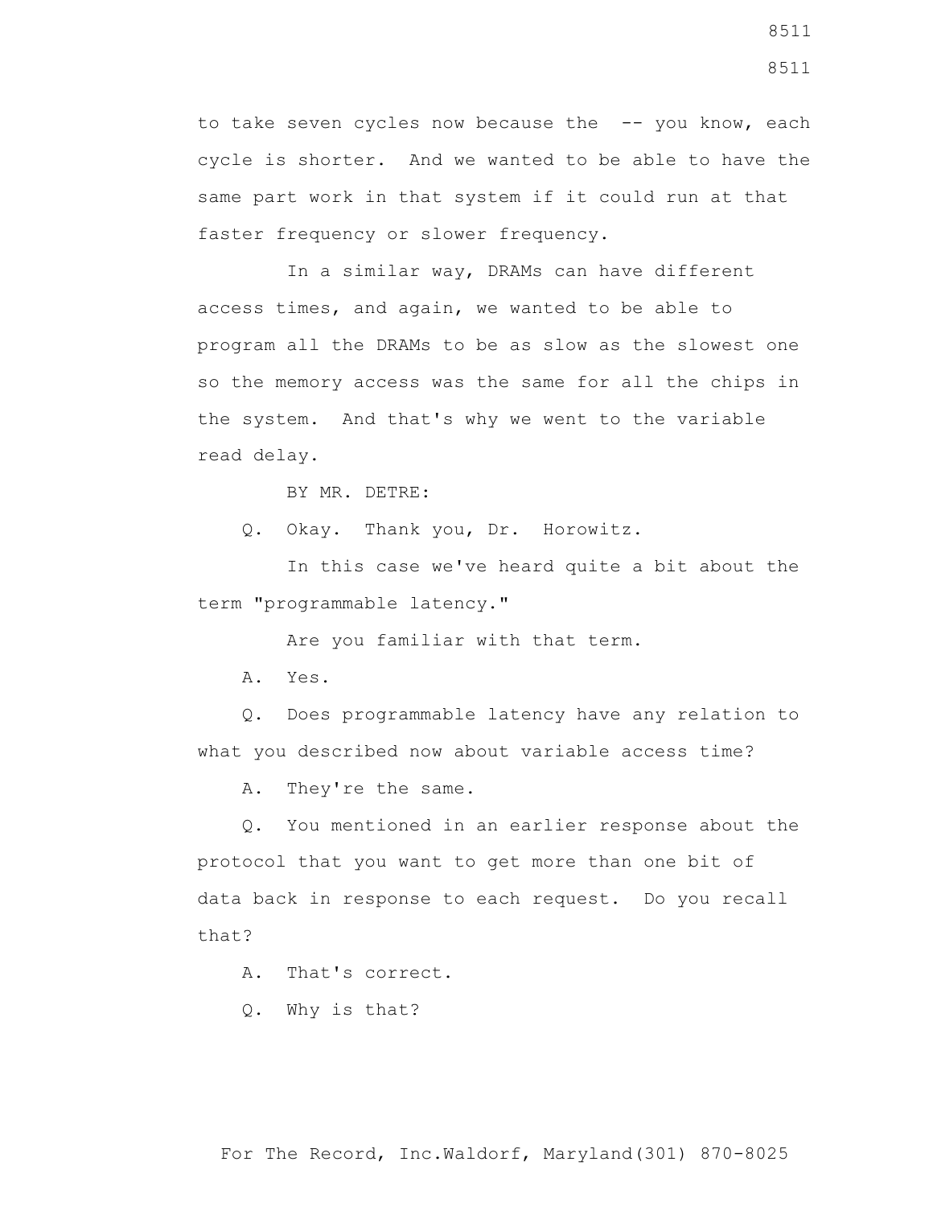to take seven cycles now because the -- you know, each cycle is shorter. And we wanted to be able to have the same part work in that system if it could run at that faster frequency or slower frequency.

In a similar way, DRAMs can have different access times, and again, we wanted to be able to program all the DRAMs to be as slow as the slowest one so the memory access was the same for all the chips in the system. And that's why we went to the variable read delay.

BY MR. DETRE:

Q. Okay. Thank you, Dr. Horowitz.

In this case we've heard quite a bit about the term "programmable latency."

Are you familiar with that term.

A. Yes.

Q. Does programmable latency have any relation to what you described now about variable access time?

A. They're the same.

Q. You mentioned in an earlier response about the protocol that you want to get more than one bit of data back in response to each request. Do you recall that?

A. That's correct.

Q. Why is that?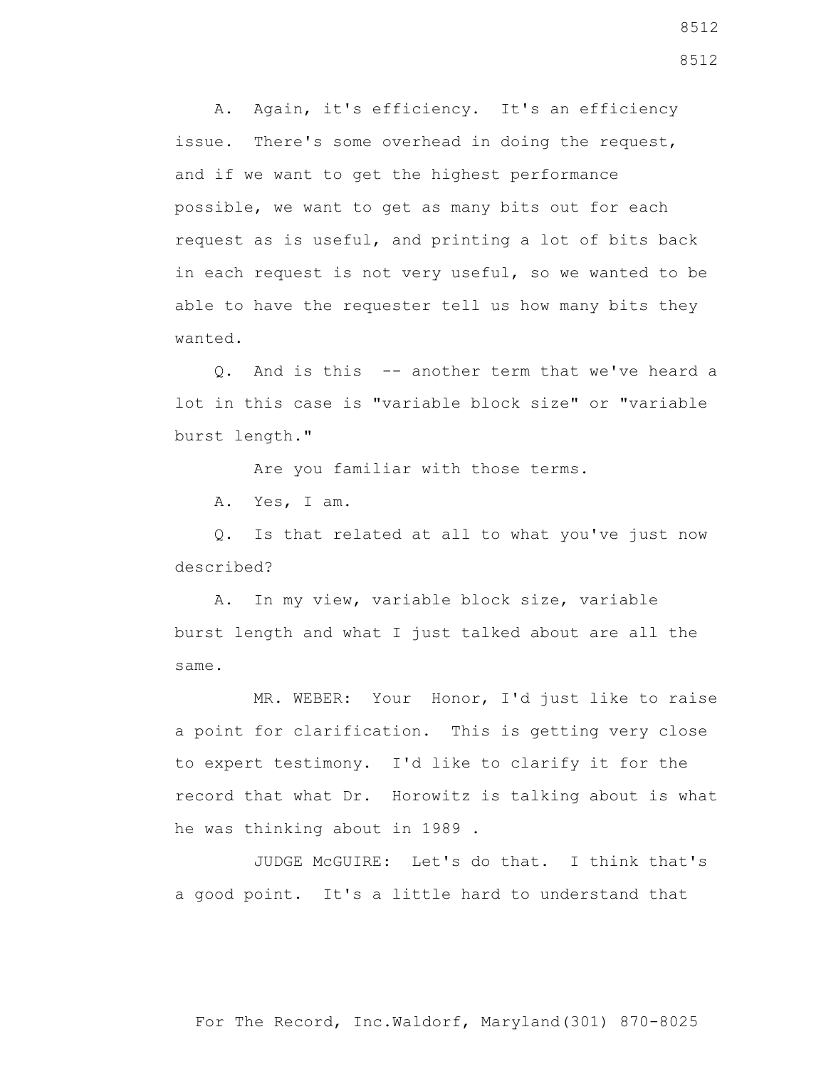A. Again, it's efficiency. It's an efficiency issue. There's some overhead in doing the request, and if we want to get the highest performance possible, we want to get as many bits out for each request as is useful, and printing a lot of bits back in each request is not very useful, so we wanted to be able to have the requester tell us how many bits they wanted.

Q. And is this -- another term that we've heard a lot in this case is "variable block size" or "variable burst length."

Are you familiar with those terms.

A. Yes, I am.

Q. Is that related at all to what you've just now described?

A. In my view, variable block size, variable burst length and what I just talked about are all the same.

MR. WEBER: Your Honor, I'd just like to raise a point for clarification. This is getting very close to expert testimony. I'd like to clarify it for the record that what Dr. Horowitz is talking about is what he was thinking about in 1989 .

JUDGE McGUIRE: Let's do that. I think that's a good point. It's a little hard to understand that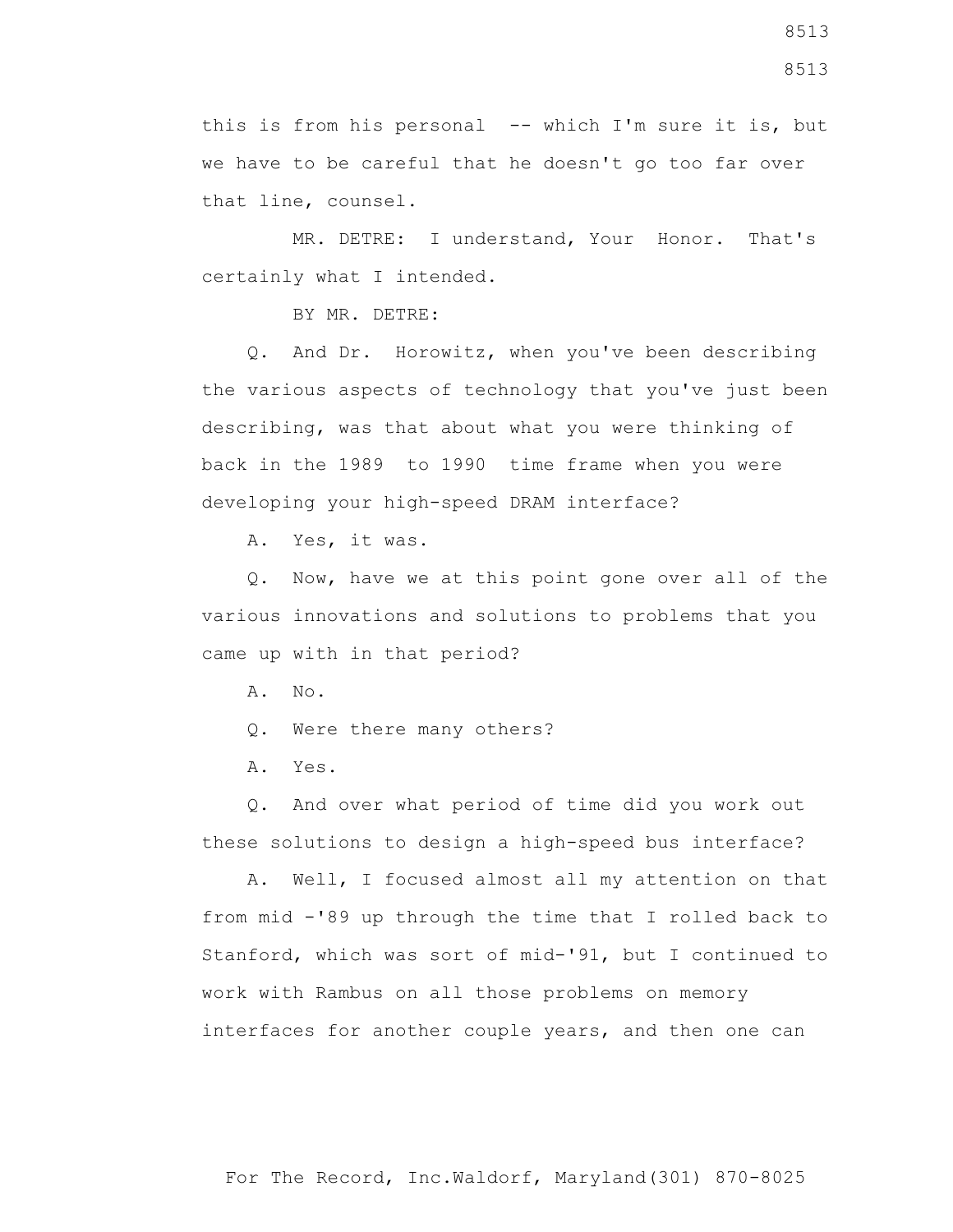this is from his personal -- which I'm sure it is, but we have to be careful that he doesn't go too far over that line, counsel.

MR. DETRE: I understand, Your Honor. That's certainly what I intended.

BY MR. DETRE:

Q. And Dr. Horowitz, when you've been describing the various aspects of technology that you've just been describing, was that about what you were thinking of back in the 1989 to 1990 time frame when you were developing your high-speed DRAM interface?

A. Yes, it was.

Q. Now, have we at this point gone over all of the various innovations and solutions to problems that you came up with in that period?

A. No.

Q. Were there many others?

A. Yes.

Q. And over what period of time did you work out these solutions to design a high-speed bus interface?

A. Well, I focused almost all my attention on that from mid -'89 up through the time that I rolled back to Stanford, which was sort of mid-'91, but I continued to work with Rambus on all those problems on memory interfaces for another couple years, and then one can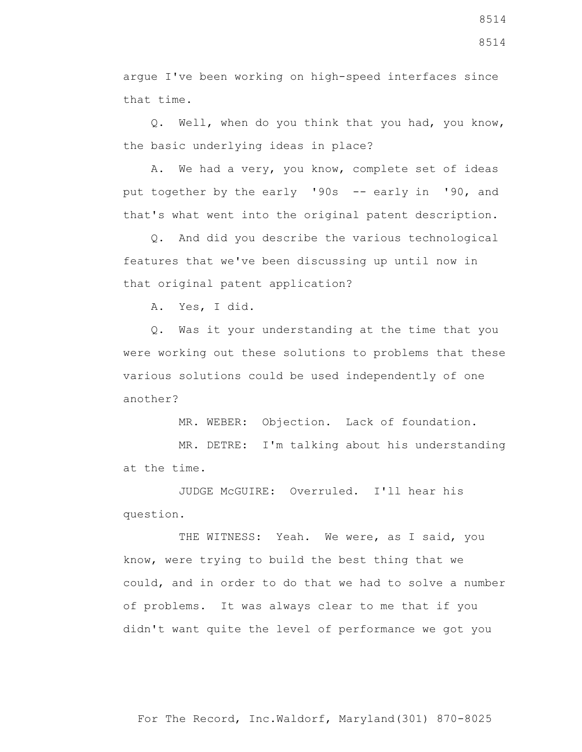argue I've been working on high-speed interfaces since that time.

Q. Well, when do you think that you had, you know, the basic underlying ideas in place?

A. We had a very, you know, complete set of ideas put together by the early '90s -- early in '90, and that's what went into the original patent description.

Q. And did you describe the various technological features that we've been discussing up until now in that original patent application?

A. Yes, I did.

Q. Was it your understanding at the time that you were working out these solutions to problems that these various solutions could be used independently of one another?

MR. WEBER: Objection. Lack of foundation.

MR. DETRE: I'm talking about his understanding at the time.

JUDGE McGUIRE: Overruled. I'll hear his question.

THE WITNESS: Yeah. We were, as I said, you know, were trying to build the best thing that we could, and in order to do that we had to solve a number of problems. It was always clear to me that if you didn't want quite the level of performance we got you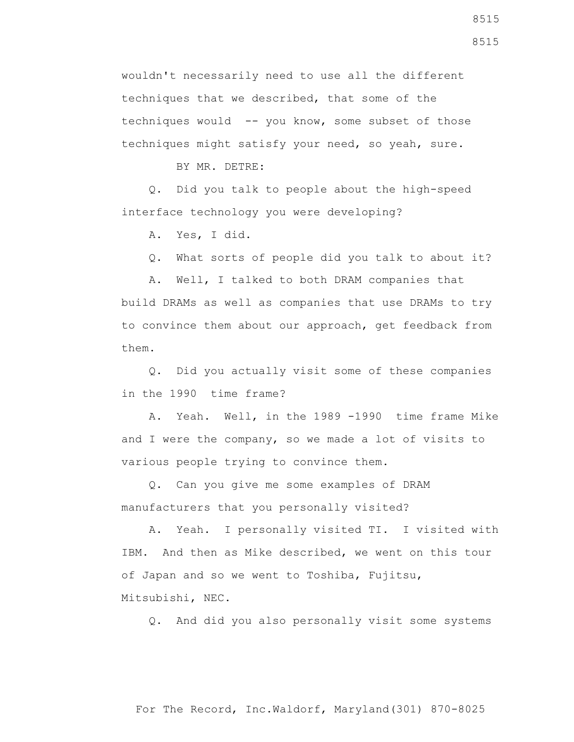wouldn't necessarily need to use all the different techniques that we described, that some of the techniques would -- you know, some subset of those techniques might satisfy your need, so yeah, sure.

BY MR. DETRE:

Q. Did you talk to people about the high-speed interface technology you were developing?

A. Yes, I did.

Q. What sorts of people did you talk to about it?

A. Well, I talked to both DRAM companies that build DRAMs as well as companies that use DRAMs to try to convince them about our approach, get feedback from them.

Q. Did you actually visit some of these companies in the 1990 time frame?

A. Yeah. Well, in the 1989 -1990 time frame Mike and I were the company, so we made a lot of visits to various people trying to convince them.

Q. Can you give me some examples of DRAM manufacturers that you personally visited?

A. Yeah. I personally visited TI. I visited with IBM. And then as Mike described, we went on this tour of Japan and so we went to Toshiba, Fujitsu, Mitsubishi, NEC.

Q. And did you also personally visit some systems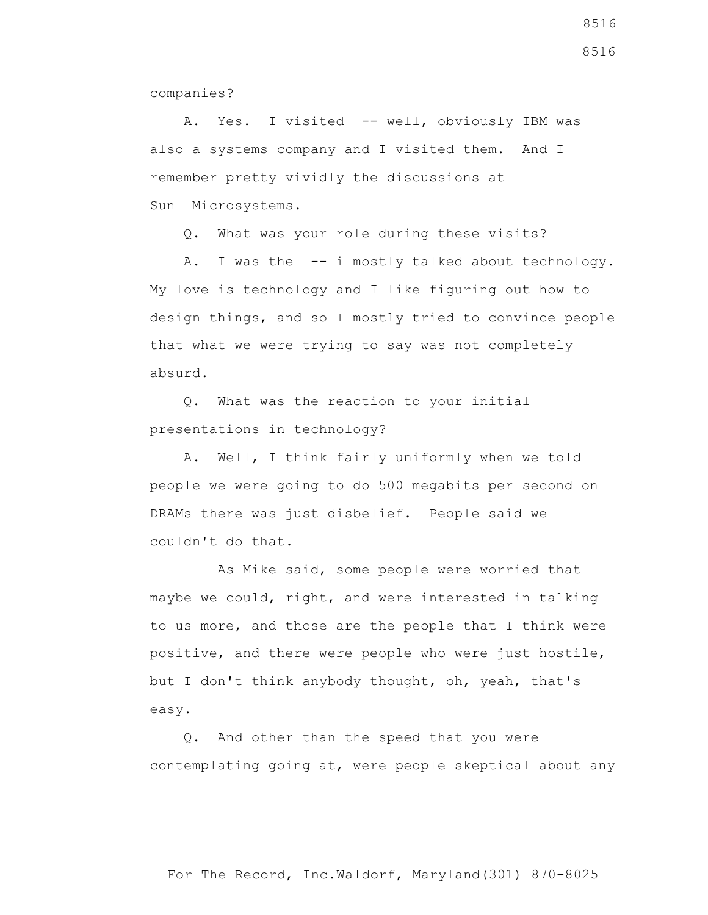companies?

A. Yes. I visited -- well, obviously IBM was also a systems company and I visited them. And I remember pretty vividly the discussions at Sun Microsystems.

Q. What was your role during these visits?

A. I was the -- i mostly talked about technology. My love is technology and I like figuring out how to design things, and so I mostly tried to convince people that what we were trying to say was not completely absurd.

Q. What was the reaction to your initial presentations in technology?

A. Well, I think fairly uniformly when we told people we were going to do 500 megabits per second on DRAMs there was just disbelief. People said we couldn't do that.

As Mike said, some people were worried that maybe we could, right, and were interested in talking to us more, and those are the people that I think were positive, and there were people who were just hostile, but I don't think anybody thought, oh, yeah, that's easy.

Q. And other than the speed that you were contemplating going at, were people skeptical about any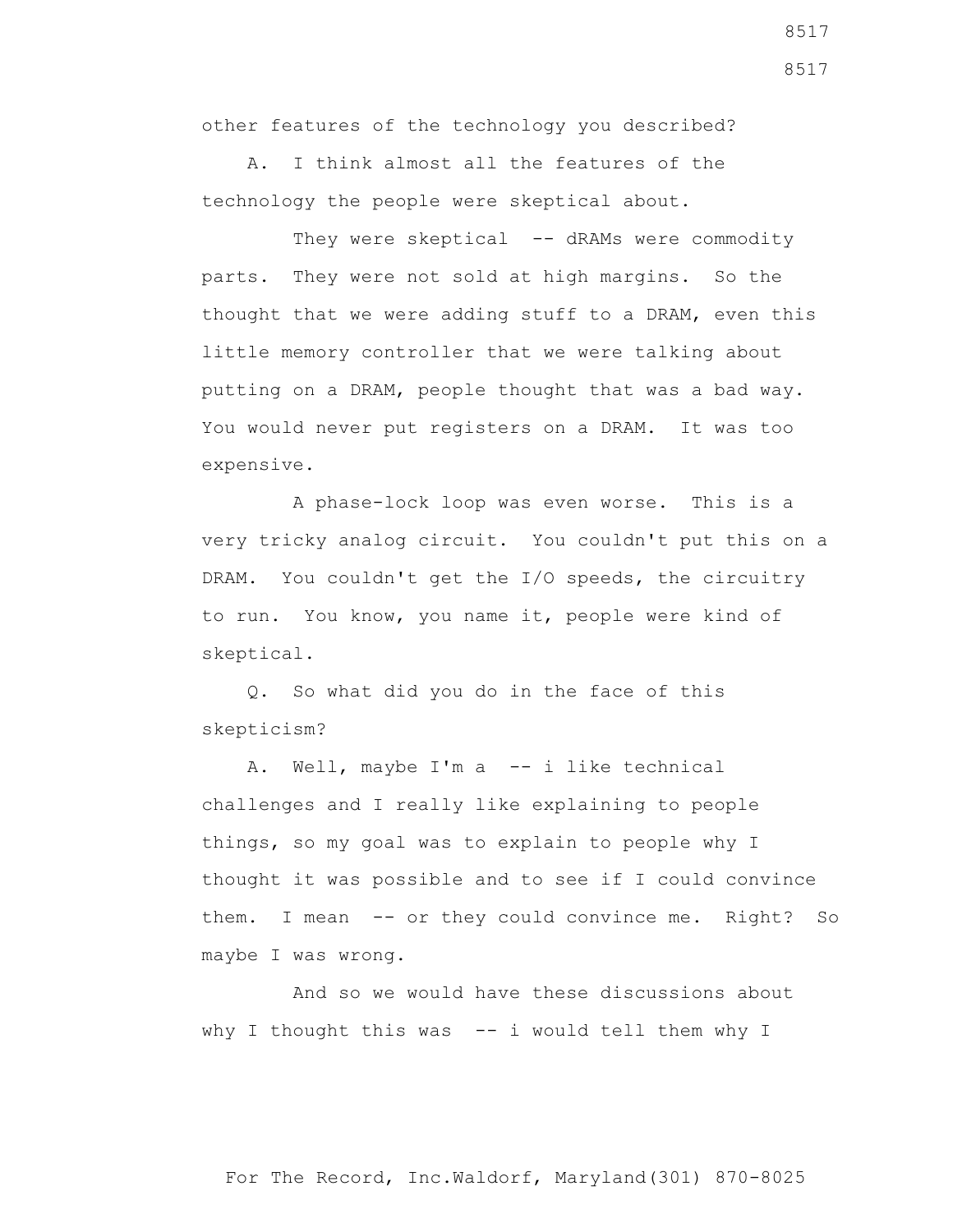other features of the technology you described?

A. I think almost all the features of the technology the people were skeptical about.

They were skeptical -- dRAMs were commodity parts. They were not sold at high margins. So the thought that we were adding stuff to a DRAM, even this little memory controller that we were talking about putting on a DRAM, people thought that was a bad way. You would never put registers on a DRAM. It was too expensive.

A phase-lock loop was even worse. This is a very tricky analog circuit. You couldn't put this on a DRAM. You couldn't get the I/O speeds, the circuitry to run. You know, you name it, people were kind of skeptical.

Q. So what did you do in the face of this skepticism?

A. Well, maybe I'm a -- i like technical challenges and I really like explaining to people things, so my goal was to explain to people why I thought it was possible and to see if I could convince them. I mean -- or they could convince me. Right? So maybe I was wrong.

And so we would have these discussions about why I thought this was -- i would tell them why I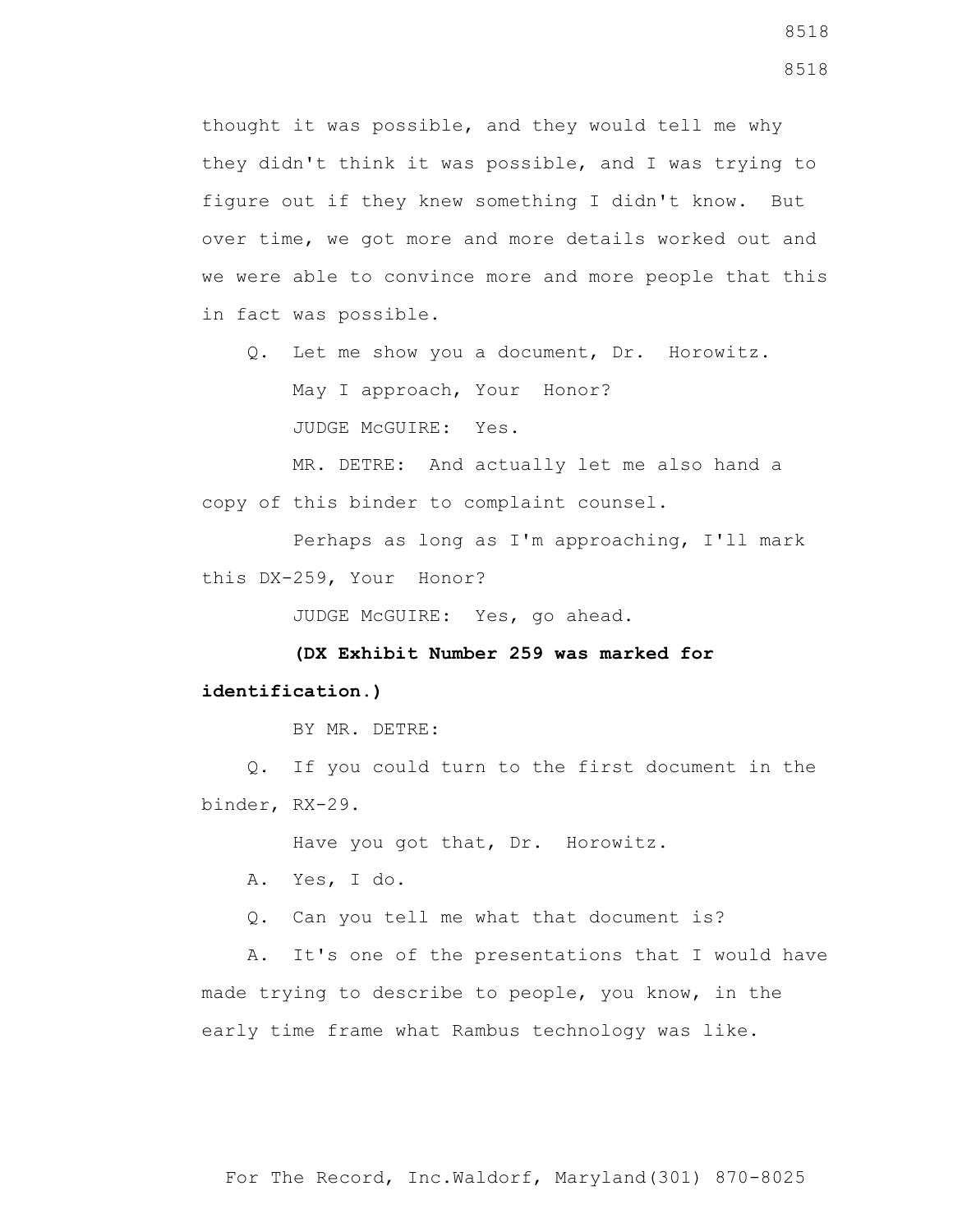thought it was possible, and they would tell me why they didn't think it was possible, and I was trying to figure out if they knew something I didn't know. But over time, we got more and more details worked out and we were able to convince more and more people that this in fact was possible.

Q. Let me show you a document, Dr. Horowitz.

May I approach, Your Honor?

JUDGE McGUIRE: Yes.

MR. DETRE: And actually let me also hand a copy of this binder to complaint counsel.

Perhaps as long as I'm approaching, I'll mark this DX-259, Your Honor?

JUDGE McGUIRE: Yes, go ahead.

**(DX Exhibit Number 259 was marked for identification.)**

BY MR. DETRE:

Q. If you could turn to the first document in the binder, RX-29.

Have you got that, Dr. Horowitz.

A. Yes, I do.

Q. Can you tell me what that document is?

A. It's one of the presentations that I would have made trying to describe to people, you know, in the early time frame what Rambus technology was like.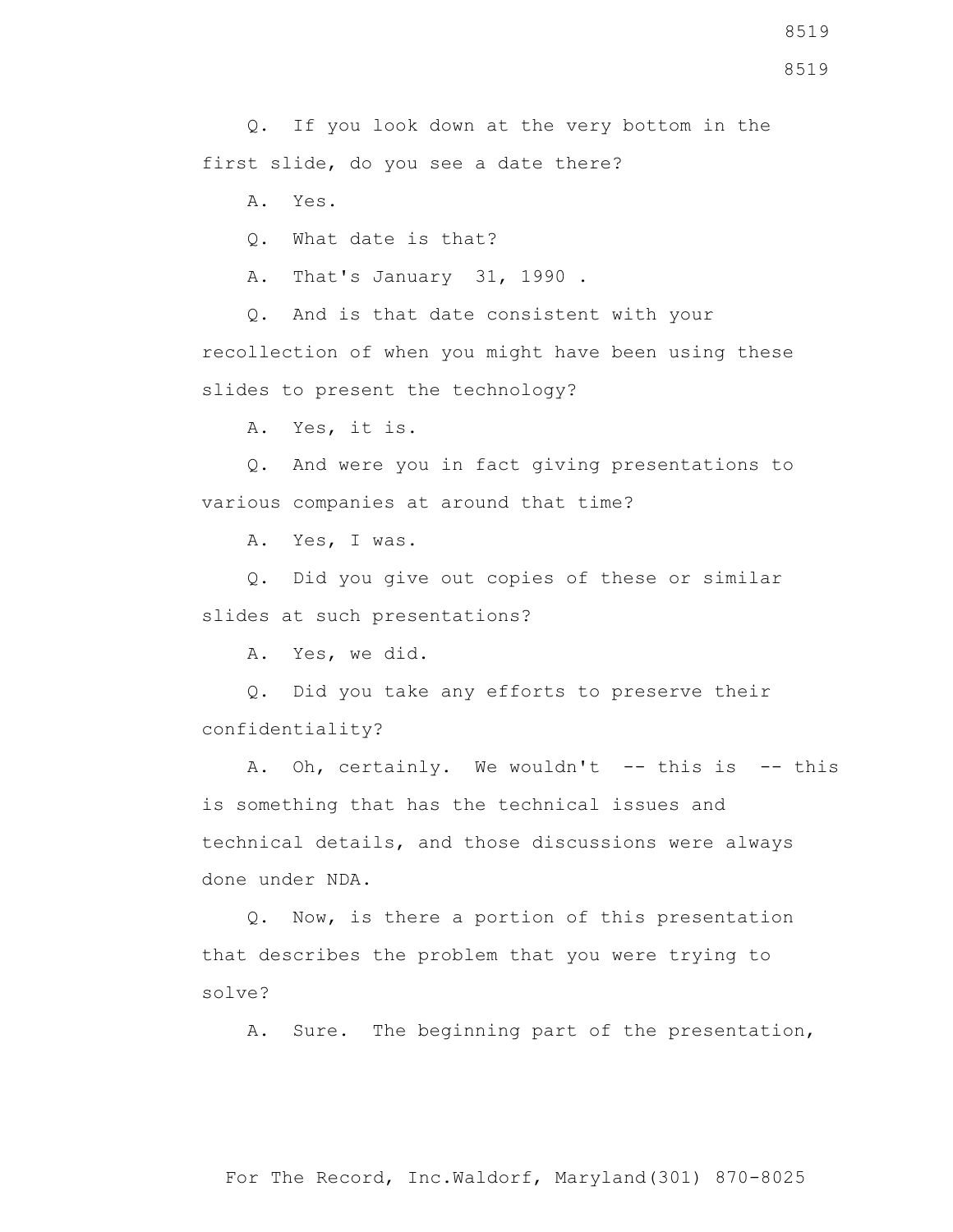Q. If you look down at the very bottom in the first slide, do you see a date there?

A. Yes.

Q. What date is that?

A. That's January 31, 1990 .

Q. And is that date consistent with your recollection of when you might have been using these slides to present the technology?

A. Yes, it is.

Q. And were you in fact giving presentations to various companies at around that time?

A. Yes, I was.

Q. Did you give out copies of these or similar slides at such presentations?

A. Yes, we did.

Q. Did you take any efforts to preserve their confidentiality?

A. Oh, certainly. We wouldn't -- this is -- this is something that has the technical issues and technical details, and those discussions were always done under NDA.

Q. Now, is there a portion of this presentation that describes the problem that you were trying to solve?

A. Sure. The beginning part of the presentation,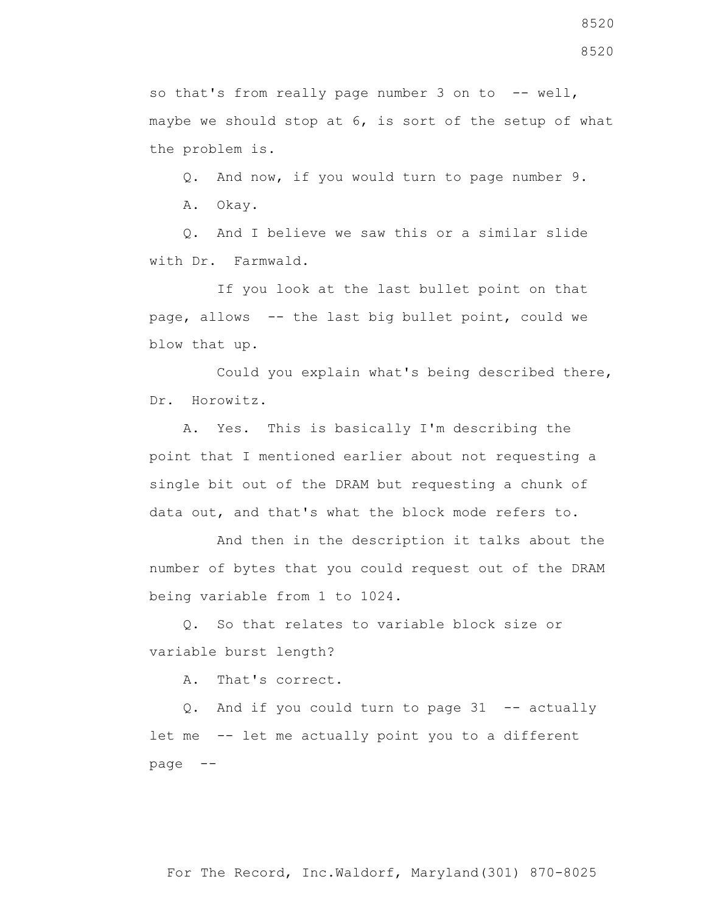so that's from really page number 3 on to -- well, maybe we should stop at 6, is sort of the setup of what the problem is.

Q. And now, if you would turn to page number 9.

A. Okay.

Q. And I believe we saw this or a similar slide with Dr. Farmwald.

If you look at the last bullet point on that page, allows -- the last big bullet point, could we blow that up.

Could you explain what's being described there, Dr. Horowitz.

A. Yes. This is basically I'm describing the point that I mentioned earlier about not requesting a single bit out of the DRAM but requesting a chunk of data out, and that's what the block mode refers to.

And then in the description it talks about the number of bytes that you could request out of the DRAM being variable from 1 to 1024.

Q. So that relates to variable block size or variable burst length?

A. That's correct.

Q. And if you could turn to page 31 -- actually let me -- let me actually point you to a different page --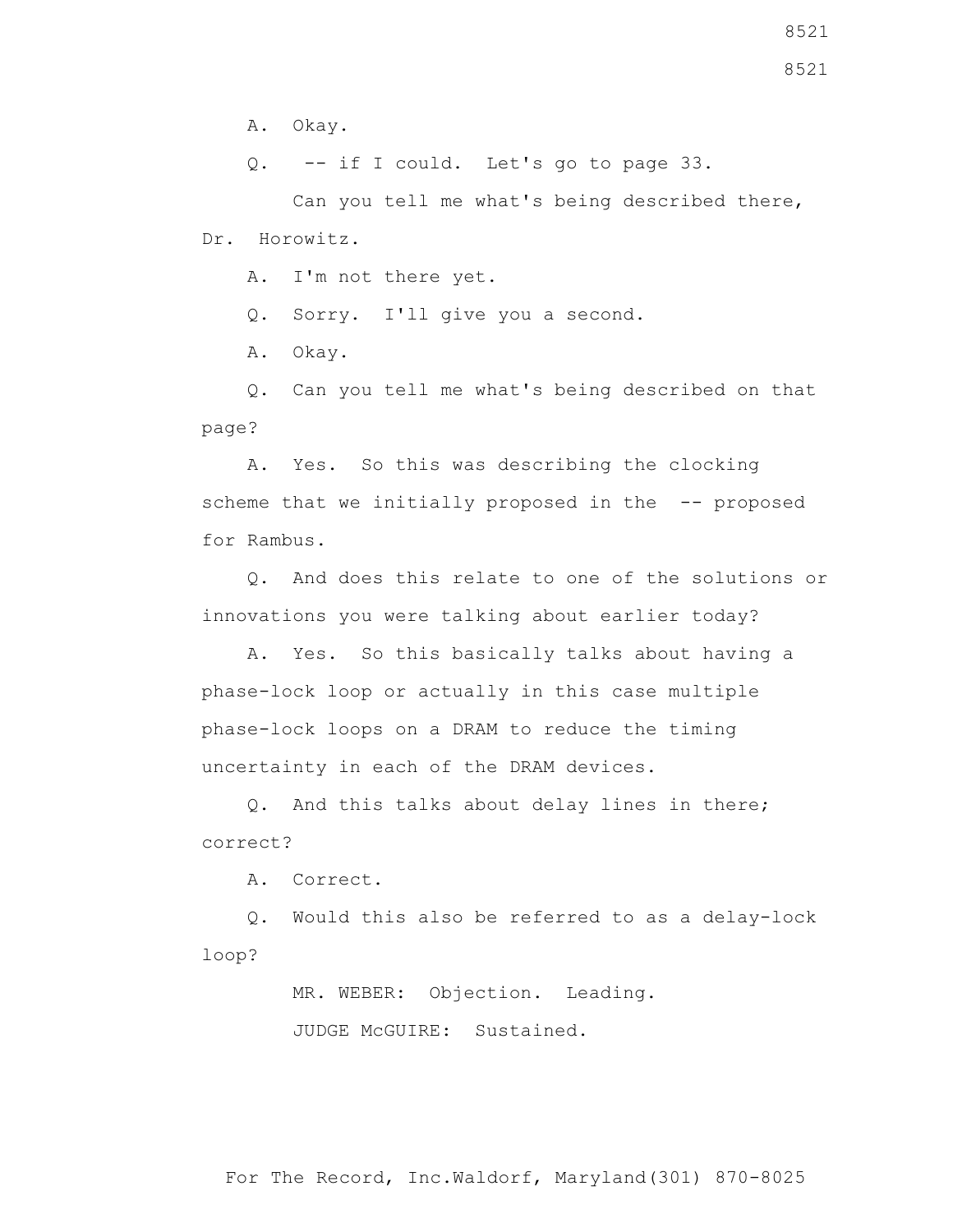A. Okay.

Q. -- if I could. Let's go to page 33.

Can you tell me what's being described there, Dr. Horowitz.

A. I'm not there yet.

Q. Sorry. I'll give you a second.

A. Okay.

Q. Can you tell me what's being described on that page?

A. Yes. So this was describing the clocking scheme that we initially proposed in the -- proposed for Rambus.

Q. And does this relate to one of the solutions or innovations you were talking about earlier today?

A. Yes. So this basically talks about having a phase-lock loop or actually in this case multiple phase-lock loops on a DRAM to reduce the timing uncertainty in each of the DRAM devices.

Q. And this talks about delay lines in there; correct?

A. Correct.

Q. Would this also be referred to as a delay-lock loop?

MR. WEBER: Objection. Leading.

JUDGE McGUIRE: Sustained.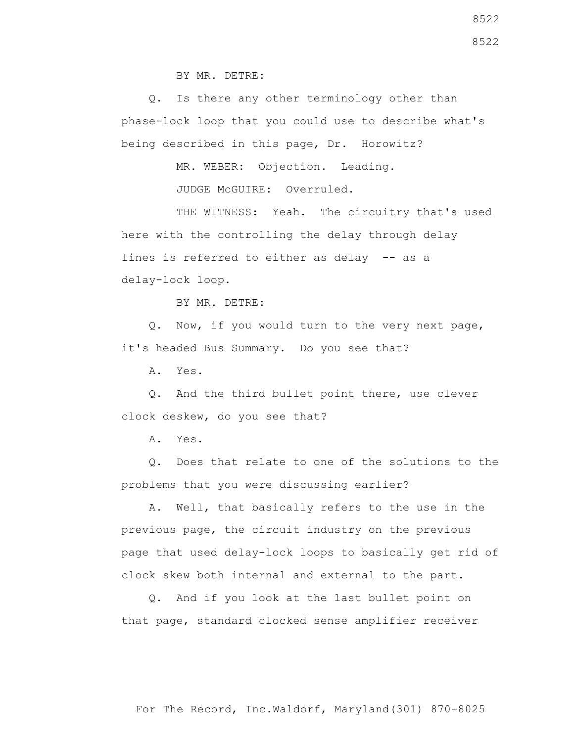BY MR. DETRE:

Q. Is there any other terminology other than phase-lock loop that you could use to describe what's being described in this page, Dr. Horowitz?

MR. WEBER: Objection. Leading.

JUDGE McGUIRE: Overruled.

THE WITNESS: Yeah. The circuitry that's used here with the controlling the delay through delay lines is referred to either as delay -- as a delay-lock loop.

BY MR. DETRE:

Q. Now, if you would turn to the very next page, it's headed Bus Summary. Do you see that?

A. Yes.

Q. And the third bullet point there, use clever clock deskew, do you see that?

A. Yes.

Q. Does that relate to one of the solutions to the problems that you were discussing earlier?

A. Well, that basically refers to the use in the previous page, the circuit industry on the previous page that used delay-lock loops to basically get rid of clock skew both internal and external to the part.

Q. And if you look at the last bullet point on that page, standard clocked sense amplifier receiver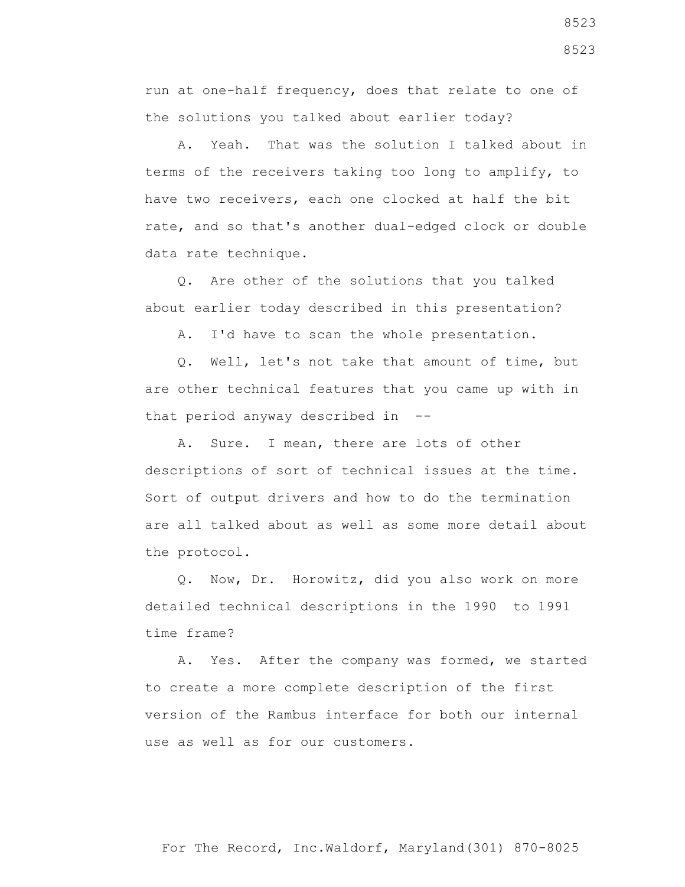run at one-half frequency, does that relate to one of the solutions you talked about earlier today?

A. Yeah. That was the solution I talked about in terms of the receivers taking too long to amplify, to have two receivers, each one clocked at half the bit rate, and so that's another dual-edged clock or double data rate technique.

Q. Are other of the solutions that you talked about earlier today described in this presentation?

A. I'd have to scan the whole presentation.

Q. Well, let's not take that amount of time, but are other technical features that you came up with in that period anyway described in --

A. Sure. I mean, there are lots of other descriptions of sort of technical issues at the time. Sort of output drivers and how to do the termination are all talked about as well as some more detail about the protocol.

Q. Now, Dr. Horowitz, did you also work on more detailed technical descriptions in the 1990 to 1991 time frame?

A. Yes. After the company was formed, we started to create a more complete description of the first version of the Rambus interface for both our internal use as well as for our customers.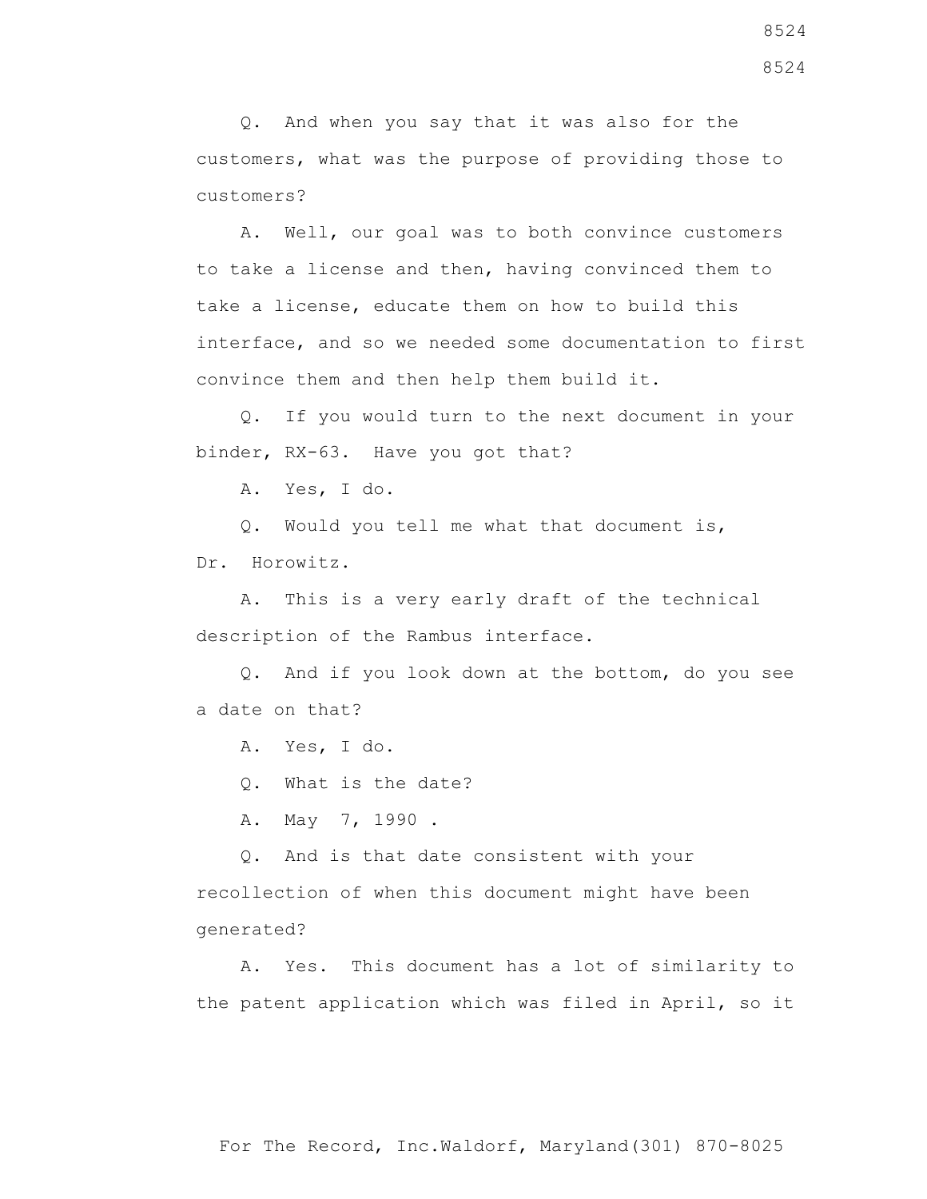Q. And when you say that it was also for the customers, what was the purpose of providing those to customers?

A. Well, our goal was to both convince customers to take a license and then, having convinced them to take a license, educate them on how to build this interface, and so we needed some documentation to first convince them and then help them build it.

Q. If you would turn to the next document in your binder, RX-63. Have you got that?

A. Yes, I do.

Q. Would you tell me what that document is, Dr. Horowitz.

A. This is a very early draft of the technical description of the Rambus interface.

Q. And if you look down at the bottom, do you see a date on that?

A. Yes, I do.

Q. What is the date?

A. May 7, 1990 .

Q. And is that date consistent with your recollection of when this document might have been generated?

A. Yes. This document has a lot of similarity to the patent application which was filed in April, so it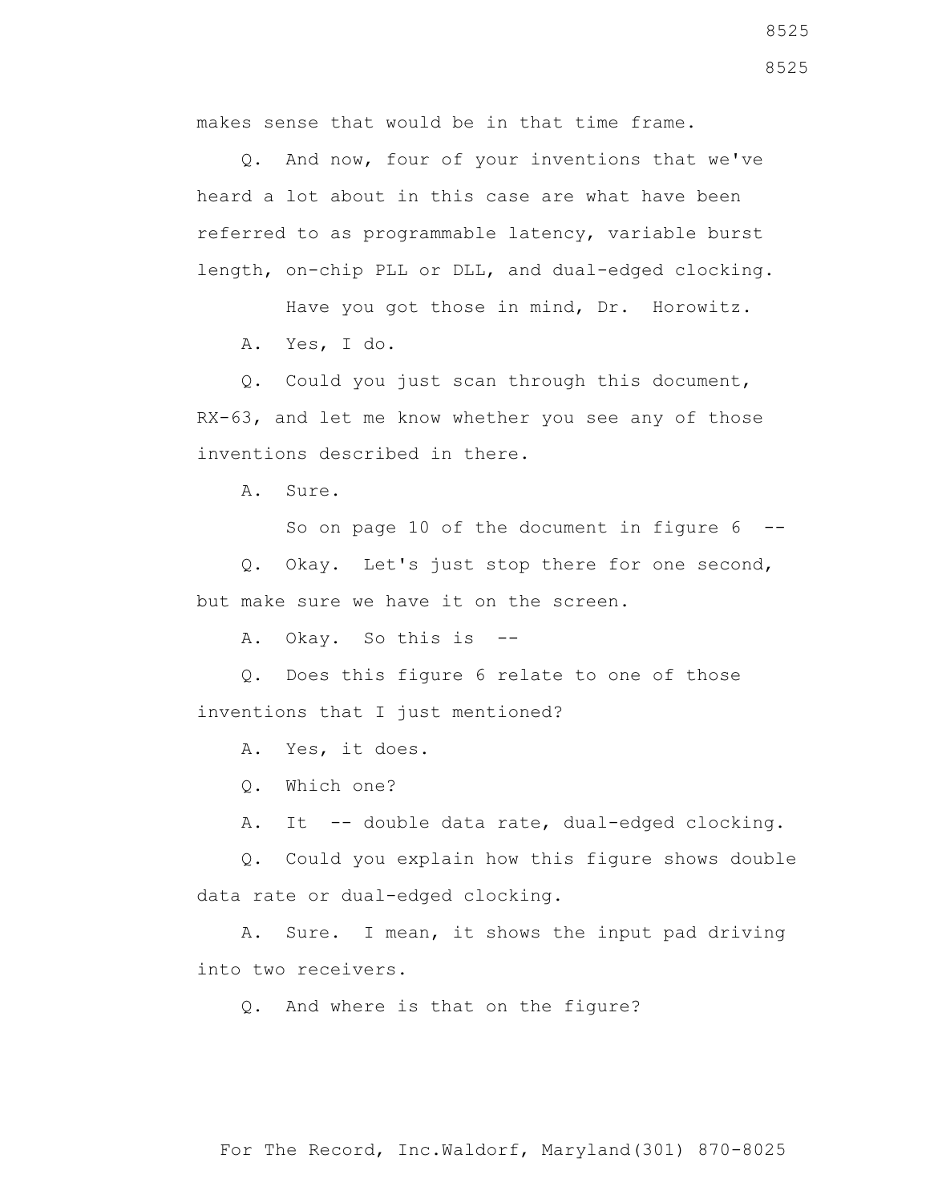makes sense that would be in that time frame.

Q. And now, four of your inventions that we've heard a lot about in this case are what have been referred to as programmable latency, variable burst length, on-chip PLL or DLL, and dual-edged clocking.

Have you got those in mind, Dr. Horowitz.

A. Yes, I do.

Q. Could you just scan through this document, RX-63, and let me know whether you see any of those inventions described in there.

A. Sure.

So on page 10 of the document in figure 6 --

Q. Okay. Let's just stop there for one second, but make sure we have it on the screen.

A. Okay. So this is --

Q. Does this figure 6 relate to one of those inventions that I just mentioned?

A. Yes, it does.

Q. Which one?

A. It -- double data rate, dual-edged clocking.

Q. Could you explain how this figure shows double data rate or dual-edged clocking.

A. Sure. I mean, it shows the input pad driving into two receivers.

Q. And where is that on the figure?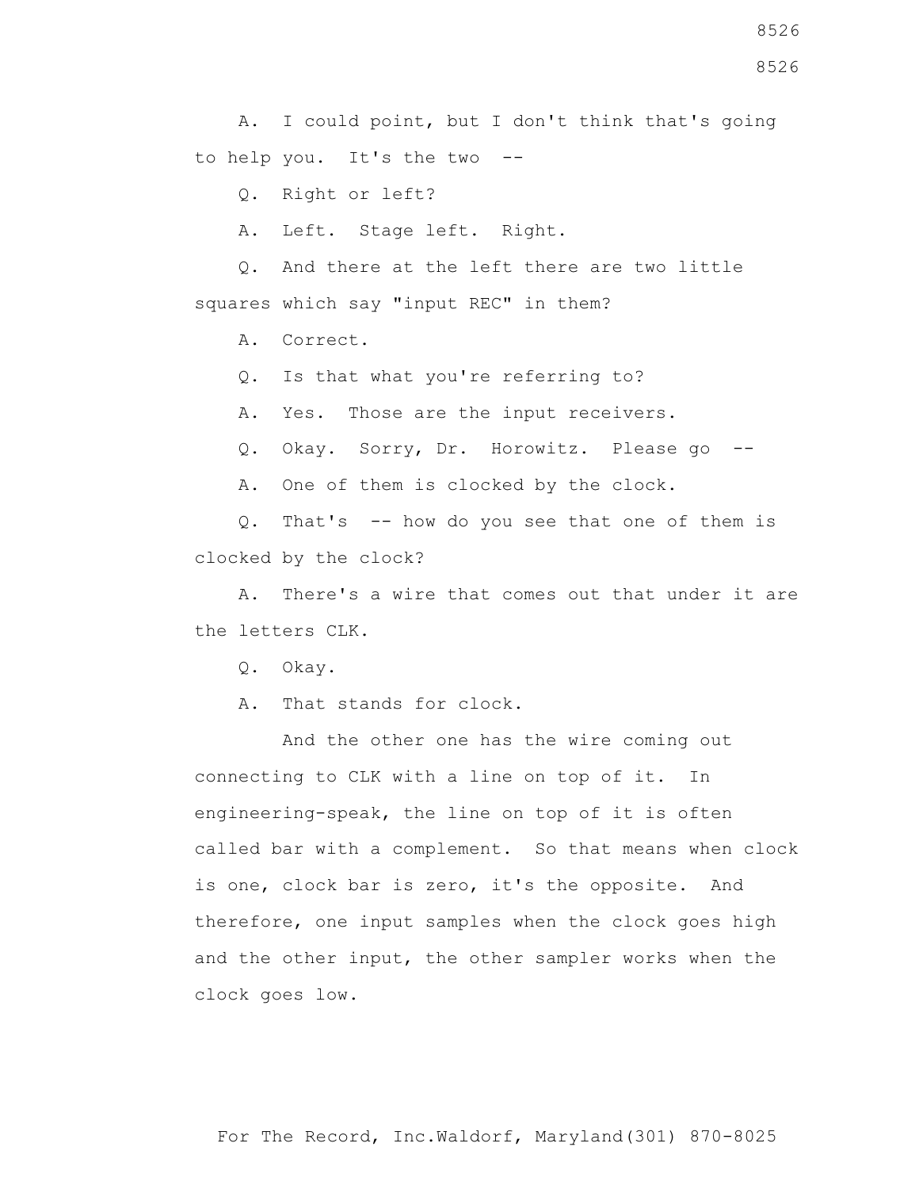A. I could point, but I don't think that's going to help you. It's the two --

Q. Right or left?

A. Left. Stage left. Right.

Q. And there at the left there are two little squares which say "input REC" in them?

A. Correct.

Q. Is that what you're referring to?

A. Yes. Those are the input receivers.

Q. Okay. Sorry, Dr. Horowitz. Please go --

A. One of them is clocked by the clock.

Q. That's -- how do you see that one of them is clocked by the clock?

A. There's a wire that comes out that under it are the letters CLK.

Q. Okay.

A. That stands for clock.

And the other one has the wire coming out connecting to CLK with a line on top of it. In engineering-speak, the line on top of it is often called bar with a complement. So that means when clock is one, clock bar is zero, it's the opposite. And therefore, one input samples when the clock goes high and the other input, the other sampler works when the clock goes low.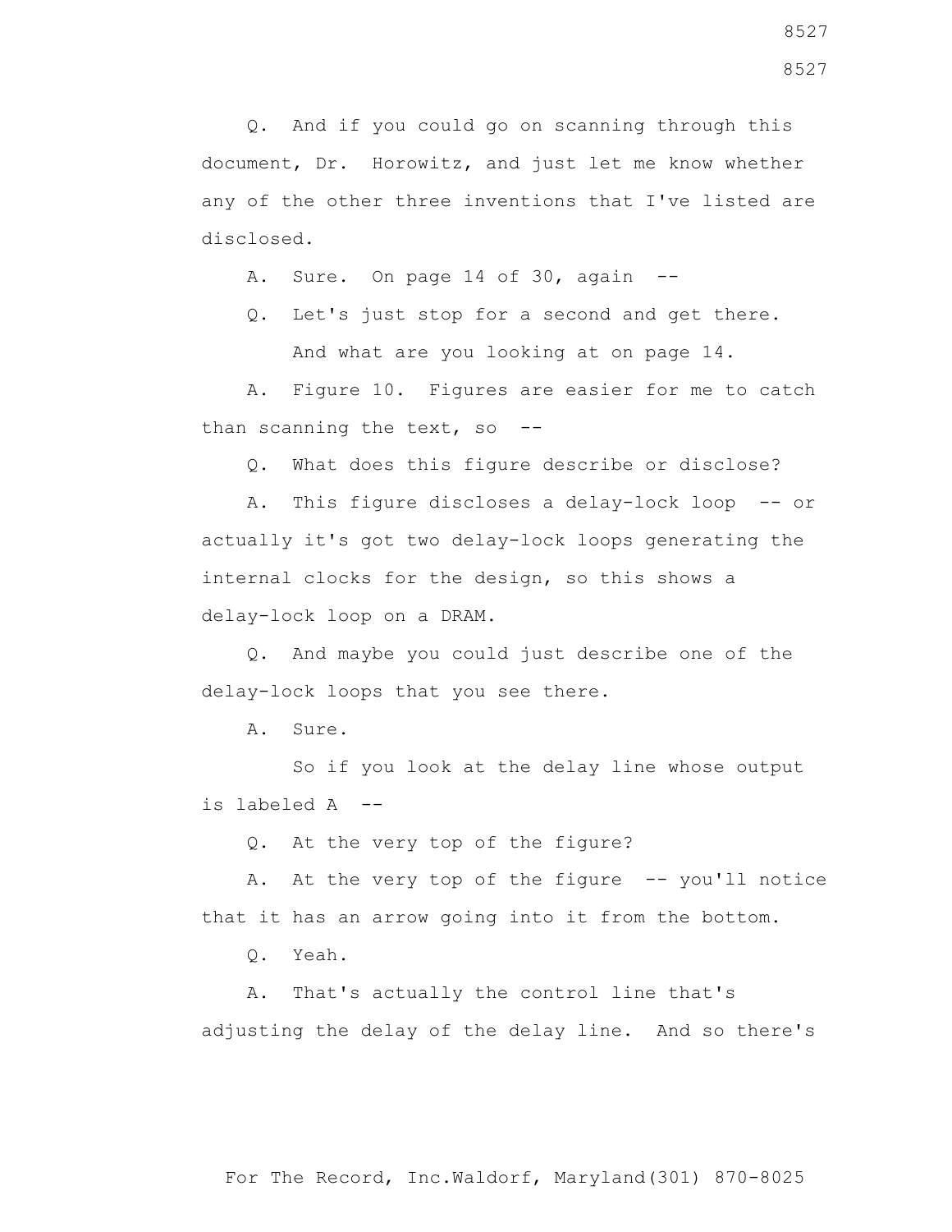Q. And if you could go on scanning through this document, Dr. Horowitz, and just let me know whether any of the other three inventions that I've listed are disclosed.

A. Sure. On page 14 of 30, again --

Q. Let's just stop for a second and get there. And what are you looking at on page 14.

A. Figure 10. Figures are easier for me to catch than scanning the text, so --

Q. What does this figure describe or disclose?

A. This figure discloses a delay-lock loop -- or actually it's got two delay-lock loops generating the internal clocks for the design, so this shows a delay-lock loop on a DRAM.

Q. And maybe you could just describe one of the delay-lock loops that you see there.

A. Sure.

So if you look at the delay line whose output is labeled A --

Q. At the very top of the figure?

A. At the very top of the figure -- you'll notice that it has an arrow going into it from the bottom.

Q. Yeah.

A. That's actually the control line that's adjusting the delay of the delay line. And so there's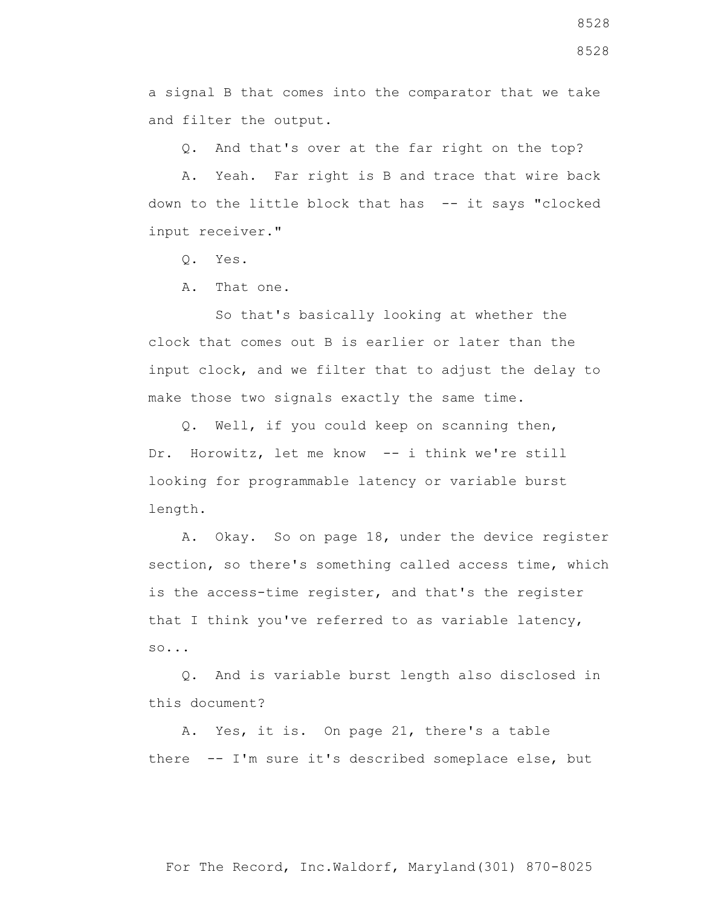a signal B that comes into the comparator that we take and filter the output.

Q. And that's over at the far right on the top?

A. Yeah. Far right is B and trace that wire back down to the little block that has -- it says "clocked input receiver."

Q. Yes.

A. That one.

So that's basically looking at whether the clock that comes out B is earlier or later than the input clock, and we filter that to adjust the delay to make those two signals exactly the same time.

Q. Well, if you could keep on scanning then, Dr. Horowitz, let me know -- i think we're still looking for programmable latency or variable burst length.

A. Okay. So on page 18, under the device register section, so there's something called access time, which is the access-time register, and that's the register that I think you've referred to as variable latency, so...

Q. And is variable burst length also disclosed in this document?

A. Yes, it is. On page 21, there's a table there -- I'm sure it's described someplace else, but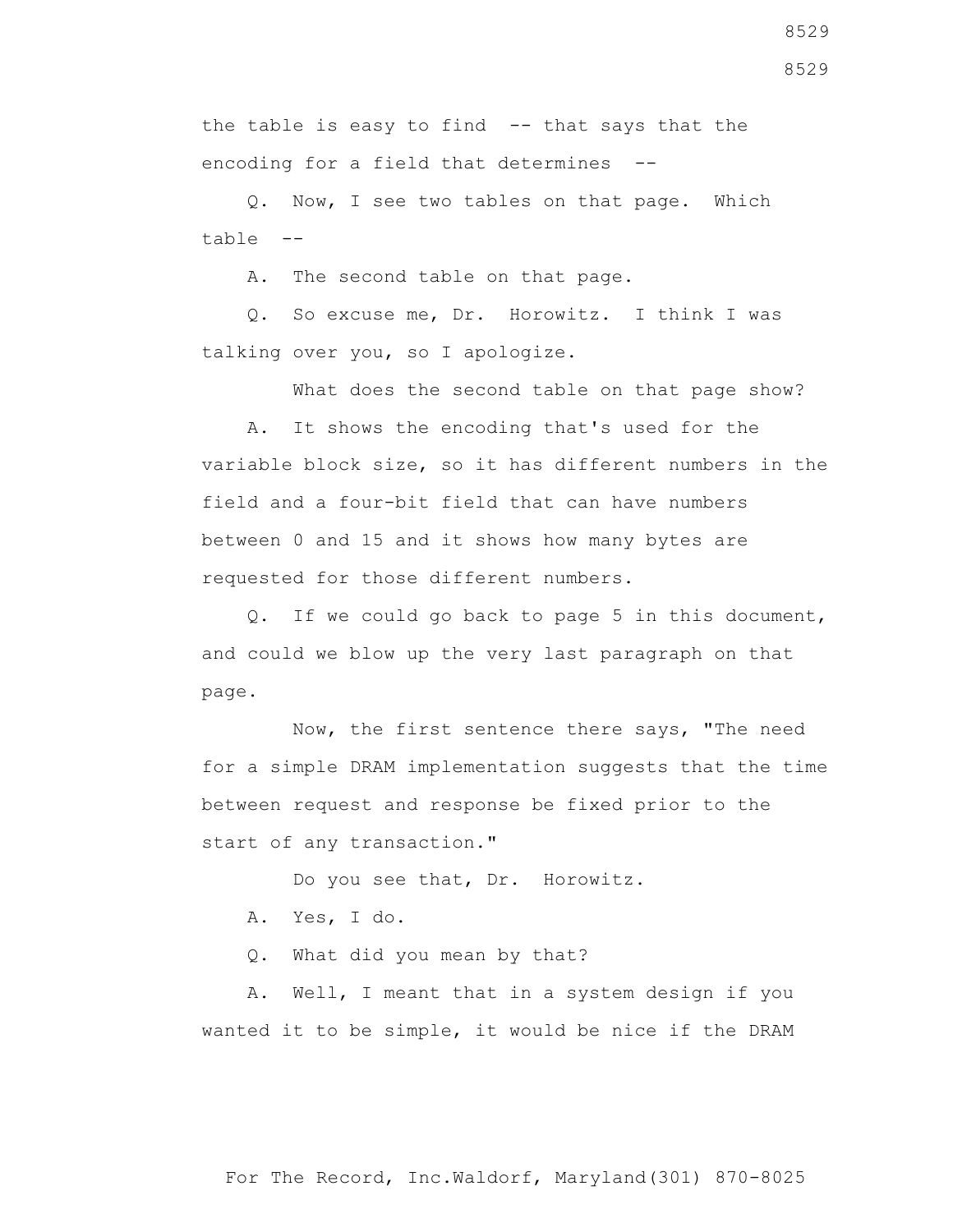the table is easy to find -- that says that the encoding for a field that determines --

Q. Now, I see two tables on that page. Which table --

A. The second table on that page.

Q. So excuse me, Dr. Horowitz. I think I was talking over you, so I apologize.

What does the second table on that page show?

A. It shows the encoding that's used for the variable block size, so it has different numbers in the field and a four-bit field that can have numbers between 0 and 15 and it shows how many bytes are requested for those different numbers.

Q. If we could go back to page 5 in this document, and could we blow up the very last paragraph on that page.

Now, the first sentence there says, "The need for a simple DRAM implementation suggests that the time between request and response be fixed prior to the start of any transaction."

Do you see that, Dr. Horowitz.

A. Yes, I do.

Q. What did you mean by that?

A. Well, I meant that in a system design if you wanted it to be simple, it would be nice if the DRAM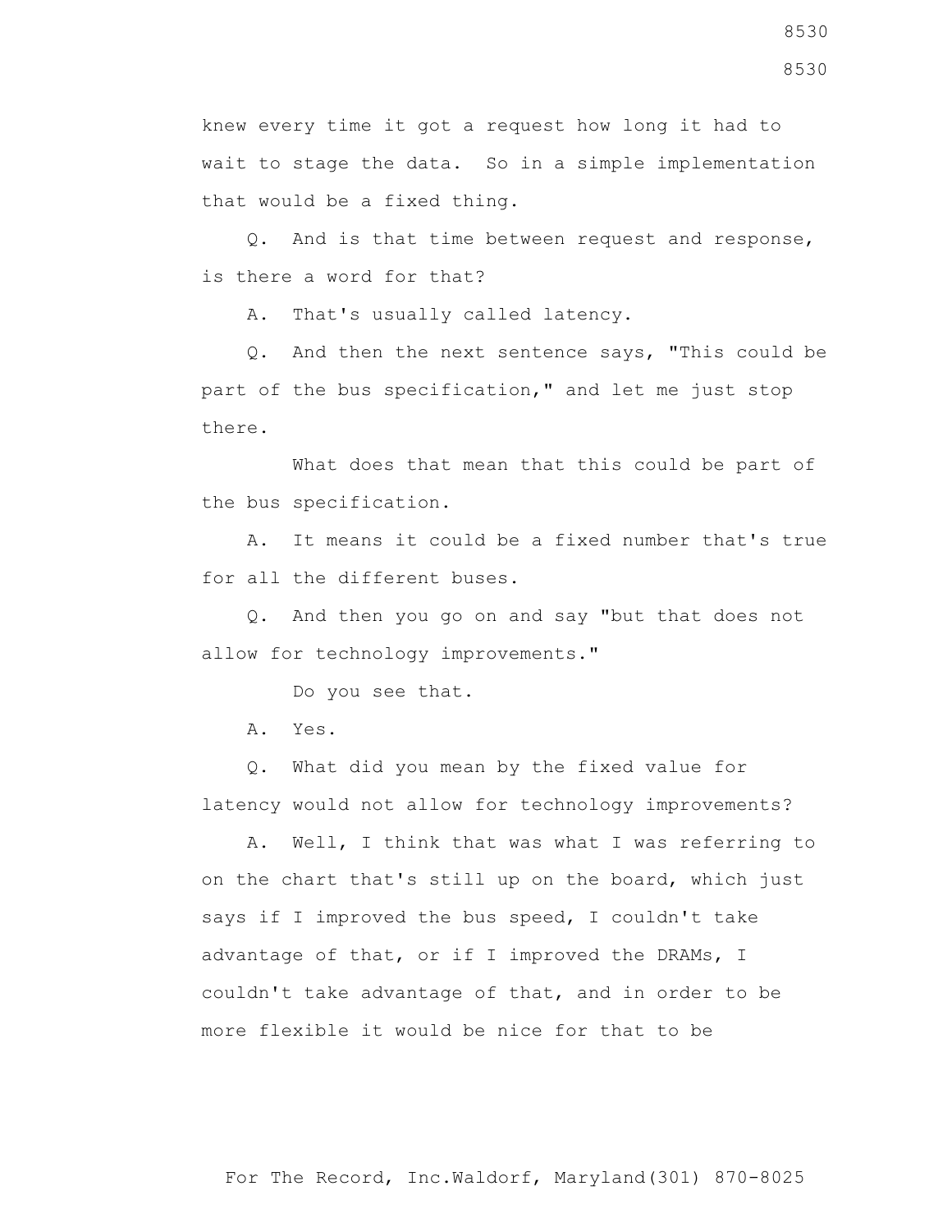knew every time it got a request how long it had to wait to stage the data. So in a simple implementation that would be a fixed thing.

Q. And is that time between request and response, is there a word for that?

A. That's usually called latency.

Q. And then the next sentence says, "This could be part of the bus specification," and let me just stop there.

What does that mean that this could be part of the bus specification.

A. It means it could be a fixed number that's true for all the different buses.

Q. And then you go on and say "but that does not allow for technology improvements."

Do you see that.

A. Yes.

Q. What did you mean by the fixed value for latency would not allow for technology improvements?

A. Well, I think that was what I was referring to on the chart that's still up on the board, which just says if I improved the bus speed, I couldn't take advantage of that, or if I improved the DRAMs, I couldn't take advantage of that, and in order to be more flexible it would be nice for that to be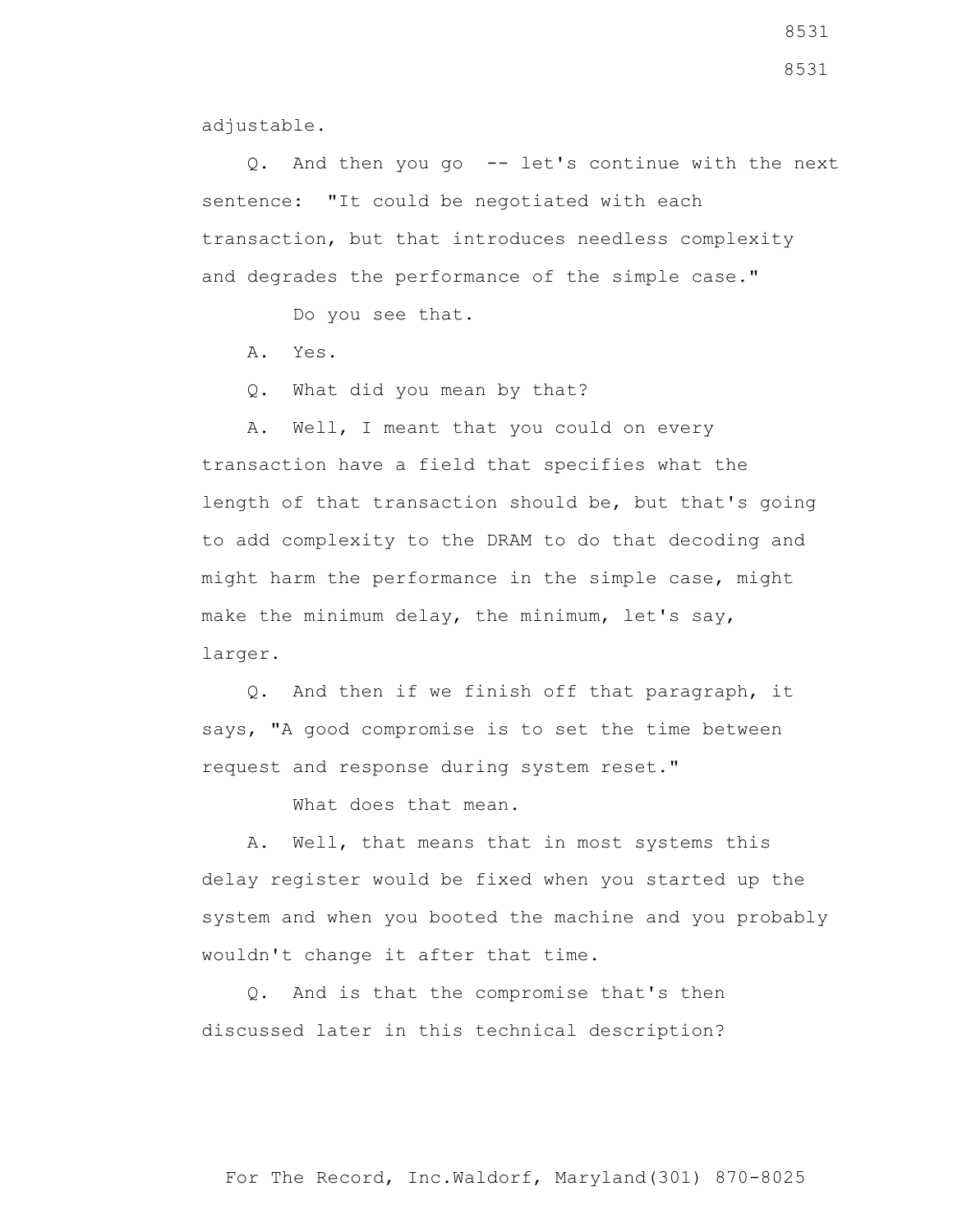adjustable.

Q. And then you go -- let's continue with the next sentence: "It could be negotiated with each transaction, but that introduces needless complexity and degrades the performance of the simple case."

Do you see that.

A. Yes.

Q. What did you mean by that?

A. Well, I meant that you could on every transaction have a field that specifies what the length of that transaction should be, but that's going to add complexity to the DRAM to do that decoding and might harm the performance in the simple case, might make the minimum delay, the minimum, let's say, larger.

Q. And then if we finish off that paragraph, it says, "A good compromise is to set the time between request and response during system reset."

What does that mean.

A. Well, that means that in most systems this delay register would be fixed when you started up the system and when you booted the machine and you probably wouldn't change it after that time.

Q. And is that the compromise that's then discussed later in this technical description?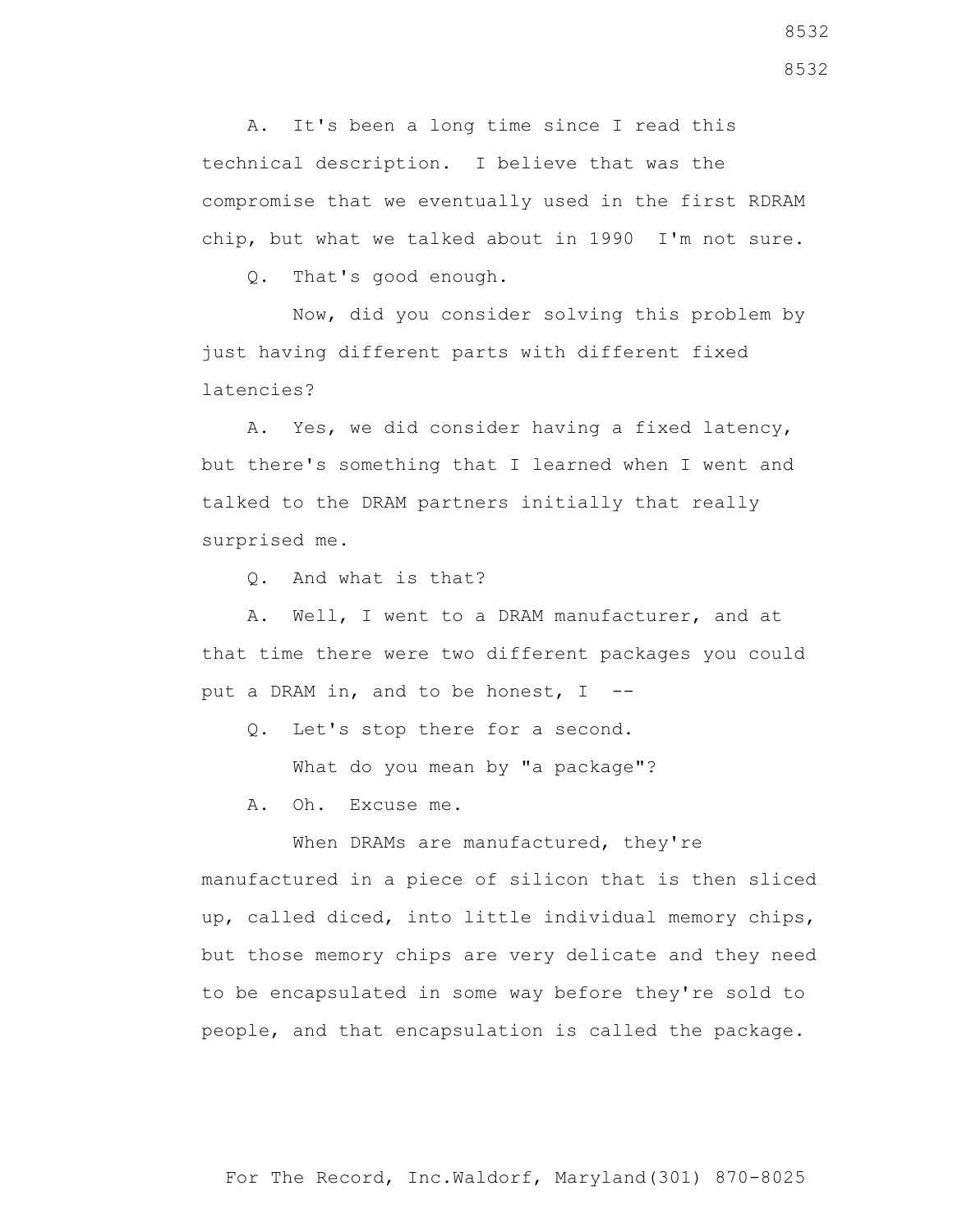A. It's been a long time since I read this technical description. I believe that was the compromise that we eventually used in the first RDRAM chip, but what we talked about in 1990 I'm not sure.

Q. That's good enough.

Now, did you consider solving this problem by just having different parts with different fixed latencies?

A. Yes, we did consider having a fixed latency, but there's something that I learned when I went and talked to the DRAM partners initially that really surprised me.

Q. And what is that?

A. Well, I went to a DRAM manufacturer, and at that time there were two different packages you could put a DRAM in, and to be honest, I --

Q. Let's stop there for a second.

What do you mean by "a package"?

A. Oh. Excuse me.

When DRAMs are manufactured, they're manufactured in a piece of silicon that is then sliced up, called diced, into little individual memory chips, but those memory chips are very delicate and they need to be encapsulated in some way before they're sold to people, and that encapsulation is called the package.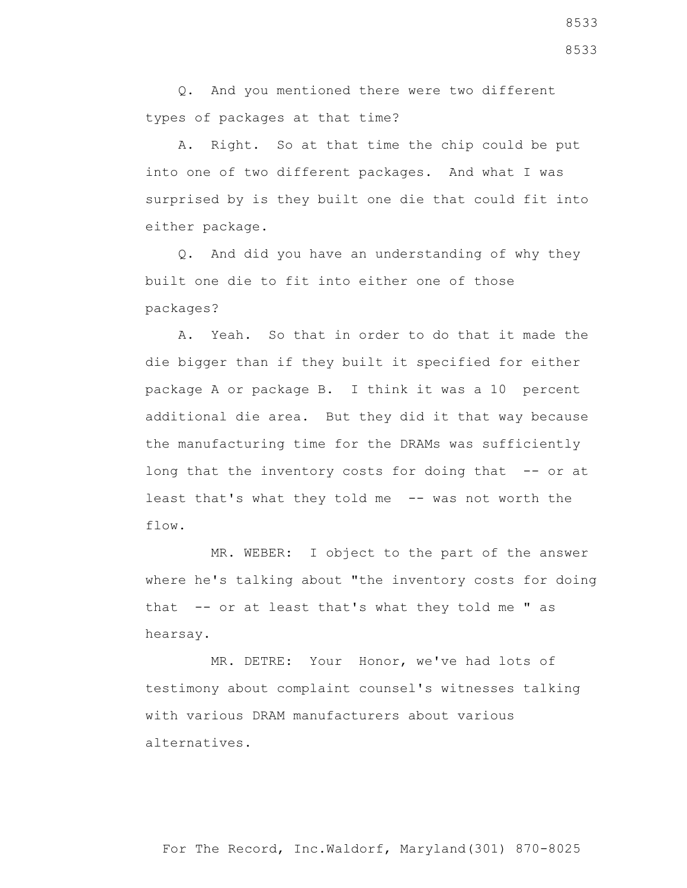Q. And you mentioned there were two different types of packages at that time?

A. Right. So at that time the chip could be put into one of two different packages. And what I was surprised by is they built one die that could fit into either package.

Q. And did you have an understanding of why they built one die to fit into either one of those packages?

A. Yeah. So that in order to do that it made the die bigger than if they built it specified for either package A or package B. I think it was a 10 percent additional die area. But they did it that way because the manufacturing time for the DRAMs was sufficiently long that the inventory costs for doing that -- or at least that's what they told me -- was not worth the flow.

MR. WEBER: I object to the part of the answer where he's talking about "the inventory costs for doing that -- or at least that's what they told me " as hearsay.

MR. DETRE: Your Honor, we've had lots of testimony about complaint counsel's witnesses talking with various DRAM manufacturers about various alternatives.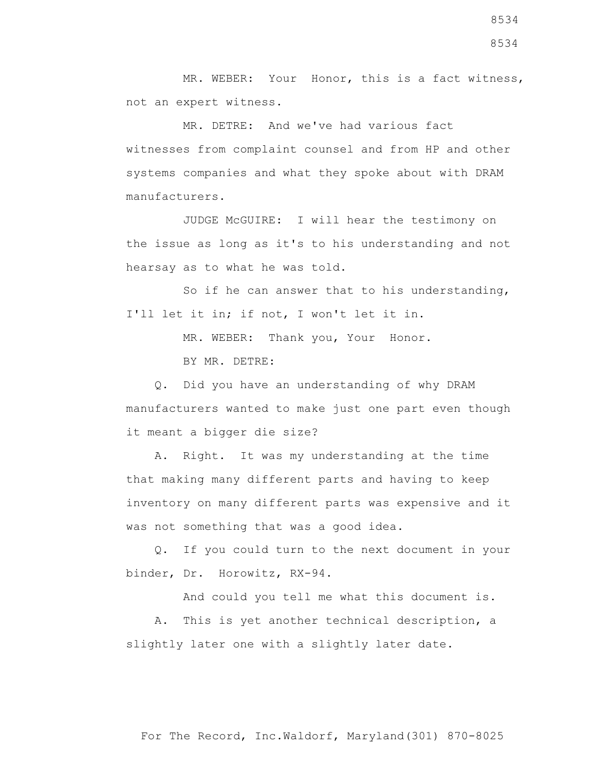MR. WEBER: Your Honor, this is a fact witness, not an expert witness.

MR. DETRE: And we've had various fact witnesses from complaint counsel and from HP and other systems companies and what they spoke about with DRAM manufacturers.

JUDGE McGUIRE: I will hear the testimony on the issue as long as it's to his understanding and not hearsay as to what he was told.

So if he can answer that to his understanding, I'll let it in; if not, I won't let it in.

MR. WEBER: Thank you, Your Honor.

BY MR. DETRE:

Q. Did you have an understanding of why DRAM manufacturers wanted to make just one part even though it meant a bigger die size?

A. Right. It was my understanding at the time that making many different parts and having to keep inventory on many different parts was expensive and it was not something that was a good idea.

Q. If you could turn to the next document in your binder, Dr. Horowitz, RX-94.

And could you tell me what this document is.

A. This is yet another technical description, a slightly later one with a slightly later date.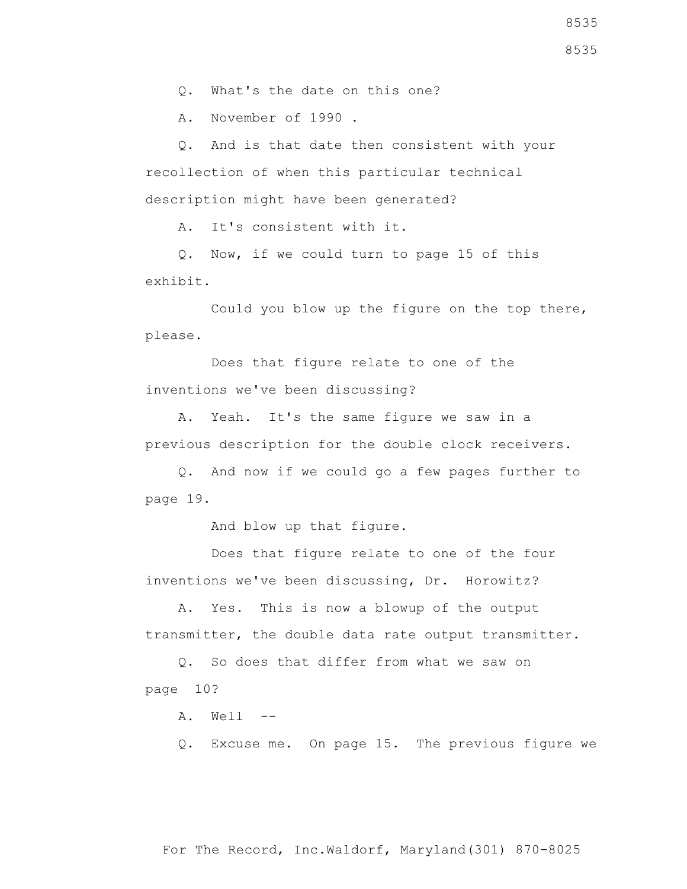Q. What's the date on this one?

A. November of 1990 .

Q. And is that date then consistent with your recollection of when this particular technical description might have been generated?

A. It's consistent with it.

Q. Now, if we could turn to page 15 of this exhibit.

Could you blow up the figure on the top there, please.

Does that figure relate to one of the inventions we've been discussing?

A. Yeah. It's the same figure we saw in a previous description for the double clock receivers.

Q. And now if we could go a few pages further to page 19.

And blow up that figure.

Does that figure relate to one of the four inventions we've been discussing, Dr. Horowitz?

A. Yes. This is now a blowup of the output transmitter, the double data rate output transmitter.

Q. So does that differ from what we saw on page 10?

A. Well --

Q. Excuse me. On page 15. The previous figure we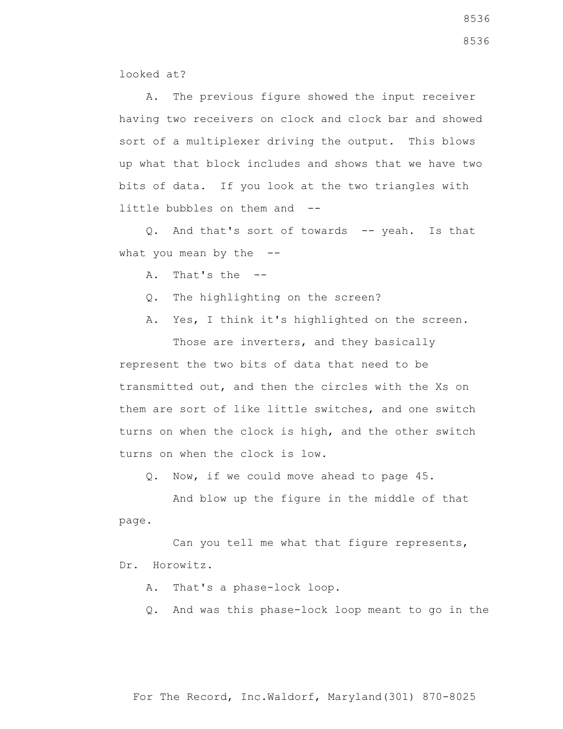looked at?

A. The previous figure showed the input receiver having two receivers on clock and clock bar and showed sort of a multiplexer driving the output. This blows up what that block includes and shows that we have two bits of data. If you look at the two triangles with little bubbles on them and --

Q. And that's sort of towards -- yeah. Is that what you mean by the --

A. That's the --

Q. The highlighting on the screen?

A. Yes, I think it's highlighted on the screen.

Those are inverters, and they basically represent the two bits of data that need to be transmitted out, and then the circles with the Xs on them are sort of like little switches, and one switch turns on when the clock is high, and the other switch turns on when the clock is low.

Q. Now, if we could move ahead to page 45.

And blow up the figure in the middle of that page.

Can you tell me what that figure represents, Dr. Horowitz.

A. That's a phase-lock loop.

Q. And was this phase-lock loop meant to go in the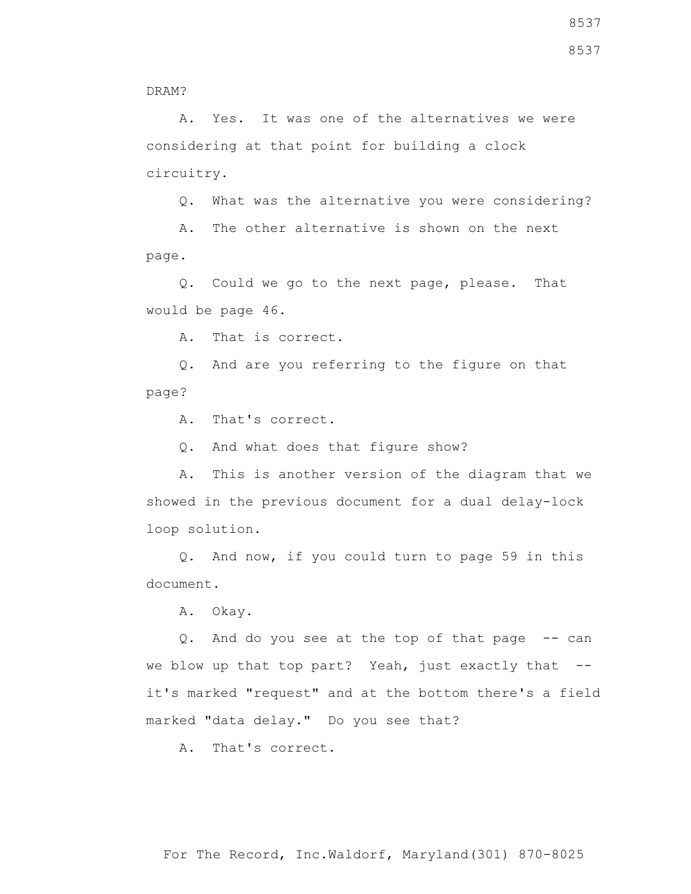DRAM?

A. Yes. It was one of the alternatives we were considering at that point for building a clock circuitry.

Q. What was the alternative you were considering?

A. The other alternative is shown on the next page.

Q. Could we go to the next page, please. That would be page 46.

A. That is correct.

Q. And are you referring to the figure on that page?

A. That's correct.

Q. And what does that figure show?

A. This is another version of the diagram that we showed in the previous document for a dual delay-lock loop solution.

Q. And now, if you could turn to page 59 in this document.

A. Okay.

Q. And do you see at the top of that page -- can we blow up that top part? Yeah, just exactly that -- it's marked "request" and at the bottom there's a field marked "data delay." Do you see that?

A. That's correct.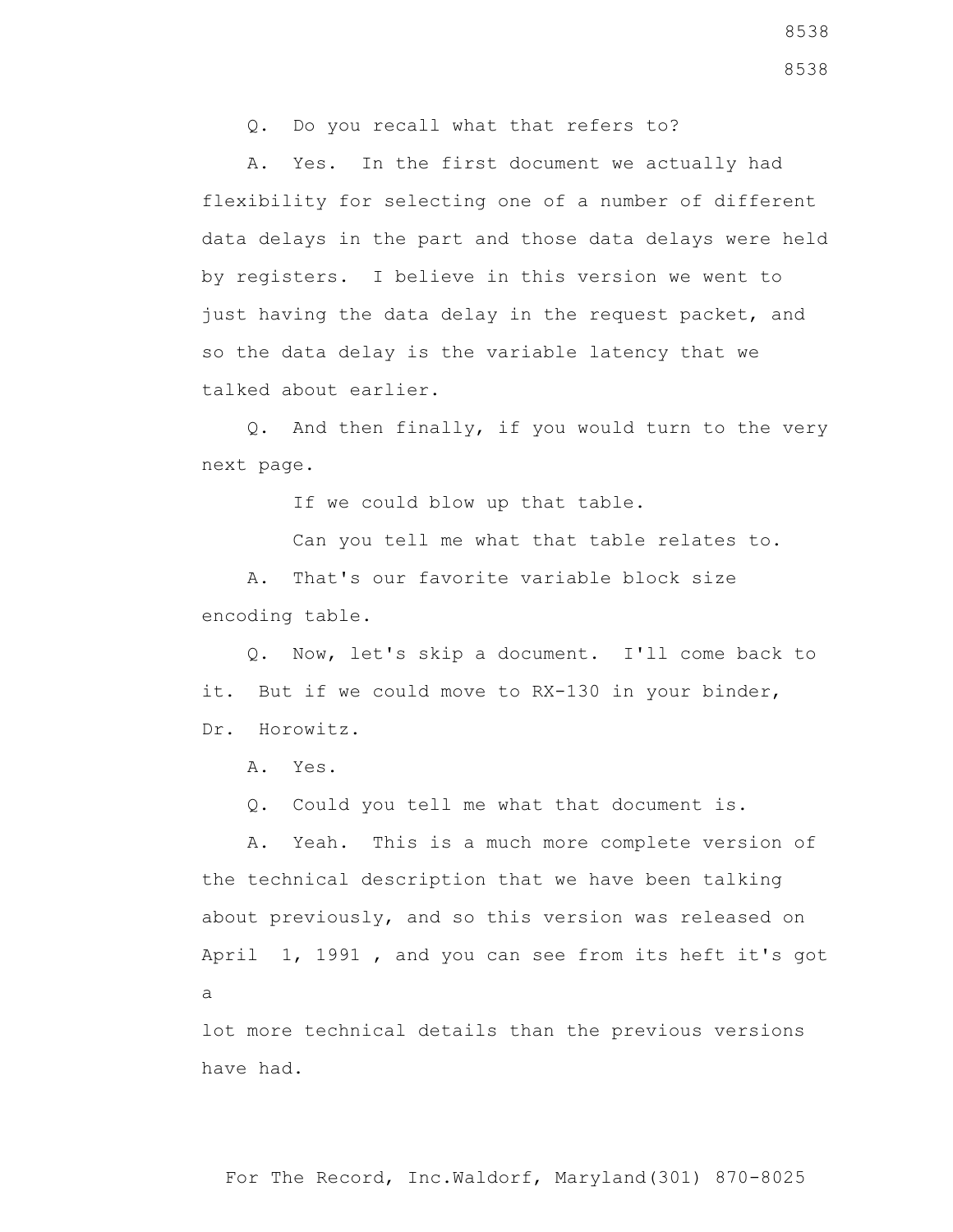Q. Do you recall what that refers to?

A. Yes. In the first document we actually had flexibility for selecting one of a number of different data delays in the part and those data delays were held by registers. I believe in this version we went to just having the data delay in the request packet, and so the data delay is the variable latency that we talked about earlier.

Q. And then finally, if you would turn to the very next page.

If we could blow up that table.

Can you tell me what that table relates to.

A. That's our favorite variable block size encoding table.

Q. Now, let's skip a document. I'll come back to it. But if we could move to RX-130 in your binder, Dr. Horowitz.

A. Yes.

Q. Could you tell me what that document is.

A. Yeah. This is a much more complete version of the technical description that we have been talking about previously, and so this version was released on April 1, 1991 , and you can see from its heft it's got a lot more technical details than the previous versions have had.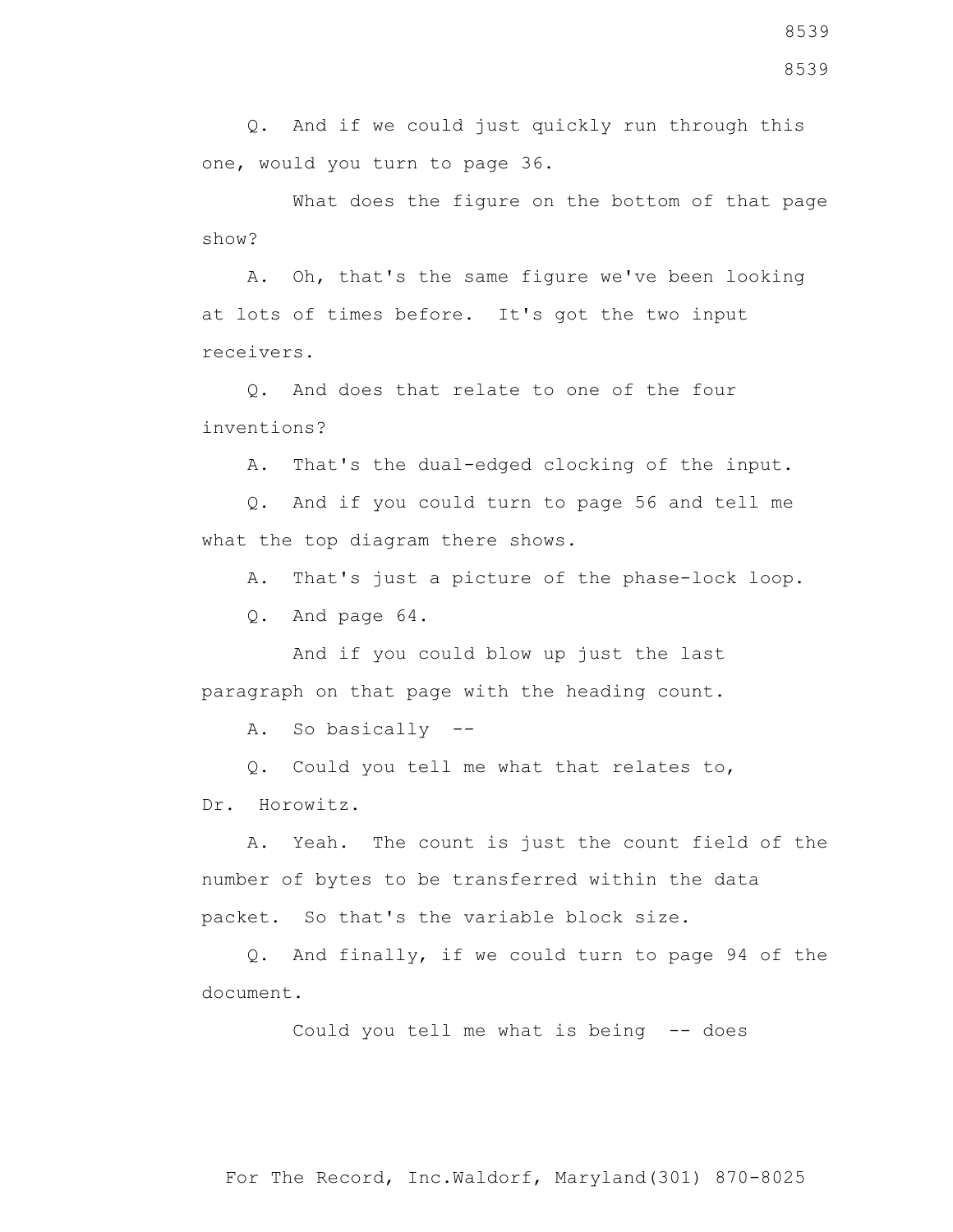Q. And if we could just quickly run through this one, would you turn to page 36.

What does the figure on the bottom of that page show?

A. Oh, that's the same figure we've been looking at lots of times before. It's got the two input receivers.

Q. And does that relate to one of the four inventions?

A. That's the dual-edged clocking of the input.

Q. And if you could turn to page 56 and tell me what the top diagram there shows.

A. That's just a picture of the phase-lock loop.

Q. And page 64.

And if you could blow up just the last paragraph on that page with the heading count.

A. So basically --

Q. Could you tell me what that relates to, Dr. Horowitz.

A. Yeah. The count is just the count field of the number of bytes to be transferred within the data packet. So that's the variable block size.

Q. And finally, if we could turn to page 94 of the document.

Could you tell me what is being -- does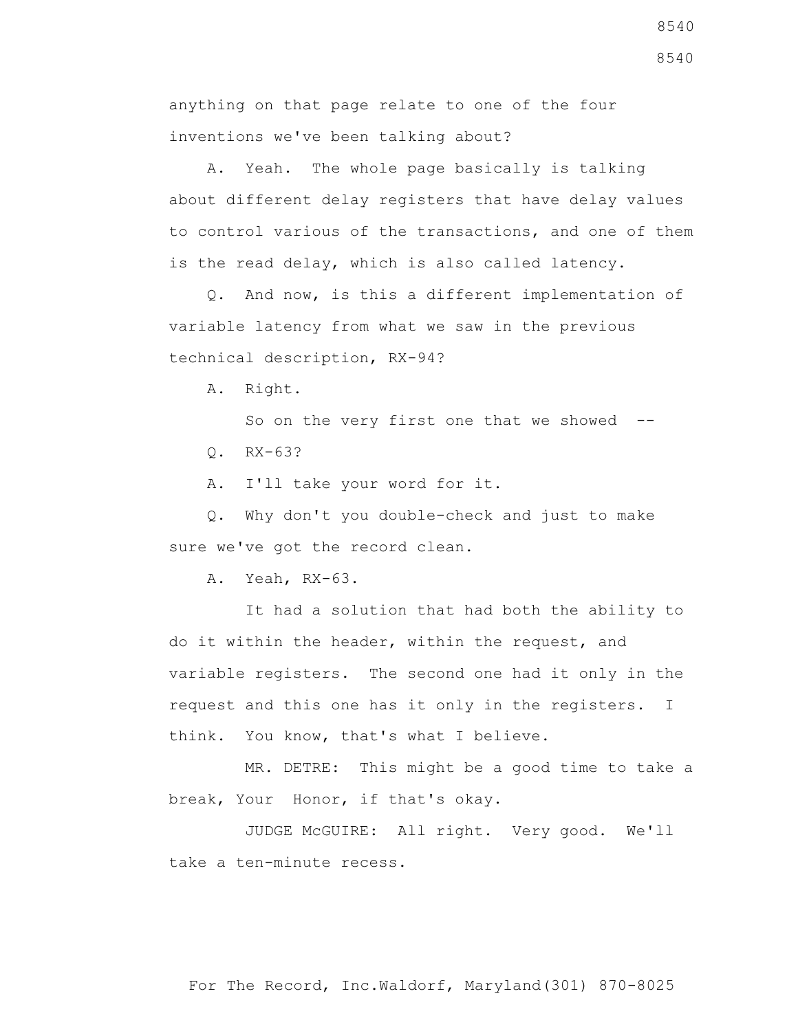anything on that page relate to one of the four inventions we've been talking about?

A. Yeah. The whole page basically is talking about different delay registers that have delay values to control various of the transactions, and one of them is the read delay, which is also called latency.

Q. And now, is this a different implementation of variable latency from what we saw in the previous technical description, RX-94?

A. Right.

So on the very first one that we showed --

Q. RX-63?

A. I'll take your word for it.

Q. Why don't you double-check and just to make sure we've got the record clean.

A. Yeah, RX-63.

It had a solution that had both the ability to do it within the header, within the request, and variable registers. The second one had it only in the request and this one has it only in the registers. I think. You know, that's what I believe.

MR. DETRE: This might be a good time to take a break, Your Honor, if that's okay.

JUDGE McGUIRE: All right. Very good. We'll take a ten-minute recess.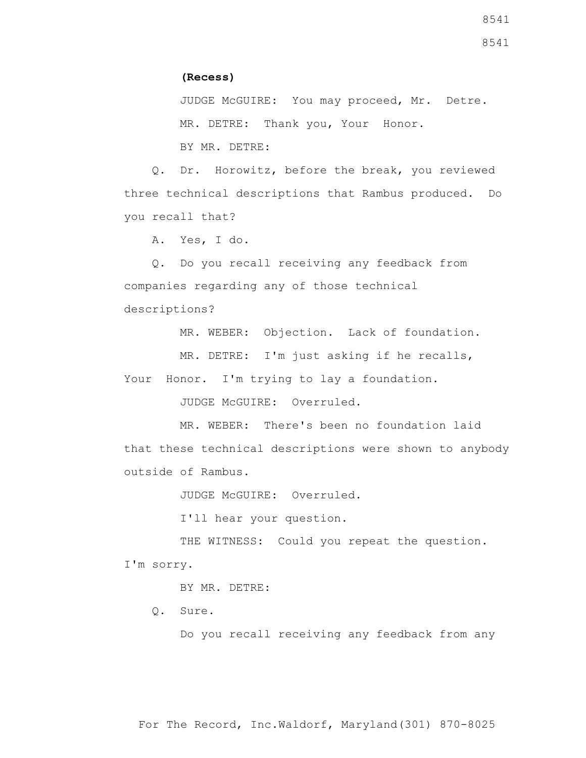**(Recess)**

JUDGE McGUIRE: You may proceed, Mr. Detre.

MR. DETRE: Thank you, Your Honor.

BY MR. DETRE:

Q. Dr. Horowitz, before the break, you reviewed three technical descriptions that Rambus produced. Do you recall that?

A. Yes, I do.

Q. Do you recall receiving any feedback from companies regarding any of those technical descriptions?

MR. WEBER: Objection. Lack of foundation.

MR. DETRE: I'm just asking if he recalls, Your Honor. I'm trying to lay a foundation.

JUDGE McGUIRE: Overruled.

MR. WEBER: There's been no foundation laid that these technical descriptions were shown to anybody outside of Rambus.

JUDGE McGUIRE: Overruled.

I'll hear your question.

THE WITNESS: Could you repeat the question. I'm sorry.

BY MR. DETRE:

Q. Sure.

Do you recall receiving any feedback from any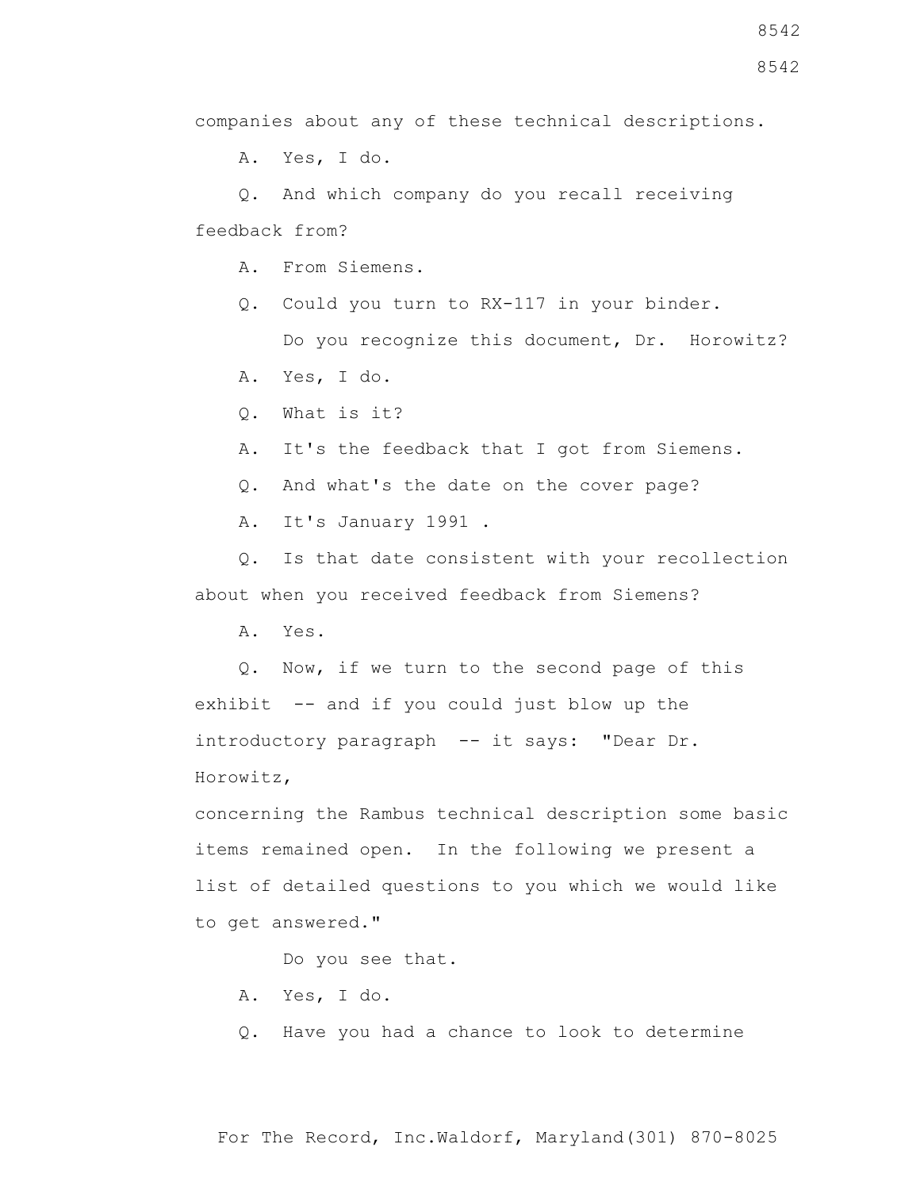companies about any of these technical descriptions.

A. Yes, I do.

Q. And which company do you recall receiving feedback from?

A. From Siemens.

Q. Could you turn to RX-117 in your binder.

Do you recognize this document, Dr. Horowitz?

A. Yes, I do.

Q. What is it?

A. It's the feedback that I got from Siemens.

Q. And what's the date on the cover page?

A. It's January 1991 .

Q. Is that date consistent with your recollection about when you received feedback from Siemens?

A. Yes.

Q. Now, if we turn to the second page of this exhibit -- and if you could just blow up the introductory paragraph -- it says: "Dear Dr. Horowitz,

concerning the Rambus technical description some basic items remained open. In the following we present a list of detailed questions to you which we would like to get answered."

Do you see that.

A. Yes, I do.

Q. Have you had a chance to look to determine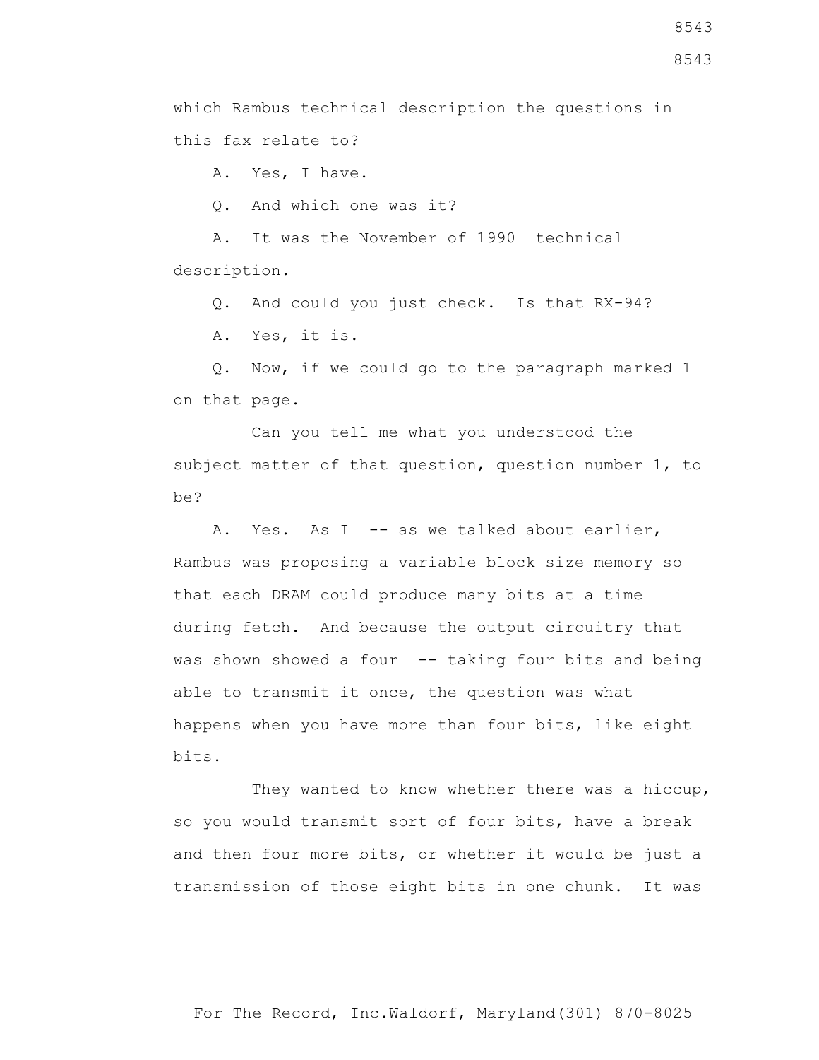which Rambus technical description the questions in this fax relate to?

A. Yes, I have.

Q. And which one was it?

A. It was the November of 1990 technical description.

Q. And could you just check. Is that RX-94?

A. Yes, it is.

Q. Now, if we could go to the paragraph marked 1 on that page.

Can you tell me what you understood the subject matter of that question, question number 1, to be?

A. Yes. As I -- as we talked about earlier, Rambus was proposing a variable block size memory so that each DRAM could produce many bits at a time during fetch. And because the output circuitry that was shown showed a four -- taking four bits and being able to transmit it once, the question was what happens when you have more than four bits, like eight bits.

They wanted to know whether there was a hiccup, so you would transmit sort of four bits, have a break and then four more bits, or whether it would be just a transmission of those eight bits in one chunk. It was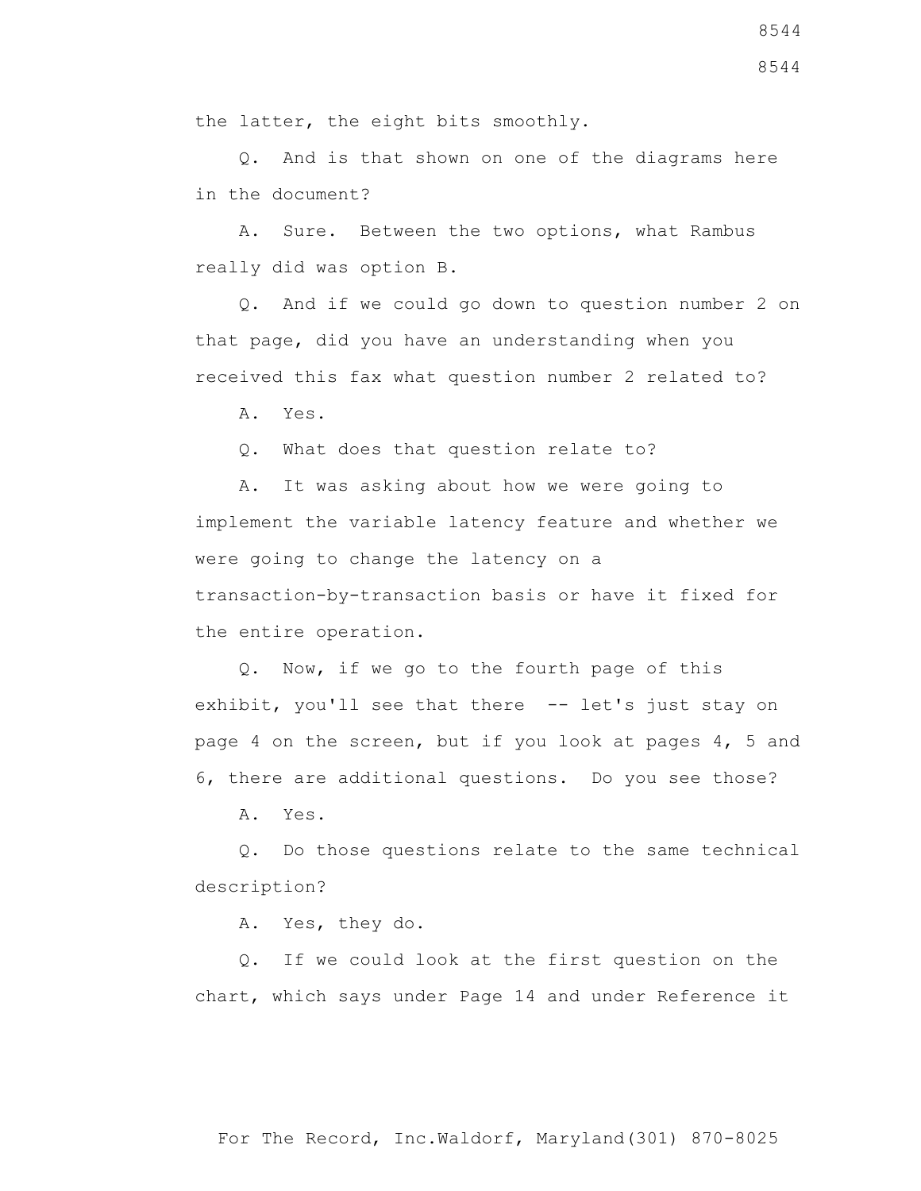the latter, the eight bits smoothly.

Q. And is that shown on one of the diagrams here in the document?

A. Sure. Between the two options, what Rambus really did was option B.

Q. And if we could go down to question number 2 on that page, did you have an understanding when you received this fax what question number 2 related to?

A. Yes.

Q. What does that question relate to?

A. It was asking about how we were going to implement the variable latency feature and whether we were going to change the latency on a transaction-by-transaction basis or have it fixed for the entire operation.

Q. Now, if we go to the fourth page of this exhibit, you'll see that there -- let's just stay on page 4 on the screen, but if you look at pages 4, 5 and 6, there are additional questions. Do you see those?

A. Yes.

Q. Do those questions relate to the same technical description?

A. Yes, they do.

Q. If we could look at the first question on the chart, which says under Page 14 and under Reference it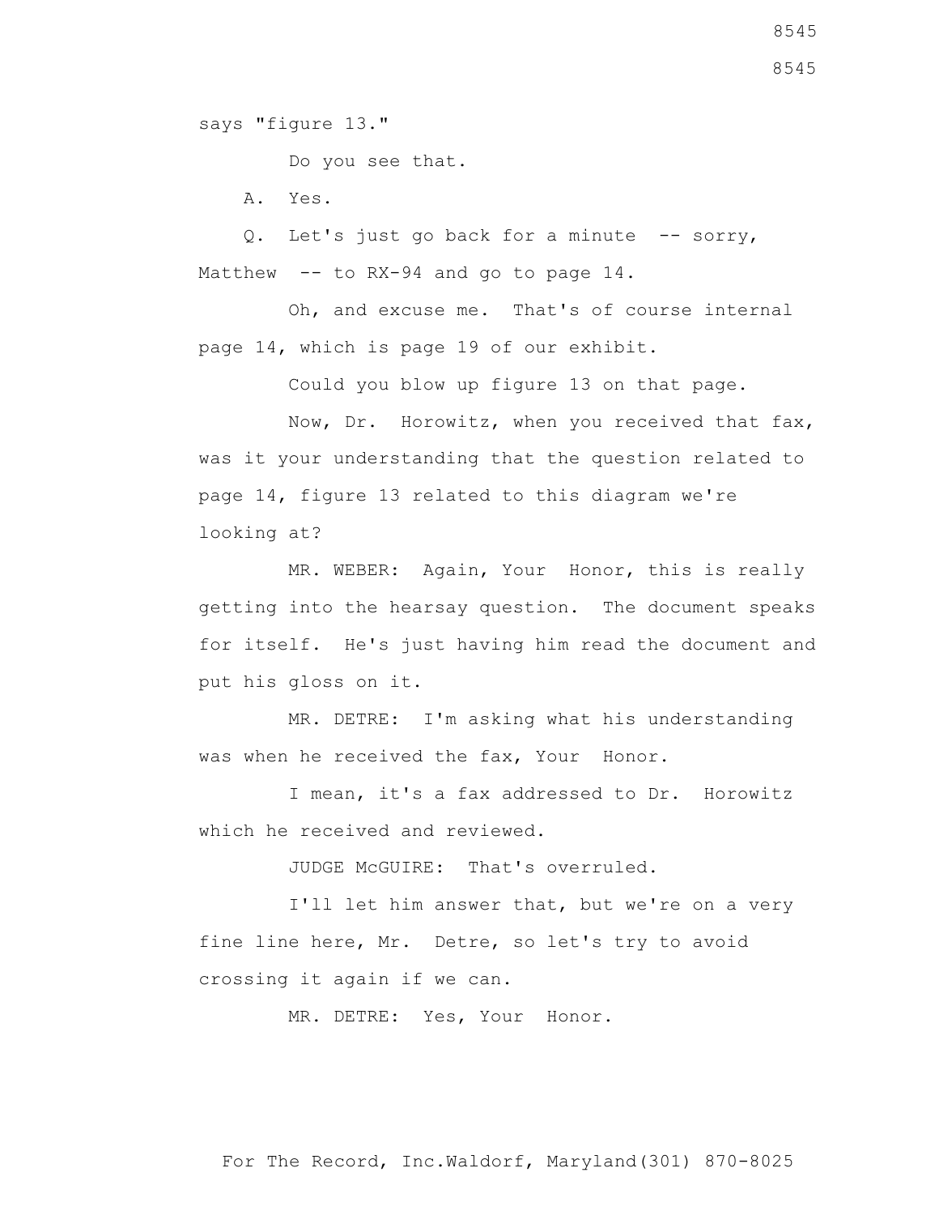says "figure 13."

Do you see that.

A. Yes.

Q. Let's just go back for a minute -- sorry, Matthew -- to RX-94 and go to page 14.

Oh, and excuse me. That's of course internal page 14, which is page 19 of our exhibit.

Could you blow up figure 13 on that page.

Now, Dr. Horowitz, when you received that fax, was it your understanding that the question related to page 14, figure 13 related to this diagram we're looking at?

MR. WEBER: Again, Your Honor, this is really getting into the hearsay question. The document speaks for itself. He's just having him read the document and put his gloss on it.

MR. DETRE: I'm asking what his understanding was when he received the fax, Your Honor.

I mean, it's a fax addressed to Dr. Horowitz which he received and reviewed.

JUDGE McGUIRE: That's overruled.

I'll let him answer that, but we're on a very fine line here, Mr. Detre, so let's try to avoid crossing it again if we can.

MR. DETRE: Yes, Your Honor.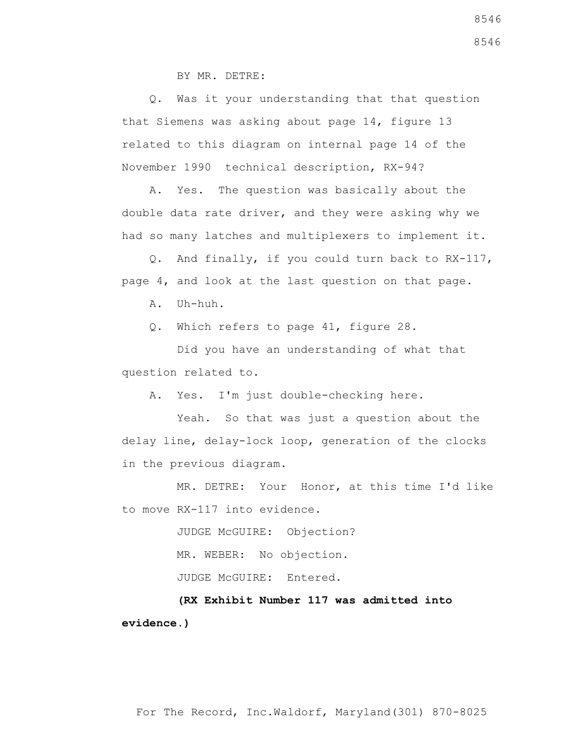BY MR. DETRE:

Q. Was it your understanding that that question that Siemens was asking about page 14, figure 13 related to this diagram on internal page 14 of the November 1990 technical description, RX-94?

A. Yes. The question was basically about the double data rate driver, and they were asking why we had so many latches and multiplexers to implement it.

Q. And finally, if you could turn back to RX-117, page 4, and look at the last question on that page.

A. Uh-huh.

Q. Which refers to page 41, figure 28.

Did you have an understanding of what that question related to.

A. Yes. I'm just double-checking here.

Yeah. So that was just a question about the delay line, delay-lock loop, generation of the clocks in the previous diagram.

MR. DETRE: Your Honor, at this time I'd like to move RX-117 into evidence.

JUDGE McGUIRE: Objection?

MR. WEBER: No objection.

JUDGE McGUIRE: Entered.

**(RX Exhibit Number 117 was admitted into evidence.)**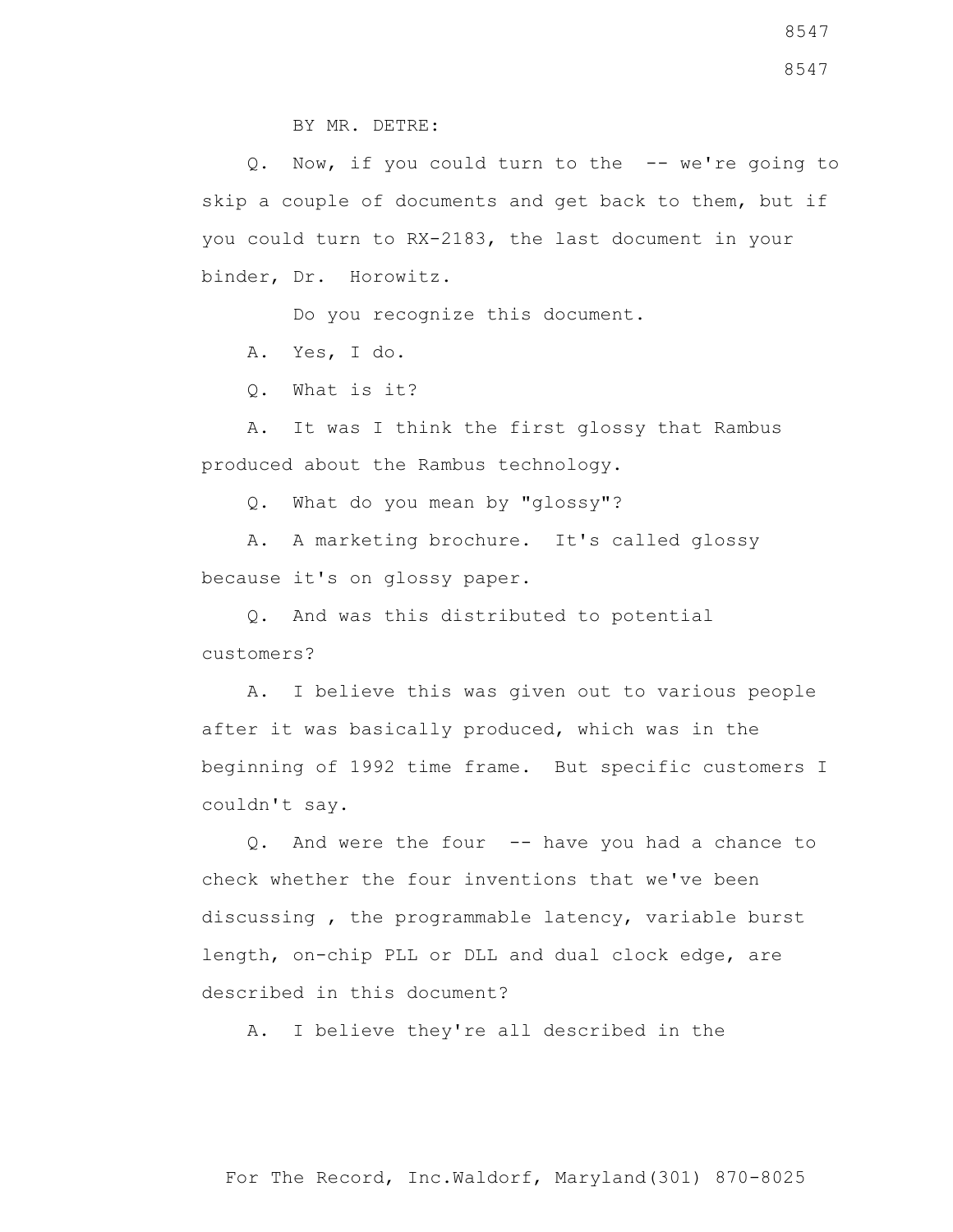BY MR. DETRE:

Q. Now, if you could turn to the -- we're going to skip a couple of documents and get back to them, but if you could turn to RX-2183, the last document in your binder, Dr. Horowitz.

Do you recognize this document.

A. Yes, I do.

Q. What is it?

A. It was I think the first glossy that Rambus produced about the Rambus technology.

Q. What do you mean by "glossy"?

A. A marketing brochure. It's called glossy because it's on glossy paper.

Q. And was this distributed to potential customers?

A. I believe this was given out to various people after it was basically produced, which was in the beginning of 1992 time frame. But specific customers I couldn't say.

Q. And were the four -- have you had a chance to check whether the four inventions that we've been discussing , the programmable latency, variable burst length, on-chip PLL or DLL and dual clock edge, are described in this document?

A. I believe they're all described in the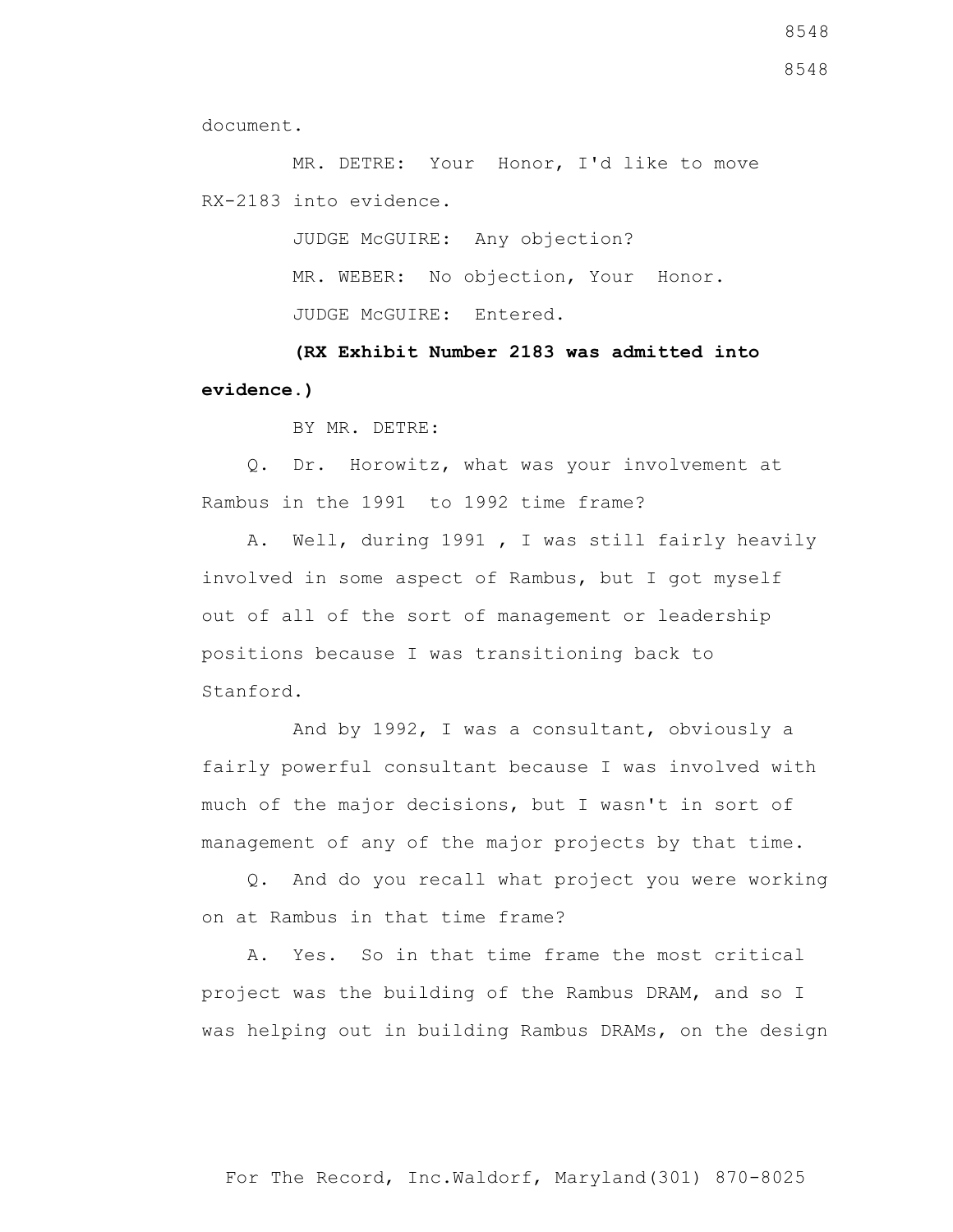document.

MR. DETRE: Your Honor, I'd like to move RX-2183 into evidence.

JUDGE McGUIRE: Any objection?

MR. WEBER: No objection, Your Honor.

JUDGE McGUIRE: Entered.

**(RX Exhibit Number 2183 was admitted into evidence.)**

BY MR. DETRE:

Q. Dr. Horowitz, what was your involvement at Rambus in the 1991 to 1992 time frame?

A. Well, during 1991 , I was still fairly heavily involved in some aspect of Rambus, but I got myself out of all of the sort of management or leadership positions because I was transitioning back to Stanford.

And by 1992, I was a consultant, obviously a fairly powerful consultant because I was involved with much of the major decisions, but I wasn't in sort of management of any of the major projects by that time.

Q. And do you recall what project you were working on at Rambus in that time frame?

A. Yes. So in that time frame the most critical project was the building of the Rambus DRAM, and so I was helping out in building Rambus DRAMs, on the design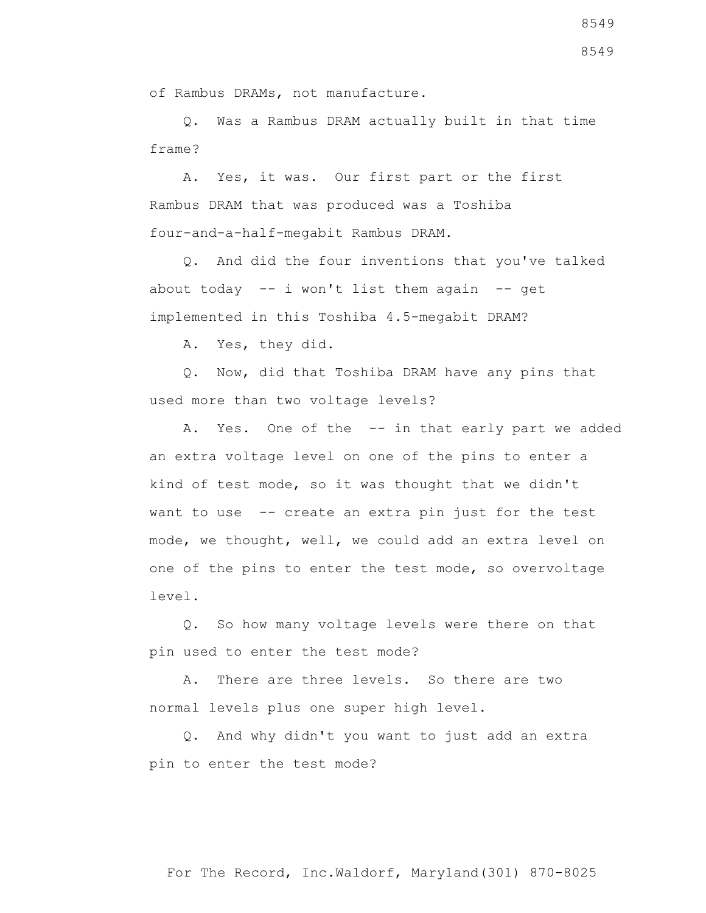of Rambus DRAMs, not manufacture.

Q. Was a Rambus DRAM actually built in that time frame?

A. Yes, it was. Our first part or the first Rambus DRAM that was produced was a Toshiba four-and-a-half-megabit Rambus DRAM.

Q. And did the four inventions that you've talked about today -- i won't list them again -- get implemented in this Toshiba 4.5-megabit DRAM?

A. Yes, they did.

Q. Now, did that Toshiba DRAM have any pins that used more than two voltage levels?

A. Yes. One of the -- in that early part we added an extra voltage level on one of the pins to enter a kind of test mode, so it was thought that we didn't want to use -- create an extra pin just for the test mode, we thought, well, we could add an extra level on one of the pins to enter the test mode, so overvoltage level.

Q. So how many voltage levels were there on that pin used to enter the test mode?

A. There are three levels. So there are two normal levels plus one super high level.

Q. And why didn't you want to just add an extra pin to enter the test mode?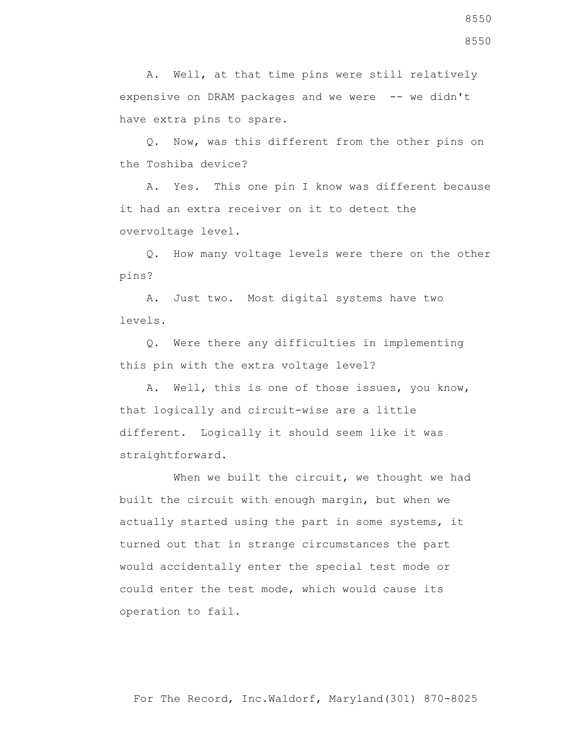A. Well, at that time pins were still relatively expensive on DRAM packages and we were -- we didn't have extra pins to spare.

Q. Now, was this different from the other pins on the Toshiba device?

A. Yes. This one pin I know was different because it had an extra receiver on it to detect the overvoltage level.

Q. How many voltage levels were there on the other pins?

A. Just two. Most digital systems have two levels.

Q. Were there any difficulties in implementing this pin with the extra voltage level?

A. Well, this is one of those issues, you know, that logically and circuit-wise are a little different. Logically it should seem like it was straightforward.

When we built the circuit, we thought we had built the circuit with enough margin, but when we actually started using the part in some systems, it turned out that in strange circumstances the part would accidentally enter the special test mode or could enter the test mode, which would cause its operation to fail.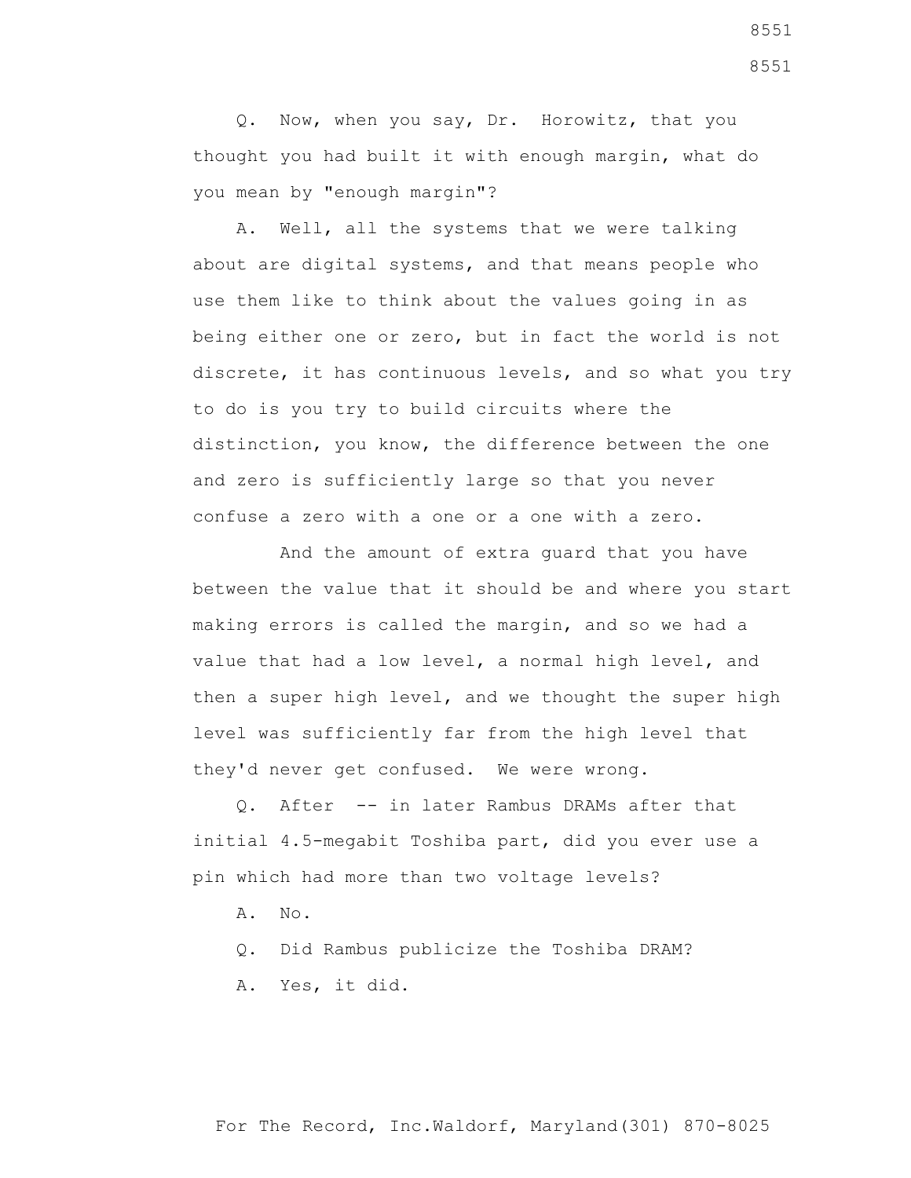Q. Now, when you say, Dr. Horowitz, that you thought you had built it with enough margin, what do you mean by "enough margin"?

A. Well, all the systems that we were talking about are digital systems, and that means people who use them like to think about the values going in as being either one or zero, but in fact the world is not discrete, it has continuous levels, and so what you try to do is you try to build circuits where the distinction, you know, the difference between the one and zero is sufficiently large so that you never confuse a zero with a one or a one with a zero.

And the amount of extra guard that you have between the value that it should be and where you start making errors is called the margin, and so we had a value that had a low level, a normal high level, and then a super high level, and we thought the super high level was sufficiently far from the high level that they'd never get confused. We were wrong.

Q. After -- in later Rambus DRAMs after that initial 4.5-megabit Toshiba part, did you ever use a pin which had more than two voltage levels?

A. No.

Q. Did Rambus publicize the Toshiba DRAM?

A. Yes, it did.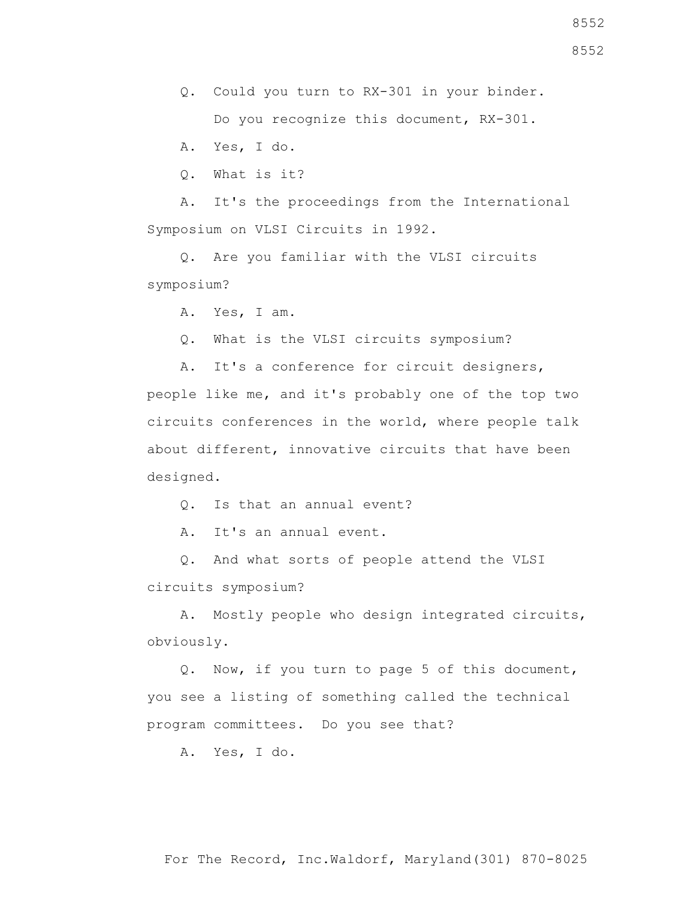Q. Could you turn to RX-301 in your binder.

Do you recognize this document, RX-301.

A. Yes, I do.

Q. What is it?

A. It's the proceedings from the International Symposium on VLSI Circuits in 1992.

Q. Are you familiar with the VLSI circuits symposium?

A. Yes, I am.

Q. What is the VLSI circuits symposium?

A. It's a conference for circuit designers, people like me, and it's probably one of the top two circuits conferences in the world, where people talk about different, innovative circuits that have been designed.

Q. Is that an annual event?

A. It's an annual event.

Q. And what sorts of people attend the VLSI circuits symposium?

A. Mostly people who design integrated circuits, obviously.

Q. Now, if you turn to page 5 of this document, you see a listing of something called the technical program committees. Do you see that?

A. Yes, I do.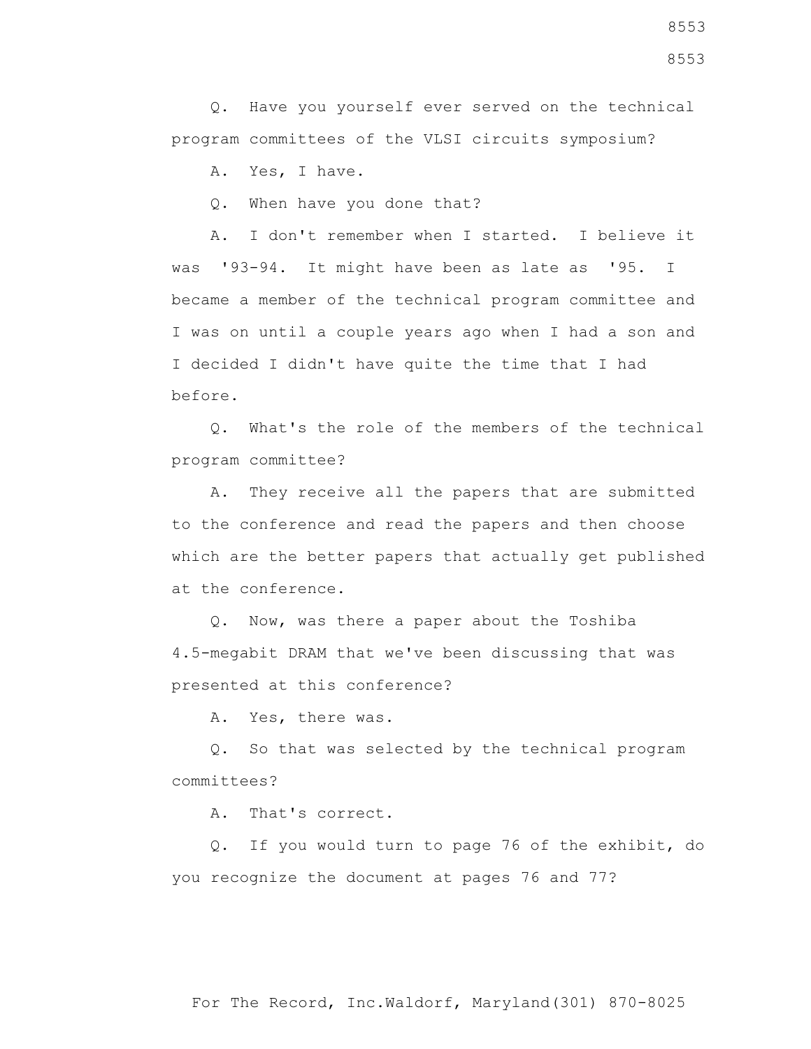Q. Have you yourself ever served on the technical program committees of the VLSI circuits symposium?

A. Yes, I have.

Q. When have you done that?

A. I don't remember when I started. I believe it was '93-94. It might have been as late as '95. I became a member of the technical program committee and I was on until a couple years ago when I had a son and I decided I didn't have quite the time that I had before.

Q. What's the role of the members of the technical program committee?

A. They receive all the papers that are submitted to the conference and read the papers and then choose which are the better papers that actually get published at the conference.

Q. Now, was there a paper about the Toshiba 4.5-megabit DRAM that we've been discussing that was presented at this conference?

A. Yes, there was.

Q. So that was selected by the technical program committees?

A. That's correct.

Q. If you would turn to page 76 of the exhibit, do you recognize the document at pages 76 and 77?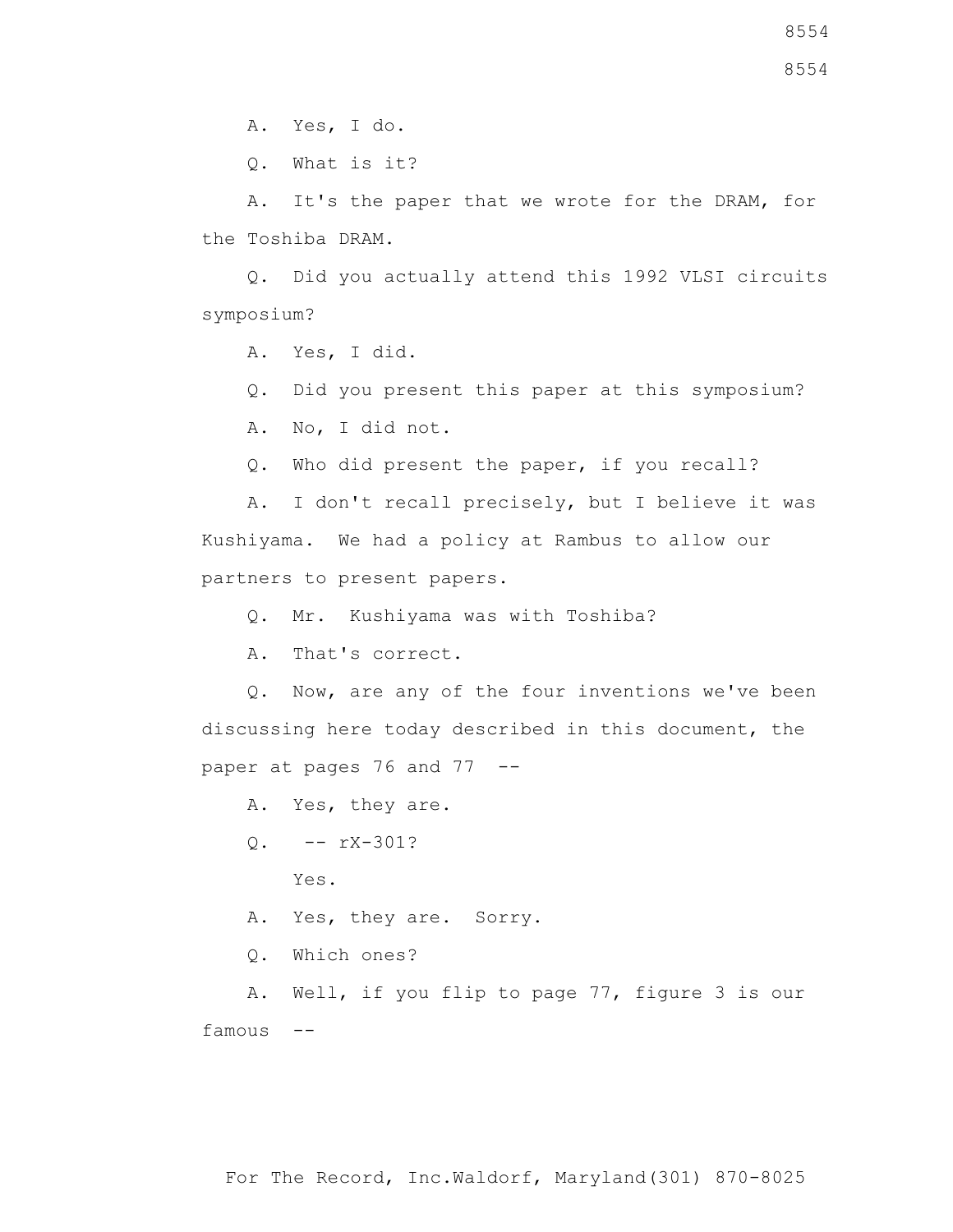A. Yes, I do.

Q. What is it?

A. It's the paper that we wrote for the DRAM, for the Toshiba DRAM.

Q. Did you actually attend this 1992 VLSI circuits symposium?

A. Yes, I did.

Q. Did you present this paper at this symposium?

A. No, I did not.

Q. Who did present the paper, if you recall?

A. I don't recall precisely, but I believe it was Kushiyama. We had a policy at Rambus to allow our partners to present papers.

Q. Mr. Kushiyama was with Toshiba?

A. That's correct.

Q. Now, are any of the four inventions we've been discussing here today described in this document, the paper at pages 76 and 77 --

A. Yes, they are.

Q. -- rX-301?

Yes.

A. Yes, they are. Sorry.

Q. Which ones?

A. Well, if you flip to page 77, figure 3 is our famous --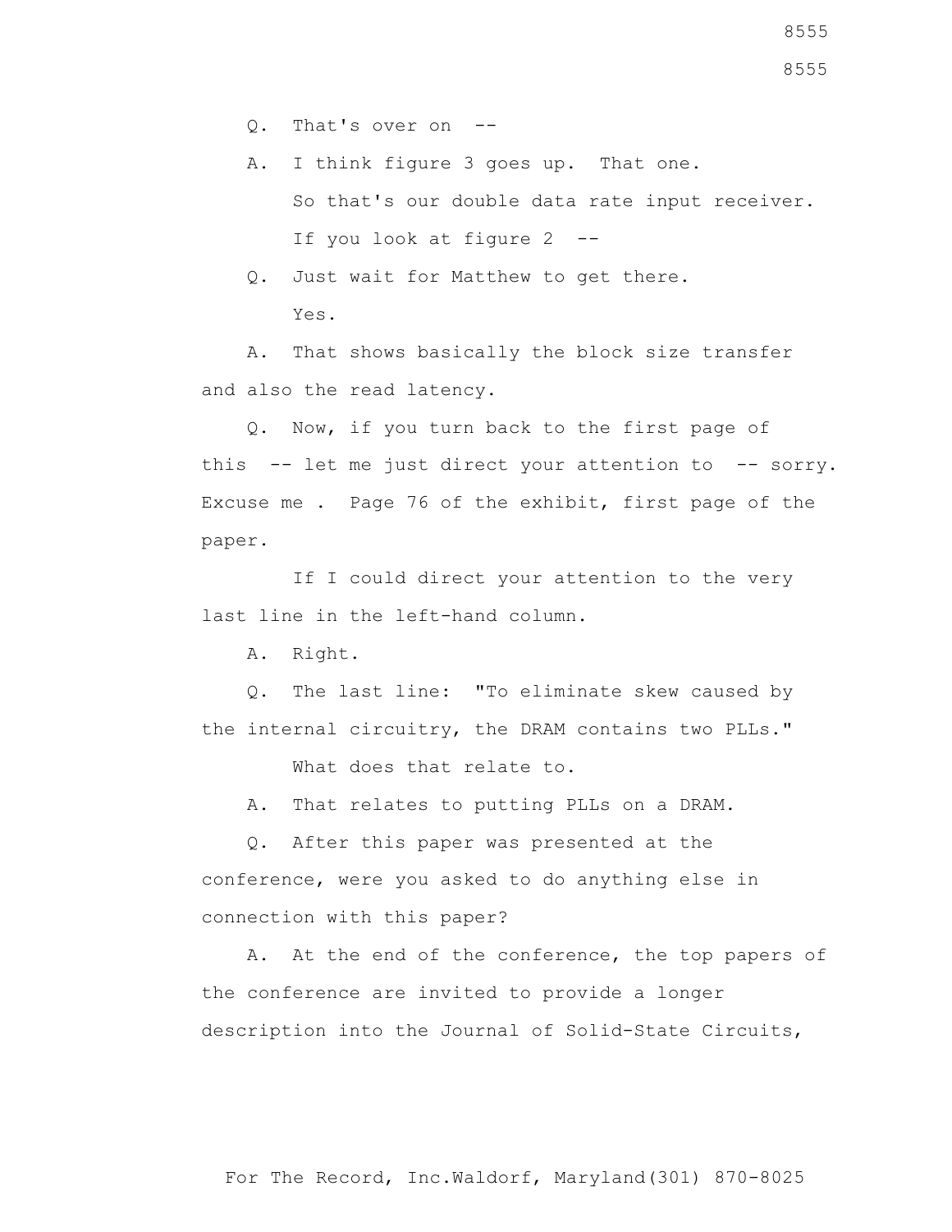Q. That's over on --

A. I think figure 3 goes up. That one.

So that's our double data rate input receiver.

If you look at figure 2 --

Q. Just wait for Matthew to get there.

Yes.

A. That shows basically the block size transfer and also the read latency.

Q. Now, if you turn back to the first page of this -- let me just direct your attention to -- sorry. Excuse me . Page 76 of the exhibit, first page of the paper.

If I could direct your attention to the very last line in the left-hand column.

A. Right.

Q. The last line: "To eliminate skew caused by the internal circuitry, the DRAM contains two PLLs."

What does that relate to.

A. That relates to putting PLLs on a DRAM.

Q. After this paper was presented at the conference, were you asked to do anything else in connection with this paper?

A. At the end of the conference, the top papers of the conference are invited to provide a longer description into the Journal of Solid-State Circuits,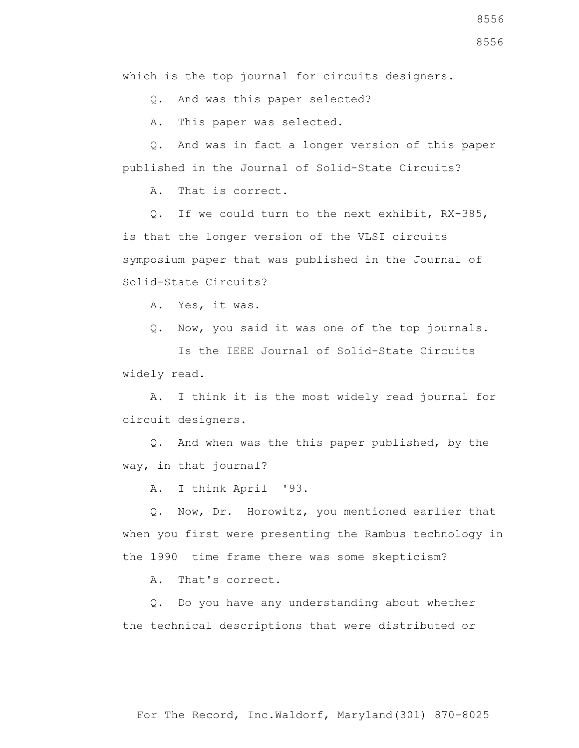which is the top journal for circuits designers.

Q. And was this paper selected?

A. This paper was selected.

Q. And was in fact a longer version of this paper published in the Journal of Solid-State Circuits?

A. That is correct.

Q. If we could turn to the next exhibit, RX-385, is that the longer version of the VLSI circuits symposium paper that was published in the Journal of Solid-State Circuits?

A. Yes, it was.

Q. Now, you said it was one of the top journals.

Is the IEEE Journal of Solid-State Circuits widely read.

A. I think it is the most widely read journal for circuit designers.

Q. And when was the this paper published, by the way, in that journal?

A. I think April '93.

Q. Now, Dr. Horowitz, you mentioned earlier that when you first were presenting the Rambus technology in the 1990 time frame there was some skepticism?

A. That's correct.

Q. Do you have any understanding about whether the technical descriptions that were distributed or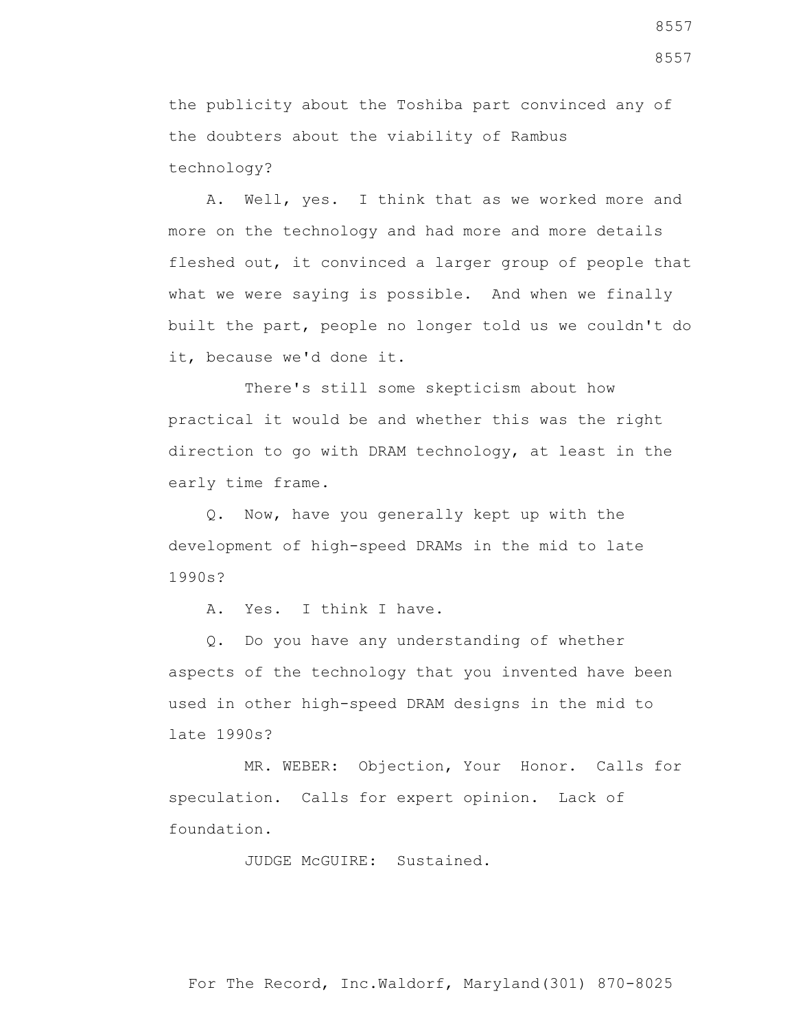the publicity about the Toshiba part convinced any of the doubters about the viability of Rambus technology?

A. Well, yes. I think that as we worked more and more on the technology and had more and more details fleshed out, it convinced a larger group of people that what we were saying is possible. And when we finally built the part, people no longer told us we couldn't do it, because we'd done it.

There's still some skepticism about how practical it would be and whether this was the right direction to go with DRAM technology, at least in the early time frame.

Q. Now, have you generally kept up with the development of high-speed DRAMs in the mid to late 1990s?

A. Yes. I think I have.

Q. Do you have any understanding of whether aspects of the technology that you invented have been used in other high-speed DRAM designs in the mid to late 1990s?

MR. WEBER: Objection, Your Honor. Calls for speculation. Calls for expert opinion. Lack of foundation.

JUDGE McGUIRE: Sustained.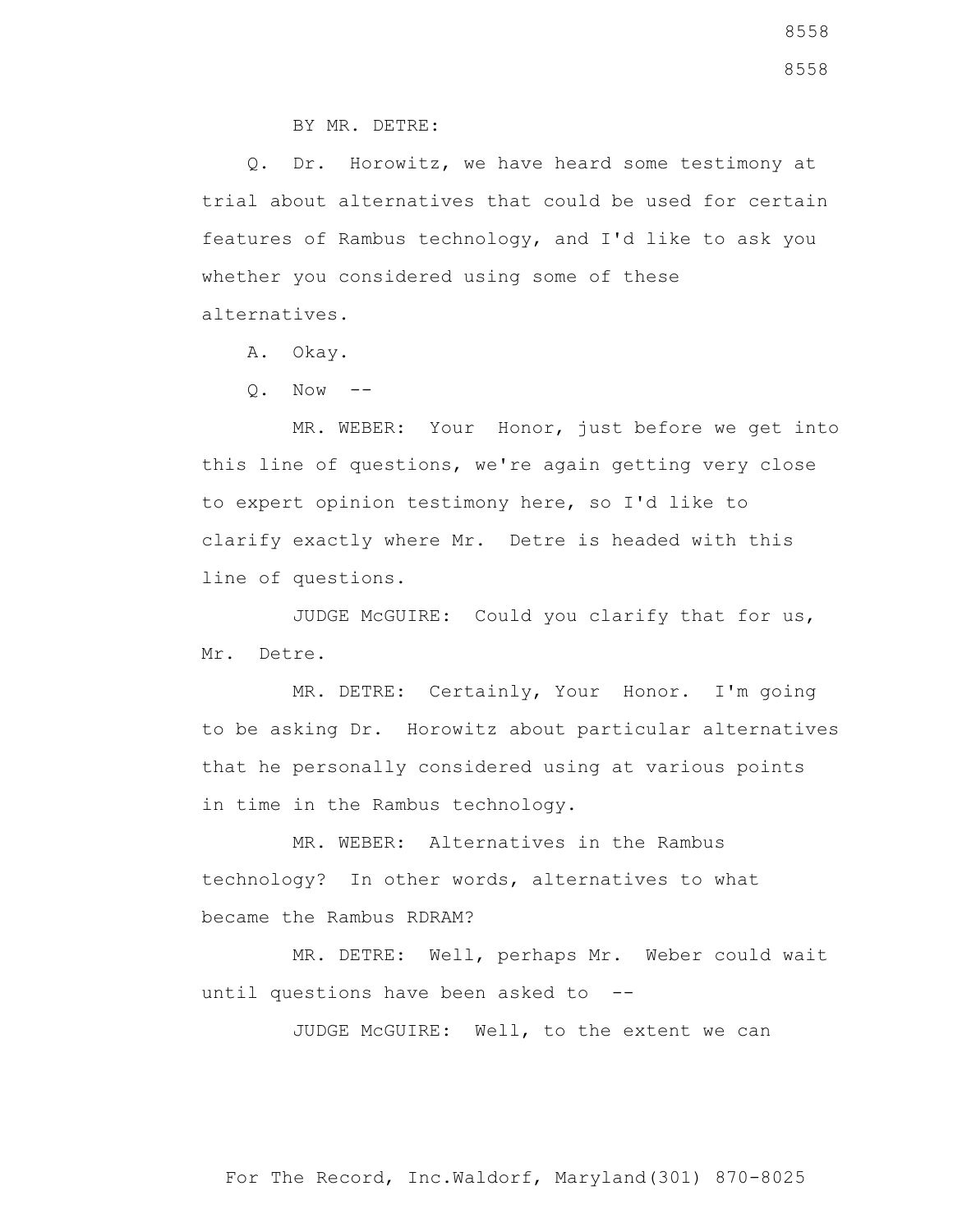BY MR. DETRE:

Q. Dr. Horowitz, we have heard some testimony at trial about alternatives that could be used for certain features of Rambus technology, and I'd like to ask you whether you considered using some of these alternatives.

A. Okay.

Q. Now --

MR. WEBER: Your Honor, just before we get into this line of questions, we're again getting very close to expert opinion testimony here, so I'd like to clarify exactly where Mr. Detre is headed with this line of questions.

JUDGE McGUIRE: Could you clarify that for us, Mr. Detre.

MR. DETRE: Certainly, Your Honor. I'm going to be asking Dr. Horowitz about particular alternatives that he personally considered using at various points in time in the Rambus technology.

MR. WEBER: Alternatives in the Rambus technology? In other words, alternatives to what became the Rambus RDRAM?

MR. DETRE: Well, perhaps Mr. Weber could wait until questions have been asked to --

JUDGE McGUIRE: Well, to the extent we can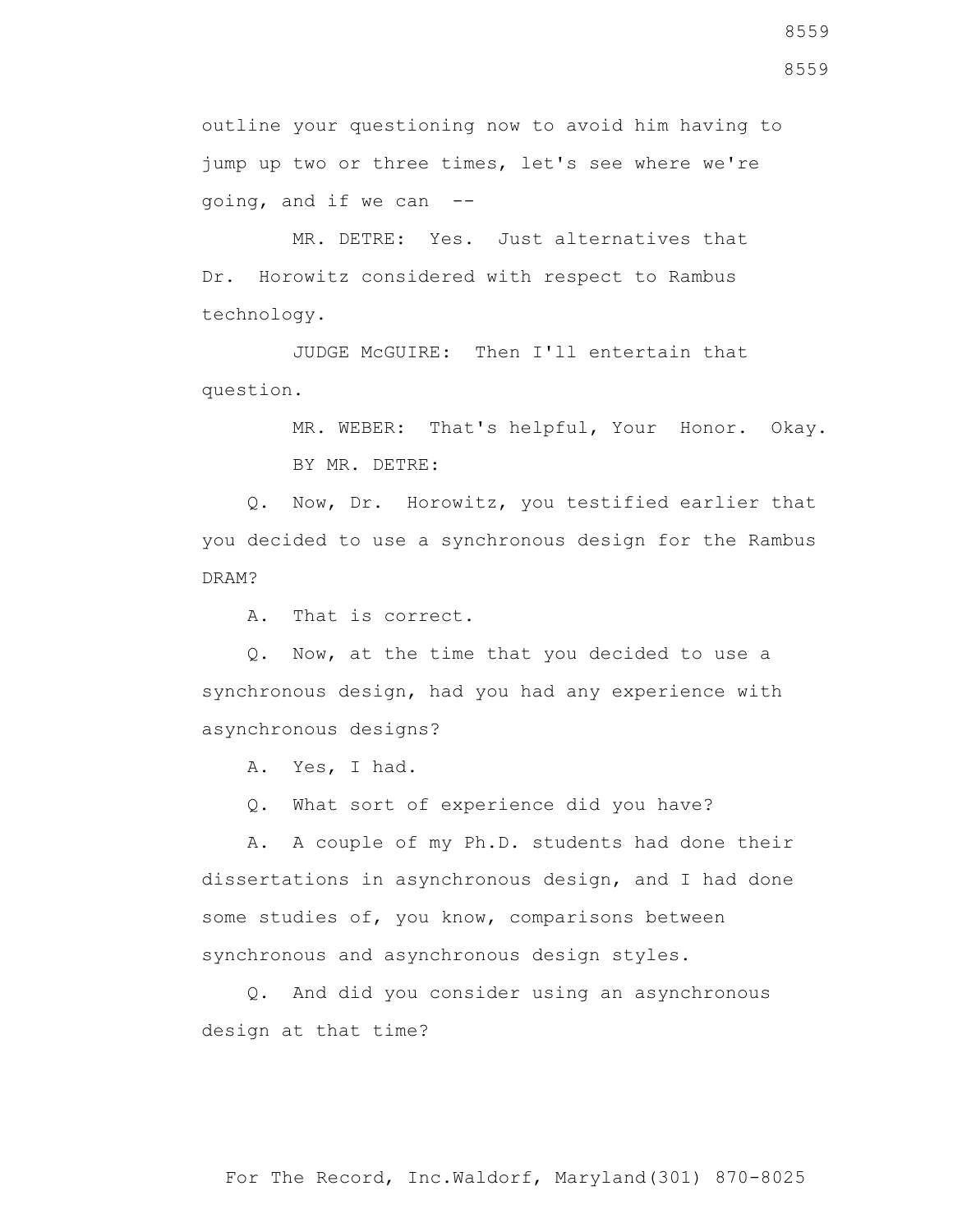outline your questioning now to avoid him having to jump up two or three times, let's see where we're going, and if we can --

MR. DETRE: Yes. Just alternatives that Dr. Horowitz considered with respect to Rambus technology.

JUDGE McGUIRE: Then I'll entertain that question.

MR. WEBER: That's helpful, Your Honor. Okay.

BY MR. DETRE:

Q. Now, Dr. Horowitz, you testified earlier that you decided to use a synchronous design for the Rambus DRAM?

A. That is correct.

Q. Now, at the time that you decided to use a synchronous design, had you had any experience with asynchronous designs?

A. Yes, I had.

Q. What sort of experience did you have?

A. A couple of my Ph.D. students had done their dissertations in asynchronous design, and I had done some studies of, you know, comparisons between synchronous and asynchronous design styles.

Q. And did you consider using an asynchronous design at that time?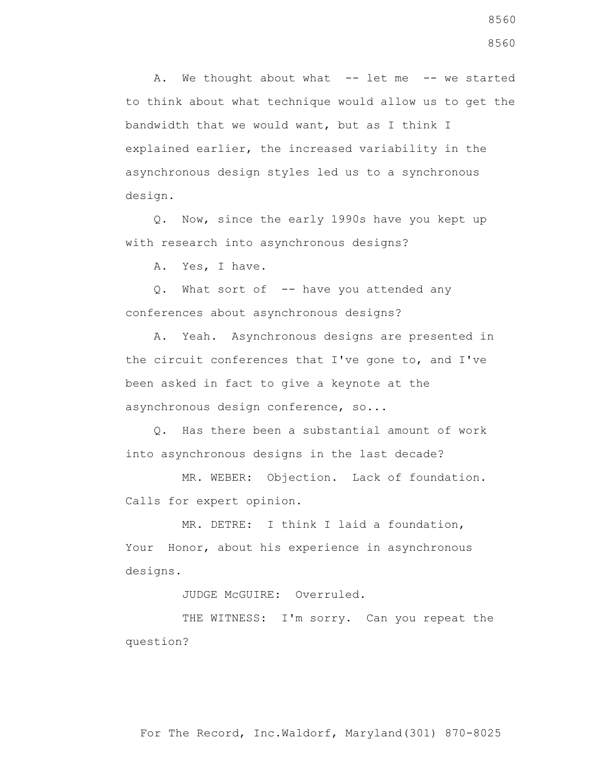A. We thought about what -- let me -- we started to think about what technique would allow us to get the bandwidth that we would want, but as I think I explained earlier, the increased variability in the asynchronous design styles led us to a synchronous design.

Q. Now, since the early 1990s have you kept up with research into asynchronous designs?

A. Yes, I have.

Q. What sort of -- have you attended any conferences about asynchronous designs?

A. Yeah. Asynchronous designs are presented in the circuit conferences that I've gone to, and I've been asked in fact to give a keynote at the asynchronous design conference, so...

Q. Has there been a substantial amount of work into asynchronous designs in the last decade?

MR. WEBER: Objection. Lack of foundation. Calls for expert opinion.

MR. DETRE: I think I laid a foundation, Your Honor, about his experience in asynchronous designs.

JUDGE McGUIRE: Overruled.

THE WITNESS: I'm sorry. Can you repeat the question?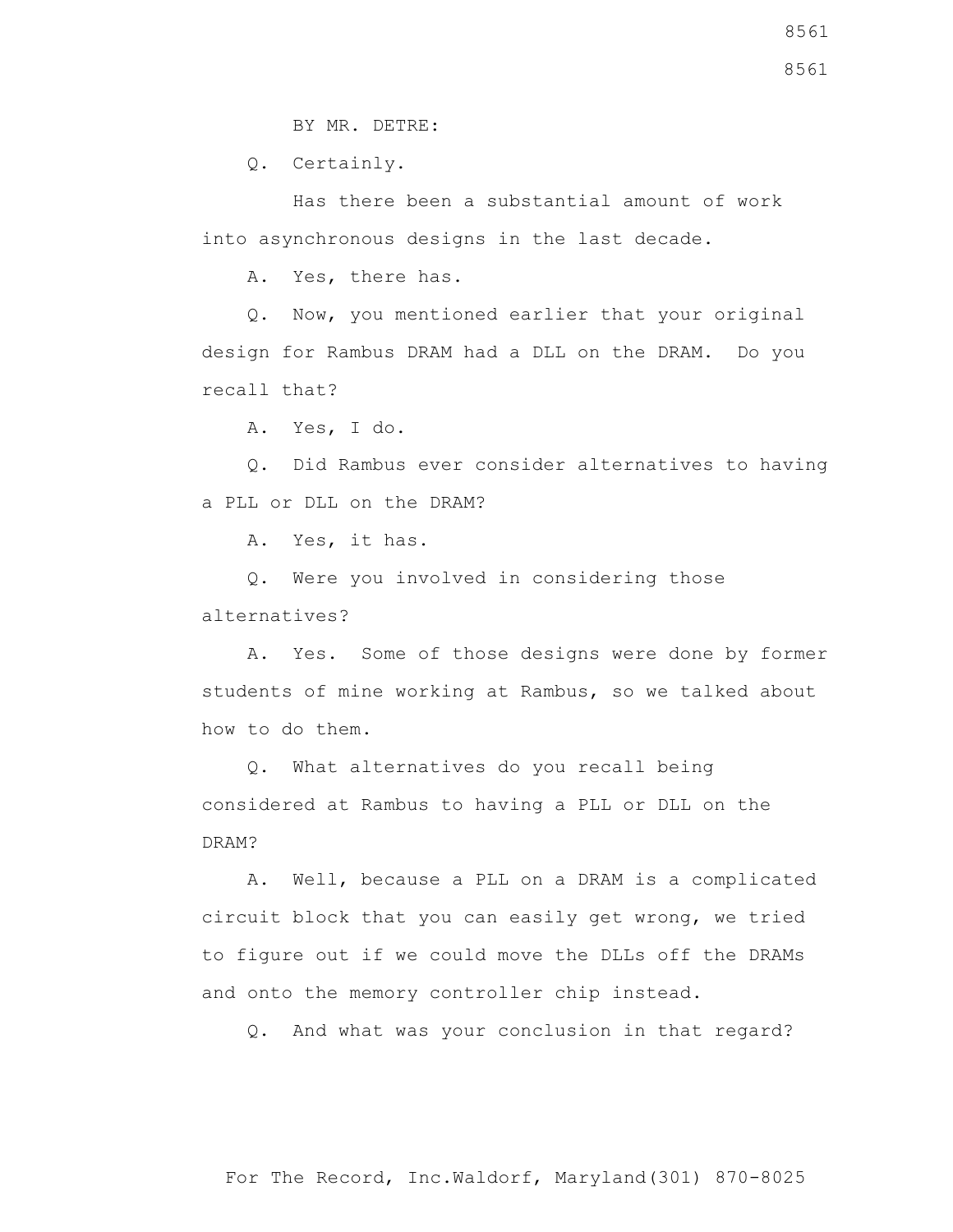BY MR. DETRE:

Q. Certainly.

Has there been a substantial amount of work into asynchronous designs in the last decade.

A. Yes, there has.

Q. Now, you mentioned earlier that your original design for Rambus DRAM had a DLL on the DRAM. Do you recall that?

A. Yes, I do.

Q. Did Rambus ever consider alternatives to having a PLL or DLL on the DRAM?

A. Yes, it has.

Q. Were you involved in considering those alternatives?

A. Yes. Some of those designs were done by former students of mine working at Rambus, so we talked about how to do them.

Q. What alternatives do you recall being considered at Rambus to having a PLL or DLL on the DRAM?

A. Well, because a PLL on a DRAM is a complicated circuit block that you can easily get wrong, we tried to figure out if we could move the DLLs off the DRAMs and onto the memory controller chip instead.

Q. And what was your conclusion in that regard?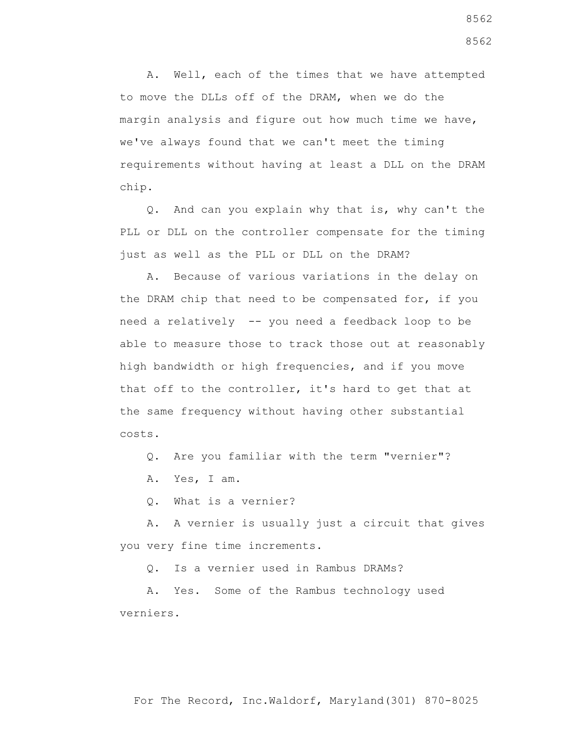A. Well, each of the times that we have attempted to move the DLLs off of the DRAM, when we do the margin analysis and figure out how much time we have, we've always found that we can't meet the timing requirements without having at least a DLL on the DRAM chip.

Q. And can you explain why that is, why can't the PLL or DLL on the controller compensate for the timing just as well as the PLL or DLL on the DRAM?

A. Because of various variations in the delay on the DRAM chip that need to be compensated for, if you need a relatively -- you need a feedback loop to be able to measure those to track those out at reasonably high bandwidth or high frequencies, and if you move that off to the controller, it's hard to get that at the same frequency without having other substantial costs.

Q. Are you familiar with the term "vernier"?

A. Yes, I am.

Q. What is a vernier?

A. A vernier is usually just a circuit that gives you very fine time increments.

Q. Is a vernier used in Rambus DRAMs?

A. Yes. Some of the Rambus technology used verniers.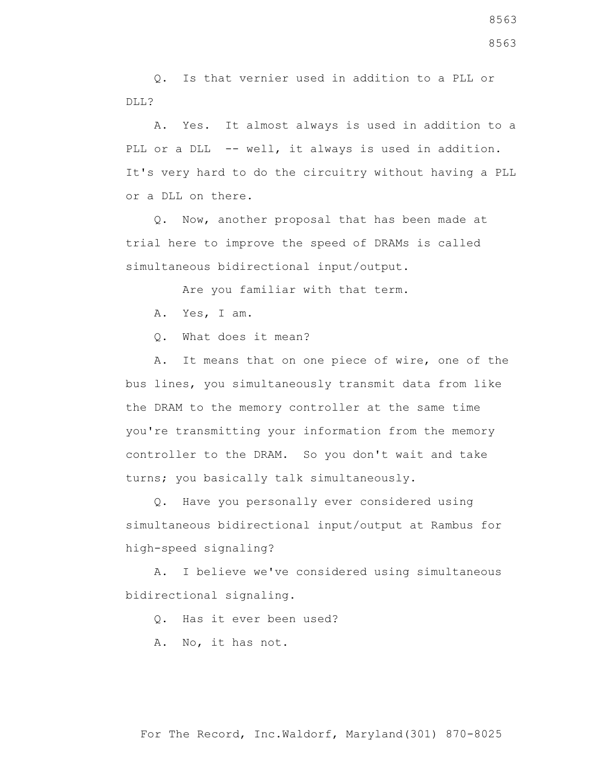Q. Is that vernier used in addition to a PLL or DLL?

A. Yes. It almost always is used in addition to a PLL or a DLL -- well, it always is used in addition. It's very hard to do the circuitry without having a PLL or a DLL on there.

Q. Now, another proposal that has been made at trial here to improve the speed of DRAMs is called simultaneous bidirectional input/output.

Are you familiar with that term.

A. Yes, I am.

Q. What does it mean?

A. It means that on one piece of wire, one of the bus lines, you simultaneously transmit data from like the DRAM to the memory controller at the same time you're transmitting your information from the memory controller to the DRAM. So you don't wait and take turns; you basically talk simultaneously.

Q. Have you personally ever considered using simultaneous bidirectional input/output at Rambus for high-speed signaling?

A. I believe we've considered using simultaneous bidirectional signaling.

Q. Has it ever been used?

A. No, it has not.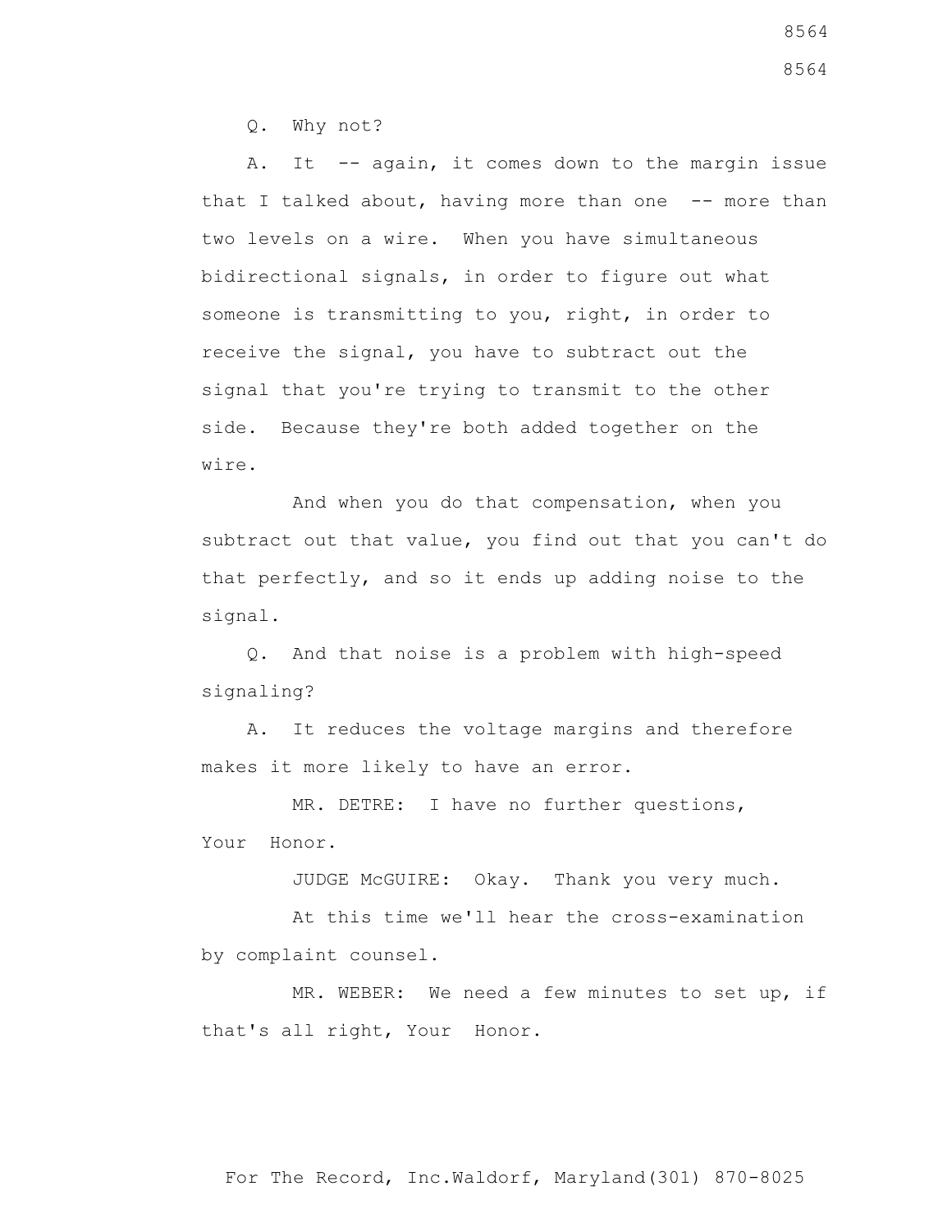Q. Why not?

A. It -- again, it comes down to the margin issue that I talked about, having more than one -- more than two levels on a wire. When you have simultaneous bidirectional signals, in order to figure out what someone is transmitting to you, right, in order to receive the signal, you have to subtract out the signal that you're trying to transmit to the other side. Because they're both added together on the wire.

And when you do that compensation, when you subtract out that value, you find out that you can't do that perfectly, and so it ends up adding noise to the signal.

Q. And that noise is a problem with high-speed signaling?

A. It reduces the voltage margins and therefore makes it more likely to have an error.

MR. DETRE: I have no further questions, Your Honor.

JUDGE McGUIRE: Okay. Thank you very much.

At this time we'll hear the cross-examination by complaint counsel.

MR. WEBER: We need a few minutes to set up, if that's all right, Your Honor.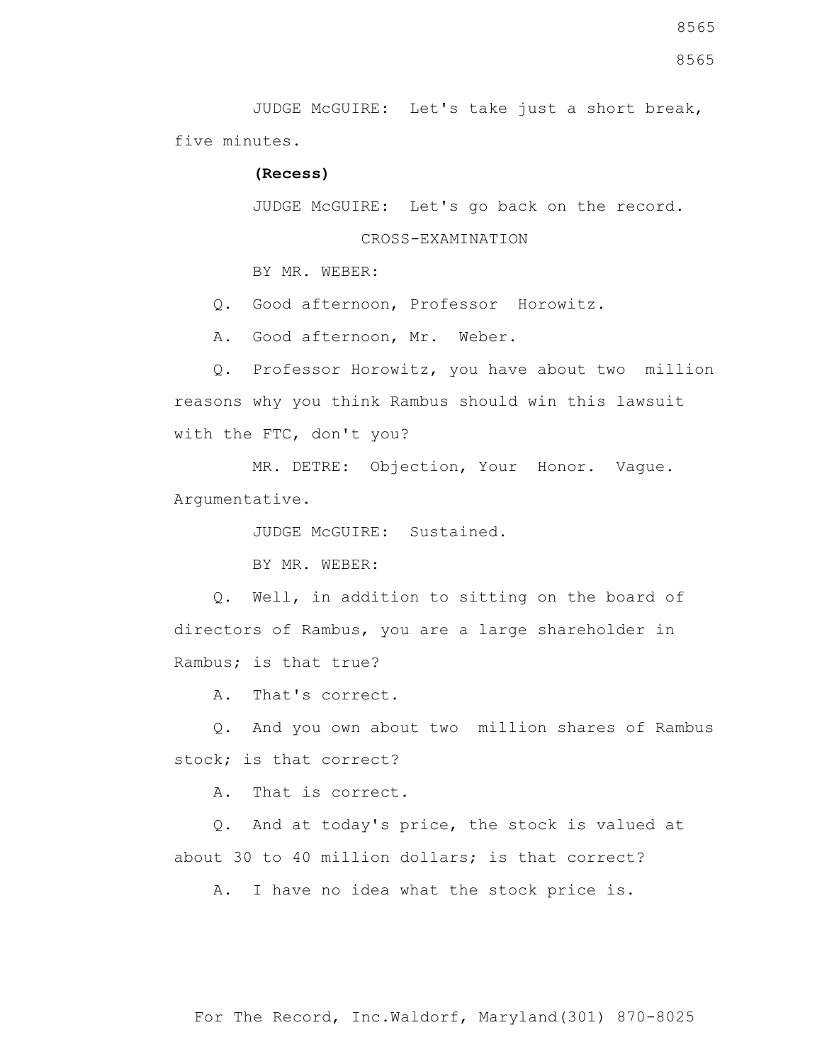JUDGE McGUIRE: Let's take just a short break, five minutes.

**(Recess)**

JUDGE McGUIRE: Let's go back on the record.

CROSS-EXAMINATION

BY MR. WEBER:

Q. Good afternoon, Professor Horowitz.

A. Good afternoon, Mr. Weber.

Q. Professor Horowitz, you have about two million reasons why you think Rambus should win this lawsuit with the FTC, don't you?

MR. DETRE: Objection, Your Honor. Vague. Argumentative.

JUDGE McGUIRE: Sustained.

BY MR. WEBER:

Q. Well, in addition to sitting on the board of directors of Rambus, you are a large shareholder in Rambus; is that true?

A. That's correct.

Q. And you own about two million shares of Rambus stock; is that correct?

A. That is correct.

Q. And at today's price, the stock is valued at about 30 to 40 million dollars; is that correct?

A. I have no idea what the stock price is.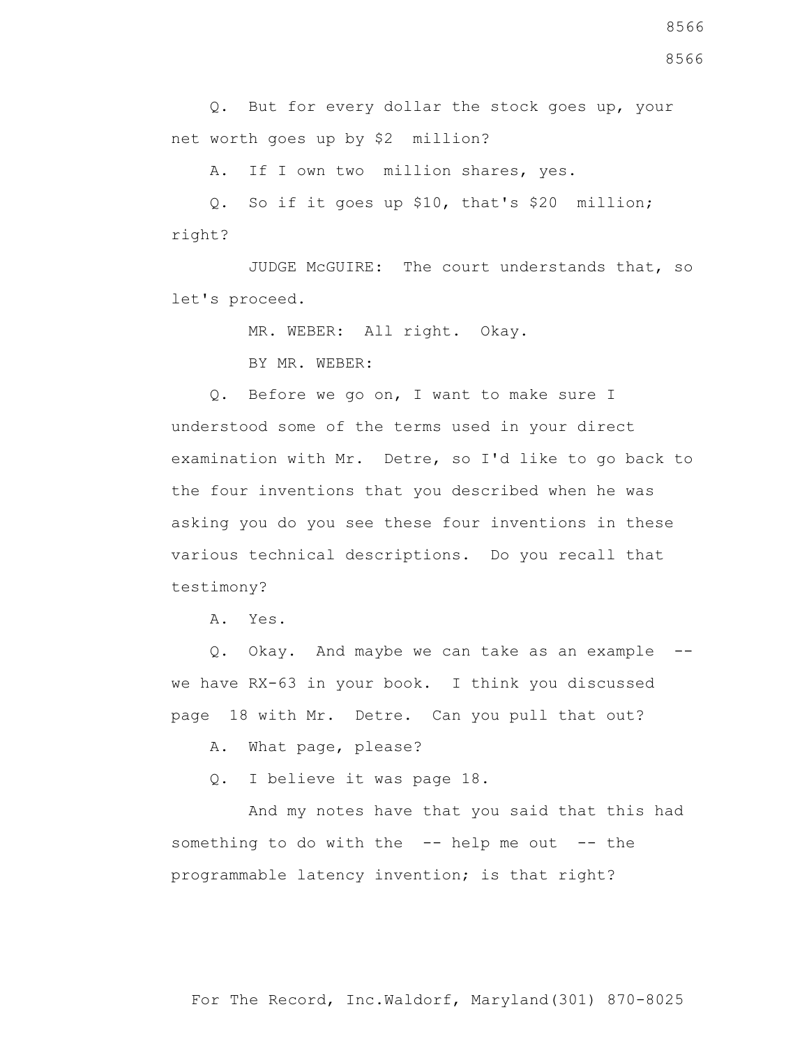Q. But for every dollar the stock goes up, your net worth goes up by $2 million?

A. If I own two million shares, yes.

Q. So if it goes up $10, that's $20 million; right?

JUDGE McGUIRE: The court understands that, so let's proceed.

MR. WEBER: All right. Okay.

BY MR. WEBER:

Q. Before we go on, I want to make sure I understood some of the terms used in your direct examination with Mr. Detre, so I'd like to go back to the four inventions that you described when he was asking you do you see these four inventions in these various technical descriptions. Do you recall that testimony?

A. Yes.

Q. Okay. And maybe we can take as an example -- we have RX-63 in your book. I think you discussed page 18 with Mr. Detre. Can you pull that out?

A. What page, please?

Q. I believe it was page 18.

And my notes have that you said that this had something to do with the -- help me out -- the programmable latency invention; is that right?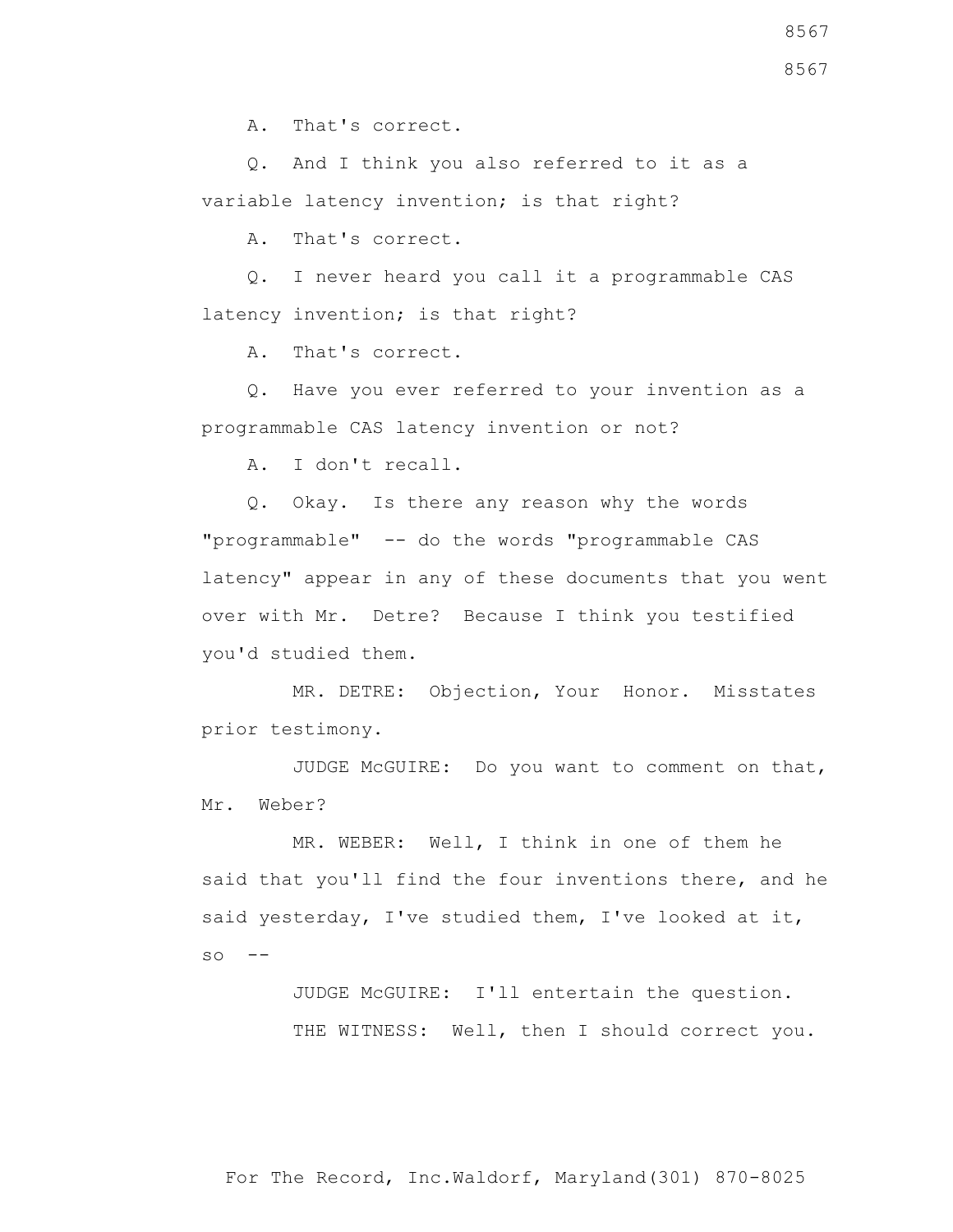A. That's correct.

Q. And I think you also referred to it as a variable latency invention; is that right?

A. That's correct.

Q. I never heard you call it a programmable CAS latency invention; is that right?

A. That's correct.

Q. Have you ever referred to your invention as a programmable CAS latency invention or not?

A. I don't recall.

Q. Okay. Is there any reason why the words "programmable" -- do the words "programmable CAS latency" appear in any of these documents that you went over with Mr. Detre? Because I think you testified you'd studied them.

MR. DETRE: Objection, Your Honor. Misstates prior testimony.

JUDGE McGUIRE: Do you want to comment on that, Mr. Weber?

MR. WEBER: Well, I think in one of them he said that you'll find the four inventions there, and he said yesterday, I've studied them, I've looked at it, so --

JUDGE McGUIRE: I'll entertain the question.

THE WITNESS: Well, then I should correct you.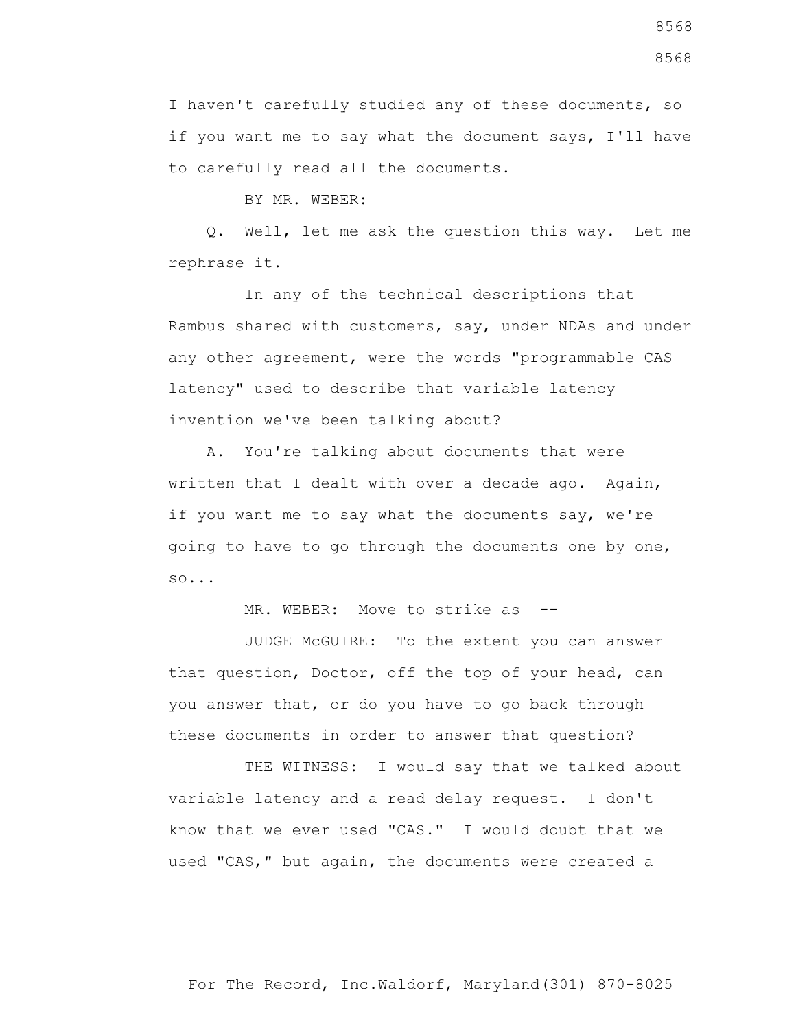I haven't carefully studied any of these documents, so if you want me to say what the document says, I'll have to carefully read all the documents.

BY MR. WEBER:

Q. Well, let me ask the question this way. Let me rephrase it.

In any of the technical descriptions that Rambus shared with customers, say, under NDAs and under any other agreement, were the words "programmable CAS latency" used to describe that variable latency invention we've been talking about?

A. You're talking about documents that were written that I dealt with over a decade ago. Again, if you want me to say what the documents say, we're going to have to go through the documents one by one, so...

MR. WEBER: Move to strike as --

JUDGE McGUIRE: To the extent you can answer that question, Doctor, off the top of your head, can you answer that, or do you have to go back through these documents in order to answer that question?

THE WITNESS: I would say that we talked about variable latency and a read delay request. I don't know that we ever used "CAS." I would doubt that we used "CAS," but again, the documents were created a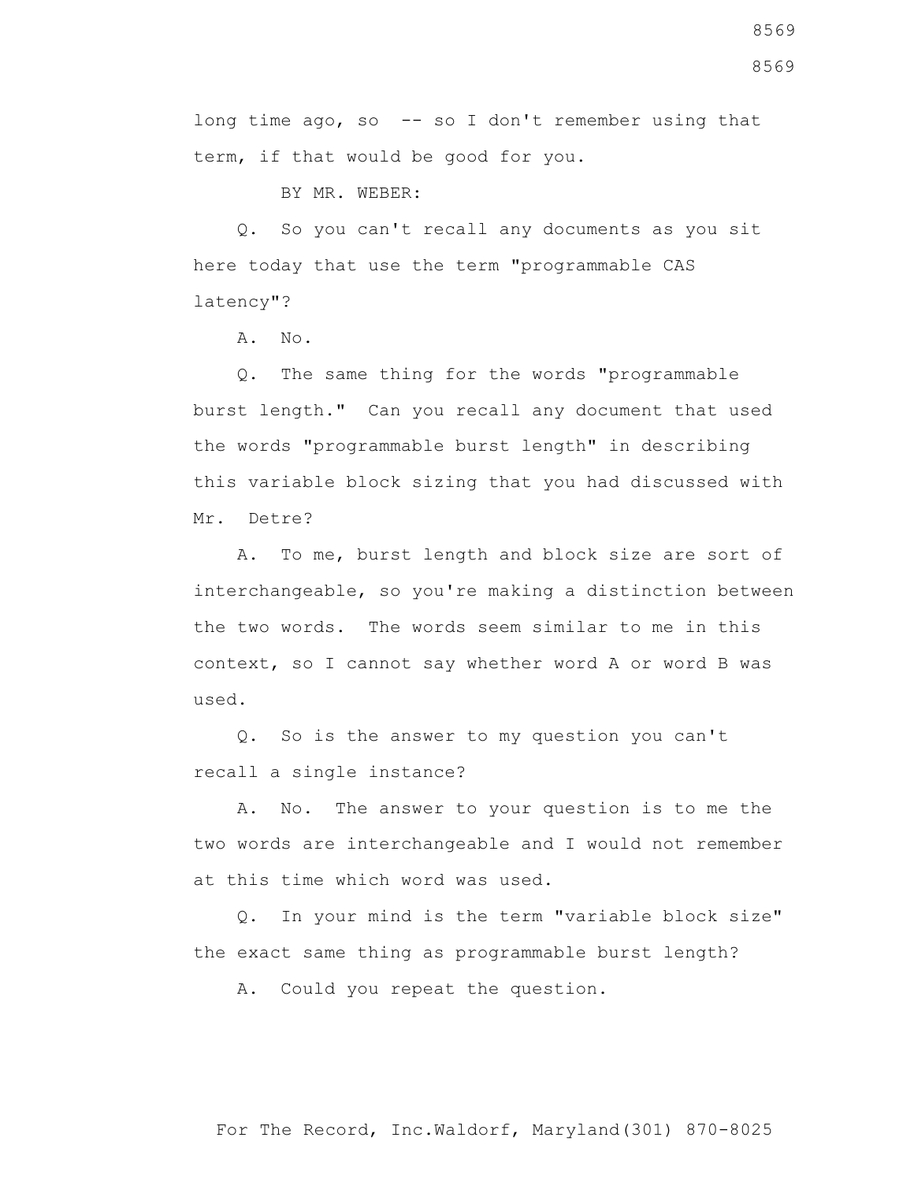long time ago, so -- so I don't remember using that term, if that would be good for you.

BY MR. WEBER:

Q. So you can't recall any documents as you sit here today that use the term "programmable CAS latency"?

A. No.

Q. The same thing for the words "programmable burst length." Can you recall any document that used the words "programmable burst length" in describing this variable block sizing that you had discussed with Mr. Detre?

A. To me, burst length and block size are sort of interchangeable, so you're making a distinction between the two words. The words seem similar to me in this context, so I cannot say whether word A or word B was used.

Q. So is the answer to my question you can't recall a single instance?

A. No. The answer to your question is to me the two words are interchangeable and I would not remember at this time which word was used.

Q. In your mind is the term "variable block size" the exact same thing as programmable burst length?

A. Could you repeat the question.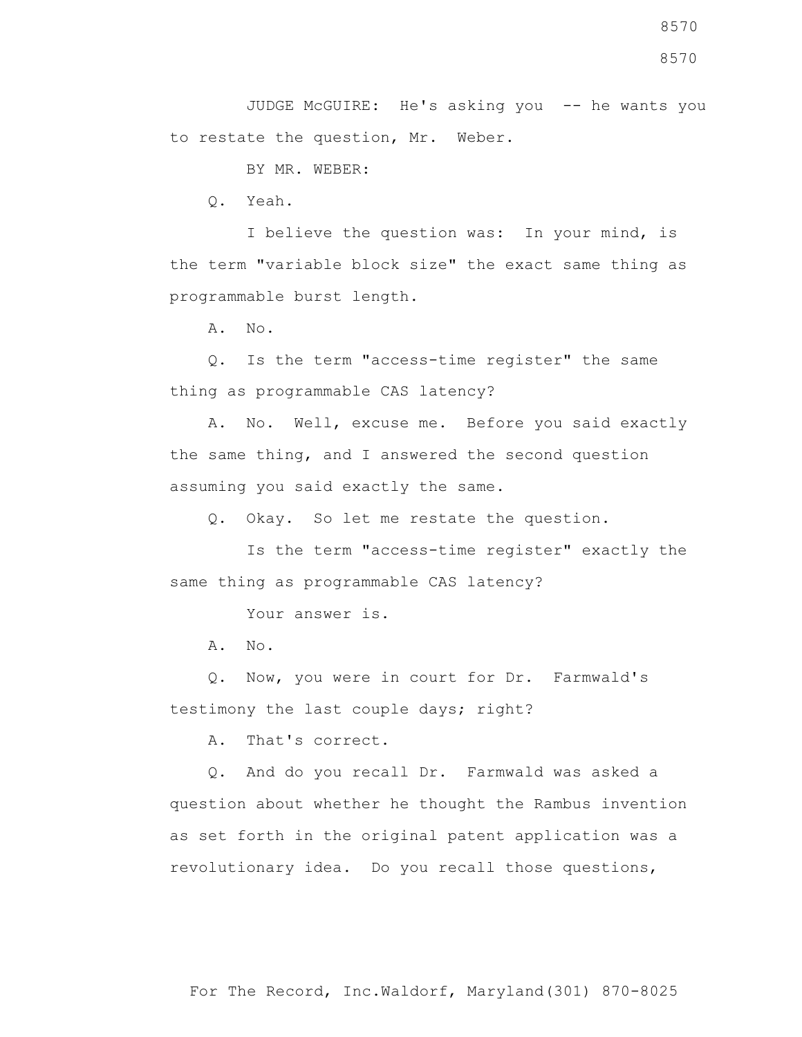JUDGE McGUIRE: He's asking you -- he wants you to restate the question, Mr. Weber.

BY MR. WEBER:

Q. Yeah.

I believe the question was: In your mind, is the term "variable block size" the exact same thing as programmable burst length.

A. No.

Q. Is the term "access-time register" the same thing as programmable CAS latency?

A. No. Well, excuse me. Before you said exactly the same thing, and I answered the second question assuming you said exactly the same.

Q. Okay. So let me restate the question.

Is the term "access-time register" exactly the same thing as programmable CAS latency?

Your answer is.

A. No.

Q. Now, you were in court for Dr. Farmwald's testimony the last couple days; right?

A. That's correct.

Q. And do you recall Dr. Farmwald was asked a question about whether he thought the Rambus invention as set forth in the original patent application was a revolutionary idea. Do you recall those questions,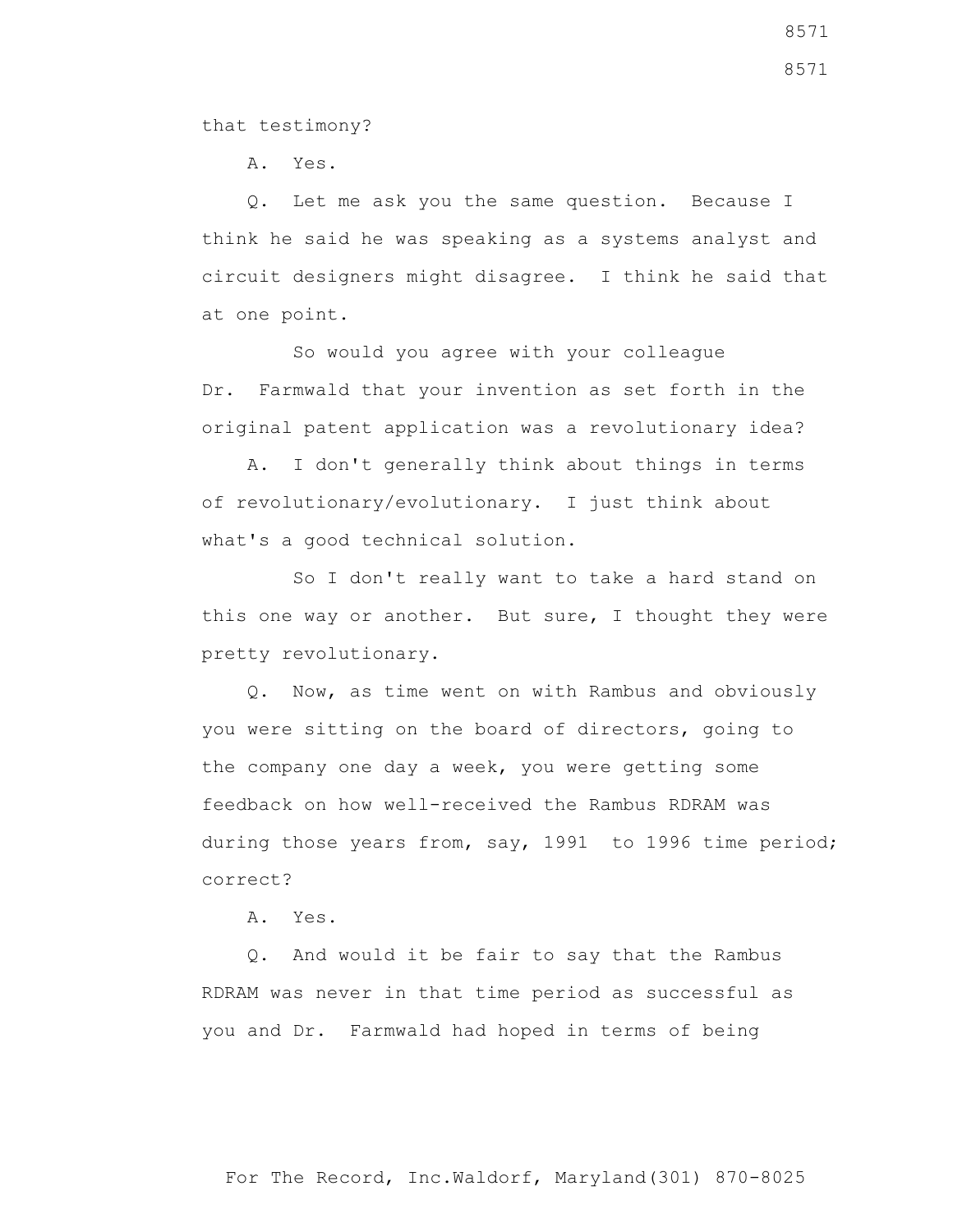that testimony?

A. Yes.

Q. Let me ask you the same question. Because I think he said he was speaking as a systems analyst and circuit designers might disagree. I think he said that at one point.

So would you agree with your colleague Dr. Farmwald that your invention as set forth in the original patent application was a revolutionary idea?

A. I don't generally think about things in terms of revolutionary/evolutionary. I just think about what's a good technical solution.

So I don't really want to take a hard stand on this one way or another. But sure, I thought they were pretty revolutionary.

Q. Now, as time went on with Rambus and obviously you were sitting on the board of directors, going to the company one day a week, you were getting some feedback on how well-received the Rambus RDRAM was during those years from, say, 1991 to 1996 time period; correct?

A. Yes.

Q. And would it be fair to say that the Rambus RDRAM was never in that time period as successful as you and Dr. Farmwald had hoped in terms of being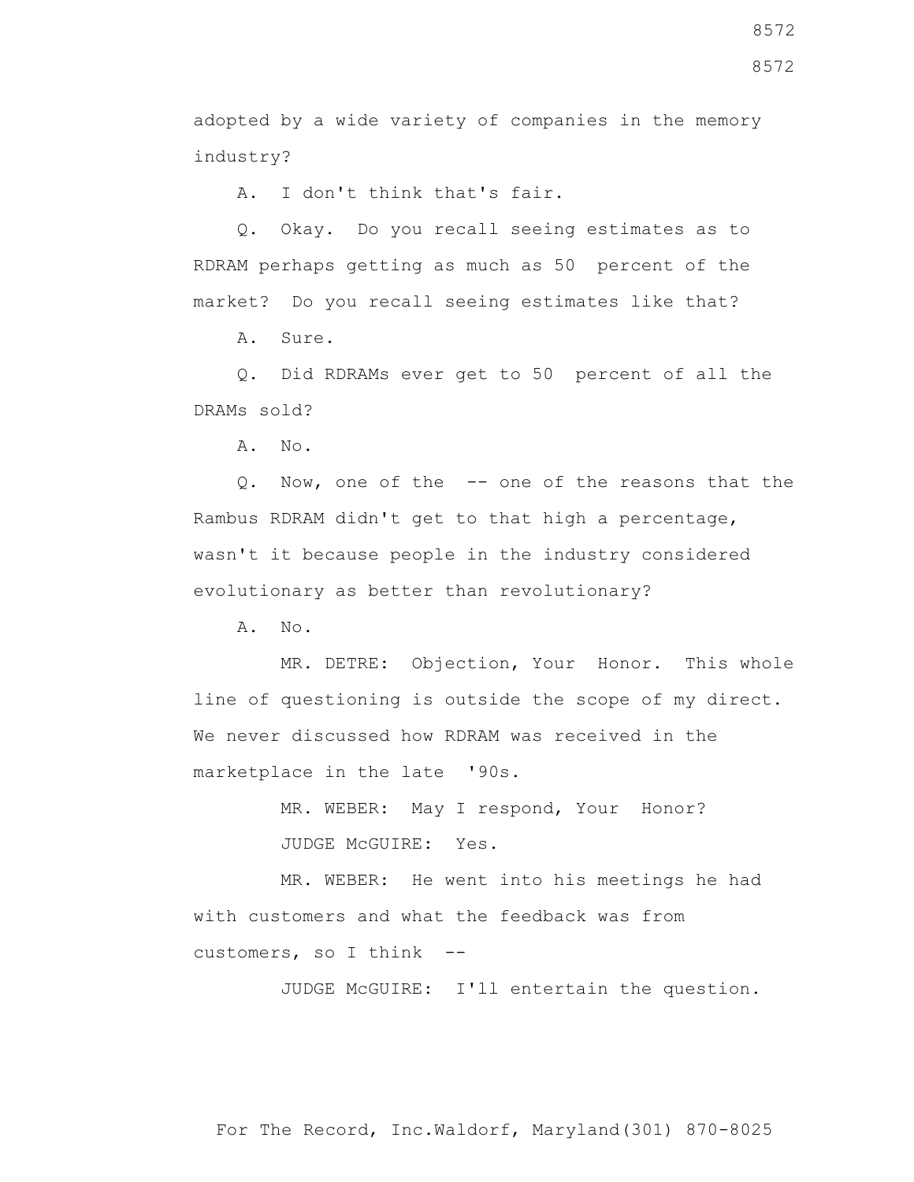adopted by a wide variety of companies in the memory industry?

A. I don't think that's fair.

Q. Okay. Do you recall seeing estimates as to RDRAM perhaps getting as much as 50 percent of the market? Do you recall seeing estimates like that?

A. Sure.

Q. Did RDRAMs ever get to 50 percent of all the DRAMs sold?

A. No.

Q. Now, one of the -- one of the reasons that the Rambus RDRAM didn't get to that high a percentage, wasn't it because people in the industry considered evolutionary as better than revolutionary?

A. No.

MR. DETRE: Objection, Your Honor. This whole line of questioning is outside the scope of my direct. We never discussed how RDRAM was received in the marketplace in the late '90s.

MR. WEBER: May I respond, Your Honor?

JUDGE McGUIRE: Yes.

MR. WEBER: He went into his meetings he had with customers and what the feedback was from customers, so I think --

JUDGE McGUIRE: I'll entertain the question.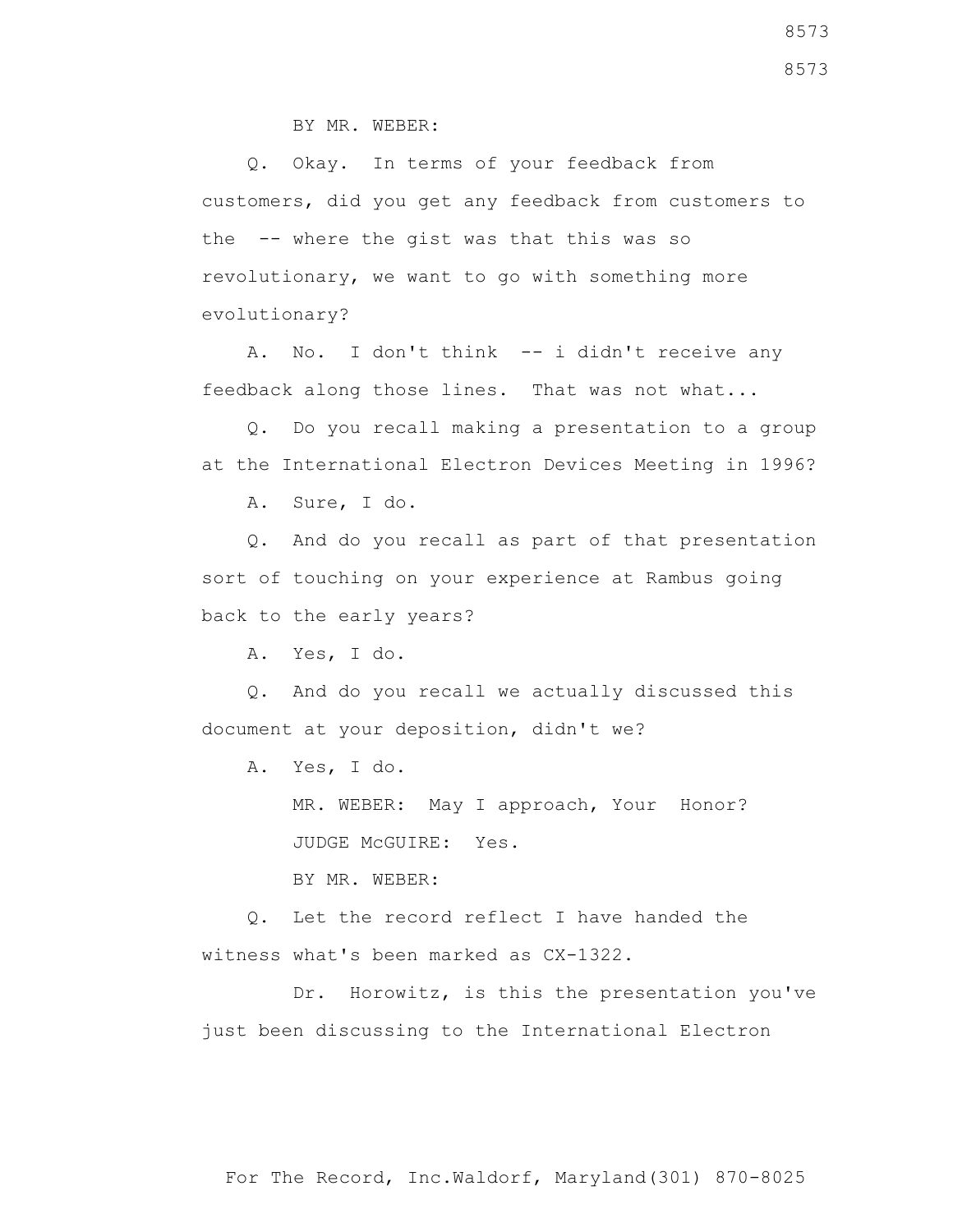BY MR. WEBER:

Q. Okay. In terms of your feedback from customers, did you get any feedback from customers to the -- where the gist was that this was so revolutionary, we want to go with something more evolutionary?

A. No. I don't think -- i didn't receive any feedback along those lines. That was not what...

Q. Do you recall making a presentation to a group at the International Electron Devices Meeting in 1996?

A. Sure, I do.

Q. And do you recall as part of that presentation sort of touching on your experience at Rambus going back to the early years?

A. Yes, I do.

Q. And do you recall we actually discussed this document at your deposition, didn't we?

A. Yes, I do.

MR. WEBER: May I approach, Your Honor?

JUDGE McGUIRE: Yes.

BY MR. WEBER:

Q. Let the record reflect I have handed the witness what's been marked as CX-1322.

Dr. Horowitz, is this the presentation you've just been discussing to the International Electron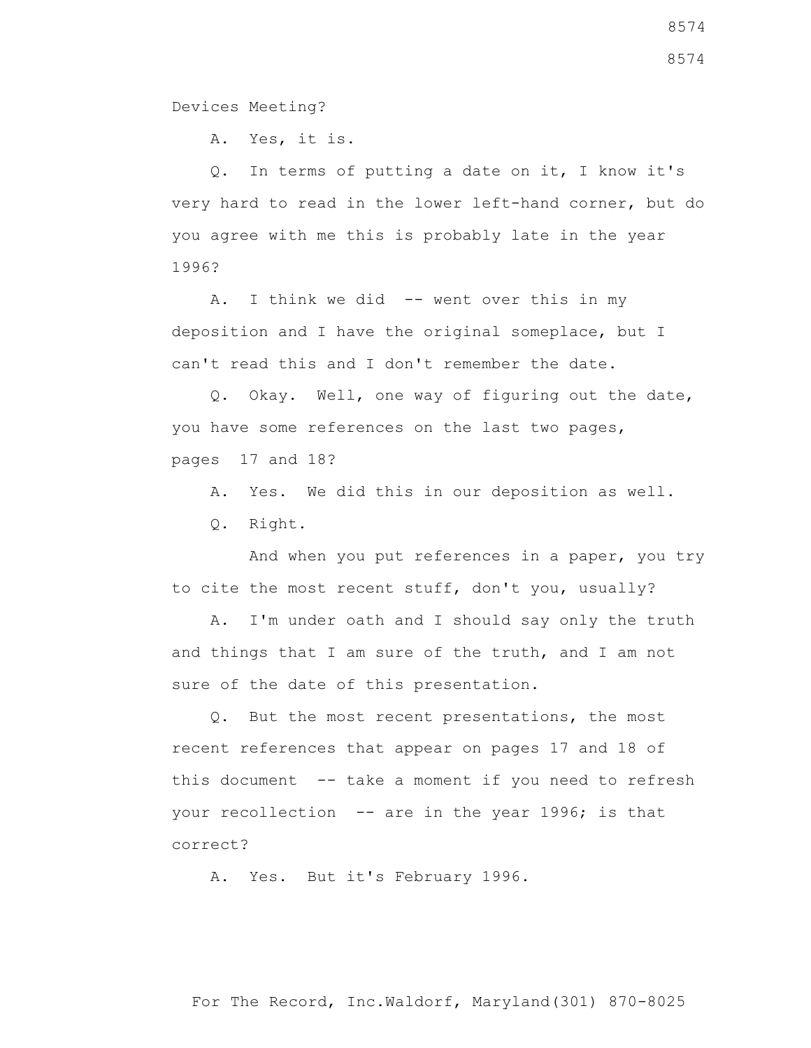Devices Meeting?

A. Yes, it is.

Q. In terms of putting a date on it, I know it's very hard to read in the lower left-hand corner, but do you agree with me this is probably late in the year 1996?

A. I think we did -- went over this in my deposition and I have the original someplace, but I can't read this and I don't remember the date.

Q. Okay. Well, one way of figuring out the date, you have some references on the last two pages, pages 17 and 18?

A. Yes. We did this in our deposition as well.

Q. Right.

And when you put references in a paper, you try to cite the most recent stuff, don't you, usually?

A. I'm under oath and I should say only the truth and things that I am sure of the truth, and I am not sure of the date of this presentation.

Q. But the most recent presentations, the most recent references that appear on pages 17 and 18 of this document -- take a moment if you need to refresh your recollection -- are in the year 1996; is that correct?

A. Yes. But it's February 1996.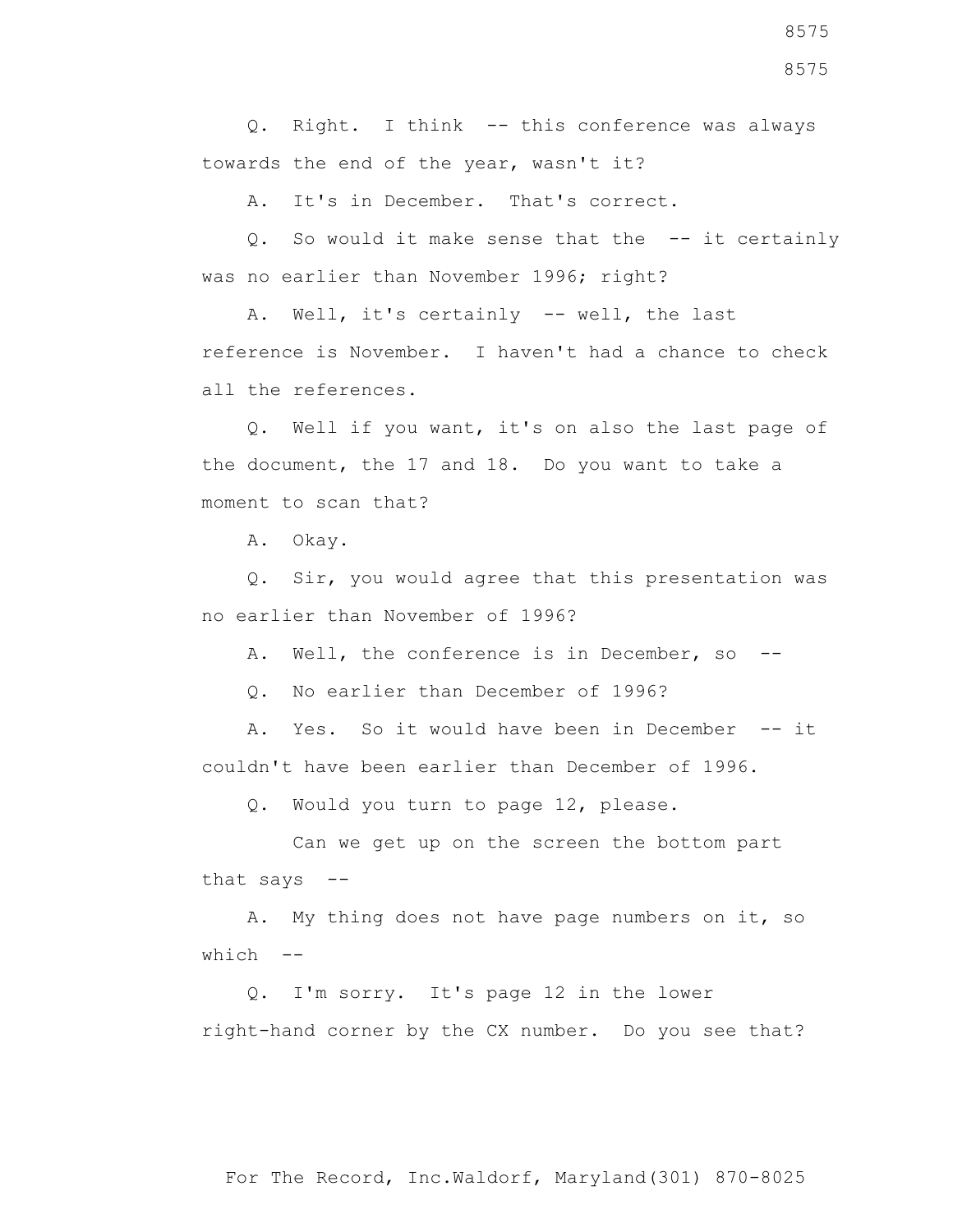Q. Right. I think -- this conference was always towards the end of the year, wasn't it?

A. It's in December. That's correct.

Q. So would it make sense that the -- it certainly was no earlier than November 1996; right?

A. Well, it's certainly -- well, the last reference is November. I haven't had a chance to check all the references.

Q. Well if you want, it's on also the last page of the document, the 17 and 18. Do you want to take a moment to scan that?

A. Okay.

Q. Sir, you would agree that this presentation was no earlier than November of 1996?

A. Well, the conference is in December, so --

Q. No earlier than December of 1996?

A. Yes. So it would have been in December -- it couldn't have been earlier than December of 1996.

Q. Would you turn to page 12, please.

Can we get up on the screen the bottom part that says --

A. My thing does not have page numbers on it, so which --

Q. I'm sorry. It's page 12 in the lower right-hand corner by the CX number. Do you see that?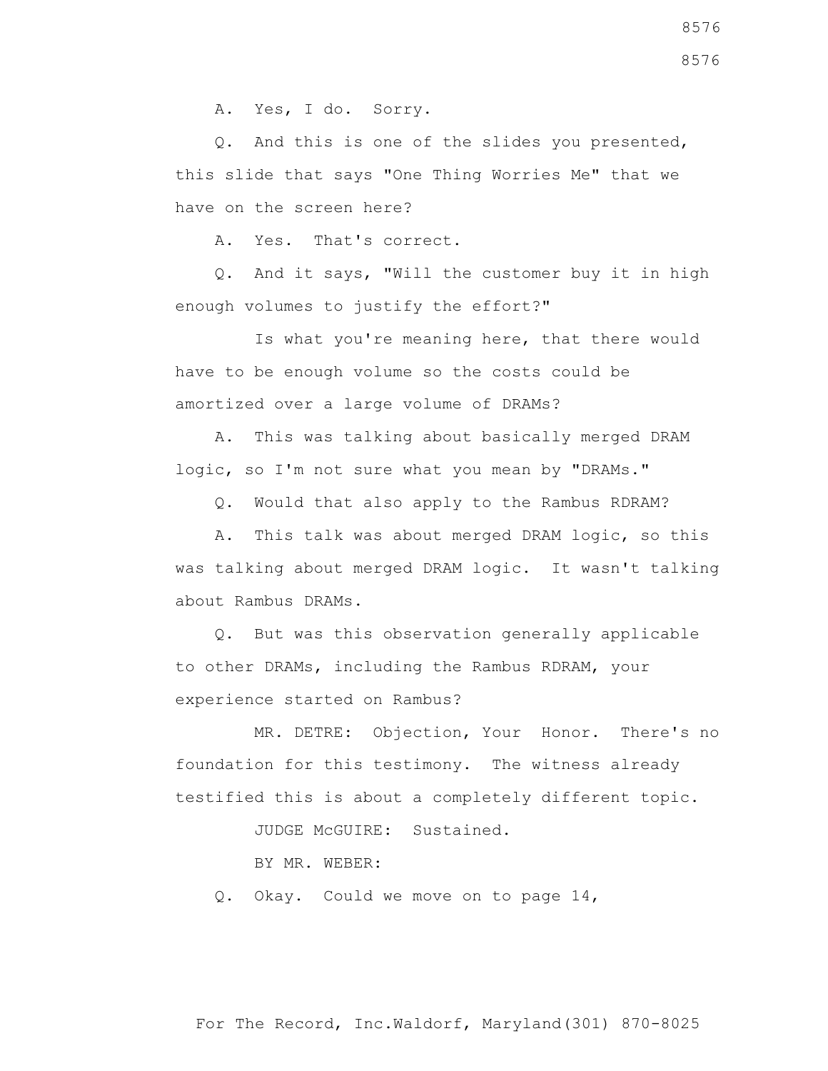A. Yes, I do. Sorry.

Q. And this is one of the slides you presented, this slide that says "One Thing Worries Me" that we have on the screen here?

A. Yes. That's correct.

Q. And it says, "Will the customer buy it in high enough volumes to justify the effort?"

Is what you're meaning here, that there would have to be enough volume so the costs could be amortized over a large volume of DRAMs?

A. This was talking about basically merged DRAM logic, so I'm not sure what you mean by "DRAMs."

Q. Would that also apply to the Rambus RDRAM?

A. This talk was about merged DRAM logic, so this was talking about merged DRAM logic. It wasn't talking about Rambus DRAMs.

Q. But was this observation generally applicable to other DRAMs, including the Rambus RDRAM, your experience started on Rambus?

MR. DETRE: Objection, Your Honor. There's no foundation for this testimony. The witness already testified this is about a completely different topic.

JUDGE McGUIRE: Sustained.

BY MR. WEBER:

Q. Okay. Could we move on to page 14,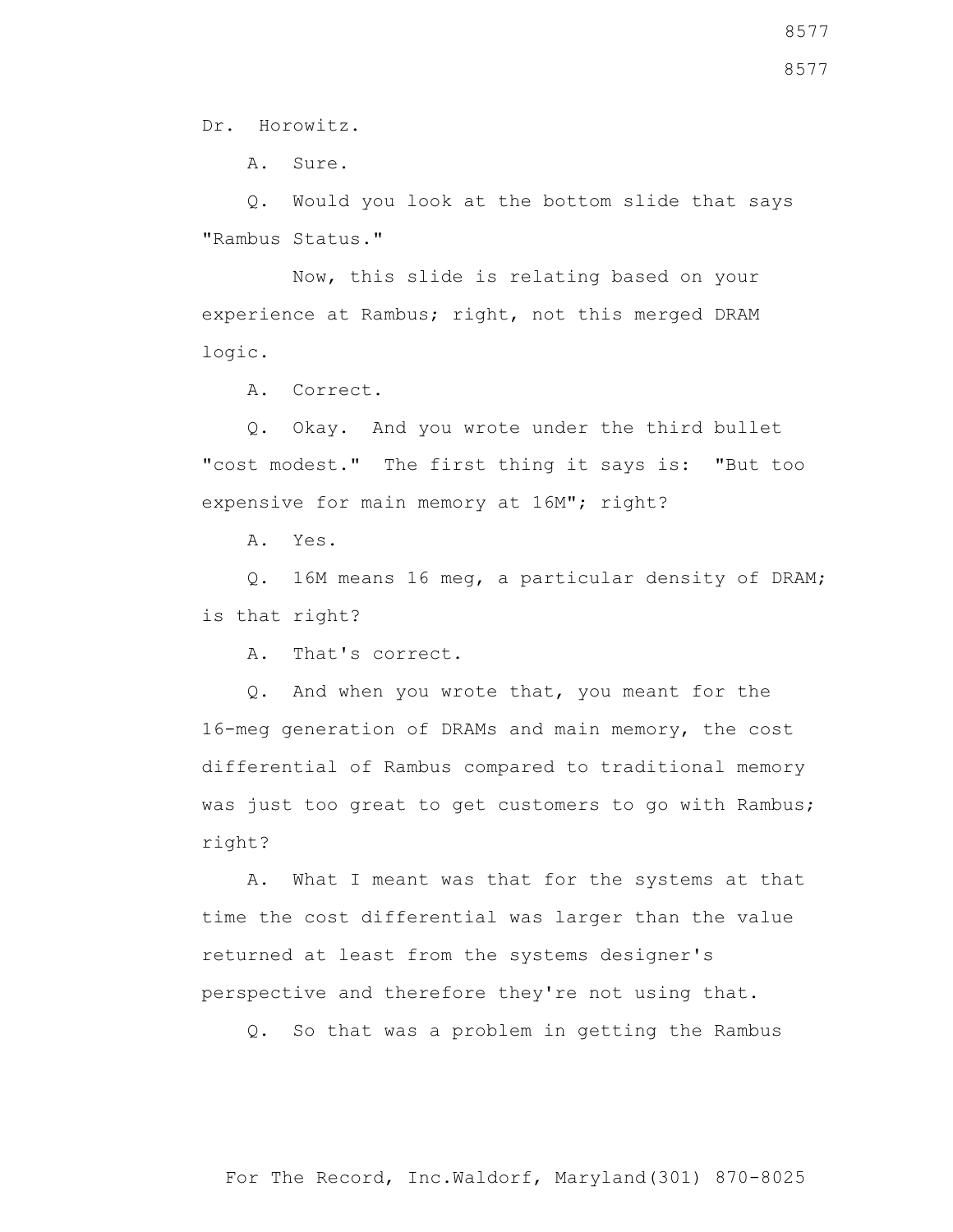Dr. Horowitz.

A. Sure.

Q. Would you look at the bottom slide that says "Rambus Status."

Now, this slide is relating based on your experience at Rambus; right, not this merged DRAM logic.

A. Correct.

Q. Okay. And you wrote under the third bullet "cost modest." The first thing it says is: "But too expensive for main memory at 16M"; right?

A. Yes.

Q. 16M means 16 meg, a particular density of DRAM; is that right?

A. That's correct.

Q. And when you wrote that, you meant for the 16-meg generation of DRAMs and main memory, the cost differential of Rambus compared to traditional memory was just too great to get customers to go with Rambus; right?

A. What I meant was that for the systems at that time the cost differential was larger than the value returned at least from the systems designer's perspective and therefore they're not using that.

Q. So that was a problem in getting the Rambus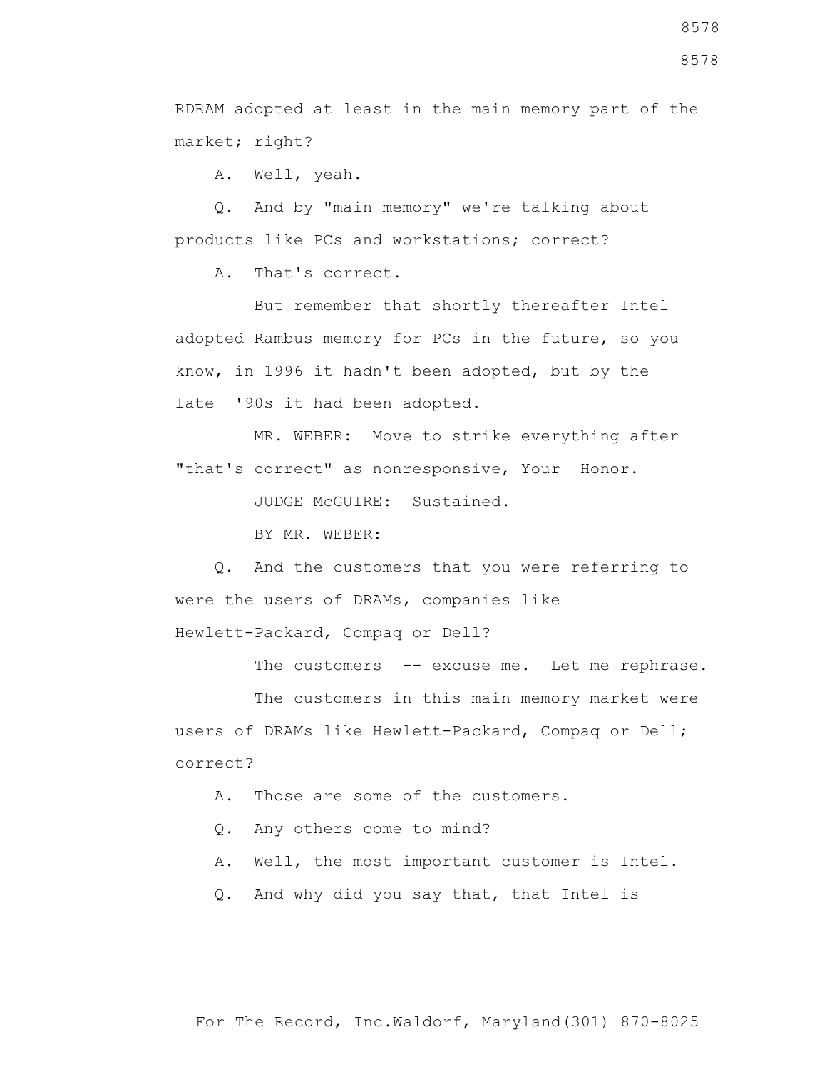RDRAM adopted at least in the main memory part of the market; right?

A. Well, yeah.

Q. And by "main memory" we're talking about products like PCs and workstations; correct?

A. That's correct.

But remember that shortly thereafter Intel adopted Rambus memory for PCs in the future, so you know, in 1996 it hadn't been adopted, but by the late '90s it had been adopted.

MR. WEBER: Move to strike everything after "that's correct" as nonresponsive, Your Honor.

JUDGE McGUIRE: Sustained.

BY MR. WEBER:

Q. And the customers that you were referring to were the users of DRAMs, companies like Hewlett-Packard, Compaq or Dell?

The customers -- excuse me. Let me rephrase.

The customers in this main memory market were users of DRAMs like Hewlett-Packard, Compaq or Dell; correct?

A. Those are some of the customers.

Q. Any others come to mind?

A. Well, the most important customer is Intel.

Q. And why did you say that, that Intel is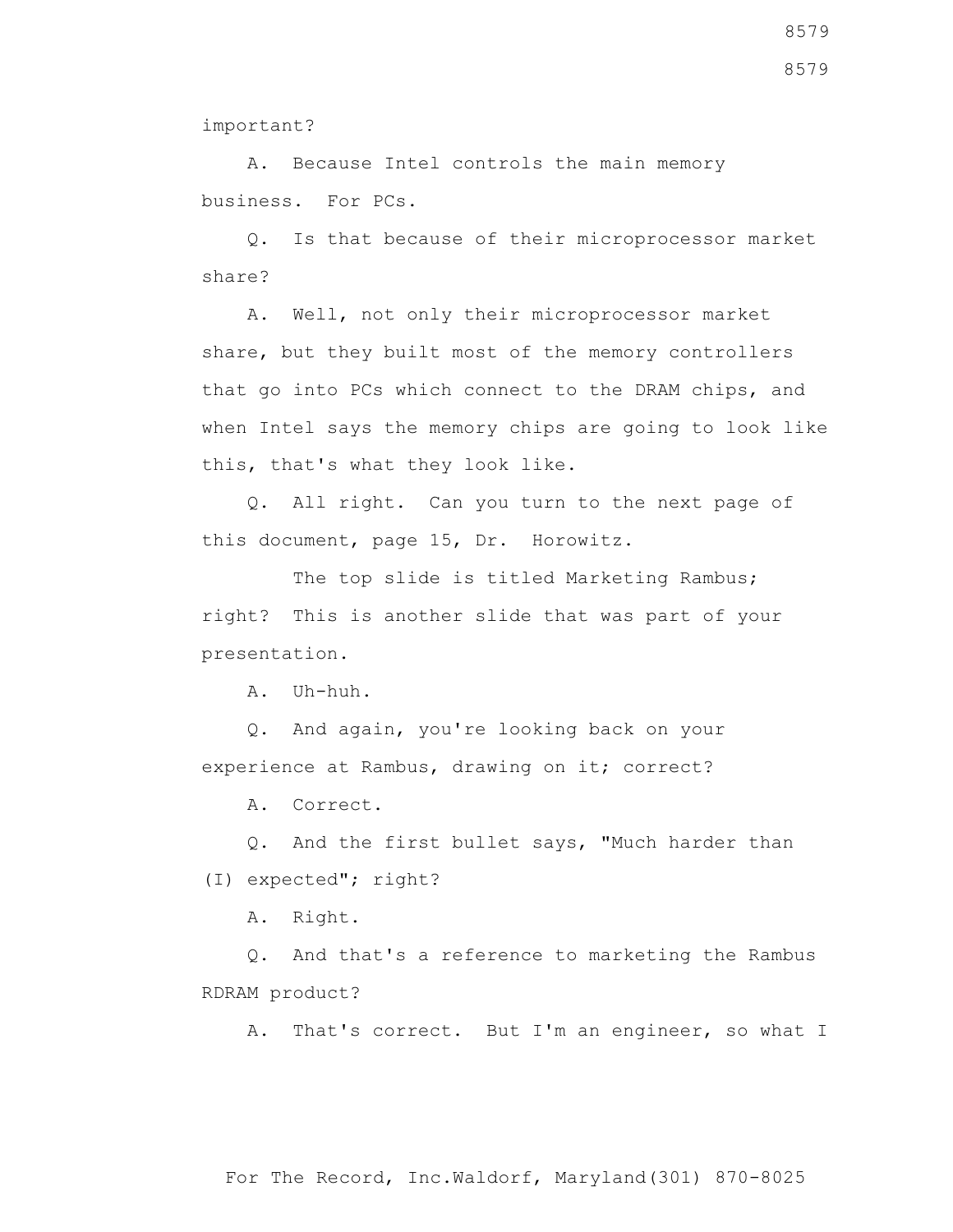important?

A. Because Intel controls the main memory business. For PCs.

Q. Is that because of their microprocessor market share?

A. Well, not only their microprocessor market share, but they built most of the memory controllers that go into PCs which connect to the DRAM chips, and when Intel says the memory chips are going to look like this, that's what they look like.

Q. All right. Can you turn to the next page of this document, page 15, Dr. Horowitz.

The top slide is titled Marketing Rambus; right? This is another slide that was part of your presentation.

A. Uh-huh.

Q. And again, you're looking back on your experience at Rambus, drawing on it; correct?

A. Correct.

Q. And the first bullet says, "Much harder than (I) expected"; right?

A. Right.

Q. And that's a reference to marketing the Rambus RDRAM product?

A. That's correct. But I'm an engineer, so what I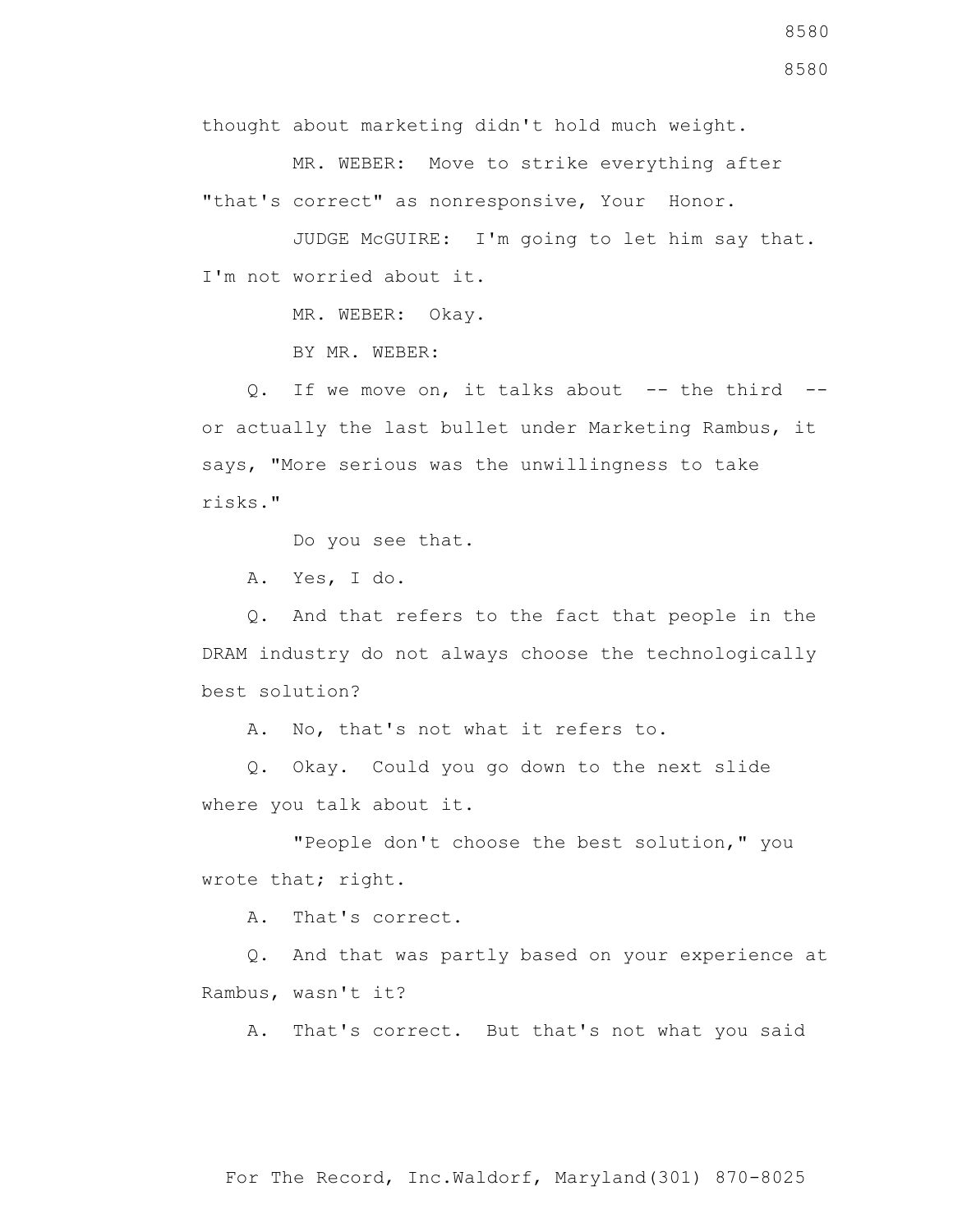thought about marketing didn't hold much weight.

MR. WEBER: Move to strike everything after "that's correct" as nonresponsive, Your Honor.

JUDGE McGUIRE: I'm going to let him say that. I'm not worried about it.

MR. WEBER: Okay.

BY MR. WEBER:

Q. If we move on, it talks about -- the third -- or actually the last bullet under Marketing Rambus, it says, "More serious was the unwillingness to take risks."

Do you see that.

A. Yes, I do.

Q. And that refers to the fact that people in the DRAM industry do not always choose the technologically best solution?

A. No, that's not what it refers to.

Q. Okay. Could you go down to the next slide where you talk about it.

"People don't choose the best solution," you wrote that; right.

A. That's correct.

Q. And that was partly based on your experience at Rambus, wasn't it?

A. That's correct. But that's not what you said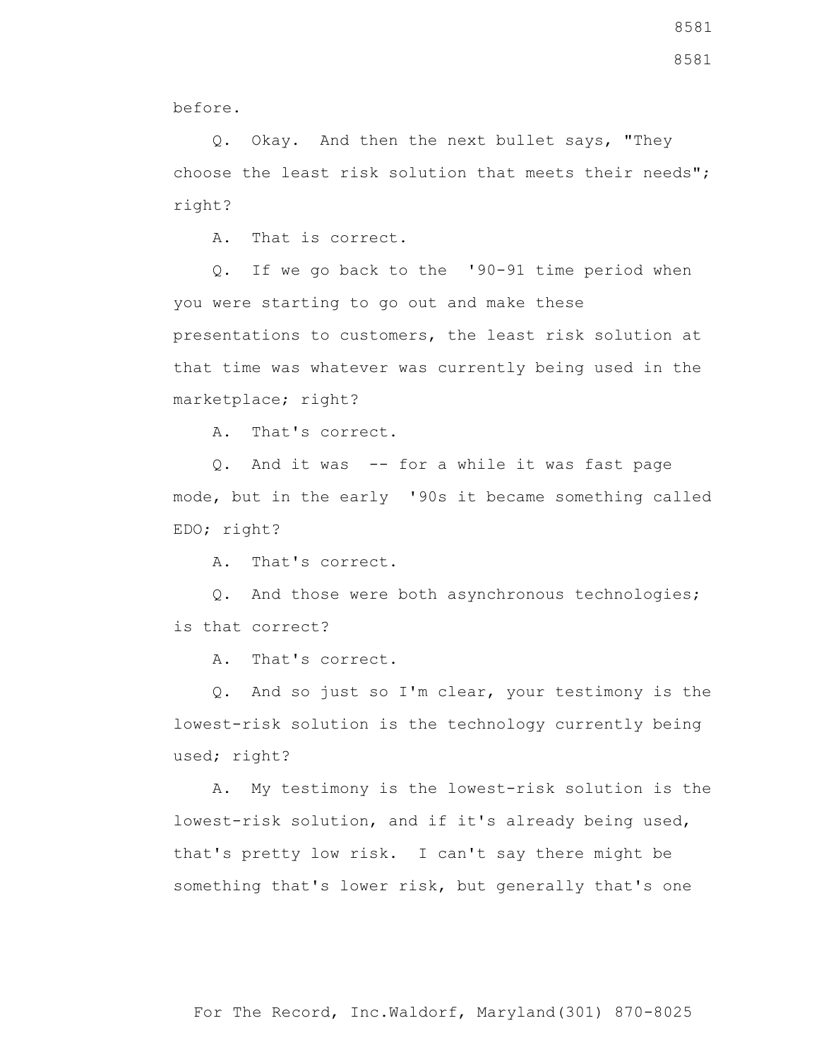before.

Q. Okay. And then the next bullet says, "They choose the least risk solution that meets their needs"; right?

A. That is correct.

Q. If we go back to the '90-91 time period when you were starting to go out and make these presentations to customers, the least risk solution at that time was whatever was currently being used in the marketplace; right?

A. That's correct.

Q. And it was -- for a while it was fast page mode, but in the early '90s it became something called EDO; right?

A. That's correct.

Q. And those were both asynchronous technologies; is that correct?

A. That's correct.

Q. And so just so I'm clear, your testimony is the lowest-risk solution is the technology currently being used; right?

A. My testimony is the lowest-risk solution is the lowest-risk solution, and if it's already being used, that's pretty low risk. I can't say there might be something that's lower risk, but generally that's one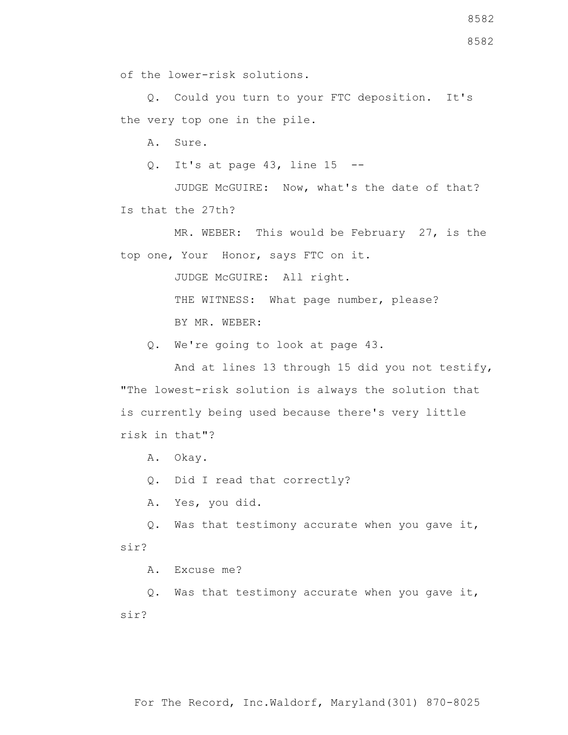of the lower-risk solutions.

Q. Could you turn to your FTC deposition. It's the very top one in the pile.

A. Sure.

Q. It's at page 43, line 15 --

JUDGE McGUIRE: Now, what's the date of that? Is that the 27th?

MR. WEBER: This would be February 27, is the top one, Your Honor, says FTC on it.

JUDGE McGUIRE: All right.

THE WITNESS: What page number, please?

BY MR. WEBER:

Q. We're going to look at page 43.

And at lines 13 through 15 did you not testify, "The lowest-risk solution is always the solution that is currently being used because there's very little risk in that"?

A. Okay.

Q. Did I read that correctly?

A. Yes, you did.

Q. Was that testimony accurate when you gave it, sir?

A. Excuse me?

Q. Was that testimony accurate when you gave it, sir?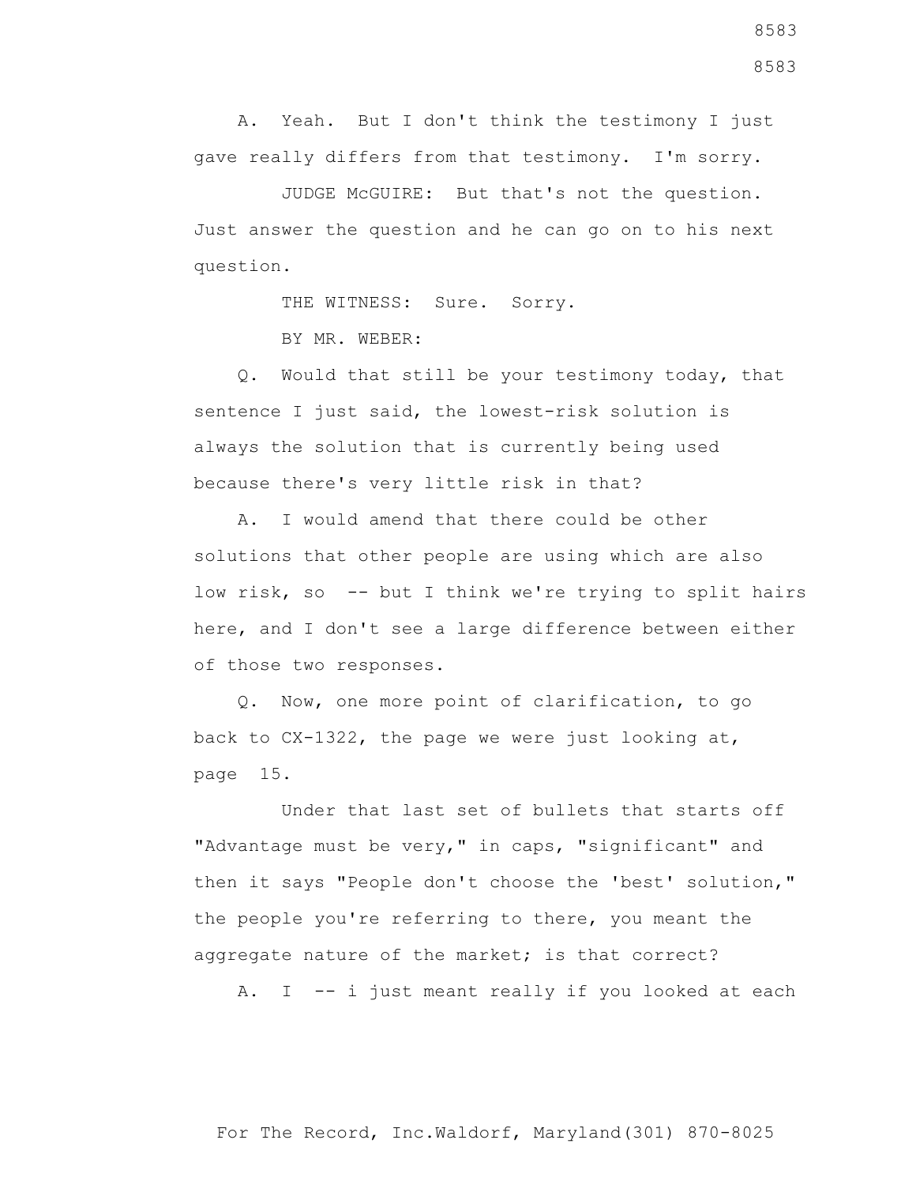A. Yeah. But I don't think the testimony I just gave really differs from that testimony. I'm sorry.

JUDGE McGUIRE: But that's not the question. Just answer the question and he can go on to his next question.

THE WITNESS: Sure. Sorry.

BY MR. WEBER:

Q. Would that still be your testimony today, that sentence I just said, the lowest-risk solution is always the solution that is currently being used because there's very little risk in that?

A. I would amend that there could be other solutions that other people are using which are also low risk, so -- but I think we're trying to split hairs here, and I don't see a large difference between either of those two responses.

Q. Now, one more point of clarification, to go back to CX-1322, the page we were just looking at, page 15.

Under that last set of bullets that starts off "Advantage must be very," in caps, "significant" and then it says "People don't choose the 'best' solution," the people you're referring to there, you meant the aggregate nature of the market; is that correct?

A. I -- i just meant really if you looked at each

For The Record, Inc.Waldorf, Maryland(301) 870-8025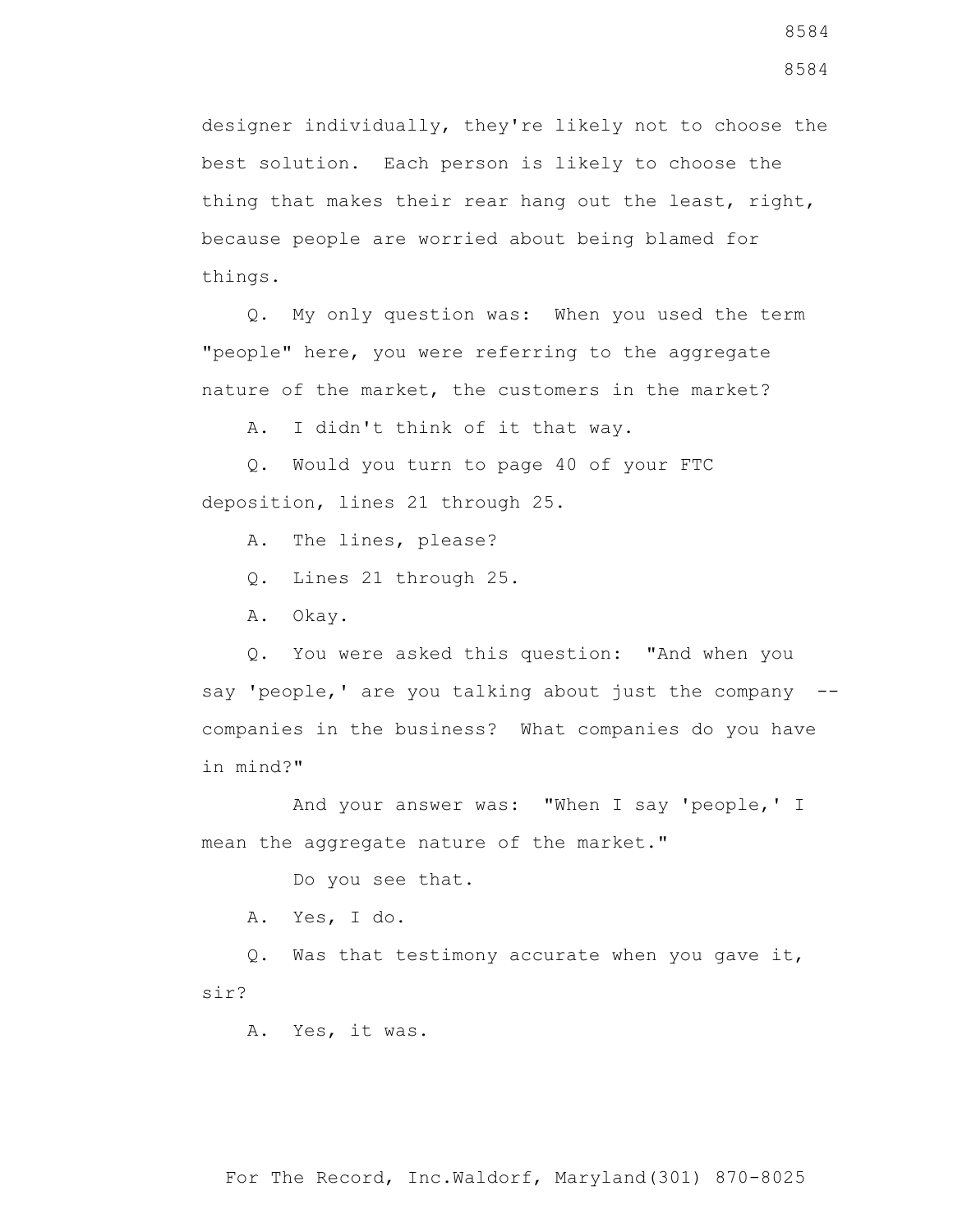designer individually, they're likely not to choose the best solution. Each person is likely to choose the thing that makes their rear hang out the least, right, because people are worried about being blamed for things.

Q. My only question was: When you used the term "people" here, you were referring to the aggregate nature of the market, the customers in the market?

A. I didn't think of it that way.

Q. Would you turn to page 40 of your FTC deposition, lines 21 through 25.

A. The lines, please?

Q. Lines 21 through 25.

A. Okay.

Q. You were asked this question: "And when you say 'people,' are you talking about just the company -- companies in the business? What companies do you have in mind?"

And your answer was: "When I say 'people,' I mean the aggregate nature of the market."

Do you see that.

A. Yes, I do.

Q. Was that testimony accurate when you gave it, sir?

A. Yes, it was.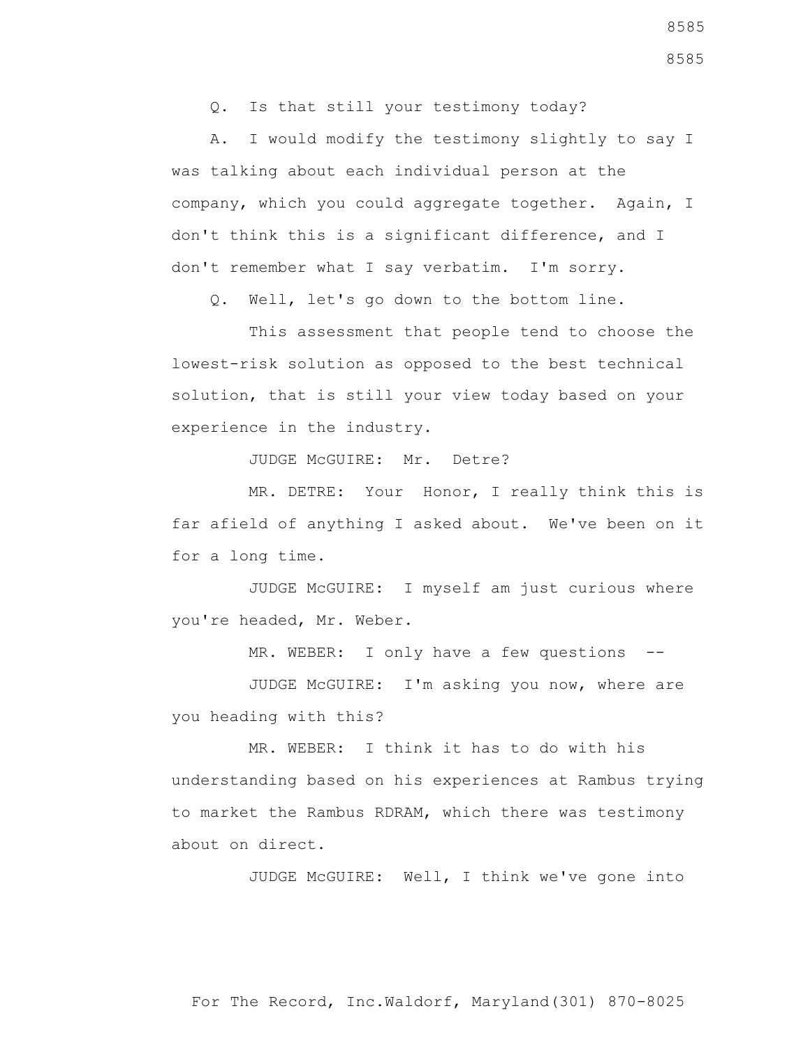Q. Is that still your testimony today?

A. I would modify the testimony slightly to say I was talking about each individual person at the company, which you could aggregate together. Again, I don't think this is a significant difference, and I don't remember what I say verbatim. I'm sorry.

Q. Well, let's go down to the bottom line.

This assessment that people tend to choose the lowest-risk solution as opposed to the best technical solution, that is still your view today based on your experience in the industry.

JUDGE McGUIRE: Mr. Detre?

MR. DETRE: Your Honor, I really think this is far afield of anything I asked about. We've been on it for a long time.

JUDGE McGUIRE: I myself am just curious where you're headed, Mr. Weber.

MR. WEBER: I only have a few questions --

JUDGE McGUIRE: I'm asking you now, where are you heading with this?

MR. WEBER: I think it has to do with his understanding based on his experiences at Rambus trying to market the Rambus RDRAM, which there was testimony about on direct.

JUDGE McGUIRE: Well, I think we've gone into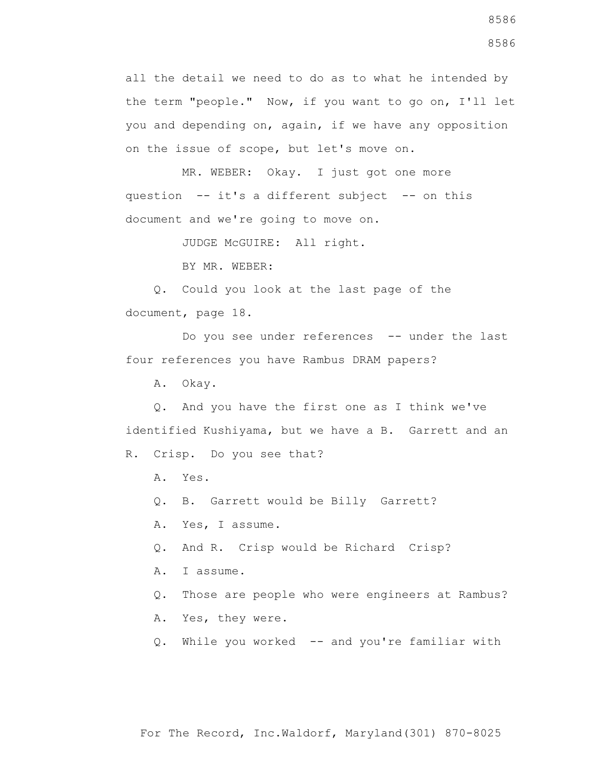all the detail we need to do as to what he intended by the term "people." Now, if you want to go on, I'll let you and depending on, again, if we have any opposition on the issue of scope, but let's move on.

MR. WEBER: Okay. I just got one more question -- it's a different subject -- on this document and we're going to move on.

JUDGE McGUIRE: All right.

BY MR. WEBER:

Q. Could you look at the last page of the document, page 18.

Do you see under references -- under the last four references you have Rambus DRAM papers?

A. Okay.

Q. And you have the first one as I think we've identified Kushiyama, but we have a B. Garrett and an R. Crisp. Do you see that?

A. Yes.

Q. B. Garrett would be Billy Garrett?

A. Yes, I assume.

Q. And R. Crisp would be Richard Crisp?

A. I assume.

Q. Those are people who were engineers at Rambus?

A. Yes, they were.

Q. While you worked -- and you're familiar with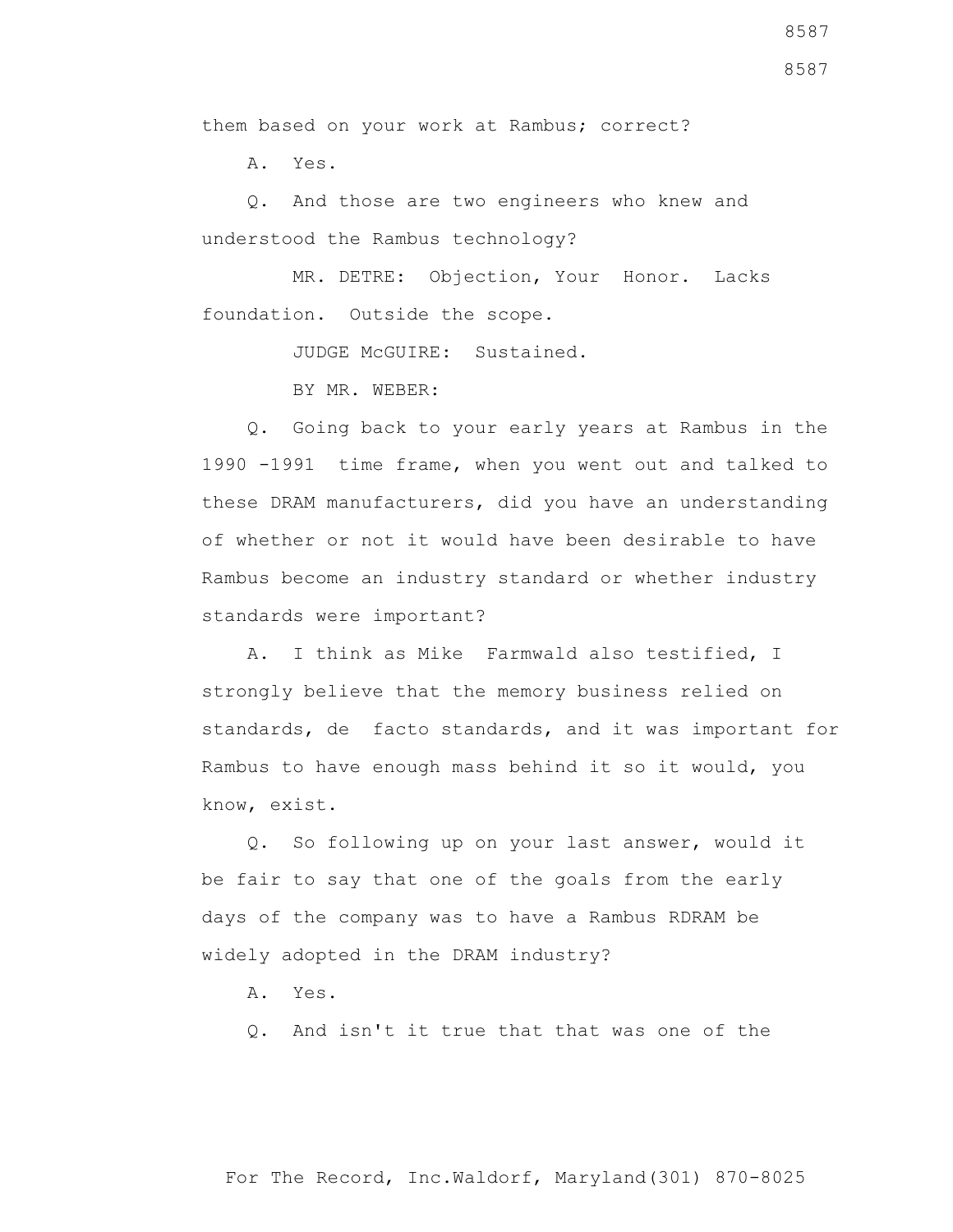them based on your work at Rambus; correct?

A. Yes.

Q. And those are two engineers who knew and understood the Rambus technology?

MR. DETRE: Objection, Your Honor. Lacks foundation. Outside the scope.

JUDGE McGUIRE: Sustained.

BY MR. WEBER:

Q. Going back to your early years at Rambus in the 1990 -1991 time frame, when you went out and talked to these DRAM manufacturers, did you have an understanding of whether or not it would have been desirable to have Rambus become an industry standard or whether industry standards were important?

A. I think as Mike Farmwald also testified, I strongly believe that the memory business relied on standards, de facto standards, and it was important for Rambus to have enough mass behind it so it would, you know, exist.

Q. So following up on your last answer, would it be fair to say that one of the goals from the early days of the company was to have a Rambus RDRAM be widely adopted in the DRAM industry?

A. Yes.

Q. And isn't it true that that was one of the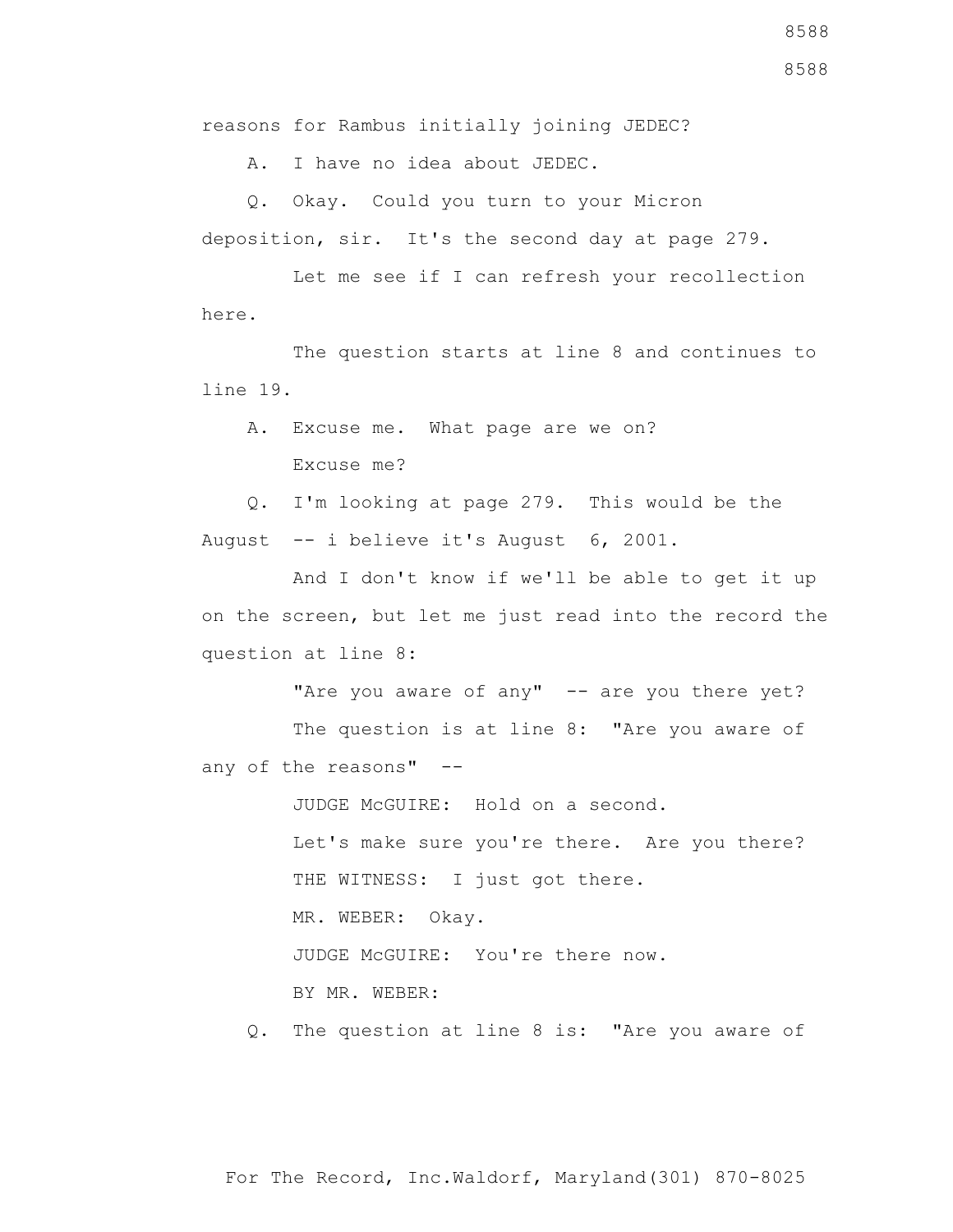reasons for Rambus initially joining JEDEC?

A. I have no idea about JEDEC.

Q. Okay. Could you turn to your Micron deposition, sir. It's the second day at page 279.

Let me see if I can refresh your recollection here.

The question starts at line 8 and continues to line 19.

A. Excuse me. What page are we on?

Excuse me?

Q. I'm looking at page 279. This would be the August -- i believe it's August 6, 2001.

And I don't know if we'll be able to get it up on the screen, but let me just read into the record the question at line 8:

"Are you aware of any" -- are you there yet?

The question is at line 8: "Are you aware of any of the reasons" --

JUDGE McGUIRE: Hold on a second.

Let's make sure you're there. Are you there?

THE WITNESS: I just got there.

MR. WEBER: Okay.

JUDGE McGUIRE: You're there now.

BY MR. WEBER:

Q. The question at line 8 is: "Are you aware of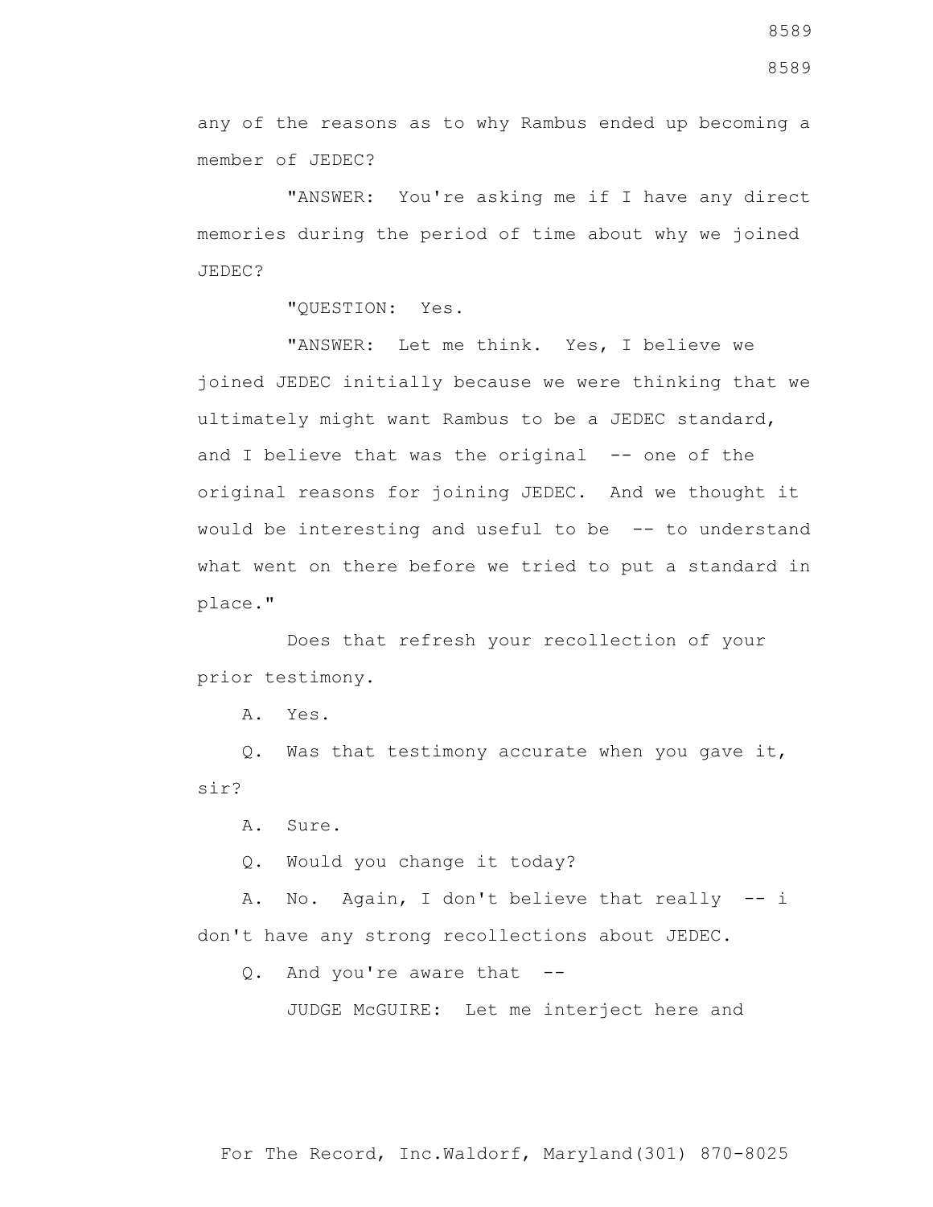any of the reasons as to why Rambus ended up becoming a member of JEDEC?

"ANSWER: You're asking me if I have any direct memories during the period of time about why we joined JEDEC?

"QUESTION: Yes.

"ANSWER: Let me think. Yes, I believe we joined JEDEC initially because we were thinking that we ultimately might want Rambus to be a JEDEC standard, and I believe that was the original -- one of the original reasons for joining JEDEC. And we thought it would be interesting and useful to be -- to understand what went on there before we tried to put a standard in place."

Does that refresh your recollection of your prior testimony.

A. Yes.

Q. Was that testimony accurate when you gave it, sir?

A. Sure.

Q. Would you change it today?

A. No. Again, I don't believe that really -- i don't have any strong recollections about JEDEC.

Q. And you're aware that --

JUDGE McGUIRE: Let me interject here and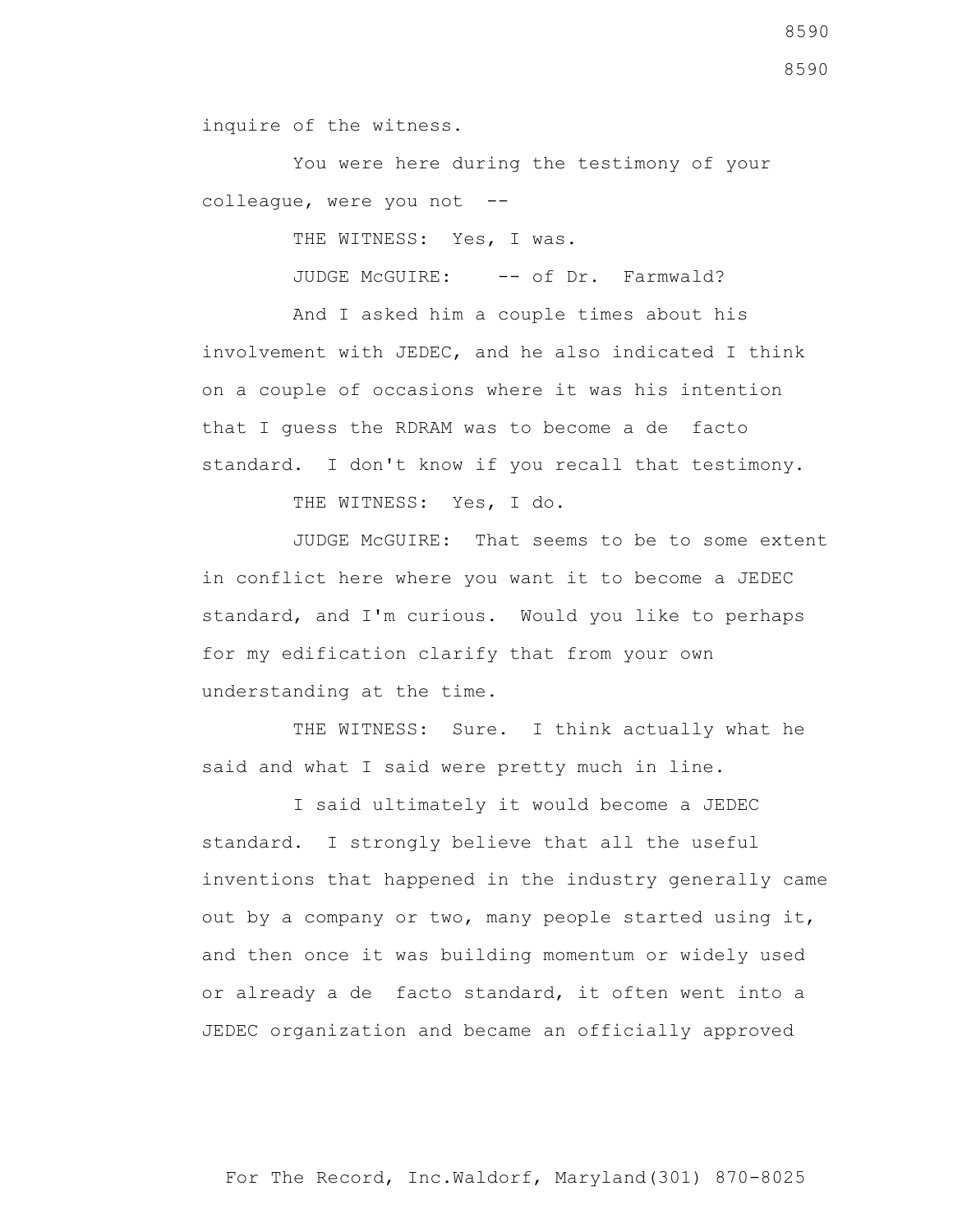inquire of the witness.

You were here during the testimony of your colleague, were you not --

THE WITNESS: Yes, I was.

JUDGE McGUIRE: -- of Dr. Farmwald?

And I asked him a couple times about his involvement with JEDEC, and he also indicated I think on a couple of occasions where it was his intention that I guess the RDRAM was to become a de facto standard. I don't know if you recall that testimony.

THE WITNESS: Yes, I do.

JUDGE McGUIRE: That seems to be to some extent in conflict here where you want it to become a JEDEC standard, and I'm curious. Would you like to perhaps for my edification clarify that from your own understanding at the time.

THE WITNESS: Sure. I think actually what he said and what I said were pretty much in line.

I said ultimately it would become a JEDEC standard. I strongly believe that all the useful inventions that happened in the industry generally came out by a company or two, many people started using it, and then once it was building momentum or widely used or already a de facto standard, it often went into a JEDEC organization and became an officially approved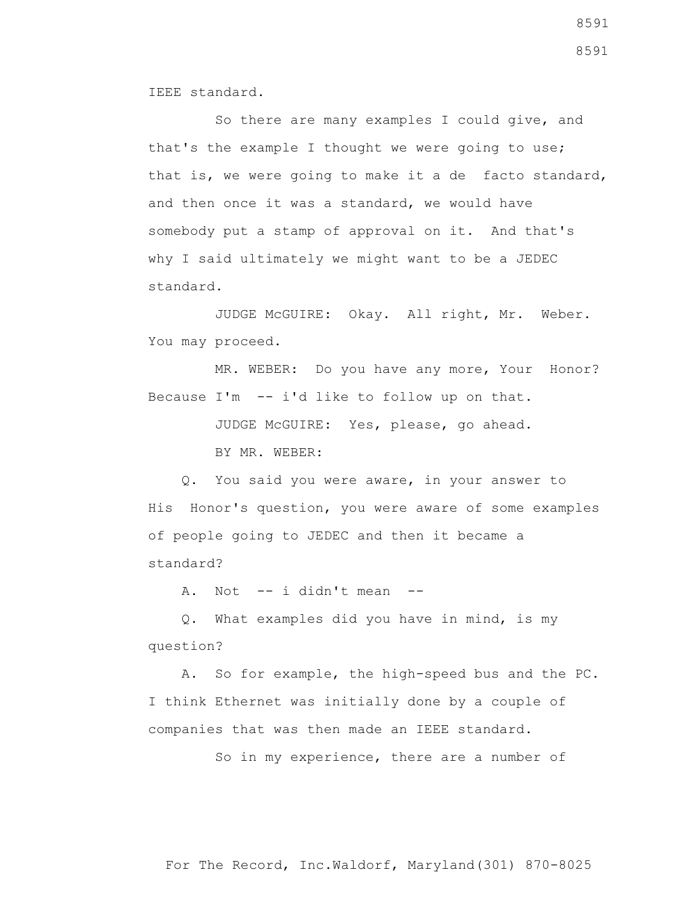IEEE standard.

So there are many examples I could give, and that's the example I thought we were going to use; that is, we were going to make it a de facto standard, and then once it was a standard, we would have somebody put a stamp of approval on it. And that's why I said ultimately we might want to be a JEDEC standard.

JUDGE McGUIRE: Okay. All right, Mr. Weber. You may proceed.

MR. WEBER: Do you have any more, Your Honor? Because I'm -- i'd like to follow up on that.

JUDGE McGUIRE: Yes, please, go ahead.

BY MR. WEBER:

Q. You said you were aware, in your answer to His Honor's question, you were aware of some examples of people going to JEDEC and then it became a standard?

A. Not -- i didn't mean --

Q. What examples did you have in mind, is my question?

A. So for example, the high-speed bus and the PC. I think Ethernet was initially done by a couple of companies that was then made an IEEE standard.

So in my experience, there are a number of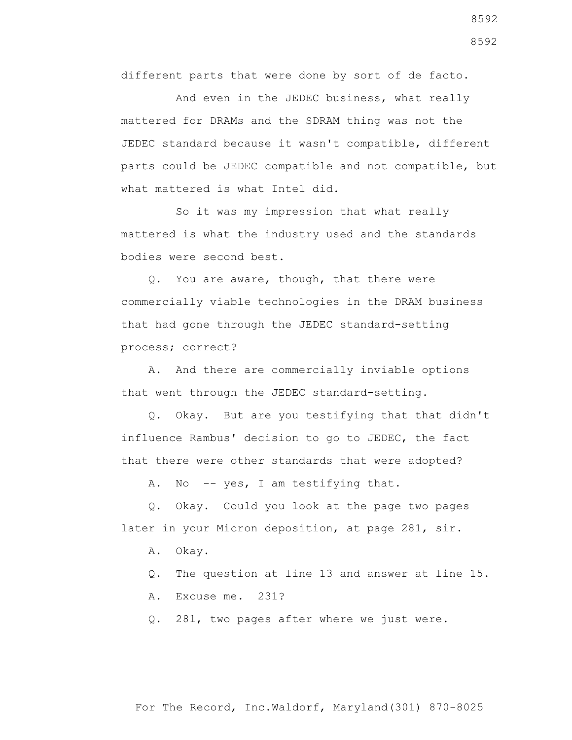different parts that were done by sort of de facto.

And even in the JEDEC business, what really mattered for DRAMs and the SDRAM thing was not the JEDEC standard because it wasn't compatible, different parts could be JEDEC compatible and not compatible, but what mattered is what Intel did.

So it was my impression that what really mattered is what the industry used and the standards bodies were second best.

Q. You are aware, though, that there were commercially viable technologies in the DRAM business that had gone through the JEDEC standard-setting process; correct?

A. And there are commercially inviable options that went through the JEDEC standard-setting.

Q. Okay. But are you testifying that that didn't influence Rambus' decision to go to JEDEC, the fact that there were other standards that were adopted?

A. No -- yes, I am testifying that.

Q. Okay. Could you look at the page two pages later in your Micron deposition, at page 281, sir.

A. Okay.

Q. The question at line 13 and answer at line 15.

A. Excuse me. 231?

Q. 281, two pages after where we just were.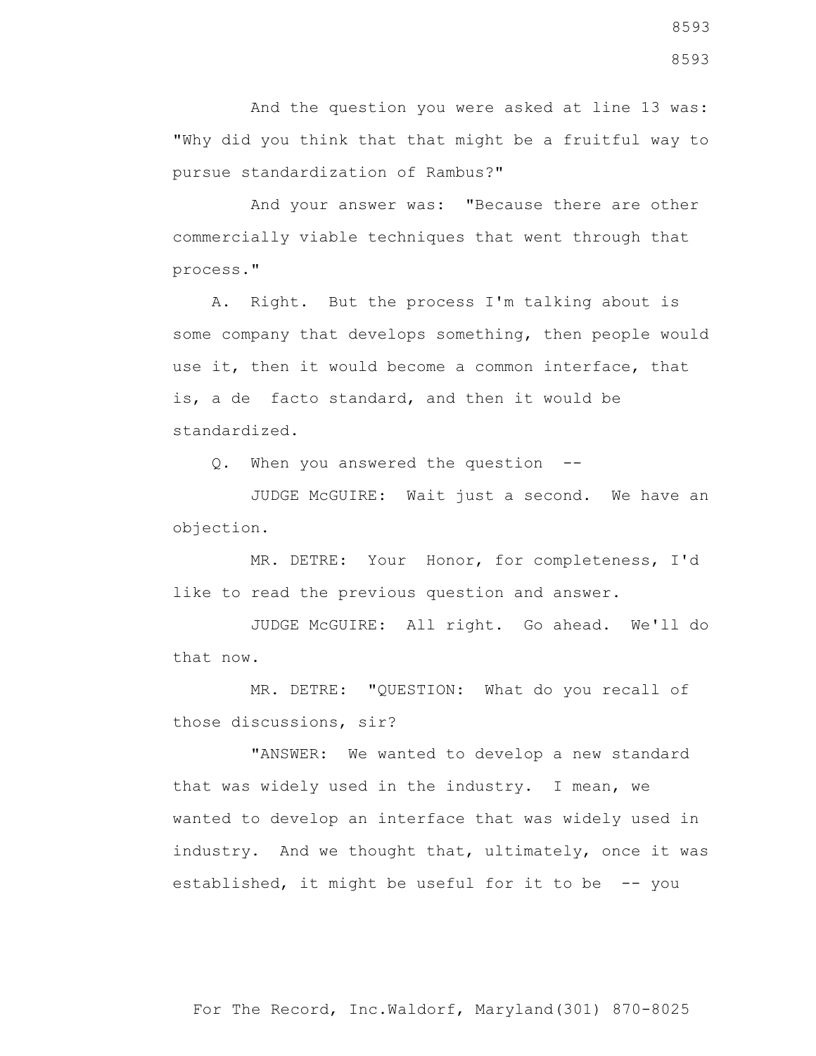And the question you were asked at line 13 was: "Why did you think that that might be a fruitful way to pursue standardization of Rambus?"

And your answer was: "Because there are other commercially viable techniques that went through that process."

A. Right. But the process I'm talking about is some company that develops something, then people would use it, then it would become a common interface, that is, a de facto standard, and then it would be standardized.

Q. When you answered the question --

JUDGE McGUIRE: Wait just a second. We have an objection.

MR. DETRE: Your Honor, for completeness, I'd like to read the previous question and answer.

JUDGE McGUIRE: All right. Go ahead. We'll do that now.

MR. DETRE: "QUESTION: What do you recall of those discussions, sir?

"ANSWER: We wanted to develop a new standard that was widely used in the industry. I mean, we wanted to develop an interface that was widely used in industry. And we thought that, ultimately, once it was established, it might be useful for it to be -- you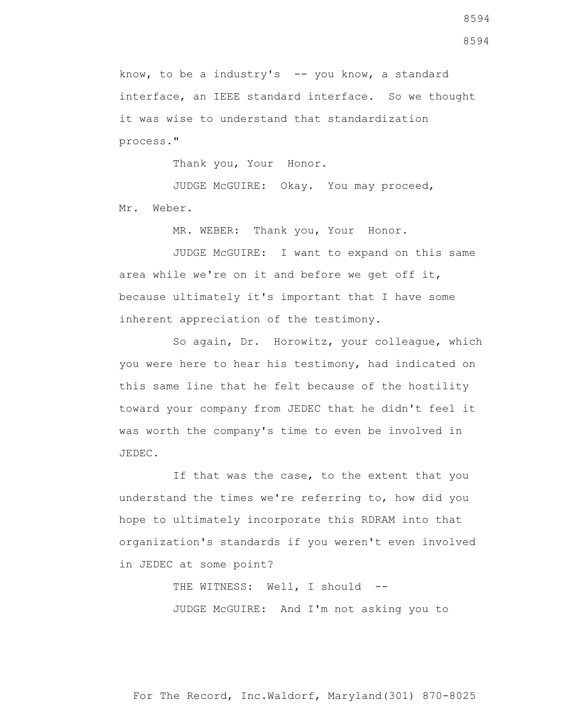know, to be a industry's -- you know, a standard interface, an IEEE standard interface. So we thought it was wise to understand that standardization process."

Thank you, Your Honor.

JUDGE McGUIRE: Okay. You may proceed, Mr. Weber.

MR. WEBER: Thank you, Your Honor.

JUDGE McGUIRE: I want to expand on this same area while we're on it and before we get off it, because ultimately it's important that I have some inherent appreciation of the testimony.

So again, Dr. Horowitz, your colleague, which you were here to hear his testimony, had indicated on this same line that he felt because of the hostility toward your company from JEDEC that he didn't feel it was worth the company's time to even be involved in JEDEC.

If that was the case, to the extent that you understand the times we're referring to, how did you hope to ultimately incorporate this RDRAM into that organization's standards if you weren't even involved in JEDEC at some point?

THE WITNESS: Well, I should --

JUDGE McGUIRE: And I'm not asking you to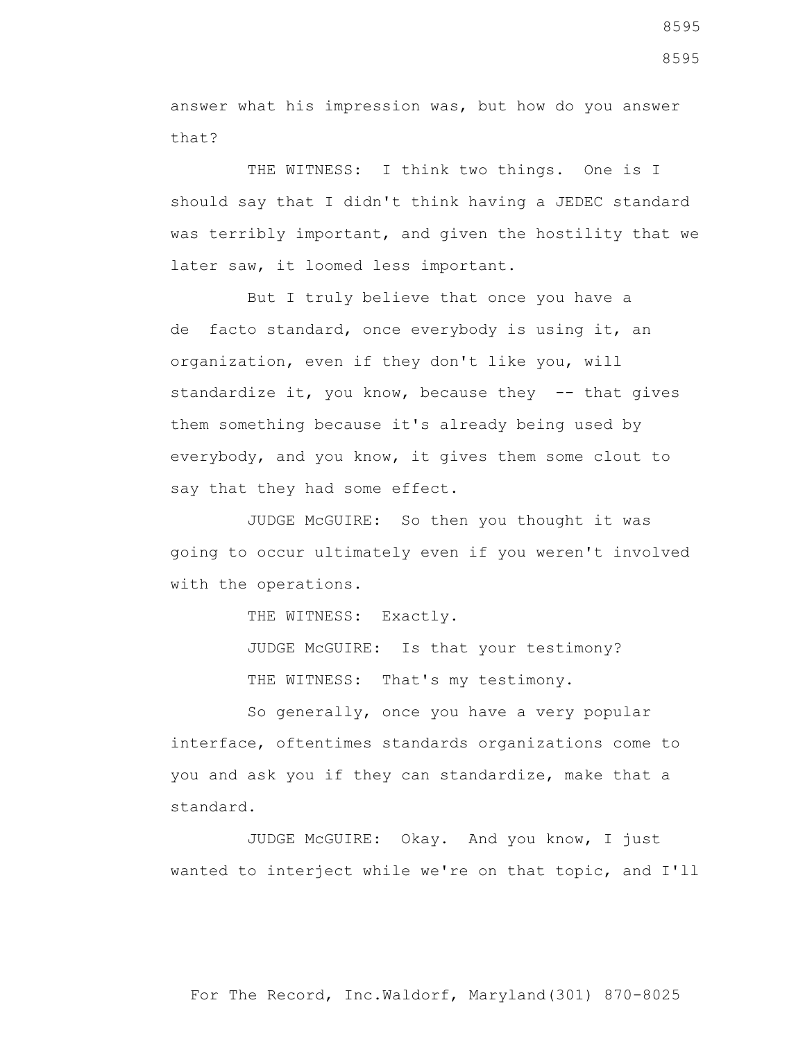answer what his impression was, but how do you answer that?

THE WITNESS: I think two things. One is I should say that I didn't think having a JEDEC standard was terribly important, and given the hostility that we later saw, it loomed less important.

But I truly believe that once you have a de facto standard, once everybody is using it, an organization, even if they don't like you, will standardize it, you know, because they -- that gives them something because it's already being used by everybody, and you know, it gives them some clout to say that they had some effect.

JUDGE McGUIRE: So then you thought it was going to occur ultimately even if you weren't involved with the operations.

THE WITNESS: Exactly.

JUDGE McGUIRE: Is that your testimony?

THE WITNESS: That's my testimony.

So generally, once you have a very popular interface, oftentimes standards organizations come to you and ask you if they can standardize, make that a standard.

JUDGE McGUIRE: Okay. And you know, I just wanted to interject while we're on that topic, and I'll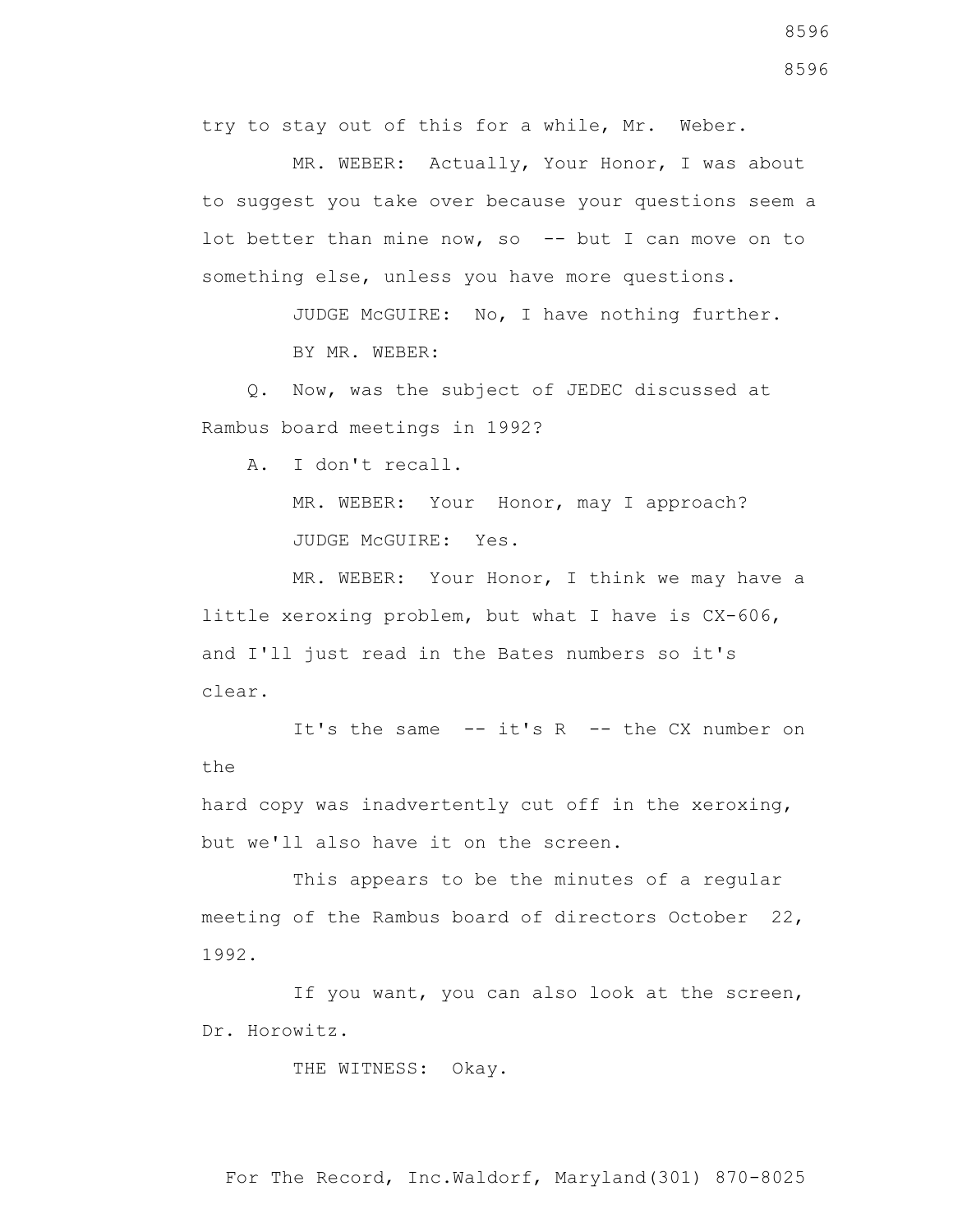try to stay out of this for a while, Mr. Weber.

MR. WEBER: Actually, Your Honor, I was about to suggest you take over because your questions seem a lot better than mine now, so -- but I can move on to something else, unless you have more questions.

JUDGE McGUIRE: No, I have nothing further.

BY MR. WEBER:

Q. Now, was the subject of JEDEC discussed at Rambus board meetings in 1992?

A. I don't recall.

MR. WEBER: Your Honor, may I approach?

JUDGE McGUIRE: Yes.

MR. WEBER: Your Honor, I think we may have a little xeroxing problem, but what I have is CX-606, and I'll just read in the Bates numbers so it's clear.

It's the same -- it's R -- the CX number on the hard copy was inadvertently cut off in the xeroxing, but we'll also have it on the screen.

This appears to be the minutes of a regular meeting of the Rambus board of directors October 22, 1992.

If you want, you can also look at the screen, Dr. Horowitz.

THE WITNESS: Okay.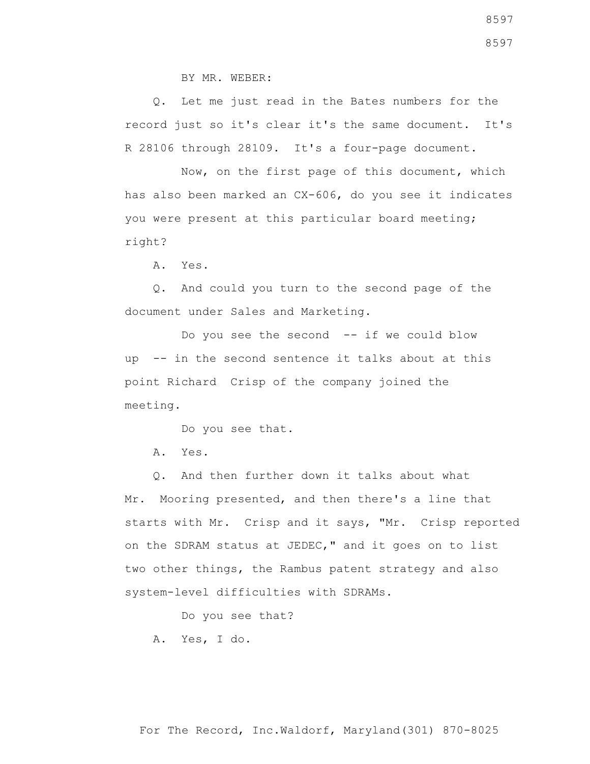BY MR. WEBER:

Q. Let me just read in the Bates numbers for the record just so it's clear it's the same document. It's R 28106 through 28109. It's a four-page document.

Now, on the first page of this document, which has also been marked an CX-606, do you see it indicates you were present at this particular board meeting; right?

A. Yes.

Q. And could you turn to the second page of the document under Sales and Marketing.

Do you see the second -- if we could blow up -- in the second sentence it talks about at this point Richard Crisp of the company joined the meeting.

Do you see that.

A. Yes.

Q. And then further down it talks about what Mr. Mooring presented, and then there's a line that starts with Mr. Crisp and it says, "Mr. Crisp reported on the SDRAM status at JEDEC," and it goes on to list two other things, the Rambus patent strategy and also system-level difficulties with SDRAMs.

Do you see that?

A. Yes, I do.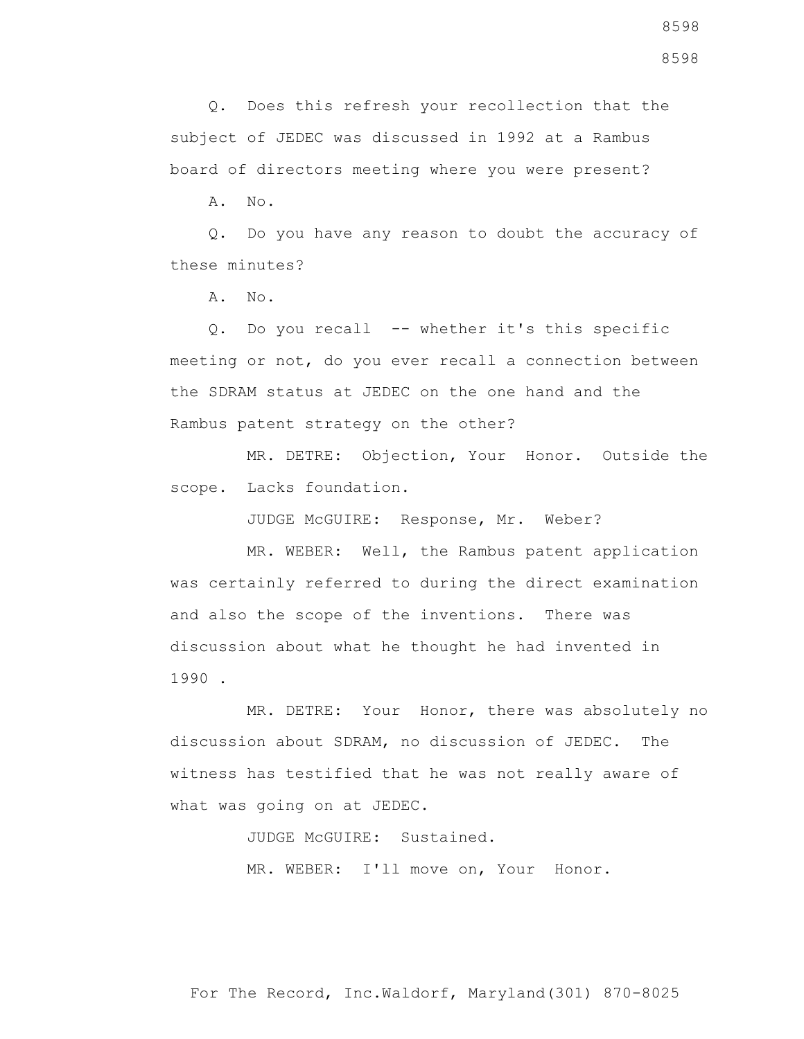Q. Does this refresh your recollection that the subject of JEDEC was discussed in 1992 at a Rambus board of directors meeting where you were present?

A. No.

Q. Do you have any reason to doubt the accuracy of these minutes?

A. No.

Q. Do you recall -- whether it's this specific meeting or not, do you ever recall a connection between the SDRAM status at JEDEC on the one hand and the Rambus patent strategy on the other?

MR. DETRE: Objection, Your Honor. Outside the scope. Lacks foundation.

JUDGE McGUIRE: Response, Mr. Weber?

MR. WEBER: Well, the Rambus patent application was certainly referred to during the direct examination and also the scope of the inventions. There was discussion about what he thought he had invented in 1990 .

MR. DETRE: Your Honor, there was absolutely no discussion about SDRAM, no discussion of JEDEC. The witness has testified that he was not really aware of what was going on at JEDEC.

JUDGE McGUIRE: Sustained.

MR. WEBER: I'll move on, Your Honor.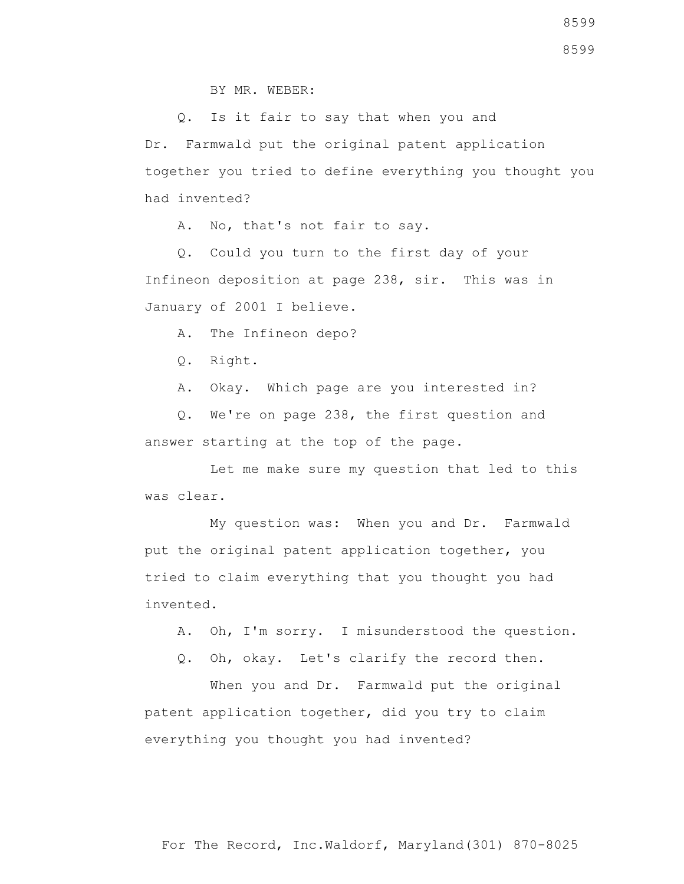BY MR. WEBER:

Q. Is it fair to say that when you and Dr. Farmwald put the original patent application together you tried to define everything you thought you had invented?

A. No, that's not fair to say.

Q. Could you turn to the first day of your Infineon deposition at page 238, sir. This was in January of 2001 I believe.

A. The Infineon depo?

Q. Right.

A. Okay. Which page are you interested in?

Q. We're on page 238, the first question and answer starting at the top of the page.

Let me make sure my question that led to this was clear.

My question was: When you and Dr. Farmwald put the original patent application together, you tried to claim everything that you thought you had invented.

A. Oh, I'm sorry. I misunderstood the question.

Q. Oh, okay. Let's clarify the record then.

When you and Dr. Farmwald put the original patent application together, did you try to claim everything you thought you had invented?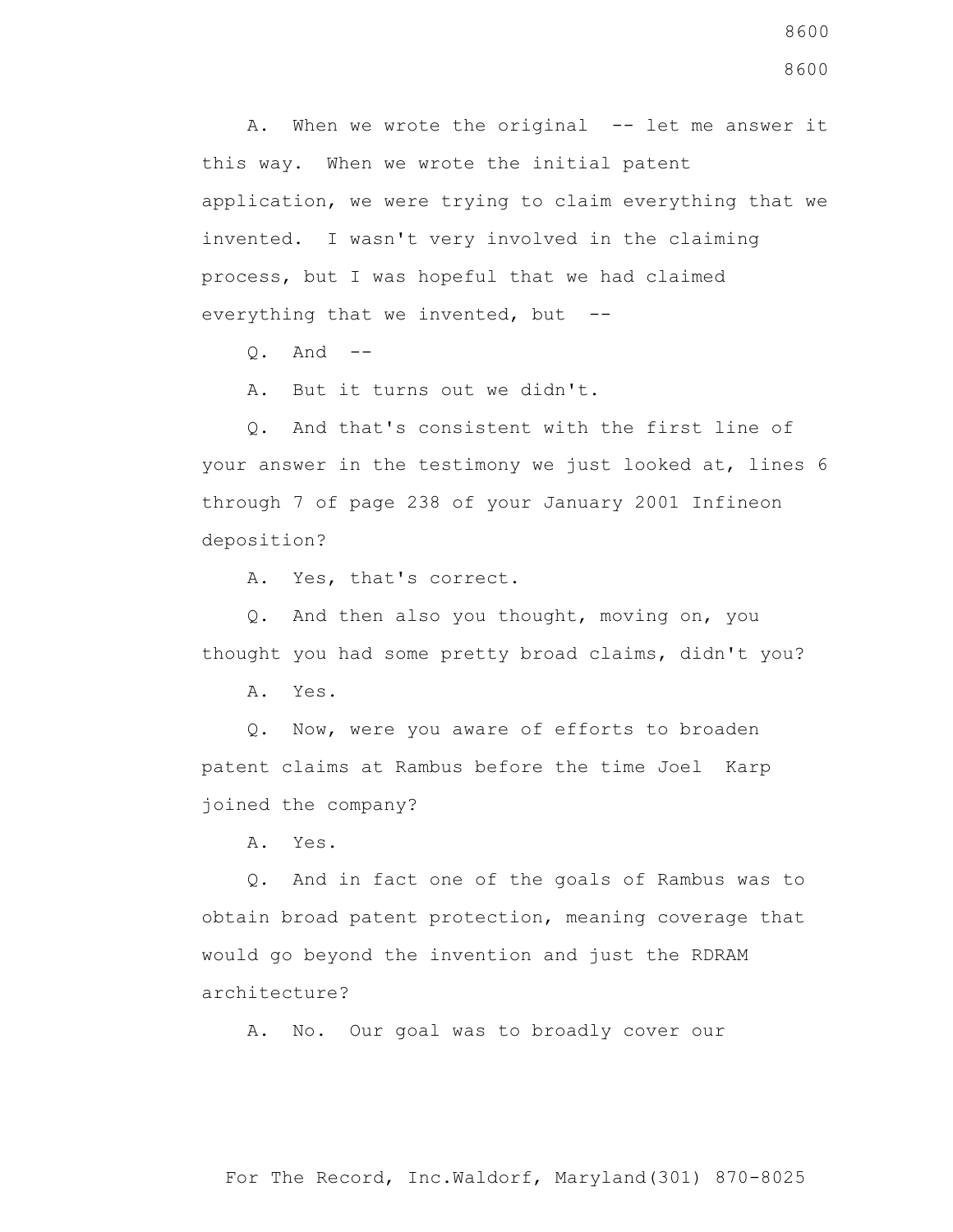A. When we wrote the original -- let me answer it this way. When we wrote the initial patent application, we were trying to claim everything that we invented. I wasn't very involved in the claiming process, but I was hopeful that we had claimed everything that we invented, but --

Q. And --

A. But it turns out we didn't.

Q. And that's consistent with the first line of your answer in the testimony we just looked at, lines 6 through 7 of page 238 of your January 2001 Infineon deposition?

A. Yes, that's correct.

Q. And then also you thought, moving on, you thought you had some pretty broad claims, didn't you?

A. Yes.

Q. Now, were you aware of efforts to broaden patent claims at Rambus before the time Joel Karp joined the company?

A. Yes.

Q. And in fact one of the goals of Rambus was to obtain broad patent protection, meaning coverage that would go beyond the invention and just the RDRAM architecture?

A. No. Our goal was to broadly cover our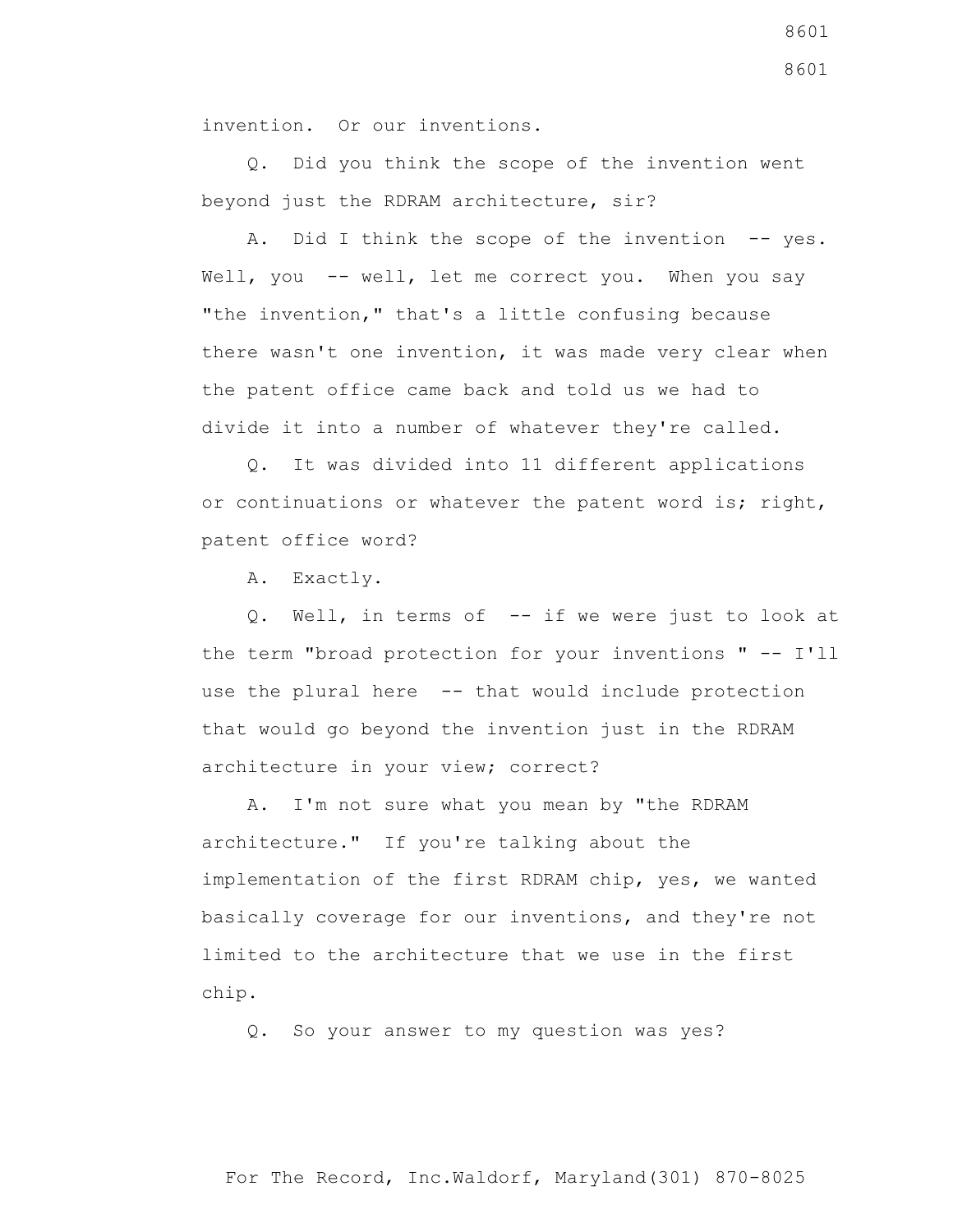invention. Or our inventions.

Q. Did you think the scope of the invention went beyond just the RDRAM architecture, sir?

A. Did I think the scope of the invention -- yes. Well, you -- well, let me correct you. When you say "the invention," that's a little confusing because there wasn't one invention, it was made very clear when the patent office came back and told us we had to divide it into a number of whatever they're called.

Q. It was divided into 11 different applications or continuations or whatever the patent word is; right, patent office word?

A. Exactly.

Q. Well, in terms of -- if we were just to look at the term "broad protection for your inventions " -- I'll use the plural here -- that would include protection that would go beyond the invention just in the RDRAM architecture in your view; correct?

A. I'm not sure what you mean by "the RDRAM architecture." If you're talking about the implementation of the first RDRAM chip, yes, we wanted basically coverage for our inventions, and they're not limited to the architecture that we use in the first chip.

Q. So your answer to my question was yes?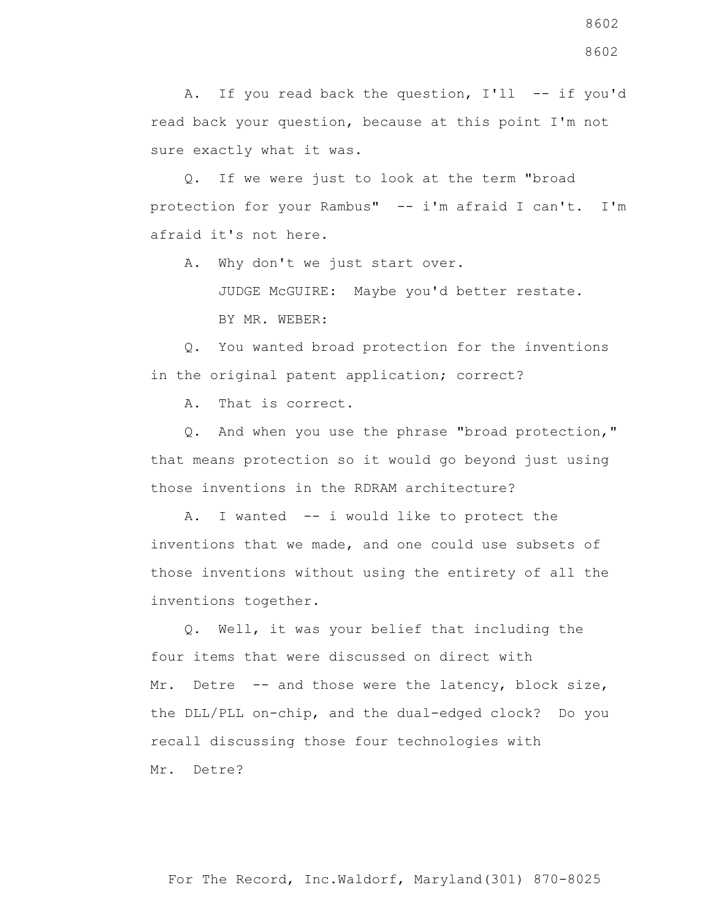A. If you read back the question, I'll -- if you'd read back your question, because at this point I'm not sure exactly what it was.

Q. If we were just to look at the term "broad protection for your Rambus" -- i'm afraid I can't. I'm afraid it's not here.

A. Why don't we just start over.

JUDGE McGUIRE: Maybe you'd better restate.

BY MR. WEBER:

Q. You wanted broad protection for the inventions in the original patent application; correct?

A. That is correct.

Q. And when you use the phrase "broad protection," that means protection so it would go beyond just using those inventions in the RDRAM architecture?

A. I wanted -- i would like to protect the inventions that we made, and one could use subsets of those inventions without using the entirety of all the inventions together.

Q. Well, it was your belief that including the four items that were discussed on direct with Mr. Detre -- and those were the latency, block size, the DLL/PLL on-chip, and the dual-edged clock? Do you recall discussing those four technologies with Mr. Detre?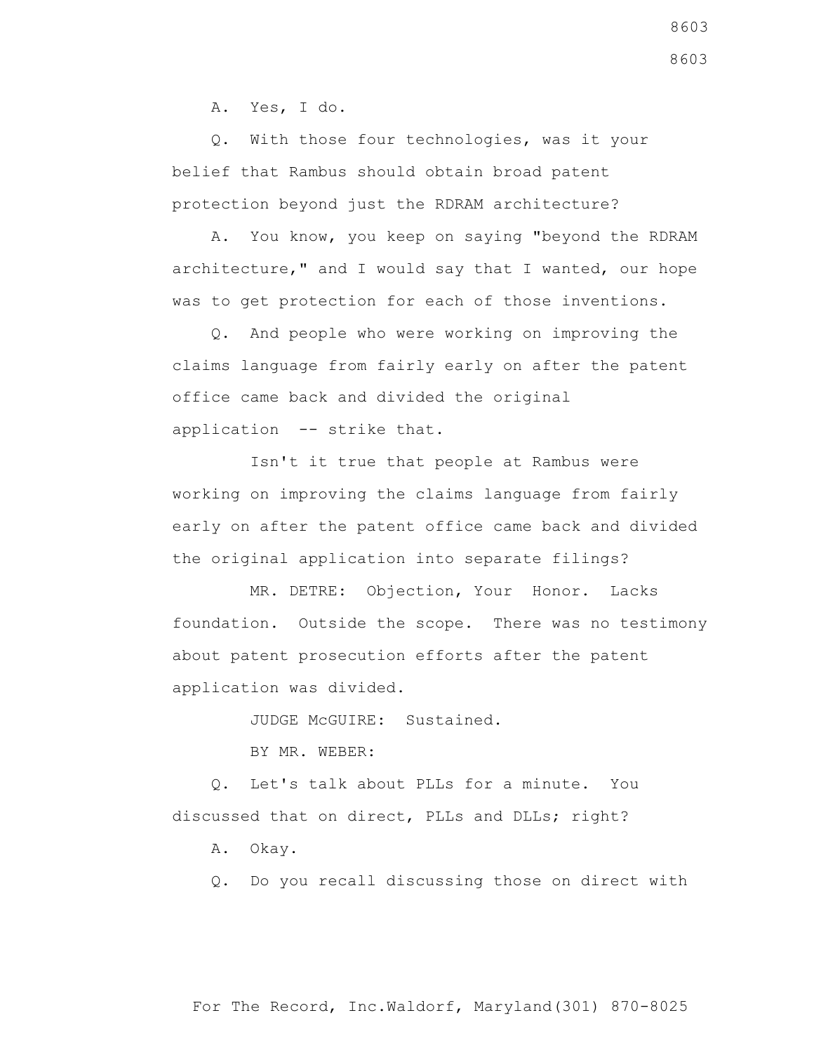A. Yes, I do.

Q. With those four technologies, was it your belief that Rambus should obtain broad patent protection beyond just the RDRAM architecture?

A. You know, you keep on saying "beyond the RDRAM architecture," and I would say that I wanted, our hope was to get protection for each of those inventions.

Q. And people who were working on improving the claims language from fairly early on after the patent office came back and divided the original application -- strike that.

Isn't it true that people at Rambus were working on improving the claims language from fairly early on after the patent office came back and divided the original application into separate filings?

MR. DETRE: Objection, Your Honor. Lacks foundation. Outside the scope. There was no testimony about patent prosecution efforts after the patent application was divided.

JUDGE McGUIRE: Sustained.

BY MR. WEBER:

Q. Let's talk about PLLs for a minute. You discussed that on direct, PLLs and DLLs; right?

A. Okay.

Q. Do you recall discussing those on direct with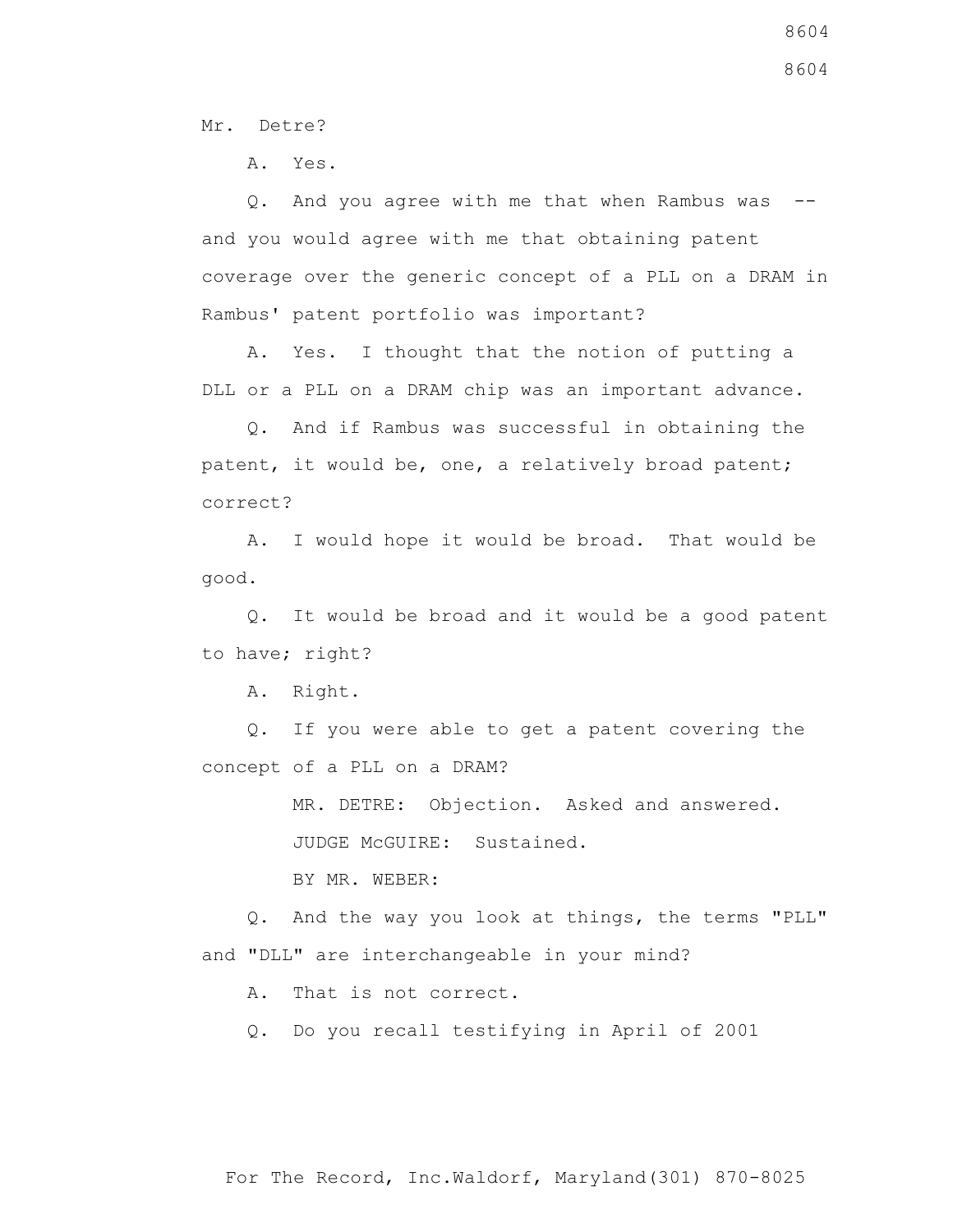Mr. Detre?

A. Yes.

Q. And you agree with me that when Rambus was -- and you would agree with me that obtaining patent coverage over the generic concept of a PLL on a DRAM in Rambus' patent portfolio was important?

A. Yes. I thought that the notion of putting a DLL or a PLL on a DRAM chip was an important advance.

Q. And if Rambus was successful in obtaining the patent, it would be, one, a relatively broad patent; correct?

A. I would hope it would be broad. That would be good.

Q. It would be broad and it would be a good patent to have; right?

A. Right.

Q. If you were able to get a patent covering the concept of a PLL on a DRAM?

MR. DETRE: Objection. Asked and answered.

JUDGE McGUIRE: Sustained.

BY MR. WEBER:

Q. And the way you look at things, the terms "PLL" and "DLL" are interchangeable in your mind?

A. That is not correct.

Q. Do you recall testifying in April of 2001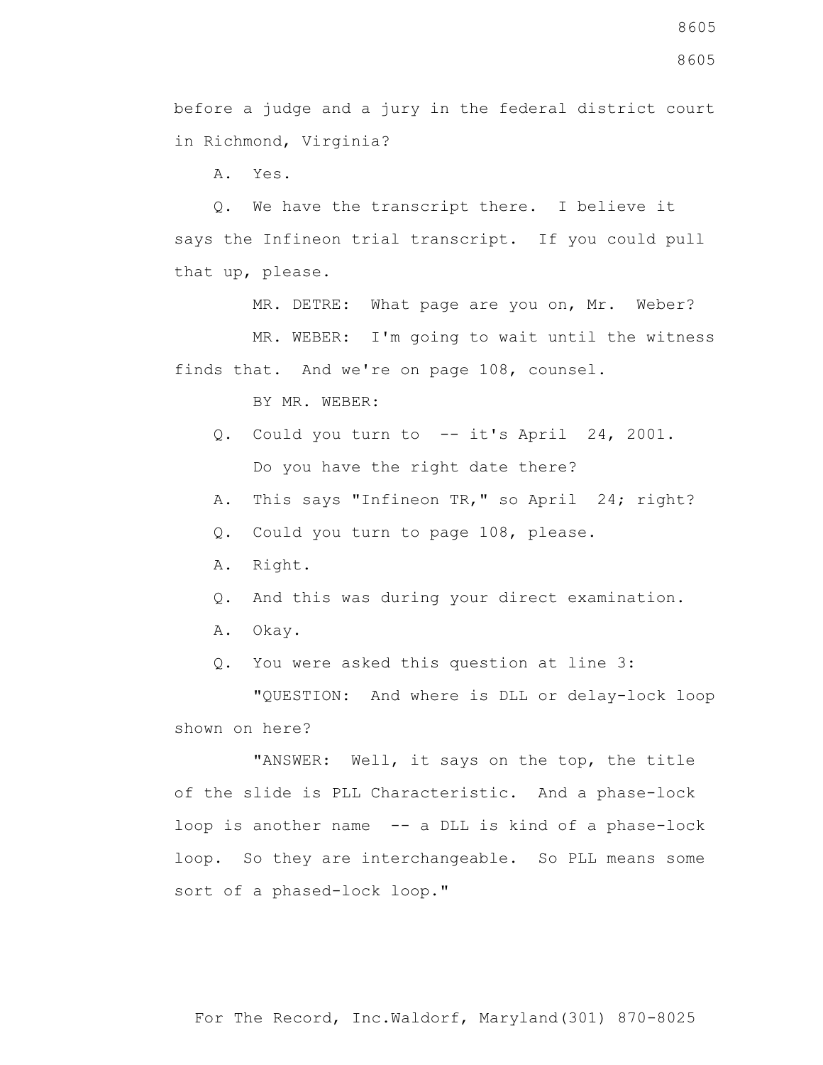before a judge and a jury in the federal district court in Richmond, Virginia?

A. Yes.

Q. We have the transcript there. I believe it says the Infineon trial transcript. If you could pull that up, please.

MR. DETRE: What page are you on, Mr. Weber?

MR. WEBER: I'm going to wait until the witness finds that. And we're on page 108, counsel.

BY MR. WEBER:

Q. Could you turn to -- it's April 24, 2001.

Do you have the right date there?

A. This says "Infineon TR," so April 24; right?

Q. Could you turn to page 108, please.

A. Right.

Q. And this was during your direct examination.

A. Okay.

Q. You were asked this question at line 3:

"QUESTION: And where is DLL or delay-lock loop shown on here?

"ANSWER: Well, it says on the top, the title of the slide is PLL Characteristic. And a phase-lock loop is another name -- a DLL is kind of a phase-lock loop. So they are interchangeable. So PLL means some sort of a phased-lock loop."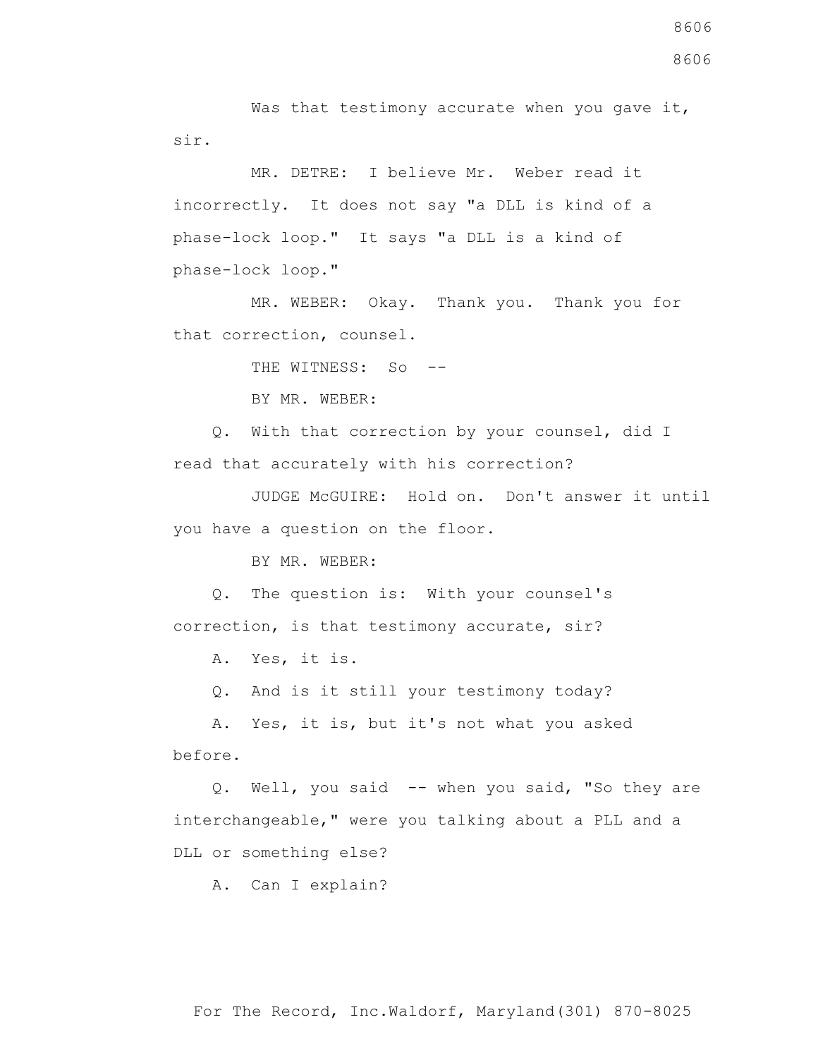Was that testimony accurate when you gave it, sir.

MR. DETRE: I believe Mr. Weber read it incorrectly. It does not say "a DLL is kind of a phase-lock loop." It says "a DLL is a kind of phase-lock loop."

MR. WEBER: Okay. Thank you. Thank you for that correction, counsel.

THE WITNESS: So --

BY MR. WEBER:

Q. With that correction by your counsel, did I read that accurately with his correction?

JUDGE McGUIRE: Hold on. Don't answer it until you have a question on the floor.

BY MR. WEBER:

Q. The question is: With your counsel's correction, is that testimony accurate, sir?

A. Yes, it is.

Q. And is it still your testimony today?

A. Yes, it is, but it's not what you asked before.

Q. Well, you said -- when you said, "So they are interchangeable," were you talking about a PLL and a DLL or something else?

A. Can I explain?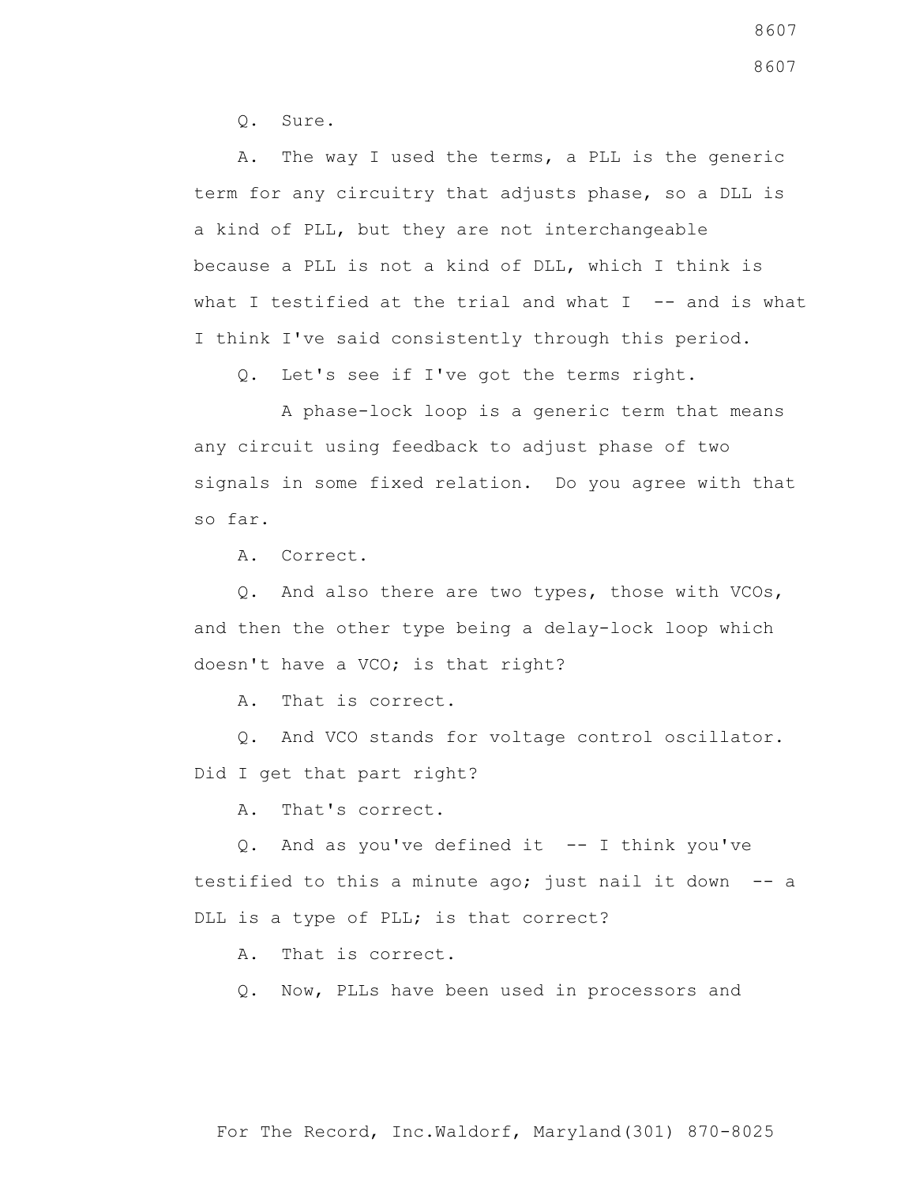Q. Sure.

A. The way I used the terms, a PLL is the generic term for any circuitry that adjusts phase, so a DLL is a kind of PLL, but they are not interchangeable because a PLL is not a kind of DLL, which I think is what I testified at the trial and what I -- and is what I think I've said consistently through this period.

Q. Let's see if I've got the terms right.

A phase-lock loop is a generic term that means any circuit using feedback to adjust phase of two signals in some fixed relation. Do you agree with that so far.

A. Correct.

Q. And also there are two types, those with VCOs, and then the other type being a delay-lock loop which doesn't have a VCO; is that right?

A. That is correct.

Q. And VCO stands for voltage control oscillator. Did I get that part right?

A. That's correct.

Q. And as you've defined it -- I think you've testified to this a minute ago; just nail it down -- a DLL is a type of PLL; is that correct?

A. That is correct.

Q. Now, PLLs have been used in processors and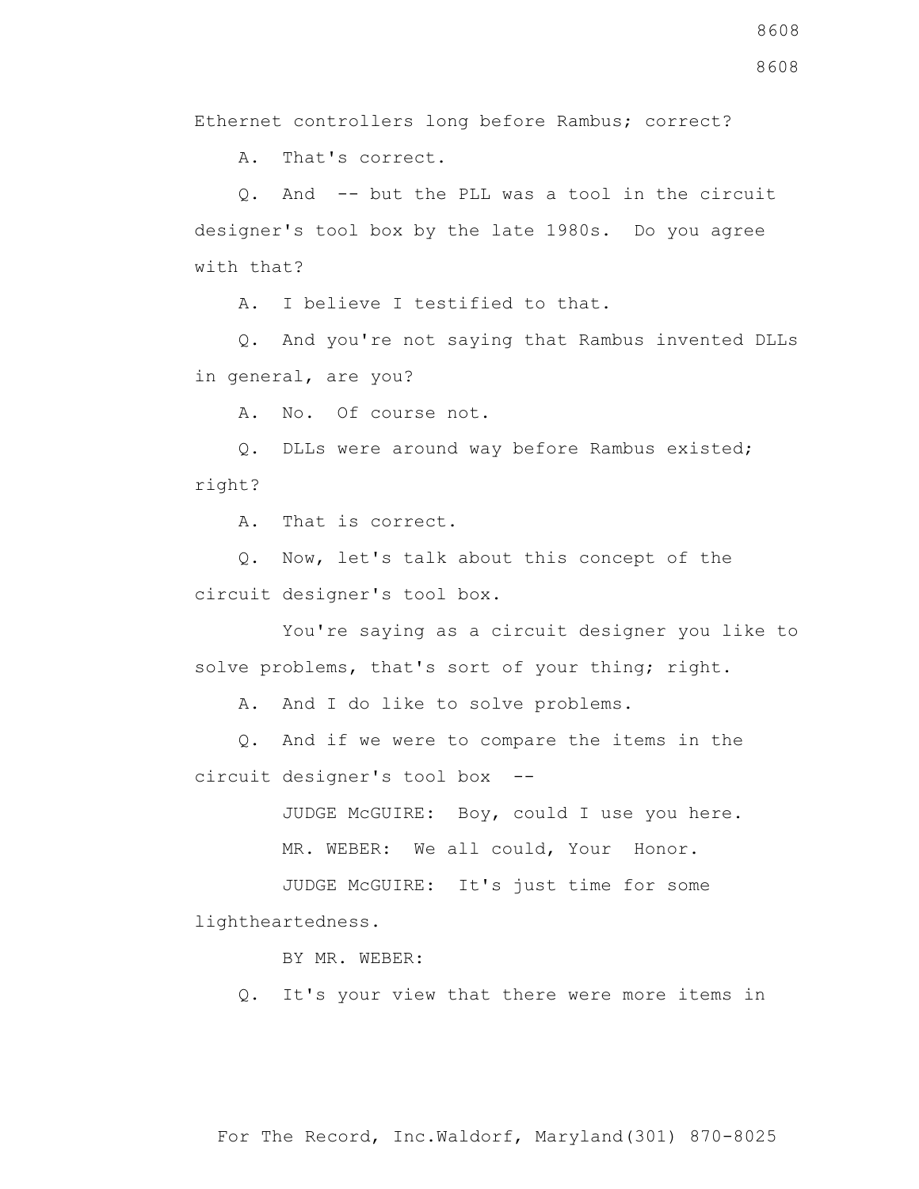Ethernet controllers long before Rambus; correct?

A. That's correct.

Q. And -- but the PLL was a tool in the circuit designer's tool box by the late 1980s. Do you agree with that?

A. I believe I testified to that.

Q. And you're not saying that Rambus invented DLLs in general, are you?

A. No. Of course not.

Q. DLLs were around way before Rambus existed; right?

A. That is correct.

Q. Now, let's talk about this concept of the circuit designer's tool box.

You're saying as a circuit designer you like to solve problems, that's sort of your thing; right.

A. And I do like to solve problems.

Q. And if we were to compare the items in the circuit designer's tool box --

JUDGE McGUIRE: Boy, could I use you here.

MR. WEBER: We all could, Your Honor.

JUDGE McGUIRE: It's just time for some lightheartedness.

BY MR. WEBER:

Q. It's your view that there were more items in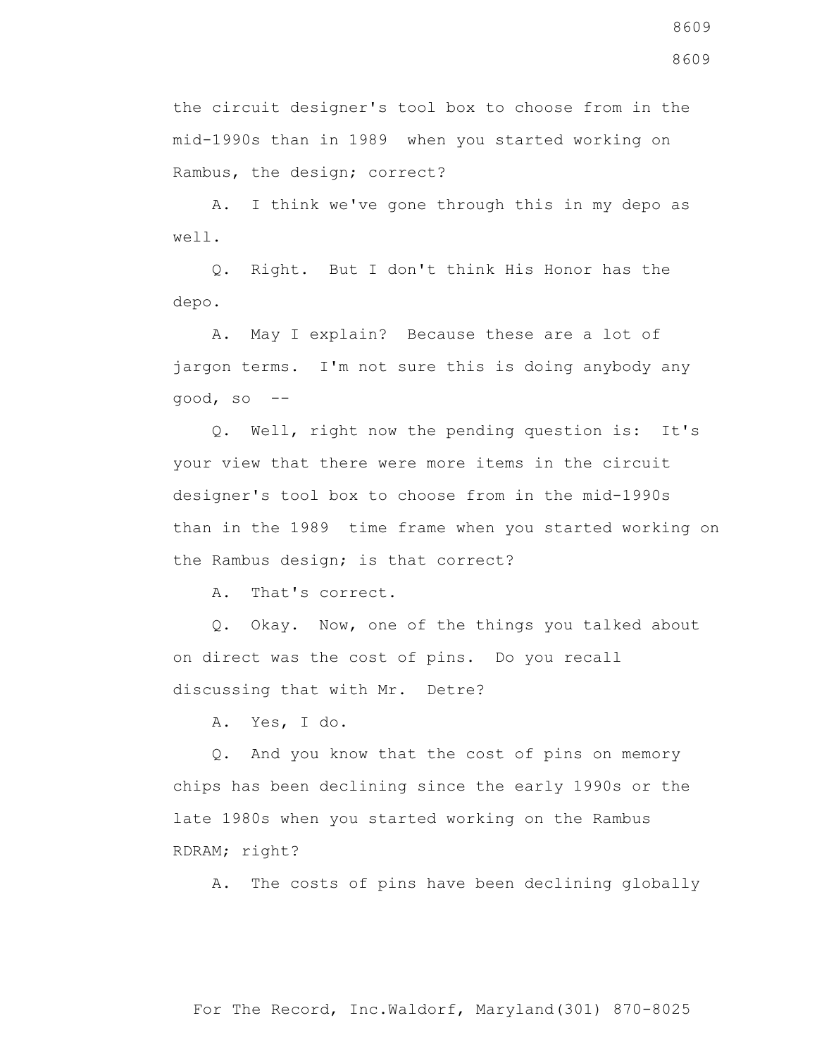the circuit designer's tool box to choose from in the mid-1990s than in 1989 when you started working on Rambus, the design; correct?

A. I think we've gone through this in my depo as well.

Q. Right. But I don't think His Honor has the depo.

A. May I explain? Because these are a lot of jargon terms. I'm not sure this is doing anybody any good, so --

Q. Well, right now the pending question is: It's your view that there were more items in the circuit designer's tool box to choose from in the mid-1990s than in the 1989 time frame when you started working on the Rambus design; is that correct?

A. That's correct.

Q. Okay. Now, one of the things you talked about on direct was the cost of pins. Do you recall discussing that with Mr. Detre?

A. Yes, I do.

Q. And you know that the cost of pins on memory chips has been declining since the early 1990s or the late 1980s when you started working on the Rambus RDRAM; right?

A. The costs of pins have been declining globally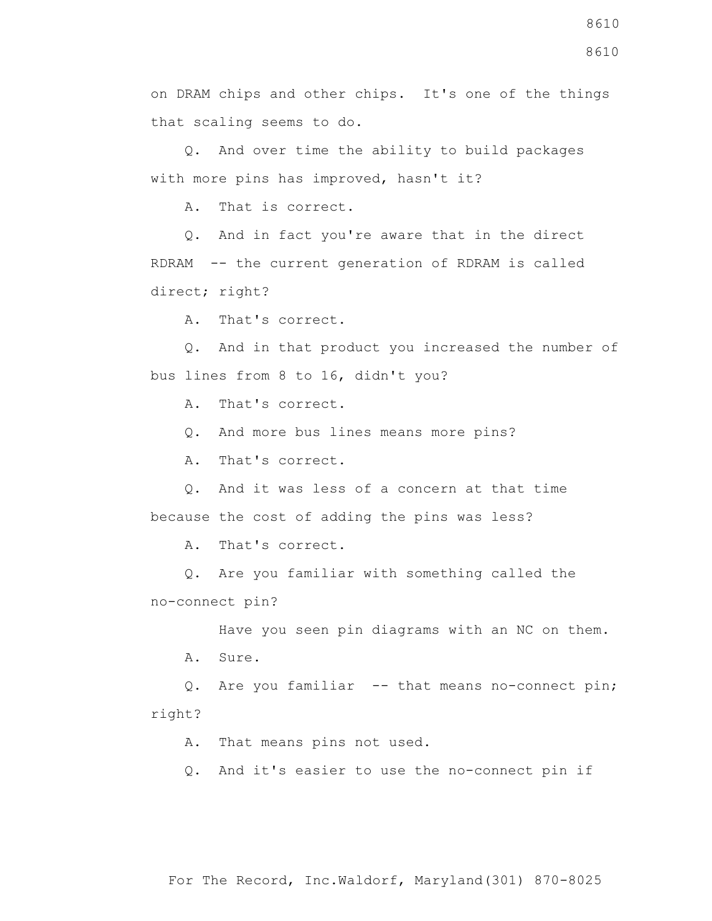on DRAM chips and other chips. It's one of the things that scaling seems to do.

Q. And over time the ability to build packages with more pins has improved, hasn't it?

A. That is correct.

Q. And in fact you're aware that in the direct RDRAM -- the current generation of RDRAM is called direct; right?

A. That's correct.

Q. And in that product you increased the number of bus lines from 8 to 16, didn't you?

A. That's correct.

Q. And more bus lines means more pins?

A. That's correct.

Q. And it was less of a concern at that time because the cost of adding the pins was less?

A. That's correct.

Q. Are you familiar with something called the no-connect pin?

Have you seen pin diagrams with an NC on them.

A. Sure.

Q. Are you familiar -- that means no-connect pin; right?

A. That means pins not used.

Q. And it's easier to use the no-connect pin if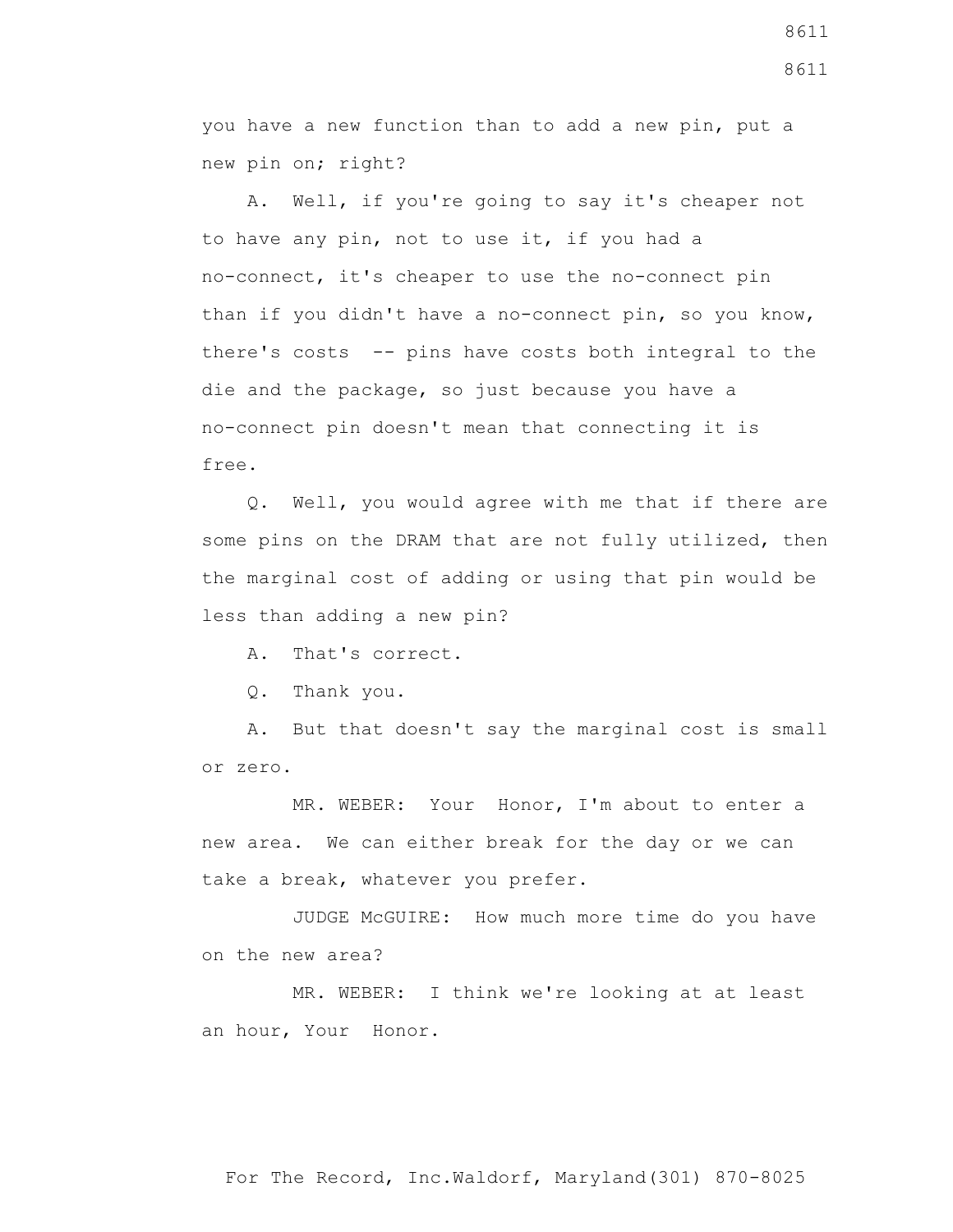you have a new function than to add a new pin, put a new pin on; right?

A. Well, if you're going to say it's cheaper not to have any pin, not to use it, if you had a no-connect, it's cheaper to use the no-connect pin than if you didn't have a no-connect pin, so you know, there's costs -- pins have costs both integral to the die and the package, so just because you have a no-connect pin doesn't mean that connecting it is free.

Q. Well, you would agree with me that if there are some pins on the DRAM that are not fully utilized, then the marginal cost of adding or using that pin would be less than adding a new pin?

A. That's correct.

Q. Thank you.

A. But that doesn't say the marginal cost is small or zero.

MR. WEBER: Your Honor, I'm about to enter a new area. We can either break for the day or we can take a break, whatever you prefer.

JUDGE McGUIRE: How much more time do you have on the new area?

MR. WEBER: I think we're looking at at least an hour, Your Honor.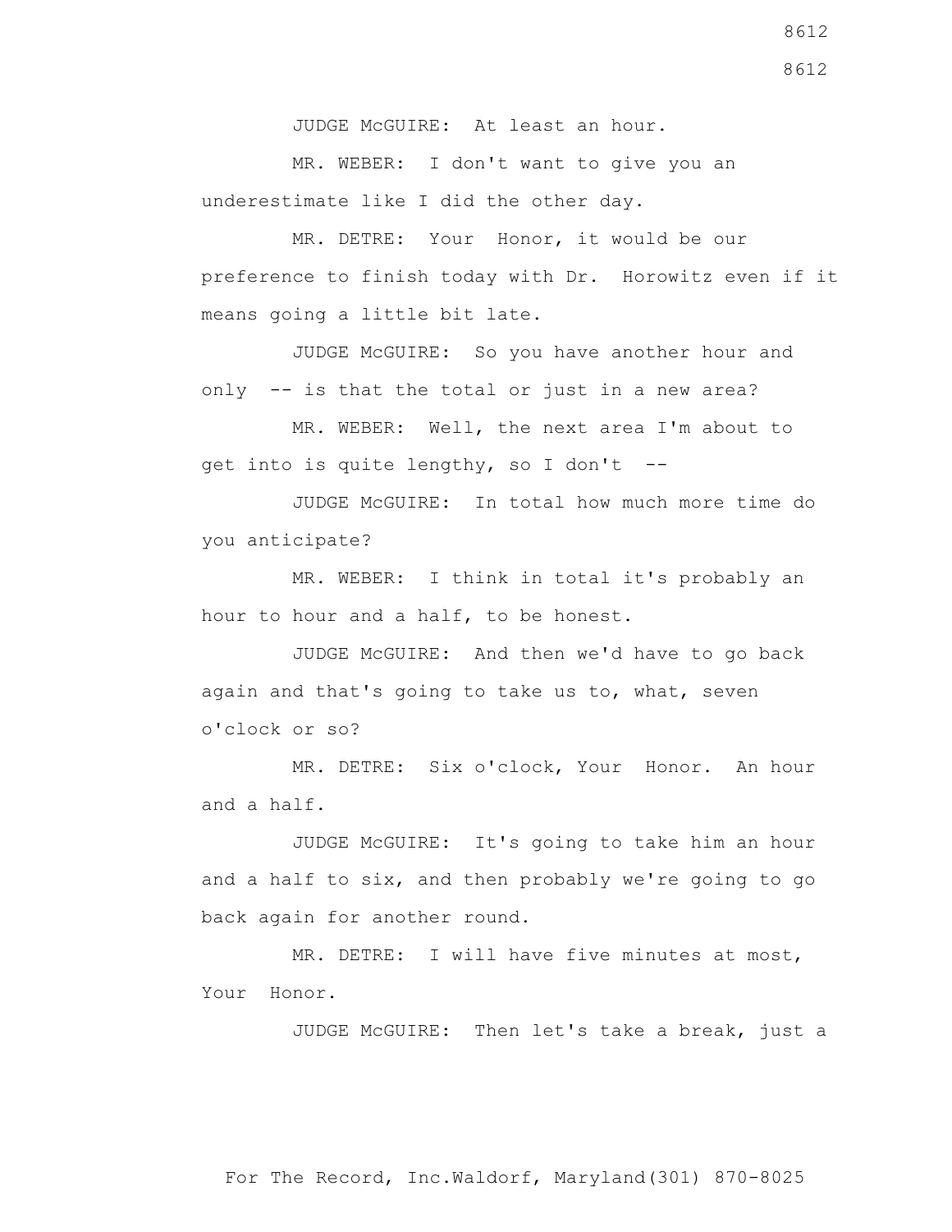JUDGE McGUIRE: At least an hour.

MR. WEBER: I don't want to give you an underestimate like I did the other day.

MR. DETRE: Your Honor, it would be our preference to finish today with Dr. Horowitz even if it means going a little bit late.

JUDGE McGUIRE: So you have another hour and only -- is that the total or just in a new area?

MR. WEBER: Well, the next area I'm about to get into is quite lengthy, so I don't --

JUDGE McGUIRE: In total how much more time do you anticipate?

MR. WEBER: I think in total it's probably an hour to hour and a half, to be honest.

JUDGE McGUIRE: And then we'd have to go back again and that's going to take us to, what, seven o'clock or so?

MR. DETRE: Six o'clock, Your Honor. An hour and a half.

JUDGE McGUIRE: It's going to take him an hour and a half to six, and then probably we're going to go back again for another round.

MR. DETRE: I will have five minutes at most, Your Honor.

JUDGE McGUIRE: Then let's take a break, just a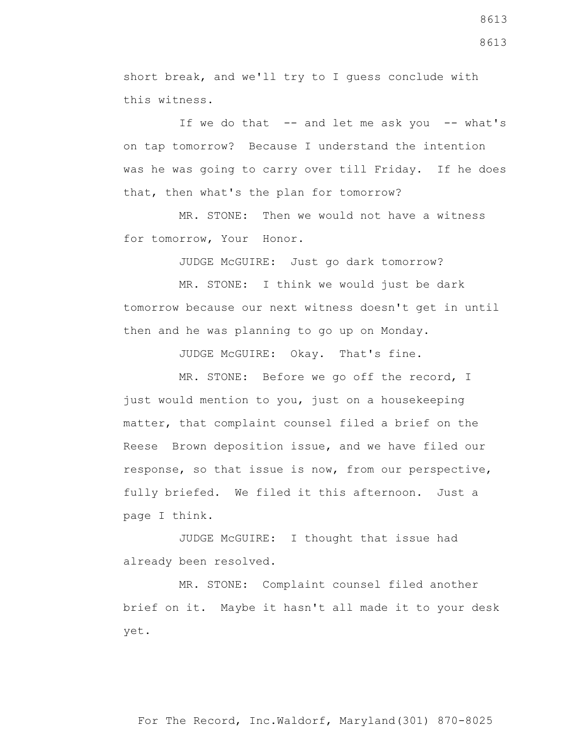short break, and we'll try to I guess conclude with this witness.

If we do that -- and let me ask you -- what's on tap tomorrow? Because I understand the intention was he was going to carry over till Friday. If he does that, then what's the plan for tomorrow?

MR. STONE: Then we would not have a witness for tomorrow, Your Honor.

JUDGE McGUIRE: Just go dark tomorrow?

MR. STONE: I think we would just be dark tomorrow because our next witness doesn't get in until then and he was planning to go up on Monday.

JUDGE McGUIRE: Okay. That's fine.

MR. STONE: Before we go off the record, I just would mention to you, just on a housekeeping matter, that complaint counsel filed a brief on the Reese Brown deposition issue, and we have filed our response, so that issue is now, from our perspective, fully briefed. We filed it this afternoon. Just a page I think.

JUDGE McGUIRE: I thought that issue had already been resolved.

MR. STONE: Complaint counsel filed another brief on it. Maybe it hasn't all made it to your desk yet.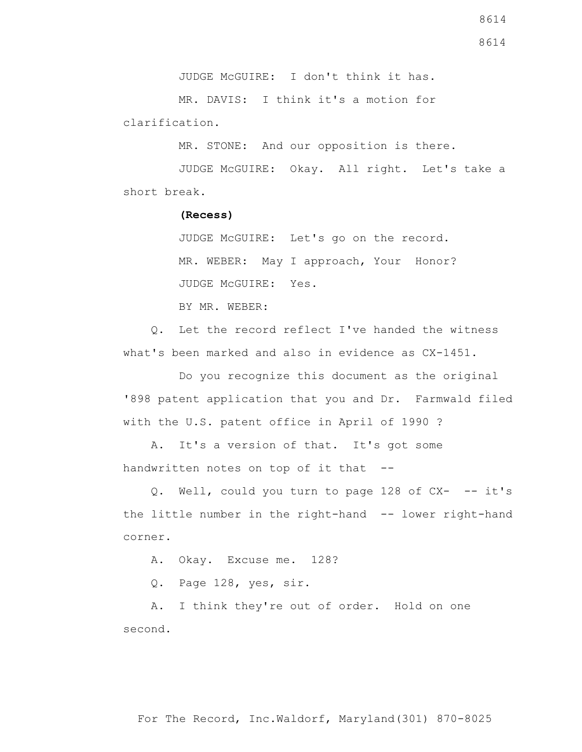JUDGE McGUIRE: I don't think it has.

MR. DAVIS: I think it's a motion for clarification.

MR. STONE: And our opposition is there.

JUDGE McGUIRE: Okay. All right. Let's take a short break.

**(Recess)**

JUDGE McGUIRE: Let's go on the record.

MR. WEBER: May I approach, Your Honor?

JUDGE McGUIRE: Yes.

BY MR. WEBER:

Q. Let the record reflect I've handed the witness what's been marked and also in evidence as CX-1451.

Do you recognize this document as the original '898 patent application that you and Dr. Farmwald filed with the U.S. patent office in April of 1990 ?

A. It's a version of that. It's got some handwritten notes on top of it that --

Q. Well, could you turn to page 128 of CX- -- it's the little number in the right-hand -- lower right-hand corner.

A. Okay. Excuse me. 128?

Q. Page 128, yes, sir.

A. I think they're out of order. Hold on one second.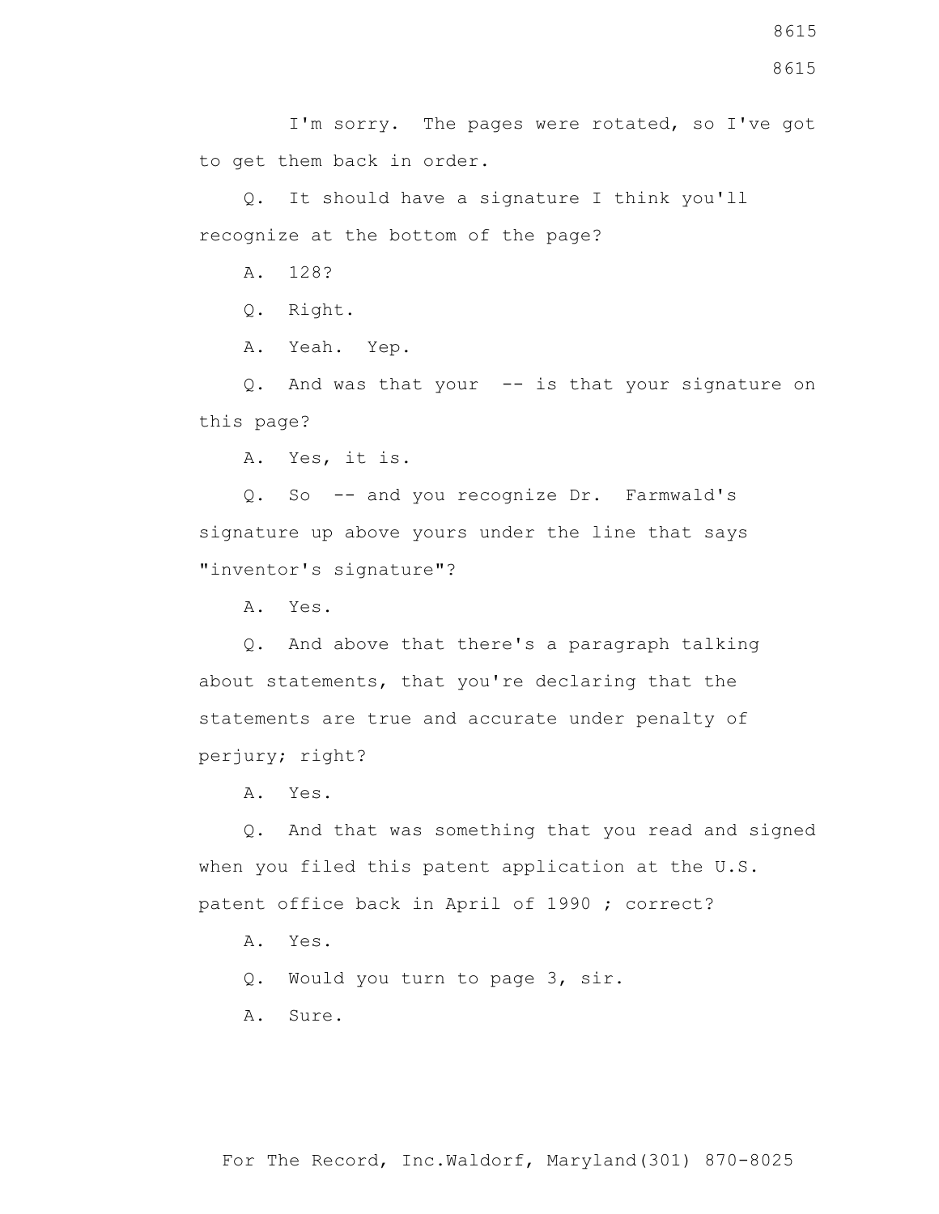I'm sorry. The pages were rotated, so I've got to get them back in order.

Q. It should have a signature I think you'll recognize at the bottom of the page?

A. 128?

Q. Right.

A. Yeah. Yep.

Q. And was that your -- is that your signature on this page?

A. Yes, it is.

Q. So -- and you recognize Dr. Farmwald's signature up above yours under the line that says "inventor's signature"?

A. Yes.

Q. And above that there's a paragraph talking about statements, that you're declaring that the statements are true and accurate under penalty of perjury; right?

A. Yes.

Q. And that was something that you read and signed when you filed this patent application at the U.S. patent office back in April of 1990 ; correct?

A. Yes.

Q. Would you turn to page 3, sir.

A. Sure.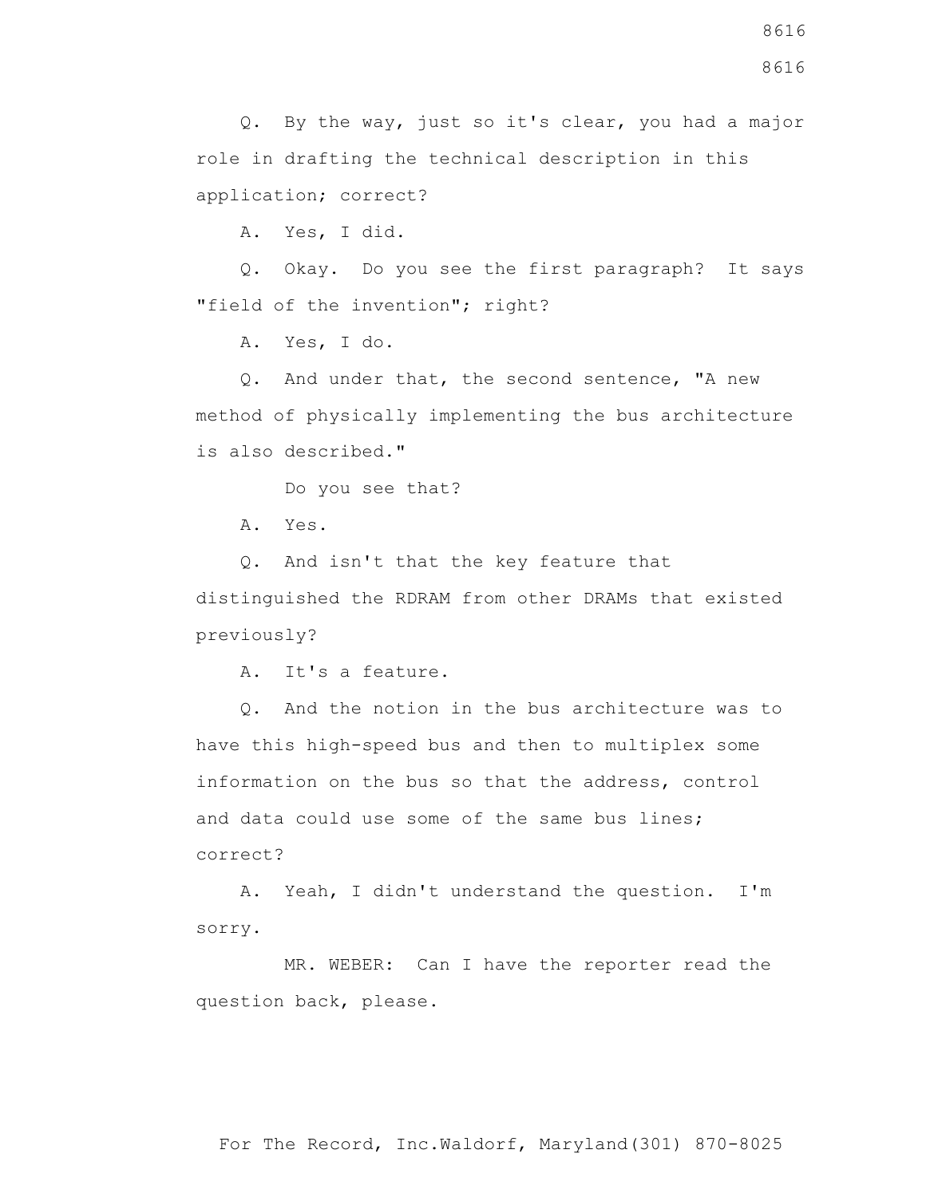Q. By the way, just so it's clear, you had a major role in drafting the technical description in this application; correct?

A. Yes, I did.

Q. Okay. Do you see the first paragraph? It says "field of the invention"; right?

A. Yes, I do.

Q. And under that, the second sentence, "A new method of physically implementing the bus architecture is also described."

Do you see that?

A. Yes.

Q. And isn't that the key feature that distinguished the RDRAM from other DRAMs that existed previously?

A. It's a feature.

Q. And the notion in the bus architecture was to have this high-speed bus and then to multiplex some information on the bus so that the address, control and data could use some of the same bus lines; correct?

A. Yeah, I didn't understand the question. I'm sorry.

MR. WEBER: Can I have the reporter read the question back, please.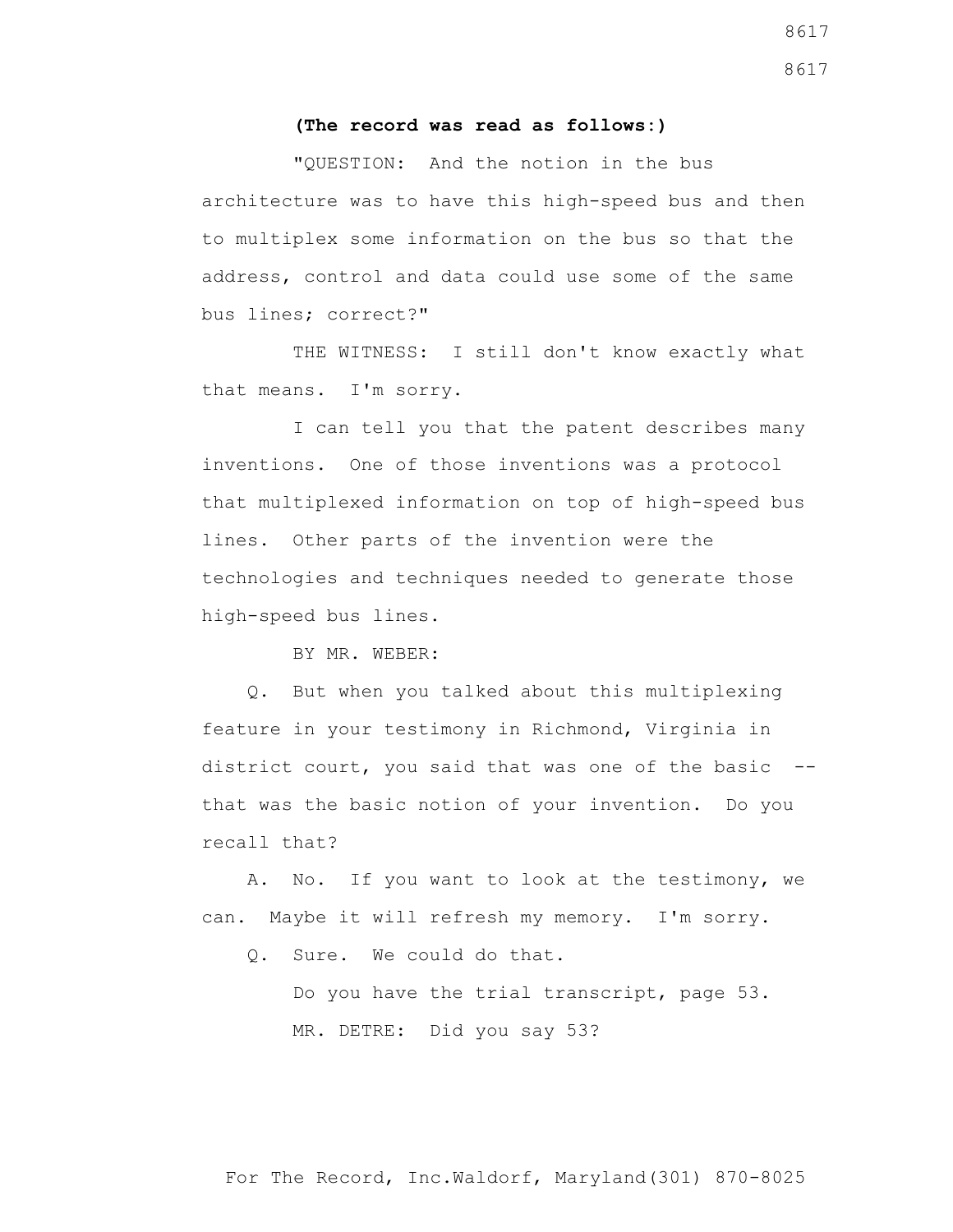**(The record was read as follows:)**

"QUESTION: And the notion in the bus architecture was to have this high-speed bus and then to multiplex some information on the bus so that the address, control and data could use some of the same bus lines; correct?"

THE WITNESS: I still don't know exactly what that means. I'm sorry.

I can tell you that the patent describes many inventions. One of those inventions was a protocol that multiplexed information on top of high-speed bus lines. Other parts of the invention were the technologies and techniques needed to generate those high-speed bus lines.

BY MR. WEBER:

Q. But when you talked about this multiplexing feature in your testimony in Richmond, Virginia in district court, you said that was one of the basic -- that was the basic notion of your invention. Do you recall that?

A. No. If you want to look at the testimony, we can. Maybe it will refresh my memory. I'm sorry.

Q. Sure. We could do that.

Do you have the trial transcript, page 53.

MR. DETRE: Did you say 53?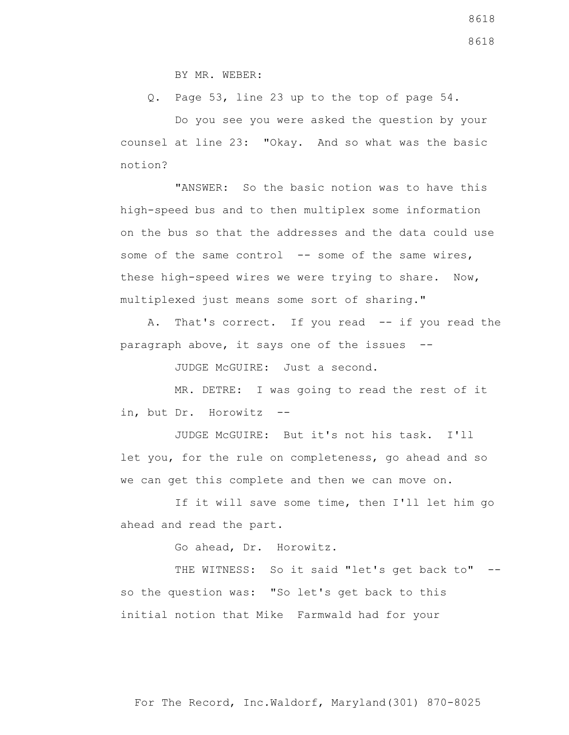BY MR. WEBER:

Q. Page 53, line 23 up to the top of page 54.

Do you see you were asked the question by your counsel at line 23: "Okay. And so what was the basic notion?

"ANSWER: So the basic notion was to have this high-speed bus and to then multiplex some information on the bus so that the addresses and the data could use some of the same control -- some of the same wires, these high-speed wires we were trying to share. Now, multiplexed just means some sort of sharing."

A. That's correct. If you read -- if you read the paragraph above, it says one of the issues --

JUDGE McGUIRE: Just a second.

MR. DETRE: I was going to read the rest of it in, but Dr. Horowitz --

JUDGE McGUIRE: But it's not his task. I'll let you, for the rule on completeness, go ahead and so we can get this complete and then we can move on.

If it will save some time, then I'll let him go ahead and read the part.

Go ahead, Dr. Horowitz.

THE WITNESS: So it said "let's get back to" -- so the question was: "So let's get back to this initial notion that Mike Farmwald had for your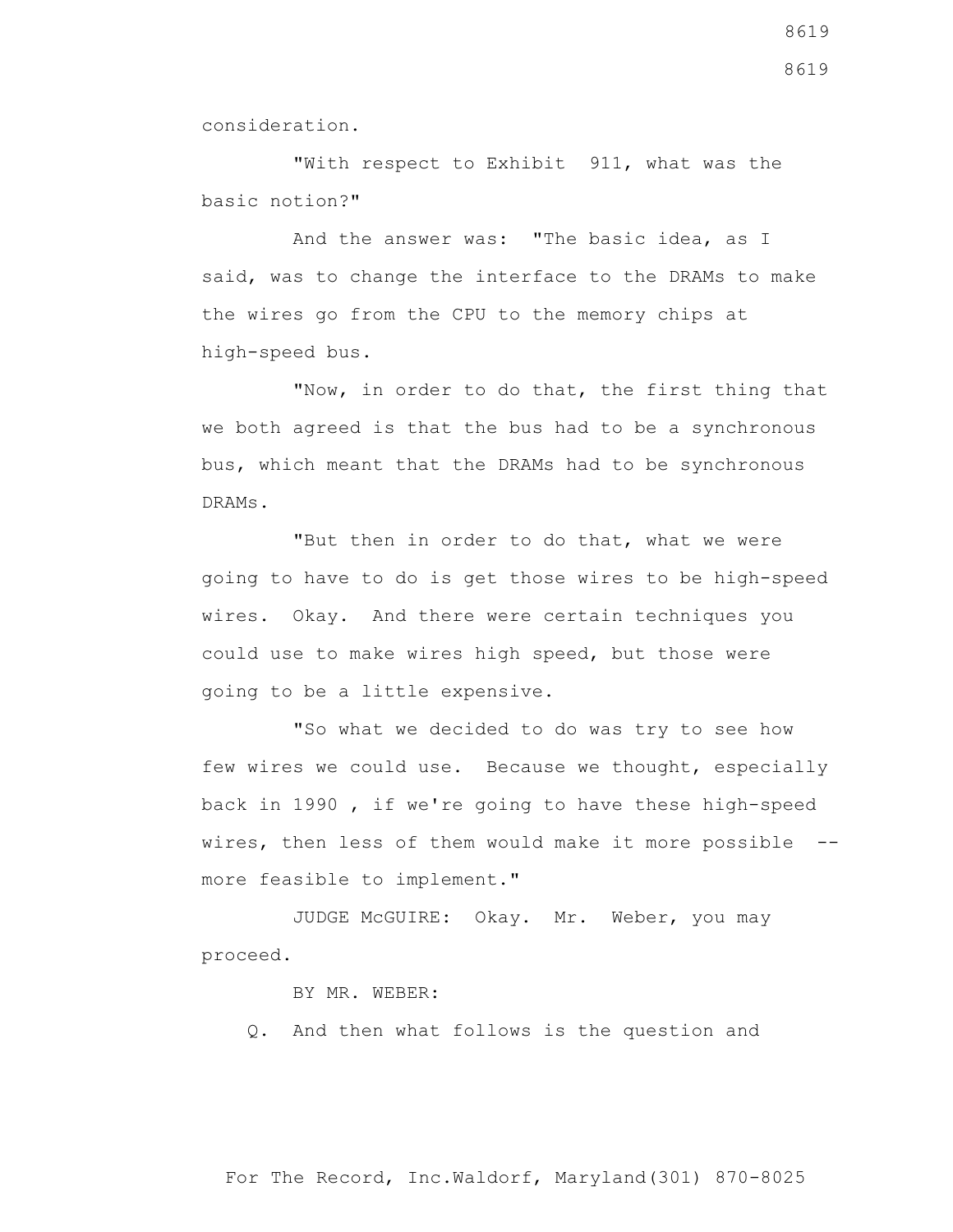consideration.

"With respect to Exhibit 911, what was the basic notion?"

And the answer was: "The basic idea, as I said, was to change the interface to the DRAMs to make the wires go from the CPU to the memory chips at high-speed bus.

"Now, in order to do that, the first thing that we both agreed is that the bus had to be a synchronous bus, which meant that the DRAMs had to be synchronous DRAMs.

"But then in order to do that, what we were going to have to do is get those wires to be high-speed wires. Okay. And there were certain techniques you could use to make wires high speed, but those were going to be a little expensive.

"So what we decided to do was try to see how few wires we could use. Because we thought, especially back in 1990 , if we're going to have these high-speed wires, then less of them would make it more possible -- more feasible to implement."

JUDGE McGUIRE: Okay. Mr. Weber, you may proceed.

BY MR. WEBER:

Q. And then what follows is the question and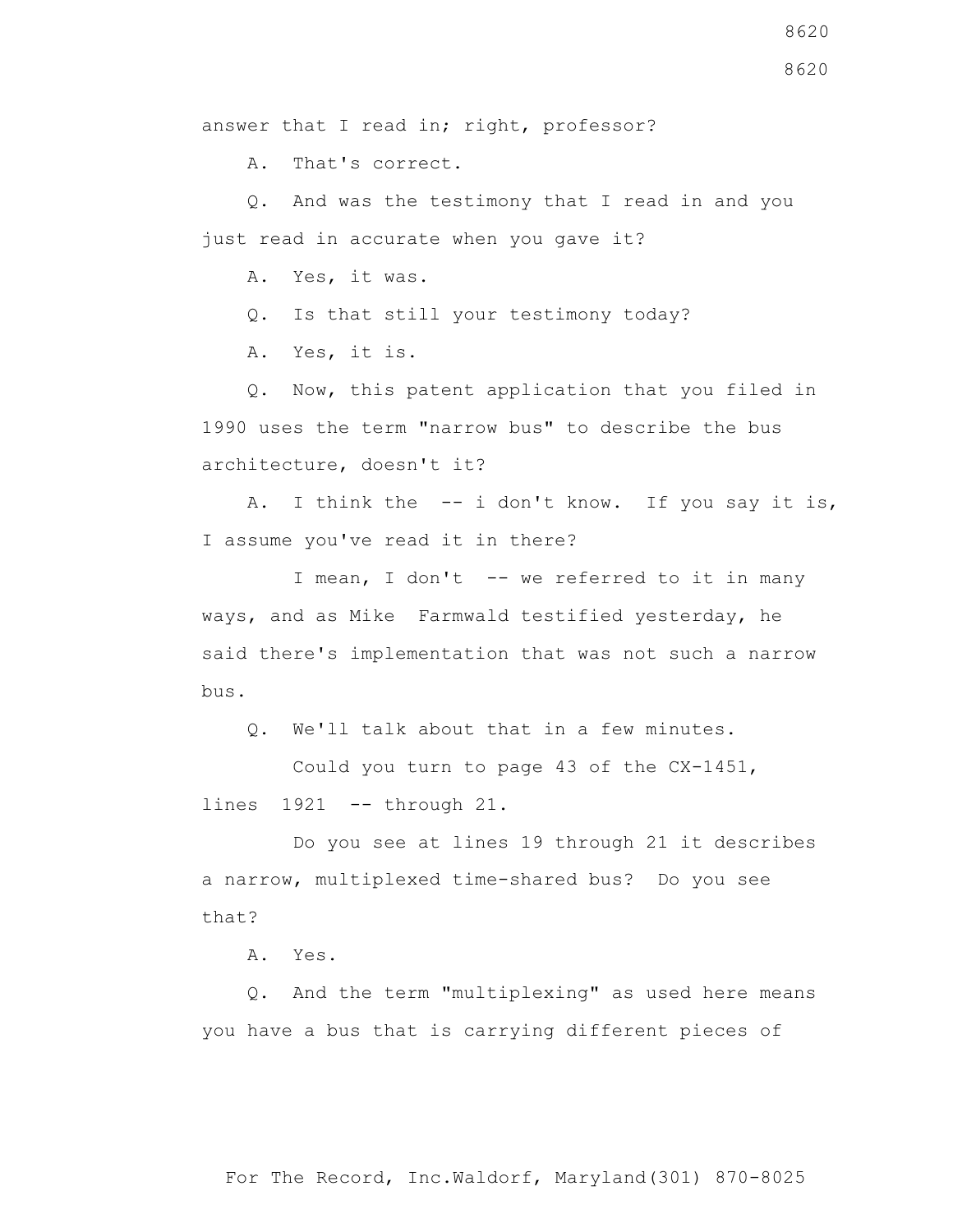answer that I read in; right, professor?

A. That's correct.

Q. And was the testimony that I read in and you just read in accurate when you gave it?

A. Yes, it was.

Q. Is that still your testimony today?

A. Yes, it is.

Q. Now, this patent application that you filed in 1990 uses the term "narrow bus" to describe the bus architecture, doesn't it?

A. I think the -- i don't know. If you say it is, I assume you've read it in there?

I mean, I don't -- we referred to it in many ways, and as Mike Farmwald testified yesterday, he said there's implementation that was not such a narrow bus.

Q. We'll talk about that in a few minutes.

Could you turn to page 43 of the CX-1451, lines 1921 -- through 21.

Do you see at lines 19 through 21 it describes a narrow, multiplexed time-shared bus? Do you see that?

A. Yes.

Q. And the term "multiplexing" as used here means you have a bus that is carrying different pieces of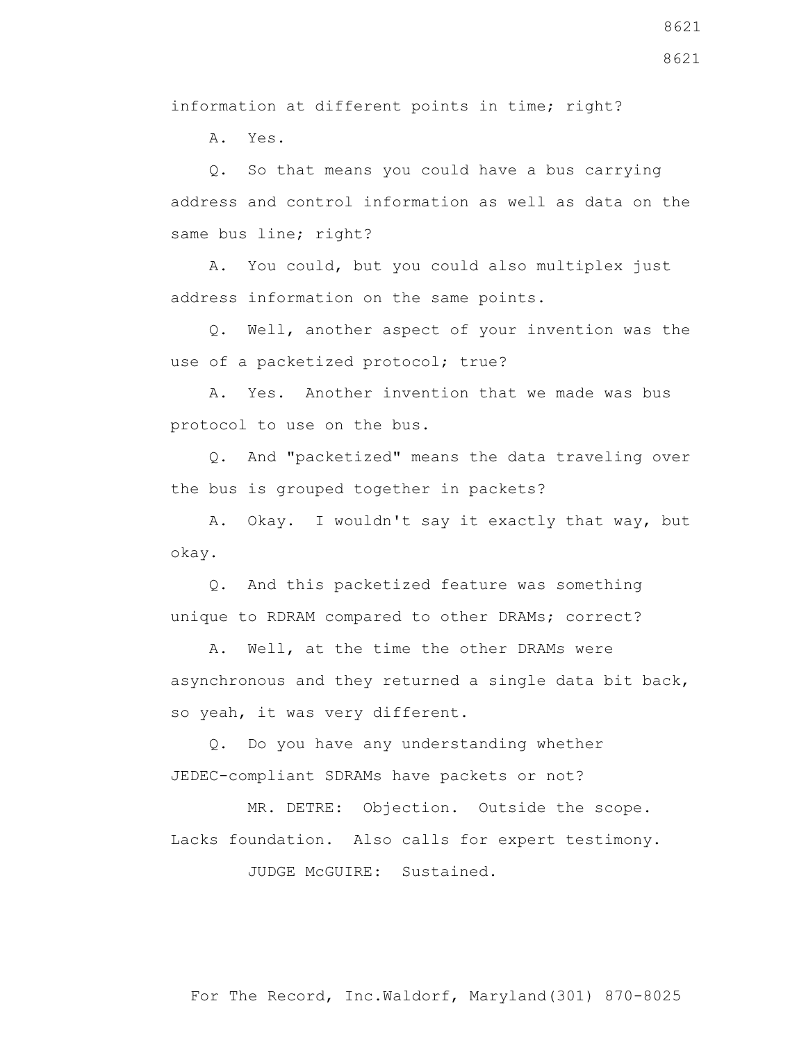information at different points in time; right?

A. Yes.

Q. So that means you could have a bus carrying address and control information as well as data on the same bus line; right?

A. You could, but you could also multiplex just address information on the same points.

Q. Well, another aspect of your invention was the use of a packetized protocol; true?

A. Yes. Another invention that we made was bus protocol to use on the bus.

Q. And "packetized" means the data traveling over the bus is grouped together in packets?

A. Okay. I wouldn't say it exactly that way, but okay.

Q. And this packetized feature was something unique to RDRAM compared to other DRAMs; correct?

A. Well, at the time the other DRAMs were asynchronous and they returned a single data bit back, so yeah, it was very different.

Q. Do you have any understanding whether JEDEC-compliant SDRAMs have packets or not?

MR. DETRE: Objection. Outside the scope. Lacks foundation. Also calls for expert testimony.

JUDGE McGUIRE: Sustained.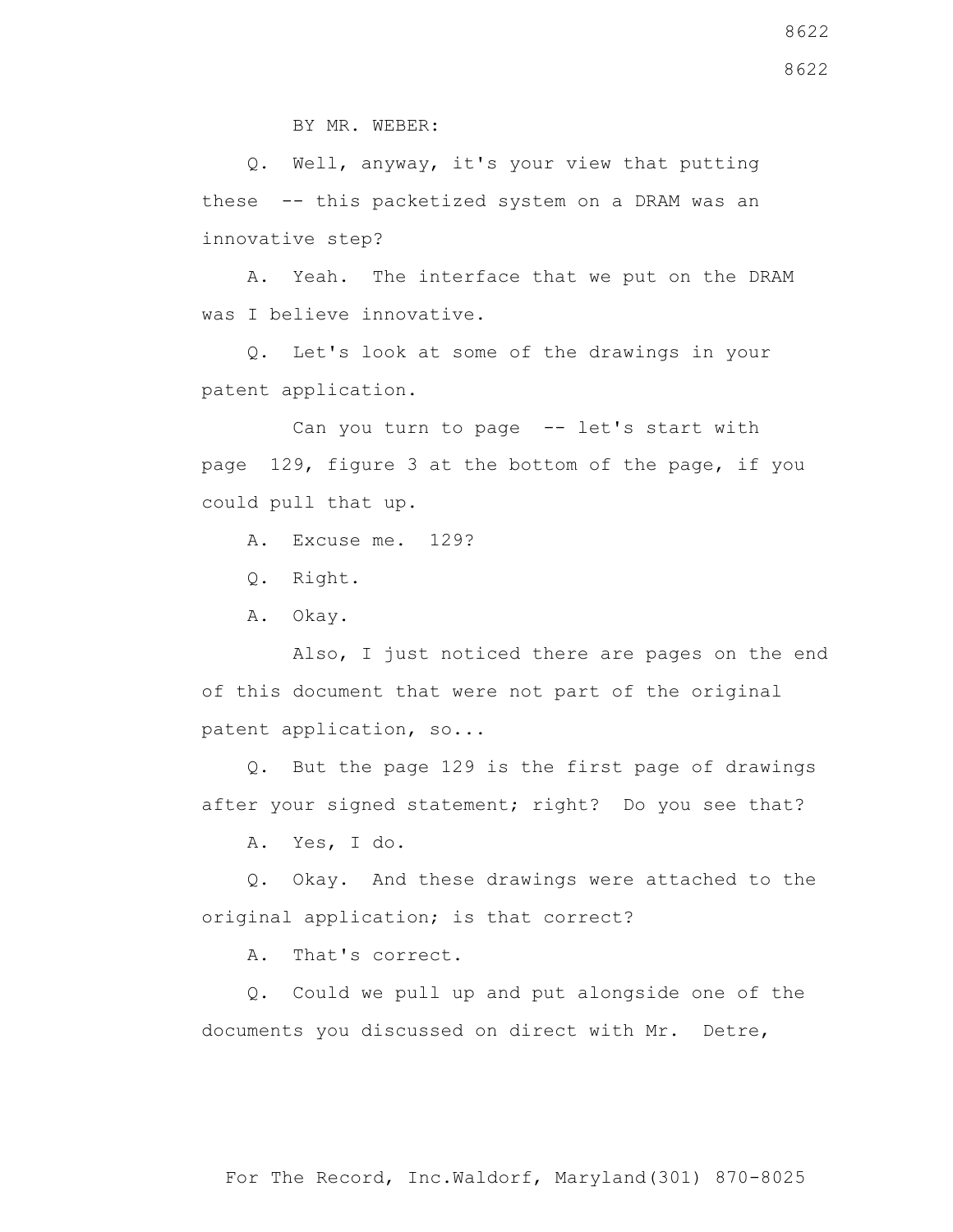BY MR. WEBER:

Q. Well, anyway, it's your view that putting these -- this packetized system on a DRAM was an innovative step?

A. Yeah. The interface that we put on the DRAM was I believe innovative.

Q. Let's look at some of the drawings in your patent application.

Can you turn to page -- let's start with page 129, figure 3 at the bottom of the page, if you could pull that up.

A. Excuse me. 129?

Q. Right.

A. Okay.

Also, I just noticed there are pages on the end of this document that were not part of the original patent application, so...

Q. But the page 129 is the first page of drawings after your signed statement; right? Do you see that?

A. Yes, I do.

Q. Okay. And these drawings were attached to the original application; is that correct?

A. That's correct.

Q. Could we pull up and put alongside one of the documents you discussed on direct with Mr. Detre,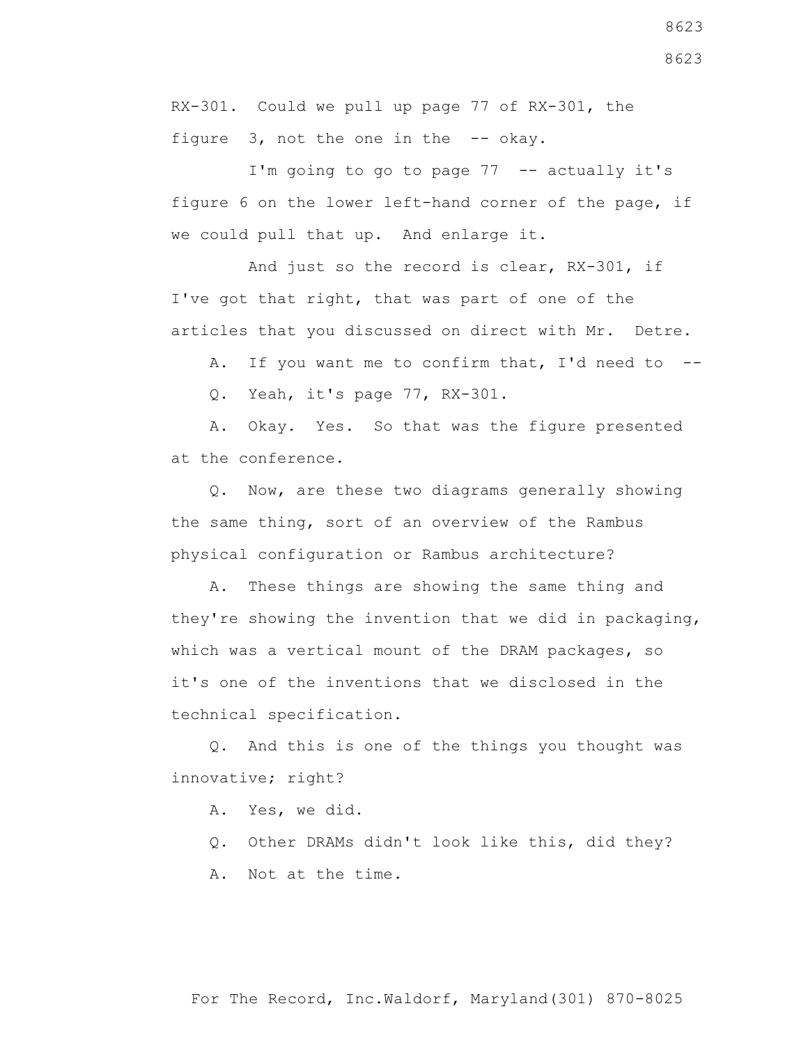RX-301. Could we pull up page 77 of RX-301, the figure 3, not the one in the -- okay.

I'm going to go to page 77 -- actually it's figure 6 on the lower left-hand corner of the page, if we could pull that up. And enlarge it.

And just so the record is clear, RX-301, if I've got that right, that was part of one of the articles that you discussed on direct with Mr. Detre.

A. If you want me to confirm that, I'd need to --

Q. Yeah, it's page 77, RX-301.

A. Okay. Yes. So that was the figure presented at the conference.

Q. Now, are these two diagrams generally showing the same thing, sort of an overview of the Rambus physical configuration or Rambus architecture?

A. These things are showing the same thing and they're showing the invention that we did in packaging, which was a vertical mount of the DRAM packages, so it's one of the inventions that we disclosed in the technical specification.

Q. And this is one of the things you thought was innovative; right?

A. Yes, we did.

Q. Other DRAMs didn't look like this, did they?

A. Not at the time.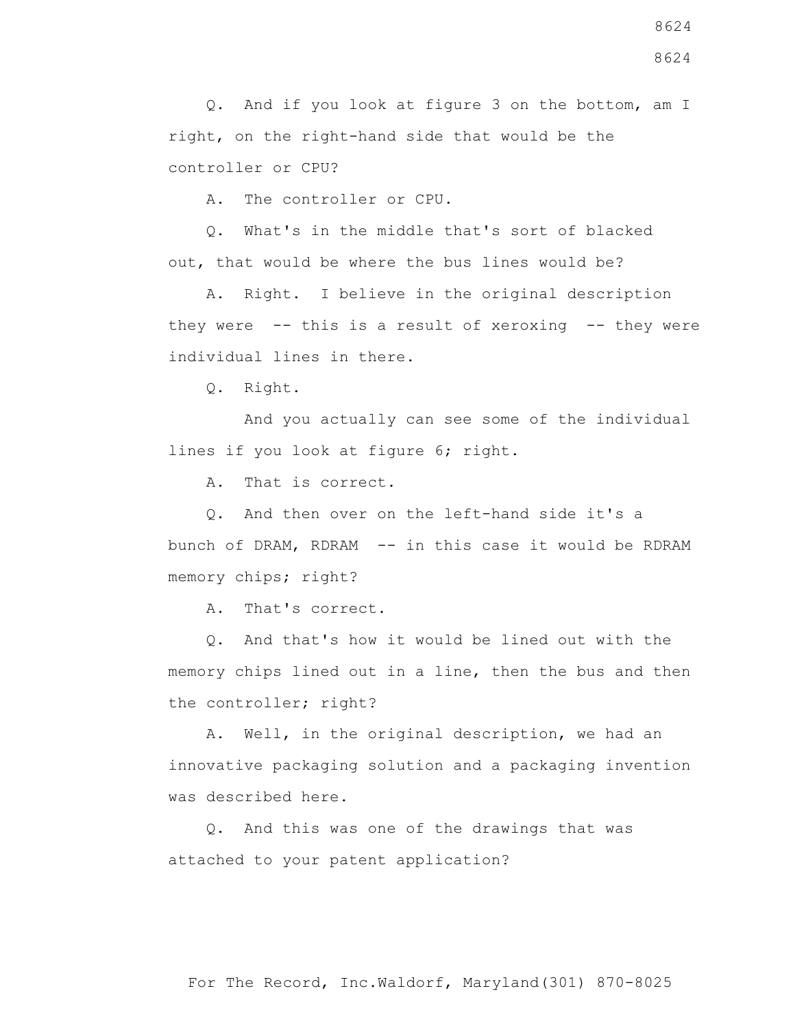Q. And if you look at figure 3 on the bottom, am I right, on the right-hand side that would be the controller or CPU?

A. The controller or CPU.

Q. What's in the middle that's sort of blacked out, that would be where the bus lines would be?

A. Right. I believe in the original description they were -- this is a result of xeroxing -- they were individual lines in there.

Q. Right.

And you actually can see some of the individual lines if you look at figure 6; right.

A. That is correct.

Q. And then over on the left-hand side it's a bunch of DRAM, RDRAM -- in this case it would be RDRAM memory chips; right?

A. That's correct.

Q. And that's how it would be lined out with the memory chips lined out in a line, then the bus and then the controller; right?

A. Well, in the original description, we had an innovative packaging solution and a packaging invention was described here.

Q. And this was one of the drawings that was attached to your patent application?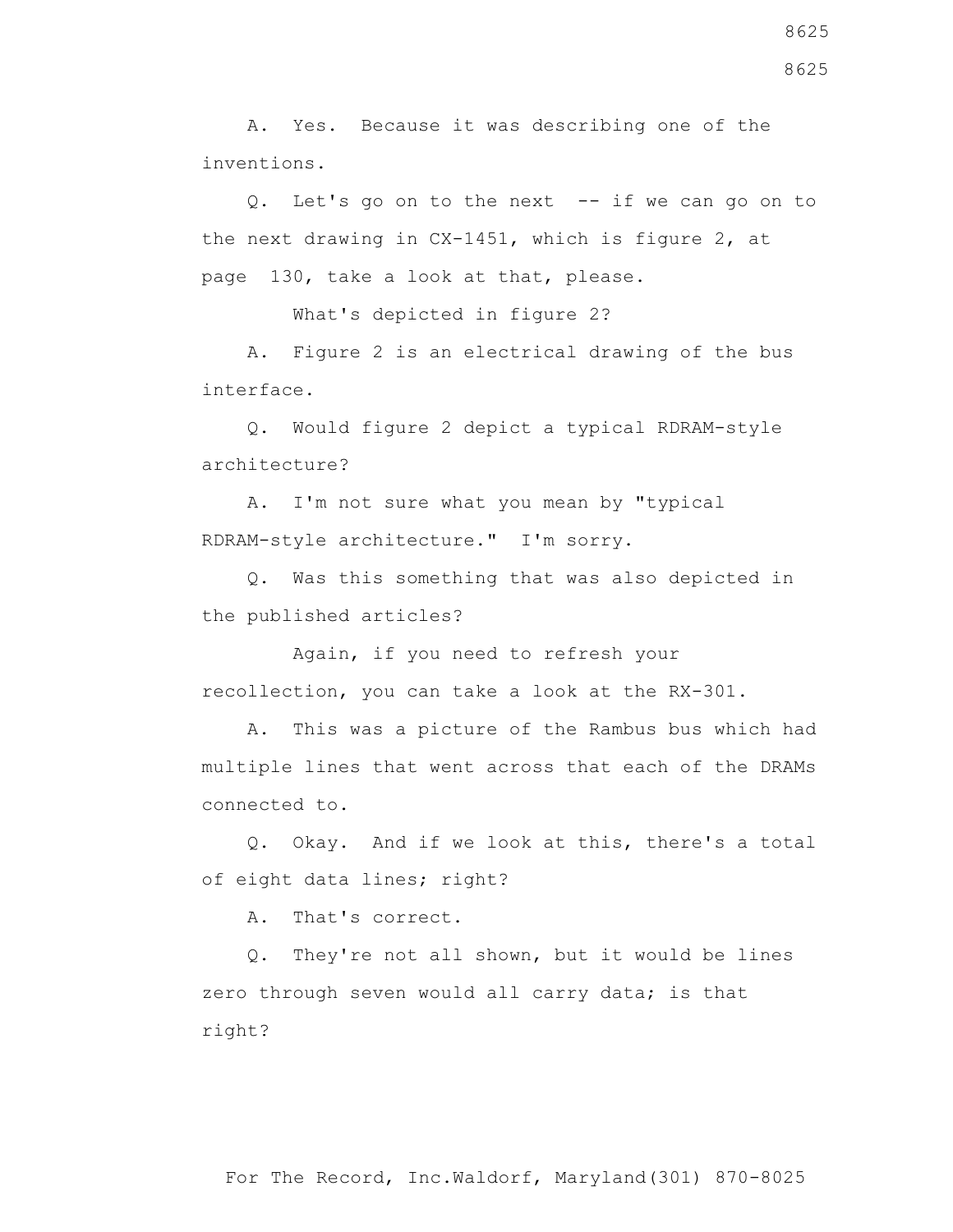A. Yes. Because it was describing one of the inventions.

Q. Let's go on to the next -- if we can go on to the next drawing in CX-1451, which is figure 2, at page 130, take a look at that, please.

What's depicted in figure 2?

A. Figure 2 is an electrical drawing of the bus interface.

Q. Would figure 2 depict a typical RDRAM-style architecture?

A. I'm not sure what you mean by "typical RDRAM-style architecture." I'm sorry.

Q. Was this something that was also depicted in the published articles?

Again, if you need to refresh your recollection, you can take a look at the RX-301.

A. This was a picture of the Rambus bus which had multiple lines that went across that each of the DRAMs connected to.

Q. Okay. And if we look at this, there's a total of eight data lines; right?

A. That's correct.

Q. They're not all shown, but it would be lines zero through seven would all carry data; is that right?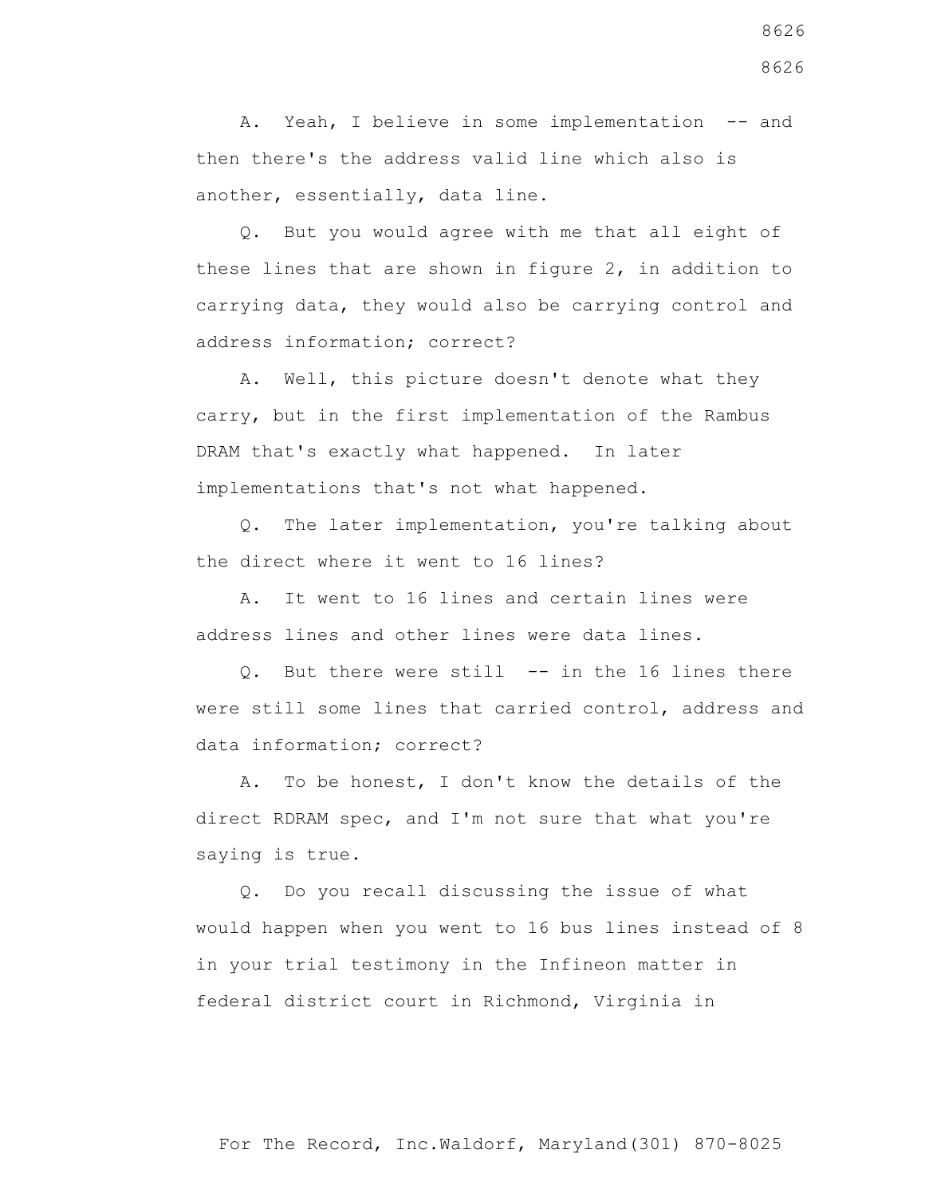A. Yeah, I believe in some implementation -- and then there's the address valid line which also is another, essentially, data line.

Q. But you would agree with me that all eight of these lines that are shown in figure 2, in addition to carrying data, they would also be carrying control and address information; correct?

A. Well, this picture doesn't denote what they carry, but in the first implementation of the Rambus DRAM that's exactly what happened. In later implementations that's not what happened.

Q. The later implementation, you're talking about the direct where it went to 16 lines?

A. It went to 16 lines and certain lines were address lines and other lines were data lines.

Q. But there were still -- in the 16 lines there were still some lines that carried control, address and data information; correct?

A. To be honest, I don't know the details of the direct RDRAM spec, and I'm not sure that what you're saying is true.

Q. Do you recall discussing the issue of what would happen when you went to 16 bus lines instead of 8 in your trial testimony in the Infineon matter in federal district court in Richmond, Virginia in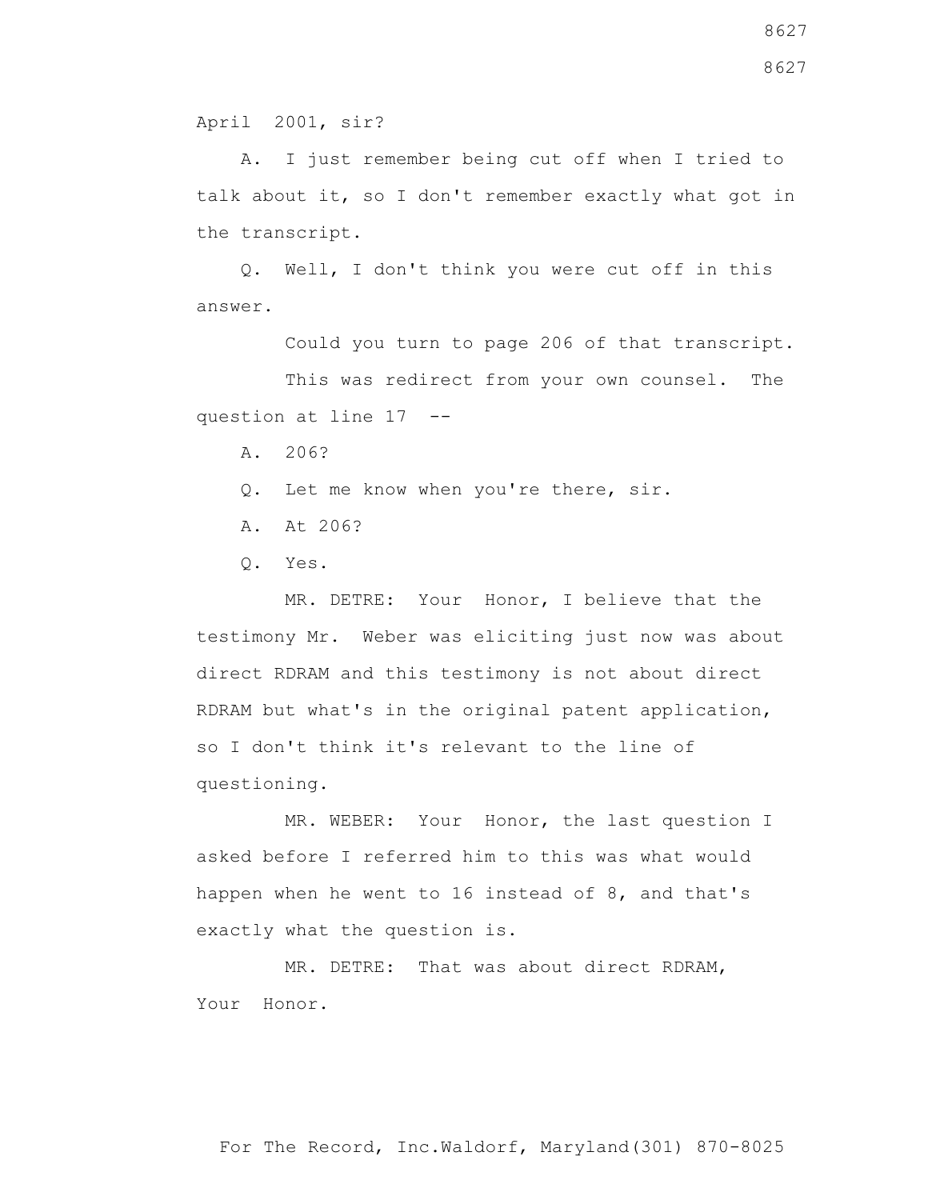April 2001, sir?

A. I just remember being cut off when I tried to talk about it, so I don't remember exactly what got in the transcript.

Q. Well, I don't think you were cut off in this answer.

Could you turn to page 206 of that transcript.

This was redirect from your own counsel. The question at line 17 --

A. 206?

Q. Let me know when you're there, sir.

A. At 206?

Q. Yes.

MR. DETRE: Your Honor, I believe that the testimony Mr. Weber was eliciting just now was about direct RDRAM and this testimony is not about direct RDRAM but what's in the original patent application, so I don't think it's relevant to the line of questioning.

MR. WEBER: Your Honor, the last question I asked before I referred him to this was what would happen when he went to 16 instead of 8, and that's exactly what the question is.

MR. DETRE: That was about direct RDRAM, Your Honor.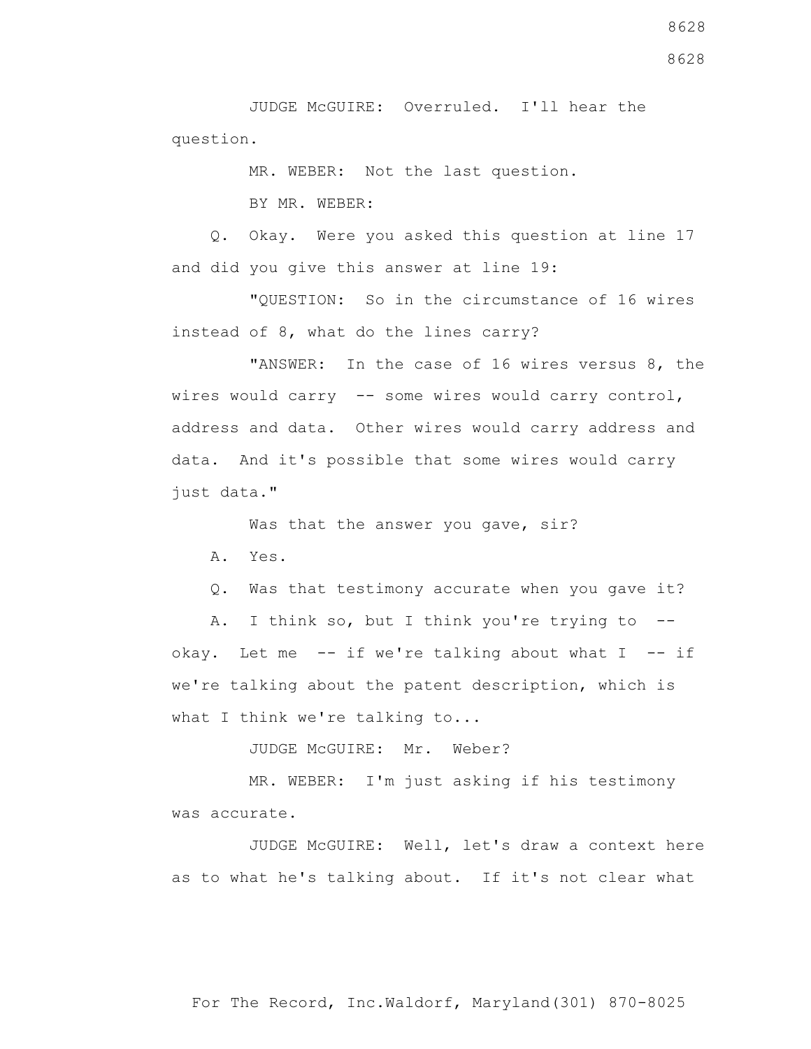JUDGE McGUIRE: Overruled. I'll hear the question.

MR. WEBER: Not the last question.

BY MR. WEBER:

Q. Okay. Were you asked this question at line 17 and did you give this answer at line 19:

"QUESTION: So in the circumstance of 16 wires instead of 8, what do the lines carry?

"ANSWER: In the case of 16 wires versus 8, the wires would carry -- some wires would carry control, address and data. Other wires would carry address and data. And it's possible that some wires would carry just data."

Was that the answer you gave, sir?

A. Yes.

Q. Was that testimony accurate when you gave it?

A. I think so, but I think you're trying to -- okay. Let me -- if we're talking about what I -- if we're talking about the patent description, which is what I think we're talking to...

JUDGE McGUIRE: Mr. Weber?

MR. WEBER: I'm just asking if his testimony was accurate.

JUDGE McGUIRE: Well, let's draw a context here as to what he's talking about. If it's not clear what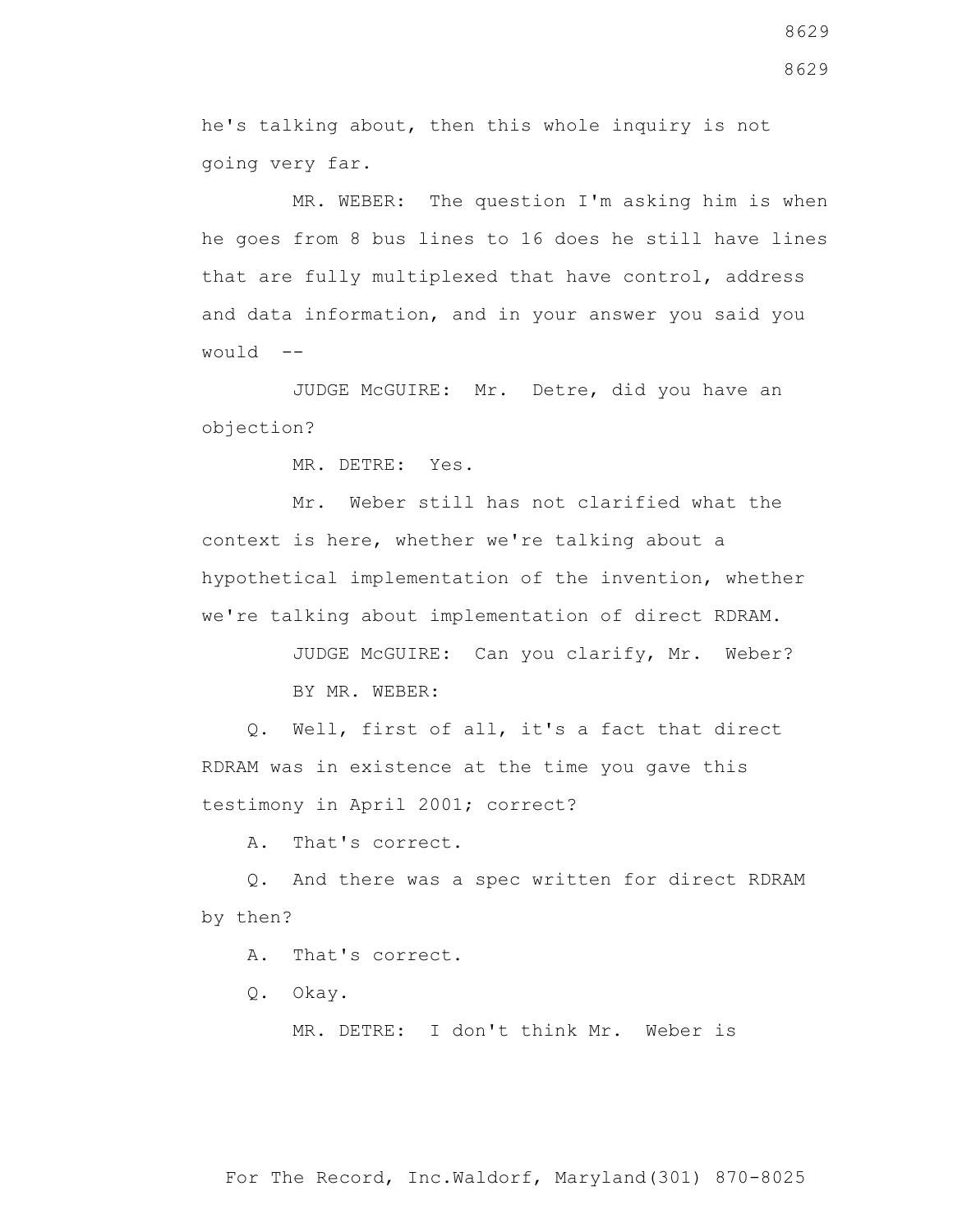he's talking about, then this whole inquiry is not going very far.

MR. WEBER: The question I'm asking him is when he goes from 8 bus lines to 16 does he still have lines that are fully multiplexed that have control, address and data information, and in your answer you said you would --

JUDGE McGUIRE: Mr. Detre, did you have an objection?

MR. DETRE: Yes.

Mr. Weber still has not clarified what the context is here, whether we're talking about a hypothetical implementation of the invention, whether we're talking about implementation of direct RDRAM.

JUDGE McGUIRE: Can you clarify, Mr. Weber?

BY MR. WEBER:

Q. Well, first of all, it's a fact that direct RDRAM was in existence at the time you gave this testimony in April 2001; correct?

A. That's correct.

Q. And there was a spec written for direct RDRAM by then?

A. That's correct.

Q. Okay.

MR. DETRE: I don't think Mr. Weber is

For The Record, Inc.Waldorf, Maryland(301) 870-8025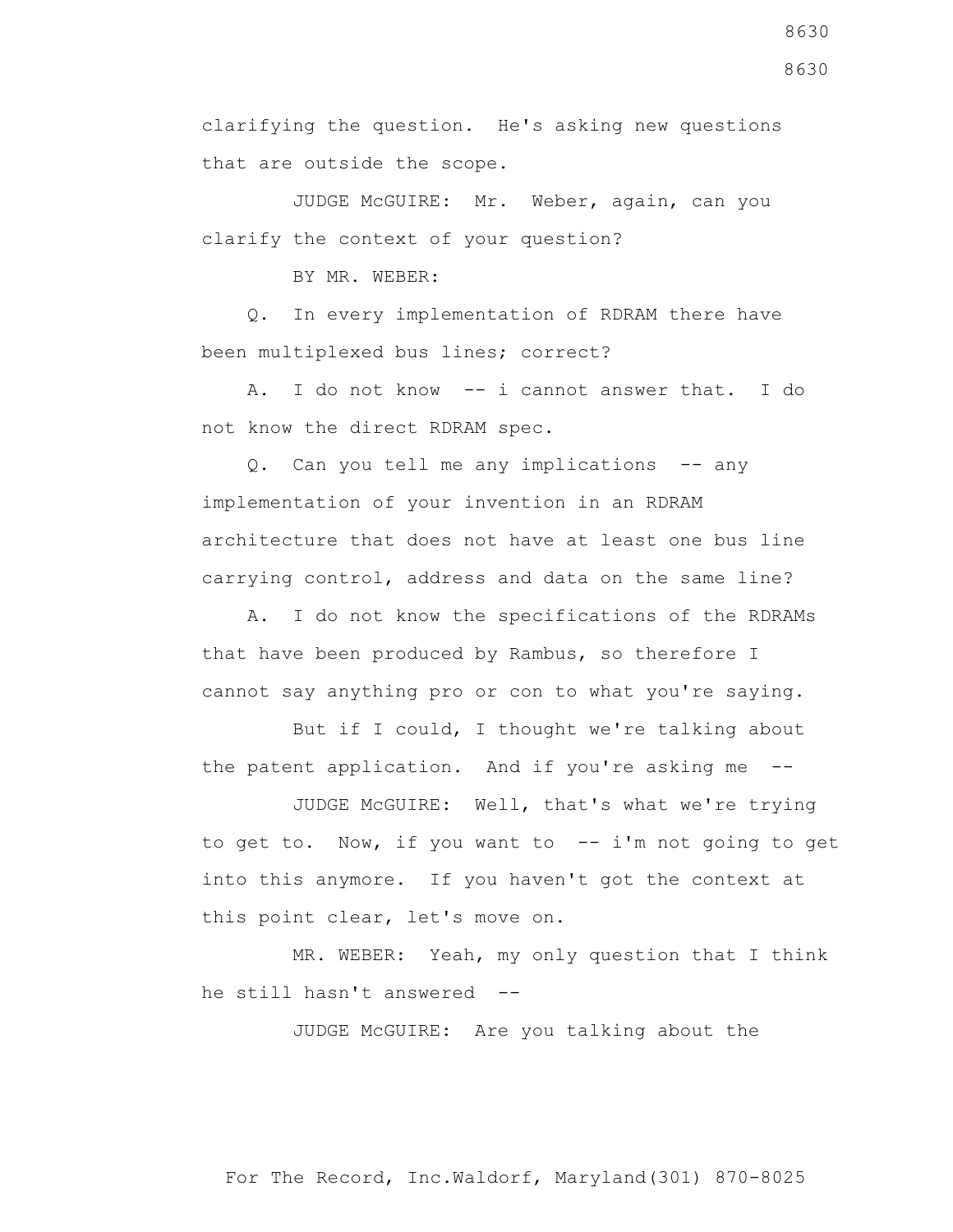clarifying the question. He's asking new questions that are outside the scope.

JUDGE McGUIRE: Mr. Weber, again, can you clarify the context of your question?

BY MR. WEBER:

Q. In every implementation of RDRAM there have been multiplexed bus lines; correct?

A. I do not know -- i cannot answer that. I do not know the direct RDRAM spec.

Q. Can you tell me any implications -- any implementation of your invention in an RDRAM architecture that does not have at least one bus line carrying control, address and data on the same line?

A. I do not know the specifications of the RDRAMs that have been produced by Rambus, so therefore I cannot say anything pro or con to what you're saying.

But if I could, I thought we're talking about the patent application. And if you're asking me --

JUDGE McGUIRE: Well, that's what we're trying to get to. Now, if you want to -- i'm not going to get into this anymore. If you haven't got the context at this point clear, let's move on.

MR. WEBER: Yeah, my only question that I think he still hasn't answered --

JUDGE McGUIRE: Are you talking about the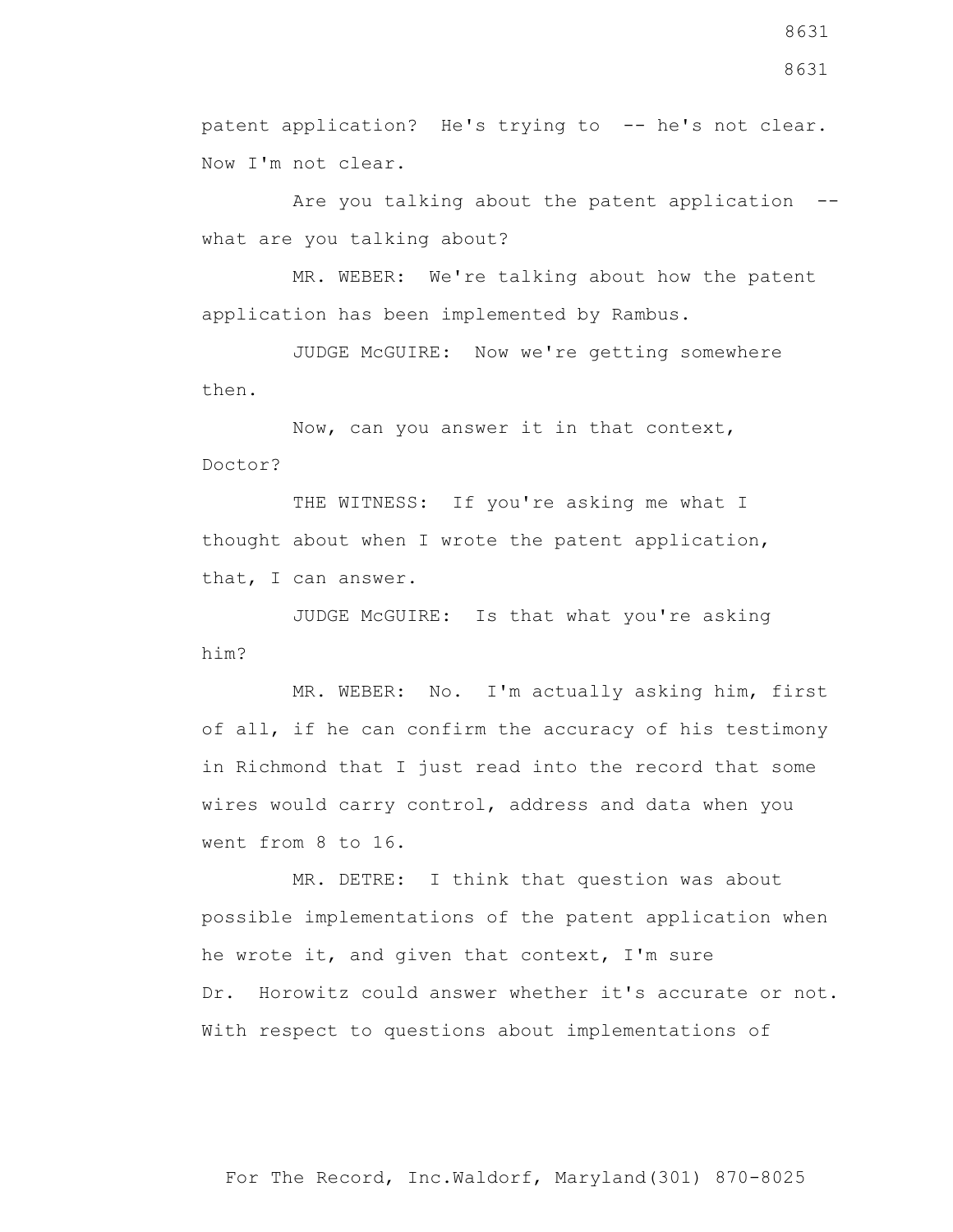patent application? He's trying to -- he's not clear. Now I'm not clear.

Are you talking about the patent application -- what are you talking about?

MR. WEBER: We're talking about how the patent application has been implemented by Rambus.

JUDGE McGUIRE: Now we're getting somewhere then.

Now, can you answer it in that context, Doctor?

THE WITNESS: If you're asking me what I thought about when I wrote the patent application, that, I can answer.

JUDGE McGUIRE: Is that what you're asking him?

MR. WEBER: No. I'm actually asking him, first of all, if he can confirm the accuracy of his testimony in Richmond that I just read into the record that some wires would carry control, address and data when you went from 8 to 16.

MR. DETRE: I think that question was about possible implementations of the patent application when he wrote it, and given that context, I'm sure Dr. Horowitz could answer whether it's accurate or not. With respect to questions about implementations of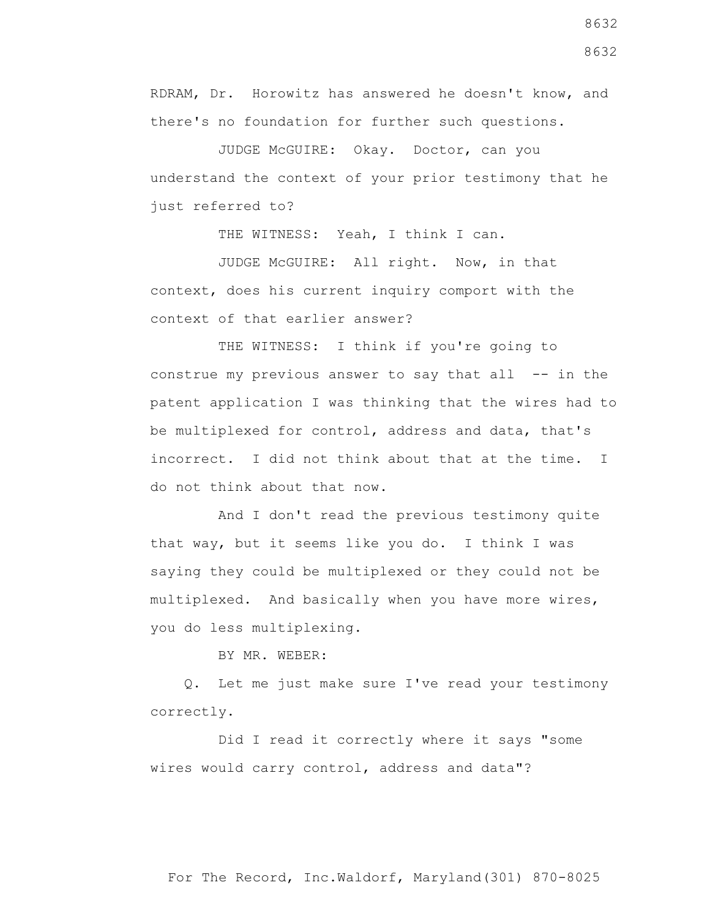RDRAM, Dr. Horowitz has answered he doesn't know, and there's no foundation for further such questions.

JUDGE McGUIRE: Okay. Doctor, can you understand the context of your prior testimony that he just referred to?

THE WITNESS: Yeah, I think I can.

JUDGE McGUIRE: All right. Now, in that context, does his current inquiry comport with the context of that earlier answer?

THE WITNESS: I think if you're going to construe my previous answer to say that all -- in the patent application I was thinking that the wires had to be multiplexed for control, address and data, that's incorrect. I did not think about that at the time. I do not think about that now.

And I don't read the previous testimony quite that way, but it seems like you do. I think I was saying they could be multiplexed or they could not be multiplexed. And basically when you have more wires, you do less multiplexing.

BY MR. WEBER:

Q. Let me just make sure I've read your testimony correctly.

Did I read it correctly where it says "some wires would carry control, address and data"?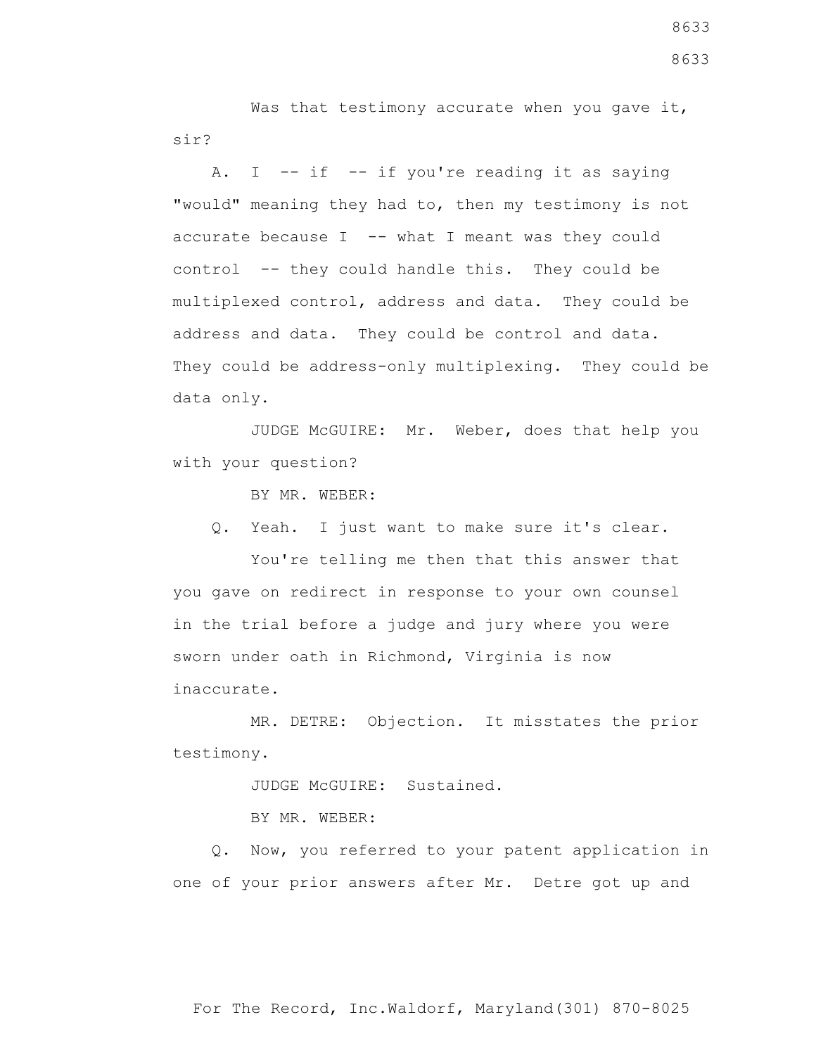Was that testimony accurate when you gave it, sir?

A. I -- if -- if you're reading it as saying "would" meaning they had to, then my testimony is not accurate because I -- what I meant was they could control -- they could handle this. They could be multiplexed control, address and data. They could be address and data. They could be control and data. They could be address-only multiplexing. They could be data only.

JUDGE McGUIRE: Mr. Weber, does that help you with your question?

BY MR. WEBER:

Q. Yeah. I just want to make sure it's clear.

You're telling me then that this answer that you gave on redirect in response to your own counsel in the trial before a judge and jury where you were sworn under oath in Richmond, Virginia is now inaccurate.

MR. DETRE: Objection. It misstates the prior testimony.

JUDGE McGUIRE: Sustained.

BY MR. WEBER:

Q. Now, you referred to your patent application in one of your prior answers after Mr. Detre got up and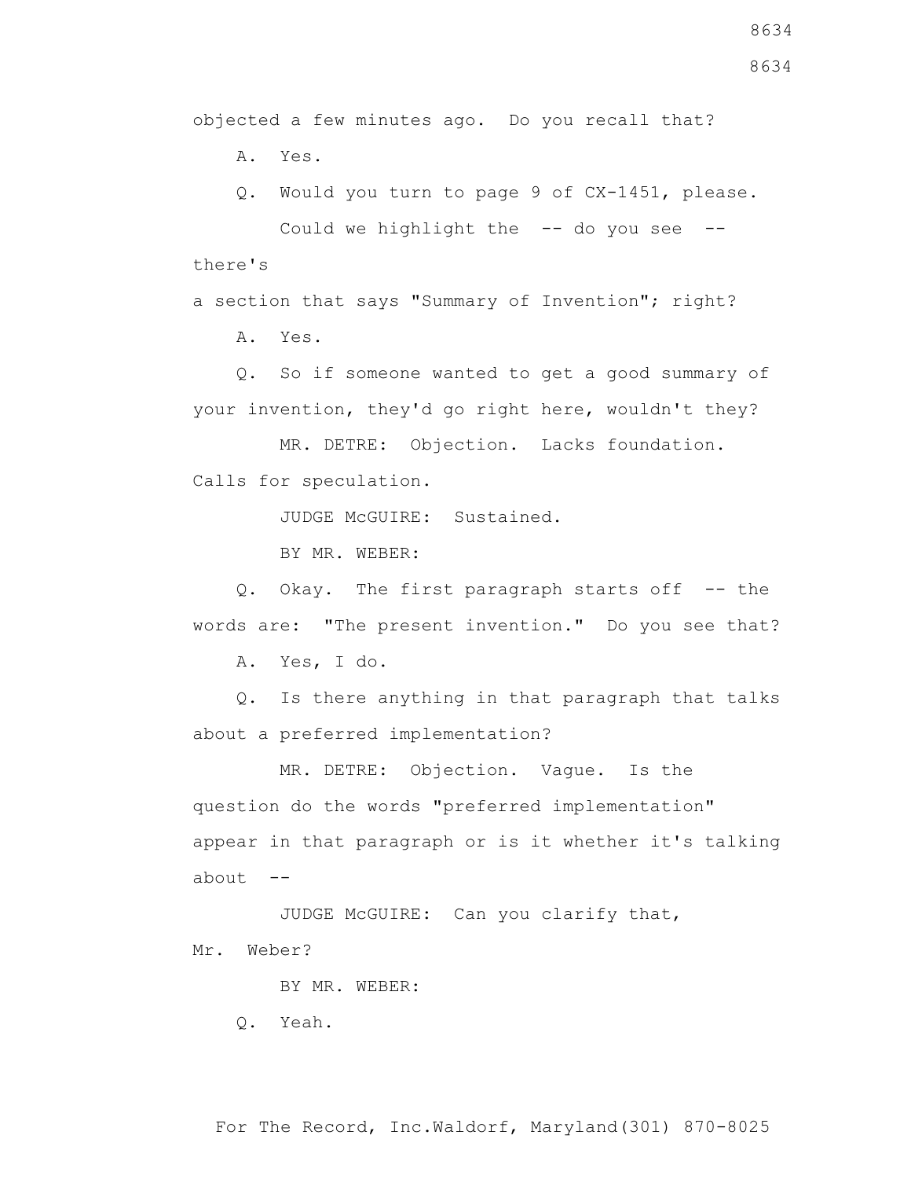objected a few minutes ago. Do you recall that?

A. Yes.

Q. Would you turn to page 9 of CX-1451, please.

Could we highlight the -- do you see -- there's a section that says "Summary of Invention"; right?

A. Yes.

Q. So if someone wanted to get a good summary of your invention, they'd go right here, wouldn't they?

MR. DETRE: Objection. Lacks foundation. Calls for speculation.

JUDGE McGUIRE: Sustained.

BY MR. WEBER:

Q. Okay. The first paragraph starts off -- the words are: "The present invention." Do you see that?

A. Yes, I do.

Q. Is there anything in that paragraph that talks about a preferred implementation?

MR. DETRE: Objection. Vague. Is the question do the words "preferred implementation" appear in that paragraph or is it whether it's talking about --

JUDGE McGUIRE: Can you clarify that, Mr. Weber?

BY MR. WEBER:

Q. Yeah.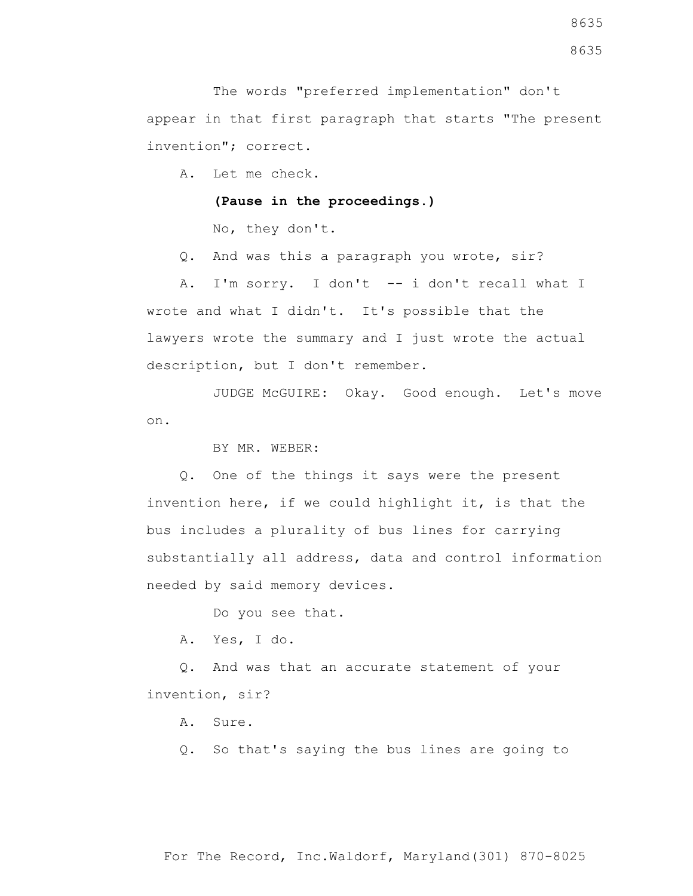The words "preferred implementation" don't appear in that first paragraph that starts "The present invention"; correct.

A. Let me check.

**(Pause in the proceedings.)**

No, they don't.

Q. And was this a paragraph you wrote, sir?

A. I'm sorry. I don't -- i don't recall what I wrote and what I didn't. It's possible that the lawyers wrote the summary and I just wrote the actual description, but I don't remember.

JUDGE McGUIRE: Okay. Good enough. Let's move on.

BY MR. WEBER:

Q. One of the things it says were the present invention here, if we could highlight it, is that the bus includes a plurality of bus lines for carrying substantially all address, data and control information needed by said memory devices.

Do you see that.

A. Yes, I do.

Q. And was that an accurate statement of your invention, sir?

A. Sure.

Q. So that's saying the bus lines are going to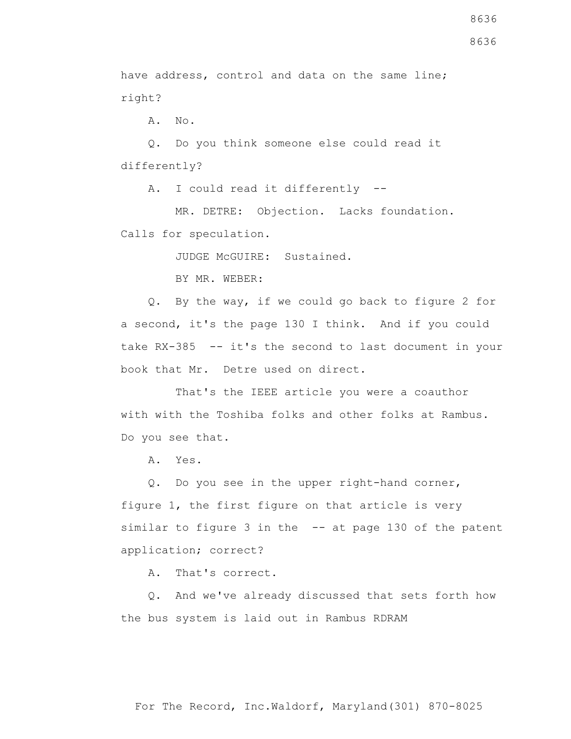have address, control and data on the same line; right?

A. No.

Q. Do you think someone else could read it differently?

A. I could read it differently --

MR. DETRE: Objection. Lacks foundation. Calls for speculation.

JUDGE McGUIRE: Sustained.

BY MR. WEBER:

Q. By the way, if we could go back to figure 2 for a second, it's the page 130 I think. And if you could take RX-385 -- it's the second to last document in your book that Mr. Detre used on direct.

That's the IEEE article you were a coauthor with with the Toshiba folks and other folks at Rambus. Do you see that.

A. Yes.

Q. Do you see in the upper right-hand corner, figure 1, the first figure on that article is very similar to figure 3 in the -- at page 130 of the patent application; correct?

A. That's correct.

Q. And we've already discussed that sets forth how the bus system is laid out in Rambus RDRAM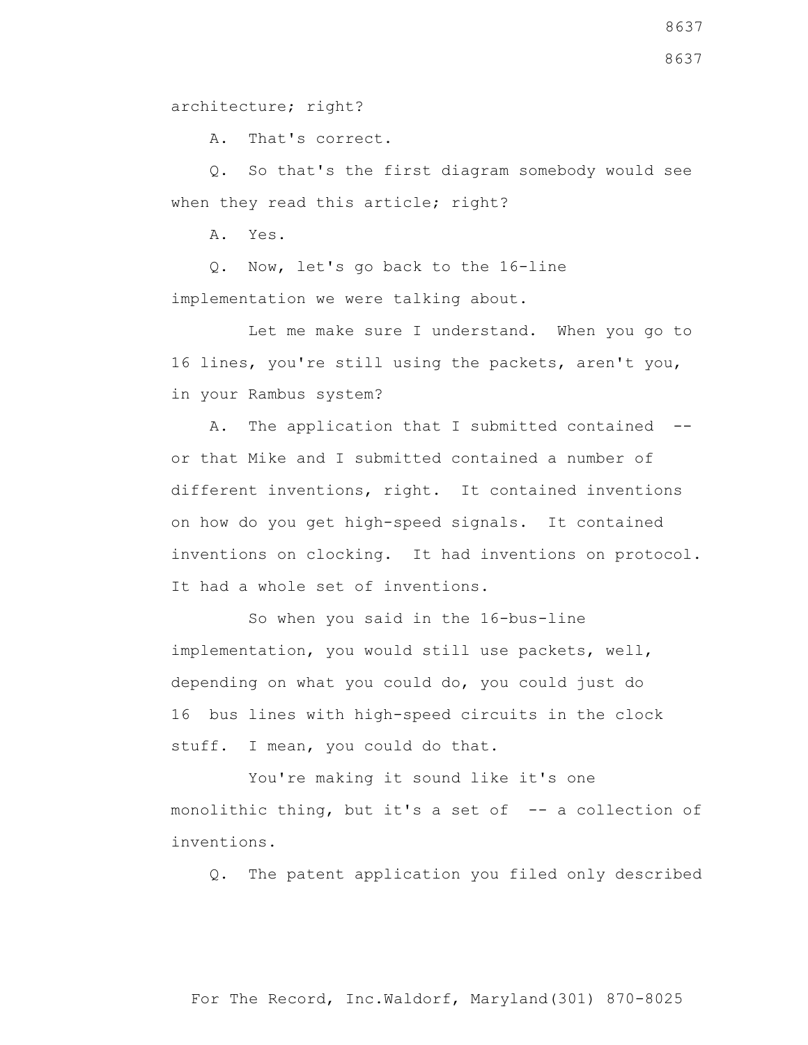architecture; right?

A. That's correct.

Q. So that's the first diagram somebody would see when they read this article; right?

A. Yes.

Q. Now, let's go back to the 16-line implementation we were talking about.

Let me make sure I understand. When you go to 16 lines, you're still using the packets, aren't you, in your Rambus system?

A. The application that I submitted contained -- or that Mike and I submitted contained a number of different inventions, right. It contained inventions on how do you get high-speed signals. It contained inventions on clocking. It had inventions on protocol. It had a whole set of inventions.

So when you said in the 16-bus-line implementation, you would still use packets, well, depending on what you could do, you could just do 16 bus lines with high-speed circuits in the clock stuff. I mean, you could do that.

You're making it sound like it's one monolithic thing, but it's a set of -- a collection of inventions.

Q. The patent application you filed only described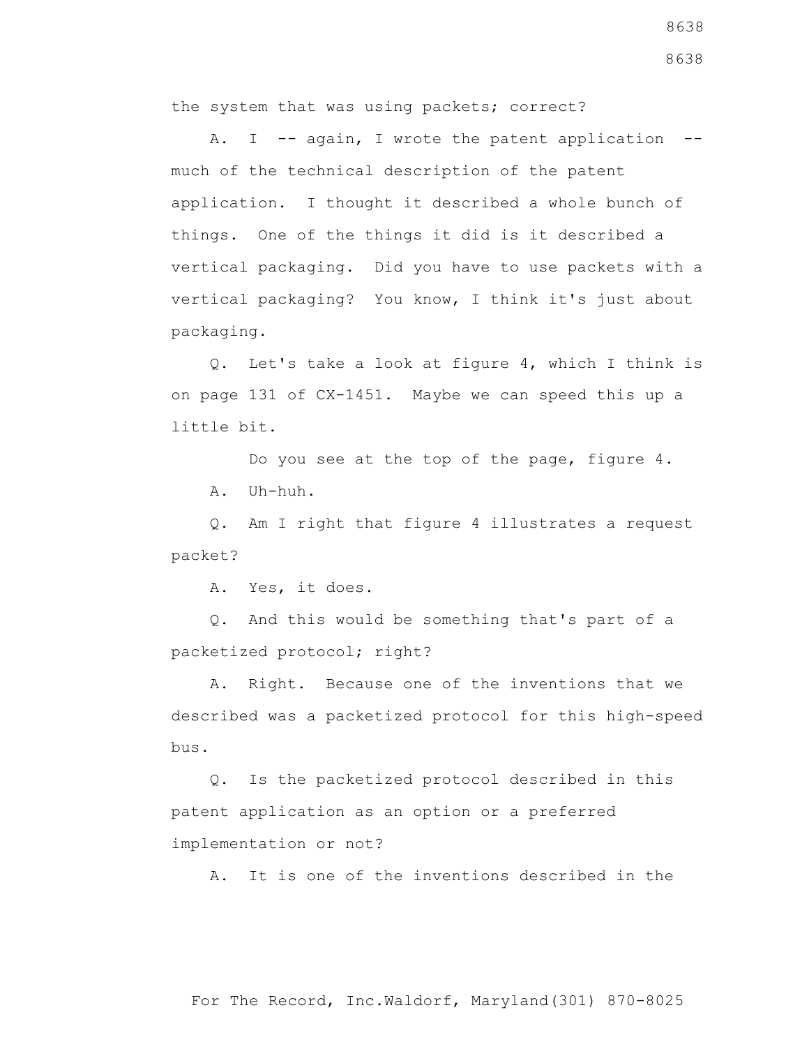the system that was using packets; correct?

A. I -- again, I wrote the patent application -- much of the technical description of the patent application. I thought it described a whole bunch of things. One of the things it did is it described a vertical packaging. Did you have to use packets with a vertical packaging? You know, I think it's just about packaging.

Q. Let's take a look at figure 4, which I think is on page 131 of CX-1451. Maybe we can speed this up a little bit.

Do you see at the top of the page, figure 4.

A. Uh-huh.

Q. Am I right that figure 4 illustrates a request packet?

A. Yes, it does.

Q. And this would be something that's part of a packetized protocol; right?

A. Right. Because one of the inventions that we described was a packetized protocol for this high-speed bus.

Q. Is the packetized protocol described in this patent application as an option or a preferred implementation or not?

A. It is one of the inventions described in the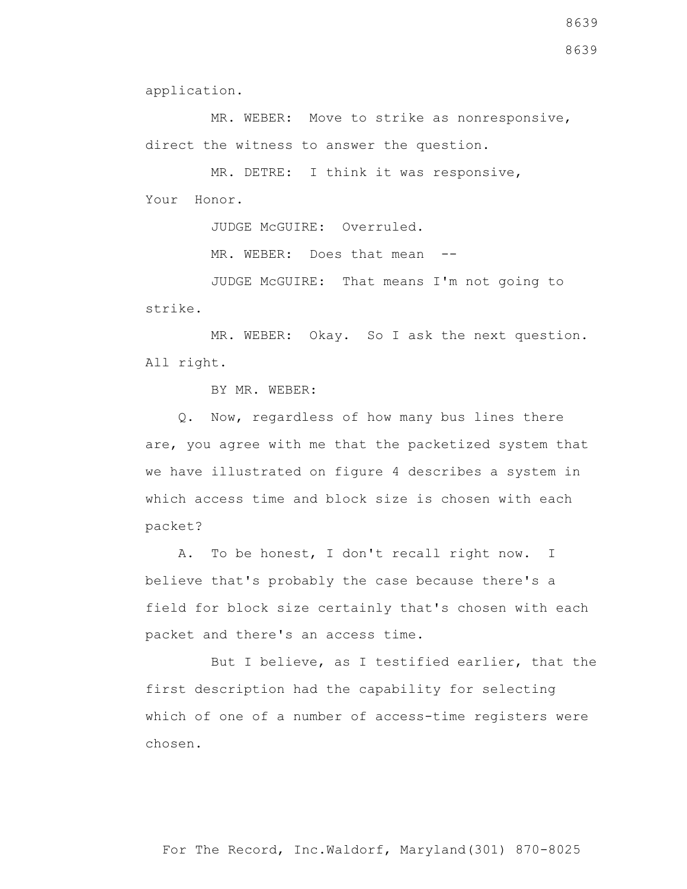application.

MR. WEBER: Move to strike as nonresponsive, direct the witness to answer the question.

MR. DETRE: I think it was responsive, Your Honor.

JUDGE McGUIRE: Overruled.

MR. WEBER: Does that mean --

JUDGE McGUIRE: That means I'm not going to strike.

MR. WEBER: Okay. So I ask the next question. All right.

BY MR. WEBER:

Q. Now, regardless of how many bus lines there are, you agree with me that the packetized system that we have illustrated on figure 4 describes a system in which access time and block size is chosen with each packet?

A. To be honest, I don't recall right now. I believe that's probably the case because there's a field for block size certainly that's chosen with each packet and there's an access time.

But I believe, as I testified earlier, that the first description had the capability for selecting which of one of a number of access-time registers were chosen.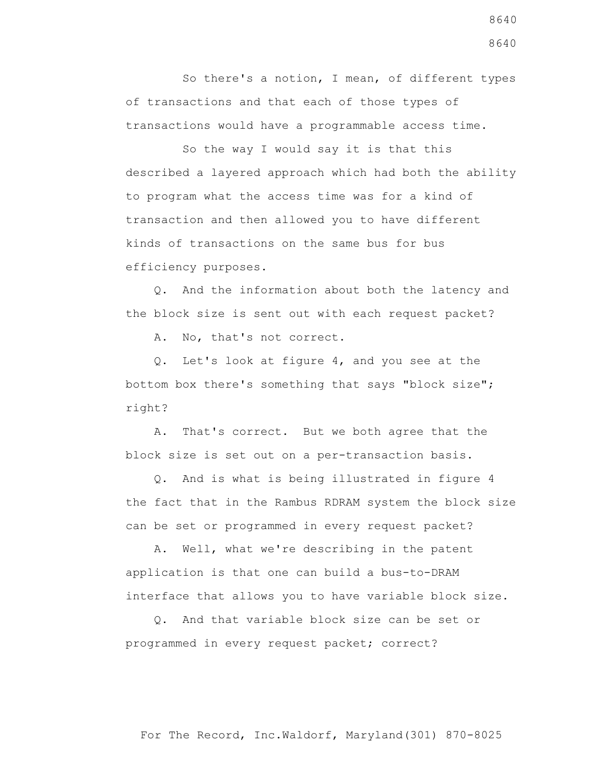So there's a notion, I mean, of different types of transactions and that each of those types of transactions would have a programmable access time.

So the way I would say it is that this described a layered approach which had both the ability to program what the access time was for a kind of transaction and then allowed you to have different kinds of transactions on the same bus for bus efficiency purposes.

Q. And the information about both the latency and the block size is sent out with each request packet?

A. No, that's not correct.

Q. Let's look at figure 4, and you see at the bottom box there's something that says "block size"; right?

A. That's correct. But we both agree that the block size is set out on a per-transaction basis.

Q. And is what is being illustrated in figure 4 the fact that in the Rambus RDRAM system the block size can be set or programmed in every request packet?

A. Well, what we're describing in the patent application is that one can build a bus-to-DRAM interface that allows you to have variable block size.

Q. And that variable block size can be set or programmed in every request packet; correct?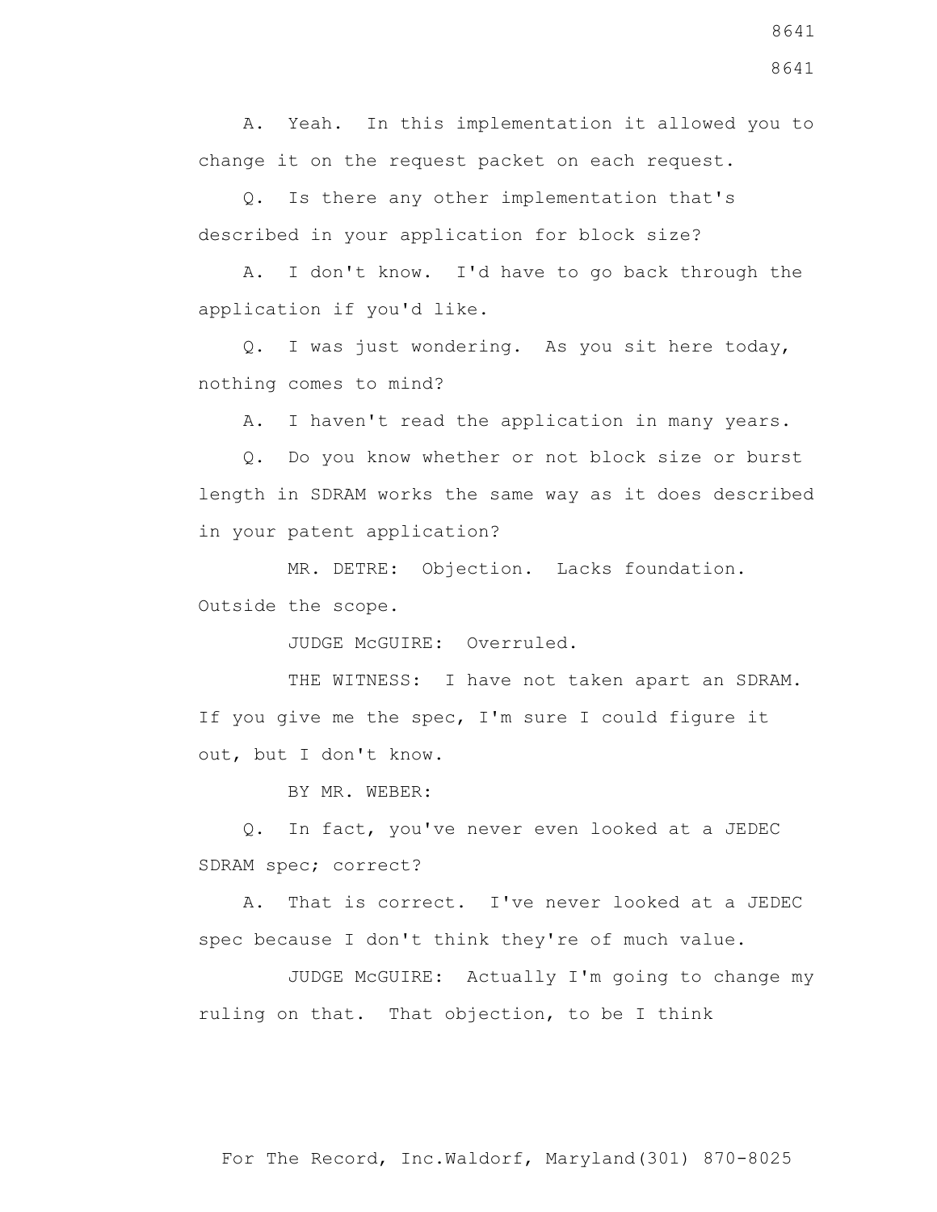A. Yeah. In this implementation it allowed you to change it on the request packet on each request.

Q. Is there any other implementation that's described in your application for block size?

A. I don't know. I'd have to go back through the application if you'd like.

Q. I was just wondering. As you sit here today, nothing comes to mind?

A. I haven't read the application in many years.

Q. Do you know whether or not block size or burst length in SDRAM works the same way as it does described in your patent application?

MR. DETRE: Objection. Lacks foundation. Outside the scope.

JUDGE McGUIRE: Overruled.

THE WITNESS: I have not taken apart an SDRAM. If you give me the spec, I'm sure I could figure it out, but I don't know.

BY MR. WEBER:

Q. In fact, you've never even looked at a JEDEC SDRAM spec; correct?

A. That is correct. I've never looked at a JEDEC spec because I don't think they're of much value.

JUDGE McGUIRE: Actually I'm going to change my ruling on that. That objection, to be I think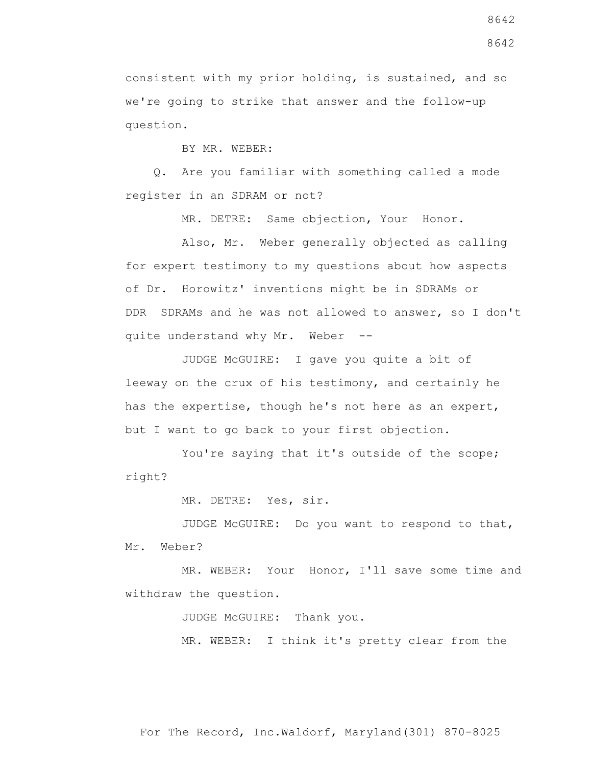consistent with my prior holding, is sustained, and so we're going to strike that answer and the follow-up question.

BY MR. WEBER:

Q. Are you familiar with something called a mode register in an SDRAM or not?

MR. DETRE: Same objection, Your Honor.

Also, Mr. Weber generally objected as calling for expert testimony to my questions about how aspects of Dr. Horowitz' inventions might be in SDRAMs or DDR SDRAMs and he was not allowed to answer, so I don't quite understand why Mr. Weber --

JUDGE McGUIRE: I gave you quite a bit of leeway on the crux of his testimony, and certainly he has the expertise, though he's not here as an expert, but I want to go back to your first objection.

You're saying that it's outside of the scope; right?

MR. DETRE: Yes, sir.

JUDGE McGUIRE: Do you want to respond to that, Mr. Weber?

MR. WEBER: Your Honor, I'll save some time and withdraw the question.

JUDGE McGUIRE: Thank you.

MR. WEBER: I think it's pretty clear from the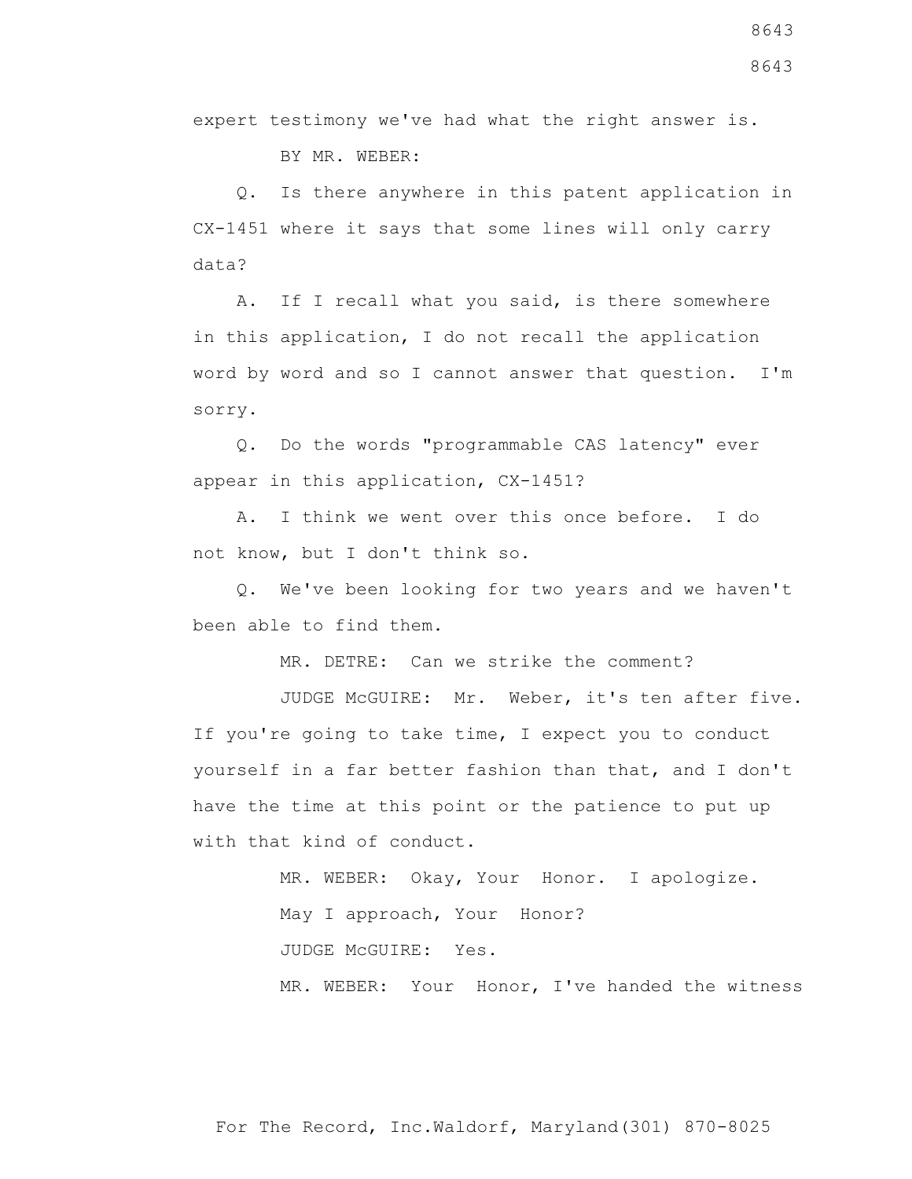expert testimony we've had what the right answer is.

BY MR. WEBER:

Q. Is there anywhere in this patent application in CX-1451 where it says that some lines will only carry data?

A. If I recall what you said, is there somewhere in this application, I do not recall the application word by word and so I cannot answer that question. I'm sorry.

Q. Do the words "programmable CAS latency" ever appear in this application, CX-1451?

A. I think we went over this once before. I do not know, but I don't think so.

Q. We've been looking for two years and we haven't been able to find them.

MR. DETRE: Can we strike the comment?

JUDGE McGUIRE: Mr. Weber, it's ten after five. If you're going to take time, I expect you to conduct yourself in a far better fashion than that, and I don't have the time at this point or the patience to put up with that kind of conduct.

MR. WEBER: Okay, Your Honor. I apologize.

May I approach, Your Honor?

JUDGE McGUIRE: Yes.

MR. WEBER: Your Honor, I've handed the witness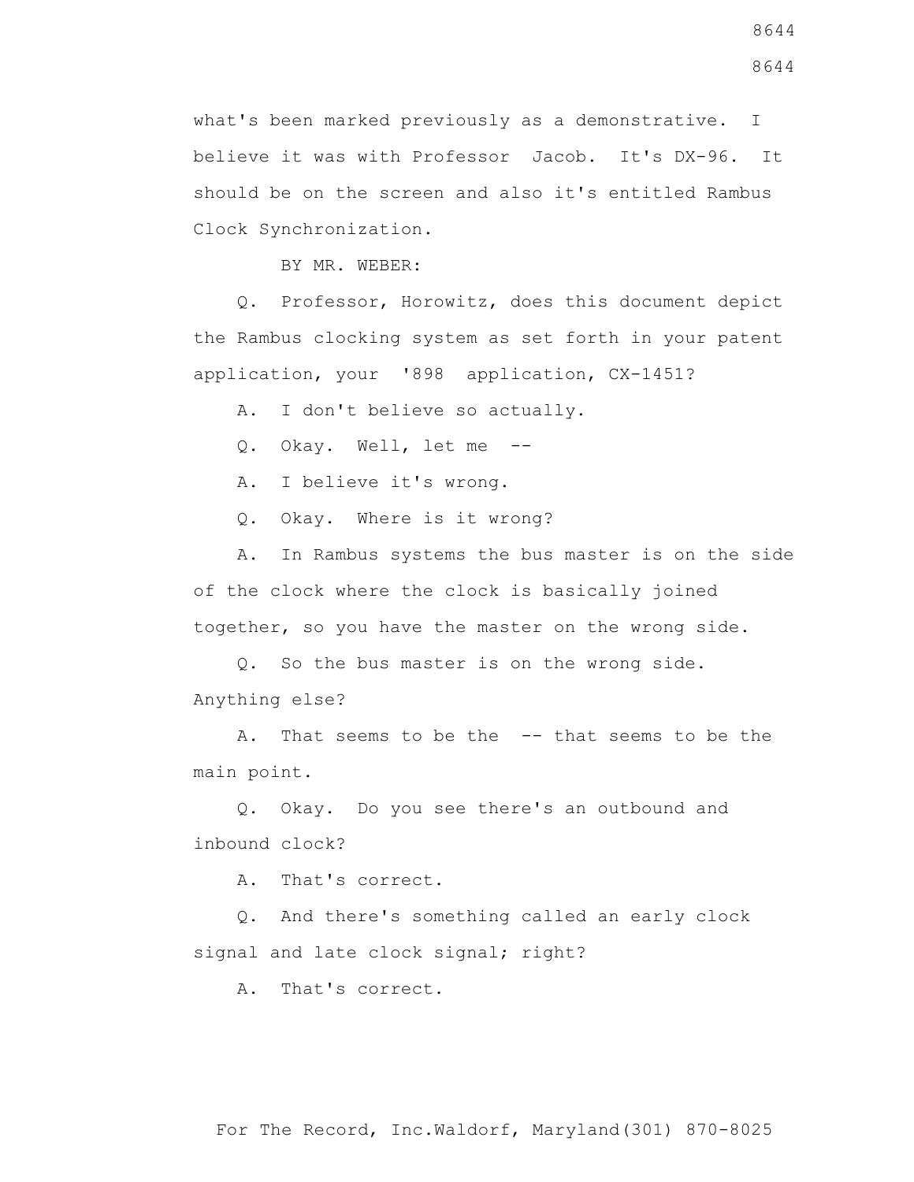what's been marked previously as a demonstrative. I believe it was with Professor Jacob. It's DX-96. It should be on the screen and also it's entitled Rambus Clock Synchronization.

BY MR. WEBER:

Q. Professor, Horowitz, does this document depict the Rambus clocking system as set forth in your patent application, your '898 application, CX-1451?

A. I don't believe so actually.

Q. Okay. Well, let me --

A. I believe it's wrong.

Q. Okay. Where is it wrong?

A. In Rambus systems the bus master is on the side of the clock where the clock is basically joined together, so you have the master on the wrong side.

Q. So the bus master is on the wrong side. Anything else?

A. That seems to be the -- that seems to be the main point.

Q. Okay. Do you see there's an outbound and inbound clock?

A. That's correct.

Q. And there's something called an early clock signal and late clock signal; right?

A. That's correct.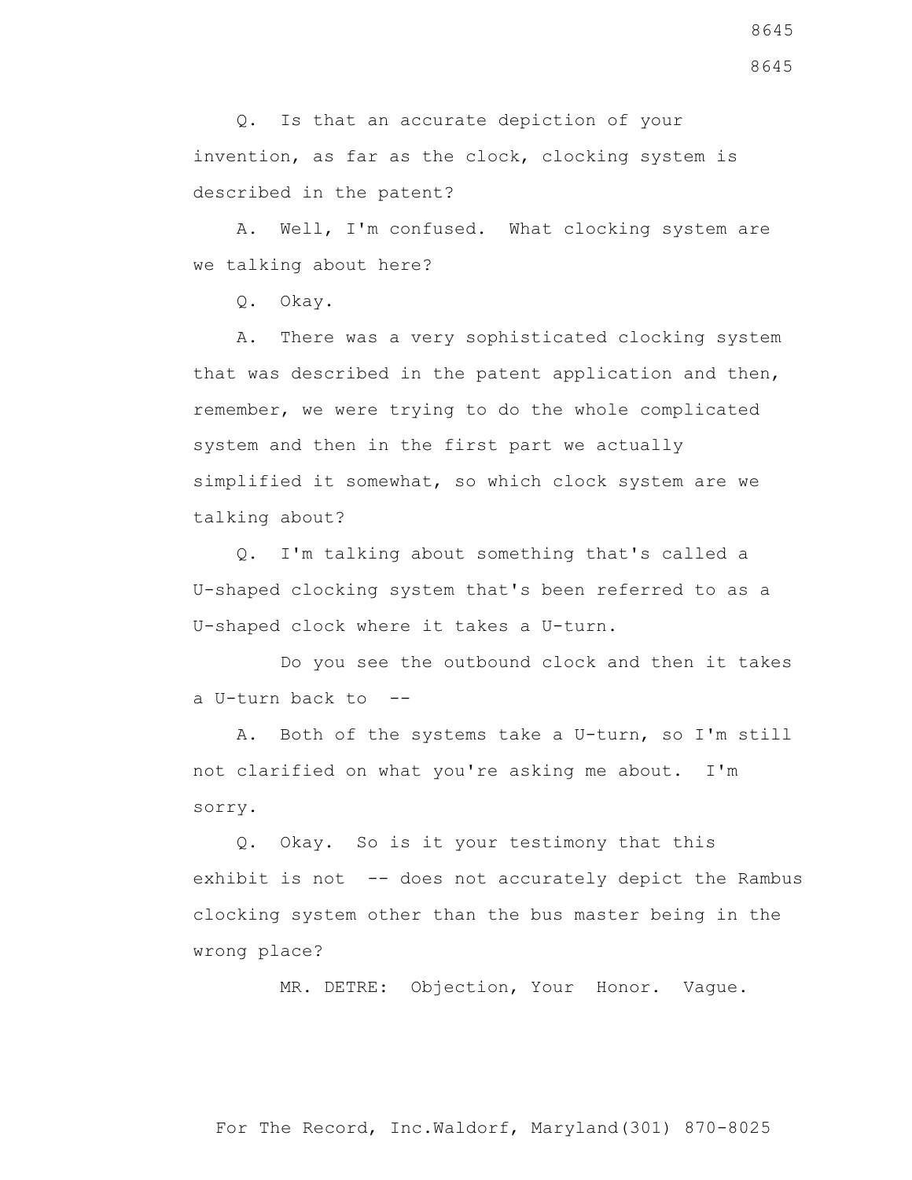Q. Is that an accurate depiction of your invention, as far as the clock, clocking system is described in the patent?

A. Well, I'm confused. What clocking system are we talking about here?

Q. Okay.

A. There was a very sophisticated clocking system that was described in the patent application and then, remember, we were trying to do the whole complicated system and then in the first part we actually simplified it somewhat, so which clock system are we talking about?

Q. I'm talking about something that's called a U-shaped clocking system that's been referred to as a U-shaped clock where it takes a U-turn.

Do you see the outbound clock and then it takes a U-turn back to --

A. Both of the systems take a U-turn, so I'm still not clarified on what you're asking me about. I'm sorry.

Q. Okay. So is it your testimony that this exhibit is not -- does not accurately depict the Rambus clocking system other than the bus master being in the wrong place?

MR. DETRE: Objection, Your Honor. Vague.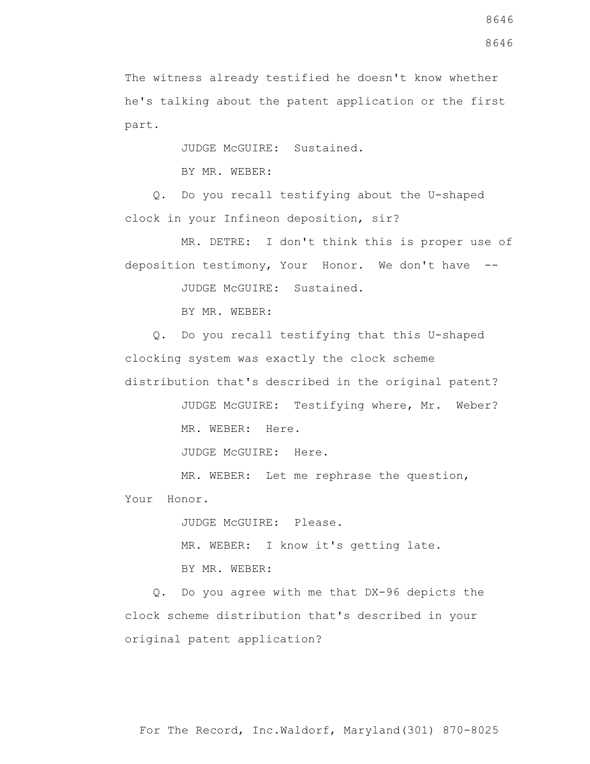The witness already testified he doesn't know whether he's talking about the patent application or the first part.

JUDGE McGUIRE: Sustained.

BY MR. WEBER:

Q. Do you recall testifying about the U-shaped clock in your Infineon deposition, sir?

MR. DETRE: I don't think this is proper use of deposition testimony, Your Honor. We don't have --

JUDGE McGUIRE: Sustained.

BY MR. WEBER:

Q. Do you recall testifying that this U-shaped clocking system was exactly the clock scheme distribution that's described in the original patent?

JUDGE McGUIRE: Testifying where, Mr. Weber?

MR. WEBER: Here.

JUDGE McGUIRE: Here.

MR. WEBER: Let me rephrase the question, Your Honor.

JUDGE McGUIRE: Please.

MR. WEBER: I know it's getting late.

BY MR. WEBER:

Q. Do you agree with me that DX-96 depicts the clock scheme distribution that's described in your original patent application?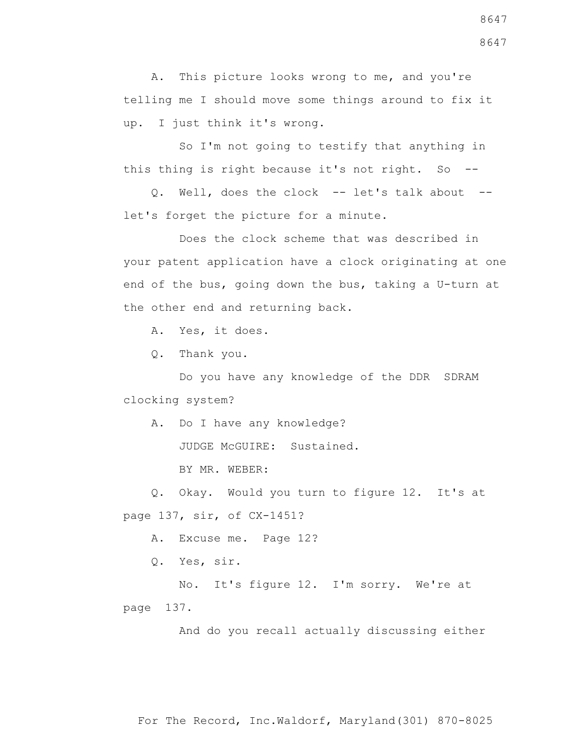A. This picture looks wrong to me, and you're telling me I should move some things around to fix it up. I just think it's wrong.

So I'm not going to testify that anything in this thing is right because it's not right. So --

Q. Well, does the clock -- let's talk about -- let's forget the picture for a minute.

Does the clock scheme that was described in your patent application have a clock originating at one end of the bus, going down the bus, taking a U-turn at the other end and returning back.

A. Yes, it does.

Q. Thank you.

Do you have any knowledge of the DDR SDRAM clocking system?

A. Do I have any knowledge?

JUDGE McGUIRE: Sustained.

BY MR. WEBER:

Q. Okay. Would you turn to figure 12. It's at page 137, sir, of CX-1451?

A. Excuse me. Page 12?

Q. Yes, sir.

No. It's figure 12. I'm sorry. We're at page 137.

And do you recall actually discussing either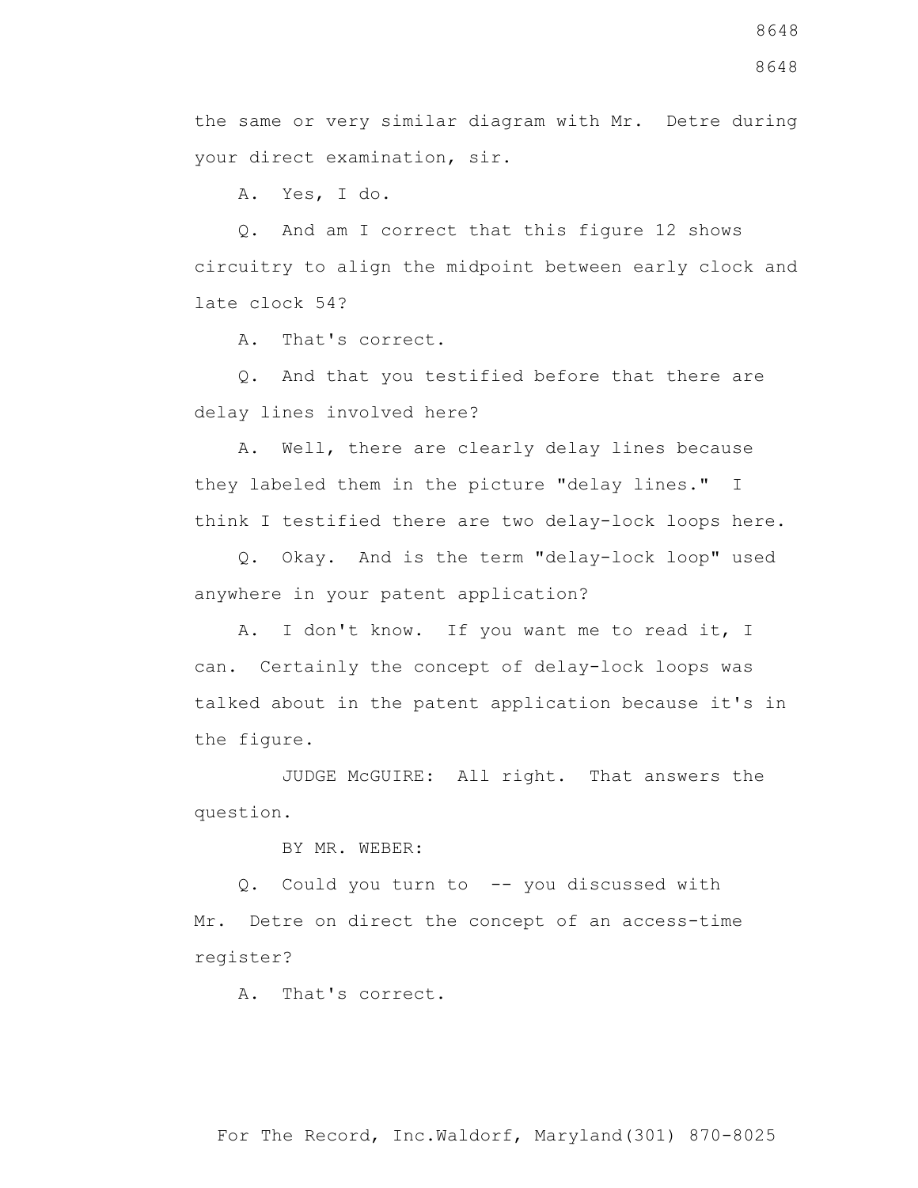the same or very similar diagram with Mr. Detre during your direct examination, sir.

A. Yes, I do.

Q. And am I correct that this figure 12 shows circuitry to align the midpoint between early clock and late clock 54?

A. That's correct.

Q. And that you testified before that there are delay lines involved here?

A. Well, there are clearly delay lines because they labeled them in the picture "delay lines." I think I testified there are two delay-lock loops here.

Q. Okay. And is the term "delay-lock loop" used anywhere in your patent application?

A. I don't know. If you want me to read it, I can. Certainly the concept of delay-lock loops was talked about in the patent application because it's in the figure.

JUDGE McGUIRE: All right. That answers the question.

BY MR. WEBER:

Q. Could you turn to -- you discussed with Mr. Detre on direct the concept of an access-time register?

A. That's correct.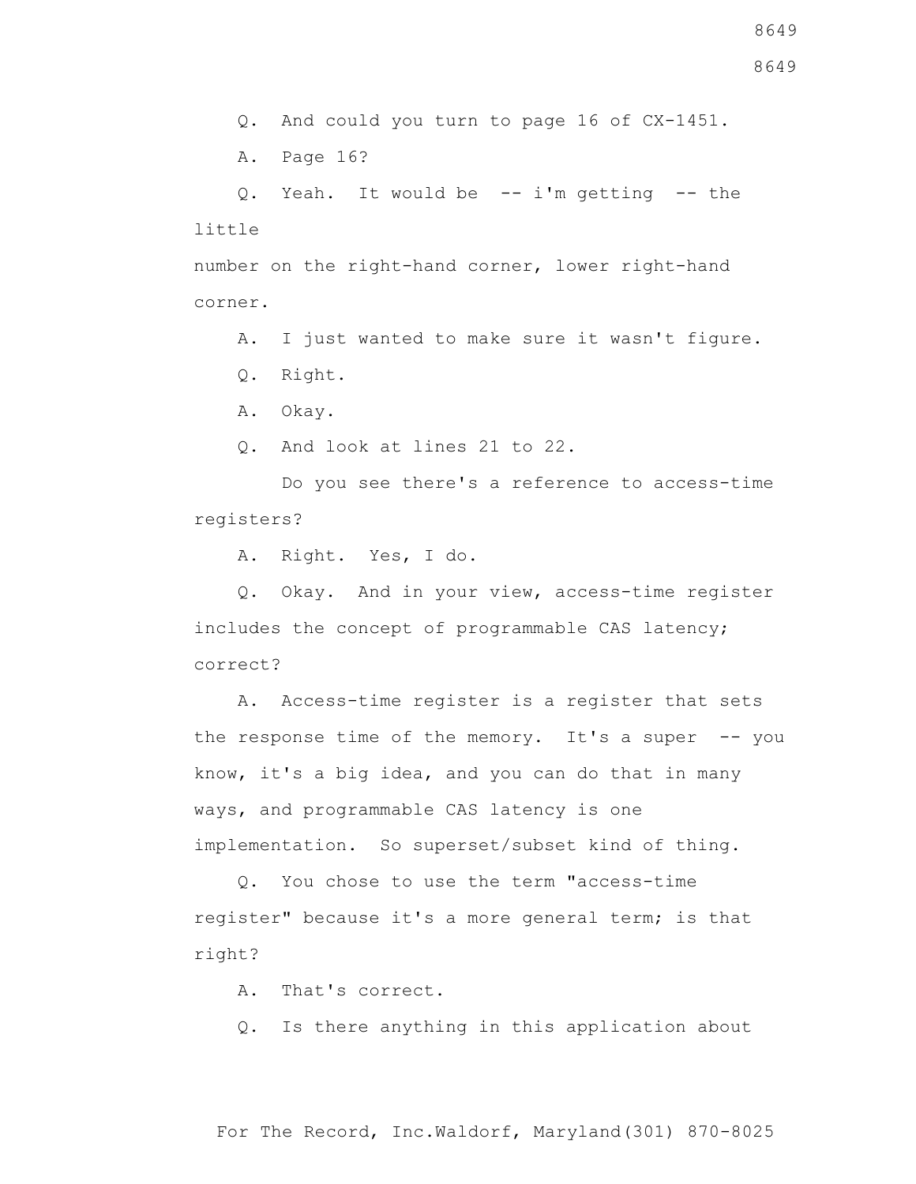Q. And could you turn to page 16 of CX-1451.

A. Page 16?

Q. Yeah. It would be -- i'm getting -- the little number on the right-hand corner, lower right-hand corner.

A. I just wanted to make sure it wasn't figure.

Q. Right.

A. Okay.

Q. And look at lines 21 to 22.

Do you see there's a reference to access-time registers?

A. Right. Yes, I do.

Q. Okay. And in your view, access-time register includes the concept of programmable CAS latency; correct?

A. Access-time register is a register that sets the response time of the memory. It's a super -- you know, it's a big idea, and you can do that in many ways, and programmable CAS latency is one implementation. So superset/subset kind of thing.

Q. You chose to use the term "access-time register" because it's a more general term; is that right?

A. That's correct.

Q. Is there anything in this application about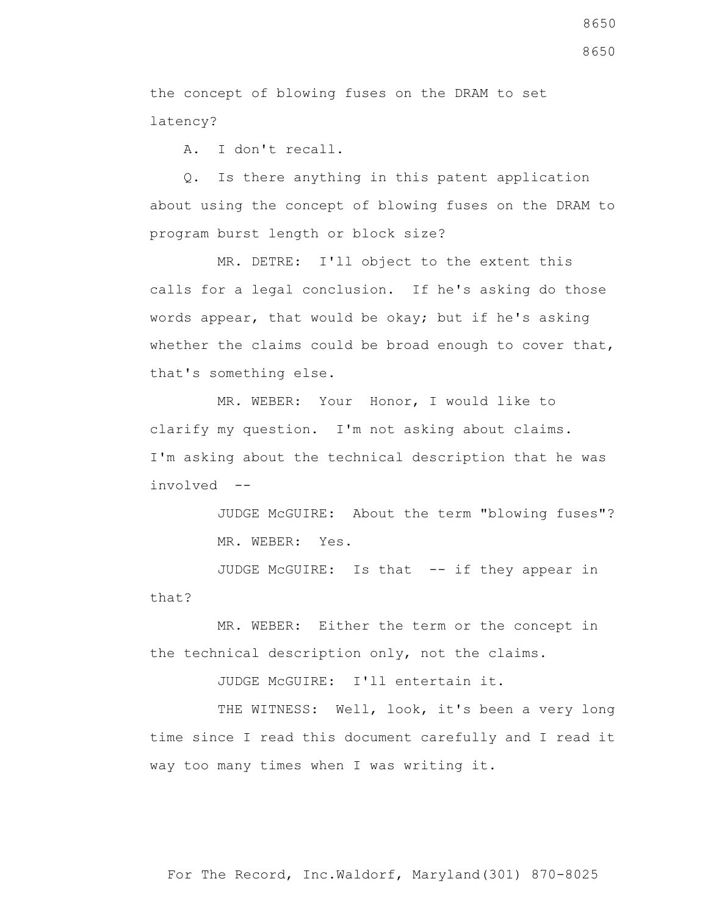the concept of blowing fuses on the DRAM to set latency?

A. I don't recall.

Q. Is there anything in this patent application about using the concept of blowing fuses on the DRAM to program burst length or block size?

MR. DETRE: I'll object to the extent this calls for a legal conclusion. If he's asking do those words appear, that would be okay; but if he's asking whether the claims could be broad enough to cover that, that's something else.

MR. WEBER: Your Honor, I would like to clarify my question. I'm not asking about claims. I'm asking about the technical description that he was involved --

JUDGE McGUIRE: About the term "blowing fuses"?

MR. WEBER: Yes.

JUDGE McGUIRE: Is that -- if they appear in that?

MR. WEBER: Either the term or the concept in the technical description only, not the claims.

JUDGE McGUIRE: I'll entertain it.

THE WITNESS: Well, look, it's been a very long time since I read this document carefully and I read it way too many times when I was writing it.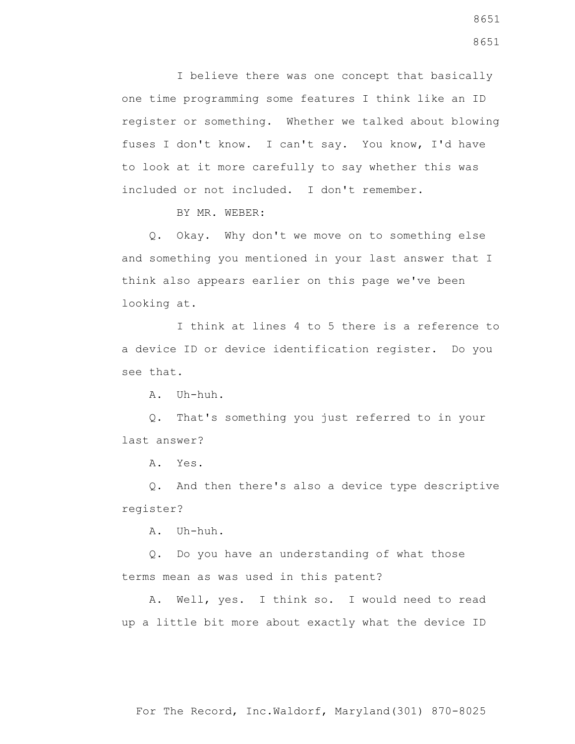I believe there was one concept that basically one time programming some features I think like an ID register or something. Whether we talked about blowing fuses I don't know. I can't say. You know, I'd have to look at it more carefully to say whether this was included or not included. I don't remember.

BY MR. WEBER:

Q. Okay. Why don't we move on to something else and something you mentioned in your last answer that I think also appears earlier on this page we've been looking at.

I think at lines 4 to 5 there is a reference to a device ID or device identification register. Do you see that.

A. Uh-huh.

Q. That's something you just referred to in your last answer?

A. Yes.

Q. And then there's also a device type descriptive register?

A. Uh-huh.

Q. Do you have an understanding of what those terms mean as was used in this patent?

A. Well, yes. I think so. I would need to read up a little bit more about exactly what the device ID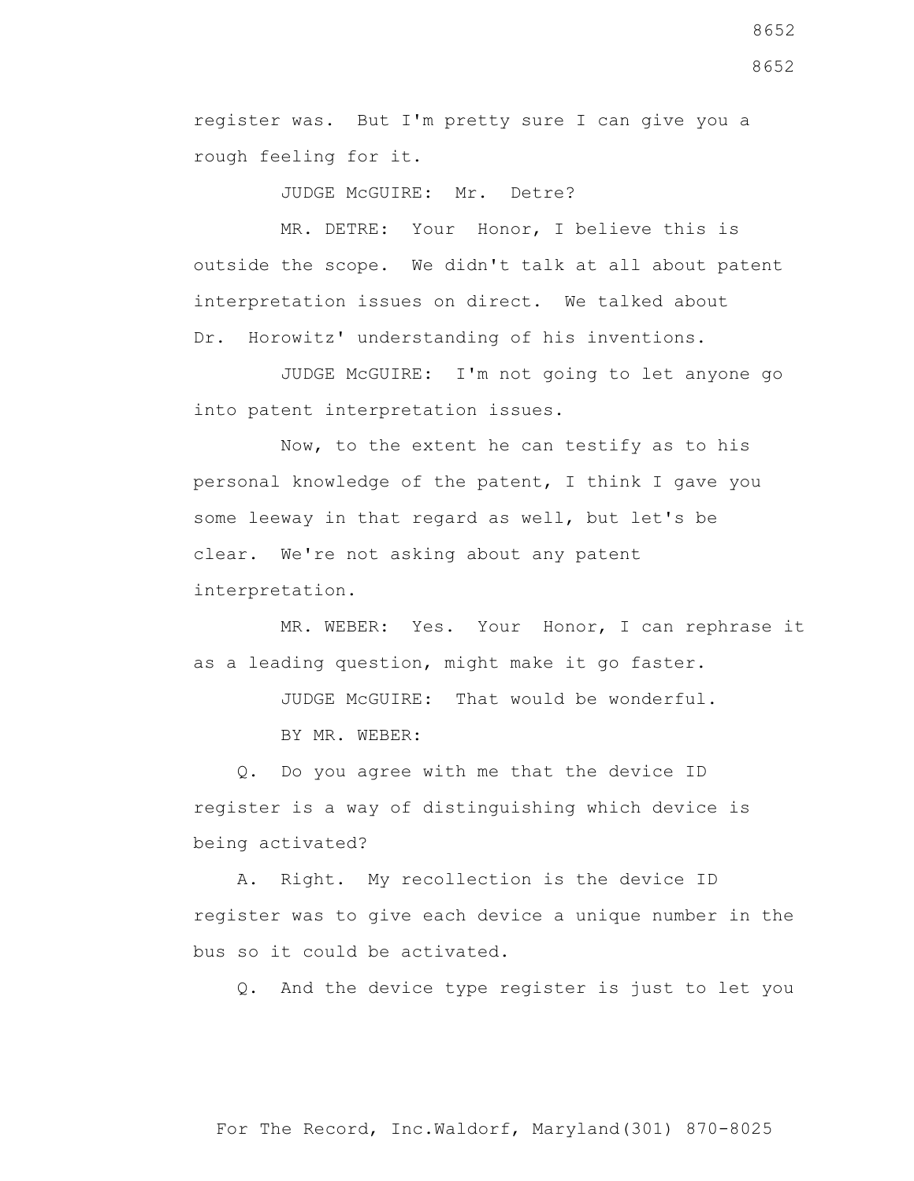register was. But I'm pretty sure I can give you a rough feeling for it.

JUDGE McGUIRE: Mr. Detre?

MR. DETRE: Your Honor, I believe this is outside the scope. We didn't talk at all about patent interpretation issues on direct. We talked about Dr. Horowitz' understanding of his inventions.

JUDGE McGUIRE: I'm not going to let anyone go into patent interpretation issues.

Now, to the extent he can testify as to his personal knowledge of the patent, I think I gave you some leeway in that regard as well, but let's be clear. We're not asking about any patent interpretation.

MR. WEBER: Yes. Your Honor, I can rephrase it as a leading question, might make it go faster.

JUDGE McGUIRE: That would be wonderful.

BY MR. WEBER:

Q. Do you agree with me that the device ID register is a way of distinguishing which device is being activated?

A. Right. My recollection is the device ID register was to give each device a unique number in the bus so it could be activated.

Q. And the device type register is just to let you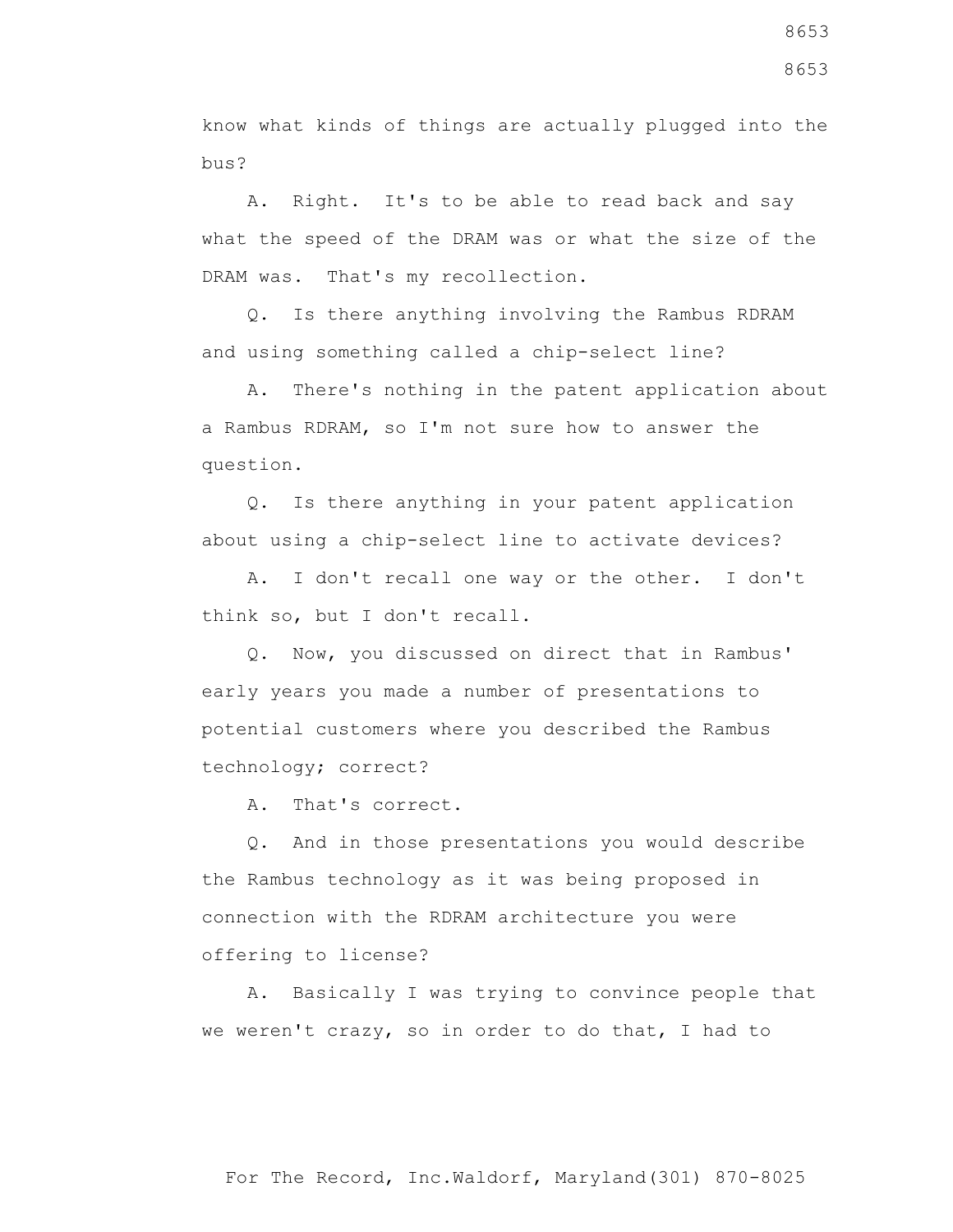know what kinds of things are actually plugged into the bus?

A. Right. It's to be able to read back and say what the speed of the DRAM was or what the size of the DRAM was. That's my recollection.

Q. Is there anything involving the Rambus RDRAM and using something called a chip-select line?

A. There's nothing in the patent application about a Rambus RDRAM, so I'm not sure how to answer the question.

Q. Is there anything in your patent application about using a chip-select line to activate devices?

A. I don't recall one way or the other. I don't think so, but I don't recall.

Q. Now, you discussed on direct that in Rambus' early years you made a number of presentations to potential customers where you described the Rambus technology; correct?

A. That's correct.

Q. And in those presentations you would describe the Rambus technology as it was being proposed in connection with the RDRAM architecture you were offering to license?

A. Basically I was trying to convince people that we weren't crazy, so in order to do that, I had to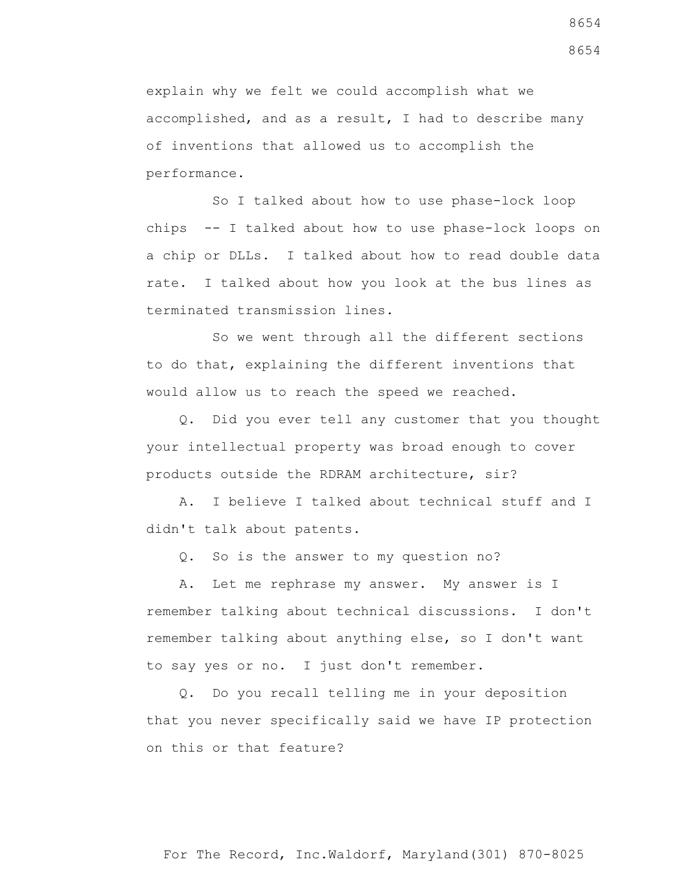explain why we felt we could accomplish what we accomplished, and as a result, I had to describe many of inventions that allowed us to accomplish the performance.

So I talked about how to use phase-lock loop chips -- I talked about how to use phase-lock loops on a chip or DLLs. I talked about how to read double data rate. I talked about how you look at the bus lines as terminated transmission lines.

So we went through all the different sections to do that, explaining the different inventions that would allow us to reach the speed we reached.

Q. Did you ever tell any customer that you thought your intellectual property was broad enough to cover products outside the RDRAM architecture, sir?

A. I believe I talked about technical stuff and I didn't talk about patents.

Q. So is the answer to my question no?

A. Let me rephrase my answer. My answer is I remember talking about technical discussions. I don't remember talking about anything else, so I don't want to say yes or no. I just don't remember.

Q. Do you recall telling me in your deposition that you never specifically said we have IP protection on this or that feature?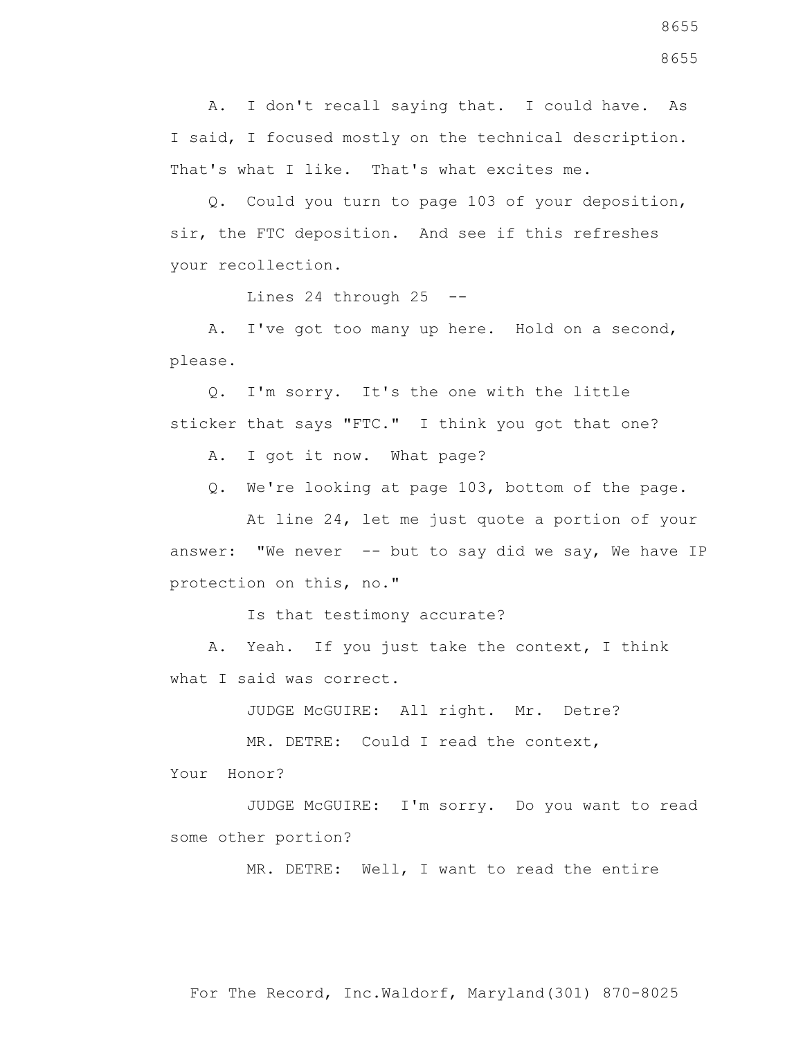A. I don't recall saying that. I could have. As I said, I focused mostly on the technical description. That's what I like. That's what excites me.

Q. Could you turn to page 103 of your deposition, sir, the FTC deposition. And see if this refreshes your recollection.

Lines 24 through 25 --

A. I've got too many up here. Hold on a second, please.

Q. I'm sorry. It's the one with the little sticker that says "FTC." I think you got that one?

A. I got it now. What page?

Q. We're looking at page 103, bottom of the page.

At line 24, let me just quote a portion of your answer: "We never -- but to say did we say, We have IP protection on this, no."

Is that testimony accurate?

A. Yeah. If you just take the context, I think what I said was correct.

JUDGE McGUIRE: All right. Mr. Detre?

MR. DETRE: Could I read the context, Your Honor?

JUDGE McGUIRE: I'm sorry. Do you want to read some other portion?

MR. DETRE: Well, I want to read the entire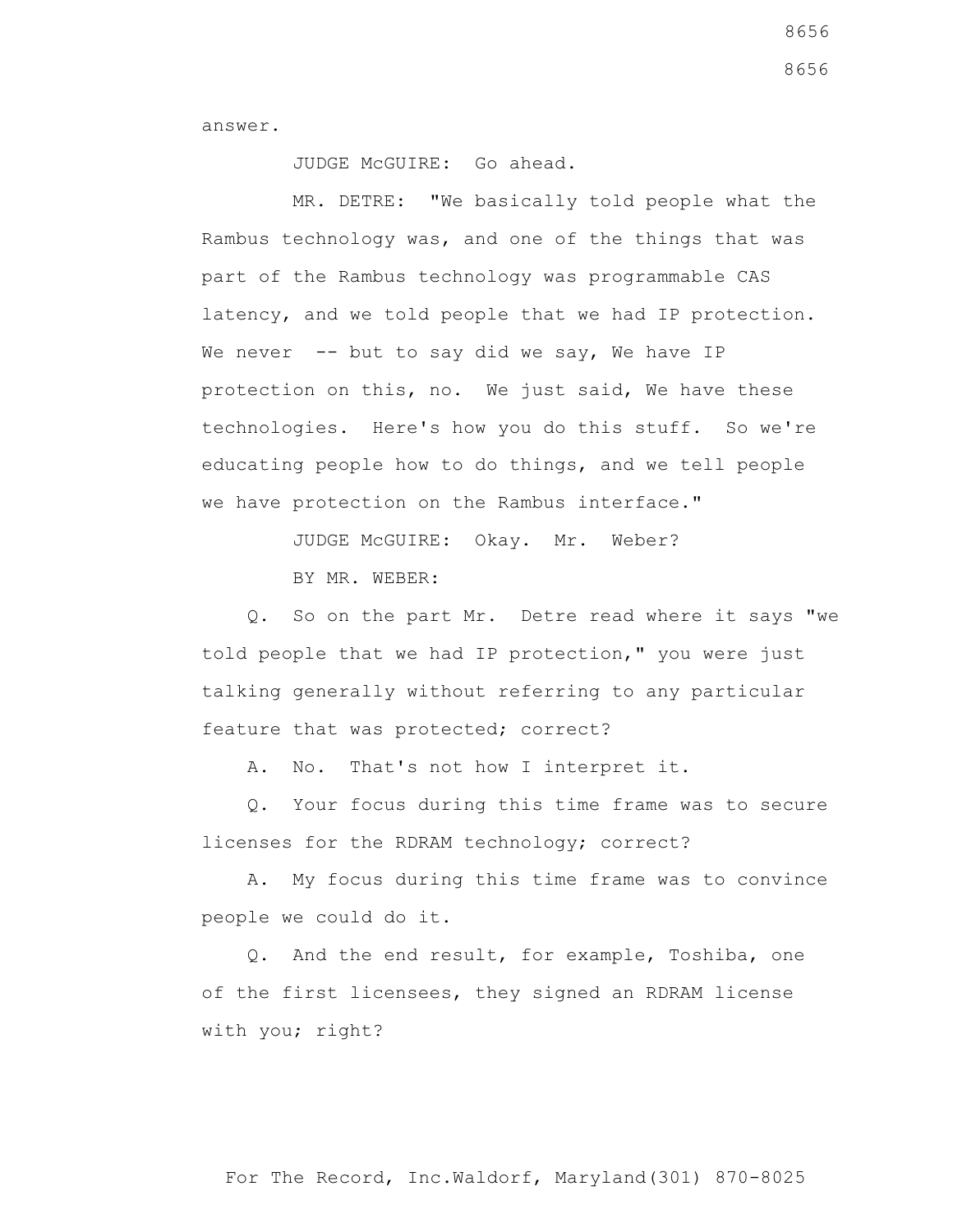answer.

JUDGE McGUIRE: Go ahead.

MR. DETRE: "We basically told people what the Rambus technology was, and one of the things that was part of the Rambus technology was programmable CAS latency, and we told people that we had IP protection. We never -- but to say did we say, We have IP protection on this, no. We just said, We have these technologies. Here's how you do this stuff. So we're educating people how to do things, and we tell people we have protection on the Rambus interface."

JUDGE McGUIRE: Okay. Mr. Weber?

BY MR. WEBER:

Q. So on the part Mr. Detre read where it says "we told people that we had IP protection," you were just talking generally without referring to any particular feature that was protected; correct?

A. No. That's not how I interpret it.

Q. Your focus during this time frame was to secure licenses for the RDRAM technology; correct?

A. My focus during this time frame was to convince people we could do it.

Q. And the end result, for example, Toshiba, one of the first licensees, they signed an RDRAM license with you; right?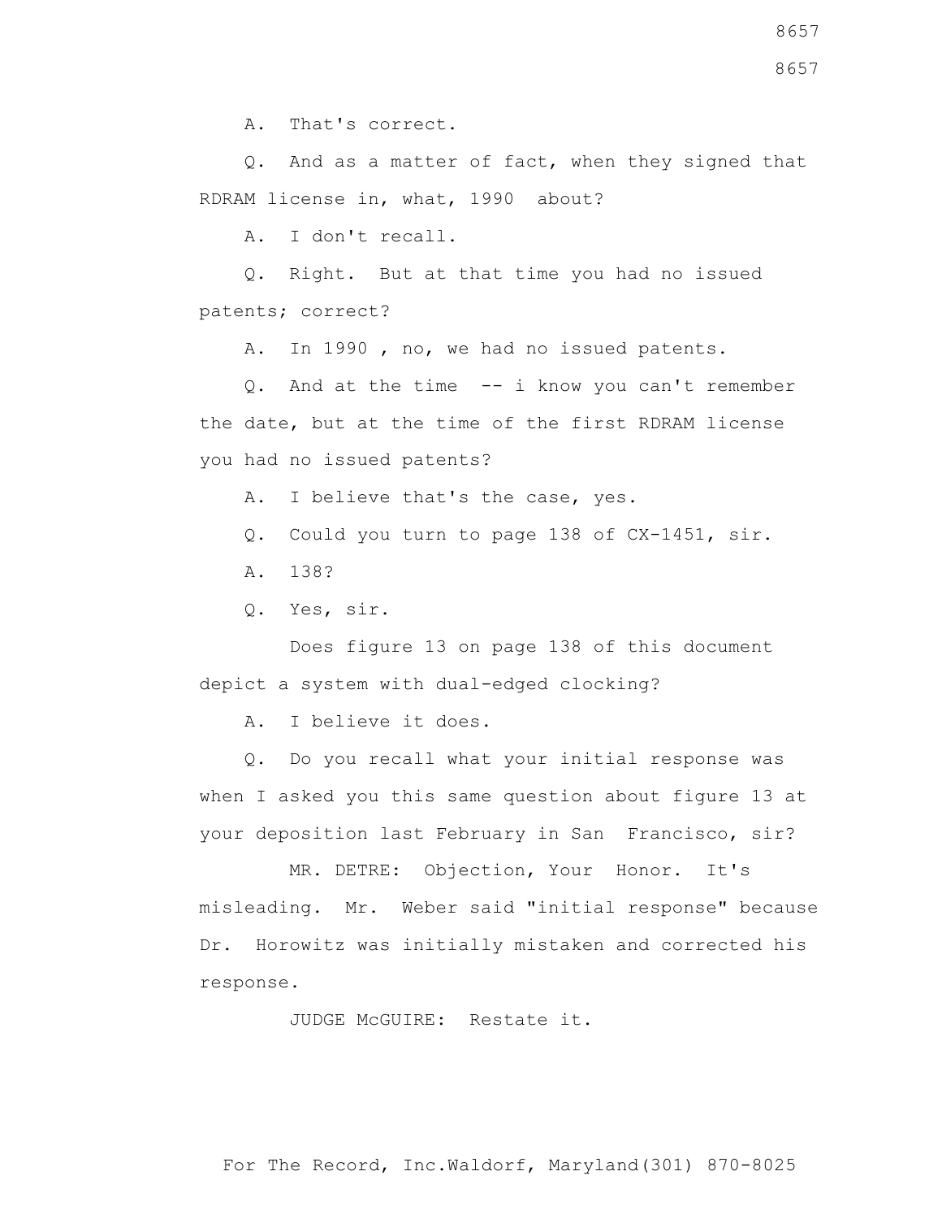A. That's correct.

Q. And as a matter of fact, when they signed that RDRAM license in, what, 1990 about?

A. I don't recall.

Q. Right. But at that time you had no issued patents; correct?

A. In 1990 , no, we had no issued patents.

Q. And at the time -- i know you can't remember the date, but at the time of the first RDRAM license you had no issued patents?

A. I believe that's the case, yes.

Q. Could you turn to page 138 of CX-1451, sir.

A. 138?

Q. Yes, sir.

Does figure 13 on page 138 of this document depict a system with dual-edged clocking?

A. I believe it does.

Q. Do you recall what your initial response was when I asked you this same question about figure 13 at your deposition last February in San Francisco, sir?

MR. DETRE: Objection, Your Honor. It's misleading. Mr. Weber said "initial response" because Dr. Horowitz was initially mistaken and corrected his response.

JUDGE McGUIRE: Restate it.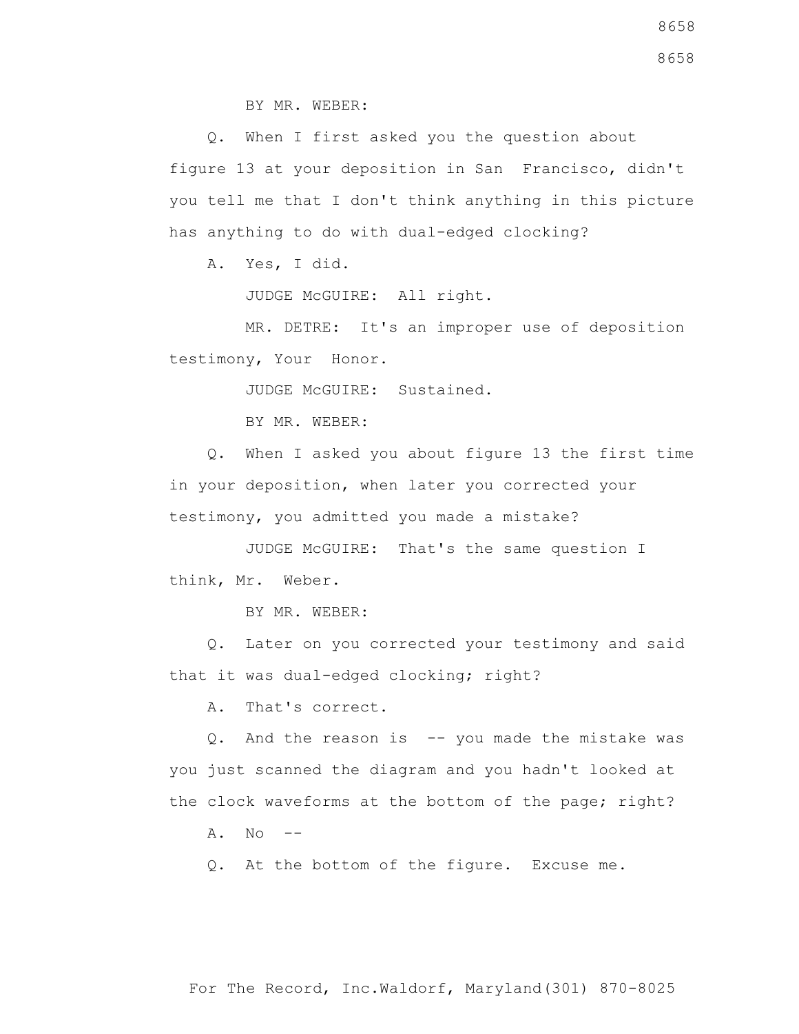BY MR. WEBER:

Q. When I first asked you the question about figure 13 at your deposition in San Francisco, didn't you tell me that I don't think anything in this picture has anything to do with dual-edged clocking?

A. Yes, I did.

JUDGE McGUIRE: All right.

MR. DETRE: It's an improper use of deposition testimony, Your Honor.

JUDGE McGUIRE: Sustained.

BY MR. WEBER:

Q. When I asked you about figure 13 the first time in your deposition, when later you corrected your testimony, you admitted you made a mistake?

JUDGE McGUIRE: That's the same question I think, Mr. Weber.

BY MR. WEBER:

Q. Later on you corrected your testimony and said that it was dual-edged clocking; right?

A. That's correct.

Q. And the reason is -- you made the mistake was you just scanned the diagram and you hadn't looked at the clock waveforms at the bottom of the page; right?

A. No --

Q. At the bottom of the figure. Excuse me.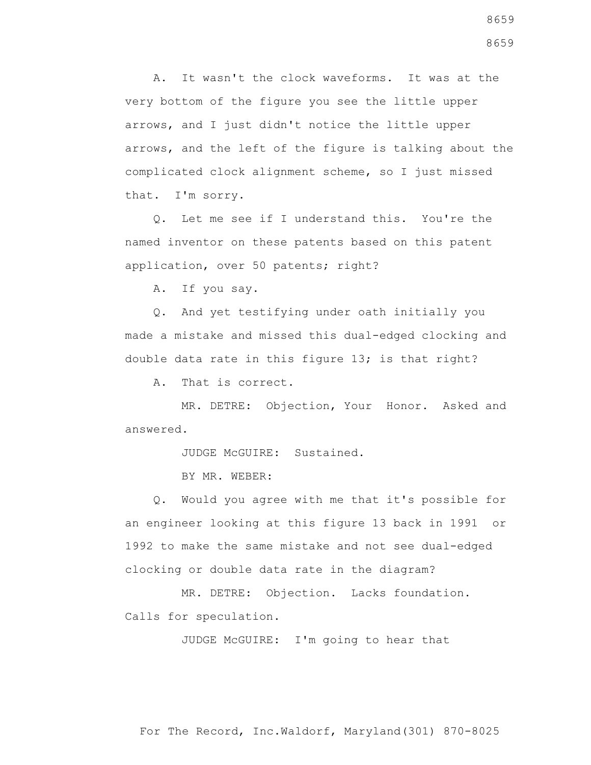A. It wasn't the clock waveforms. It was at the very bottom of the figure you see the little upper arrows, and I just didn't notice the little upper arrows, and the left of the figure is talking about the complicated clock alignment scheme, so I just missed that. I'm sorry.

Q. Let me see if I understand this. You're the named inventor on these patents based on this patent application, over 50 patents; right?

A. If you say.

Q. And yet testifying under oath initially you made a mistake and missed this dual-edged clocking and double data rate in this figure 13; is that right?

A. That is correct.

MR. DETRE: Objection, Your Honor. Asked and answered.

JUDGE McGUIRE: Sustained.

BY MR. WEBER:

Q. Would you agree with me that it's possible for an engineer looking at this figure 13 back in 1991 or 1992 to make the same mistake and not see dual-edged clocking or double data rate in the diagram?

MR. DETRE: Objection. Lacks foundation. Calls for speculation.

JUDGE McGUIRE: I'm going to hear that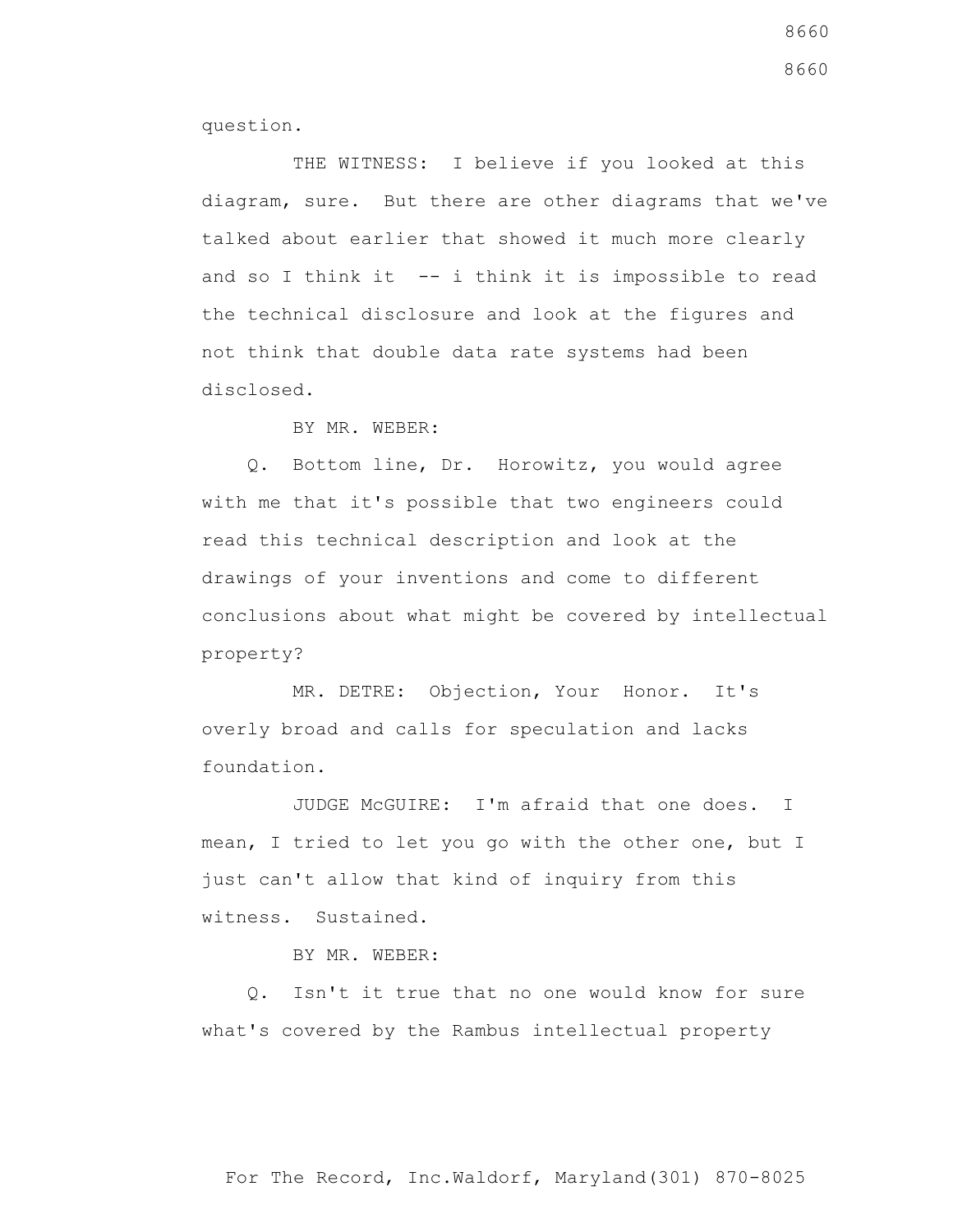question.

THE WITNESS: I believe if you looked at this diagram, sure. But there are other diagrams that we've talked about earlier that showed it much more clearly and so I think it -- i think it is impossible to read the technical disclosure and look at the figures and not think that double data rate systems had been disclosed.

BY MR. WEBER:

Q. Bottom line, Dr. Horowitz, you would agree with me that it's possible that two engineers could read this technical description and look at the drawings of your inventions and come to different conclusions about what might be covered by intellectual property?

MR. DETRE: Objection, Your Honor. It's overly broad and calls for speculation and lacks foundation.

JUDGE McGUIRE: I'm afraid that one does. I mean, I tried to let you go with the other one, but I just can't allow that kind of inquiry from this witness. Sustained.

BY MR. WEBER:

Q. Isn't it true that no one would know for sure what's covered by the Rambus intellectual property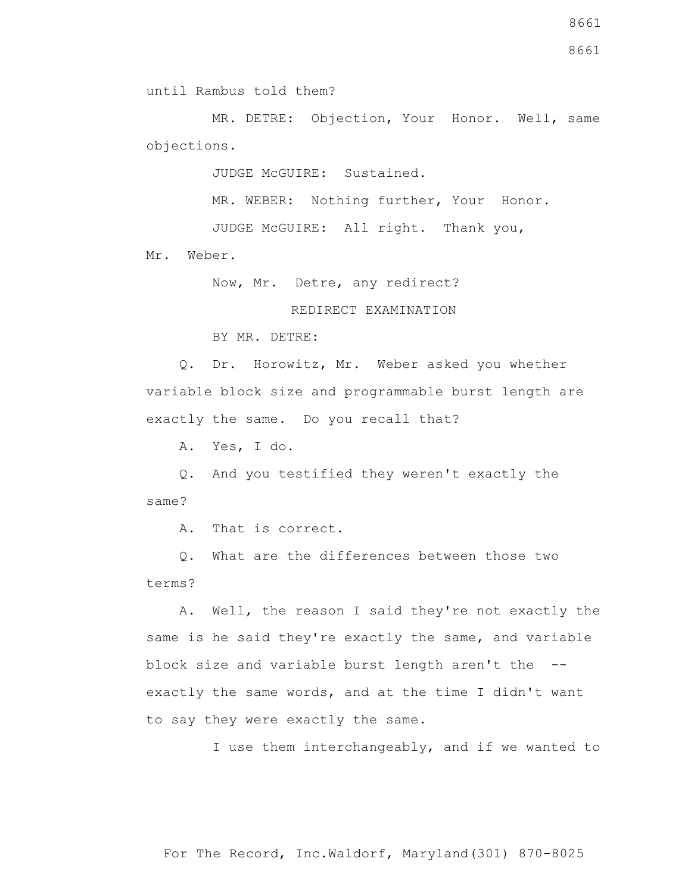until Rambus told them?

MR. DETRE: Objection, Your Honor. Well, same objections.

JUDGE McGUIRE: Sustained.

MR. WEBER: Nothing further, Your Honor.

JUDGE McGUIRE: All right. Thank you, Mr. Weber.

Now, Mr. Detre, any redirect?

REDIRECT EXAMINATION

BY MR. DETRE:

Q. Dr. Horowitz, Mr. Weber asked you whether variable block size and programmable burst length are exactly the same. Do you recall that?

A. Yes, I do.

Q. And you testified they weren't exactly the same?

A. That is correct.

Q. What are the differences between those two terms?

A. Well, the reason I said they're not exactly the same is he said they're exactly the same, and variable block size and variable burst length aren't the -- exactly the same words, and at the time I didn't want to say they were exactly the same.

I use them interchangeably, and if we wanted to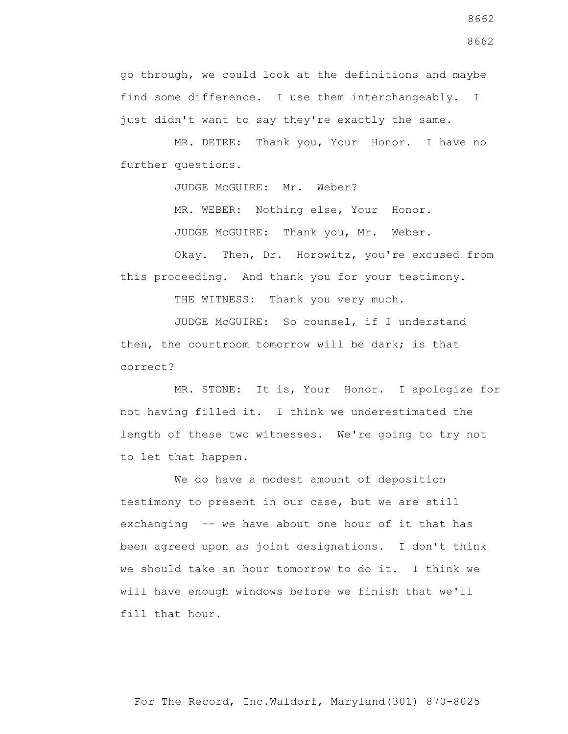go through, we could look at the definitions and maybe find some difference. I use them interchangeably. I just didn't want to say they're exactly the same.

MR. DETRE: Thank you, Your Honor. I have no further questions.

JUDGE McGUIRE: Mr. Weber?

MR. WEBER: Nothing else, Your Honor.

JUDGE McGUIRE: Thank you, Mr. Weber.

Okay. Then, Dr. Horowitz, you're excused from this proceeding. And thank you for your testimony.

THE WITNESS: Thank you very much.

JUDGE McGUIRE: So counsel, if I understand then, the courtroom tomorrow will be dark; is that correct?

MR. STONE: It is, Your Honor. I apologize for not having filled it. I think we underestimated the length of these two witnesses. We're going to try not to let that happen.

We do have a modest amount of deposition testimony to present in our case, but we are still exchanging -- we have about one hour of it that has been agreed upon as joint designations. I don't think we should take an hour tomorrow to do it. I think we will have enough windows before we finish that we'll fill that hour.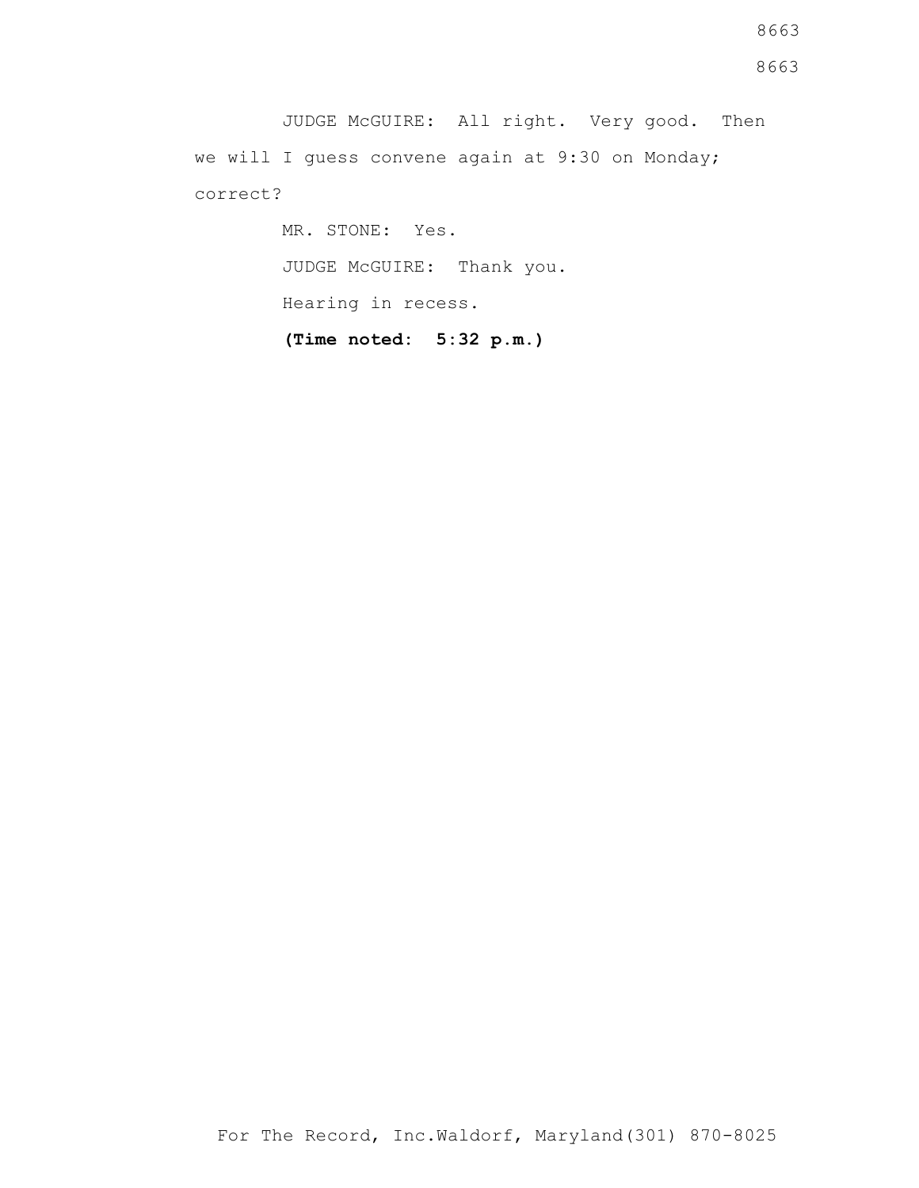JUDGE McGUIRE: All right. Very good. Then we will I guess convene again at 9:30 on Monday; correct?

MR. STONE: Yes.

JUDGE McGUIRE: Thank you.

Hearing in recess.

**(Time noted: 5:32 p.m.)**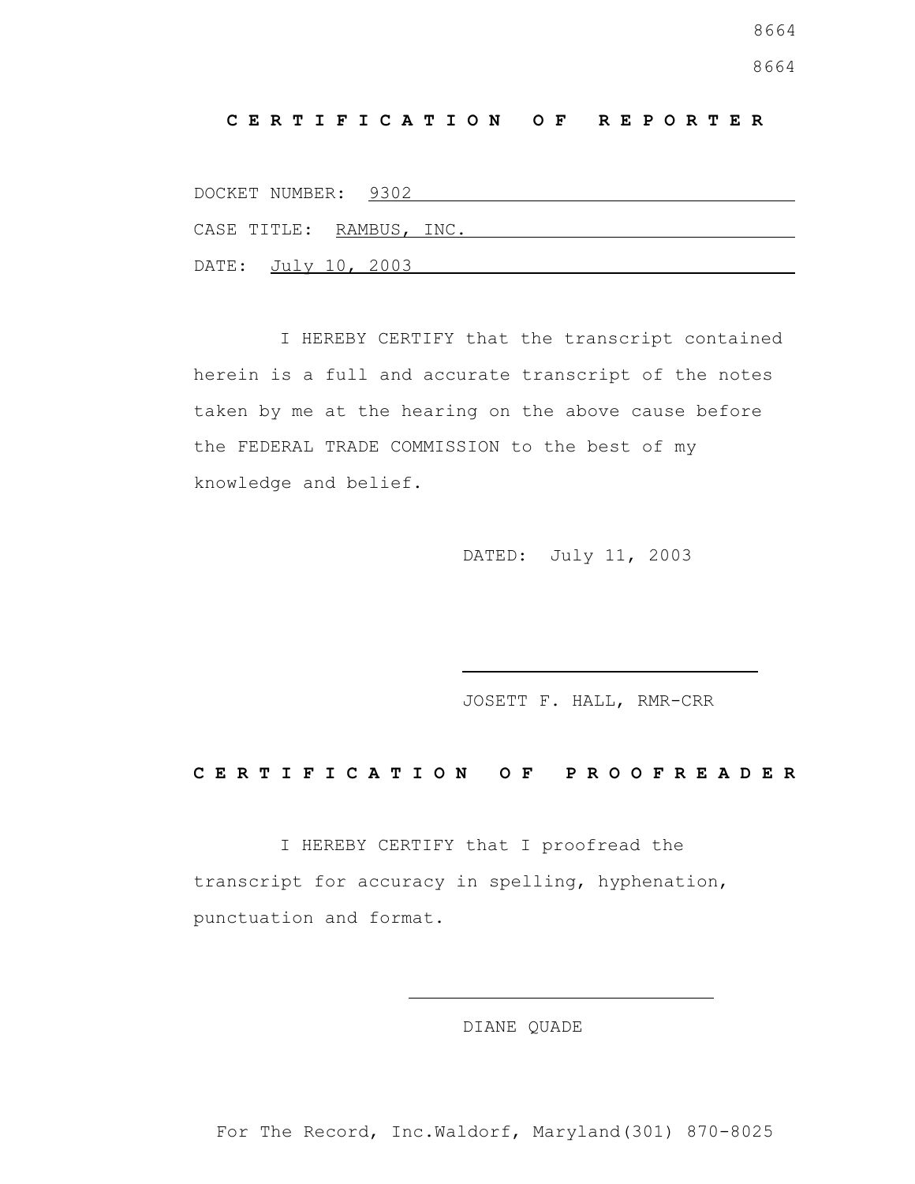## C E R T I F I C A T I O N   O F   R E P O R T E R

DOCKET NUMBER: 9302

CASE TITLE: RAMBUS, INC.

DATE: July 10, 2003

I HEREBY CERTIFY that the transcript contained herein is a full and accurate transcript of the notes taken by me at the hearing on the above cause before the FEDERAL TRADE COMMISSION to the best of my knowledge and belief.

DATED: July 11, 2003

JOSETT F. HALL, RMR-CRR

## C E R T I F I C A T I O N   O F   P R O O F R E A D E R

I HEREBY CERTIFY that I proofread the transcript for accuracy in spelling, hyphenation, punctuation and format.

DIANE QUADE